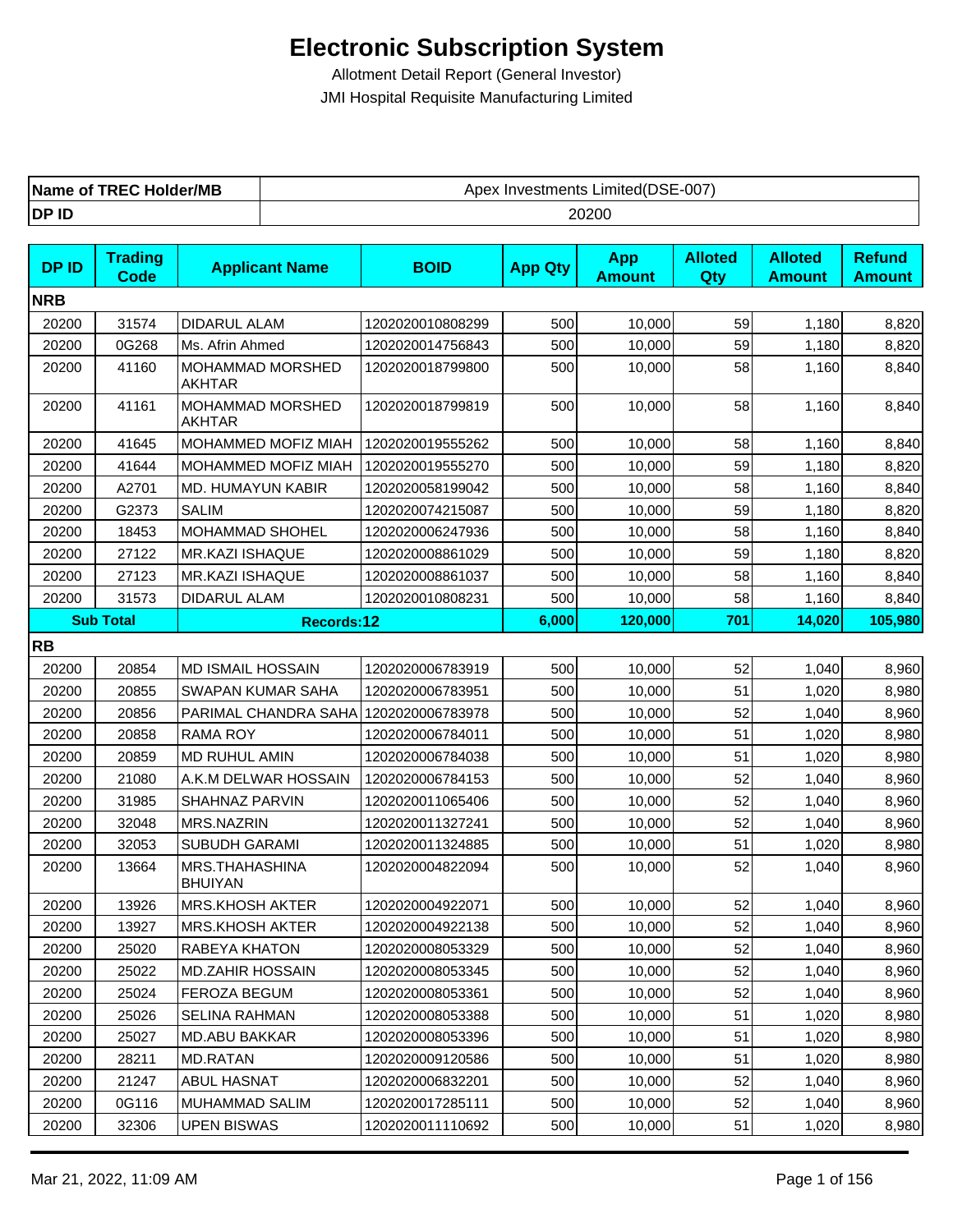# Electronic Subscription System

Allotment Detail Report (General Investor)

JMI Hospital Requisite Manufacturing Limited

| Name of TREC Holder/MB | Apex Investments Limited(DSE-007) |
|---|---|
| DP ID | 20200 |

| DP ID | Trading Code | Applicant Name | BOID | App Qty | App Amount | Alloted Qty | Alloted Amount | Refund Amount |
|---|---|---|---|---|---|---|---|---|
| **NRB** | | | | | | | | |
| 20200 | 31574 | DIDARUL ALAM | 1202020010808299 | 500 | 10,000 | 59 | 1,180 | 8,820 |
| 20200 | 0G268 | Ms. Afrin Ahmed | 1202020014756843 | 500 | 10,000 | 59 | 1,180 | 8,820 |
| 20200 | 41160 | MOHAMMAD MORSHED AKHTAR | 1202020018799800 | 500 | 10,000 | 58 | 1,160 | 8,840 |
| 20200 | 41161 | MOHAMMAD MORSHED AKHTAR | 1202020018799819 | 500 | 10,000 | 58 | 1,160 | 8,840 |
| 20200 | 41645 | MOHAMMED MOFIZ MIAH | 1202020019555262 | 500 | 10,000 | 58 | 1,160 | 8,840 |
| 20200 | 41644 | MOHAMMED MOFIZ MIAH | 1202020019555270 | 500 | 10,000 | 59 | 1,180 | 8,820 |
| 20200 | A2701 | MD. HUMAYUN KABIR | 1202020058199042 | 500 | 10,000 | 58 | 1,160 | 8,840 |
| 20200 | G2373 | SALIM | 1202020074215087 | 500 | 10,000 | 59 | 1,180 | 8,820 |
| 20200 | 18453 | MOHAMMAD SHOHEL | 1202020006247936 | 500 | 10,000 | 58 | 1,160 | 8,840 |
| 20200 | 27122 | MR.KAZI ISHAQUE | 1202020008861029 | 500 | 10,000 | 59 | 1,180 | 8,820 |
| 20200 | 27123 | MR.KAZI ISHAQUE | 1202020008861037 | 500 | 10,000 | 58 | 1,160 | 8,840 |
| 20200 | 31573 | DIDARUL ALAM | 1202020010808231 | 500 | 10,000 | 58 | 1,160 | 8,840 |
| **Sub Total** | | **Records:12** | | **6,000** | **120,000** | **701** | **14,020** | **105,980** |
| **RB** | | | | | | | | |
| 20200 | 20854 | MD ISMAIL HOSSAIN | 1202020006783919 | 500 | 10,000 | 52 | 1,040 | 8,960 |
| 20200 | 20855 | SWAPAN KUMAR SAHA | 1202020006783951 | 500 | 10,000 | 51 | 1,020 | 8,980 |
| 20200 | 20856 | PARIMAL CHANDRA SAHA | 1202020006783978 | 500 | 10,000 | 52 | 1,040 | 8,960 |
| 20200 | 20858 | RAMA ROY | 1202020006784011 | 500 | 10,000 | 51 | 1,020 | 8,980 |
| 20200 | 20859 | MD RUHUL AMIN | 1202020006784038 | 500 | 10,000 | 51 | 1,020 | 8,980 |
| 20200 | 21080 | A.K.M DELWAR HOSSAIN | 1202020006784153 | 500 | 10,000 | 52 | 1,040 | 8,960 |
| 20200 | 31985 | SHAHNAZ PARVIN | 1202020011065406 | 500 | 10,000 | 52 | 1,040 | 8,960 |
| 20200 | 32048 | MRS.NAZRIN | 1202020011327241 | 500 | 10,000 | 52 | 1,040 | 8,960 |
| 20200 | 32053 | SUBUDH GARAMI | 1202020011324885 | 500 | 10,000 | 51 | 1,020 | 8,980 |
| 20200 | 13664 | MRS.THAHASHINA BHUIYAN | 1202020004822094 | 500 | 10,000 | 52 | 1,040 | 8,960 |
| 20200 | 13926 | MRS.KHOSH AKTER | 1202020004922071 | 500 | 10,000 | 52 | 1,040 | 8,960 |
| 20200 | 13927 | MRS.KHOSH AKTER | 1202020004922138 | 500 | 10,000 | 52 | 1,040 | 8,960 |
| 20200 | 25020 | RABEYA KHATON | 1202020008053329 | 500 | 10,000 | 52 | 1,040 | 8,960 |
| 20200 | 25022 | MD.ZAHIR HOSSAIN | 1202020008053345 | 500 | 10,000 | 52 | 1,040 | 8,960 |
| 20200 | 25024 | FEROZA BEGUM | 1202020008053361 | 500 | 10,000 | 52 | 1,040 | 8,960 |
| 20200 | 25026 | SELINA RAHMAN | 1202020008053388 | 500 | 10,000 | 51 | 1,020 | 8,980 |
| 20200 | 25027 | MD.ABU BAKKAR | 1202020008053396 | 500 | 10,000 | 51 | 1,020 | 8,980 |
| 20200 | 28211 | MD.RATAN | 1202020009120586 | 500 | 10,000 | 51 | 1,020 | 8,980 |
| 20200 | 21247 | ABUL HASNAT | 1202020006832201 | 500 | 10,000 | 52 | 1,040 | 8,960 |
| 20200 | 0G116 | MUHAMMAD SALIM | 1202020017285111 | 500 | 10,000 | 52 | 1,040 | 8,960 |
| 20200 | 32306 | UPEN BISWAS | 1202020011110692 | 500 | 10,000 | 51 | 1,020 | 8,980 |

Mar 21, 2022, 11:09 AM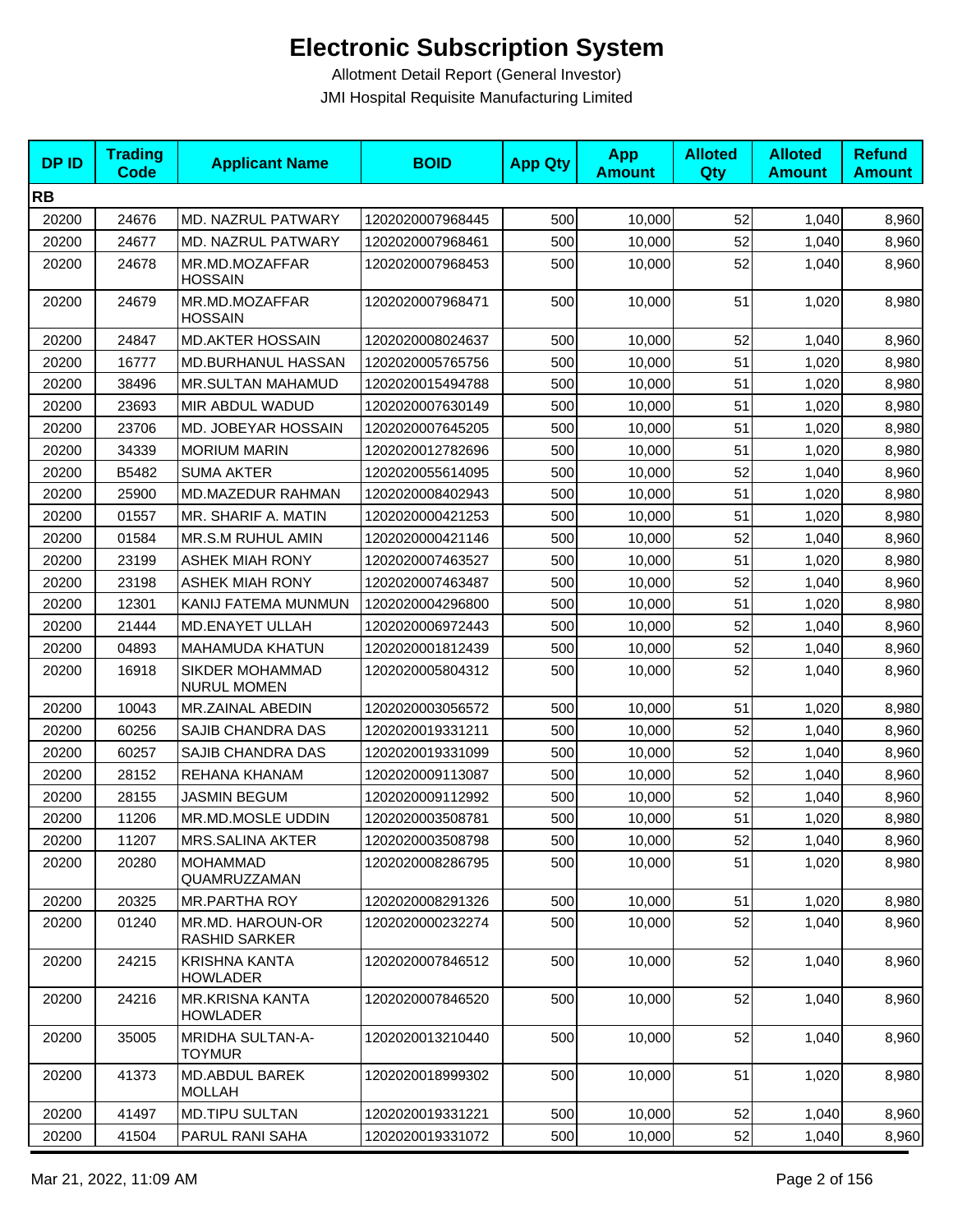# Electronic Subscription System

Allotment Detail Report (General Investor)

JMI Hospital Requisite Manufacturing Limited

| DP ID | Trading Code | Applicant Name | BOID | App Qty | App Amount | Alloted Qty | Alloted Amount | Refund Amount |
|---|---|---|---|---|---|---|---|---|
| **RB** | | | | | | | | |
| 20200 | 24676 | MD. NAZRUL PATWARY | 1202020007968445 | 500 | 10,000 | 52 | 1,040 | 8,960 |
| 20200 | 24677 | MD. NAZRUL PATWARY | 1202020007968461 | 500 | 10,000 | 52 | 1,040 | 8,960 |
| 20200 | 24678 | MR.MD.MOZAFFAR HOSSAIN | 1202020007968453 | 500 | 10,000 | 52 | 1,040 | 8,960 |
| 20200 | 24679 | MR.MD.MOZAFFAR HOSSAIN | 1202020007968471 | 500 | 10,000 | 51 | 1,020 | 8,980 |
| 20200 | 24847 | MD.AKTER HOSSAIN | 1202020008024637 | 500 | 10,000 | 52 | 1,040 | 8,960 |
| 20200 | 16777 | MD.BURHANUL HASSAN | 1202020005765756 | 500 | 10,000 | 51 | 1,020 | 8,980 |
| 20200 | 38496 | MR.SULTAN MAHAMUD | 1202020015494788 | 500 | 10,000 | 51 | 1,020 | 8,980 |
| 20200 | 23693 | MIR ABDUL WADUD | 1202020007630149 | 500 | 10,000 | 51 | 1,020 | 8,980 |
| 20200 | 23706 | MD. JOBEYAR HOSSAIN | 1202020007645205 | 500 | 10,000 | 51 | 1,020 | 8,980 |
| 20200 | 34339 | MORIUM MARIN | 1202020012782696 | 500 | 10,000 | 51 | 1,020 | 8,980 |
| 20200 | B5482 | SUMA AKTER | 1202020055614095 | 500 | 10,000 | 52 | 1,040 | 8,960 |
| 20200 | 25900 | MD.MAZEDUR RAHMAN | 1202020008402943 | 500 | 10,000 | 51 | 1,020 | 8,980 |
| 20200 | 01557 | MR. SHARIF A. MATIN | 1202020000421253 | 500 | 10,000 | 51 | 1,020 | 8,980 |
| 20200 | 01584 | MR.S.M RUHUL AMIN | 1202020000421146 | 500 | 10,000 | 52 | 1,040 | 8,960 |
| 20200 | 23199 | ASHEK MIAH RONY | 1202020007463527 | 500 | 10,000 | 51 | 1,020 | 8,980 |
| 20200 | 23198 | ASHEK MIAH RONY | 1202020007463487 | 500 | 10,000 | 52 | 1,040 | 8,960 |
| 20200 | 12301 | KANIJ FATEMA MUNMUN | 1202020004296800 | 500 | 10,000 | 51 | 1,020 | 8,980 |
| 20200 | 21444 | MD.ENAYET ULLAH | 1202020006972443 | 500 | 10,000 | 52 | 1,040 | 8,960 |
| 20200 | 04893 | MAHAMUDA KHATUN | 1202020001812439 | 500 | 10,000 | 52 | 1,040 | 8,960 |
| 20200 | 16918 | SIKDER MOHAMMAD NURUL MOMEN | 1202020005804312 | 500 | 10,000 | 52 | 1,040 | 8,960 |
| 20200 | 10043 | MR.ZAINAL ABEDIN | 1202020003056572 | 500 | 10,000 | 51 | 1,020 | 8,980 |
| 20200 | 60256 | SAJIB CHANDRA DAS | 1202020019331211 | 500 | 10,000 | 52 | 1,040 | 8,960 |
| 20200 | 60257 | SAJIB CHANDRA DAS | 1202020019331099 | 500 | 10,000 | 52 | 1,040 | 8,960 |
| 20200 | 28152 | REHANA KHANAM | 1202020009113087 | 500 | 10,000 | 52 | 1,040 | 8,960 |
| 20200 | 28155 | JASMIN BEGUM | 1202020009112992 | 500 | 10,000 | 52 | 1,040 | 8,960 |
| 20200 | 11206 | MR.MD.MOSLE UDDIN | 1202020003508781 | 500 | 10,000 | 51 | 1,020 | 8,980 |
| 20200 | 11207 | MRS.SALINA AKTER | 1202020003508798 | 500 | 10,000 | 52 | 1,040 | 8,960 |
| 20200 | 20280 | MOHAMMAD QUAMRUZZAMAN | 1202020008286795 | 500 | 10,000 | 51 | 1,020 | 8,980 |
| 20200 | 20325 | MR.PARTHA ROY | 1202020008291326 | 500 | 10,000 | 51 | 1,020 | 8,980 |
| 20200 | 01240 | MR.MD. HAROUN-OR RASHID SARKER | 1202020000232274 | 500 | 10,000 | 52 | 1,040 | 8,960 |
| 20200 | 24215 | KRISHNA KANTA HOWLADER | 1202020007846512 | 500 | 10,000 | 52 | 1,040 | 8,960 |
| 20200 | 24216 | MR.KRISNA KANTA HOWLADER | 1202020007846520 | 500 | 10,000 | 52 | 1,040 | 8,960 |
| 20200 | 35005 | MRIDHA SULTAN-A-TOYMUR | 1202020013210440 | 500 | 10,000 | 52 | 1,040 | 8,960 |
| 20200 | 41373 | MD.ABDUL BAREK MOLLAH | 1202020018999302 | 500 | 10,000 | 51 | 1,020 | 8,980 |
| 20200 | 41497 | MD.TIPU SULTAN | 1202020019331221 | 500 | 10,000 | 52 | 1,040 | 8,960 |
| 20200 | 41504 | PARUL RANI SAHA | 1202020019331072 | 500 | 10,000 | 52 | 1,040 | 8,960 |

Mar 21, 2022, 11:09 AM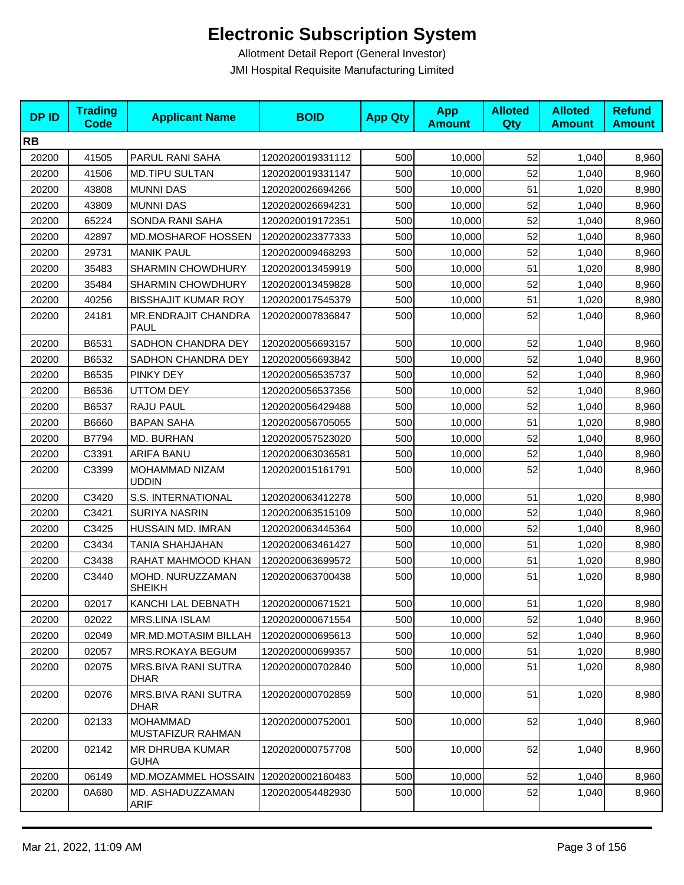# Electronic Subscription System

Allotment Detail Report (General Investor)

JMI Hospital Requisite Manufacturing Limited

| DP ID | Trading Code | Applicant Name | BOID | App Qty | App Amount | Alloted Qty | Alloted Amount | Refund Amount |
|---|---|---|---|---|---|---|---|---|
| **RB** | | | | | | | | |
| 20200 | 41505 | PARUL RANI SAHA | 1202020019331112 | 500 | 10,000 | 52 | 1,040 | 8,960 |
| 20200 | 41506 | MD.TIPU SULTAN | 1202020019331147 | 500 | 10,000 | 52 | 1,040 | 8,960 |
| 20200 | 43808 | MUNNI DAS | 1202020026694266 | 500 | 10,000 | 51 | 1,020 | 8,980 |
| 20200 | 43809 | MUNNI DAS | 1202020026694231 | 500 | 10,000 | 52 | 1,040 | 8,960 |
| 20200 | 65224 | SONDA RANI SAHA | 1202020019172351 | 500 | 10,000 | 52 | 1,040 | 8,960 |
| 20200 | 42897 | MD.MOSHAROF HOSSEN | 1202020023377333 | 500 | 10,000 | 52 | 1,040 | 8,960 |
| 20200 | 29731 | MANIK PAUL | 1202020009468293 | 500 | 10,000 | 52 | 1,040 | 8,960 |
| 20200 | 35483 | SHARMIN CHOWDHURY | 1202020013459919 | 500 | 10,000 | 51 | 1,020 | 8,980 |
| 20200 | 35484 | SHARMIN CHOWDHURY | 1202020013459828 | 500 | 10,000 | 52 | 1,040 | 8,960 |
| 20200 | 40256 | BISSHAJIT KUMAR ROY | 1202020017545379 | 500 | 10,000 | 51 | 1,020 | 8,980 |
| 20200 | 24181 | MR.ENDRAJIT CHANDRA PAUL | 1202020007836847 | 500 | 10,000 | 52 | 1,040 | 8,960 |
| 20200 | B6531 | SADHON CHANDRA DEY | 1202020056693157 | 500 | 10,000 | 52 | 1,040 | 8,960 |
| 20200 | B6532 | SADHON CHANDRA DEY | 1202020056693842 | 500 | 10,000 | 52 | 1,040 | 8,960 |
| 20200 | B6535 | PINKY DEY | 1202020056535737 | 500 | 10,000 | 52 | 1,040 | 8,960 |
| 20200 | B6536 | UTTOM DEY | 1202020056537356 | 500 | 10,000 | 52 | 1,040 | 8,960 |
| 20200 | B6537 | RAJU PAUL | 1202020056429488 | 500 | 10,000 | 52 | 1,040 | 8,960 |
| 20200 | B6660 | BAPAN SAHA | 1202020056705055 | 500 | 10,000 | 51 | 1,020 | 8,980 |
| 20200 | B7794 | MD. BURHAN | 1202020057523020 | 500 | 10,000 | 52 | 1,040 | 8,960 |
| 20200 | C3391 | ARIFA BANU | 1202020063036581 | 500 | 10,000 | 52 | 1,040 | 8,960 |
| 20200 | C3399 | MOHAMMAD NIZAM UDDIN | 1202020015161791 | 500 | 10,000 | 52 | 1,040 | 8,960 |
| 20200 | C3420 | S.S. INTERNATIONAL | 1202020063412278 | 500 | 10,000 | 51 | 1,020 | 8,980 |
| 20200 | C3421 | SURIYA NASRIN | 1202020063515109 | 500 | 10,000 | 52 | 1,040 | 8,960 |
| 20200 | C3425 | HUSSAIN MD. IMRAN | 1202020063445364 | 500 | 10,000 | 52 | 1,040 | 8,960 |
| 20200 | C3434 | TANIA SHAHJAHAN | 1202020063461427 | 500 | 10,000 | 51 | 1,020 | 8,980 |
| 20200 | C3438 | RAHAT MAHMOOD KHAN | 1202020063699572 | 500 | 10,000 | 51 | 1,020 | 8,980 |
| 20200 | C3440 | MOHD. NURUZZAMAN SHEIKH | 1202020063700438 | 500 | 10,000 | 51 | 1,020 | 8,980 |
| 20200 | 02017 | KANCHI LAL DEBNATH | 1202020000671521 | 500 | 10,000 | 51 | 1,020 | 8,980 |
| 20200 | 02022 | MRS.LINA ISLAM | 1202020000671554 | 500 | 10,000 | 52 | 1,040 | 8,960 |
| 20200 | 02049 | MR.MD.MOTASIM BILLAH | 1202020000695613 | 500 | 10,000 | 52 | 1,040 | 8,960 |
| 20200 | 02057 | MRS.ROKAYA BEGUM | 1202020000699357 | 500 | 10,000 | 51 | 1,020 | 8,980 |
| 20200 | 02075 | MRS.BIVA RANI SUTRA DHAR | 1202020000702840 | 500 | 10,000 | 51 | 1,020 | 8,980 |
| 20200 | 02076 | MRS.BIVA RANI SUTRA DHAR | 1202020000702859 | 500 | 10,000 | 51 | 1,020 | 8,980 |
| 20200 | 02133 | MOHAMMAD MUSTAFIZUR RAHMAN | 1202020000752001 | 500 | 10,000 | 52 | 1,040 | 8,960 |
| 20200 | 02142 | MR DHRUBA KUMAR GUHA | 1202020000757708 | 500 | 10,000 | 52 | 1,040 | 8,960 |
| 20200 | 06149 | MD.MOZAMMEL HOSSAIN | 1202020002160483 | 500 | 10,000 | 52 | 1,040 | 8,960 |
| 20200 | 0A680 | MD. ASHADUZZAMAN ARIF | 1202020054482930 | 500 | 10,000 | 52 | 1,040 | 8,960 |

Mar 21, 2022, 11:09 AM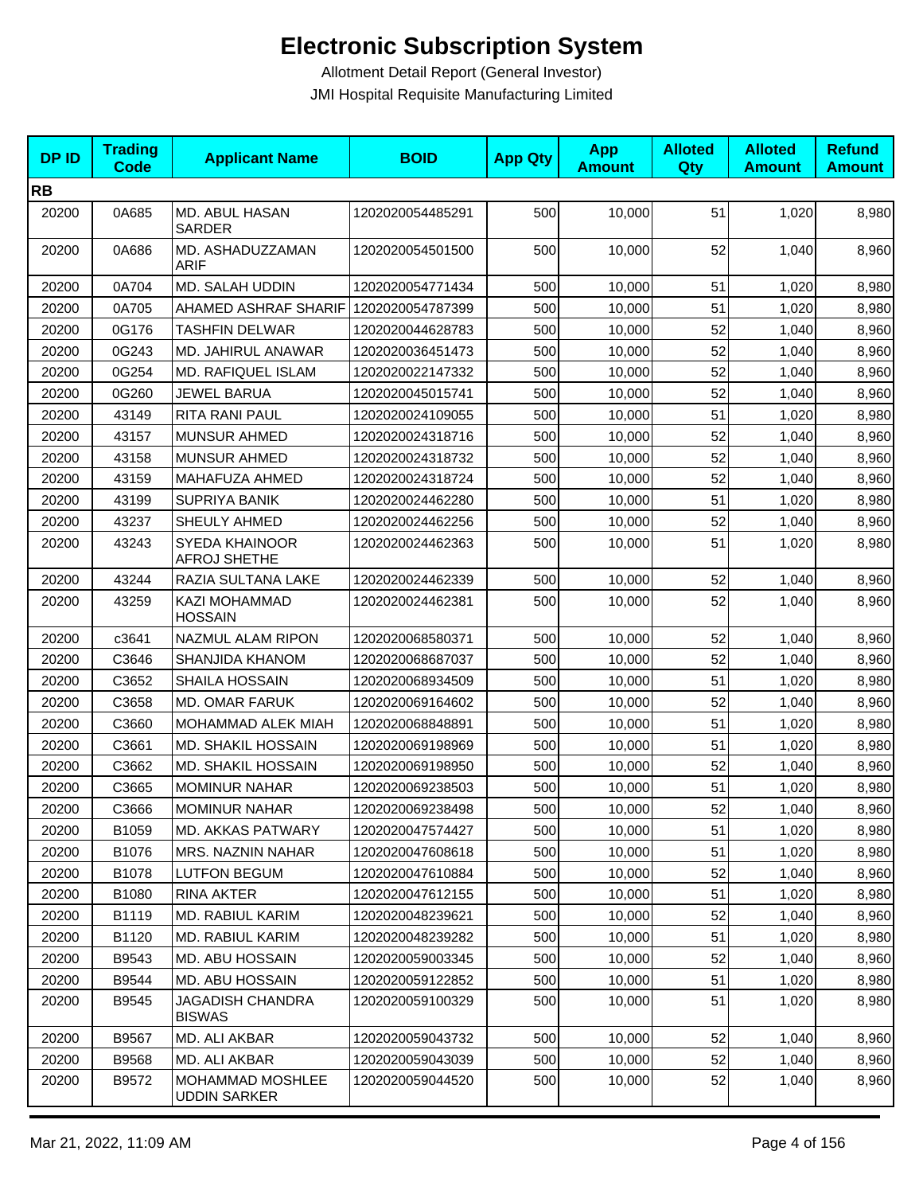# Electronic Subscription System

Allotment Detail Report (General Investor)

JMI Hospital Requisite Manufacturing Limited

| DP ID | Trading Code | Applicant Name | BOID | App Qty | App Amount | Alloted Qty | Alloted Amount | Refund Amount |
|---|---|---|---|---|---|---|---|---|
| **RB** | | | | | | | | |
| 20200 | 0A685 | MD. ABUL HASAN SARDER | 1202020054485291 | 500 | 10,000 | 51 | 1,020 | 8,980 |
| 20200 | 0A686 | MD. ASHADUZZAMAN ARIF | 1202020054501500 | 500 | 10,000 | 52 | 1,040 | 8,960 |
| 20200 | 0A704 | MD. SALAH UDDIN | 1202020054771434 | 500 | 10,000 | 51 | 1,020 | 8,980 |
| 20200 | 0A705 | AHAMED ASHRAF SHARIF | 1202020054787399 | 500 | 10,000 | 51 | 1,020 | 8,980 |
| 20200 | 0G176 | TASHFIN DELWAR | 1202020044628783 | 500 | 10,000 | 52 | 1,040 | 8,960 |
| 20200 | 0G243 | MD. JAHIRUL ANAWAR | 1202020036451473 | 500 | 10,000 | 52 | 1,040 | 8,960 |
| 20200 | 0G254 | MD. RAFIQUEL ISLAM | 1202020022147332 | 500 | 10,000 | 52 | 1,040 | 8,960 |
| 20200 | 0G260 | JEWEL BARUA | 1202020045015741 | 500 | 10,000 | 52 | 1,040 | 8,960 |
| 20200 | 43149 | RITA RANI PAUL | 1202020024109055 | 500 | 10,000 | 51 | 1,020 | 8,980 |
| 20200 | 43157 | MUNSUR AHMED | 1202020024318716 | 500 | 10,000 | 52 | 1,040 | 8,960 |
| 20200 | 43158 | MUNSUR AHMED | 1202020024318732 | 500 | 10,000 | 52 | 1,040 | 8,960 |
| 20200 | 43159 | MAHAFUZA AHMED | 1202020024318724 | 500 | 10,000 | 52 | 1,040 | 8,960 |
| 20200 | 43199 | SUPRIYA BANIK | 1202020024462280 | 500 | 10,000 | 51 | 1,020 | 8,980 |
| 20200 | 43237 | SHEULY AHMED | 1202020024462256 | 500 | 10,000 | 52 | 1,040 | 8,960 |
| 20200 | 43243 | SYEDA KHAINOOR AFROJ SHETHE | 1202020024462363 | 500 | 10,000 | 51 | 1,020 | 8,980 |
| 20200 | 43244 | RAZIA SULTANA LAKE | 1202020024462339 | 500 | 10,000 | 52 | 1,040 | 8,960 |
| 20200 | 43259 | KAZI MOHAMMAD HOSSAIN | 1202020024462381 | 500 | 10,000 | 52 | 1,040 | 8,960 |
| 20200 | c3641 | NAZMUL ALAM RIPON | 1202020068580371 | 500 | 10,000 | 52 | 1,040 | 8,960 |
| 20200 | C3646 | SHANJIDA KHANOM | 1202020068687037 | 500 | 10,000 | 52 | 1,040 | 8,960 |
| 20200 | C3652 | SHAILA HOSSAIN | 1202020068934509 | 500 | 10,000 | 51 | 1,020 | 8,980 |
| 20200 | C3658 | MD. OMAR FARUK | 1202020069164602 | 500 | 10,000 | 52 | 1,040 | 8,960 |
| 20200 | C3660 | MOHAMMAD ALEK MIAH | 1202020068848891 | 500 | 10,000 | 51 | 1,020 | 8,980 |
| 20200 | C3661 | MD. SHAKIL HOSSAIN | 1202020069198969 | 500 | 10,000 | 51 | 1,020 | 8,980 |
| 20200 | C3662 | MD. SHAKIL HOSSAIN | 1202020069198950 | 500 | 10,000 | 52 | 1,040 | 8,960 |
| 20200 | C3665 | MOMINUR NAHAR | 1202020069238503 | 500 | 10,000 | 51 | 1,020 | 8,980 |
| 20200 | C3666 | MOMINUR NAHAR | 1202020069238498 | 500 | 10,000 | 52 | 1,040 | 8,960 |
| 20200 | B1059 | MD. AKKAS PATWARY | 1202020047574427 | 500 | 10,000 | 51 | 1,020 | 8,980 |
| 20200 | B1076 | MRS. NAZNIN NAHAR | 1202020047608618 | 500 | 10,000 | 51 | 1,020 | 8,980 |
| 20200 | B1078 | LUTFON BEGUM | 1202020047610884 | 500 | 10,000 | 52 | 1,040 | 8,960 |
| 20200 | B1080 | RINA AKTER | 1202020047612155 | 500 | 10,000 | 51 | 1,020 | 8,980 |
| 20200 | B1119 | MD. RABIUL KARIM | 1202020048239621 | 500 | 10,000 | 52 | 1,040 | 8,960 |
| 20200 | B1120 | MD. RABIUL KARIM | 1202020048239282 | 500 | 10,000 | 51 | 1,020 | 8,980 |
| 20200 | B9543 | MD. ABU HOSSAIN | 1202020059003345 | 500 | 10,000 | 52 | 1,040 | 8,960 |
| 20200 | B9544 | MD. ABU HOSSAIN | 1202020059122852 | 500 | 10,000 | 51 | 1,020 | 8,980 |
| 20200 | B9545 | JAGADISH CHANDRA BISWAS | 1202020059100329 | 500 | 10,000 | 51 | 1,020 | 8,980 |
| 20200 | B9567 | MD. ALI AKBAR | 1202020059043732 | 500 | 10,000 | 52 | 1,040 | 8,960 |
| 20200 | B9568 | MD. ALI AKBAR | 1202020059043039 | 500 | 10,000 | 52 | 1,040 | 8,960 |
| 20200 | B9572 | MOHAMMAD MOSHLEE UDDIN SARKER | 1202020059044520 | 500 | 10,000 | 52 | 1,040 | 8,960 |

Mar 21, 2022, 11:09 AM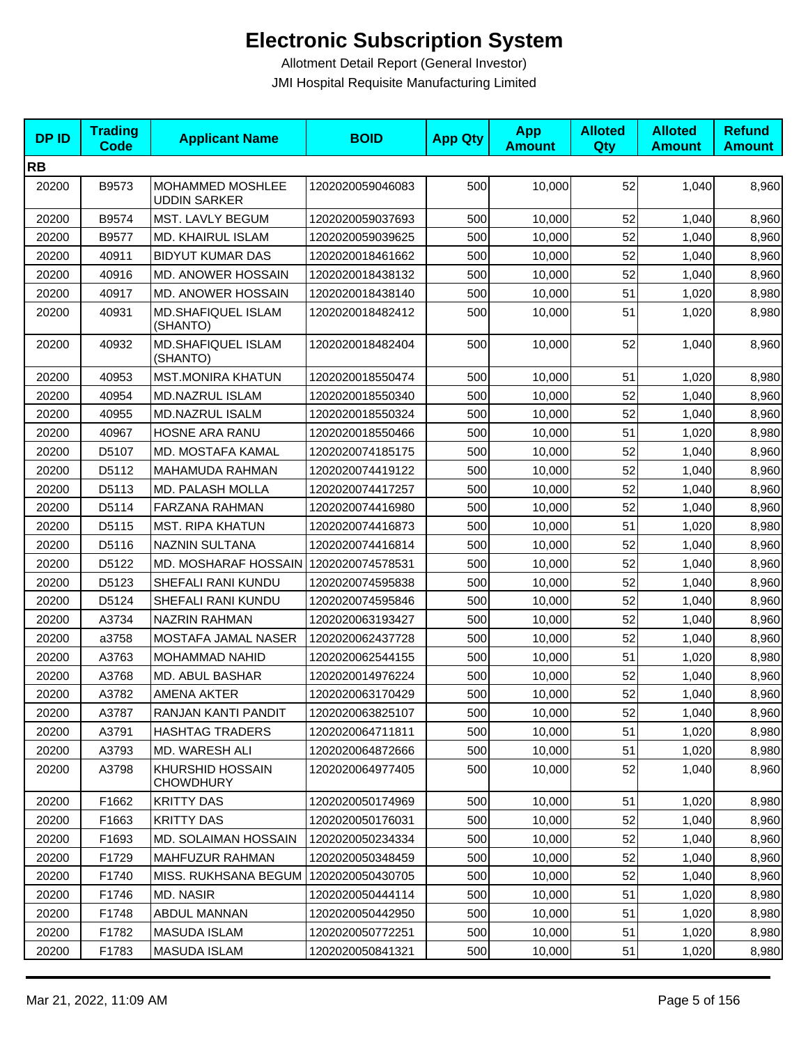# Electronic Subscription System

Allotment Detail Report (General Investor)

JMI Hospital Requisite Manufacturing Limited

| DP ID | Trading Code | Applicant Name | BOID | App Qty | App Amount | Alloted Qty | Alloted Amount | Refund Amount |
|---|---|---|---|---|---|---|---|---|
| **RB** | | | | | | | | |
| 20200 | B9573 | MOHAMMED MOSHLEE UDDIN SARKER | 1202020059046083 | 500 | 10,000 | 52 | 1,040 | 8,960 |
| 20200 | B9574 | MST. LAVLY BEGUM | 1202020059037693 | 500 | 10,000 | 52 | 1,040 | 8,960 |
| 20200 | B9577 | MD. KHAIRUL ISLAM | 1202020059039625 | 500 | 10,000 | 52 | 1,040 | 8,960 |
| 20200 | 40911 | BIDYUT KUMAR DAS | 1202020018461662 | 500 | 10,000 | 52 | 1,040 | 8,960 |
| 20200 | 40916 | MD. ANOWER HOSSAIN | 1202020018438132 | 500 | 10,000 | 52 | 1,040 | 8,960 |
| 20200 | 40917 | MD. ANOWER HOSSAIN | 1202020018438140 | 500 | 10,000 | 51 | 1,020 | 8,980 |
| 20200 | 40931 | MD.SHAFIQUEL ISLAM (SHANTO) | 1202020018482412 | 500 | 10,000 | 51 | 1,020 | 8,980 |
| 20200 | 40932 | MD.SHAFIQUEL ISLAM (SHANTO) | 1202020018482404 | 500 | 10,000 | 52 | 1,040 | 8,960 |
| 20200 | 40953 | MST.MONIRA KHATUN | 1202020018550474 | 500 | 10,000 | 51 | 1,020 | 8,980 |
| 20200 | 40954 | MD.NAZRUL ISLAM | 1202020018550340 | 500 | 10,000 | 52 | 1,040 | 8,960 |
| 20200 | 40955 | MD.NAZRUL ISALM | 1202020018550324 | 500 | 10,000 | 52 | 1,040 | 8,960 |
| 20200 | 40967 | HOSNE ARA RANU | 1202020018550466 | 500 | 10,000 | 51 | 1,020 | 8,980 |
| 20200 | D5107 | MD. MOSTAFA KAMAL | 1202020074185175 | 500 | 10,000 | 52 | 1,040 | 8,960 |
| 20200 | D5112 | MAHAMUDA RAHMAN | 1202020074419122 | 500 | 10,000 | 52 | 1,040 | 8,960 |
| 20200 | D5113 | MD. PALASH MOLLA | 1202020074417257 | 500 | 10,000 | 52 | 1,040 | 8,960 |
| 20200 | D5114 | FARZANA RAHMAN | 1202020074416980 | 500 | 10,000 | 52 | 1,040 | 8,960 |
| 20200 | D5115 | MST. RIPA KHATUN | 1202020074416873 | 500 | 10,000 | 51 | 1,020 | 8,980 |
| 20200 | D5116 | NAZNIN SULTANA | 1202020074416814 | 500 | 10,000 | 52 | 1,040 | 8,960 |
| 20200 | D5122 | MD. MOSHARAF HOSSAIN | 1202020074578531 | 500 | 10,000 | 52 | 1,040 | 8,960 |
| 20200 | D5123 | SHEFALI RANI KUNDU | 1202020074595838 | 500 | 10,000 | 52 | 1,040 | 8,960 |
| 20200 | D5124 | SHEFALI RANI KUNDU | 1202020074595846 | 500 | 10,000 | 52 | 1,040 | 8,960 |
| 20200 | A3734 | NAZRIN RAHMAN | 1202020063193427 | 500 | 10,000 | 52 | 1,040 | 8,960 |
| 20200 | a3758 | MOSTAFA JAMAL NASER | 1202020062437728 | 500 | 10,000 | 52 | 1,040 | 8,960 |
| 20200 | A3763 | MOHAMMAD NAHID | 1202020062544155 | 500 | 10,000 | 51 | 1,020 | 8,980 |
| 20200 | A3768 | MD. ABUL BASHAR | 1202020014976224 | 500 | 10,000 | 52 | 1,040 | 8,960 |
| 20200 | A3782 | AMENA AKTER | 1202020063170429 | 500 | 10,000 | 52 | 1,040 | 8,960 |
| 20200 | A3787 | RANJAN KANTI PANDIT | 1202020063825107 | 500 | 10,000 | 52 | 1,040 | 8,960 |
| 20200 | A3791 | HASHTAG TRADERS | 1202020064711811 | 500 | 10,000 | 51 | 1,020 | 8,980 |
| 20200 | A3793 | MD. WARESH ALI | 1202020064872666 | 500 | 10,000 | 51 | 1,020 | 8,980 |
| 20200 | A3798 | KHURSHID HOSSAIN CHOWDHURY | 1202020064977405 | 500 | 10,000 | 52 | 1,040 | 8,960 |
| 20200 | F1662 | KRITTY DAS | 1202020050174969 | 500 | 10,000 | 51 | 1,020 | 8,980 |
| 20200 | F1663 | KRITTY DAS | 1202020050176031 | 500 | 10,000 | 52 | 1,040 | 8,960 |
| 20200 | F1693 | MD. SOLAIMAN HOSSAIN | 1202020050234334 | 500 | 10,000 | 52 | 1,040 | 8,960 |
| 20200 | F1729 | MAHFUZUR RAHMAN | 1202020050348459 | 500 | 10,000 | 52 | 1,040 | 8,960 |
| 20200 | F1740 | MISS. RUKHSANA BEGUM | 1202020050430705 | 500 | 10,000 | 52 | 1,040 | 8,960 |
| 20200 | F1746 | MD. NASIR | 1202020050444114 | 500 | 10,000 | 51 | 1,020 | 8,980 |
| 20200 | F1748 | ABDUL MANNAN | 1202020050442950 | 500 | 10,000 | 51 | 1,020 | 8,980 |
| 20200 | F1782 | MASUDA ISLAM | 1202020050772251 | 500 | 10,000 | 51 | 1,020 | 8,980 |
| 20200 | F1783 | MASUDA ISLAM | 1202020050841321 | 500 | 10,000 | 51 | 1,020 | 8,980 |

Mar 21, 2022, 11:09 AM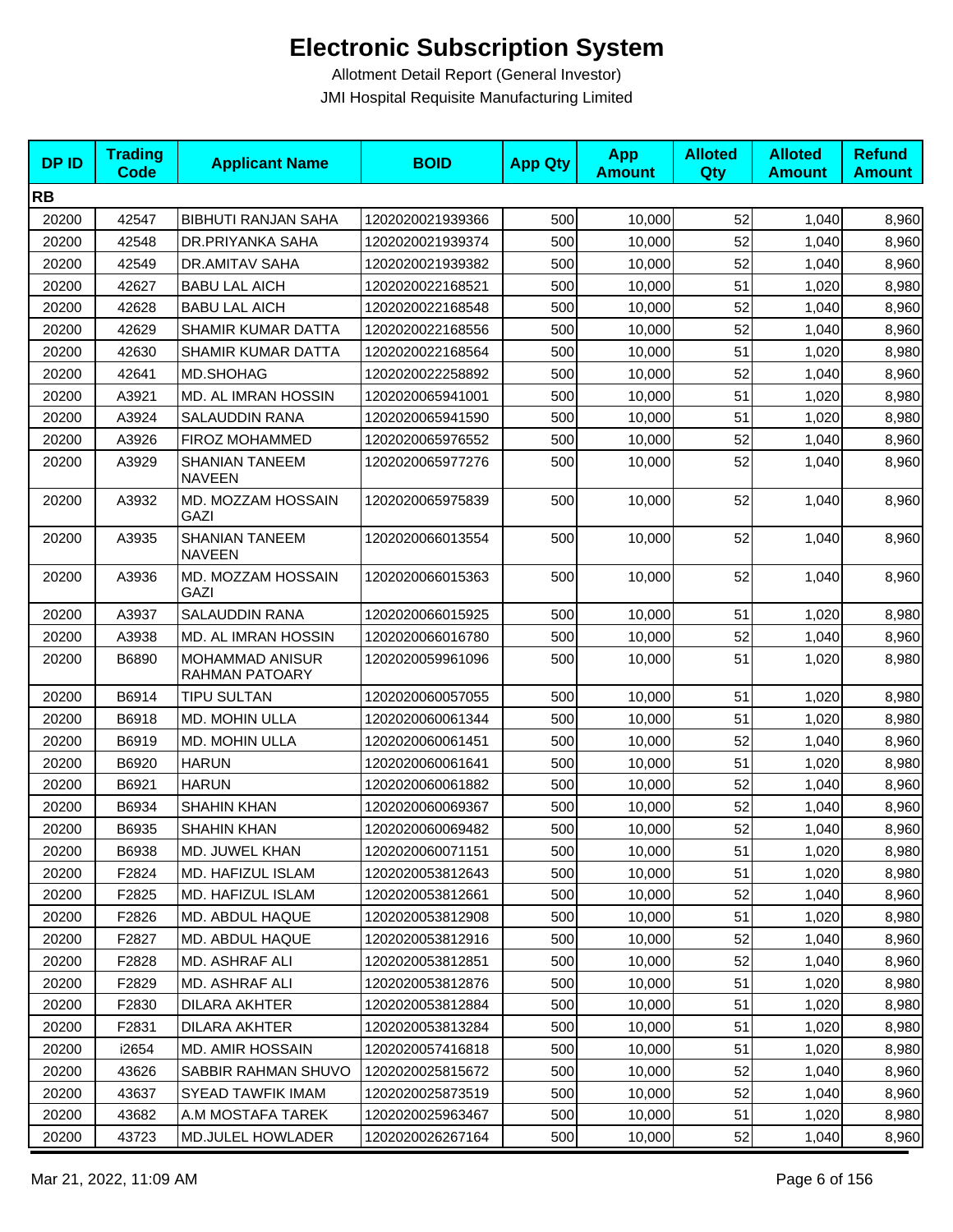# Electronic Subscription System

Allotment Detail Report (General Investor)

JMI Hospital Requisite Manufacturing Limited

| DP ID | Trading Code | Applicant Name | BOID | App Qty | App Amount | Alloted Qty | Alloted Amount | Refund Amount |
|---|---|---|---|---|---|---|---|---|
| **RB** | | | | | | | | |
| 20200 | 42547 | BIBHUTI RANJAN SAHA | 1202020021939366 | 500 | 10,000 | 52 | 1,040 | 8,960 |
| 20200 | 42548 | DR.PRIYANKA SAHA | 1202020021939374 | 500 | 10,000 | 52 | 1,040 | 8,960 |
| 20200 | 42549 | DR.AMITAV SAHA | 1202020021939382 | 500 | 10,000 | 52 | 1,040 | 8,960 |
| 20200 | 42627 | BABU LAL AICH | 1202020022168521 | 500 | 10,000 | 51 | 1,020 | 8,980 |
| 20200 | 42628 | BABU LAL AICH | 1202020022168548 | 500 | 10,000 | 52 | 1,040 | 8,960 |
| 20200 | 42629 | SHAMIR KUMAR DATTA | 1202020022168556 | 500 | 10,000 | 52 | 1,040 | 8,960 |
| 20200 | 42630 | SHAMIR KUMAR DATTA | 1202020022168564 | 500 | 10,000 | 51 | 1,020 | 8,980 |
| 20200 | 42641 | MD.SHOHAG | 1202020022258892 | 500 | 10,000 | 52 | 1,040 | 8,960 |
| 20200 | A3921 | MD. AL IMRAN HOSSIN | 1202020065941001 | 500 | 10,000 | 51 | 1,020 | 8,980 |
| 20200 | A3924 | SALAUDDIN RANA | 1202020065941590 | 500 | 10,000 | 51 | 1,020 | 8,980 |
| 20200 | A3926 | FIROZ MOHAMMED | 1202020065976552 | 500 | 10,000 | 52 | 1,040 | 8,960 |
| 20200 | A3929 | SHANIAN TANEEM NAVEEN | 1202020065977276 | 500 | 10,000 | 52 | 1,040 | 8,960 |
| 20200 | A3932 | MD. MOZZAM HOSSAIN GAZI | 1202020065975839 | 500 | 10,000 | 52 | 1,040 | 8,960 |
| 20200 | A3935 | SHANIAN TANEEM NAVEEN | 1202020066013554 | 500 | 10,000 | 52 | 1,040 | 8,960 |
| 20200 | A3936 | MD. MOZZAM HOSSAIN GAZI | 1202020066015363 | 500 | 10,000 | 52 | 1,040 | 8,960 |
| 20200 | A3937 | SALAUDDIN RANA | 1202020066015925 | 500 | 10,000 | 51 | 1,020 | 8,980 |
| 20200 | A3938 | MD. AL IMRAN HOSSIN | 1202020066016780 | 500 | 10,000 | 52 | 1,040 | 8,960 |
| 20200 | B6890 | MOHAMMAD ANISUR RAHMAN PATOARY | 1202020059961096 | 500 | 10,000 | 51 | 1,020 | 8,980 |
| 20200 | B6914 | TIPU SULTAN | 1202020060057055 | 500 | 10,000 | 51 | 1,020 | 8,980 |
| 20200 | B6918 | MD. MOHIN ULLA | 1202020060061344 | 500 | 10,000 | 51 | 1,020 | 8,980 |
| 20200 | B6919 | MD. MOHIN ULLA | 1202020060061451 | 500 | 10,000 | 52 | 1,040 | 8,960 |
| 20200 | B6920 | HARUN | 1202020060061641 | 500 | 10,000 | 51 | 1,020 | 8,980 |
| 20200 | B6921 | HARUN | 1202020060061882 | 500 | 10,000 | 52 | 1,040 | 8,960 |
| 20200 | B6934 | SHAHIN KHAN | 1202020060069367 | 500 | 10,000 | 52 | 1,040 | 8,960 |
| 20200 | B6935 | SHAHIN KHAN | 1202020060069482 | 500 | 10,000 | 52 | 1,040 | 8,960 |
| 20200 | B6938 | MD. JUWEL KHAN | 1202020060071151 | 500 | 10,000 | 51 | 1,020 | 8,980 |
| 20200 | F2824 | MD. HAFIZUL ISLAM | 1202020053812643 | 500 | 10,000 | 51 | 1,020 | 8,980 |
| 20200 | F2825 | MD. HAFIZUL ISLAM | 1202020053812661 | 500 | 10,000 | 52 | 1,040 | 8,960 |
| 20200 | F2826 | MD. ABDUL HAQUE | 1202020053812908 | 500 | 10,000 | 51 | 1,020 | 8,980 |
| 20200 | F2827 | MD. ABDUL HAQUE | 1202020053812916 | 500 | 10,000 | 52 | 1,040 | 8,960 |
| 20200 | F2828 | MD. ASHRAF ALI | 1202020053812851 | 500 | 10,000 | 52 | 1,040 | 8,960 |
| 20200 | F2829 | MD. ASHRAF ALI | 1202020053812876 | 500 | 10,000 | 51 | 1,020 | 8,980 |
| 20200 | F2830 | DILARA AKHTER | 1202020053812884 | 500 | 10,000 | 51 | 1,020 | 8,980 |
| 20200 | F2831 | DILARA AKHTER | 1202020053813284 | 500 | 10,000 | 51 | 1,020 | 8,980 |
| 20200 | i2654 | MD. AMIR HOSSAIN | 1202020057416818 | 500 | 10,000 | 51 | 1,020 | 8,980 |
| 20200 | 43626 | SABBIR RAHMAN SHUVO | 1202020025815672 | 500 | 10,000 | 52 | 1,040 | 8,960 |
| 20200 | 43637 | SYEAD TAWFIK IMAM | 1202020025873519 | 500 | 10,000 | 52 | 1,040 | 8,960 |
| 20200 | 43682 | A.M MOSTAFA TAREK | 1202020025963467 | 500 | 10,000 | 51 | 1,020 | 8,980 |
| 20200 | 43723 | MD.JULEL HOWLADER | 1202020026267164 | 500 | 10,000 | 52 | 1,040 | 8,960 |

Mar 21, 2022, 11:09 AM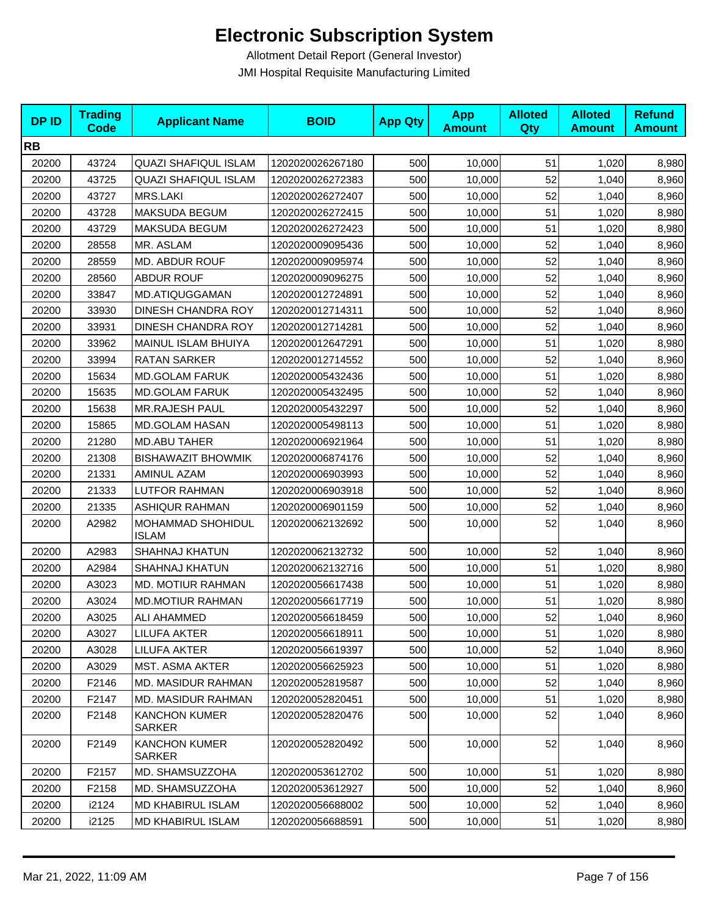# Electronic Subscription System

Allotment Detail Report (General Investor)

JMI Hospital Requisite Manufacturing Limited

| DP ID | Trading Code | Applicant Name | BOID | App Qty | App Amount | Alloted Qty | Alloted Amount | Refund Amount |
|---|---|---|---|---|---|---|---|---|
| **RB** | | | | | | | | |
| 20200 | 43724 | QUAZI SHAFIQUL ISLAM | 1202020026267180 | 500 | 10,000 | 51 | 1,020 | 8,980 |
| 20200 | 43725 | QUAZI SHAFIQUL ISLAM | 1202020026272383 | 500 | 10,000 | 52 | 1,040 | 8,960 |
| 20200 | 43727 | MRS.LAKI | 1202020026272407 | 500 | 10,000 | 52 | 1,040 | 8,960 |
| 20200 | 43728 | MAKSUDA BEGUM | 1202020026272415 | 500 | 10,000 | 51 | 1,020 | 8,980 |
| 20200 | 43729 | MAKSUDA BEGUM | 1202020026272423 | 500 | 10,000 | 51 | 1,020 | 8,980 |
| 20200 | 28558 | MR. ASLAM | 1202020009095436 | 500 | 10,000 | 52 | 1,040 | 8,960 |
| 20200 | 28559 | MD. ABDUR ROUF | 1202020009095974 | 500 | 10,000 | 52 | 1,040 | 8,960 |
| 20200 | 28560 | ABDUR ROUF | 1202020009096275 | 500 | 10,000 | 52 | 1,040 | 8,960 |
| 20200 | 33847 | MD.ATIQUGGAMAN | 1202020012724891 | 500 | 10,000 | 52 | 1,040 | 8,960 |
| 20200 | 33930 | DINESH CHANDRA ROY | 1202020012714311 | 500 | 10,000 | 52 | 1,040 | 8,960 |
| 20200 | 33931 | DINESH CHANDRA ROY | 1202020012714281 | 500 | 10,000 | 52 | 1,040 | 8,960 |
| 20200 | 33962 | MAINUL ISLAM BHUIYA | 1202020012647291 | 500 | 10,000 | 51 | 1,020 | 8,980 |
| 20200 | 33994 | RATAN SARKER | 1202020012714552 | 500 | 10,000 | 52 | 1,040 | 8,960 |
| 20200 | 15634 | MD.GOLAM FARUK | 1202020005432436 | 500 | 10,000 | 51 | 1,020 | 8,980 |
| 20200 | 15635 | MD.GOLAM FARUK | 1202020005432495 | 500 | 10,000 | 52 | 1,040 | 8,960 |
| 20200 | 15638 | MR.RAJESH PAUL | 1202020005432297 | 500 | 10,000 | 52 | 1,040 | 8,960 |
| 20200 | 15865 | MD.GOLAM HASAN | 1202020005498113 | 500 | 10,000 | 51 | 1,020 | 8,980 |
| 20200 | 21280 | MD.ABU TAHER | 1202020006921964 | 500 | 10,000 | 51 | 1,020 | 8,980 |
| 20200 | 21308 | BISHAWAZIT BHOWMIK | 1202020006874176 | 500 | 10,000 | 52 | 1,040 | 8,960 |
| 20200 | 21331 | AMINUL AZAM | 1202020006903993 | 500 | 10,000 | 52 | 1,040 | 8,960 |
| 20200 | 21333 | LUTFOR RAHMAN | 1202020006903918 | 500 | 10,000 | 52 | 1,040 | 8,960 |
| 20200 | 21335 | ASHIQUR RAHMAN | 1202020006901159 | 500 | 10,000 | 52 | 1,040 | 8,960 |
| 20200 | A2982 | MOHAMMAD SHOHIDUL ISLAM | 1202020062132692 | 500 | 10,000 | 52 | 1,040 | 8,960 |
| 20200 | A2983 | SHAHNAJ KHATUN | 1202020062132732 | 500 | 10,000 | 52 | 1,040 | 8,960 |
| 20200 | A2984 | SHAHNAJ KHATUN | 1202020062132716 | 500 | 10,000 | 51 | 1,020 | 8,980 |
| 20200 | A3023 | MD. MOTIUR RAHMAN | 1202020056617438 | 500 | 10,000 | 51 | 1,020 | 8,980 |
| 20200 | A3024 | MD.MOTIUR RAHMAN | 1202020056617719 | 500 | 10,000 | 51 | 1,020 | 8,980 |
| 20200 | A3025 | ALI AHAMMED | 1202020056618459 | 500 | 10,000 | 52 | 1,040 | 8,960 |
| 20200 | A3027 | LILUFA AKTER | 1202020056618911 | 500 | 10,000 | 51 | 1,020 | 8,980 |
| 20200 | A3028 | LILUFA AKTER | 1202020056619397 | 500 | 10,000 | 52 | 1,040 | 8,960 |
| 20200 | A3029 | MST. ASMA AKTER | 1202020056625923 | 500 | 10,000 | 51 | 1,020 | 8,980 |
| 20200 | F2146 | MD. MASIDUR RAHMAN | 1202020052819587 | 500 | 10,000 | 52 | 1,040 | 8,960 |
| 20200 | F2147 | MD. MASIDUR RAHMAN | 1202020052820451 | 500 | 10,000 | 51 | 1,020 | 8,980 |
| 20200 | F2148 | KANCHON KUMER SARKER | 1202020052820476 | 500 | 10,000 | 52 | 1,040 | 8,960 |
| 20200 | F2149 | KANCHON KUMER SARKER | 1202020052820492 | 500 | 10,000 | 52 | 1,040 | 8,960 |
| 20200 | F2157 | MD. SHAMSUZZOHA | 1202020053612702 | 500 | 10,000 | 51 | 1,020 | 8,980 |
| 20200 | F2158 | MD. SHAMSUZZOHA | 1202020053612927 | 500 | 10,000 | 52 | 1,040 | 8,960 |
| 20200 | i2124 | MD KHABIRUL ISLAM | 1202020056688002 | 500 | 10,000 | 52 | 1,040 | 8,960 |
| 20200 | i2125 | MD KHABIRUL ISLAM | 1202020056688591 | 500 | 10,000 | 51 | 1,020 | 8,980 |

Mar 21, 2022, 11:09 AM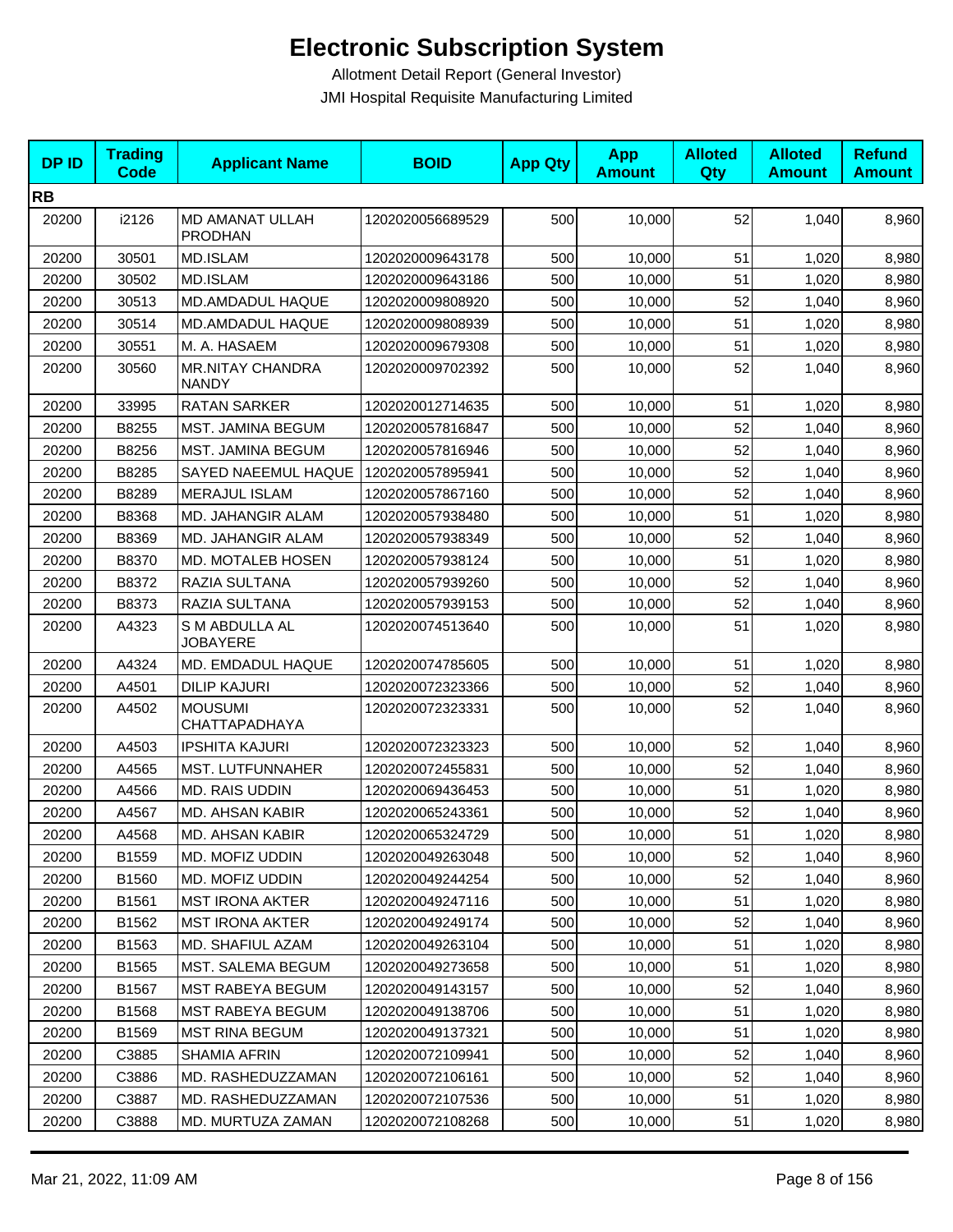# Electronic Subscription System

Allotment Detail Report (General Investor)

JMI Hospital Requisite Manufacturing Limited

| DP ID | Trading Code | Applicant Name | BOID | App Qty | App Amount | Alloted Qty | Alloted Amount | Refund Amount |
|---|---|---|---|---|---|---|---|---|
| **RB** | | | | | | | | |
| 20200 | i2126 | MD AMANAT ULLAH PRODHAN | 1202020056689529 | 500 | 10,000 | 52 | 1,040 | 8,960 |
| 20200 | 30501 | MD.ISLAM | 1202020009643178 | 500 | 10,000 | 51 | 1,020 | 8,980 |
| 20200 | 30502 | MD.ISLAM | 1202020009643186 | 500 | 10,000 | 51 | 1,020 | 8,980 |
| 20200 | 30513 | MD.AMDADUL HAQUE | 1202020009808920 | 500 | 10,000 | 52 | 1,040 | 8,960 |
| 20200 | 30514 | MD.AMDADUL HAQUE | 1202020009808939 | 500 | 10,000 | 51 | 1,020 | 8,980 |
| 20200 | 30551 | M. A. HASAEM | 1202020009679308 | 500 | 10,000 | 51 | 1,020 | 8,980 |
| 20200 | 30560 | MR.NITAY CHANDRA NANDY | 1202020009702392 | 500 | 10,000 | 52 | 1,040 | 8,960 |
| 20200 | 33995 | RATAN SARKER | 1202020012714635 | 500 | 10,000 | 51 | 1,020 | 8,980 |
| 20200 | B8255 | MST. JAMINA BEGUM | 1202020057816847 | 500 | 10,000 | 52 | 1,040 | 8,960 |
| 20200 | B8256 | MST. JAMINA BEGUM | 1202020057816946 | 500 | 10,000 | 52 | 1,040 | 8,960 |
| 20200 | B8285 | SAYED NAEEMUL HAQUE | 1202020057895941 | 500 | 10,000 | 52 | 1,040 | 8,960 |
| 20200 | B8289 | MERAJUL ISLAM | 1202020057867160 | 500 | 10,000 | 52 | 1,040 | 8,960 |
| 20200 | B8368 | MD. JAHANGIR ALAM | 1202020057938480 | 500 | 10,000 | 51 | 1,020 | 8,980 |
| 20200 | B8369 | MD. JAHANGIR ALAM | 1202020057938349 | 500 | 10,000 | 52 | 1,040 | 8,960 |
| 20200 | B8370 | MD. MOTALEB HOSEN | 1202020057938124 | 500 | 10,000 | 51 | 1,020 | 8,980 |
| 20200 | B8372 | RAZIA SULTANA | 1202020057939260 | 500 | 10,000 | 52 | 1,040 | 8,960 |
| 20200 | B8373 | RAZIA SULTANA | 1202020057939153 | 500 | 10,000 | 52 | 1,040 | 8,960 |
| 20200 | A4323 | S M ABDULLA AL JOBAYERE | 1202020074513640 | 500 | 10,000 | 51 | 1,020 | 8,980 |
| 20200 | A4324 | MD. EMDADUL HAQUE | 1202020074785605 | 500 | 10,000 | 51 | 1,020 | 8,980 |
| 20200 | A4501 | DILIP KAJURI | 1202020072323366 | 500 | 10,000 | 52 | 1,040 | 8,960 |
| 20200 | A4502 | MOUSUMI CHATTAPADHAYA | 1202020072323331 | 500 | 10,000 | 52 | 1,040 | 8,960 |
| 20200 | A4503 | IPSHITA KAJURI | 1202020072323323 | 500 | 10,000 | 52 | 1,040 | 8,960 |
| 20200 | A4565 | MST. LUTFUNNAHER | 1202020072455831 | 500 | 10,000 | 52 | 1,040 | 8,960 |
| 20200 | A4566 | MD. RAIS UDDIN | 1202020069436453 | 500 | 10,000 | 51 | 1,020 | 8,980 |
| 20200 | A4567 | MD. AHSAN KABIR | 1202020065243361 | 500 | 10,000 | 52 | 1,040 | 8,960 |
| 20200 | A4568 | MD. AHSAN KABIR | 1202020065324729 | 500 | 10,000 | 51 | 1,020 | 8,980 |
| 20200 | B1559 | MD. MOFIZ UDDIN | 1202020049263048 | 500 | 10,000 | 52 | 1,040 | 8,960 |
| 20200 | B1560 | MD. MOFIZ UDDIN | 1202020049244254 | 500 | 10,000 | 52 | 1,040 | 8,960 |
| 20200 | B1561 | MST IRONA AKTER | 1202020049247116 | 500 | 10,000 | 51 | 1,020 | 8,980 |
| 20200 | B1562 | MST IRONA AKTER | 1202020049249174 | 500 | 10,000 | 52 | 1,040 | 8,960 |
| 20200 | B1563 | MD. SHAFIUL AZAM | 1202020049263104 | 500 | 10,000 | 51 | 1,020 | 8,980 |
| 20200 | B1565 | MST. SALEMA BEGUM | 1202020049273658 | 500 | 10,000 | 51 | 1,020 | 8,980 |
| 20200 | B1567 | MST RABEYA BEGUM | 1202020049143157 | 500 | 10,000 | 52 | 1,040 | 8,960 |
| 20200 | B1568 | MST RABEYA BEGUM | 1202020049138706 | 500 | 10,000 | 51 | 1,020 | 8,980 |
| 20200 | B1569 | MST RINA BEGUM | 1202020049137321 | 500 | 10,000 | 51 | 1,020 | 8,980 |
| 20200 | C3885 | SHAMIA AFRIN | 1202020072109941 | 500 | 10,000 | 52 | 1,040 | 8,960 |
| 20200 | C3886 | MD. RASHEDUZZAMAN | 1202020072106161 | 500 | 10,000 | 52 | 1,040 | 8,960 |
| 20200 | C3887 | MD. RASHEDUZZAMAN | 1202020072107536 | 500 | 10,000 | 51 | 1,020 | 8,980 |
| 20200 | C3888 | MD. MURTUZA ZAMAN | 1202020072108268 | 500 | 10,000 | 51 | 1,020 | 8,980 |

Mar 21, 2022, 11:09 AM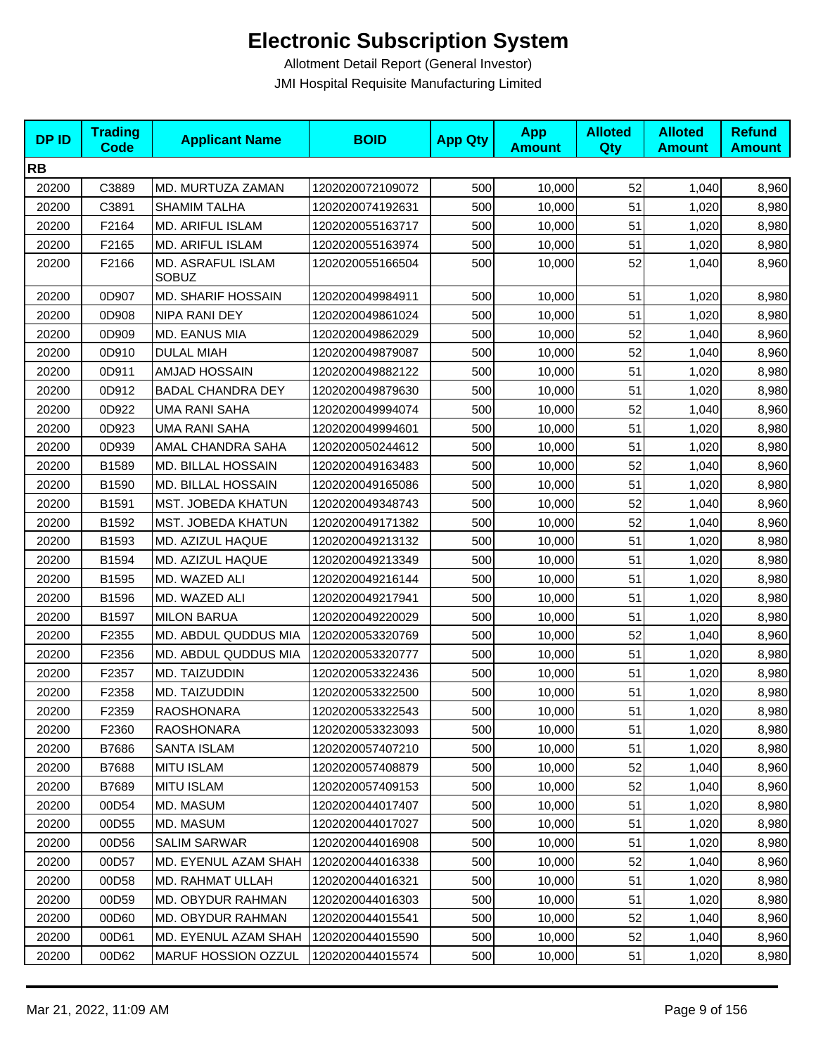# Electronic Subscription System

Allotment Detail Report (General Investor)

JMI Hospital Requisite Manufacturing Limited

| DP ID | Trading Code | Applicant Name | BOID | App Qty | App Amount | Alloted Qty | Alloted Amount | Refund Amount |
|---|---|---|---|---|---|---|---|---|
| **RB** | | | | | | | | |
| 20200 | C3889 | MD. MURTUZA ZAMAN | 1202020072109072 | 500 | 10,000 | 52 | 1,040 | 8,960 |
| 20200 | C3891 | SHAMIM TALHA | 1202020074192631 | 500 | 10,000 | 51 | 1,020 | 8,980 |
| 20200 | F2164 | MD. ARIFUL ISLAM | 1202020055163717 | 500 | 10,000 | 51 | 1,020 | 8,980 |
| 20200 | F2165 | MD. ARIFUL ISLAM | 1202020055163974 | 500 | 10,000 | 51 | 1,020 | 8,980 |
| 20200 | F2166 | MD. ASRAFUL ISLAM SOBUZ | 1202020055166504 | 500 | 10,000 | 52 | 1,040 | 8,960 |
| 20200 | 0D907 | MD. SHARIF HOSSAIN | 1202020049984911 | 500 | 10,000 | 51 | 1,020 | 8,980 |
| 20200 | 0D908 | NIPA RANI DEY | 1202020049861024 | 500 | 10,000 | 51 | 1,020 | 8,980 |
| 20200 | 0D909 | MD. EANUS MIA | 1202020049862029 | 500 | 10,000 | 52 | 1,040 | 8,960 |
| 20200 | 0D910 | DULAL MIAH | 1202020049879087 | 500 | 10,000 | 52 | 1,040 | 8,960 |
| 20200 | 0D911 | AMJAD HOSSAIN | 1202020049882122 | 500 | 10,000 | 51 | 1,020 | 8,980 |
| 20200 | 0D912 | BADAL CHANDRA DEY | 1202020049879630 | 500 | 10,000 | 51 | 1,020 | 8,980 |
| 20200 | 0D922 | UMA RANI SAHA | 1202020049994074 | 500 | 10,000 | 52 | 1,040 | 8,960 |
| 20200 | 0D923 | UMA RANI SAHA | 1202020049994601 | 500 | 10,000 | 51 | 1,020 | 8,980 |
| 20200 | 0D939 | AMAL CHANDRA SAHA | 1202020050244612 | 500 | 10,000 | 51 | 1,020 | 8,980 |
| 20200 | B1589 | MD. BILLAL HOSSAIN | 1202020049163483 | 500 | 10,000 | 52 | 1,040 | 8,960 |
| 20200 | B1590 | MD. BILLAL HOSSAIN | 1202020049165086 | 500 | 10,000 | 51 | 1,020 | 8,980 |
| 20200 | B1591 | MST. JOBEDA KHATUN | 1202020049348743 | 500 | 10,000 | 52 | 1,040 | 8,960 |
| 20200 | B1592 | MST. JOBEDA KHATUN | 1202020049171382 | 500 | 10,000 | 52 | 1,040 | 8,960 |
| 20200 | B1593 | MD. AZIZUL HAQUE | 1202020049213132 | 500 | 10,000 | 51 | 1,020 | 8,980 |
| 20200 | B1594 | MD. AZIZUL HAQUE | 1202020049213349 | 500 | 10,000 | 51 | 1,020 | 8,980 |
| 20200 | B1595 | MD. WAZED ALI | 1202020049216144 | 500 | 10,000 | 51 | 1,020 | 8,980 |
| 20200 | B1596 | MD. WAZED ALI | 1202020049217941 | 500 | 10,000 | 51 | 1,020 | 8,980 |
| 20200 | B1597 | MILON BARUA | 1202020049220029 | 500 | 10,000 | 51 | 1,020 | 8,980 |
| 20200 | F2355 | MD. ABDUL QUDDUS MIA | 1202020053320769 | 500 | 10,000 | 52 | 1,040 | 8,960 |
| 20200 | F2356 | MD. ABDUL QUDDUS MIA | 1202020053320777 | 500 | 10,000 | 51 | 1,020 | 8,980 |
| 20200 | F2357 | MD. TAIZUDDIN | 1202020053322436 | 500 | 10,000 | 51 | 1,020 | 8,980 |
| 20200 | F2358 | MD. TAIZUDDIN | 1202020053322500 | 500 | 10,000 | 51 | 1,020 | 8,980 |
| 20200 | F2359 | RAOSHONARA | 1202020053322543 | 500 | 10,000 | 51 | 1,020 | 8,980 |
| 20200 | F2360 | RAOSHONARA | 1202020053323093 | 500 | 10,000 | 51 | 1,020 | 8,980 |
| 20200 | B7686 | SANTA ISLAM | 1202020057407210 | 500 | 10,000 | 51 | 1,020 | 8,980 |
| 20200 | B7688 | MITU ISLAM | 1202020057408879 | 500 | 10,000 | 52 | 1,040 | 8,960 |
| 20200 | B7689 | MITU ISLAM | 1202020057409153 | 500 | 10,000 | 52 | 1,040 | 8,960 |
| 20200 | 00D54 | MD. MASUM | 1202020044017407 | 500 | 10,000 | 51 | 1,020 | 8,980 |
| 20200 | 00D55 | MD. MASUM | 1202020044017027 | 500 | 10,000 | 51 | 1,020 | 8,980 |
| 20200 | 00D56 | SALIM SARWAR | 1202020044016908 | 500 | 10,000 | 51 | 1,020 | 8,980 |
| 20200 | 00D57 | MD. EYENUL AZAM SHAH | 1202020044016338 | 500 | 10,000 | 52 | 1,040 | 8,960 |
| 20200 | 00D58 | MD. RAHMAT ULLAH | 1202020044016321 | 500 | 10,000 | 51 | 1,020 | 8,980 |
| 20200 | 00D59 | MD. OBYDUR RAHMAN | 1202020044016303 | 500 | 10,000 | 51 | 1,020 | 8,980 |
| 20200 | 00D60 | MD. OBYDUR RAHMAN | 1202020044015541 | 500 | 10,000 | 52 | 1,040 | 8,960 |
| 20200 | 00D61 | MD. EYENUL AZAM SHAH | 1202020044015590 | 500 | 10,000 | 52 | 1,040 | 8,960 |
| 20200 | 00D62 | MARUF HOSSION OZZUL | 1202020044015574 | 500 | 10,000 | 51 | 1,020 | 8,980 |

Mar 21, 2022, 11:09 AM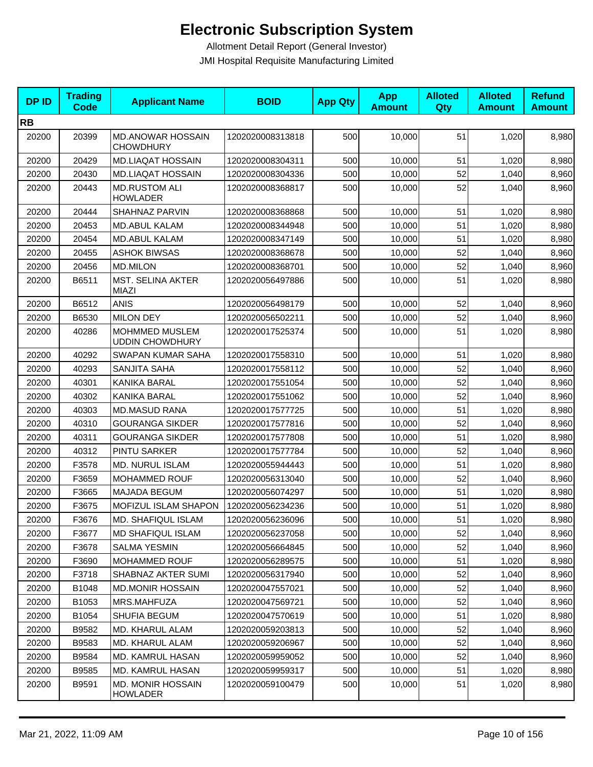# Electronic Subscription System

Allotment Detail Report (General Investor)

JMI Hospital Requisite Manufacturing Limited

| DP ID | Trading Code | Applicant Name | BOID | App Qty | App Amount | Alloted Qty | Alloted Amount | Refund Amount |
|---|---|---|---|---|---|---|---|---|
| **RB** | | | | | | | | |
| 20200 | 20399 | MD.ANOWAR HOSSAIN CHOWDHURY | 1202020008313818 | 500 | 10,000 | 51 | 1,020 | 8,980 |
| 20200 | 20429 | MD.LIAQAT HOSSAIN | 1202020008304311 | 500 | 10,000 | 51 | 1,020 | 8,980 |
| 20200 | 20430 | MD.LIAQAT HOSSAIN | 1202020008304336 | 500 | 10,000 | 52 | 1,040 | 8,960 |
| 20200 | 20443 | MD.RUSTOM ALI HOWLADER | 1202020008368817 | 500 | 10,000 | 52 | 1,040 | 8,960 |
| 20200 | 20444 | SHAHNAZ PARVIN | 1202020008368868 | 500 | 10,000 | 51 | 1,020 | 8,980 |
| 20200 | 20453 | MD.ABUL KALAM | 1202020008344948 | 500 | 10,000 | 51 | 1,020 | 8,980 |
| 20200 | 20454 | MD.ABUL KALAM | 1202020008347149 | 500 | 10,000 | 51 | 1,020 | 8,980 |
| 20200 | 20455 | ASHOK BIWSAS | 1202020008368678 | 500 | 10,000 | 52 | 1,040 | 8,960 |
| 20200 | 20456 | MD.MILON | 1202020008368701 | 500 | 10,000 | 52 | 1,040 | 8,960 |
| 20200 | B6511 | MST. SELINA AKTER MIAZI | 1202020056497886 | 500 | 10,000 | 51 | 1,020 | 8,980 |
| 20200 | B6512 | ANIS | 1202020056498179 | 500 | 10,000 | 52 | 1,040 | 8,960 |
| 20200 | B6530 | MILON DEY | 1202020056502211 | 500 | 10,000 | 52 | 1,040 | 8,960 |
| 20200 | 40286 | MOHMMED MUSLEM UDDIN CHOWDHURY | 1202020017525374 | 500 | 10,000 | 51 | 1,020 | 8,980 |
| 20200 | 40292 | SWAPAN KUMAR SAHA | 1202020017558310 | 500 | 10,000 | 51 | 1,020 | 8,980 |
| 20200 | 40293 | SANJITA SAHA | 1202020017558112 | 500 | 10,000 | 52 | 1,040 | 8,960 |
| 20200 | 40301 | KANIKA BARAL | 1202020017551054 | 500 | 10,000 | 52 | 1,040 | 8,960 |
| 20200 | 40302 | KANIKA BARAL | 1202020017551062 | 500 | 10,000 | 52 | 1,040 | 8,960 |
| 20200 | 40303 | MD.MASUD RANA | 1202020017577725 | 500 | 10,000 | 51 | 1,020 | 8,980 |
| 20200 | 40310 | GOURANGA SIKDER | 1202020017577816 | 500 | 10,000 | 52 | 1,040 | 8,960 |
| 20200 | 40311 | GOURANGA SIKDER | 1202020017577808 | 500 | 10,000 | 51 | 1,020 | 8,980 |
| 20200 | 40312 | PINTU SARKER | 1202020017577784 | 500 | 10,000 | 52 | 1,040 | 8,960 |
| 20200 | F3578 | MD. NURUL ISLAM | 1202020055944443 | 500 | 10,000 | 51 | 1,020 | 8,980 |
| 20200 | F3659 | MOHAMMED ROUF | 1202020056313040 | 500 | 10,000 | 52 | 1,040 | 8,960 |
| 20200 | F3665 | MAJADA BEGUM | 1202020056074297 | 500 | 10,000 | 51 | 1,020 | 8,980 |
| 20200 | F3675 | MOFIZUL ISLAM SHAPON | 1202020056234236 | 500 | 10,000 | 51 | 1,020 | 8,980 |
| 20200 | F3676 | MD. SHAFIQUL ISLAM | 1202020056236096 | 500 | 10,000 | 51 | 1,020 | 8,980 |
| 20200 | F3677 | MD SHAFIQUL ISLAM | 1202020056237058 | 500 | 10,000 | 52 | 1,040 | 8,960 |
| 20200 | F3678 | SALMA YESMIN | 1202020056664845 | 500 | 10,000 | 52 | 1,040 | 8,960 |
| 20200 | F3690 | MOHAMMED ROUF | 1202020056289575 | 500 | 10,000 | 51 | 1,020 | 8,980 |
| 20200 | F3718 | SHABNAZ AKTER SUMI | 1202020056317940 | 500 | 10,000 | 52 | 1,040 | 8,960 |
| 20200 | B1048 | MD.MONIR HOSSAIN | 1202020047557021 | 500 | 10,000 | 52 | 1,040 | 8,960 |
| 20200 | B1053 | MRS.MAHFUZA | 1202020047569721 | 500 | 10,000 | 52 | 1,040 | 8,960 |
| 20200 | B1054 | SHUFIA BEGUM | 1202020047570619 | 500 | 10,000 | 51 | 1,020 | 8,980 |
| 20200 | B9582 | MD. KHARUL ALAM | 1202020059203813 | 500 | 10,000 | 52 | 1,040 | 8,960 |
| 20200 | B9583 | MD. KHARUL ALAM | 1202020059206967 | 500 | 10,000 | 52 | 1,040 | 8,960 |
| 20200 | B9584 | MD. KAMRUL HASAN | 1202020059959052 | 500 | 10,000 | 52 | 1,040 | 8,960 |
| 20200 | B9585 | MD. KAMRUL HASAN | 1202020059959317 | 500 | 10,000 | 51 | 1,020 | 8,980 |
| 20200 | B9591 | MD. MONIR HOSSAIN HOWLADER | 1202020059100479 | 500 | 10,000 | 51 | 1,020 | 8,980 |

Mar 21, 2022, 11:09 AM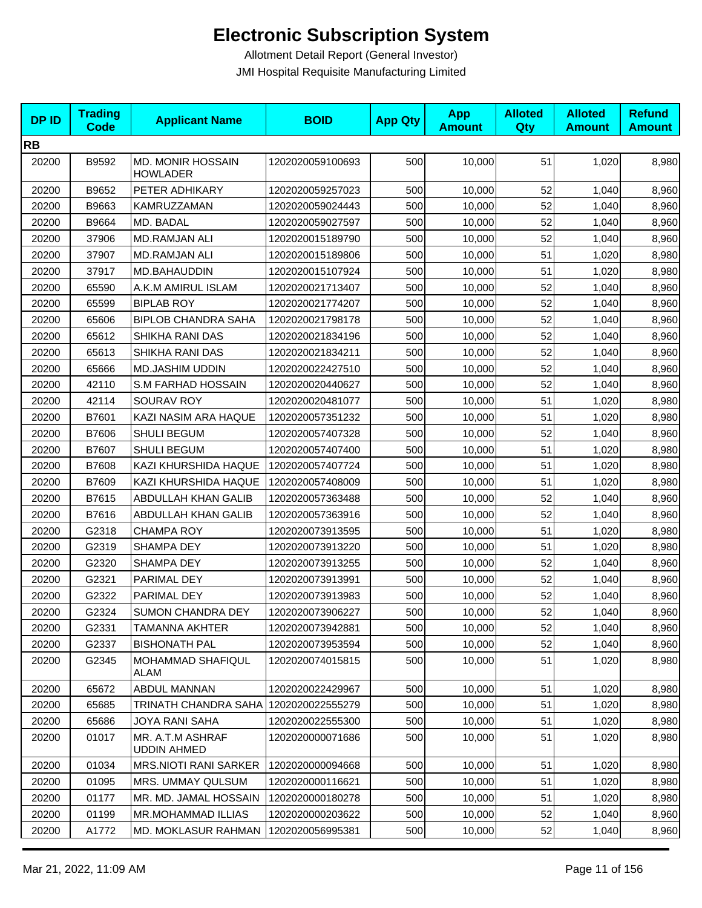# Electronic Subscription System

Allotment Detail Report (General Investor)

JMI Hospital Requisite Manufacturing Limited

| DP ID | Trading Code | Applicant Name | BOID | App Qty | App Amount | Alloted Qty | Alloted Amount | Refund Amount |
|---|---|---|---|---|---|---|---|---|
| **RB** | | | | | | | | |
| 20200 | B9592 | MD. MONIR HOSSAIN HOWLADER | 1202020059100693 | 500 | 10,000 | 51 | 1,020 | 8,980 |
| 20200 | B9652 | PETER ADHIKARY | 1202020059257023 | 500 | 10,000 | 52 | 1,040 | 8,960 |
| 20200 | B9663 | KAMRUZZAMAN | 1202020059024443 | 500 | 10,000 | 52 | 1,040 | 8,960 |
| 20200 | B9664 | MD. BADAL | 1202020059027597 | 500 | 10,000 | 52 | 1,040 | 8,960 |
| 20200 | 37906 | MD.RAMJAN ALI | 1202020015189790 | 500 | 10,000 | 52 | 1,040 | 8,960 |
| 20200 | 37907 | MD.RAMJAN ALI | 1202020015189806 | 500 | 10,000 | 51 | 1,020 | 8,980 |
| 20200 | 37917 | MD.BAHAUDDIN | 1202020015107924 | 500 | 10,000 | 51 | 1,020 | 8,980 |
| 20200 | 65590 | A.K.M AMIRUL ISLAM | 1202020021713407 | 500 | 10,000 | 52 | 1,040 | 8,960 |
| 20200 | 65599 | BIPLAB ROY | 1202020021774207 | 500 | 10,000 | 52 | 1,040 | 8,960 |
| 20200 | 65606 | BIPLOB CHANDRA SAHA | 1202020021798178 | 500 | 10,000 | 52 | 1,040 | 8,960 |
| 20200 | 65612 | SHIKHA RANI DAS | 1202020021834196 | 500 | 10,000 | 52 | 1,040 | 8,960 |
| 20200 | 65613 | SHIKHA RANI DAS | 1202020021834211 | 500 | 10,000 | 52 | 1,040 | 8,960 |
| 20200 | 65666 | MD.JASHIM UDDIN | 1202020022427510 | 500 | 10,000 | 52 | 1,040 | 8,960 |
| 20200 | 42110 | S.M FARHAD HOSSAIN | 1202020020440627 | 500 | 10,000 | 52 | 1,040 | 8,960 |
| 20200 | 42114 | SOURAV ROY | 1202020020481077 | 500 | 10,000 | 51 | 1,020 | 8,980 |
| 20200 | B7601 | KAZI NASIM ARA HAQUE | 1202020057351232 | 500 | 10,000 | 51 | 1,020 | 8,980 |
| 20200 | B7606 | SHULI BEGUM | 1202020057407328 | 500 | 10,000 | 52 | 1,040 | 8,960 |
| 20200 | B7607 | SHULI BEGUM | 1202020057407400 | 500 | 10,000 | 51 | 1,020 | 8,980 |
| 20200 | B7608 | KAZI KHURSHIDA HAQUE | 1202020057407724 | 500 | 10,000 | 51 | 1,020 | 8,980 |
| 20200 | B7609 | KAZI KHURSHIDA HAQUE | 1202020057408009 | 500 | 10,000 | 51 | 1,020 | 8,980 |
| 20200 | B7615 | ABDULLAH KHAN GALIB | 1202020057363488 | 500 | 10,000 | 52 | 1,040 | 8,960 |
| 20200 | B7616 | ABDULLAH KHAN GALIB | 1202020057363916 | 500 | 10,000 | 52 | 1,040 | 8,960 |
| 20200 | G2318 | CHAMPA ROY | 1202020073913595 | 500 | 10,000 | 51 | 1,020 | 8,980 |
| 20200 | G2319 | SHAMPA DEY | 1202020073913220 | 500 | 10,000 | 51 | 1,020 | 8,980 |
| 20200 | G2320 | SHAMPA DEY | 1202020073913255 | 500 | 10,000 | 52 | 1,040 | 8,960 |
| 20200 | G2321 | PARIMAL DEY | 1202020073913991 | 500 | 10,000 | 52 | 1,040 | 8,960 |
| 20200 | G2322 | PARIMAL DEY | 1202020073913983 | 500 | 10,000 | 52 | 1,040 | 8,960 |
| 20200 | G2324 | SUMON CHANDRA DEY | 1202020073906227 | 500 | 10,000 | 52 | 1,040 | 8,960 |
| 20200 | G2331 | TAMANNA AKHTER | 1202020073942881 | 500 | 10,000 | 52 | 1,040 | 8,960 |
| 20200 | G2337 | BISHONATH PAL | 1202020073953594 | 500 | 10,000 | 52 | 1,040 | 8,960 |
| 20200 | G2345 | MOHAMMAD SHAFIQUL ALAM | 1202020074015815 | 500 | 10,000 | 51 | 1,020 | 8,980 |
| 20200 | 65672 | ABDUL MANNAN | 1202020022429967 | 500 | 10,000 | 51 | 1,020 | 8,980 |
| 20200 | 65685 | TRINATH CHANDRA SAHA | 1202020022555279 | 500 | 10,000 | 51 | 1,020 | 8,980 |
| 20200 | 65686 | JOYA RANI SAHA | 1202020022555300 | 500 | 10,000 | 51 | 1,020 | 8,980 |
| 20200 | 01017 | MR. A.T.M ASHRAF UDDIN AHMED | 1202020000071686 | 500 | 10,000 | 51 | 1,020 | 8,980 |
| 20200 | 01034 | MRS.NIOTI RANI SARKER | 1202020000094668 | 500 | 10,000 | 51 | 1,020 | 8,980 |
| 20200 | 01095 | MRS. UMMAY QULSUM | 1202020000116621 | 500 | 10,000 | 51 | 1,020 | 8,980 |
| 20200 | 01177 | MR. MD. JAMAL HOSSAIN | 1202020000180278 | 500 | 10,000 | 51 | 1,020 | 8,980 |
| 20200 | 01199 | MR.MOHAMMAD ILLIAS | 1202020000203622 | 500 | 10,000 | 52 | 1,040 | 8,960 |
| 20200 | A1772 | MD. MOKLASUR RAHMAN | 1202020056995381 | 500 | 10,000 | 52 | 1,040 | 8,960 |

Mar 21, 2022, 11:09 AM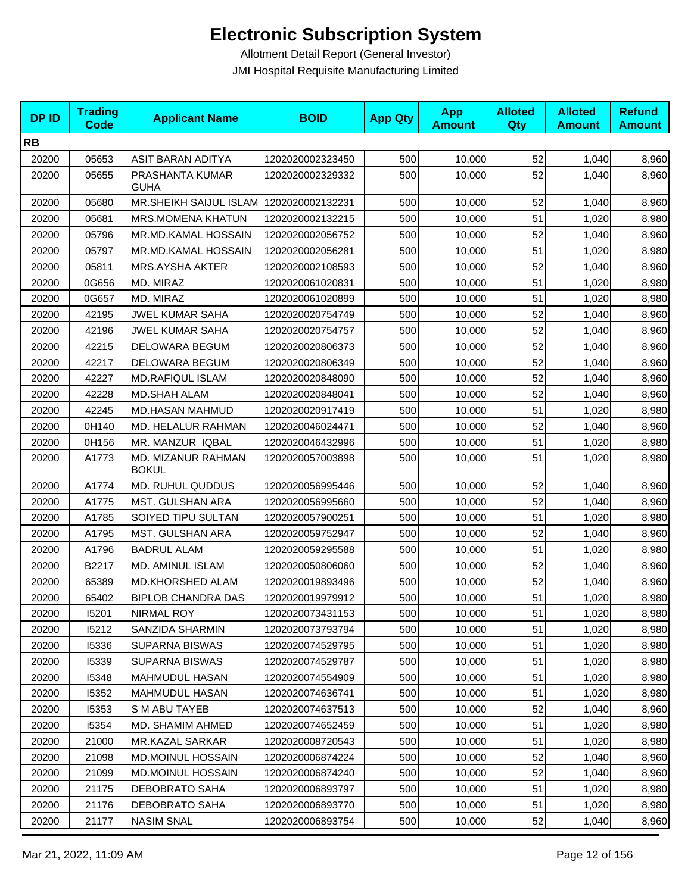# Electronic Subscription System

Allotment Detail Report (General Investor)

JMI Hospital Requisite Manufacturing Limited

| DP ID | Trading Code | Applicant Name | BOID | App Qty | App Amount | Alloted Qty | Alloted Amount | Refund Amount |
|---|---|---|---|---|---|---|---|---|
| **RB** | | | | | | | | |
| 20200 | 05653 | ASIT BARAN ADITYA | 1202020002323450 | 500 | 10,000 | 52 | 1,040 | 8,960 |
| 20200 | 05655 | PRASHANTA KUMAR GUHA | 1202020002329332 | 500 | 10,000 | 52 | 1,040 | 8,960 |
| 20200 | 05680 | MR.SHEIKH SAIJUL ISLAM | 1202020002132231 | 500 | 10,000 | 52 | 1,040 | 8,960 |
| 20200 | 05681 | MRS.MOMENA KHATUN | 1202020002132215 | 500 | 10,000 | 51 | 1,020 | 8,980 |
| 20200 | 05796 | MR.MD.KAMAL HOSSAIN | 1202020002056752 | 500 | 10,000 | 52 | 1,040 | 8,960 |
| 20200 | 05797 | MR.MD.KAMAL HOSSAIN | 1202020002056281 | 500 | 10,000 | 51 | 1,020 | 8,980 |
| 20200 | 05811 | MRS.AYSHA AKTER | 1202020002108593 | 500 | 10,000 | 52 | 1,040 | 8,960 |
| 20200 | 0G656 | MD. MIRAZ | 1202020061020831 | 500 | 10,000 | 51 | 1,020 | 8,980 |
| 20200 | 0G657 | MD. MIRAZ | 1202020061020899 | 500 | 10,000 | 51 | 1,020 | 8,980 |
| 20200 | 42195 | JWEL KUMAR SAHA | 1202020020754749 | 500 | 10,000 | 52 | 1,040 | 8,960 |
| 20200 | 42196 | JWEL KUMAR SAHA | 1202020020754757 | 500 | 10,000 | 52 | 1,040 | 8,960 |
| 20200 | 42215 | DELOWARA BEGUM | 1202020020806373 | 500 | 10,000 | 52 | 1,040 | 8,960 |
| 20200 | 42217 | DELOWARA BEGUM | 1202020020806349 | 500 | 10,000 | 52 | 1,040 | 8,960 |
| 20200 | 42227 | MD.RAFIQUL ISLAM | 1202020020848090 | 500 | 10,000 | 52 | 1,040 | 8,960 |
| 20200 | 42228 | MD.SHAH ALAM | 1202020020848041 | 500 | 10,000 | 52 | 1,040 | 8,960 |
| 20200 | 42245 | MD.HASAN MAHMUD | 1202020020917419 | 500 | 10,000 | 51 | 1,020 | 8,980 |
| 20200 | 0H140 | MD. HELALUR RAHMAN | 1202020046024471 | 500 | 10,000 | 52 | 1,040 | 8,960 |
| 20200 | 0H156 | MR. MANZUR IQBAL | 1202020046432996 | 500 | 10,000 | 51 | 1,020 | 8,980 |
| 20200 | A1773 | MD. MIZANUR RAHMAN BOKUL | 1202020057003898 | 500 | 10,000 | 51 | 1,020 | 8,980 |
| 20200 | A1774 | MD. RUHUL QUDDUS | 1202020056995446 | 500 | 10,000 | 52 | 1,040 | 8,960 |
| 20200 | A1775 | MST. GULSHAN ARA | 1202020056995660 | 500 | 10,000 | 52 | 1,040 | 8,960 |
| 20200 | A1785 | SOIYED TIPU SULTAN | 1202020057900251 | 500 | 10,000 | 51 | 1,020 | 8,980 |
| 20200 | A1795 | MST. GULSHAN ARA | 1202020059752947 | 500 | 10,000 | 52 | 1,040 | 8,960 |
| 20200 | A1796 | BADRUL ALAM | 1202020059295588 | 500 | 10,000 | 51 | 1,020 | 8,980 |
| 20200 | B2217 | MD. AMINUL ISLAM | 1202020050806060 | 500 | 10,000 | 52 | 1,040 | 8,960 |
| 20200 | 65389 | MD.KHORSHED ALAM | 1202020019893496 | 500 | 10,000 | 52 | 1,040 | 8,960 |
| 20200 | 65402 | BIPLOB CHANDRA DAS | 1202020019979912 | 500 | 10,000 | 51 | 1,020 | 8,980 |
| 20200 | I5201 | NIRMAL ROY | 1202020073431153 | 500 | 10,000 | 51 | 1,020 | 8,980 |
| 20200 | I5212 | SANZIDA SHARMIN | 1202020073793794 | 500 | 10,000 | 51 | 1,020 | 8,980 |
| 20200 | I5336 | SUPARNA BISWAS | 1202020074529795 | 500 | 10,000 | 51 | 1,020 | 8,980 |
| 20200 | I5339 | SUPARNA BISWAS | 1202020074529787 | 500 | 10,000 | 51 | 1,020 | 8,980 |
| 20200 | I5348 | MAHMUDUL HASAN | 1202020074554909 | 500 | 10,000 | 51 | 1,020 | 8,980 |
| 20200 | I5352 | MAHMUDUL HASAN | 1202020074636741 | 500 | 10,000 | 51 | 1,020 | 8,980 |
| 20200 | I5353 | S M ABU TAYEB | 1202020074637513 | 500 | 10,000 | 52 | 1,040 | 8,960 |
| 20200 | i5354 | MD. SHAMIM AHMED | 1202020074652459 | 500 | 10,000 | 51 | 1,020 | 8,980 |
| 20200 | 21000 | MR.KAZAL SARKAR | 1202020008720543 | 500 | 10,000 | 51 | 1,020 | 8,980 |
| 20200 | 21098 | MD.MOINUL HOSSAIN | 1202020006874224 | 500 | 10,000 | 52 | 1,040 | 8,960 |
| 20200 | 21099 | MD.MOINUL HOSSAIN | 1202020006874240 | 500 | 10,000 | 52 | 1,040 | 8,960 |
| 20200 | 21175 | DEBOBRATO SAHA | 1202020006893797 | 500 | 10,000 | 51 | 1,020 | 8,980 |
| 20200 | 21176 | DEBOBRATO SAHA | 1202020006893770 | 500 | 10,000 | 51 | 1,020 | 8,980 |
| 20200 | 21177 | NASIM SNAL | 1202020006893754 | 500 | 10,000 | 52 | 1,040 | 8,960 |

Mar 21, 2022, 11:09 AM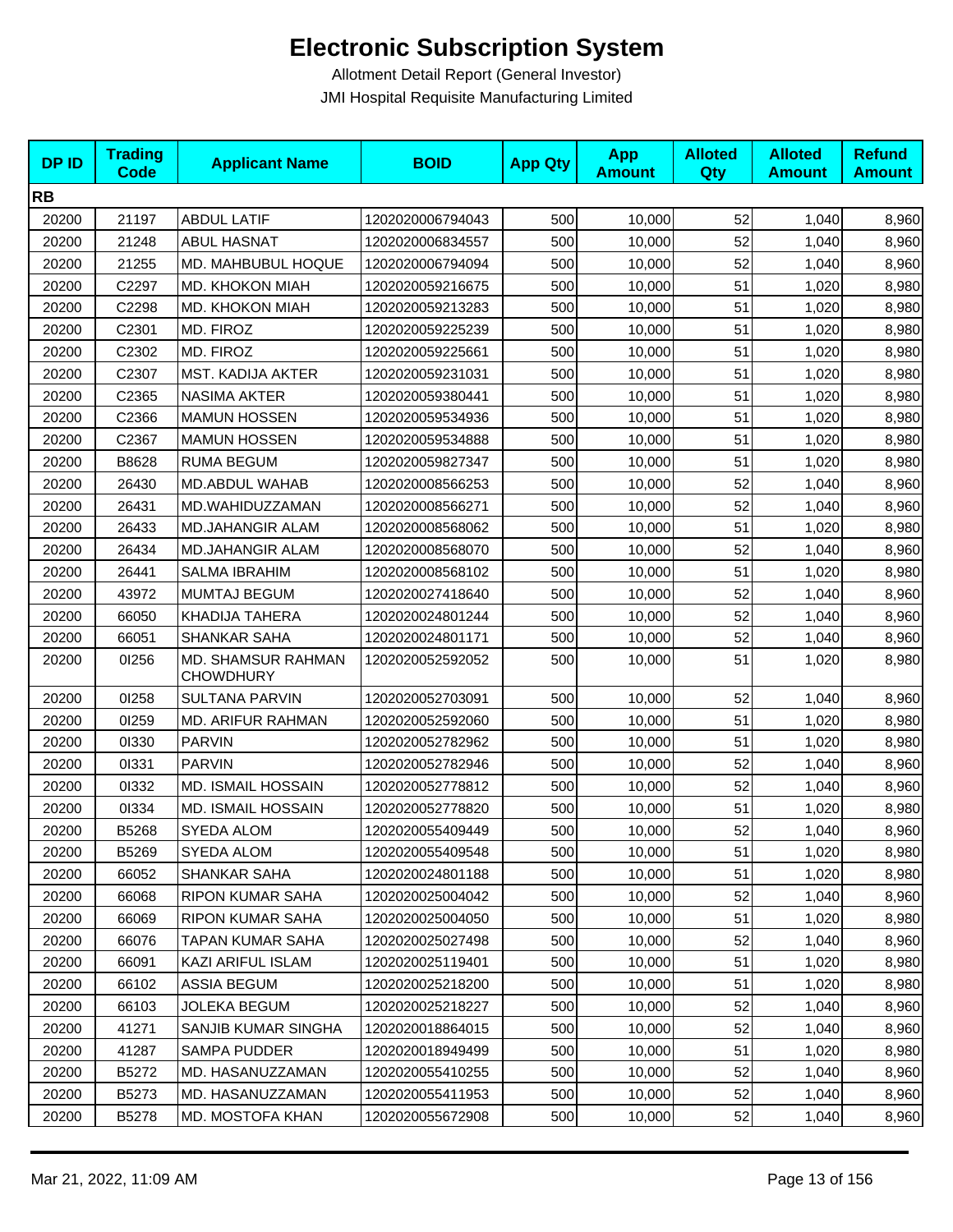# Electronic Subscription System

Allotment Detail Report (General Investor)

JMI Hospital Requisite Manufacturing Limited

| DP ID | Trading Code | Applicant Name | BOID | App Qty | App Amount | Alloted Qty | Alloted Amount | Refund Amount |
|---|---|---|---|---|---|---|---|---|
| **RB** | | | | | | | | |
| 20200 | 21197 | ABDUL LATIF | 1202020006794043 | 500 | 10,000 | 52 | 1,040 | 8,960 |
| 20200 | 21248 | ABUL HASNAT | 1202020006834557 | 500 | 10,000 | 52 | 1,040 | 8,960 |
| 20200 | 21255 | MD. MAHBUBUL HOQUE | 1202020006794094 | 500 | 10,000 | 52 | 1,040 | 8,960 |
| 20200 | C2297 | MD. KHOKON MIAH | 1202020059216675 | 500 | 10,000 | 51 | 1,020 | 8,980 |
| 20200 | C2298 | MD. KHOKON MIAH | 1202020059213283 | 500 | 10,000 | 51 | 1,020 | 8,980 |
| 20200 | C2301 | MD. FIROZ | 1202020059225239 | 500 | 10,000 | 51 | 1,020 | 8,980 |
| 20200 | C2302 | MD. FIROZ | 1202020059225661 | 500 | 10,000 | 51 | 1,020 | 8,980 |
| 20200 | C2307 | MST. KADIJA AKTER | 1202020059231031 | 500 | 10,000 | 51 | 1,020 | 8,980 |
| 20200 | C2365 | NASIMA AKTER | 1202020059380441 | 500 | 10,000 | 51 | 1,020 | 8,980 |
| 20200 | C2366 | MAMUN HOSSEN | 1202020059534936 | 500 | 10,000 | 51 | 1,020 | 8,980 |
| 20200 | C2367 | MAMUN HOSSEN | 1202020059534888 | 500 | 10,000 | 51 | 1,020 | 8,980 |
| 20200 | B8628 | RUMA BEGUM | 1202020059827347 | 500 | 10,000 | 51 | 1,020 | 8,980 |
| 20200 | 26430 | MD.ABDUL WAHAB | 1202020008566253 | 500 | 10,000 | 52 | 1,040 | 8,960 |
| 20200 | 26431 | MD.WAHIDUZZAMAN | 1202020008566271 | 500 | 10,000 | 52 | 1,040 | 8,960 |
| 20200 | 26433 | MD.JAHANGIR ALAM | 1202020008568062 | 500 | 10,000 | 51 | 1,020 | 8,980 |
| 20200 | 26434 | MD.JAHANGIR ALAM | 1202020008568070 | 500 | 10,000 | 52 | 1,040 | 8,960 |
| 20200 | 26441 | SALMA IBRAHIM | 1202020008568102 | 500 | 10,000 | 51 | 1,020 | 8,980 |
| 20200 | 43972 | MUMTAJ BEGUM | 1202020027418640 | 500 | 10,000 | 52 | 1,040 | 8,960 |
| 20200 | 66050 | KHADIJA TAHERA | 1202020024801244 | 500 | 10,000 | 52 | 1,040 | 8,960 |
| 20200 | 66051 | SHANKAR SAHA | 1202020024801171 | 500 | 10,000 | 52 | 1,040 | 8,960 |
| 20200 | 0I256 | MD. SHAMSUR RAHMAN CHOWDHURY | 1202020052592052 | 500 | 10,000 | 51 | 1,020 | 8,980 |
| 20200 | 0I258 | SULTANA PARVIN | 1202020052703091 | 500 | 10,000 | 52 | 1,040 | 8,960 |
| 20200 | 0I259 | MD. ARIFUR RAHMAN | 1202020052592060 | 500 | 10,000 | 51 | 1,020 | 8,980 |
| 20200 | 0I330 | PARVIN | 1202020052782962 | 500 | 10,000 | 51 | 1,020 | 8,980 |
| 20200 | 0I331 | PARVIN | 1202020052782946 | 500 | 10,000 | 52 | 1,040 | 8,960 |
| 20200 | 0I332 | MD. ISMAIL HOSSAIN | 1202020052778812 | 500 | 10,000 | 52 | 1,040 | 8,960 |
| 20200 | 0I334 | MD. ISMAIL HOSSAIN | 1202020052778820 | 500 | 10,000 | 51 | 1,020 | 8,980 |
| 20200 | B5268 | SYEDA ALOM | 1202020055409449 | 500 | 10,000 | 52 | 1,040 | 8,960 |
| 20200 | B5269 | SYEDA ALOM | 1202020055409548 | 500 | 10,000 | 51 | 1,020 | 8,980 |
| 20200 | 66052 | SHANKAR SAHA | 1202020024801188 | 500 | 10,000 | 51 | 1,020 | 8,980 |
| 20200 | 66068 | RIPON KUMAR SAHA | 1202020025004042 | 500 | 10,000 | 52 | 1,040 | 8,960 |
| 20200 | 66069 | RIPON KUMAR SAHA | 1202020025004050 | 500 | 10,000 | 51 | 1,020 | 8,980 |
| 20200 | 66076 | TAPAN KUMAR SAHA | 1202020025027498 | 500 | 10,000 | 52 | 1,040 | 8,960 |
| 20200 | 66091 | KAZI ARIFUL ISLAM | 1202020025119401 | 500 | 10,000 | 51 | 1,020 | 8,980 |
| 20200 | 66102 | ASSIA BEGUM | 1202020025218200 | 500 | 10,000 | 51 | 1,020 | 8,980 |
| 20200 | 66103 | JOLEKA BEGUM | 1202020025218227 | 500 | 10,000 | 52 | 1,040 | 8,960 |
| 20200 | 41271 | SANJIB KUMAR SINGHA | 1202020018864015 | 500 | 10,000 | 52 | 1,040 | 8,960 |
| 20200 | 41287 | SAMPA PUDDER | 1202020018949499 | 500 | 10,000 | 51 | 1,020 | 8,980 |
| 20200 | B5272 | MD. HASANUZZAMAN | 1202020055410255 | 500 | 10,000 | 52 | 1,040 | 8,960 |
| 20200 | B5273 | MD. HASANUZZAMAN | 1202020055411953 | 500 | 10,000 | 52 | 1,040 | 8,960 |
| 20200 | B5278 | MD. MOSTOFA KHAN | 1202020055672908 | 500 | 10,000 | 52 | 1,040 | 8,960 |

Mar 21, 2022, 11:09 AM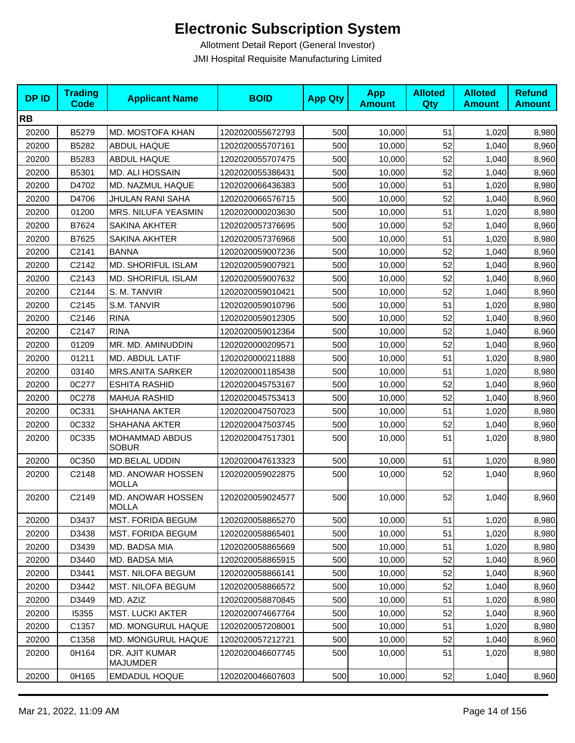# Electronic Subscription System

Allotment Detail Report (General Investor)

JMI Hospital Requisite Manufacturing Limited

| DP ID | Trading Code | Applicant Name | BOID | App Qty | App Amount | Alloted Qty | Alloted Amount | Refund Amount |
|---|---|---|---|---|---|---|---|---|
| **RB** | | | | | | | | |
| 20200 | B5279 | MD. MOSTOFA KHAN | 1202020055672793 | 500 | 10,000 | 51 | 1,020 | 8,980 |
| 20200 | B5282 | ABDUL HAQUE | 1202020055707161 | 500 | 10,000 | 52 | 1,040 | 8,960 |
| 20200 | B5283 | ABDUL HAQUE | 1202020055707475 | 500 | 10,000 | 52 | 1,040 | 8,960 |
| 20200 | B5301 | MD. ALI HOSSAIN | 1202020055386431 | 500 | 10,000 | 52 | 1,040 | 8,960 |
| 20200 | D4702 | MD. NAZMUL HAQUE | 1202020066436383 | 500 | 10,000 | 51 | 1,020 | 8,980 |
| 20200 | D4706 | JHULAN RANI SAHA | 1202020066576715 | 500 | 10,000 | 52 | 1,040 | 8,960 |
| 20200 | 01200 | MRS. NILUFA YEASMIN | 1202020000203630 | 500 | 10,000 | 51 | 1,020 | 8,980 |
| 20200 | B7624 | SAKINA AKHTER | 1202020057376695 | 500 | 10,000 | 52 | 1,040 | 8,960 |
| 20200 | B7625 | SAKINA AKHTER | 1202020057376968 | 500 | 10,000 | 51 | 1,020 | 8,980 |
| 20200 | C2141 | BANNA | 1202020059007236 | 500 | 10,000 | 52 | 1,040 | 8,960 |
| 20200 | C2142 | MD. SHORIFUL ISLAM | 1202020059007921 | 500 | 10,000 | 52 | 1,040 | 8,960 |
| 20200 | C2143 | MD. SHORIFUL ISLAM | 1202020059007632 | 500 | 10,000 | 52 | 1,040 | 8,960 |
| 20200 | C2144 | S. M. TANVIR | 1202020059010421 | 500 | 10,000 | 52 | 1,040 | 8,960 |
| 20200 | C2145 | S.M. TANVIR | 1202020059010796 | 500 | 10,000 | 51 | 1,020 | 8,980 |
| 20200 | C2146 | RINA | 1202020059012305 | 500 | 10,000 | 52 | 1,040 | 8,960 |
| 20200 | C2147 | RINA | 1202020059012364 | 500 | 10,000 | 52 | 1,040 | 8,960 |
| 20200 | 01209 | MR. MD. AMINUDDIN | 1202020000209571 | 500 | 10,000 | 52 | 1,040 | 8,960 |
| 20200 | 01211 | MD. ABDUL LATIF | 1202020000211888 | 500 | 10,000 | 51 | 1,020 | 8,980 |
| 20200 | 03140 | MRS.ANITA SARKER | 1202020001185438 | 500 | 10,000 | 51 | 1,020 | 8,980 |
| 20200 | 0C277 | ESHITA RASHID | 1202020045753167 | 500 | 10,000 | 52 | 1,040 | 8,960 |
| 20200 | 0C278 | MAHUA RASHID | 1202020045753413 | 500 | 10,000 | 52 | 1,040 | 8,960 |
| 20200 | 0C331 | SHAHANA AKTER | 1202020047507023 | 500 | 10,000 | 51 | 1,020 | 8,980 |
| 20200 | 0C332 | SHAHANA AKTER | 1202020047503745 | 500 | 10,000 | 52 | 1,040 | 8,960 |
| 20200 | 0C335 | MOHAMMAD ABDUS SOBUR | 1202020047517301 | 500 | 10,000 | 51 | 1,020 | 8,980 |
| 20200 | 0C350 | MD.BELAL UDDIN | 1202020047613323 | 500 | 10,000 | 51 | 1,020 | 8,980 |
| 20200 | C2148 | MD. ANOWAR HOSSEN MOLLA | 1202020059022875 | 500 | 10,000 | 52 | 1,040 | 8,960 |
| 20200 | C2149 | MD. ANOWAR HOSSEN MOLLA | 1202020059024577 | 500 | 10,000 | 52 | 1,040 | 8,960 |
| 20200 | D3437 | MST. FORIDA BEGUM | 1202020058865270 | 500 | 10,000 | 51 | 1,020 | 8,980 |
| 20200 | D3438 | MST. FORIDA BEGUM | 1202020058865401 | 500 | 10,000 | 51 | 1,020 | 8,980 |
| 20200 | D3439 | MD. BADSA MIA | 1202020058865669 | 500 | 10,000 | 51 | 1,020 | 8,980 |
| 20200 | D3440 | MD. BADSA MIA | 1202020058865915 | 500 | 10,000 | 52 | 1,040 | 8,960 |
| 20200 | D3441 | MST. NILOFA BEGUM | 1202020058866141 | 500 | 10,000 | 52 | 1,040 | 8,960 |
| 20200 | D3442 | MST. NILOFA BEGUM | 1202020058866572 | 500 | 10,000 | 52 | 1,040 | 8,960 |
| 20200 | D3449 | MD. AZIZ | 1202020058870845 | 500 | 10,000 | 51 | 1,020 | 8,980 |
| 20200 | I5355 | MST. LUCKI AKTER | 1202020074667764 | 500 | 10,000 | 52 | 1,040 | 8,960 |
| 20200 | C1357 | MD. MONGURUL HAQUE | 1202020057208001 | 500 | 10,000 | 51 | 1,020 | 8,980 |
| 20200 | C1358 | MD. MONGURUL HAQUE | 1202020057212721 | 500 | 10,000 | 52 | 1,040 | 8,960 |
| 20200 | 0H164 | DR. AJIT KUMAR MAJUMDER | 1202020046607745 | 500 | 10,000 | 51 | 1,020 | 8,980 |
| 20200 | 0H165 | EMDADUL HOQUE | 1202020046607603 | 500 | 10,000 | 52 | 1,040 | 8,960 |

Mar 21, 2022, 11:09 AM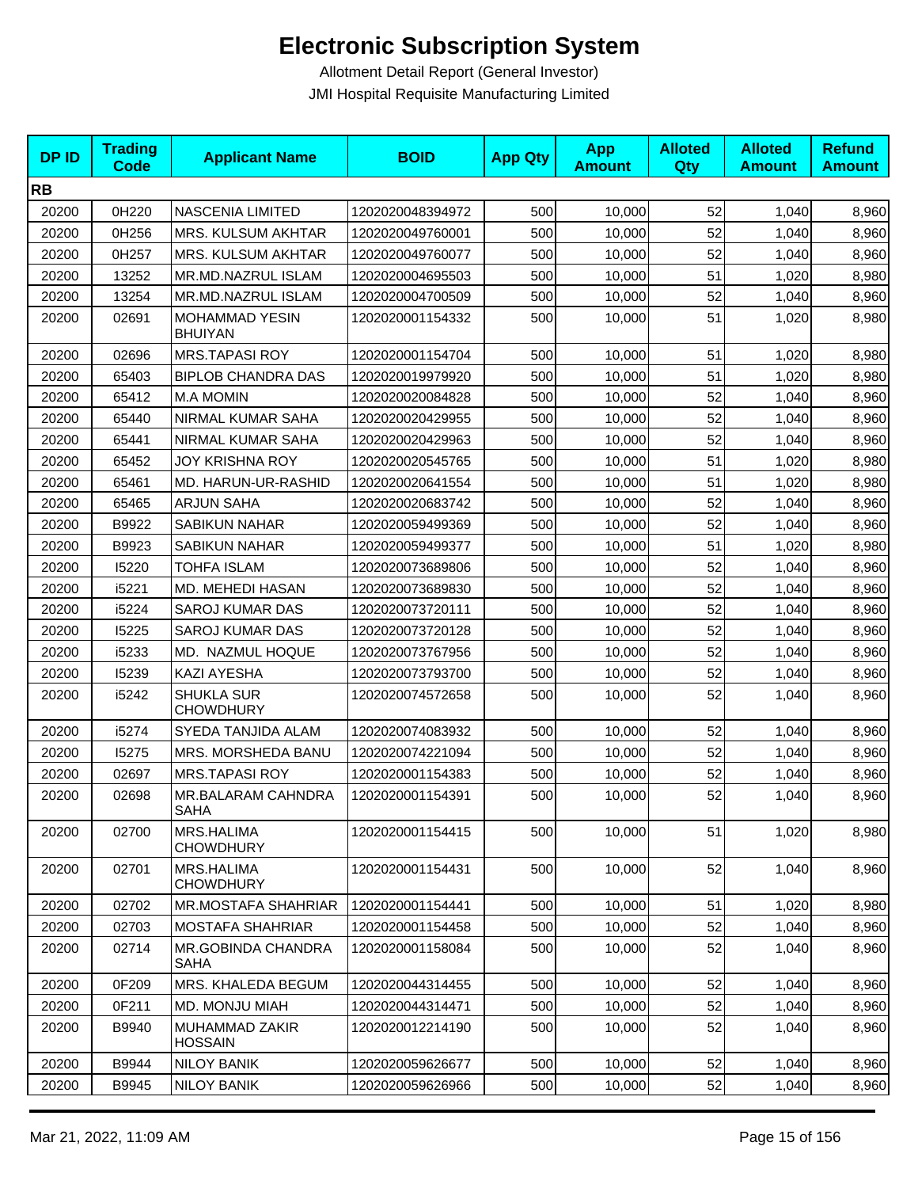# Electronic Subscription System

Allotment Detail Report (General Investor)

JMI Hospital Requisite Manufacturing Limited

| DP ID | Trading Code | Applicant Name | BOID | App Qty | App Amount | Alloted Qty | Alloted Amount | Refund Amount |
|---|---|---|---|---|---|---|---|---|
| **RB** | | | | | | | | |
| 20200 | 0H220 | NASCENIA LIMITED | 1202020048394972 | 500 | 10,000 | 52 | 1,040 | 8,960 |
| 20200 | 0H256 | MRS. KULSUM AKHTAR | 1202020049760001 | 500 | 10,000 | 52 | 1,040 | 8,960 |
| 20200 | 0H257 | MRS. KULSUM AKHTAR | 1202020049760077 | 500 | 10,000 | 52 | 1,040 | 8,960 |
| 20200 | 13252 | MR.MD.NAZRUL ISLAM | 1202020004695503 | 500 | 10,000 | 51 | 1,020 | 8,980 |
| 20200 | 13254 | MR.MD.NAZRUL ISLAM | 1202020004700509 | 500 | 10,000 | 52 | 1,040 | 8,960 |
| 20200 | 02691 | MOHAMMAD YESIN BHUIYAN | 1202020001154332 | 500 | 10,000 | 51 | 1,020 | 8,980 |
| 20200 | 02696 | MRS.TAPASI ROY | 1202020001154704 | 500 | 10,000 | 51 | 1,020 | 8,980 |
| 20200 | 65403 | BIPLOB CHANDRA DAS | 1202020019979920 | 500 | 10,000 | 51 | 1,020 | 8,980 |
| 20200 | 65412 | M.A MOMIN | 1202020020084828 | 500 | 10,000 | 52 | 1,040 | 8,960 |
| 20200 | 65440 | NIRMAL KUMAR SAHA | 1202020020429955 | 500 | 10,000 | 52 | 1,040 | 8,960 |
| 20200 | 65441 | NIRMAL KUMAR SAHA | 1202020020429963 | 500 | 10,000 | 52 | 1,040 | 8,960 |
| 20200 | 65452 | JOY KRISHNA ROY | 1202020020545765 | 500 | 10,000 | 51 | 1,020 | 8,980 |
| 20200 | 65461 | MD. HARUN-UR-RASHID | 1202020020641554 | 500 | 10,000 | 51 | 1,020 | 8,980 |
| 20200 | 65465 | ARJUN SAHA | 1202020020683742 | 500 | 10,000 | 52 | 1,040 | 8,960 |
| 20200 | B9922 | SABIKUN NAHAR | 1202020059499369 | 500 | 10,000 | 52 | 1,040 | 8,960 |
| 20200 | B9923 | SABIKUN NAHAR | 1202020059499377 | 500 | 10,000 | 51 | 1,020 | 8,980 |
| 20200 | I5220 | TOHFA ISLAM | 1202020073689806 | 500 | 10,000 | 52 | 1,040 | 8,960 |
| 20200 | i5221 | MD. MEHEDI HASAN | 1202020073689830 | 500 | 10,000 | 52 | 1,040 | 8,960 |
| 20200 | i5224 | SAROJ KUMAR DAS | 1202020073720111 | 500 | 10,000 | 52 | 1,040 | 8,960 |
| 20200 | I5225 | SAROJ KUMAR DAS | 1202020073720128 | 500 | 10,000 | 52 | 1,040 | 8,960 |
| 20200 | i5233 | MD. NAZMUL HOQUE | 1202020073767956 | 500 | 10,000 | 52 | 1,040 | 8,960 |
| 20200 | I5239 | KAZI AYESHA | 1202020073793700 | 500 | 10,000 | 52 | 1,040 | 8,960 |
| 20200 | i5242 | SHUKLA SUR CHOWDHURY | 1202020074572658 | 500 | 10,000 | 52 | 1,040 | 8,960 |
| 20200 | i5274 | SYEDA TANJIDA ALAM | 1202020074083932 | 500 | 10,000 | 52 | 1,040 | 8,960 |
| 20200 | I5275 | MRS. MORSHEDA BANU | 1202020074221094 | 500 | 10,000 | 52 | 1,040 | 8,960 |
| 20200 | 02697 | MRS.TAPASI ROY | 1202020001154383 | 500 | 10,000 | 52 | 1,040 | 8,960 |
| 20200 | 02698 | MR.BALARAM CAHNDRA SAHA | 1202020001154391 | 500 | 10,000 | 52 | 1,040 | 8,960 |
| 20200 | 02700 | MRS.HALIMA CHOWDHURY | 1202020001154415 | 500 | 10,000 | 51 | 1,020 | 8,980 |
| 20200 | 02701 | MRS.HALIMA CHOWDHURY | 1202020001154431 | 500 | 10,000 | 52 | 1,040 | 8,960 |
| 20200 | 02702 | MR.MOSTAFA SHAHRIAR | 1202020001154441 | 500 | 10,000 | 51 | 1,020 | 8,980 |
| 20200 | 02703 | MOSTAFA SHAHRIAR | 1202020001154458 | 500 | 10,000 | 52 | 1,040 | 8,960 |
| 20200 | 02714 | MR.GOBINDA CHANDRA SAHA | 1202020001158084 | 500 | 10,000 | 52 | 1,040 | 8,960 |
| 20200 | 0F209 | MRS. KHALEDA BEGUM | 1202020044314455 | 500 | 10,000 | 52 | 1,040 | 8,960 |
| 20200 | 0F211 | MD. MONJU MIAH | 1202020044314471 | 500 | 10,000 | 52 | 1,040 | 8,960 |
| 20200 | B9940 | MUHAMMAD ZAKIR HOSSAIN | 1202020012214190 | 500 | 10,000 | 52 | 1,040 | 8,960 |
| 20200 | B9944 | NILOY BANIK | 1202020059626677 | 500 | 10,000 | 52 | 1,040 | 8,960 |
| 20200 | B9945 | NILOY BANIK | 1202020059626966 | 500 | 10,000 | 52 | 1,040 | 8,960 |

Mar 21, 2022, 11:09 AM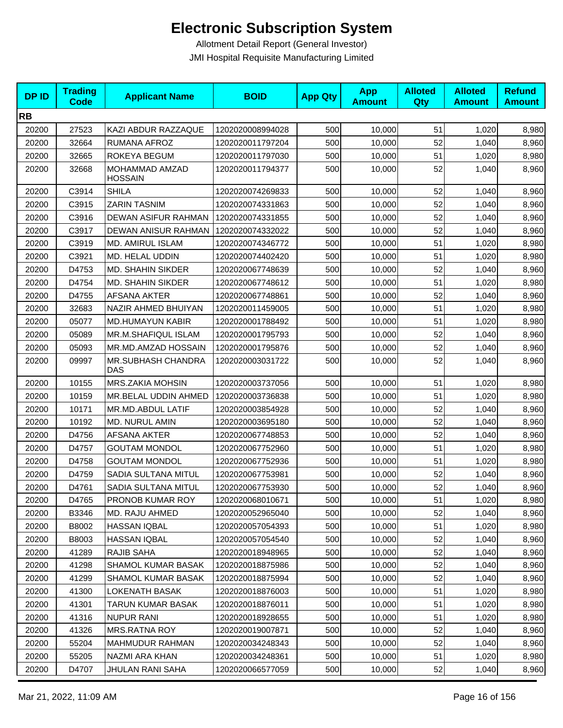# Electronic Subscription System

Allotment Detail Report (General Investor)

JMI Hospital Requisite Manufacturing Limited

| DP ID | Trading Code | Applicant Name | BOID | App Qty | App Amount | Alloted Qty | Alloted Amount | Refund Amount |
|---|---|---|---|---|---|---|---|---|
| **RB** | | | | | | | | |
| 20200 | 27523 | KAZI ABDUR RAZZAQUE | 1202020008994028 | 500 | 10,000 | 51 | 1,020 | 8,980 |
| 20200 | 32664 | RUMANA AFROZ | 1202020011797204 | 500 | 10,000 | 52 | 1,040 | 8,960 |
| 20200 | 32665 | ROKEYA BEGUM | 1202020011797030 | 500 | 10,000 | 51 | 1,020 | 8,980 |
| 20200 | 32668 | MOHAMMAD AMZAD HOSSAIN | 1202020011794377 | 500 | 10,000 | 52 | 1,040 | 8,960 |
| 20200 | C3914 | SHILA | 1202020074269833 | 500 | 10,000 | 52 | 1,040 | 8,960 |
| 20200 | C3915 | ZARIN TASNIM | 1202020074331863 | 500 | 10,000 | 52 | 1,040 | 8,960 |
| 20200 | C3916 | DEWAN ASIFUR RAHMAN | 1202020074331855 | 500 | 10,000 | 52 | 1,040 | 8,960 |
| 20200 | C3917 | DEWAN ANISUR RAHMAN | 1202020074332022 | 500 | 10,000 | 52 | 1,040 | 8,960 |
| 20200 | C3919 | MD. AMIRUL ISLAM | 1202020074346772 | 500 | 10,000 | 51 | 1,020 | 8,980 |
| 20200 | C3921 | MD. HELAL UDDIN | 1202020074402420 | 500 | 10,000 | 51 | 1,020 | 8,980 |
| 20200 | D4753 | MD. SHAHIN SIKDER | 1202020067748639 | 500 | 10,000 | 52 | 1,040 | 8,960 |
| 20200 | D4754 | MD. SHAHIN SIKDER | 1202020067748612 | 500 | 10,000 | 51 | 1,020 | 8,980 |
| 20200 | D4755 | AFSANA AKTER | 1202020067748861 | 500 | 10,000 | 52 | 1,040 | 8,960 |
| 20200 | 32683 | NAZIR AHMED BHUIYAN | 1202020011459005 | 500 | 10,000 | 51 | 1,020 | 8,980 |
| 20200 | 05077 | MD.HUMAYUN KABIR | 1202020001788492 | 500 | 10,000 | 51 | 1,020 | 8,980 |
| 20200 | 05089 | MR.M.SHAFIQUL ISLAM | 1202020001795793 | 500 | 10,000 | 52 | 1,040 | 8,960 |
| 20200 | 05093 | MR.MD.AMZAD HOSSAIN | 1202020001795876 | 500 | 10,000 | 52 | 1,040 | 8,960 |
| 20200 | 09997 | MR.SUBHASH CHANDRA DAS | 1202020003031722 | 500 | 10,000 | 52 | 1,040 | 8,960 |
| 20200 | 10155 | MRS.ZAKIA MOHSIN | 1202020003737056 | 500 | 10,000 | 51 | 1,020 | 8,980 |
| 20200 | 10159 | MR.BELAL UDDIN AHMED | 1202020003736838 | 500 | 10,000 | 51 | 1,020 | 8,980 |
| 20200 | 10171 | MR.MD.ABDUL LATIF | 1202020003854928 | 500 | 10,000 | 52 | 1,040 | 8,960 |
| 20200 | 10192 | MD. NURUL AMIN | 1202020003695180 | 500 | 10,000 | 52 | 1,040 | 8,960 |
| 20200 | D4756 | AFSANA AKTER | 1202020067748853 | 500 | 10,000 | 52 | 1,040 | 8,960 |
| 20200 | D4757 | GOUTAM MONDOL | 1202020067752960 | 500 | 10,000 | 51 | 1,020 | 8,980 |
| 20200 | D4758 | GOUTAM MONDOL | 1202020067752936 | 500 | 10,000 | 51 | 1,020 | 8,980 |
| 20200 | D4759 | SADIA SULTANA MITUL | 1202020067753981 | 500 | 10,000 | 52 | 1,040 | 8,960 |
| 20200 | D4761 | SADIA SULTANA MITUL | 1202020067753930 | 500 | 10,000 | 52 | 1,040 | 8,960 |
| 20200 | D4765 | PRONOB KUMAR ROY | 1202020068010671 | 500 | 10,000 | 51 | 1,020 | 8,980 |
| 20200 | B3346 | MD. RAJU AHMED | 1202020052965040 | 500 | 10,000 | 52 | 1,040 | 8,960 |
| 20200 | B8002 | HASSAN IQBAL | 1202020057054393 | 500 | 10,000 | 51 | 1,020 | 8,980 |
| 20200 | B8003 | HASSAN IQBAL | 1202020057054540 | 500 | 10,000 | 52 | 1,040 | 8,960 |
| 20200 | 41289 | RAJIB SAHA | 1202020018948965 | 500 | 10,000 | 52 | 1,040 | 8,960 |
| 20200 | 41298 | SHAMOL KUMAR BASAK | 1202020018875986 | 500 | 10,000 | 52 | 1,040 | 8,960 |
| 20200 | 41299 | SHAMOL KUMAR BASAK | 1202020018875994 | 500 | 10,000 | 52 | 1,040 | 8,960 |
| 20200 | 41300 | LOKENATH BASAK | 1202020018876003 | 500 | 10,000 | 51 | 1,020 | 8,980 |
| 20200 | 41301 | TARUN KUMAR BASAK | 1202020018876011 | 500 | 10,000 | 51 | 1,020 | 8,980 |
| 20200 | 41316 | NUPUR RANI | 1202020018928655 | 500 | 10,000 | 51 | 1,020 | 8,980 |
| 20200 | 41326 | MRS.RATNA ROY | 1202020019007871 | 500 | 10,000 | 52 | 1,040 | 8,960 |
| 20200 | 55204 | MAHMUDUR RAHMAN | 1202020034248343 | 500 | 10,000 | 52 | 1,040 | 8,960 |
| 20200 | 55205 | NAZMI ARA KHAN | 1202020034248361 | 500 | 10,000 | 51 | 1,020 | 8,980 |
| 20200 | D4707 | JHULAN RANI SAHA | 1202020066577059 | 500 | 10,000 | 52 | 1,040 | 8,960 |

Mar 21, 2022, 11:09 AM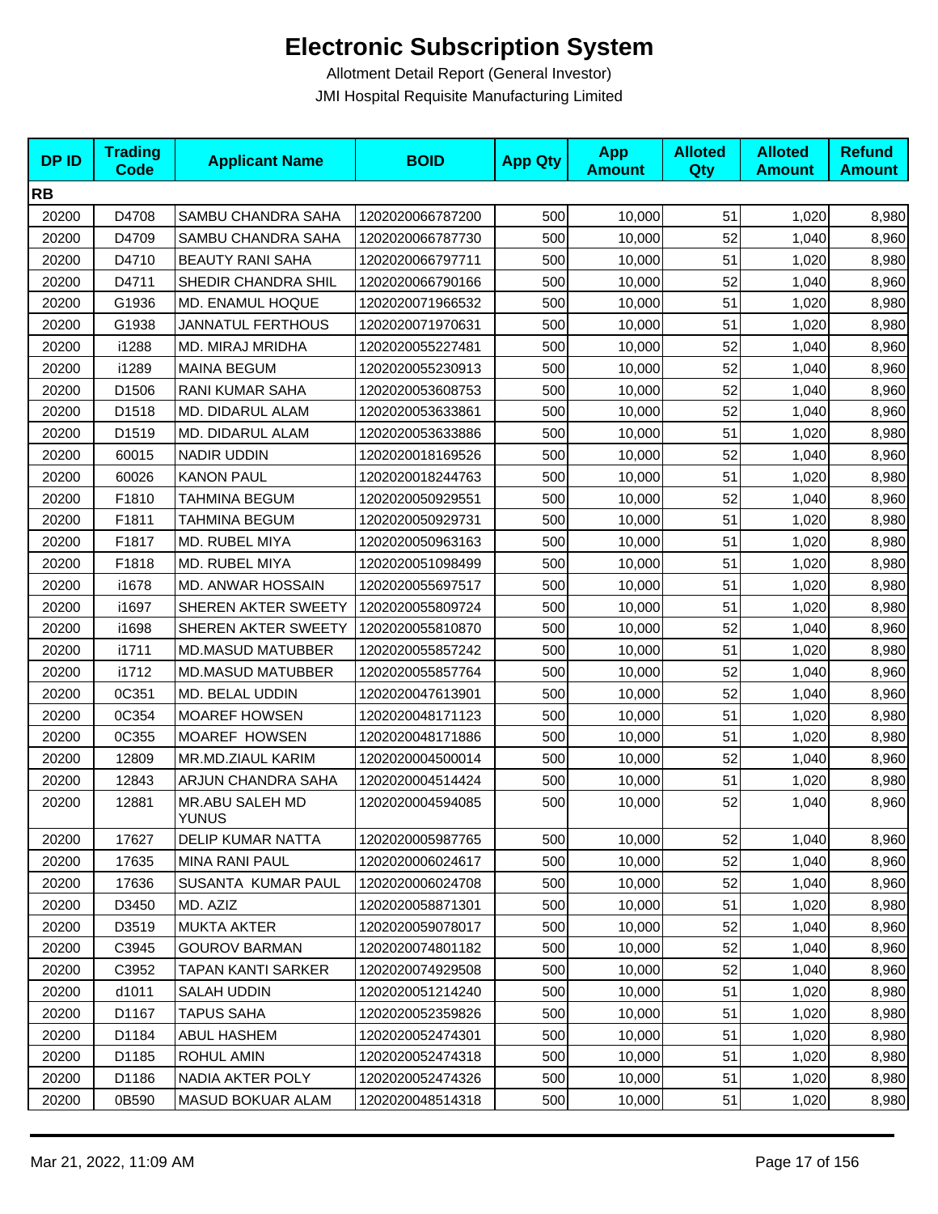# Electronic Subscription System

Allotment Detail Report (General Investor)

JMI Hospital Requisite Manufacturing Limited

| DP ID | Trading Code | Applicant Name | BOID | App Qty | App Amount | Alloted Qty | Alloted Amount | Refund Amount |
|---|---|---|---|---|---|---|---|---|
| **RB** | | | | | | | | |
| 20200 | D4708 | SAMBU CHANDRA SAHA | 1202020066787200 | 500 | 10,000 | 51 | 1,020 | 8,980 |
| 20200 | D4709 | SAMBU CHANDRA SAHA | 1202020066787730 | 500 | 10,000 | 52 | 1,040 | 8,960 |
| 20200 | D4710 | BEAUTY RANI SAHA | 1202020066797711 | 500 | 10,000 | 51 | 1,020 | 8,980 |
| 20200 | D4711 | SHEDIR CHANDRA SHIL | 1202020066790166 | 500 | 10,000 | 52 | 1,040 | 8,960 |
| 20200 | G1936 | MD. ENAMUL HOQUE | 1202020071966532 | 500 | 10,000 | 51 | 1,020 | 8,980 |
| 20200 | G1938 | JANNATUL FERTHOUS | 1202020071970631 | 500 | 10,000 | 51 | 1,020 | 8,980 |
| 20200 | i1288 | MD. MIRAJ MRIDHA | 1202020055227481 | 500 | 10,000 | 52 | 1,040 | 8,960 |
| 20200 | i1289 | MAINA BEGUM | 1202020055230913 | 500 | 10,000 | 52 | 1,040 | 8,960 |
| 20200 | D1506 | RANI KUMAR SAHA | 1202020053608753 | 500 | 10,000 | 52 | 1,040 | 8,960 |
| 20200 | D1518 | MD. DIDARUL ALAM | 1202020053633861 | 500 | 10,000 | 52 | 1,040 | 8,960 |
| 20200 | D1519 | MD. DIDARUL ALAM | 1202020053633886 | 500 | 10,000 | 51 | 1,020 | 8,980 |
| 20200 | 60015 | NADIR UDDIN | 1202020018169526 | 500 | 10,000 | 52 | 1,040 | 8,960 |
| 20200 | 60026 | KANON PAUL | 1202020018244763 | 500 | 10,000 | 51 | 1,020 | 8,980 |
| 20200 | F1810 | TAHMINA BEGUM | 1202020050929551 | 500 | 10,000 | 52 | 1,040 | 8,960 |
| 20200 | F1811 | TAHMINA BEGUM | 1202020050929731 | 500 | 10,000 | 51 | 1,020 | 8,980 |
| 20200 | F1817 | MD. RUBEL MIYA | 1202020050963163 | 500 | 10,000 | 51 | 1,020 | 8,980 |
| 20200 | F1818 | MD. RUBEL MIYA | 1202020051098499 | 500 | 10,000 | 51 | 1,020 | 8,980 |
| 20200 | i1678 | MD. ANWAR HOSSAIN | 1202020055697517 | 500 | 10,000 | 51 | 1,020 | 8,980 |
| 20200 | i1697 | SHEREN AKTER SWEETY | 1202020055809724 | 500 | 10,000 | 51 | 1,020 | 8,980 |
| 20200 | i1698 | SHEREN AKTER SWEETY | 1202020055810870 | 500 | 10,000 | 52 | 1,040 | 8,960 |
| 20200 | i1711 | MD.MASUD MATUBBER | 1202020055857242 | 500 | 10,000 | 51 | 1,020 | 8,980 |
| 20200 | i1712 | MD.MASUD MATUBBER | 1202020055857764 | 500 | 10,000 | 52 | 1,040 | 8,960 |
| 20200 | 0C351 | MD. BELAL UDDIN | 1202020047613901 | 500 | 10,000 | 52 | 1,040 | 8,960 |
| 20200 | 0C354 | MOAREF HOWSEN | 1202020048171123 | 500 | 10,000 | 51 | 1,020 | 8,980 |
| 20200 | 0C355 | MOAREF HOWSEN | 1202020048171886 | 500 | 10,000 | 51 | 1,020 | 8,980 |
| 20200 | 12809 | MR.MD.ZIAUL KARIM | 1202020004500014 | 500 | 10,000 | 52 | 1,040 | 8,960 |
| 20200 | 12843 | ARJUN CHANDRA SAHA | 1202020004514424 | 500 | 10,000 | 51 | 1,020 | 8,980 |
| 20200 | 12881 | MR.ABU SALEH MD YUNUS | 1202020004594085 | 500 | 10,000 | 52 | 1,040 | 8,960 |
| 20200 | 17627 | DELIP KUMAR NATTA | 1202020005987765 | 500 | 10,000 | 52 | 1,040 | 8,960 |
| 20200 | 17635 | MINA RANI PAUL | 1202020006024617 | 500 | 10,000 | 52 | 1,040 | 8,960 |
| 20200 | 17636 | SUSANTA KUMAR PAUL | 1202020006024708 | 500 | 10,000 | 52 | 1,040 | 8,960 |
| 20200 | D3450 | MD. AZIZ | 1202020058871301 | 500 | 10,000 | 51 | 1,020 | 8,980 |
| 20200 | D3519 | MUKTA AKTER | 1202020059078017 | 500 | 10,000 | 52 | 1,040 | 8,960 |
| 20200 | C3945 | GOUROV BARMAN | 1202020074801182 | 500 | 10,000 | 52 | 1,040 | 8,960 |
| 20200 | C3952 | TAPAN KANTI SARKER | 1202020074929508 | 500 | 10,000 | 52 | 1,040 | 8,960 |
| 20200 | d1011 | SALAH UDDIN | 1202020051214240 | 500 | 10,000 | 51 | 1,020 | 8,980 |
| 20200 | D1167 | TAPUS SAHA | 1202020052359826 | 500 | 10,000 | 51 | 1,020 | 8,980 |
| 20200 | D1184 | ABUL HASHEM | 1202020052474301 | 500 | 10,000 | 51 | 1,020 | 8,980 |
| 20200 | D1185 | ROHUL AMIN | 1202020052474318 | 500 | 10,000 | 51 | 1,020 | 8,980 |
| 20200 | D1186 | NADIA AKTER POLY | 1202020052474326 | 500 | 10,000 | 51 | 1,020 | 8,980 |
| 20200 | 0B590 | MASUD BOKUAR ALAM | 1202020048514318 | 500 | 10,000 | 51 | 1,020 | 8,980 |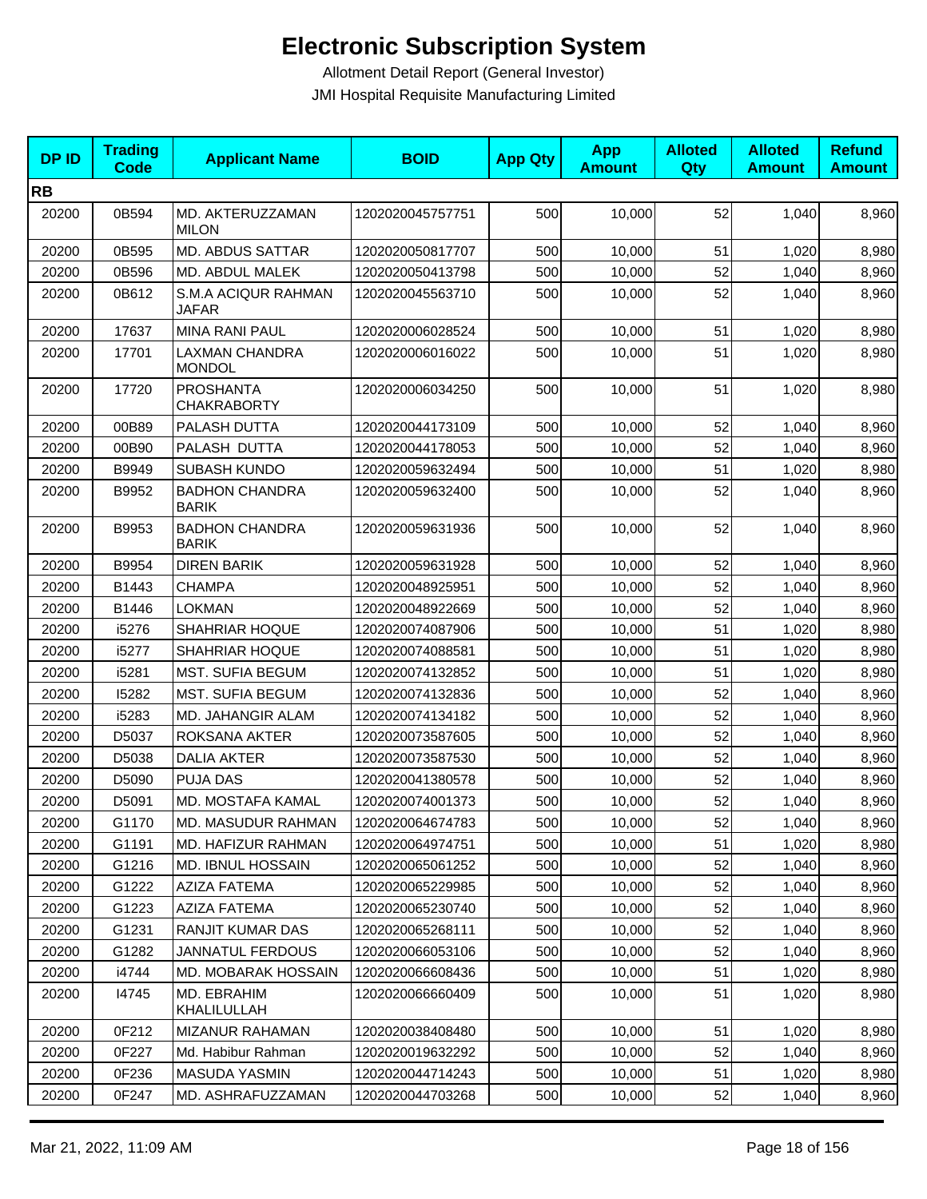# Electronic Subscription System

Allotment Detail Report (General Investor)

JMI Hospital Requisite Manufacturing Limited

| DP ID | Trading Code | Applicant Name | BOID | App Qty | App Amount | Alloted Qty | Alloted Amount | Refund Amount |
|---|---|---|---|---|---|---|---|---|
| **RB** | | | | | | | | |
| 20200 | 0B594 | MD. AKTERUZZAMAN MILON | 1202020045757751 | 500 | 10,000 | 52 | 1,040 | 8,960 |
| 20200 | 0B595 | MD. ABDUS SATTAR | 1202020050817707 | 500 | 10,000 | 51 | 1,020 | 8,980 |
| 20200 | 0B596 | MD. ABDUL MALEK | 1202020050413798 | 500 | 10,000 | 52 | 1,040 | 8,960 |
| 20200 | 0B612 | S.M.A ACIQUR RAHMAN JAFAR | 1202020045563710 | 500 | 10,000 | 52 | 1,040 | 8,960 |
| 20200 | 17637 | MINA RANI PAUL | 1202020006028524 | 500 | 10,000 | 51 | 1,020 | 8,980 |
| 20200 | 17701 | LAXMAN CHANDRA MONDOL | 1202020006016022 | 500 | 10,000 | 51 | 1,020 | 8,980 |
| 20200 | 17720 | PROSHANTA CHAKRABORTY | 1202020006034250 | 500 | 10,000 | 51 | 1,020 | 8,980 |
| 20200 | 00B89 | PALASH DUTTA | 1202020044173109 | 500 | 10,000 | 52 | 1,040 | 8,960 |
| 20200 | 00B90 | PALASH DUTTA | 1202020044178053 | 500 | 10,000 | 52 | 1,040 | 8,960 |
| 20200 | B9949 | SUBASH KUNDO | 1202020059632494 | 500 | 10,000 | 51 | 1,020 | 8,980 |
| 20200 | B9952 | BADHON CHANDRA BARIK | 1202020059632400 | 500 | 10,000 | 52 | 1,040 | 8,960 |
| 20200 | B9953 | BADHON CHANDRA BARIK | 1202020059631936 | 500 | 10,000 | 52 | 1,040 | 8,960 |
| 20200 | B9954 | DIREN BARIK | 1202020059631928 | 500 | 10,000 | 52 | 1,040 | 8,960 |
| 20200 | B1443 | CHAMPA | 1202020048925951 | 500 | 10,000 | 52 | 1,040 | 8,960 |
| 20200 | B1446 | LOKMAN | 1202020048922669 | 500 | 10,000 | 52 | 1,040 | 8,960 |
| 20200 | i5276 | SHAHRIAR HOQUE | 1202020074087906 | 500 | 10,000 | 51 | 1,020 | 8,980 |
| 20200 | i5277 | SHAHRIAR HOQUE | 1202020074088581 | 500 | 10,000 | 51 | 1,020 | 8,980 |
| 20200 | i5281 | MST. SUFIA BEGUM | 1202020074132852 | 500 | 10,000 | 51 | 1,020 | 8,980 |
| 20200 | I5282 | MST. SUFIA BEGUM | 1202020074132836 | 500 | 10,000 | 52 | 1,040 | 8,960 |
| 20200 | i5283 | MD. JAHANGIR ALAM | 1202020074134182 | 500 | 10,000 | 52 | 1,040 | 8,960 |
| 20200 | D5037 | ROKSANA AKTER | 1202020073587605 | 500 | 10,000 | 52 | 1,040 | 8,960 |
| 20200 | D5038 | DALIA AKTER | 1202020073587530 | 500 | 10,000 | 52 | 1,040 | 8,960 |
| 20200 | D5090 | PUJA DAS | 1202020041380578 | 500 | 10,000 | 52 | 1,040 | 8,960 |
| 20200 | D5091 | MD. MOSTAFA KAMAL | 1202020074001373 | 500 | 10,000 | 52 | 1,040 | 8,960 |
| 20200 | G1170 | MD. MASUDUR RAHMAN | 1202020064674783 | 500 | 10,000 | 52 | 1,040 | 8,960 |
| 20200 | G1191 | MD. HAFIZUR RAHMAN | 1202020064974751 | 500 | 10,000 | 51 | 1,020 | 8,980 |
| 20200 | G1216 | MD. IBNUL HOSSAIN | 1202020065061252 | 500 | 10,000 | 52 | 1,040 | 8,960 |
| 20200 | G1222 | AZIZA FATEMA | 1202020065229985 | 500 | 10,000 | 52 | 1,040 | 8,960 |
| 20200 | G1223 | AZIZA FATEMA | 1202020065230740 | 500 | 10,000 | 52 | 1,040 | 8,960 |
| 20200 | G1231 | RANJIT KUMAR DAS | 1202020065268111 | 500 | 10,000 | 52 | 1,040 | 8,960 |
| 20200 | G1282 | JANNATUL FERDOUS | 1202020066053106 | 500 | 10,000 | 52 | 1,040 | 8,960 |
| 20200 | i4744 | MD. MOBARAK HOSSAIN | 1202020066608436 | 500 | 10,000 | 51 | 1,020 | 8,980 |
| 20200 | I4745 | MD. EBRAHIM KHALILULLAH | 1202020066660409 | 500 | 10,000 | 51 | 1,020 | 8,980 |
| 20200 | 0F212 | MIZANUR RAHAMAN | 1202020038408480 | 500 | 10,000 | 51 | 1,020 | 8,980 |
| 20200 | 0F227 | Md. Habibur Rahman | 1202020019632292 | 500 | 10,000 | 52 | 1,040 | 8,960 |
| 20200 | 0F236 | MASUDA YASMIN | 1202020044714243 | 500 | 10,000 | 51 | 1,020 | 8,980 |
| 20200 | 0F247 | MD. ASHRAFUZZAMAN | 1202020044703268 | 500 | 10,000 | 52 | 1,040 | 8,960 |

Mar 21, 2022, 11:09 AM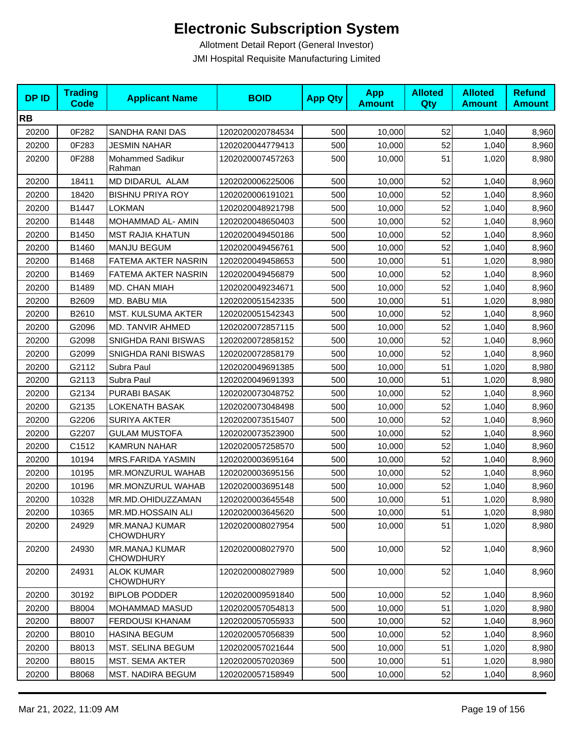# Electronic Subscription System

Allotment Detail Report (General Investor)

JMI Hospital Requisite Manufacturing Limited

| DP ID | Trading Code | Applicant Name | BOID | App Qty | App Amount | Alloted Qty | Alloted Amount | Refund Amount |
|---|---|---|---|---|---|---|---|---|
| **RB** | | | | | | | | |
| 20200 | 0F282 | SANDHA RANI DAS | 1202020020784534 | 500 | 10,000 | 52 | 1,040 | 8,960 |
| 20200 | 0F283 | JESMIN NAHAR | 1202020044779413 | 500 | 10,000 | 52 | 1,040 | 8,960 |
| 20200 | 0F288 | Mohammed Sadikur Rahman | 1202020007457263 | 500 | 10,000 | 51 | 1,020 | 8,980 |
| 20200 | 18411 | MD DIDARUL ALAM | 1202020006225006 | 500 | 10,000 | 52 | 1,040 | 8,960 |
| 20200 | 18420 | BISHNU PRIYA ROY | 1202020006191021 | 500 | 10,000 | 52 | 1,040 | 8,960 |
| 20200 | B1447 | LOKMAN | 1202020048921798 | 500 | 10,000 | 52 | 1,040 | 8,960 |
| 20200 | B1448 | MOHAMMAD AL- AMIN | 1202020048650403 | 500 | 10,000 | 52 | 1,040 | 8,960 |
| 20200 | B1450 | MST RAJIA KHATUN | 1202020049450186 | 500 | 10,000 | 52 | 1,040 | 8,960 |
| 20200 | B1460 | MANJU BEGUM | 1202020049456761 | 500 | 10,000 | 52 | 1,040 | 8,960 |
| 20200 | B1468 | FATEMA AKTER NASRIN | 1202020049458653 | 500 | 10,000 | 51 | 1,020 | 8,980 |
| 20200 | B1469 | FATEMA AKTER NASRIN | 1202020049456879 | 500 | 10,000 | 52 | 1,040 | 8,960 |
| 20200 | B1489 | MD. CHAN MIAH | 1202020049234671 | 500 | 10,000 | 52 | 1,040 | 8,960 |
| 20200 | B2609 | MD. BABU MIA | 1202020051542335 | 500 | 10,000 | 51 | 1,020 | 8,980 |
| 20200 | B2610 | MST. KULSUMA AKTER | 1202020051542343 | 500 | 10,000 | 52 | 1,040 | 8,960 |
| 20200 | G2096 | MD. TANVIR AHMED | 1202020072857115 | 500 | 10,000 | 52 | 1,040 | 8,960 |
| 20200 | G2098 | SNIGHDA RANI BISWAS | 1202020072858152 | 500 | 10,000 | 52 | 1,040 | 8,960 |
| 20200 | G2099 | SNIGHDA RANI BISWAS | 1202020072858179 | 500 | 10,000 | 52 | 1,040 | 8,960 |
| 20200 | G2112 | Subra Paul | 1202020049691385 | 500 | 10,000 | 51 | 1,020 | 8,980 |
| 20200 | G2113 | Subra Paul | 1202020049691393 | 500 | 10,000 | 51 | 1,020 | 8,980 |
| 20200 | G2134 | PURABI BASAK | 1202020073048752 | 500 | 10,000 | 52 | 1,040 | 8,960 |
| 20200 | G2135 | LOKENATH BASAK | 1202020073048498 | 500 | 10,000 | 52 | 1,040 | 8,960 |
| 20200 | G2206 | SURIYA AKTER | 1202020073515407 | 500 | 10,000 | 52 | 1,040 | 8,960 |
| 20200 | G2207 | GULAM MUSTOFA | 1202020073523900 | 500 | 10,000 | 52 | 1,040 | 8,960 |
| 20200 | C1512 | KAMRUN NAHAR | 1202020057258570 | 500 | 10,000 | 52 | 1,040 | 8,960 |
| 20200 | 10194 | MRS.FARIDA YASMIN | 1202020003695164 | 500 | 10,000 | 52 | 1,040 | 8,960 |
| 20200 | 10195 | MR.MONZURUL WAHAB | 1202020003695156 | 500 | 10,000 | 52 | 1,040 | 8,960 |
| 20200 | 10196 | MR.MONZURUL WAHAB | 1202020003695148 | 500 | 10,000 | 52 | 1,040 | 8,960 |
| 20200 | 10328 | MR.MD.OHIDUZZAMAN | 1202020003645548 | 500 | 10,000 | 51 | 1,020 | 8,980 |
| 20200 | 10365 | MR.MD.HOSSAIN ALI | 1202020003645620 | 500 | 10,000 | 51 | 1,020 | 8,980 |
| 20200 | 24929 | MR.MANAJ KUMAR CHOWDHURY | 1202020008027954 | 500 | 10,000 | 51 | 1,020 | 8,980 |
| 20200 | 24930 | MR.MANAJ KUMAR CHOWDHURY | 1202020008027970 | 500 | 10,000 | 52 | 1,040 | 8,960 |
| 20200 | 24931 | ALOK KUMAR CHOWDHURY | 1202020008027989 | 500 | 10,000 | 52 | 1,040 | 8,960 |
| 20200 | 30192 | BIPLOB PODDER | 1202020009591840 | 500 | 10,000 | 52 | 1,040 | 8,960 |
| 20200 | B8004 | MOHAMMAD MASUD | 1202020057054813 | 500 | 10,000 | 51 | 1,020 | 8,980 |
| 20200 | B8007 | FERDOUSI KHANAM | 1202020057055933 | 500 | 10,000 | 52 | 1,040 | 8,960 |
| 20200 | B8010 | HASINA BEGUM | 1202020057056839 | 500 | 10,000 | 52 | 1,040 | 8,960 |
| 20200 | B8013 | MST. SELINA BEGUM | 1202020057021644 | 500 | 10,000 | 51 | 1,020 | 8,980 |
| 20200 | B8015 | MST. SEMA AKTER | 1202020057020369 | 500 | 10,000 | 51 | 1,020 | 8,980 |
| 20200 | B8068 | MST. NADIRA BEGUM | 1202020057158949 | 500 | 10,000 | 52 | 1,040 | 8,960 |

Mar 21, 2022, 11:09 AM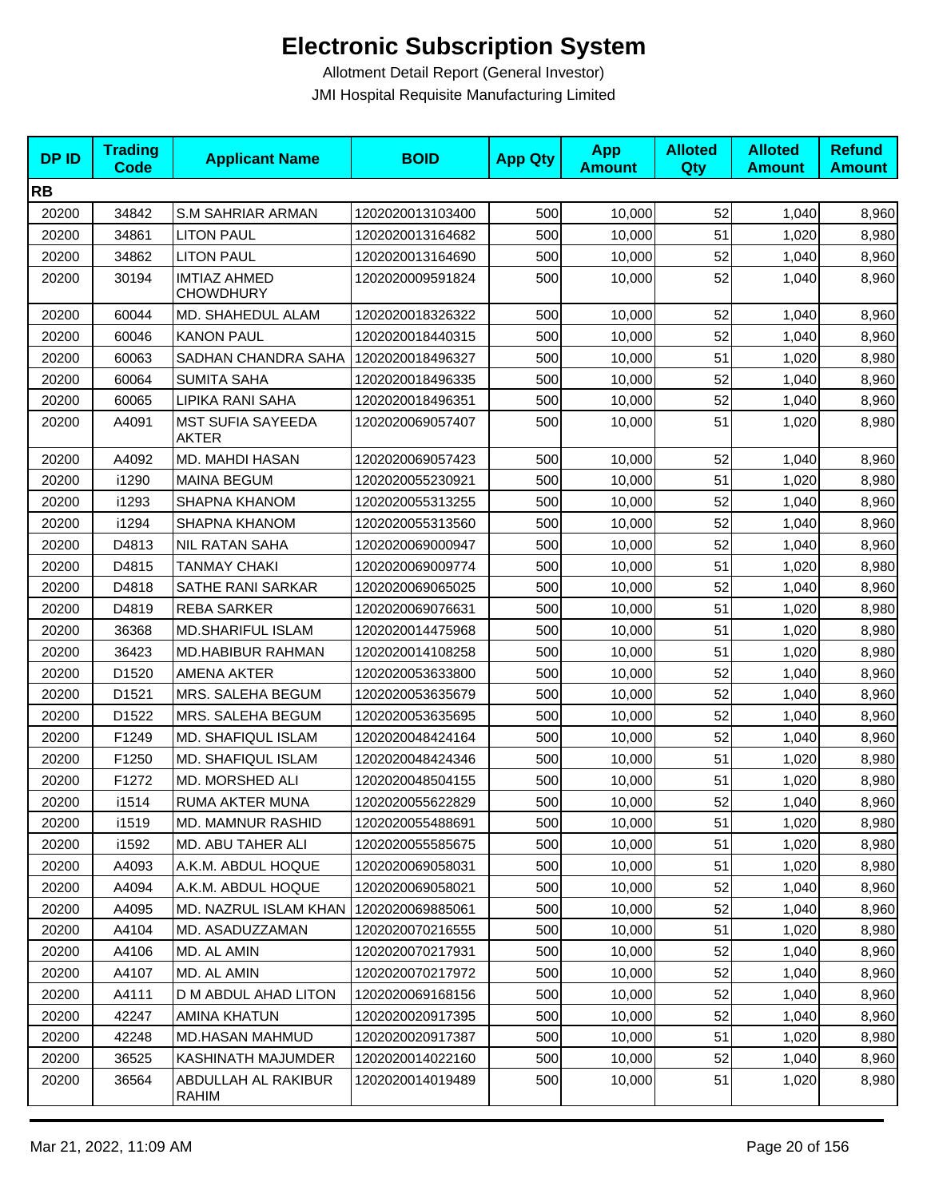# Electronic Subscription System

Allotment Detail Report (General Investor)

JMI Hospital Requisite Manufacturing Limited

| DP ID | Trading Code | Applicant Name | BOID | App Qty | App Amount | Alloted Qty | Alloted Amount | Refund Amount |
|---|---|---|---|---|---|---|---|---|
| **RB** | | | | | | | | |
| 20200 | 34842 | S.M SAHRIAR ARMAN | 1202020013103400 | 500 | 10,000 | 52 | 1,040 | 8,960 |
| 20200 | 34861 | LITON PAUL | 1202020013164682 | 500 | 10,000 | 51 | 1,020 | 8,980 |
| 20200 | 34862 | LITON PAUL | 1202020013164690 | 500 | 10,000 | 52 | 1,040 | 8,960 |
| 20200 | 30194 | IMTIAZ AHMED CHOWDHURY | 1202020009591824 | 500 | 10,000 | 52 | 1,040 | 8,960 |
| 20200 | 60044 | MD. SHAHEDUL ALAM | 1202020018326322 | 500 | 10,000 | 52 | 1,040 | 8,960 |
| 20200 | 60046 | KANON PAUL | 1202020018440315 | 500 | 10,000 | 52 | 1,040 | 8,960 |
| 20200 | 60063 | SADHAN CHANDRA SAHA | 1202020018496327 | 500 | 10,000 | 51 | 1,020 | 8,980 |
| 20200 | 60064 | SUMITA SAHA | 1202020018496335 | 500 | 10,000 | 52 | 1,040 | 8,960 |
| 20200 | 60065 | LIPIKA RANI SAHA | 1202020018496351 | 500 | 10,000 | 52 | 1,040 | 8,960 |
| 20200 | A4091 | MST SUFIA SAYEEDA AKTER | 1202020069057407 | 500 | 10,000 | 51 | 1,020 | 8,980 |
| 20200 | A4092 | MD. MAHDI HASAN | 1202020069057423 | 500 | 10,000 | 52 | 1,040 | 8,960 |
| 20200 | i1290 | MAINA BEGUM | 1202020055230921 | 500 | 10,000 | 51 | 1,020 | 8,980 |
| 20200 | i1293 | SHAPNA KHANOM | 1202020055313255 | 500 | 10,000 | 52 | 1,040 | 8,960 |
| 20200 | i1294 | SHAPNA KHANOM | 1202020055313560 | 500 | 10,000 | 52 | 1,040 | 8,960 |
| 20200 | D4813 | NIL RATAN SAHA | 1202020069000947 | 500 | 10,000 | 52 | 1,040 | 8,960 |
| 20200 | D4815 | TANMAY CHAKI | 1202020069009774 | 500 | 10,000 | 51 | 1,020 | 8,980 |
| 20200 | D4818 | SATHE RANI SARKAR | 1202020069065025 | 500 | 10,000 | 52 | 1,040 | 8,960 |
| 20200 | D4819 | REBA SARKER | 1202020069076631 | 500 | 10,000 | 51 | 1,020 | 8,980 |
| 20200 | 36368 | MD.SHARIFUL ISLAM | 1202020014475968 | 500 | 10,000 | 51 | 1,020 | 8,980 |
| 20200 | 36423 | MD.HABIBUR RAHMAN | 1202020014108258 | 500 | 10,000 | 51 | 1,020 | 8,980 |
| 20200 | D1520 | AMENA AKTER | 1202020053633800 | 500 | 10,000 | 52 | 1,040 | 8,960 |
| 20200 | D1521 | MRS. SALEHA BEGUM | 1202020053635679 | 500 | 10,000 | 52 | 1,040 | 8,960 |
| 20200 | D1522 | MRS. SALEHA BEGUM | 1202020053635695 | 500 | 10,000 | 52 | 1,040 | 8,960 |
| 20200 | F1249 | MD. SHAFIQUL ISLAM | 1202020048424164 | 500 | 10,000 | 52 | 1,040 | 8,960 |
| 20200 | F1250 | MD. SHAFIQUL ISLAM | 1202020048424346 | 500 | 10,000 | 51 | 1,020 | 8,980 |
| 20200 | F1272 | MD. MORSHED ALI | 1202020048504155 | 500 | 10,000 | 51 | 1,020 | 8,980 |
| 20200 | i1514 | RUMA AKTER MUNA | 1202020055622829 | 500 | 10,000 | 52 | 1,040 | 8,960 |
| 20200 | i1519 | MD. MAMNUR RASHID | 1202020055488691 | 500 | 10,000 | 51 | 1,020 | 8,980 |
| 20200 | i1592 | MD. ABU TAHER ALI | 1202020055585675 | 500 | 10,000 | 51 | 1,020 | 8,980 |
| 20200 | A4093 | A.K.M. ABDUL HOQUE | 1202020069058031 | 500 | 10,000 | 51 | 1,020 | 8,980 |
| 20200 | A4094 | A.K.M. ABDUL HOQUE | 1202020069058021 | 500 | 10,000 | 52 | 1,040 | 8,960 |
| 20200 | A4095 | MD. NAZRUL ISLAM KHAN | 1202020069885061 | 500 | 10,000 | 52 | 1,040 | 8,960 |
| 20200 | A4104 | MD. ASADUZZAMAN | 1202020070216555 | 500 | 10,000 | 51 | 1,020 | 8,980 |
| 20200 | A4106 | MD. AL AMIN | 1202020070217931 | 500 | 10,000 | 52 | 1,040 | 8,960 |
| 20200 | A4107 | MD. AL AMIN | 1202020070217972 | 500 | 10,000 | 52 | 1,040 | 8,960 |
| 20200 | A4111 | D M ABDUL AHAD LITON | 1202020069168156 | 500 | 10,000 | 52 | 1,040 | 8,960 |
| 20200 | 42247 | AMINA KHATUN | 1202020020917395 | 500 | 10,000 | 52 | 1,040 | 8,960 |
| 20200 | 42248 | MD.HASAN MAHMUD | 1202020020917387 | 500 | 10,000 | 51 | 1,020 | 8,980 |
| 20200 | 36525 | KASHINATH MAJUMDER | 1202020014022160 | 500 | 10,000 | 52 | 1,040 | 8,960 |
| 20200 | 36564 | ABDULLAH AL RAKIBUR RAHIM | 1202020014019489 | 500 | 10,000 | 51 | 1,020 | 8,980 |

Mar 21, 2022, 11:09 AM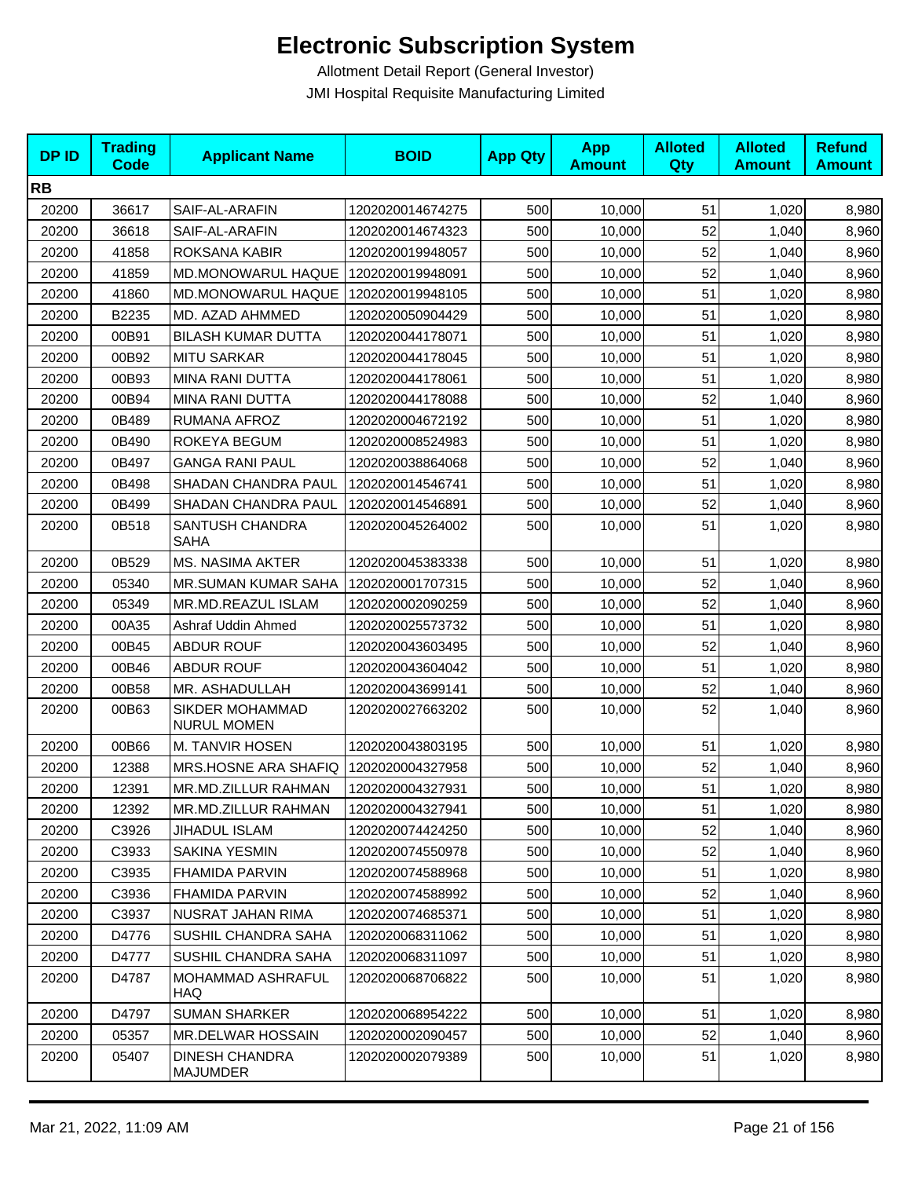# Electronic Subscription System

Allotment Detail Report (General Investor)

JMI Hospital Requisite Manufacturing Limited

| DP ID | Trading Code | Applicant Name | BOID | App Qty | App Amount | Alloted Qty | Alloted Amount | Refund Amount |
|---|---|---|---|---|---|---|---|---|
| **RB** | | | | | | | | |
| 20200 | 36617 | SAIF-AL-ARAFIN | 1202020014674275 | 500 | 10,000 | 51 | 1,020 | 8,980 |
| 20200 | 36618 | SAIF-AL-ARAFIN | 1202020014674323 | 500 | 10,000 | 52 | 1,040 | 8,960 |
| 20200 | 41858 | ROKSANA KABIR | 1202020019948057 | 500 | 10,000 | 52 | 1,040 | 8,960 |
| 20200 | 41859 | MD.MONOWARUL HAQUE | 1202020019948091 | 500 | 10,000 | 52 | 1,040 | 8,960 |
| 20200 | 41860 | MD.MONOWARUL HAQUE | 1202020019948105 | 500 | 10,000 | 51 | 1,020 | 8,980 |
| 20200 | B2235 | MD. AZAD AHMMED | 1202020050904429 | 500 | 10,000 | 51 | 1,020 | 8,980 |
| 20200 | 00B91 | BILASH KUMAR DUTTA | 1202020044178071 | 500 | 10,000 | 51 | 1,020 | 8,980 |
| 20200 | 00B92 | MITU SARKAR | 1202020044178045 | 500 | 10,000 | 51 | 1,020 | 8,980 |
| 20200 | 00B93 | MINA RANI DUTTA | 1202020044178061 | 500 | 10,000 | 51 | 1,020 | 8,980 |
| 20200 | 00B94 | MINA RANI DUTTA | 1202020044178088 | 500 | 10,000 | 52 | 1,040 | 8,960 |
| 20200 | 0B489 | RUMANA AFROZ | 1202020004672192 | 500 | 10,000 | 51 | 1,020 | 8,980 |
| 20200 | 0B490 | ROKEYA BEGUM | 1202020008524983 | 500 | 10,000 | 51 | 1,020 | 8,980 |
| 20200 | 0B497 | GANGA RANI PAUL | 1202020038864068 | 500 | 10,000 | 52 | 1,040 | 8,960 |
| 20200 | 0B498 | SHADAN CHANDRA PAUL | 1202020014546741 | 500 | 10,000 | 51 | 1,020 | 8,980 |
| 20200 | 0B499 | SHADAN CHANDRA PAUL | 1202020014546891 | 500 | 10,000 | 52 | 1,040 | 8,960 |
| 20200 | 0B518 | SANTUSH CHANDRA SAHA | 1202020045264002 | 500 | 10,000 | 51 | 1,020 | 8,980 |
| 20200 | 0B529 | MS. NASIMA AKTER | 1202020045383338 | 500 | 10,000 | 51 | 1,020 | 8,980 |
| 20200 | 05340 | MR.SUMAN KUMAR SAHA | 1202020001707315 | 500 | 10,000 | 52 | 1,040 | 8,960 |
| 20200 | 05349 | MR.MD.REAZUL ISLAM | 1202020002090259 | 500 | 10,000 | 52 | 1,040 | 8,960 |
| 20200 | 00A35 | Ashraf Uddin Ahmed | 1202020025573732 | 500 | 10,000 | 51 | 1,020 | 8,980 |
| 20200 | 00B45 | ABDUR ROUF | 1202020043603495 | 500 | 10,000 | 52 | 1,040 | 8,960 |
| 20200 | 00B46 | ABDUR ROUF | 1202020043604042 | 500 | 10,000 | 51 | 1,020 | 8,980 |
| 20200 | 00B58 | MR. ASHADULLAH | 1202020043699141 | 500 | 10,000 | 52 | 1,040 | 8,960 |
| 20200 | 00B63 | SIKDER MOHAMMAD NURUL MOMEN | 1202020027663202 | 500 | 10,000 | 52 | 1,040 | 8,960 |
| 20200 | 00B66 | M. TANVIR HOSEN | 1202020043803195 | 500 | 10,000 | 51 | 1,020 | 8,980 |
| 20200 | 12388 | MRS.HOSNE ARA SHAFIQ | 1202020004327958 | 500 | 10,000 | 52 | 1,040 | 8,960 |
| 20200 | 12391 | MR.MD.ZILLUR RAHMAN | 1202020004327931 | 500 | 10,000 | 51 | 1,020 | 8,980 |
| 20200 | 12392 | MR.MD.ZILLUR RAHMAN | 1202020004327941 | 500 | 10,000 | 51 | 1,020 | 8,980 |
| 20200 | C3926 | JIHADUL ISLAM | 1202020074424250 | 500 | 10,000 | 52 | 1,040 | 8,960 |
| 20200 | C3933 | SAKINA YESMIN | 1202020074550978 | 500 | 10,000 | 52 | 1,040 | 8,960 |
| 20200 | C3935 | FHAMIDA PARVIN | 1202020074588968 | 500 | 10,000 | 51 | 1,020 | 8,980 |
| 20200 | C3936 | FHAMIDA PARVIN | 1202020074588992 | 500 | 10,000 | 52 | 1,040 | 8,960 |
| 20200 | C3937 | NUSRAT JAHAN RIMA | 1202020074685371 | 500 | 10,000 | 51 | 1,020 | 8,980 |
| 20200 | D4776 | SUSHIL CHANDRA SAHA | 1202020068311062 | 500 | 10,000 | 51 | 1,020 | 8,980 |
| 20200 | D4777 | SUSHIL CHANDRA SAHA | 1202020068311097 | 500 | 10,000 | 51 | 1,020 | 8,980 |
| 20200 | D4787 | MOHAMMAD ASHRAFUL HAQ | 1202020068706822 | 500 | 10,000 | 51 | 1,020 | 8,980 |
| 20200 | D4797 | SUMAN SHARKER | 1202020068954222 | 500 | 10,000 | 51 | 1,020 | 8,980 |
| 20200 | 05357 | MR.DELWAR HOSSAIN | 1202020002090457 | 500 | 10,000 | 52 | 1,040 | 8,960 |
| 20200 | 05407 | DINESH CHANDRA MAJUMDER | 1202020002079389 | 500 | 10,000 | 51 | 1,020 | 8,980 |

Mar 21, 2022, 11:09 AM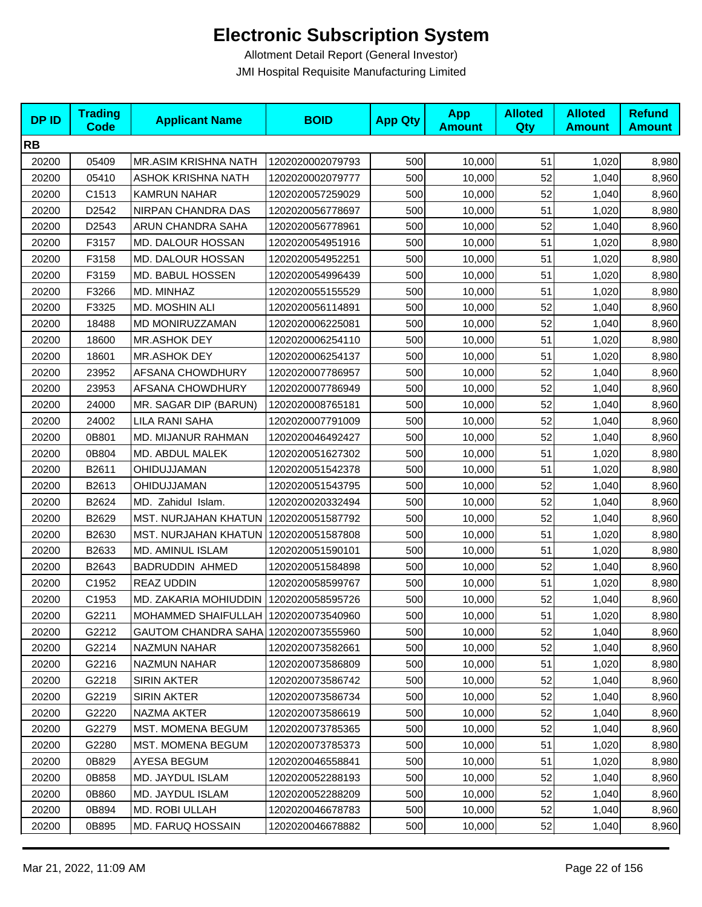# Electronic Subscription System

Allotment Detail Report (General Investor)

JMI Hospital Requisite Manufacturing Limited

| DP ID | Trading Code | Applicant Name | BOID | App Qty | App Amount | Alloted Qty | Alloted Amount | Refund Amount |
|---|---|---|---|---|---|---|---|---|
| **RB** | | | | | | | | |
| 20200 | 05409 | MR.ASIM KRISHNA NATH | 1202020002079793 | 500 | 10,000 | 51 | 1,020 | 8,980 |
| 20200 | 05410 | ASHOK KRISHNA NATH | 1202020002079777 | 500 | 10,000 | 52 | 1,040 | 8,960 |
| 20200 | C1513 | KAMRUN NAHAR | 1202020057259029 | 500 | 10,000 | 52 | 1,040 | 8,960 |
| 20200 | D2542 | NIRPAN CHANDRA DAS | 1202020056778697 | 500 | 10,000 | 51 | 1,020 | 8,980 |
| 20200 | D2543 | ARUN CHANDRA SAHA | 1202020056778961 | 500 | 10,000 | 52 | 1,040 | 8,960 |
| 20200 | F3157 | MD. DALOUR HOSSAN | 1202020054951916 | 500 | 10,000 | 51 | 1,020 | 8,980 |
| 20200 | F3158 | MD. DALOUR HOSSAN | 1202020054952251 | 500 | 10,000 | 51 | 1,020 | 8,980 |
| 20200 | F3159 | MD. BABUL HOSSEN | 1202020054996439 | 500 | 10,000 | 51 | 1,020 | 8,980 |
| 20200 | F3266 | MD. MINHAZ | 1202020055155529 | 500 | 10,000 | 51 | 1,020 | 8,980 |
| 20200 | F3325 | MD. MOSHIN ALI | 1202020056114891 | 500 | 10,000 | 52 | 1,040 | 8,960 |
| 20200 | 18488 | MD MONIRUZZAMAN | 1202020006225081 | 500 | 10,000 | 52 | 1,040 | 8,960 |
| 20200 | 18600 | MR.ASHOK DEY | 1202020006254110 | 500 | 10,000 | 51 | 1,020 | 8,980 |
| 20200 | 18601 | MR.ASHOK DEY | 1202020006254137 | 500 | 10,000 | 51 | 1,020 | 8,980 |
| 20200 | 23952 | AFSANA CHOWDHURY | 1202020007786957 | 500 | 10,000 | 52 | 1,040 | 8,960 |
| 20200 | 23953 | AFSANA CHOWDHURY | 1202020007786949 | 500 | 10,000 | 52 | 1,040 | 8,960 |
| 20200 | 24000 | MR. SAGAR DIP (BARUN) | 1202020008765181 | 500 | 10,000 | 52 | 1,040 | 8,960 |
| 20200 | 24002 | LILA RANI SAHA | 1202020007791009 | 500 | 10,000 | 52 | 1,040 | 8,960 |
| 20200 | 0B801 | MD. MIJANUR RAHMAN | 1202020046492427 | 500 | 10,000 | 52 | 1,040 | 8,960 |
| 20200 | 0B804 | MD. ABDUL MALEK | 1202020051627302 | 500 | 10,000 | 51 | 1,020 | 8,980 |
| 20200 | B2611 | OHIDUJJAMAN | 1202020051542378 | 500 | 10,000 | 51 | 1,020 | 8,980 |
| 20200 | B2613 | OHIDUJJAMAN | 1202020051543795 | 500 | 10,000 | 52 | 1,040 | 8,960 |
| 20200 | B2624 | MD. Zahidul Islam. | 1202020020332494 | 500 | 10,000 | 52 | 1,040 | 8,960 |
| 20200 | B2629 | MST. NURJAHAN KHATUN | 1202020051587792 | 500 | 10,000 | 52 | 1,040 | 8,960 |
| 20200 | B2630 | MST. NURJAHAN KHATUN | 1202020051587808 | 500 | 10,000 | 51 | 1,020 | 8,980 |
| 20200 | B2633 | MD. AMINUL ISLAM | 1202020051590101 | 500 | 10,000 | 51 | 1,020 | 8,980 |
| 20200 | B2643 | BADRUDDIN AHMED | 1202020051584898 | 500 | 10,000 | 52 | 1,040 | 8,960 |
| 20200 | C1952 | REAZ UDDIN | 1202020058599767 | 500 | 10,000 | 51 | 1,020 | 8,980 |
| 20200 | C1953 | MD. ZAKARIA MOHIUDDIN | 1202020058595726 | 500 | 10,000 | 52 | 1,040 | 8,960 |
| 20200 | G2211 | MOHAMMED SHAIFULLAH | 1202020073540960 | 500 | 10,000 | 51 | 1,020 | 8,980 |
| 20200 | G2212 | GAUTOM CHANDRA SAHA | 1202020073555960 | 500 | 10,000 | 52 | 1,040 | 8,960 |
| 20200 | G2214 | NAZMUN NAHAR | 1202020073582661 | 500 | 10,000 | 52 | 1,040 | 8,960 |
| 20200 | G2216 | NAZMUN NAHAR | 1202020073586809 | 500 | 10,000 | 51 | 1,020 | 8,980 |
| 20200 | G2218 | SIRIN AKTER | 1202020073586742 | 500 | 10,000 | 52 | 1,040 | 8,960 |
| 20200 | G2219 | SIRIN AKTER | 1202020073586734 | 500 | 10,000 | 52 | 1,040 | 8,960 |
| 20200 | G2220 | NAZMA AKTER | 1202020073586619 | 500 | 10,000 | 52 | 1,040 | 8,960 |
| 20200 | G2279 | MST. MOMENA BEGUM | 1202020073785365 | 500 | 10,000 | 52 | 1,040 | 8,960 |
| 20200 | G2280 | MST. MOMENA BEGUM | 1202020073785373 | 500 | 10,000 | 51 | 1,020 | 8,980 |
| 20200 | 0B829 | AYESA BEGUM | 1202020046558841 | 500 | 10,000 | 51 | 1,020 | 8,980 |
| 20200 | 0B858 | MD. JAYDUL ISLAM | 1202020052288193 | 500 | 10,000 | 52 | 1,040 | 8,960 |
| 20200 | 0B860 | MD. JAYDUL ISLAM | 1202020052288209 | 500 | 10,000 | 52 | 1,040 | 8,960 |
| 20200 | 0B894 | MD. ROBI ULLAH | 1202020046678783 | 500 | 10,000 | 52 | 1,040 | 8,960 |
| 20200 | 0B895 | MD. FARUQ HOSSAIN | 1202020046678882 | 500 | 10,000 | 52 | 1,040 | 8,960 |

Mar 21, 2022, 11:09 AM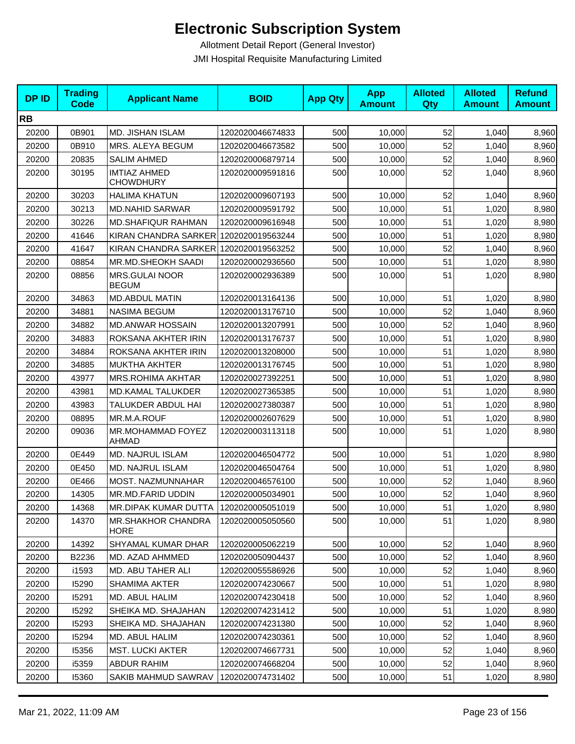# Electronic Subscription System

Allotment Detail Report (General Investor)

JMI Hospital Requisite Manufacturing Limited

| DP ID | Trading Code | Applicant Name | BOID | App Qty | App Amount | Alloted Qty | Alloted Amount | Refund Amount |
|---|---|---|---|---|---|---|---|---|
| **RB** | | | | | | | | |
| 20200 | 0B901 | MD. JISHAN ISLAM | 1202020046674833 | 500 | 10,000 | 52 | 1,040 | 8,960 |
| 20200 | 0B910 | MRS. ALEYA BEGUM | 1202020046673582 | 500 | 10,000 | 52 | 1,040 | 8,960 |
| 20200 | 20835 | SALIM AHMED | 1202020006879714 | 500 | 10,000 | 52 | 1,040 | 8,960 |
| 20200 | 30195 | IMTIAZ AHMED CHOWDHURY | 1202020009591816 | 500 | 10,000 | 52 | 1,040 | 8,960 |
| 20200 | 30203 | HALIMA KHATUN | 1202020009607193 | 500 | 10,000 | 52 | 1,040 | 8,960 |
| 20200 | 30213 | MD.NAHID SARWAR | 1202020009591792 | 500 | 10,000 | 51 | 1,020 | 8,980 |
| 20200 | 30226 | MD.SHAFIQUR RAHMAN | 1202020009616948 | 500 | 10,000 | 51 | 1,020 | 8,980 |
| 20200 | 41646 | KIRAN CHANDRA SARKER | 1202020019563244 | 500 | 10,000 | 51 | 1,020 | 8,980 |
| 20200 | 41647 | KIRAN CHANDRA SARKER | 1202020019563252 | 500 | 10,000 | 52 | 1,040 | 8,960 |
| 20200 | 08854 | MR.MD.SHEOKH SAADI | 1202020002936560 | 500 | 10,000 | 51 | 1,020 | 8,980 |
| 20200 | 08856 | MRS.GULAI NOOR BEGUM | 1202020002936389 | 500 | 10,000 | 51 | 1,020 | 8,980 |
| 20200 | 34863 | MD.ABDUL MATIN | 1202020013164136 | 500 | 10,000 | 51 | 1,020 | 8,980 |
| 20200 | 34881 | NASIMA BEGUM | 1202020013176710 | 500 | 10,000 | 52 | 1,040 | 8,960 |
| 20200 | 34882 | MD.ANWAR HOSSAIN | 1202020013207991 | 500 | 10,000 | 52 | 1,040 | 8,960 |
| 20200 | 34883 | ROKSANA AKHTER IRIN | 1202020013176737 | 500 | 10,000 | 51 | 1,020 | 8,980 |
| 20200 | 34884 | ROKSANA AKHTER IRIN | 1202020013208000 | 500 | 10,000 | 51 | 1,020 | 8,980 |
| 20200 | 34885 | MUKTHA AKHTER | 1202020013176745 | 500 | 10,000 | 51 | 1,020 | 8,980 |
| 20200 | 43977 | MRS.ROHIMA AKHTAR | 1202020027392251 | 500 | 10,000 | 51 | 1,020 | 8,980 |
| 20200 | 43981 | MD.KAMAL TALUKDER | 1202020027365385 | 500 | 10,000 | 51 | 1,020 | 8,980 |
| 20200 | 43983 | TALUKDER ABDUL HAI | 1202020027380387 | 500 | 10,000 | 51 | 1,020 | 8,980 |
| 20200 | 08895 | MR.M.A.ROUF | 1202020002607629 | 500 | 10,000 | 51 | 1,020 | 8,980 |
| 20200 | 09036 | MR.MOHAMMAD FOYEZ AHMAD | 1202020003113118 | 500 | 10,000 | 51 | 1,020 | 8,980 |
| 20200 | 0E449 | MD. NAJRUL ISLAM | 1202020046504772 | 500 | 10,000 | 51 | 1,020 | 8,980 |
| 20200 | 0E450 | MD. NAJRUL ISLAM | 1202020046504764 | 500 | 10,000 | 51 | 1,020 | 8,980 |
| 20200 | 0E466 | MOST. NAZMUNNAHAR | 1202020046576100 | 500 | 10,000 | 52 | 1,040 | 8,960 |
| 20200 | 14305 | MR.MD.FARID UDDIN | 1202020005034901 | 500 | 10,000 | 52 | 1,040 | 8,960 |
| 20200 | 14368 | MR.DIPAK KUMAR DUTTA | 1202020005051019 | 500 | 10,000 | 51 | 1,020 | 8,980 |
| 20200 | 14370 | MR.SHAKHOR CHANDRA HORE | 1202020005050560 | 500 | 10,000 | 51 | 1,020 | 8,980 |
| 20200 | 14392 | SHYAMAL KUMAR DHAR | 1202020005062219 | 500 | 10,000 | 52 | 1,040 | 8,960 |
| 20200 | B2236 | MD. AZAD AHMMED | 1202020050904437 | 500 | 10,000 | 52 | 1,040 | 8,960 |
| 20200 | i1593 | MD. ABU TAHER ALI | 1202020055586926 | 500 | 10,000 | 52 | 1,040 | 8,960 |
| 20200 | I5290 | SHAMIMA AKTER | 1202020074230667 | 500 | 10,000 | 51 | 1,020 | 8,980 |
| 20200 | I5291 | MD. ABUL HALIM | 1202020074230418 | 500 | 10,000 | 52 | 1,040 | 8,960 |
| 20200 | I5292 | SHEIKA MD. SHAJAHAN | 1202020074231412 | 500 | 10,000 | 51 | 1,020 | 8,980 |
| 20200 | I5293 | SHEIKA MD. SHAJAHAN | 1202020074231380 | 500 | 10,000 | 52 | 1,040 | 8,960 |
| 20200 | I5294 | MD. ABUL HALIM | 1202020074230361 | 500 | 10,000 | 52 | 1,040 | 8,960 |
| 20200 | I5356 | MST. LUCKI AKTER | 1202020074667731 | 500 | 10,000 | 52 | 1,040 | 8,960 |
| 20200 | i5359 | ABDUR RAHIM | 1202020074668204 | 500 | 10,000 | 52 | 1,040 | 8,960 |
| 20200 | I5360 | SAKIB MAHMUD SAWRAV | 1202020074731402 | 500 | 10,000 | 51 | 1,020 | 8,980 |

Mar 21, 2022, 11:09 AM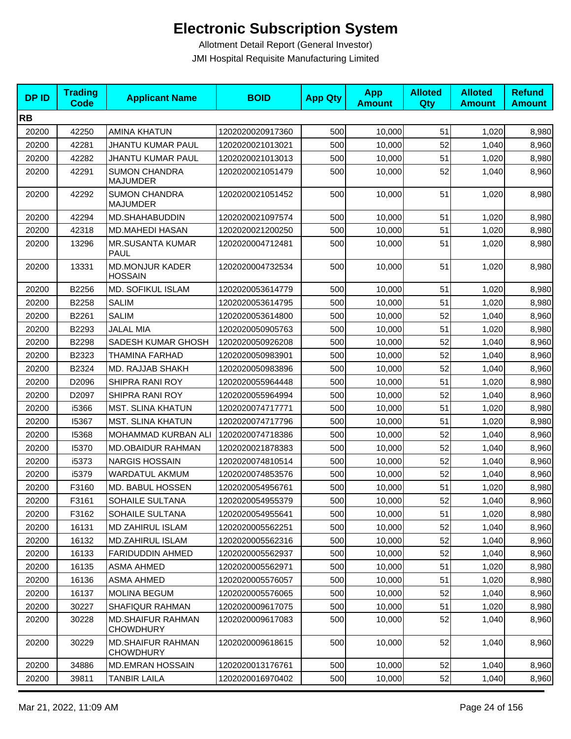# Electronic Subscription System

Allotment Detail Report (General Investor)

JMI Hospital Requisite Manufacturing Limited

| DP ID | Trading Code | Applicant Name | BOID | App Qty | App Amount | Alloted Qty | Alloted Amount | Refund Amount |
|---|---|---|---|---|---|---|---|---|
| **RB** | | | | | | | | |
| 20200 | 42250 | AMINA KHATUN | 1202020020917360 | 500 | 10,000 | 51 | 1,020 | 8,980 |
| 20200 | 42281 | JHANTU KUMAR PAUL | 1202020021013021 | 500 | 10,000 | 52 | 1,040 | 8,960 |
| 20200 | 42282 | JHANTU KUMAR PAUL | 1202020021013013 | 500 | 10,000 | 51 | 1,020 | 8,980 |
| 20200 | 42291 | SUMON CHANDRA MAJUMDER | 1202020021051479 | 500 | 10,000 | 52 | 1,040 | 8,960 |
| 20200 | 42292 | SUMON CHANDRA MAJUMDER | 1202020021051452 | 500 | 10,000 | 51 | 1,020 | 8,980 |
| 20200 | 42294 | MD.SHAHABUDDIN | 1202020021097574 | 500 | 10,000 | 51 | 1,020 | 8,980 |
| 20200 | 42318 | MD.MAHEDI HASAN | 1202020021200250 | 500 | 10,000 | 51 | 1,020 | 8,980 |
| 20200 | 13296 | MR.SUSANTA KUMAR PAUL | 1202020004712481 | 500 | 10,000 | 51 | 1,020 | 8,980 |
| 20200 | 13331 | MD.MONJUR KADER HOSSAIN | 1202020004732534 | 500 | 10,000 | 51 | 1,020 | 8,980 |
| 20200 | B2256 | MD. SOFIKUL ISLAM | 1202020053614779 | 500 | 10,000 | 51 | 1,020 | 8,980 |
| 20200 | B2258 | SALIM | 1202020053614795 | 500 | 10,000 | 51 | 1,020 | 8,980 |
| 20200 | B2261 | SALIM | 1202020053614800 | 500 | 10,000 | 52 | 1,040 | 8,960 |
| 20200 | B2293 | JALAL MIA | 1202020050905763 | 500 | 10,000 | 51 | 1,020 | 8,980 |
| 20200 | B2298 | SADESH KUMAR GHOSH | 1202020050926208 | 500 | 10,000 | 52 | 1,040 | 8,960 |
| 20200 | B2323 | THAMINA FARHAD | 1202020050983901 | 500 | 10,000 | 52 | 1,040 | 8,960 |
| 20200 | B2324 | MD. RAJJAB SHAKH | 1202020050983896 | 500 | 10,000 | 52 | 1,040 | 8,960 |
| 20200 | D2096 | SHIPRA RANI ROY | 1202020055964448 | 500 | 10,000 | 51 | 1,020 | 8,980 |
| 20200 | D2097 | SHIPRA RANI ROY | 1202020055964994 | 500 | 10,000 | 52 | 1,040 | 8,960 |
| 20200 | i5366 | MST. SLINA KHATUN | 1202020074717771 | 500 | 10,000 | 51 | 1,020 | 8,980 |
| 20200 | I5367 | MST. SLINA KHATUN | 1202020074717796 | 500 | 10,000 | 51 | 1,020 | 8,980 |
| 20200 | I5368 | MOHAMMAD KURBAN ALI | 1202020074718386 | 500 | 10,000 | 52 | 1,040 | 8,960 |
| 20200 | I5370 | MD.OBAIDUR RAHMAN | 1202020021878383 | 500 | 10,000 | 52 | 1,040 | 8,960 |
| 20200 | i5373 | NARGIS HOSSAIN | 1202020074810514 | 500 | 10,000 | 52 | 1,040 | 8,960 |
| 20200 | i5379 | WARDATUL AKMUM | 1202020074853576 | 500 | 10,000 | 52 | 1,040 | 8,960 |
| 20200 | F3160 | MD. BABUL HOSSEN | 1202020054956761 | 500 | 10,000 | 51 | 1,020 | 8,980 |
| 20200 | F3161 | SOHAILE SULTANA | 1202020054955379 | 500 | 10,000 | 52 | 1,040 | 8,960 |
| 20200 | F3162 | SOHAILE SULTANA | 1202020054955641 | 500 | 10,000 | 51 | 1,020 | 8,980 |
| 20200 | 16131 | MD ZAHIRUL ISLAM | 1202020005562251 | 500 | 10,000 | 52 | 1,040 | 8,960 |
| 20200 | 16132 | MD.ZAHIRUL ISLAM | 1202020005562316 | 500 | 10,000 | 52 | 1,040 | 8,960 |
| 20200 | 16133 | FARIDUDDIN AHMED | 1202020005562937 | 500 | 10,000 | 52 | 1,040 | 8,960 |
| 20200 | 16135 | ASMA AHMED | 1202020005562971 | 500 | 10,000 | 51 | 1,020 | 8,980 |
| 20200 | 16136 | ASMA AHMED | 1202020005576057 | 500 | 10,000 | 51 | 1,020 | 8,980 |
| 20200 | 16137 | MOLINA BEGUM | 1202020005576065 | 500 | 10,000 | 52 | 1,040 | 8,960 |
| 20200 | 30227 | SHAFIQUR RAHMAN | 1202020009617075 | 500 | 10,000 | 51 | 1,020 | 8,980 |
| 20200 | 30228 | MD.SHAIFUR RAHMAN CHOWDHURY | 1202020009617083 | 500 | 10,000 | 52 | 1,040 | 8,960 |
| 20200 | 30229 | MD.SHAIFUR RAHMAN CHOWDHURY | 1202020009618615 | 500 | 10,000 | 52 | 1,040 | 8,960 |
| 20200 | 34886 | MD.EMRAN HOSSAIN | 1202020013176761 | 500 | 10,000 | 52 | 1,040 | 8,960 |
| 20200 | 39811 | TANBIR LAILA | 1202020016970402 | 500 | 10,000 | 52 | 1,040 | 8,960 |

Mar 21, 2022, 11:09 AM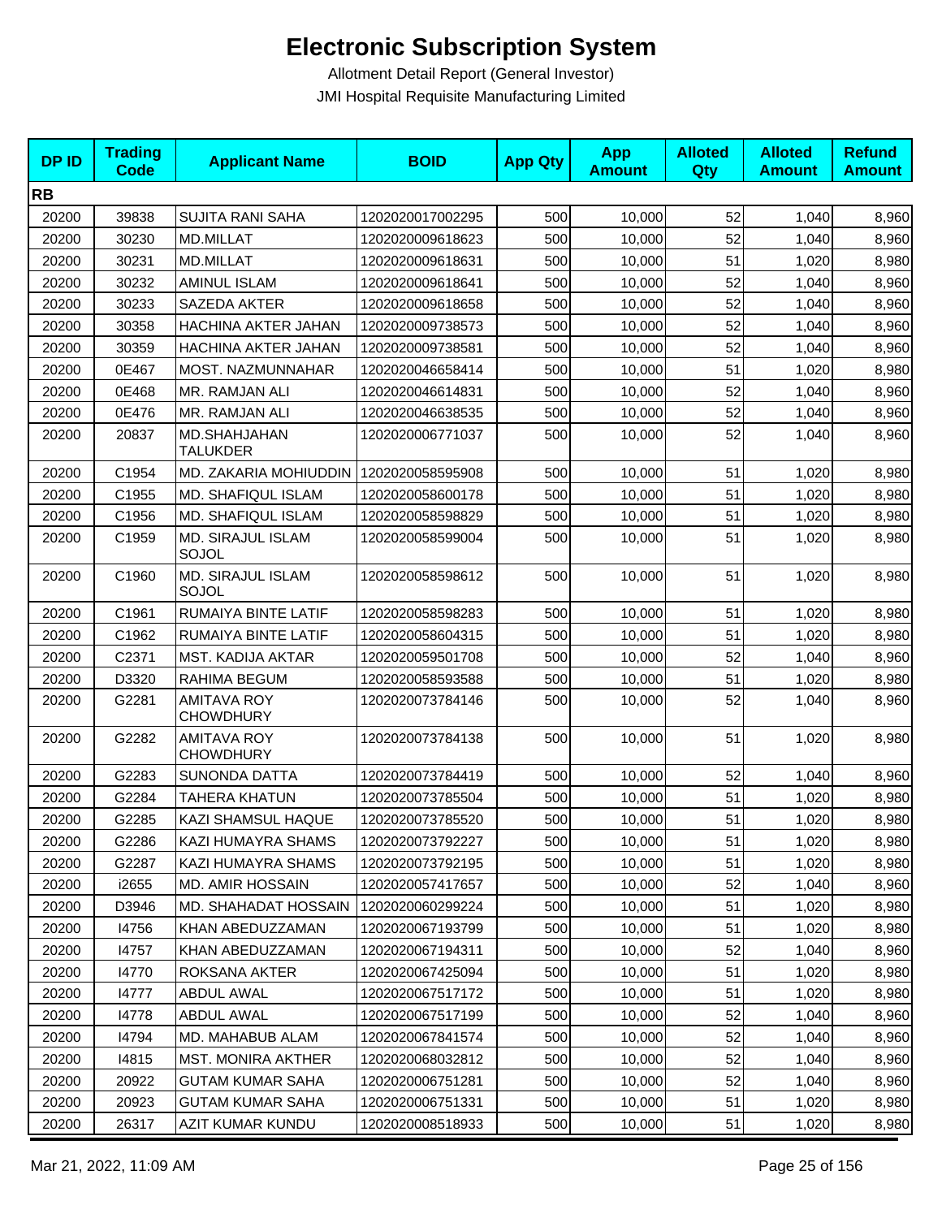# Electronic Subscription System

Allotment Detail Report (General Investor)

JMI Hospital Requisite Manufacturing Limited

| DP ID | Trading Code | Applicant Name | BOID | App Qty | App Amount | Alloted Qty | Alloted Amount | Refund Amount |
|---|---|---|---|---|---|---|---|---|
| **RB** | | | | | | | | |
| 20200 | 39838 | SUJITA RANI SAHA | 1202020017002295 | 500 | 10,000 | 52 | 1,040 | 8,960 |
| 20200 | 30230 | MD.MILLAT | 1202020009618623 | 500 | 10,000 | 52 | 1,040 | 8,960 |
| 20200 | 30231 | MD.MILLAT | 1202020009618631 | 500 | 10,000 | 51 | 1,020 | 8,980 |
| 20200 | 30232 | AMINUL ISLAM | 1202020009618641 | 500 | 10,000 | 52 | 1,040 | 8,960 |
| 20200 | 30233 | SAZEDA AKTER | 1202020009618658 | 500 | 10,000 | 52 | 1,040 | 8,960 |
| 20200 | 30358 | HACHINA AKTER JAHAN | 1202020009738573 | 500 | 10,000 | 52 | 1,040 | 8,960 |
| 20200 | 30359 | HACHINA AKTER JAHAN | 1202020009738581 | 500 | 10,000 | 52 | 1,040 | 8,960 |
| 20200 | 0E467 | MOST. NAZMUNNAHAR | 1202020046658414 | 500 | 10,000 | 51 | 1,020 | 8,980 |
| 20200 | 0E468 | MR. RAMJAN ALI | 1202020046614831 | 500 | 10,000 | 52 | 1,040 | 8,960 |
| 20200 | 0E476 | MR. RAMJAN ALI | 1202020046638535 | 500 | 10,000 | 52 | 1,040 | 8,960 |
| 20200 | 20837 | MD.SHAHJAHAN TALUKDER | 1202020006771037 | 500 | 10,000 | 52 | 1,040 | 8,960 |
| 20200 | C1954 | MD. ZAKARIA MOHIUDDIN | 1202020058595908 | 500 | 10,000 | 51 | 1,020 | 8,980 |
| 20200 | C1955 | MD. SHAFIQUL ISLAM | 1202020058600178 | 500 | 10,000 | 51 | 1,020 | 8,980 |
| 20200 | C1956 | MD. SHAFIQUL ISLAM | 1202020058598829 | 500 | 10,000 | 51 | 1,020 | 8,980 |
| 20200 | C1959 | MD. SIRAJUL ISLAM SOJOL | 1202020058599004 | 500 | 10,000 | 51 | 1,020 | 8,980 |
| 20200 | C1960 | MD. SIRAJUL ISLAM SOJOL | 1202020058598612 | 500 | 10,000 | 51 | 1,020 | 8,980 |
| 20200 | C1961 | RUMAIYA BINTE LATIF | 1202020058598283 | 500 | 10,000 | 51 | 1,020 | 8,980 |
| 20200 | C1962 | RUMAIYA BINTE LATIF | 1202020058604315 | 500 | 10,000 | 51 | 1,020 | 8,980 |
| 20200 | C2371 | MST. KADIJA AKTAR | 1202020059501708 | 500 | 10,000 | 52 | 1,040 | 8,960 |
| 20200 | D3320 | RAHIMA BEGUM | 1202020058593588 | 500 | 10,000 | 51 | 1,020 | 8,980 |
| 20200 | G2281 | AMITAVA ROY CHOWDHURY | 1202020073784146 | 500 | 10,000 | 52 | 1,040 | 8,960 |
| 20200 | G2282 | AMITAVA ROY CHOWDHURY | 1202020073784138 | 500 | 10,000 | 51 | 1,020 | 8,980 |
| 20200 | G2283 | SUNONDA DATTA | 1202020073784419 | 500 | 10,000 | 52 | 1,040 | 8,960 |
| 20200 | G2284 | TAHERA KHATUN | 1202020073785504 | 500 | 10,000 | 51 | 1,020 | 8,980 |
| 20200 | G2285 | KAZI SHAMSUL HAQUE | 1202020073785520 | 500 | 10,000 | 51 | 1,020 | 8,980 |
| 20200 | G2286 | KAZI HUMAYRA SHAMS | 1202020073792227 | 500 | 10,000 | 51 | 1,020 | 8,980 |
| 20200 | G2287 | KAZI HUMAYRA SHAMS | 1202020073792195 | 500 | 10,000 | 51 | 1,020 | 8,980 |
| 20200 | i2655 | MD. AMIR HOSSAIN | 1202020057417657 | 500 | 10,000 | 52 | 1,040 | 8,960 |
| 20200 | D3946 | MD. SHAHADAT HOSSAIN | 1202020060299224 | 500 | 10,000 | 51 | 1,020 | 8,980 |
| 20200 | I4756 | KHAN ABEDUZZAMAN | 1202020067193799 | 500 | 10,000 | 51 | 1,020 | 8,980 |
| 20200 | I4757 | KHAN ABEDUZZAMAN | 1202020067194311 | 500 | 10,000 | 52 | 1,040 | 8,960 |
| 20200 | I4770 | ROKSANA AKTER | 1202020067425094 | 500 | 10,000 | 51 | 1,020 | 8,980 |
| 20200 | I4777 | ABDUL AWAL | 1202020067517172 | 500 | 10,000 | 51 | 1,020 | 8,980 |
| 20200 | I4778 | ABDUL AWAL | 1202020067517199 | 500 | 10,000 | 52 | 1,040 | 8,960 |
| 20200 | I4794 | MD. MAHABUB ALAM | 1202020067841574 | 500 | 10,000 | 52 | 1,040 | 8,960 |
| 20200 | I4815 | MST. MONIRA AKTHER | 1202020068032812 | 500 | 10,000 | 52 | 1,040 | 8,960 |
| 20200 | 20922 | GUTAM KUMAR SAHA | 1202020006751281 | 500 | 10,000 | 52 | 1,040 | 8,960 |
| 20200 | 20923 | GUTAM KUMAR SAHA | 1202020006751331 | 500 | 10,000 | 51 | 1,020 | 8,980 |
| 20200 | 26317 | AZIT KUMAR KUNDU | 1202020008518933 | 500 | 10,000 | 51 | 1,020 | 8,980 |

Mar 21, 2022, 11:09 AM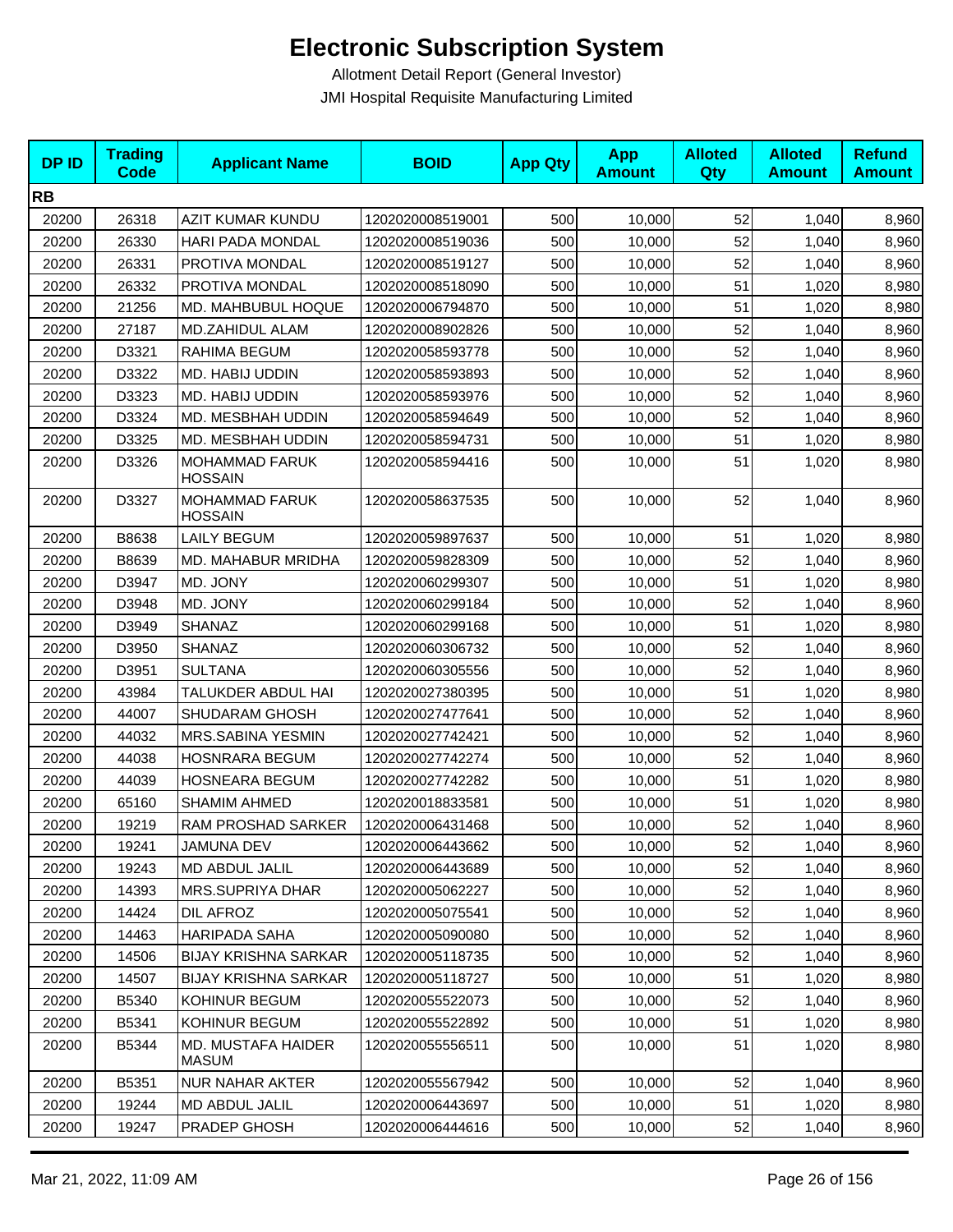# Electronic Subscription System

Allotment Detail Report (General Investor)

JMI Hospital Requisite Manufacturing Limited

| DP ID | Trading Code | Applicant Name | BOID | App Qty | App Amount | Alloted Qty | Alloted Amount | Refund Amount |
|---|---|---|---|---|---|---|---|---|
| **RB** | | | | | | | | |
| 20200 | 26318 | AZIT KUMAR KUNDU | 1202020008519001 | 500 | 10,000 | 52 | 1,040 | 8,960 |
| 20200 | 26330 | HARI PADA MONDAL | 1202020008519036 | 500 | 10,000 | 52 | 1,040 | 8,960 |
| 20200 | 26331 | PROTIVA MONDAL | 1202020008519127 | 500 | 10,000 | 52 | 1,040 | 8,960 |
| 20200 | 26332 | PROTIVA MONDAL | 1202020008518090 | 500 | 10,000 | 51 | 1,020 | 8,980 |
| 20200 | 21256 | MD. MAHBUBUL HOQUE | 1202020006794870 | 500 | 10,000 | 51 | 1,020 | 8,980 |
| 20200 | 27187 | MD.ZAHIDUL ALAM | 1202020008902826 | 500 | 10,000 | 52 | 1,040 | 8,960 |
| 20200 | D3321 | RAHIMA BEGUM | 1202020058593778 | 500 | 10,000 | 52 | 1,040 | 8,960 |
| 20200 | D3322 | MD. HABIJ UDDIN | 1202020058593893 | 500 | 10,000 | 52 | 1,040 | 8,960 |
| 20200 | D3323 | MD. HABIJ UDDIN | 1202020058593976 | 500 | 10,000 | 52 | 1,040 | 8,960 |
| 20200 | D3324 | MD. MESBHAH UDDIN | 1202020058594649 | 500 | 10,000 | 52 | 1,040 | 8,960 |
| 20200 | D3325 | MD. MESBHAH UDDIN | 1202020058594731 | 500 | 10,000 | 51 | 1,020 | 8,980 |
| 20200 | D3326 | MOHAMMAD FARUK HOSSAIN | 1202020058594416 | 500 | 10,000 | 51 | 1,020 | 8,980 |
| 20200 | D3327 | MOHAMMAD FARUK HOSSAIN | 1202020058637535 | 500 | 10,000 | 52 | 1,040 | 8,960 |
| 20200 | B8638 | LAILY BEGUM | 1202020059897637 | 500 | 10,000 | 51 | 1,020 | 8,980 |
| 20200 | B8639 | MD. MAHABUR MRIDHA | 1202020059828309 | 500 | 10,000 | 52 | 1,040 | 8,960 |
| 20200 | D3947 | MD. JONY | 1202020060299307 | 500 | 10,000 | 51 | 1,020 | 8,980 |
| 20200 | D3948 | MD. JONY | 1202020060299184 | 500 | 10,000 | 52 | 1,040 | 8,960 |
| 20200 | D3949 | SHANAZ | 1202020060299168 | 500 | 10,000 | 51 | 1,020 | 8,980 |
| 20200 | D3950 | SHANAZ | 1202020060306732 | 500 | 10,000 | 52 | 1,040 | 8,960 |
| 20200 | D3951 | SULTANA | 1202020060305556 | 500 | 10,000 | 52 | 1,040 | 8,960 |
| 20200 | 43984 | TALUKDER ABDUL HAI | 1202020027380395 | 500 | 10,000 | 51 | 1,020 | 8,980 |
| 20200 | 44007 | SHUDARAM GHOSH | 1202020027477641 | 500 | 10,000 | 52 | 1,040 | 8,960 |
| 20200 | 44032 | MRS.SABINA YESMIN | 1202020027742421 | 500 | 10,000 | 52 | 1,040 | 8,960 |
| 20200 | 44038 | HOSNRARA BEGUM | 1202020027742274 | 500 | 10,000 | 52 | 1,040 | 8,960 |
| 20200 | 44039 | HOSNEARA BEGUM | 1202020027742282 | 500 | 10,000 | 51 | 1,020 | 8,980 |
| 20200 | 65160 | SHAMIM AHMED | 1202020018833581 | 500 | 10,000 | 51 | 1,020 | 8,980 |
| 20200 | 19219 | RAM PROSHAD SARKER | 1202020006431468 | 500 | 10,000 | 52 | 1,040 | 8,960 |
| 20200 | 19241 | JAMUNA DEV | 1202020006443662 | 500 | 10,000 | 52 | 1,040 | 8,960 |
| 20200 | 19243 | MD ABDUL JALIL | 1202020006443689 | 500 | 10,000 | 52 | 1,040 | 8,960 |
| 20200 | 14393 | MRS.SUPRIYA DHAR | 1202020005062227 | 500 | 10,000 | 52 | 1,040 | 8,960 |
| 20200 | 14424 | DIL AFROZ | 1202020005075541 | 500 | 10,000 | 52 | 1,040 | 8,960 |
| 20200 | 14463 | HARIPADA SAHA | 1202020005090080 | 500 | 10,000 | 52 | 1,040 | 8,960 |
| 20200 | 14506 | BIJAY KRISHNA SARKAR | 1202020005118735 | 500 | 10,000 | 52 | 1,040 | 8,960 |
| 20200 | 14507 | BIJAY KRISHNA SARKAR | 1202020005118727 | 500 | 10,000 | 51 | 1,020 | 8,980 |
| 20200 | B5340 | KOHINUR BEGUM | 1202020055522073 | 500 | 10,000 | 52 | 1,040 | 8,960 |
| 20200 | B5341 | KOHINUR BEGUM | 1202020055522892 | 500 | 10,000 | 51 | 1,020 | 8,980 |
| 20200 | B5344 | MD. MUSTAFA HAIDER MASUM | 1202020055556511 | 500 | 10,000 | 51 | 1,020 | 8,980 |
| 20200 | B5351 | NUR NAHAR AKTER | 1202020055567942 | 500 | 10,000 | 52 | 1,040 | 8,960 |
| 20200 | 19244 | MD ABDUL JALIL | 1202020006443697 | 500 | 10,000 | 51 | 1,020 | 8,980 |
| 20200 | 19247 | PRADEP GHOSH | 1202020006444616 | 500 | 10,000 | 52 | 1,040 | 8,960 |

Mar 21, 2022, 11:09 AM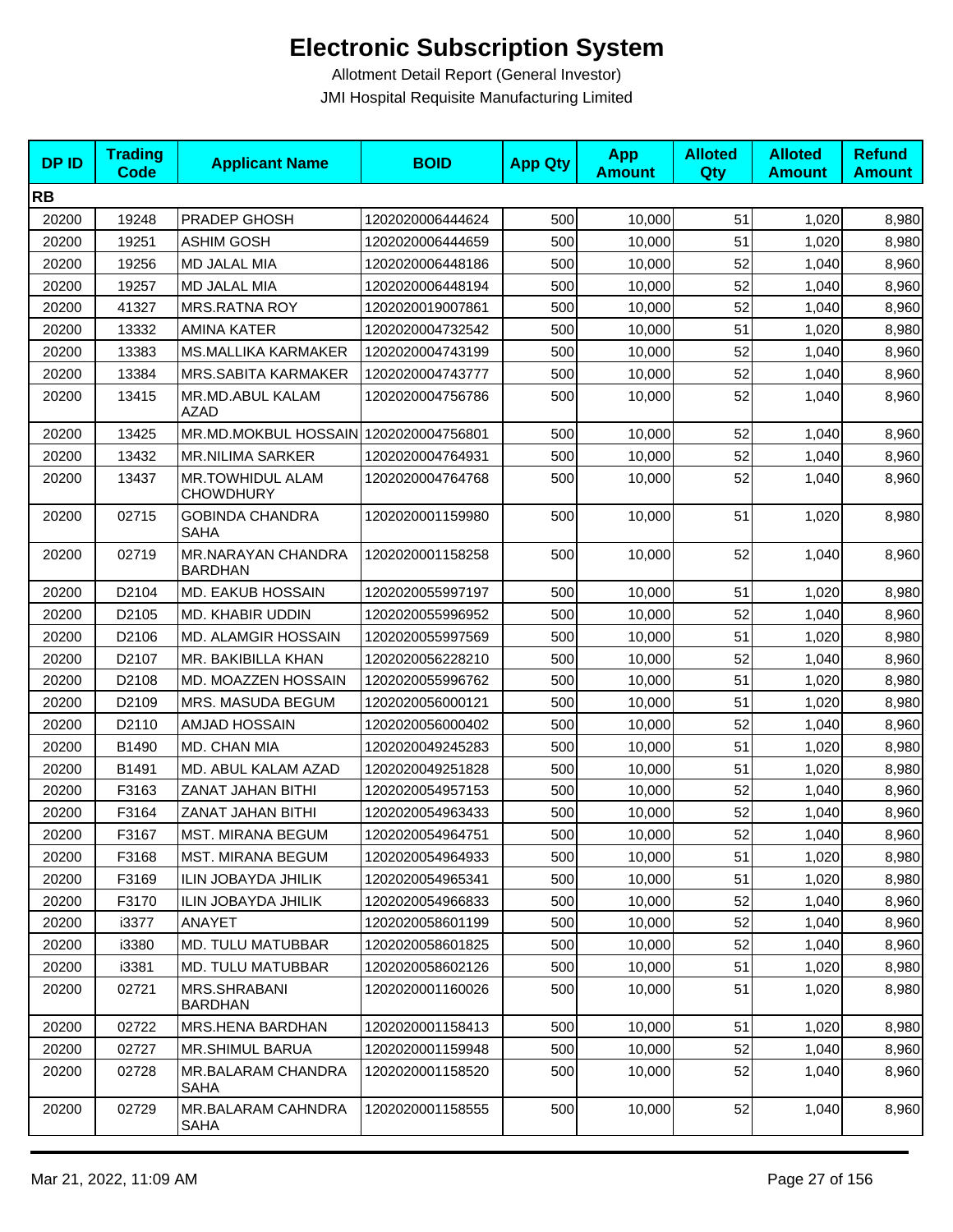# Electronic Subscription System

Allotment Detail Report (General Investor)

JMI Hospital Requisite Manufacturing Limited

| DP ID | Trading Code | Applicant Name | BOID | App Qty | App Amount | Alloted Qty | Alloted Amount | Refund Amount |
|---|---|---|---|---|---|---|---|---|
| **RB** | | | | | | | | |
| 20200 | 19248 | PRADEP GHOSH | 1202020006444624 | 500 | 10,000 | 51 | 1,020 | 8,980 |
| 20200 | 19251 | ASHIM GOSH | 1202020006444659 | 500 | 10,000 | 51 | 1,020 | 8,980 |
| 20200 | 19256 | MD JALAL MIA | 1202020006448186 | 500 | 10,000 | 52 | 1,040 | 8,960 |
| 20200 | 19257 | MD JALAL MIA | 1202020006448194 | 500 | 10,000 | 52 | 1,040 | 8,960 |
| 20200 | 41327 | MRS.RATNA ROY | 1202020019007861 | 500 | 10,000 | 52 | 1,040 | 8,960 |
| 20200 | 13332 | AMINA KATER | 1202020004732542 | 500 | 10,000 | 51 | 1,020 | 8,980 |
| 20200 | 13383 | MS.MALLIKA KARMAKER | 1202020004743199 | 500 | 10,000 | 52 | 1,040 | 8,960 |
| 20200 | 13384 | MRS.SABITA KARMAKER | 1202020004743777 | 500 | 10,000 | 52 | 1,040 | 8,960 |
| 20200 | 13415 | MR.MD.ABUL KALAM AZAD | 1202020004756786 | 500 | 10,000 | 52 | 1,040 | 8,960 |
| 20200 | 13425 | MR.MD.MOKBUL HOSSAIN | 1202020004756801 | 500 | 10,000 | 52 | 1,040 | 8,960 |
| 20200 | 13432 | MR.NILIMA SARKER | 1202020004764931 | 500 | 10,000 | 52 | 1,040 | 8,960 |
| 20200 | 13437 | MR.TOWHIDUL ALAM CHOWDHURY | 1202020004764768 | 500 | 10,000 | 52 | 1,040 | 8,960 |
| 20200 | 02715 | GOBINDA CHANDRA SAHA | 1202020001159980 | 500 | 10,000 | 51 | 1,020 | 8,980 |
| 20200 | 02719 | MR.NARAYAN CHANDRA BARDHAN | 1202020001158258 | 500 | 10,000 | 52 | 1,040 | 8,960 |
| 20200 | D2104 | MD. EAKUB HOSSAIN | 1202020055997197 | 500 | 10,000 | 51 | 1,020 | 8,980 |
| 20200 | D2105 | MD. KHABIR UDDIN | 1202020055996952 | 500 | 10,000 | 52 | 1,040 | 8,960 |
| 20200 | D2106 | MD. ALAMGIR HOSSAIN | 1202020055997569 | 500 | 10,000 | 51 | 1,020 | 8,980 |
| 20200 | D2107 | MR. BAKIBILLA KHAN | 1202020056228210 | 500 | 10,000 | 52 | 1,040 | 8,960 |
| 20200 | D2108 | MD. MOAZZEN HOSSAIN | 1202020055996762 | 500 | 10,000 | 51 | 1,020 | 8,980 |
| 20200 | D2109 | MRS. MASUDA BEGUM | 1202020056000121 | 500 | 10,000 | 51 | 1,020 | 8,980 |
| 20200 | D2110 | AMJAD HOSSAIN | 1202020056000402 | 500 | 10,000 | 52 | 1,040 | 8,960 |
| 20200 | B1490 | MD. CHAN MIA | 1202020049245283 | 500 | 10,000 | 51 | 1,020 | 8,980 |
| 20200 | B1491 | MD. ABUL KALAM AZAD | 1202020049251828 | 500 | 10,000 | 51 | 1,020 | 8,980 |
| 20200 | F3163 | ZANAT JAHAN BITHI | 1202020054957153 | 500 | 10,000 | 52 | 1,040 | 8,960 |
| 20200 | F3164 | ZANAT JAHAN BITHI | 1202020054963433 | 500 | 10,000 | 52 | 1,040 | 8,960 |
| 20200 | F3167 | MST. MIRANA BEGUM | 1202020054964751 | 500 | 10,000 | 52 | 1,040 | 8,960 |
| 20200 | F3168 | MST. MIRANA BEGUM | 1202020054964933 | 500 | 10,000 | 51 | 1,020 | 8,980 |
| 20200 | F3169 | ILIN JOBAYDA JHILIK | 1202020054965341 | 500 | 10,000 | 51 | 1,020 | 8,980 |
| 20200 | F3170 | ILIN JOBAYDA JHILIK | 1202020054966833 | 500 | 10,000 | 52 | 1,040 | 8,960 |
| 20200 | i3377 | ANAYET | 1202020058601199 | 500 | 10,000 | 52 | 1,040 | 8,960 |
| 20200 | i3380 | MD. TULU MATUBBAR | 1202020058601825 | 500 | 10,000 | 52 | 1,040 | 8,960 |
| 20200 | i3381 | MD. TULU MATUBBAR | 1202020058602126 | 500 | 10,000 | 51 | 1,020 | 8,980 |
| 20200 | 02721 | MRS.SHRABANI BARDHAN | 1202020001160026 | 500 | 10,000 | 51 | 1,020 | 8,980 |
| 20200 | 02722 | MRS.HENA BARDHAN | 1202020001158413 | 500 | 10,000 | 51 | 1,020 | 8,980 |
| 20200 | 02727 | MR.SHIMUL BARUA | 1202020001159948 | 500 | 10,000 | 52 | 1,040 | 8,960 |
| 20200 | 02728 | MR.BALARAM CHANDRA SAHA | 1202020001158520 | 500 | 10,000 | 52 | 1,040 | 8,960 |
| 20200 | 02729 | MR.BALARAM CAHNDRA SAHA | 1202020001158555 | 500 | 10,000 | 52 | 1,040 | 8,960 |

Mar 21, 2022, 11:09 AM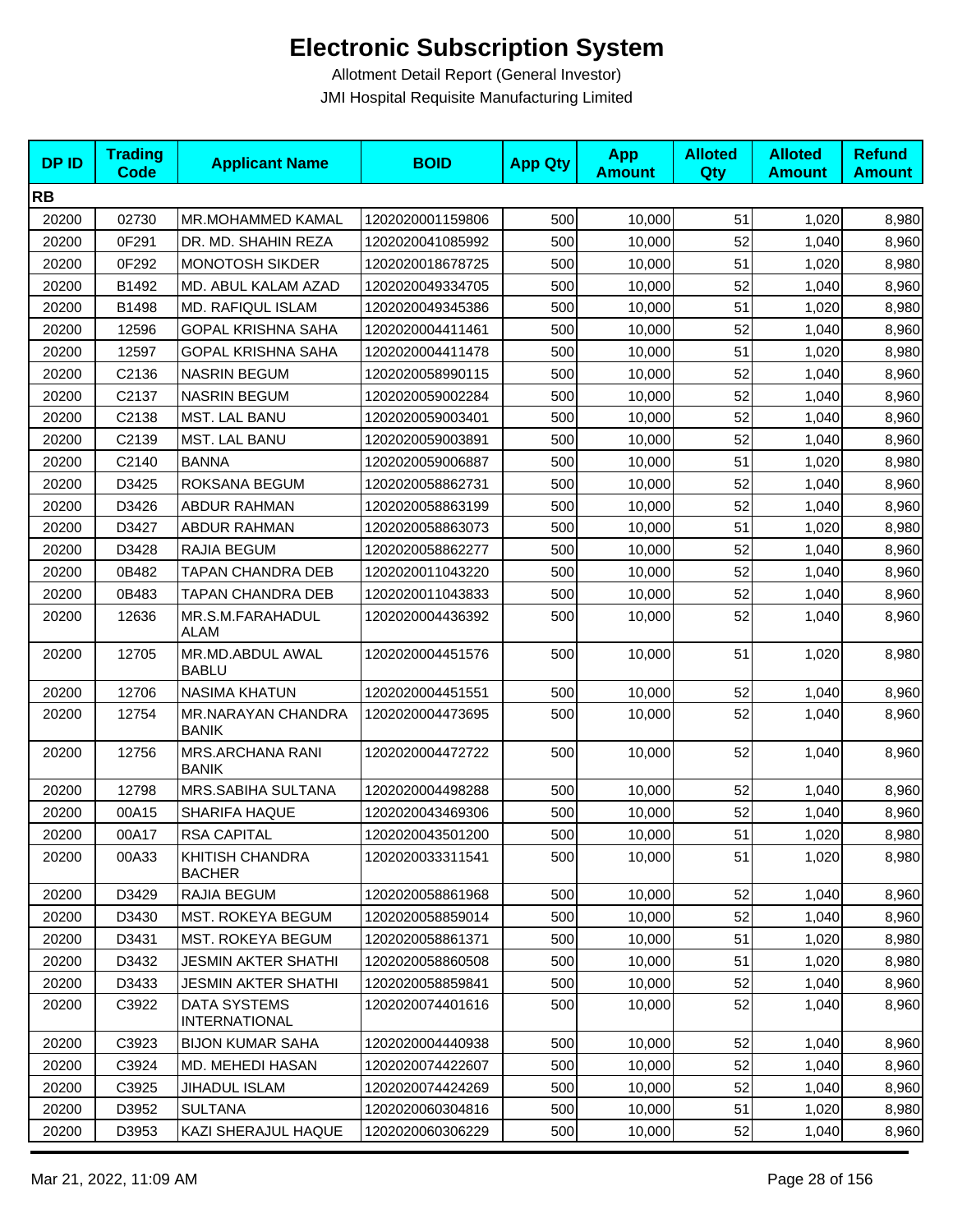# Electronic Subscription System

Allotment Detail Report (General Investor)

JMI Hospital Requisite Manufacturing Limited

| DP ID | Trading Code | Applicant Name | BOID | App Qty | App Amount | Alloted Qty | Alloted Amount | Refund Amount |
|---|---|---|---|---|---|---|---|---|
| **RB** | | | | | | | | |
| 20200 | 02730 | MR.MOHAMMED KAMAL | 1202020001159806 | 500 | 10,000 | 51 | 1,020 | 8,980 |
| 20200 | 0F291 | DR. MD. SHAHIN REZA | 1202020041085992 | 500 | 10,000 | 52 | 1,040 | 8,960 |
| 20200 | 0F292 | MONOTOSH SIKDER | 1202020018678725 | 500 | 10,000 | 51 | 1,020 | 8,980 |
| 20200 | B1492 | MD. ABUL KALAM AZAD | 1202020049334705 | 500 | 10,000 | 52 | 1,040 | 8,960 |
| 20200 | B1498 | MD. RAFIQUL ISLAM | 1202020049345386 | 500 | 10,000 | 51 | 1,020 | 8,980 |
| 20200 | 12596 | GOPAL KRISHNA SAHA | 1202020004411461 | 500 | 10,000 | 52 | 1,040 | 8,960 |
| 20200 | 12597 | GOPAL KRISHNA SAHA | 1202020004411478 | 500 | 10,000 | 51 | 1,020 | 8,980 |
| 20200 | C2136 | NASRIN BEGUM | 1202020058990115 | 500 | 10,000 | 52 | 1,040 | 8,960 |
| 20200 | C2137 | NASRIN BEGUM | 1202020059002284 | 500 | 10,000 | 52 | 1,040 | 8,960 |
| 20200 | C2138 | MST. LAL BANU | 1202020059003401 | 500 | 10,000 | 52 | 1,040 | 8,960 |
| 20200 | C2139 | MST. LAL BANU | 1202020059003891 | 500 | 10,000 | 52 | 1,040 | 8,960 |
| 20200 | C2140 | BANNA | 1202020059006887 | 500 | 10,000 | 51 | 1,020 | 8,980 |
| 20200 | D3425 | ROKSANA BEGUM | 1202020058862731 | 500 | 10,000 | 52 | 1,040 | 8,960 |
| 20200 | D3426 | ABDUR RAHMAN | 1202020058863199 | 500 | 10,000 | 52 | 1,040 | 8,960 |
| 20200 | D3427 | ABDUR RAHMAN | 1202020058863073 | 500 | 10,000 | 51 | 1,020 | 8,980 |
| 20200 | D3428 | RAJIA BEGUM | 1202020058862277 | 500 | 10,000 | 52 | 1,040 | 8,960 |
| 20200 | 0B482 | TAPAN CHANDRA DEB | 1202020011043220 | 500 | 10,000 | 52 | 1,040 | 8,960 |
| 20200 | 0B483 | TAPAN CHANDRA DEB | 1202020011043833 | 500 | 10,000 | 52 | 1,040 | 8,960 |
| 20200 | 12636 | MR.S.M.FARAHADUL ALAM | 1202020004436392 | 500 | 10,000 | 52 | 1,040 | 8,960 |
| 20200 | 12705 | MR.MD.ABDUL AWAL BABLU | 1202020004451576 | 500 | 10,000 | 51 | 1,020 | 8,980 |
| 20200 | 12706 | NASIMA KHATUN | 1202020004451551 | 500 | 10,000 | 52 | 1,040 | 8,960 |
| 20200 | 12754 | MR.NARAYAN CHANDRA BANIK | 1202020004473695 | 500 | 10,000 | 52 | 1,040 | 8,960 |
| 20200 | 12756 | MRS.ARCHANA RANI BANIK | 1202020004472722 | 500 | 10,000 | 52 | 1,040 | 8,960 |
| 20200 | 12798 | MRS.SABIHA SULTANA | 1202020004498288 | 500 | 10,000 | 52 | 1,040 | 8,960 |
| 20200 | 00A15 | SHARIFA HAQUE | 1202020043469306 | 500 | 10,000 | 52 | 1,040 | 8,960 |
| 20200 | 00A17 | RSA CAPITAL | 1202020043501200 | 500 | 10,000 | 51 | 1,020 | 8,980 |
| 20200 | 00A33 | KHITISH CHANDRA BACHER | 1202020033311541 | 500 | 10,000 | 51 | 1,020 | 8,980 |
| 20200 | D3429 | RAJIA BEGUM | 1202020058861968 | 500 | 10,000 | 52 | 1,040 | 8,960 |
| 20200 | D3430 | MST. ROKEYA BEGUM | 1202020058859014 | 500 | 10,000 | 52 | 1,040 | 8,960 |
| 20200 | D3431 | MST. ROKEYA BEGUM | 1202020058861371 | 500 | 10,000 | 51 | 1,020 | 8,980 |
| 20200 | D3432 | JESMIN AKTER SHATHI | 1202020058860508 | 500 | 10,000 | 51 | 1,020 | 8,980 |
| 20200 | D3433 | JESMIN AKTER SHATHI | 1202020058859841 | 500 | 10,000 | 52 | 1,040 | 8,960 |
| 20200 | C3922 | DATA SYSTEMS INTERNATIONAL | 1202020074401616 | 500 | 10,000 | 52 | 1,040 | 8,960 |
| 20200 | C3923 | BIJON KUMAR SAHA | 1202020004440938 | 500 | 10,000 | 52 | 1,040 | 8,960 |
| 20200 | C3924 | MD. MEHEDI HASAN | 1202020074422607 | 500 | 10,000 | 52 | 1,040 | 8,960 |
| 20200 | C3925 | JIHADUL ISLAM | 1202020074424269 | 500 | 10,000 | 52 | 1,040 | 8,960 |
| 20200 | D3952 | SULTANA | 1202020060304816 | 500 | 10,000 | 51 | 1,020 | 8,980 |
| 20200 | D3953 | KAZI SHERAJUL HAQUE | 1202020060306229 | 500 | 10,000 | 52 | 1,040 | 8,960 |

Mar 21, 2022, 11:09 AM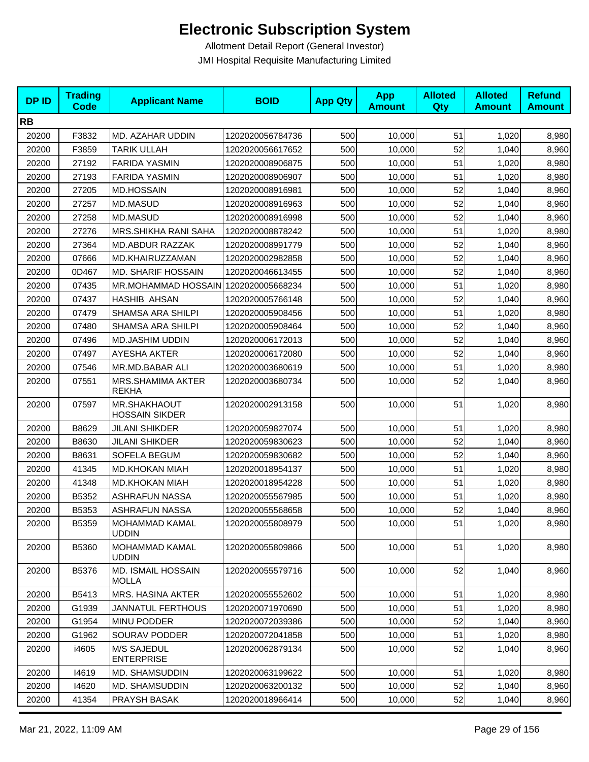# Electronic Subscription System

Allotment Detail Report (General Investor)

JMI Hospital Requisite Manufacturing Limited

| DP ID | Trading Code | Applicant Name | BOID | App Qty | App Amount | Alloted Qty | Alloted Amount | Refund Amount |
|---|---|---|---|---|---|---|---|---|
| **RB** | | | | | | | | |
| 20200 | F3832 | MD. AZAHAR UDDIN | 1202020056784736 | 500 | 10,000 | 51 | 1,020 | 8,980 |
| 20200 | F3859 | TARIK ULLAH | 1202020056617652 | 500 | 10,000 | 52 | 1,040 | 8,960 |
| 20200 | 27192 | FARIDA YASMIN | 1202020008906875 | 500 | 10,000 | 51 | 1,020 | 8,980 |
| 20200 | 27193 | FARIDA YASMIN | 1202020008906907 | 500 | 10,000 | 51 | 1,020 | 8,980 |
| 20200 | 27205 | MD.HOSSAIN | 1202020008916981 | 500 | 10,000 | 52 | 1,040 | 8,960 |
| 20200 | 27257 | MD.MASUD | 1202020008916963 | 500 | 10,000 | 52 | 1,040 | 8,960 |
| 20200 | 27258 | MD.MASUD | 1202020008916998 | 500 | 10,000 | 52 | 1,040 | 8,960 |
| 20200 | 27276 | MRS.SHIKHA RANI SAHA | 1202020008878242 | 500 | 10,000 | 51 | 1,020 | 8,980 |
| 20200 | 27364 | MD.ABDUR RAZZAK | 1202020008991779 | 500 | 10,000 | 52 | 1,040 | 8,960 |
| 20200 | 07666 | MD.KHAIRUZZAMAN | 1202020002982858 | 500 | 10,000 | 52 | 1,040 | 8,960 |
| 20200 | 0D467 | MD. SHARIF HOSSAIN | 1202020046613455 | 500 | 10,000 | 52 | 1,040 | 8,960 |
| 20200 | 07435 | MR.MOHAMMAD HOSSAIN | 1202020005668234 | 500 | 10,000 | 51 | 1,020 | 8,980 |
| 20200 | 07437 | HASHIB AHSAN | 1202020005766148 | 500 | 10,000 | 52 | 1,040 | 8,960 |
| 20200 | 07479 | SHAMSA ARA SHILPI | 1202020005908456 | 500 | 10,000 | 51 | 1,020 | 8,980 |
| 20200 | 07480 | SHAMSA ARA SHILPI | 1202020005908464 | 500 | 10,000 | 52 | 1,040 | 8,960 |
| 20200 | 07496 | MD.JASHIM UDDIN | 1202020006172013 | 500 | 10,000 | 52 | 1,040 | 8,960 |
| 20200 | 07497 | AYESHA AKTER | 1202020006172080 | 500 | 10,000 | 52 | 1,040 | 8,960 |
| 20200 | 07546 | MR.MD.BABAR ALI | 1202020003680619 | 500 | 10,000 | 51 | 1,020 | 8,980 |
| 20200 | 07551 | MRS.SHAMIMA AKTER REKHA | 1202020003680734 | 500 | 10,000 | 52 | 1,040 | 8,960 |
| 20200 | 07597 | MR.SHAKHAOUT HOSSAIN SIKDER | 1202020002913158 | 500 | 10,000 | 51 | 1,020 | 8,980 |
| 20200 | B8629 | JILANI SHIKDER | 1202020059827074 | 500 | 10,000 | 51 | 1,020 | 8,980 |
| 20200 | B8630 | JILANI SHIKDER | 1202020059830623 | 500 | 10,000 | 52 | 1,040 | 8,960 |
| 20200 | B8631 | SOFELA BEGUM | 1202020059830682 | 500 | 10,000 | 52 | 1,040 | 8,960 |
| 20200 | 41345 | MD.KHOKAN MIAH | 1202020018954137 | 500 | 10,000 | 51 | 1,020 | 8,980 |
| 20200 | 41348 | MD.KHOKAN MIAH | 1202020018954228 | 500 | 10,000 | 51 | 1,020 | 8,980 |
| 20200 | B5352 | ASHRAFUN NASSA | 1202020055567985 | 500 | 10,000 | 51 | 1,020 | 8,980 |
| 20200 | B5353 | ASHRAFUN NASSA | 1202020055568658 | 500 | 10,000 | 52 | 1,040 | 8,960 |
| 20200 | B5359 | MOHAMMAD KAMAL UDDIN | 1202020055808979 | 500 | 10,000 | 51 | 1,020 | 8,980 |
| 20200 | B5360 | MOHAMMAD KAMAL UDDIN | 1202020055809866 | 500 | 10,000 | 51 | 1,020 | 8,980 |
| 20200 | B5376 | MD. ISMAIL HOSSAIN MOLLA | 1202020055579716 | 500 | 10,000 | 52 | 1,040 | 8,960 |
| 20200 | B5413 | MRS. HASINA AKTER | 1202020055552602 | 500 | 10,000 | 51 | 1,020 | 8,980 |
| 20200 | G1939 | JANNATUL FERTHOUS | 1202020071970690 | 500 | 10,000 | 51 | 1,020 | 8,980 |
| 20200 | G1954 | MINU PODDER | 1202020072039386 | 500 | 10,000 | 52 | 1,040 | 8,960 |
| 20200 | G1962 | SOURAV PODDER | 1202020072041858 | 500 | 10,000 | 51 | 1,020 | 8,980 |
| 20200 | i4605 | M/S SAJEDUL ENTERPRISE | 1202020062879134 | 500 | 10,000 | 52 | 1,040 | 8,960 |
| 20200 | I4619 | MD. SHAMSUDDIN | 1202020063199622 | 500 | 10,000 | 51 | 1,020 | 8,980 |
| 20200 | I4620 | MD. SHAMSUDDIN | 1202020063200132 | 500 | 10,000 | 52 | 1,040 | 8,960 |
| 20200 | 41354 | PRAYSH BASAK | 1202020018966414 | 500 | 10,000 | 52 | 1,040 | 8,960 |

Mar 21, 2022, 11:09 AM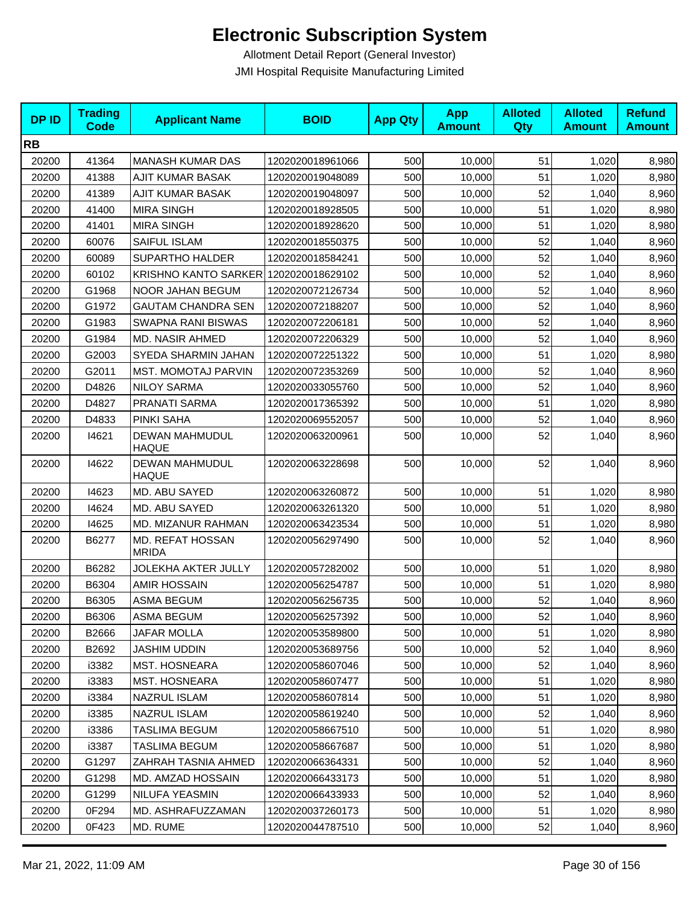# Electronic Subscription System

Allotment Detail Report (General Investor)

JMI Hospital Requisite Manufacturing Limited

| DP ID | Trading Code | Applicant Name | BOID | App Qty | App Amount | Alloted Qty | Alloted Amount | Refund Amount |
|---|---|---|---|---|---|---|---|---|
| **RB** | | | | | | | | |
| 20200 | 41364 | MANASH KUMAR DAS | 1202020018961066 | 500 | 10,000 | 51 | 1,020 | 8,980 |
| 20200 | 41388 | AJIT KUMAR BASAK | 1202020019048089 | 500 | 10,000 | 51 | 1,020 | 8,980 |
| 20200 | 41389 | AJIT KUMAR BASAK | 1202020019048097 | 500 | 10,000 | 52 | 1,040 | 8,960 |
| 20200 | 41400 | MIRA SINGH | 1202020018928505 | 500 | 10,000 | 51 | 1,020 | 8,980 |
| 20200 | 41401 | MIRA SINGH | 1202020018928620 | 500 | 10,000 | 51 | 1,020 | 8,980 |
| 20200 | 60076 | SAIFUL ISLAM | 1202020018550375 | 500 | 10,000 | 52 | 1,040 | 8,960 |
| 20200 | 60089 | SUPARTHO HALDER | 1202020018584241 | 500 | 10,000 | 52 | 1,040 | 8,960 |
| 20200 | 60102 | KRISHNO KANTO SARKER | 1202020018629102 | 500 | 10,000 | 52 | 1,040 | 8,960 |
| 20200 | G1968 | NOOR JAHAN BEGUM | 1202020072126734 | 500 | 10,000 | 52 | 1,040 | 8,960 |
| 20200 | G1972 | GAUTAM CHANDRA SEN | 1202020072188207 | 500 | 10,000 | 52 | 1,040 | 8,960 |
| 20200 | G1983 | SWAPNA RANI BISWAS | 1202020072206181 | 500 | 10,000 | 52 | 1,040 | 8,960 |
| 20200 | G1984 | MD. NASIR AHMED | 1202020072206329 | 500 | 10,000 | 52 | 1,040 | 8,960 |
| 20200 | G2003 | SYEDA SHARMIN JAHAN | 1202020072251322 | 500 | 10,000 | 51 | 1,020 | 8,980 |
| 20200 | G2011 | MST. MOMOTAJ PARVIN | 1202020072353269 | 500 | 10,000 | 52 | 1,040 | 8,960 |
| 20200 | D4826 | NILOY SARMA | 1202020033055760 | 500 | 10,000 | 52 | 1,040 | 8,960 |
| 20200 | D4827 | PRANATI SARMA | 1202020017365392 | 500 | 10,000 | 51 | 1,020 | 8,980 |
| 20200 | D4833 | PINKI SAHA | 1202020069552057 | 500 | 10,000 | 52 | 1,040 | 8,960 |
| 20200 | I4621 | DEWAN MAHMUDUL HAQUE | 1202020063200961 | 500 | 10,000 | 52 | 1,040 | 8,960 |
| 20200 | I4622 | DEWAN MAHMUDUL HAQUE | 1202020063228698 | 500 | 10,000 | 52 | 1,040 | 8,960 |
| 20200 | I4623 | MD. ABU SAYED | 1202020063260872 | 500 | 10,000 | 51 | 1,020 | 8,980 |
| 20200 | I4624 | MD. ABU SAYED | 1202020063261320 | 500 | 10,000 | 51 | 1,020 | 8,980 |
| 20200 | I4625 | MD. MIZANUR RAHMAN | 1202020063423534 | 500 | 10,000 | 51 | 1,020 | 8,980 |
| 20200 | B6277 | MD. REFAT HOSSAN MRIDA | 1202020056297490 | 500 | 10,000 | 52 | 1,040 | 8,960 |
| 20200 | B6282 | JOLEKHA AKTER JULLY | 1202020057282002 | 500 | 10,000 | 51 | 1,020 | 8,980 |
| 20200 | B6304 | AMIR HOSSAIN | 1202020056254787 | 500 | 10,000 | 51 | 1,020 | 8,980 |
| 20200 | B6305 | ASMA BEGUM | 1202020056256735 | 500 | 10,000 | 52 | 1,040 | 8,960 |
| 20200 | B6306 | ASMA BEGUM | 1202020056257392 | 500 | 10,000 | 52 | 1,040 | 8,960 |
| 20200 | B2666 | JAFAR MOLLA | 1202020053589800 | 500 | 10,000 | 51 | 1,020 | 8,980 |
| 20200 | B2692 | JASHIM UDDIN | 1202020053689756 | 500 | 10,000 | 52 | 1,040 | 8,960 |
| 20200 | i3382 | MST. HOSNEARA | 1202020058607046 | 500 | 10,000 | 52 | 1,040 | 8,960 |
| 20200 | i3383 | MST. HOSNEARA | 1202020058607477 | 500 | 10,000 | 51 | 1,020 | 8,980 |
| 20200 | i3384 | NAZRUL ISLAM | 1202020058607814 | 500 | 10,000 | 51 | 1,020 | 8,980 |
| 20200 | i3385 | NAZRUL ISLAM | 1202020058619240 | 500 | 10,000 | 52 | 1,040 | 8,960 |
| 20200 | i3386 | TASLIMA BEGUM | 1202020058667510 | 500 | 10,000 | 51 | 1,020 | 8,980 |
| 20200 | i3387 | TASLIMA BEGUM | 1202020058667687 | 500 | 10,000 | 51 | 1,020 | 8,980 |
| 20200 | G1297 | ZAHRAH TASNIA AHMED | 1202020066364331 | 500 | 10,000 | 52 | 1,040 | 8,960 |
| 20200 | G1298 | MD. AMZAD HOSSAIN | 1202020066433173 | 500 | 10,000 | 51 | 1,020 | 8,980 |
| 20200 | G1299 | NILUFA YEASMIN | 1202020066433933 | 500 | 10,000 | 52 | 1,040 | 8,960 |
| 20200 | 0F294 | MD. ASHRAFUZZAMAN | 1202020037260173 | 500 | 10,000 | 51 | 1,020 | 8,980 |
| 20200 | 0F423 | MD. RUME | 1202020044787510 | 500 | 10,000 | 52 | 1,040 | 8,960 |

Mar 21, 2022, 11:09 AM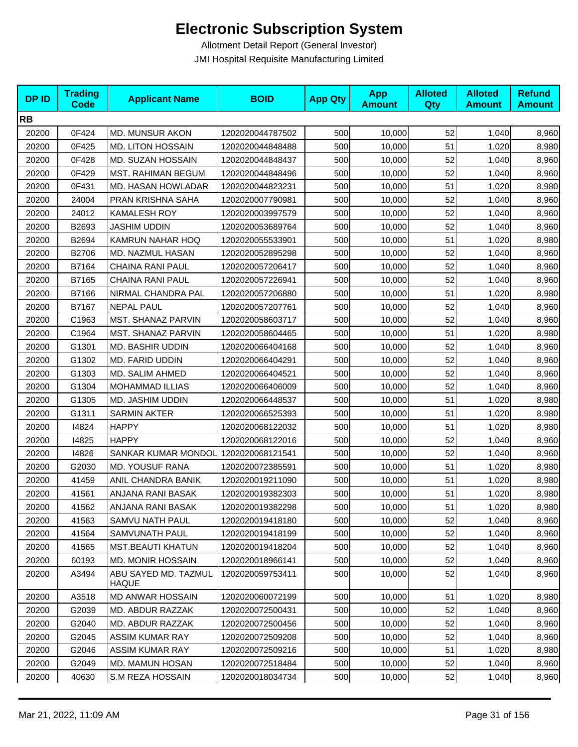# Electronic Subscription System

Allotment Detail Report (General Investor)

JMI Hospital Requisite Manufacturing Limited

| DP ID | Trading Code | Applicant Name | BOID | App Qty | App Amount | Alloted Qty | Alloted Amount | Refund Amount |
|---|---|---|---|---|---|---|---|---|
| **RB** | | | | | | | | |
| 20200 | 0F424 | MD. MUNSUR AKON | 1202020044787502 | 500 | 10,000 | 52 | 1,040 | 8,960 |
| 20200 | 0F425 | MD. LITON HOSSAIN | 1202020044848488 | 500 | 10,000 | 51 | 1,020 | 8,980 |
| 20200 | 0F428 | MD. SUZAN HOSSAIN | 1202020044848437 | 500 | 10,000 | 52 | 1,040 | 8,960 |
| 20200 | 0F429 | MST. RAHIMAN BEGUM | 1202020044848496 | 500 | 10,000 | 52 | 1,040 | 8,960 |
| 20200 | 0F431 | MD. HASAN HOWLADAR | 1202020044823231 | 500 | 10,000 | 51 | 1,020 | 8,980 |
| 20200 | 24004 | PRAN KRISHNA SAHA | 1202020007790981 | 500 | 10,000 | 52 | 1,040 | 8,960 |
| 20200 | 24012 | KAMALESH ROY | 1202020003997579 | 500 | 10,000 | 52 | 1,040 | 8,960 |
| 20200 | B2693 | JASHIM UDDIN | 1202020053689764 | 500 | 10,000 | 52 | 1,040 | 8,960 |
| 20200 | B2694 | KAMRUN NAHAR HOQ | 1202020055533901 | 500 | 10,000 | 51 | 1,020 | 8,980 |
| 20200 | B2706 | MD. NAZMUL HASAN | 1202020052895298 | 500 | 10,000 | 52 | 1,040 | 8,960 |
| 20200 | B7164 | CHAINA RANI PAUL | 1202020057206417 | 500 | 10,000 | 52 | 1,040 | 8,960 |
| 20200 | B7165 | CHAINA RANI PAUL | 1202020057226941 | 500 | 10,000 | 52 | 1,040 | 8,960 |
| 20200 | B7166 | NIRMAL CHANDRA PAL | 1202020057206880 | 500 | 10,000 | 51 | 1,020 | 8,980 |
| 20200 | B7167 | NEPAL PAUL | 1202020057207761 | 500 | 10,000 | 52 | 1,040 | 8,960 |
| 20200 | C1963 | MST. SHANAZ PARVIN | 1202020058603717 | 500 | 10,000 | 52 | 1,040 | 8,960 |
| 20200 | C1964 | MST. SHANAZ PARVIN | 1202020058604465 | 500 | 10,000 | 51 | 1,020 | 8,980 |
| 20200 | G1301 | MD. BASHIR UDDIN | 1202020066404168 | 500 | 10,000 | 52 | 1,040 | 8,960 |
| 20200 | G1302 | MD. FARID UDDIN | 1202020066404291 | 500 | 10,000 | 52 | 1,040 | 8,960 |
| 20200 | G1303 | MD. SALIM AHMED | 1202020066404521 | 500 | 10,000 | 52 | 1,040 | 8,960 |
| 20200 | G1304 | MOHAMMAD ILLIAS | 1202020066406009 | 500 | 10,000 | 52 | 1,040 | 8,960 |
| 20200 | G1305 | MD. JASHIM UDDIN | 1202020066448537 | 500 | 10,000 | 51 | 1,020 | 8,980 |
| 20200 | G1311 | SARMIN AKTER | 1202020066525393 | 500 | 10,000 | 51 | 1,020 | 8,980 |
| 20200 | I4824 | HAPPY | 1202020068122032 | 500 | 10,000 | 51 | 1,020 | 8,980 |
| 20200 | I4825 | HAPPY | 1202020068122016 | 500 | 10,000 | 52 | 1,040 | 8,960 |
| 20200 | I4826 | SANKAR KUMAR MONDOL | 1202020068121541 | 500 | 10,000 | 52 | 1,040 | 8,960 |
| 20200 | G2030 | MD. YOUSUF RANA | 1202020072385591 | 500 | 10,000 | 51 | 1,020 | 8,980 |
| 20200 | 41459 | ANIL CHANDRA BANIK | 1202020019211090 | 500 | 10,000 | 51 | 1,020 | 8,980 |
| 20200 | 41561 | ANJANA RANI BASAK | 1202020019382303 | 500 | 10,000 | 51 | 1,020 | 8,980 |
| 20200 | 41562 | ANJANA RANI BASAK | 1202020019382298 | 500 | 10,000 | 51 | 1,020 | 8,980 |
| 20200 | 41563 | SAMVU NATH PAUL | 1202020019418180 | 500 | 10,000 | 52 | 1,040 | 8,960 |
| 20200 | 41564 | SAMVUNATH PAUL | 1202020019418199 | 500 | 10,000 | 52 | 1,040 | 8,960 |
| 20200 | 41565 | MST.BEAUTI KHATUN | 1202020019418204 | 500 | 10,000 | 52 | 1,040 | 8,960 |
| 20200 | 60193 | MD. MONIR HOSSAIN | 1202020018966141 | 500 | 10,000 | 52 | 1,040 | 8,960 |
| 20200 | A3494 | ABU SAYED MD. TAZMUL HAQUE | 1202020059753411 | 500 | 10,000 | 52 | 1,040 | 8,960 |
| 20200 | A3518 | MD ANWAR HOSSAIN | 1202020060072199 | 500 | 10,000 | 51 | 1,020 | 8,980 |
| 20200 | G2039 | MD. ABDUR RAZZAK | 1202020072500431 | 500 | 10,000 | 52 | 1,040 | 8,960 |
| 20200 | G2040 | MD. ABDUR RAZZAK | 1202020072500456 | 500 | 10,000 | 52 | 1,040 | 8,960 |
| 20200 | G2045 | ASSIM KUMAR RAY | 1202020072509208 | 500 | 10,000 | 52 | 1,040 | 8,960 |
| 20200 | G2046 | ASSIM KUMAR RAY | 1202020072509216 | 500 | 10,000 | 51 | 1,020 | 8,980 |
| 20200 | G2049 | MD. MAMUN HOSAN | 1202020072518484 | 500 | 10,000 | 52 | 1,040 | 8,960 |
| 20200 | 40630 | S.M REZA HOSSAIN | 1202020018034734 | 500 | 10,000 | 52 | 1,040 | 8,960 |

Mar 21, 2022, 11:09 AM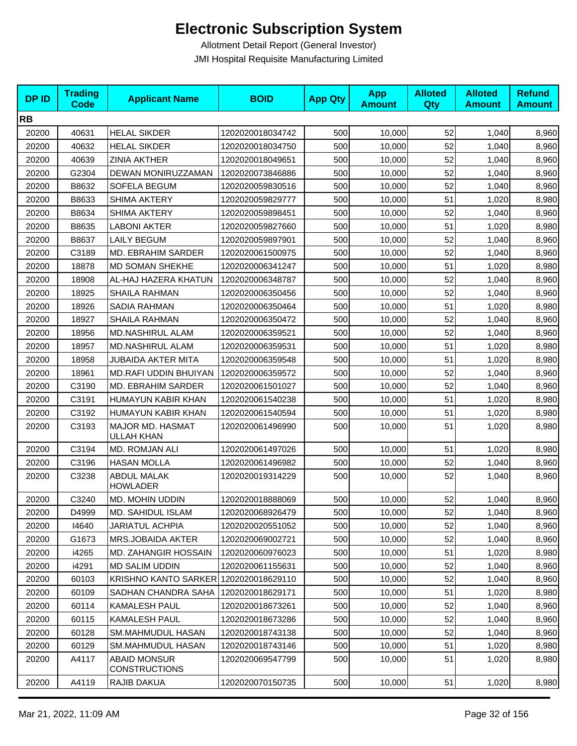# Electronic Subscription System

Allotment Detail Report (General Investor)

JMI Hospital Requisite Manufacturing Limited

| DP ID | Trading Code | Applicant Name | BOID | App Qty | App Amount | Alloted Qty | Alloted Amount | Refund Amount |
|---|---|---|---|---|---|---|---|---|
| **RB** | | | | | | | | |
| 20200 | 40631 | HELAL SIKDER | 1202020018034742 | 500 | 10,000 | 52 | 1,040 | 8,960 |
| 20200 | 40632 | HELAL SIKDER | 1202020018034750 | 500 | 10,000 | 52 | 1,040 | 8,960 |
| 20200 | 40639 | ZINIA AKTHER | 1202020018049651 | 500 | 10,000 | 52 | 1,040 | 8,960 |
| 20200 | G2304 | DEWAN MONIRUZZAMAN | 1202020073846886 | 500 | 10,000 | 52 | 1,040 | 8,960 |
| 20200 | B8632 | SOFELA BEGUM | 1202020059830516 | 500 | 10,000 | 52 | 1,040 | 8,960 |
| 20200 | B8633 | SHIMA AKTERY | 1202020059829777 | 500 | 10,000 | 51 | 1,020 | 8,980 |
| 20200 | B8634 | SHIMA AKTERY | 1202020059898451 | 500 | 10,000 | 52 | 1,040 | 8,960 |
| 20200 | B8635 | LABONI AKTER | 1202020059827660 | 500 | 10,000 | 51 | 1,020 | 8,980 |
| 20200 | B8637 | LAILY BEGUM | 1202020059897901 | 500 | 10,000 | 52 | 1,040 | 8,960 |
| 20200 | C3189 | MD. EBRAHIM SARDER | 1202020061500975 | 500 | 10,000 | 52 | 1,040 | 8,960 |
| 20200 | 18878 | MD SOMAN SHEKHE | 1202020006341247 | 500 | 10,000 | 51 | 1,020 | 8,980 |
| 20200 | 18908 | AL-HAJ HAZERA KHATUN | 1202020006348787 | 500 | 10,000 | 52 | 1,040 | 8,960 |
| 20200 | 18925 | SHAILA RAHMAN | 1202020006350456 | 500 | 10,000 | 52 | 1,040 | 8,960 |
| 20200 | 18926 | SADIA RAHMAN | 1202020006350464 | 500 | 10,000 | 51 | 1,020 | 8,980 |
| 20200 | 18927 | SHAILA RAHMAN | 1202020006350472 | 500 | 10,000 | 52 | 1,040 | 8,960 |
| 20200 | 18956 | MD.NASHIRUL ALAM | 1202020006359521 | 500 | 10,000 | 52 | 1,040 | 8,960 |
| 20200 | 18957 | MD.NASHIRUL ALAM | 1202020006359531 | 500 | 10,000 | 51 | 1,020 | 8,980 |
| 20200 | 18958 | JUBAIDA AKTER MITA | 1202020006359548 | 500 | 10,000 | 51 | 1,020 | 8,980 |
| 20200 | 18961 | MD.RAFI UDDIN BHUIYAN | 1202020006359572 | 500 | 10,000 | 52 | 1,040 | 8,960 |
| 20200 | C3190 | MD. EBRAHIM SARDER | 1202020061501027 | 500 | 10,000 | 52 | 1,040 | 8,960 |
| 20200 | C3191 | HUMAYUN KABIR KHAN | 1202020061540238 | 500 | 10,000 | 51 | 1,020 | 8,980 |
| 20200 | C3192 | HUMAYUN KABIR KHAN | 1202020061540594 | 500 | 10,000 | 51 | 1,020 | 8,980 |
| 20200 | C3193 | MAJOR MD. HASMAT ULLAH KHAN | 1202020061496990 | 500 | 10,000 | 51 | 1,020 | 8,980 |
| 20200 | C3194 | MD. ROMJAN ALI | 1202020061497026 | 500 | 10,000 | 51 | 1,020 | 8,980 |
| 20200 | C3196 | HASAN MOLLA | 1202020061496982 | 500 | 10,000 | 52 | 1,040 | 8,960 |
| 20200 | C3238 | ABDUL MALAK HOWLADER | 1202020019314229 | 500 | 10,000 | 52 | 1,040 | 8,960 |
| 20200 | C3240 | MD. MOHIN UDDIN | 1202020018888069 | 500 | 10,000 | 52 | 1,040 | 8,960 |
| 20200 | D4999 | MD. SAHIDUL ISLAM | 1202020068926479 | 500 | 10,000 | 52 | 1,040 | 8,960 |
| 20200 | I4640 | JARIATUL ACHPIA | 1202020020551052 | 500 | 10,000 | 52 | 1,040 | 8,960 |
| 20200 | G1673 | MRS.JOBAIDA AKTER | 1202020069002721 | 500 | 10,000 | 52 | 1,040 | 8,960 |
| 20200 | i4265 | MD. ZAHANGIR HOSSAIN | 1202020060976023 | 500 | 10,000 | 51 | 1,020 | 8,980 |
| 20200 | i4291 | MD SALIM UDDIN | 1202020061155631 | 500 | 10,000 | 52 | 1,040 | 8,960 |
| 20200 | 60103 | KRISHNO KANTO SARKER | 1202020018629110 | 500 | 10,000 | 52 | 1,040 | 8,960 |
| 20200 | 60109 | SADHAN CHANDRA SAHA | 1202020018629171 | 500 | 10,000 | 51 | 1,020 | 8,980 |
| 20200 | 60114 | KAMALESH PAUL | 1202020018673261 | 500 | 10,000 | 52 | 1,040 | 8,960 |
| 20200 | 60115 | KAMALESH PAUL | 1202020018673286 | 500 | 10,000 | 52 | 1,040 | 8,960 |
| 20200 | 60128 | SM.MAHMUDUL HASAN | 1202020018743138 | 500 | 10,000 | 52 | 1,040 | 8,960 |
| 20200 | 60129 | SM.MAHMUDUL HASAN | 1202020018743146 | 500 | 10,000 | 51 | 1,020 | 8,980 |
| 20200 | A4117 | ABAID MONSUR CONSTRUCTIONS | 1202020069547799 | 500 | 10,000 | 51 | 1,020 | 8,980 |
| 20200 | A4119 | RAJIB DAKUA | 1202020070150735 | 500 | 10,000 | 51 | 1,020 | 8,980 |

Mar 21, 2022, 11:09 AM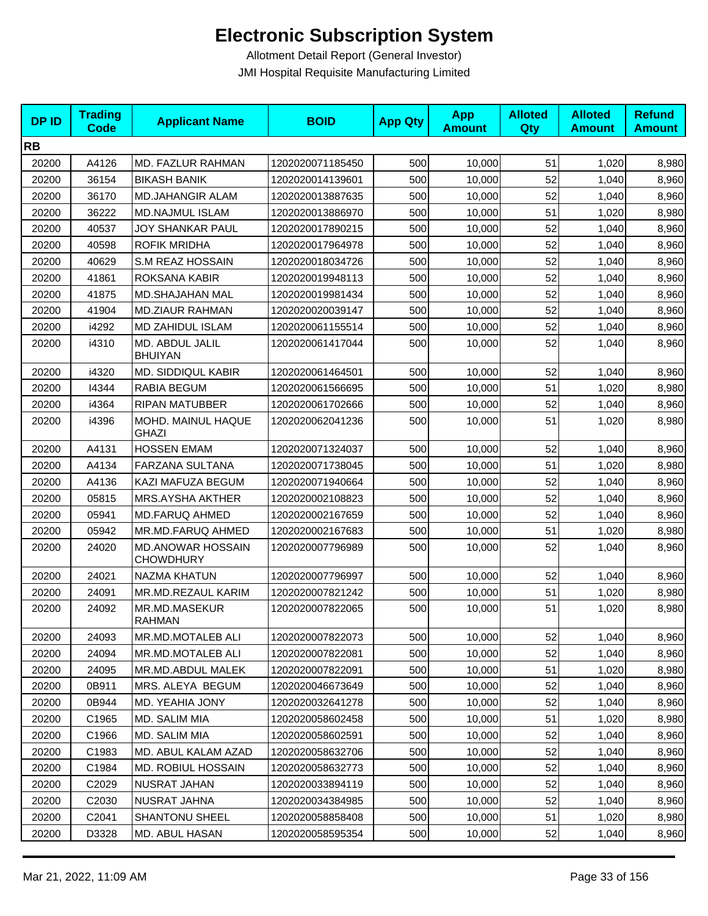# Electronic Subscription System

Allotment Detail Report (General Investor)

JMI Hospital Requisite Manufacturing Limited

| DP ID | Trading Code | Applicant Name | BOID | App Qty | App Amount | Alloted Qty | Alloted Amount | Refund Amount |
|---|---|---|---|---|---|---|---|---|
| **RB** | | | | | | | | |
| 20200 | A4126 | MD. FAZLUR RAHMAN | 1202020071185450 | 500 | 10,000 | 51 | 1,020 | 8,980 |
| 20200 | 36154 | BIKASH BANIK | 1202020014139601 | 500 | 10,000 | 52 | 1,040 | 8,960 |
| 20200 | 36170 | MD.JAHANGIR ALAM | 1202020013887635 | 500 | 10,000 | 52 | 1,040 | 8,960 |
| 20200 | 36222 | MD.NAJMUL ISLAM | 1202020013886970 | 500 | 10,000 | 51 | 1,020 | 8,980 |
| 20200 | 40537 | JOY SHANKAR PAUL | 1202020017890215 | 500 | 10,000 | 52 | 1,040 | 8,960 |
| 20200 | 40598 | ROFIK MRIDHA | 1202020017964978 | 500 | 10,000 | 52 | 1,040 | 8,960 |
| 20200 | 40629 | S.M REAZ HOSSAIN | 1202020018034726 | 500 | 10,000 | 52 | 1,040 | 8,960 |
| 20200 | 41861 | ROKSANA KABIR | 1202020019948113 | 500 | 10,000 | 52 | 1,040 | 8,960 |
| 20200 | 41875 | MD.SHAJAHAN MAL | 1202020019981434 | 500 | 10,000 | 52 | 1,040 | 8,960 |
| 20200 | 41904 | MD.ZIAUR RAHMAN | 1202020020039147 | 500 | 10,000 | 52 | 1,040 | 8,960 |
| 20200 | i4292 | MD ZAHIDUL ISLAM | 1202020061155514 | 500 | 10,000 | 52 | 1,040 | 8,960 |
| 20200 | i4310 | MD. ABDUL JALIL BHUIYAN | 1202020061417044 | 500 | 10,000 | 52 | 1,040 | 8,960 |
| 20200 | i4320 | MD. SIDDIQUL KABIR | 1202020061464501 | 500 | 10,000 | 52 | 1,040 | 8,960 |
| 20200 | I4344 | RABIA BEGUM | 1202020061566695 | 500 | 10,000 | 51 | 1,020 | 8,980 |
| 20200 | i4364 | RIPAN MATUBBER | 1202020061702666 | 500 | 10,000 | 52 | 1,040 | 8,960 |
| 20200 | i4396 | MOHD. MAINUL HAQUE GHAZI | 1202020062041236 | 500 | 10,000 | 51 | 1,020 | 8,980 |
| 20200 | A4131 | HOSSEN EMAM | 1202020071324037 | 500 | 10,000 | 52 | 1,040 | 8,960 |
| 20200 | A4134 | FARZANA SULTANA | 1202020071738045 | 500 | 10,000 | 51 | 1,020 | 8,980 |
| 20200 | A4136 | KAZI MAFUZA BEGUM | 1202020071940664 | 500 | 10,000 | 52 | 1,040 | 8,960 |
| 20200 | 05815 | MRS.AYSHA AKTHER | 1202020002108823 | 500 | 10,000 | 52 | 1,040 | 8,960 |
| 20200 | 05941 | MD.FARUQ AHMED | 1202020002167659 | 500 | 10,000 | 52 | 1,040 | 8,960 |
| 20200 | 05942 | MR.MD.FARUQ AHMED | 1202020002167683 | 500 | 10,000 | 51 | 1,020 | 8,980 |
| 20200 | 24020 | MD.ANOWAR HOSSAIN CHOWDHURY | 1202020007796989 | 500 | 10,000 | 52 | 1,040 | 8,960 |
| 20200 | 24021 | NAZMA KHATUN | 1202020007796997 | 500 | 10,000 | 52 | 1,040 | 8,960 |
| 20200 | 24091 | MR.MD.REZAUL KARIM | 1202020007821242 | 500 | 10,000 | 51 | 1,020 | 8,980 |
| 20200 | 24092 | MR.MD.MASEKUR RAHMAN | 1202020007822065 | 500 | 10,000 | 51 | 1,020 | 8,980 |
| 20200 | 24093 | MR.MD.MOTALEB ALI | 1202020007822073 | 500 | 10,000 | 52 | 1,040 | 8,960 |
| 20200 | 24094 | MR.MD.MOTALEB ALI | 1202020007822081 | 500 | 10,000 | 52 | 1,040 | 8,960 |
| 20200 | 24095 | MR.MD.ABDUL MALEK | 1202020007822091 | 500 | 10,000 | 51 | 1,020 | 8,980 |
| 20200 | 0B911 | MRS. ALEYA BEGUM | 1202020046673649 | 500 | 10,000 | 52 | 1,040 | 8,960 |
| 20200 | 0B944 | MD. YEAHIA JONY | 1202020032641278 | 500 | 10,000 | 52 | 1,040 | 8,960 |
| 20200 | C1965 | MD. SALIM MIA | 1202020058602458 | 500 | 10,000 | 51 | 1,020 | 8,980 |
| 20200 | C1966 | MD. SALIM MIA | 1202020058602591 | 500 | 10,000 | 52 | 1,040 | 8,960 |
| 20200 | C1983 | MD. ABUL KALAM AZAD | 1202020058632706 | 500 | 10,000 | 52 | 1,040 | 8,960 |
| 20200 | C1984 | MD. ROBIUL HOSSAIN | 1202020058632773 | 500 | 10,000 | 52 | 1,040 | 8,960 |
| 20200 | C2029 | NUSRAT JAHAN | 1202020033894119 | 500 | 10,000 | 52 | 1,040 | 8,960 |
| 20200 | C2030 | NUSRAT JAHNA | 1202020034384985 | 500 | 10,000 | 52 | 1,040 | 8,960 |
| 20200 | C2041 | SHANTONU SHEEL | 1202020058858408 | 500 | 10,000 | 51 | 1,020 | 8,980 |
| 20200 | D3328 | MD. ABUL HASAN | 1202020058595354 | 500 | 10,000 | 52 | 1,040 | 8,960 |

Mar 21, 2022, 11:09 AM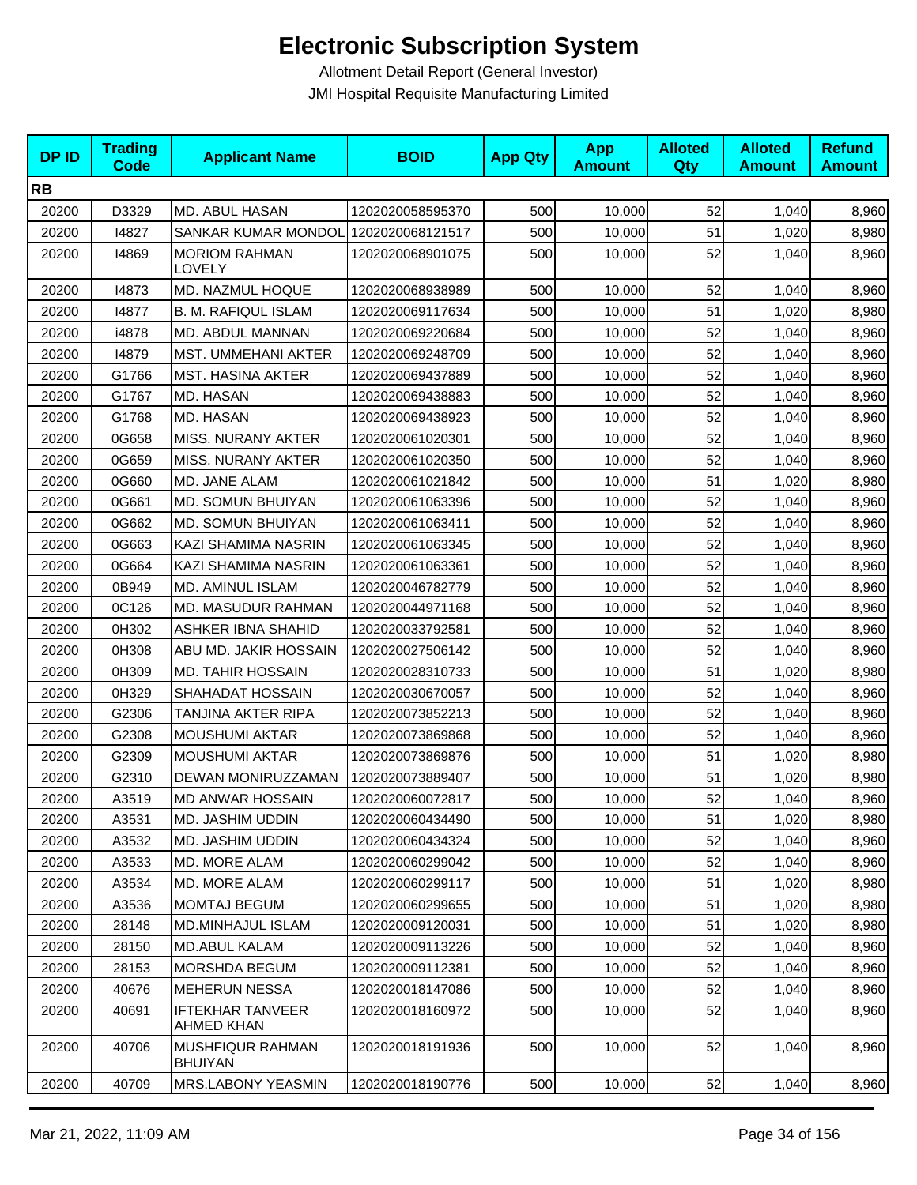# Electronic Subscription System

Allotment Detail Report (General Investor)

JMI Hospital Requisite Manufacturing Limited

| DP ID | Trading Code | Applicant Name | BOID | App Qty | App Amount | Alloted Qty | Alloted Amount | Refund Amount |
|---|---|---|---|---|---|---|---|---|
| **RB** | | | | | | | | |
| 20200 | D3329 | MD. ABUL HASAN | 1202020058595370 | 500 | 10,000 | 52 | 1,040 | 8,960 |
| 20200 | I4827 | SANKAR KUMAR MONDOL | 1202020068121517 | 500 | 10,000 | 51 | 1,020 | 8,980 |
| 20200 | I4869 | MORIOM RAHMAN LOVELY | 1202020068901075 | 500 | 10,000 | 52 | 1,040 | 8,960 |
| 20200 | I4873 | MD. NAZMUL HOQUE | 1202020068938989 | 500 | 10,000 | 52 | 1,040 | 8,960 |
| 20200 | I4877 | B. M. RAFIQUL ISLAM | 1202020069117634 | 500 | 10,000 | 51 | 1,020 | 8,980 |
| 20200 | i4878 | MD. ABDUL MANNAN | 1202020069220684 | 500 | 10,000 | 52 | 1,040 | 8,960 |
| 20200 | I4879 | MST. UMMEHANI AKTER | 1202020069248709 | 500 | 10,000 | 52 | 1,040 | 8,960 |
| 20200 | G1766 | MST. HASINA AKTER | 1202020069437889 | 500 | 10,000 | 52 | 1,040 | 8,960 |
| 20200 | G1767 | MD. HASAN | 1202020069438883 | 500 | 10,000 | 52 | 1,040 | 8,960 |
| 20200 | G1768 | MD. HASAN | 1202020069438923 | 500 | 10,000 | 52 | 1,040 | 8,960 |
| 20200 | 0G658 | MISS. NURANY AKTER | 1202020061020301 | 500 | 10,000 | 52 | 1,040 | 8,960 |
| 20200 | 0G659 | MISS. NURANY AKTER | 1202020061020350 | 500 | 10,000 | 52 | 1,040 | 8,960 |
| 20200 | 0G660 | MD. JANE ALAM | 1202020061021842 | 500 | 10,000 | 51 | 1,020 | 8,980 |
| 20200 | 0G661 | MD. SOMUN BHUIYAN | 1202020061063396 | 500 | 10,000 | 52 | 1,040 | 8,960 |
| 20200 | 0G662 | MD. SOMUN BHUIYAN | 1202020061063411 | 500 | 10,000 | 52 | 1,040 | 8,960 |
| 20200 | 0G663 | KAZI SHAMIMA NASRIN | 1202020061063345 | 500 | 10,000 | 52 | 1,040 | 8,960 |
| 20200 | 0G664 | KAZI SHAMIMA NASRIN | 1202020061063361 | 500 | 10,000 | 52 | 1,040 | 8,960 |
| 20200 | 0B949 | MD. AMINUL ISLAM | 1202020046782779 | 500 | 10,000 | 52 | 1,040 | 8,960 |
| 20200 | 0C126 | MD. MASUDUR RAHMAN | 1202020044971168 | 500 | 10,000 | 52 | 1,040 | 8,960 |
| 20200 | 0H302 | ASHKER IBNA SHAHID | 1202020033792581 | 500 | 10,000 | 52 | 1,040 | 8,960 |
| 20200 | 0H308 | ABU MD. JAKIR HOSSAIN | 1202020027506142 | 500 | 10,000 | 52 | 1,040 | 8,960 |
| 20200 | 0H309 | MD. TAHIR HOSSAIN | 1202020028310733 | 500 | 10,000 | 51 | 1,020 | 8,980 |
| 20200 | 0H329 | SHAHADAT HOSSAIN | 1202020030670057 | 500 | 10,000 | 52 | 1,040 | 8,960 |
| 20200 | G2306 | TANJINA AKTER RIPA | 1202020073852213 | 500 | 10,000 | 52 | 1,040 | 8,960 |
| 20200 | G2308 | MOUSHUMI AKTAR | 1202020073869868 | 500 | 10,000 | 52 | 1,040 | 8,960 |
| 20200 | G2309 | MOUSHUMI AKTAR | 1202020073869876 | 500 | 10,000 | 51 | 1,020 | 8,980 |
| 20200 | G2310 | DEWAN MONIRUZZAMAN | 1202020073889407 | 500 | 10,000 | 51 | 1,020 | 8,980 |
| 20200 | A3519 | MD ANWAR HOSSAIN | 1202020060072817 | 500 | 10,000 | 52 | 1,040 | 8,960 |
| 20200 | A3531 | MD. JASHIM UDDIN | 1202020060434490 | 500 | 10,000 | 51 | 1,020 | 8,980 |
| 20200 | A3532 | MD. JASHIM UDDIN | 1202020060434324 | 500 | 10,000 | 52 | 1,040 | 8,960 |
| 20200 | A3533 | MD. MORE ALAM | 1202020060299042 | 500 | 10,000 | 52 | 1,040 | 8,960 |
| 20200 | A3534 | MD. MORE ALAM | 1202020060299117 | 500 | 10,000 | 51 | 1,020 | 8,980 |
| 20200 | A3536 | MOMTAJ BEGUM | 1202020060299655 | 500 | 10,000 | 51 | 1,020 | 8,980 |
| 20200 | 28148 | MD.MINHAJUL ISLAM | 1202020009120031 | 500 | 10,000 | 51 | 1,020 | 8,980 |
| 20200 | 28150 | MD.ABUL KALAM | 1202020009113226 | 500 | 10,000 | 52 | 1,040 | 8,960 |
| 20200 | 28153 | MORSHDA BEGUM | 1202020009112381 | 500 | 10,000 | 52 | 1,040 | 8,960 |
| 20200 | 40676 | MEHERUN NESSA | 1202020018147086 | 500 | 10,000 | 52 | 1,040 | 8,960 |
| 20200 | 40691 | IFTEKHAR TANVEER AHMED KHAN | 1202020018160972 | 500 | 10,000 | 52 | 1,040 | 8,960 |
| 20200 | 40706 | MUSHFIQUR RAHMAN BHUIYAN | 1202020018191936 | 500 | 10,000 | 52 | 1,040 | 8,960 |
| 20200 | 40709 | MRS.LABONY YEASMIN | 1202020018190776 | 500 | 10,000 | 52 | 1,040 | 8,960 |

Mar 21, 2022, 11:09 AM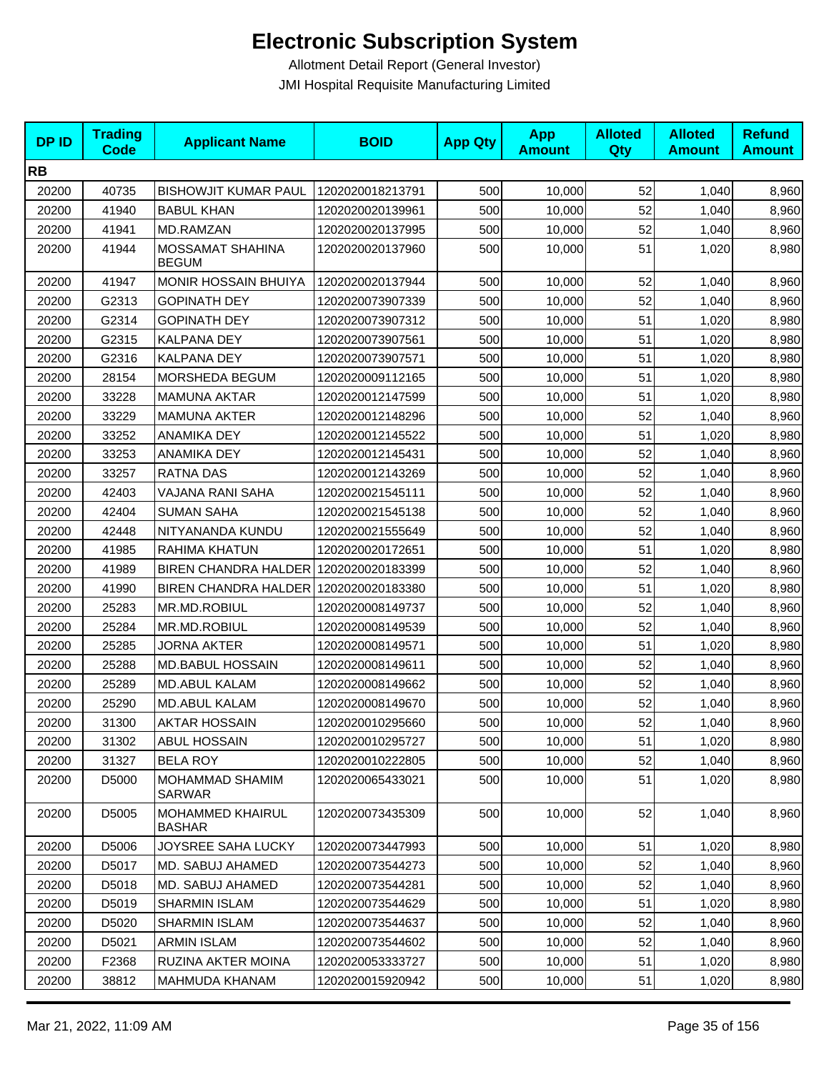# Electronic Subscription System

Allotment Detail Report (General Investor)

JMI Hospital Requisite Manufacturing Limited

| DP ID | Trading Code | Applicant Name | BOID | App Qty | App Amount | Alloted Qty | Alloted Amount | Refund Amount |
|---|---|---|---|---|---|---|---|---|
| **RB** | | | | | | | | |
| 20200 | 40735 | BISHOWJIT KUMAR PAUL | 1202020018213791 | 500 | 10,000 | 52 | 1,040 | 8,960 |
| 20200 | 41940 | BABUL KHAN | 1202020020139961 | 500 | 10,000 | 52 | 1,040 | 8,960 |
| 20200 | 41941 | MD.RAMZAN | 1202020020137995 | 500 | 10,000 | 52 | 1,040 | 8,960 |
| 20200 | 41944 | MOSSAMAT SHAHINA BEGUM | 1202020020137960 | 500 | 10,000 | 51 | 1,020 | 8,980 |
| 20200 | 41947 | MONIR HOSSAIN BHUIYA | 1202020020137944 | 500 | 10,000 | 52 | 1,040 | 8,960 |
| 20200 | G2313 | GOPINATH DEY | 1202020073907339 | 500 | 10,000 | 52 | 1,040 | 8,960 |
| 20200 | G2314 | GOPINATH DEY | 1202020073907312 | 500 | 10,000 | 51 | 1,020 | 8,980 |
| 20200 | G2315 | KALPANA DEY | 1202020073907561 | 500 | 10,000 | 51 | 1,020 | 8,980 |
| 20200 | G2316 | KALPANA DEY | 1202020073907571 | 500 | 10,000 | 51 | 1,020 | 8,980 |
| 20200 | 28154 | MORSHEDA BEGUM | 1202020009112165 | 500 | 10,000 | 51 | 1,020 | 8,980 |
| 20200 | 33228 | MAMUNA AKTAR | 1202020012147599 | 500 | 10,000 | 51 | 1,020 | 8,980 |
| 20200 | 33229 | MAMUNA AKTER | 1202020012148296 | 500 | 10,000 | 52 | 1,040 | 8,960 |
| 20200 | 33252 | ANAMIKA DEY | 1202020012145522 | 500 | 10,000 | 51 | 1,020 | 8,980 |
| 20200 | 33253 | ANAMIKA DEY | 1202020012145431 | 500 | 10,000 | 52 | 1,040 | 8,960 |
| 20200 | 33257 | RATNA DAS | 1202020012143269 | 500 | 10,000 | 52 | 1,040 | 8,960 |
| 20200 | 42403 | VAJANA RANI SAHA | 1202020021545111 | 500 | 10,000 | 52 | 1,040 | 8,960 |
| 20200 | 42404 | SUMAN SAHA | 1202020021545138 | 500 | 10,000 | 52 | 1,040 | 8,960 |
| 20200 | 42448 | NITYANANDA KUNDU | 1202020021555649 | 500 | 10,000 | 52 | 1,040 | 8,960 |
| 20200 | 41985 | RAHIMA KHATUN | 1202020020172651 | 500 | 10,000 | 51 | 1,020 | 8,980 |
| 20200 | 41989 | BIREN CHANDRA HALDER | 1202020020183399 | 500 | 10,000 | 52 | 1,040 | 8,960 |
| 20200 | 41990 | BIREN CHANDRA HALDER | 1202020020183380 | 500 | 10,000 | 51 | 1,020 | 8,980 |
| 20200 | 25283 | MR.MD.ROBIUL | 1202020008149737 | 500 | 10,000 | 52 | 1,040 | 8,960 |
| 20200 | 25284 | MR.MD.ROBIUL | 1202020008149539 | 500 | 10,000 | 52 | 1,040 | 8,960 |
| 20200 | 25285 | JORNA AKTER | 1202020008149571 | 500 | 10,000 | 51 | 1,020 | 8,980 |
| 20200 | 25288 | MD.BABUL HOSSAIN | 1202020008149611 | 500 | 10,000 | 52 | 1,040 | 8,960 |
| 20200 | 25289 | MD.ABUL KALAM | 1202020008149662 | 500 | 10,000 | 52 | 1,040 | 8,960 |
| 20200 | 25290 | MD.ABUL KALAM | 1202020008149670 | 500 | 10,000 | 52 | 1,040 | 8,960 |
| 20200 | 31300 | AKTAR HOSSAIN | 1202020010295660 | 500 | 10,000 | 52 | 1,040 | 8,960 |
| 20200 | 31302 | ABUL HOSSAIN | 1202020010295727 | 500 | 10,000 | 51 | 1,020 | 8,980 |
| 20200 | 31327 | BELA ROY | 1202020010222805 | 500 | 10,000 | 52 | 1,040 | 8,960 |
| 20200 | D5000 | MOHAMMAD SHAMIM SARWAR | 1202020065433021 | 500 | 10,000 | 51 | 1,020 | 8,980 |
| 20200 | D5005 | MOHAMMED KHAIRUL BASHAR | 1202020073435309 | 500 | 10,000 | 52 | 1,040 | 8,960 |
| 20200 | D5006 | JOYSREE SAHA LUCKY | 1202020073447993 | 500 | 10,000 | 51 | 1,020 | 8,980 |
| 20200 | D5017 | MD. SABUJ AHAMED | 1202020073544273 | 500 | 10,000 | 52 | 1,040 | 8,960 |
| 20200 | D5018 | MD. SABUJ AHAMED | 1202020073544281 | 500 | 10,000 | 52 | 1,040 | 8,960 |
| 20200 | D5019 | SHARMIN ISLAM | 1202020073544629 | 500 | 10,000 | 51 | 1,020 | 8,980 |
| 20200 | D5020 | SHARMIN ISLAM | 1202020073544637 | 500 | 10,000 | 52 | 1,040 | 8,960 |
| 20200 | D5021 | ARMIN ISLAM | 1202020073544602 | 500 | 10,000 | 52 | 1,040 | 8,960 |
| 20200 | F2368 | RUZINA AKTER MOINA | 1202020053333727 | 500 | 10,000 | 51 | 1,020 | 8,980 |
| 20200 | 38812 | MAHMUDA KHANAM | 1202020015920942 | 500 | 10,000 | 51 | 1,020 | 8,980 |

Mar 21, 2022, 11:09 AM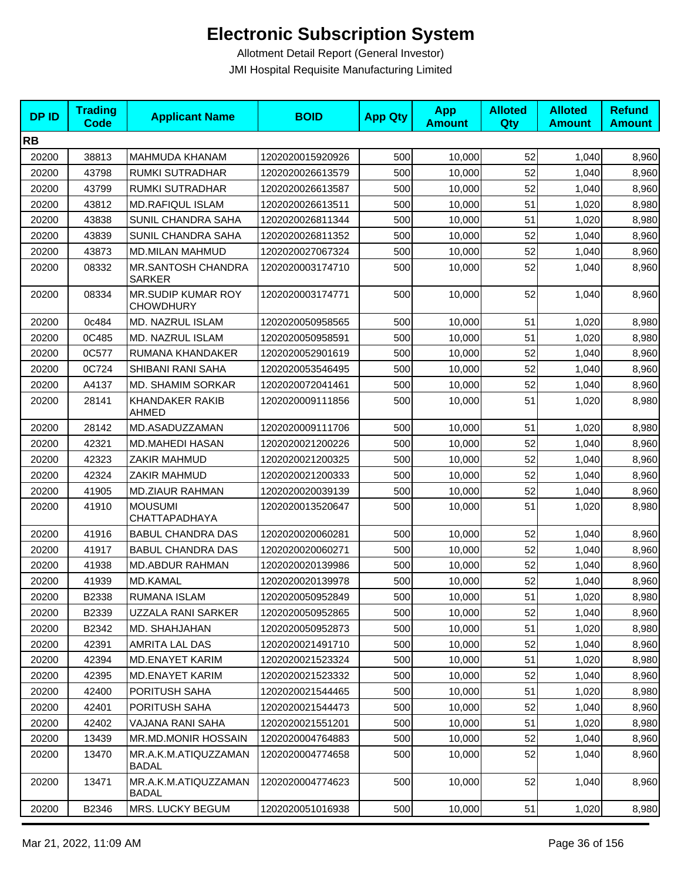# Electronic Subscription System

Allotment Detail Report (General Investor)

JMI Hospital Requisite Manufacturing Limited

| DP ID | Trading Code | Applicant Name | BOID | App Qty | App Amount | Alloted Qty | Alloted Amount | Refund Amount |
|---|---|---|---|---|---|---|---|---|
| **RB** | | | | | | | | |
| 20200 | 38813 | MAHMUDA KHANAM | 1202020015920926 | 500 | 10,000 | 52 | 1,040 | 8,960 |
| 20200 | 43798 | RUMKI SUTRADHAR | 1202020026613579 | 500 | 10,000 | 52 | 1,040 | 8,960 |
| 20200 | 43799 | RUMKI SUTRADHAR | 1202020026613587 | 500 | 10,000 | 52 | 1,040 | 8,960 |
| 20200 | 43812 | MD.RAFIQUL ISLAM | 1202020026613511 | 500 | 10,000 | 51 | 1,020 | 8,980 |
| 20200 | 43838 | SUNIL CHANDRA SAHA | 1202020026811344 | 500 | 10,000 | 51 | 1,020 | 8,980 |
| 20200 | 43839 | SUNIL CHANDRA SAHA | 1202020026811352 | 500 | 10,000 | 52 | 1,040 | 8,960 |
| 20200 | 43873 | MD.MILAN MAHMUD | 1202020027067324 | 500 | 10,000 | 52 | 1,040 | 8,960 |
| 20200 | 08332 | MR.SANTOSH CHANDRA SARKER | 1202020003174710 | 500 | 10,000 | 52 | 1,040 | 8,960 |
| 20200 | 08334 | MR.SUDIP KUMAR ROY CHOWDHURY | 1202020003174771 | 500 | 10,000 | 52 | 1,040 | 8,960 |
| 20200 | 0c484 | MD. NAZRUL ISLAM | 1202020050958565 | 500 | 10,000 | 51 | 1,020 | 8,980 |
| 20200 | 0C485 | MD. NAZRUL ISLAM | 1202020050958591 | 500 | 10,000 | 51 | 1,020 | 8,980 |
| 20200 | 0C577 | RUMANA KHANDAKER | 1202020052901619 | 500 | 10,000 | 52 | 1,040 | 8,960 |
| 20200 | 0C724 | SHIBANI RANI SAHA | 1202020053546495 | 500 | 10,000 | 52 | 1,040 | 8,960 |
| 20200 | A4137 | MD. SHAMIM SORKAR | 1202020072041461 | 500 | 10,000 | 52 | 1,040 | 8,960 |
| 20200 | 28141 | KHANDAKER RAKIB AHMED | 1202020009111856 | 500 | 10,000 | 51 | 1,020 | 8,980 |
| 20200 | 28142 | MD.ASADUZZAMAN | 1202020009111706 | 500 | 10,000 | 51 | 1,020 | 8,980 |
| 20200 | 42321 | MD.MAHEDI HASAN | 1202020021200226 | 500 | 10,000 | 52 | 1,040 | 8,960 |
| 20200 | 42323 | ZAKIR MAHMUD | 1202020021200325 | 500 | 10,000 | 52 | 1,040 | 8,960 |
| 20200 | 42324 | ZAKIR MAHMUD | 1202020021200333 | 500 | 10,000 | 52 | 1,040 | 8,960 |
| 20200 | 41905 | MD.ZIAUR RAHMAN | 1202020020039139 | 500 | 10,000 | 52 | 1,040 | 8,960 |
| 20200 | 41910 | MOUSUMI CHATTAPADHAYA | 1202020013520647 | 500 | 10,000 | 51 | 1,020 | 8,980 |
| 20200 | 41916 | BABUL CHANDRA DAS | 1202020020060281 | 500 | 10,000 | 52 | 1,040 | 8,960 |
| 20200 | 41917 | BABUL CHANDRA DAS | 1202020020060271 | 500 | 10,000 | 52 | 1,040 | 8,960 |
| 20200 | 41938 | MD.ABDUR RAHMAN | 1202020020139986 | 500 | 10,000 | 52 | 1,040 | 8,960 |
| 20200 | 41939 | MD.KAMAL | 1202020020139978 | 500 | 10,000 | 52 | 1,040 | 8,960 |
| 20200 | B2338 | RUMANA ISLAM | 1202020050952849 | 500 | 10,000 | 51 | 1,020 | 8,980 |
| 20200 | B2339 | UZZALA RANI SARKER | 1202020050952865 | 500 | 10,000 | 52 | 1,040 | 8,960 |
| 20200 | B2342 | MD. SHAHJAHAN | 1202020050952873 | 500 | 10,000 | 51 | 1,020 | 8,980 |
| 20200 | 42391 | AMRITA LAL DAS | 1202020021491710 | 500 | 10,000 | 52 | 1,040 | 8,960 |
| 20200 | 42394 | MD.ENAYET KARIM | 1202020021523324 | 500 | 10,000 | 51 | 1,020 | 8,980 |
| 20200 | 42395 | MD.ENAYET KARIM | 1202020021523332 | 500 | 10,000 | 52 | 1,040 | 8,960 |
| 20200 | 42400 | PORITUSH SAHA | 1202020021544465 | 500 | 10,000 | 51 | 1,020 | 8,980 |
| 20200 | 42401 | PORITUSH SAHA | 1202020021544473 | 500 | 10,000 | 52 | 1,040 | 8,960 |
| 20200 | 42402 | VAJANA RANI SAHA | 1202020021551201 | 500 | 10,000 | 51 | 1,020 | 8,980 |
| 20200 | 13439 | MR.MD.MONIR HOSSAIN | 1202020004764883 | 500 | 10,000 | 52 | 1,040 | 8,960 |
| 20200 | 13470 | MR.A.K.M.ATIQUZZAMAN BADAL | 1202020004774658 | 500 | 10,000 | 52 | 1,040 | 8,960 |
| 20200 | 13471 | MR.A.K.M.ATIQUZZAMAN BADAL | 1202020004774623 | 500 | 10,000 | 52 | 1,040 | 8,960 |
| 20200 | B2346 | MRS. LUCKY BEGUM | 1202020051016938 | 500 | 10,000 | 51 | 1,020 | 8,980 |

Mar 21, 2022, 11:09 AM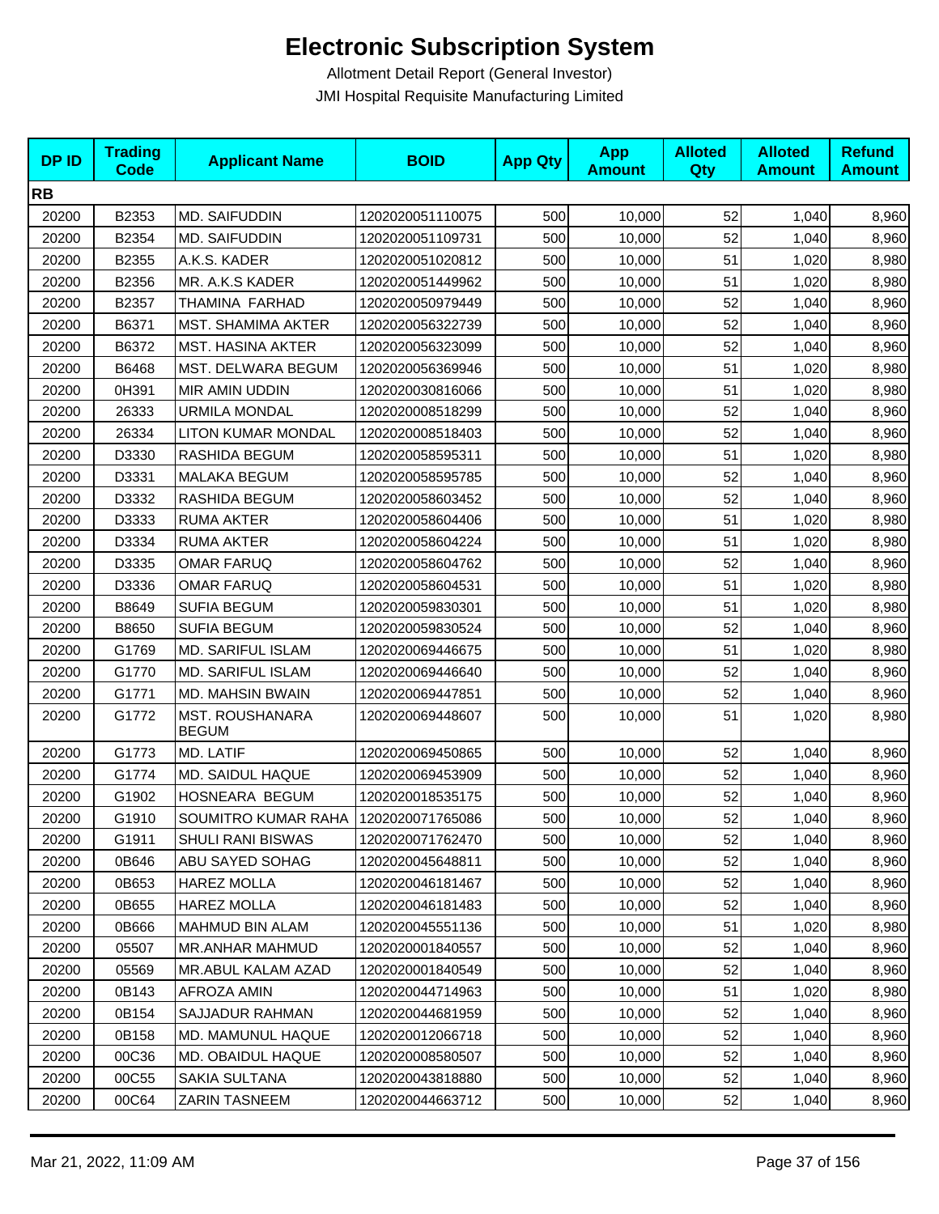# Electronic Subscription System

Allotment Detail Report (General Investor)

JMI Hospital Requisite Manufacturing Limited

| DP ID | Trading Code | Applicant Name | BOID | App Qty | App Amount | Alloted Qty | Alloted Amount | Refund Amount |
|---|---|---|---|---|---|---|---|---|
| **RB** | | | | | | | | |
| 20200 | B2353 | MD. SAIFUDDIN | 1202020051110075 | 500 | 10,000 | 52 | 1,040 | 8,960 |
| 20200 | B2354 | MD. SAIFUDDIN | 1202020051109731 | 500 | 10,000 | 52 | 1,040 | 8,960 |
| 20200 | B2355 | A.K.S. KADER | 1202020051020812 | 500 | 10,000 | 51 | 1,020 | 8,980 |
| 20200 | B2356 | MR. A.K.S KADER | 1202020051449962 | 500 | 10,000 | 51 | 1,020 | 8,980 |
| 20200 | B2357 | THAMINA FARHAD | 1202020050979449 | 500 | 10,000 | 52 | 1,040 | 8,960 |
| 20200 | B6371 | MST. SHAMIMA AKTER | 1202020056322739 | 500 | 10,000 | 52 | 1,040 | 8,960 |
| 20200 | B6372 | MST. HASINA AKTER | 1202020056323099 | 500 | 10,000 | 52 | 1,040 | 8,960 |
| 20200 | B6468 | MST. DELWARA BEGUM | 1202020056369946 | 500 | 10,000 | 51 | 1,020 | 8,980 |
| 20200 | 0H391 | MIR AMIN UDDIN | 1202020030816066 | 500 | 10,000 | 51 | 1,020 | 8,980 |
| 20200 | 26333 | URMILA MONDAL | 1202020008518299 | 500 | 10,000 | 52 | 1,040 | 8,960 |
| 20200 | 26334 | LITON KUMAR MONDAL | 1202020008518403 | 500 | 10,000 | 52 | 1,040 | 8,960 |
| 20200 | D3330 | RASHIDA BEGUM | 1202020058595311 | 500 | 10,000 | 51 | 1,020 | 8,980 |
| 20200 | D3331 | MALAKA BEGUM | 1202020058595785 | 500 | 10,000 | 52 | 1,040 | 8,960 |
| 20200 | D3332 | RASHIDA BEGUM | 1202020058603452 | 500 | 10,000 | 52 | 1,040 | 8,960 |
| 20200 | D3333 | RUMA AKTER | 1202020058604406 | 500 | 10,000 | 51 | 1,020 | 8,980 |
| 20200 | D3334 | RUMA AKTER | 1202020058604224 | 500 | 10,000 | 51 | 1,020 | 8,980 |
| 20200 | D3335 | OMAR FARUQ | 1202020058604762 | 500 | 10,000 | 52 | 1,040 | 8,960 |
| 20200 | D3336 | OMAR FARUQ | 1202020058604531 | 500 | 10,000 | 51 | 1,020 | 8,980 |
| 20200 | B8649 | SUFIA BEGUM | 1202020059830301 | 500 | 10,000 | 51 | 1,020 | 8,980 |
| 20200 | B8650 | SUFIA BEGUM | 1202020059830524 | 500 | 10,000 | 52 | 1,040 | 8,960 |
| 20200 | G1769 | MD. SARIFUL ISLAM | 1202020069446675 | 500 | 10,000 | 51 | 1,020 | 8,980 |
| 20200 | G1770 | MD. SARIFUL ISLAM | 1202020069446640 | 500 | 10,000 | 52 | 1,040 | 8,960 |
| 20200 | G1771 | MD. MAHSIN BWAIN | 1202020069447851 | 500 | 10,000 | 52 | 1,040 | 8,960 |
| 20200 | G1772 | MST. ROUSHANARA BEGUM | 1202020069448607 | 500 | 10,000 | 51 | 1,020 | 8,980 |
| 20200 | G1773 | MD. LATIF | 1202020069450865 | 500 | 10,000 | 52 | 1,040 | 8,960 |
| 20200 | G1774 | MD. SAIDUL HAQUE | 1202020069453909 | 500 | 10,000 | 52 | 1,040 | 8,960 |
| 20200 | G1902 | HOSNEARA BEGUM | 1202020018535175 | 500 | 10,000 | 52 | 1,040 | 8,960 |
| 20200 | G1910 | SOUMITRO KUMAR RAHA | 1202020071765086 | 500 | 10,000 | 52 | 1,040 | 8,960 |
| 20200 | G1911 | SHULI RANI BISWAS | 1202020071762470 | 500 | 10,000 | 52 | 1,040 | 8,960 |
| 20200 | 0B646 | ABU SAYED SOHAG | 1202020045648811 | 500 | 10,000 | 52 | 1,040 | 8,960 |
| 20200 | 0B653 | HAREZ MOLLA | 1202020046181467 | 500 | 10,000 | 52 | 1,040 | 8,960 |
| 20200 | 0B655 | HAREZ MOLLA | 1202020046181483 | 500 | 10,000 | 52 | 1,040 | 8,960 |
| 20200 | 0B666 | MAHMUD BIN ALAM | 1202020045551136 | 500 | 10,000 | 51 | 1,020 | 8,980 |
| 20200 | 05507 | MR.ANHAR MAHMUD | 1202020001840557 | 500 | 10,000 | 52 | 1,040 | 8,960 |
| 20200 | 05569 | MR.ABUL KALAM AZAD | 1202020001840549 | 500 | 10,000 | 52 | 1,040 | 8,960 |
| 20200 | 0B143 | AFROZA AMIN | 1202020044714963 | 500 | 10,000 | 51 | 1,020 | 8,980 |
| 20200 | 0B154 | SAJJADUR RAHMAN | 1202020044681959 | 500 | 10,000 | 52 | 1,040 | 8,960 |
| 20200 | 0B158 | MD. MAMUNUL HAQUE | 1202020012066718 | 500 | 10,000 | 52 | 1,040 | 8,960 |
| 20200 | 00C36 | MD. OBAIDUL HAQUE | 1202020008580507 | 500 | 10,000 | 52 | 1,040 | 8,960 |
| 20200 | 00C55 | SAKIA SULTANA | 1202020043818880 | 500 | 10,000 | 52 | 1,040 | 8,960 |
| 20200 | 00C64 | ZARIN TASNEEM | 1202020044663712 | 500 | 10,000 | 52 | 1,040 | 8,960 |

Mar 21, 2022, 11:09 AM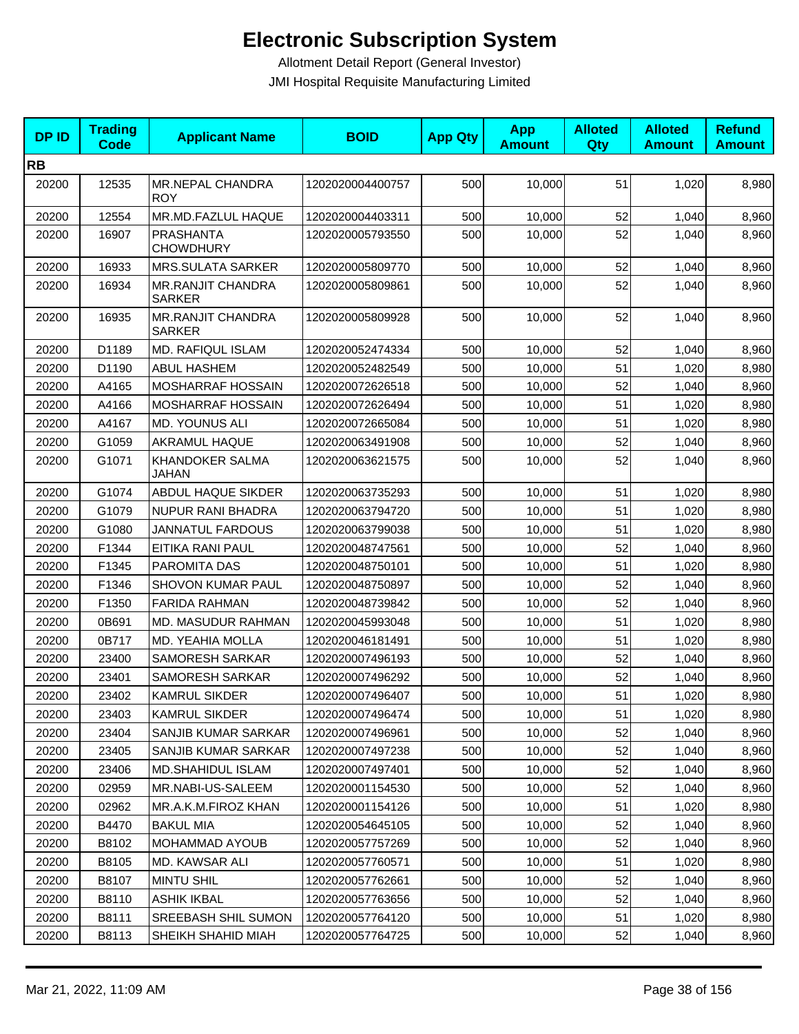# Electronic Subscription System

Allotment Detail Report (General Investor)

JMI Hospital Requisite Manufacturing Limited

| DP ID | Trading Code | Applicant Name | BOID | App Qty | App Amount | Alloted Qty | Alloted Amount | Refund Amount |
|---|---|---|---|---|---|---|---|---|
| **RB** | | | | | | | | |
| 20200 | 12535 | MR.NEPAL CHANDRA ROY | 1202020004400757 | 500 | 10,000 | 51 | 1,020 | 8,980 |
| 20200 | 12554 | MR.MD.FAZLUL HAQUE | 1202020004403311 | 500 | 10,000 | 52 | 1,040 | 8,960 |
| 20200 | 16907 | PRASHANTA CHOWDHURY | 1202020005793550 | 500 | 10,000 | 52 | 1,040 | 8,960 |
| 20200 | 16933 | MRS.SULATA SARKER | 1202020005809770 | 500 | 10,000 | 52 | 1,040 | 8,960 |
| 20200 | 16934 | MR.RANJIT CHANDRA SARKER | 1202020005809861 | 500 | 10,000 | 52 | 1,040 | 8,960 |
| 20200 | 16935 | MR.RANJIT CHANDRA SARKER | 1202020005809928 | 500 | 10,000 | 52 | 1,040 | 8,960 |
| 20200 | D1189 | MD. RAFIQUL ISLAM | 1202020052474334 | 500 | 10,000 | 52 | 1,040 | 8,960 |
| 20200 | D1190 | ABUL HASHEM | 1202020052482549 | 500 | 10,000 | 51 | 1,020 | 8,980 |
| 20200 | A4165 | MOSHARRAF HOSSAIN | 1202020072626518 | 500 | 10,000 | 52 | 1,040 | 8,960 |
| 20200 | A4166 | MOSHARRAF HOSSAIN | 1202020072626494 | 500 | 10,000 | 51 | 1,020 | 8,980 |
| 20200 | A4167 | MD. YOUNUS ALI | 1202020072665084 | 500 | 10,000 | 51 | 1,020 | 8,980 |
| 20200 | G1059 | AKRAMUL HAQUE | 1202020063491908 | 500 | 10,000 | 52 | 1,040 | 8,960 |
| 20200 | G1071 | KHANDOKER SALMA JAHAN | 1202020063621575 | 500 | 10,000 | 52 | 1,040 | 8,960 |
| 20200 | G1074 | ABDUL HAQUE SIKDER | 1202020063735293 | 500 | 10,000 | 51 | 1,020 | 8,980 |
| 20200 | G1079 | NUPUR RANI BHADRA | 1202020063794720 | 500 | 10,000 | 51 | 1,020 | 8,980 |
| 20200 | G1080 | JANNATUL FARDOUS | 1202020063799038 | 500 | 10,000 | 51 | 1,020 | 8,980 |
| 20200 | F1344 | EITIKA RANI PAUL | 1202020048747561 | 500 | 10,000 | 52 | 1,040 | 8,960 |
| 20200 | F1345 | PAROMITA DAS | 1202020048750101 | 500 | 10,000 | 51 | 1,020 | 8,980 |
| 20200 | F1346 | SHOVON KUMAR PAUL | 1202020048750897 | 500 | 10,000 | 52 | 1,040 | 8,960 |
| 20200 | F1350 | FARIDA RAHMAN | 1202020048739842 | 500 | 10,000 | 52 | 1,040 | 8,960 |
| 20200 | 0B691 | MD. MASUDUR RAHMAN | 1202020045993048 | 500 | 10,000 | 51 | 1,020 | 8,980 |
| 20200 | 0B717 | MD. YEAHIA MOLLA | 1202020046181491 | 500 | 10,000 | 51 | 1,020 | 8,980 |
| 20200 | 23400 | SAMORESH SARKAR | 1202020007496193 | 500 | 10,000 | 52 | 1,040 | 8,960 |
| 20200 | 23401 | SAMORESH SARKAR | 1202020007496292 | 500 | 10,000 | 52 | 1,040 | 8,960 |
| 20200 | 23402 | KAMRUL SIKDER | 1202020007496407 | 500 | 10,000 | 51 | 1,020 | 8,980 |
| 20200 | 23403 | KAMRUL SIKDER | 1202020007496474 | 500 | 10,000 | 51 | 1,020 | 8,980 |
| 20200 | 23404 | SANJIB KUMAR SARKAR | 1202020007496961 | 500 | 10,000 | 52 | 1,040 | 8,960 |
| 20200 | 23405 | SANJIB KUMAR SARKAR | 1202020007497238 | 500 | 10,000 | 52 | 1,040 | 8,960 |
| 20200 | 23406 | MD.SHAHIDUL ISLAM | 1202020007497401 | 500 | 10,000 | 52 | 1,040 | 8,960 |
| 20200 | 02959 | MR.NABI-US-SALEEM | 1202020001154530 | 500 | 10,000 | 52 | 1,040 | 8,960 |
| 20200 | 02962 | MR.A.K.M.FIROZ KHAN | 1202020001154126 | 500 | 10,000 | 51 | 1,020 | 8,980 |
| 20200 | B4470 | BAKUL MIA | 1202020054645105 | 500 | 10,000 | 52 | 1,040 | 8,960 |
| 20200 | B8102 | MOHAMMAD AYOUB | 1202020057757269 | 500 | 10,000 | 52 | 1,040 | 8,960 |
| 20200 | B8105 | MD. KAWSAR ALI | 1202020057760571 | 500 | 10,000 | 51 | 1,020 | 8,980 |
| 20200 | B8107 | MINTU SHIL | 1202020057762661 | 500 | 10,000 | 52 | 1,040 | 8,960 |
| 20200 | B8110 | ASHIK IKBAL | 1202020057763656 | 500 | 10,000 | 52 | 1,040 | 8,960 |
| 20200 | B8111 | SREEBASH SHIL SUMON | 1202020057764120 | 500 | 10,000 | 51 | 1,020 | 8,980 |
| 20200 | B8113 | SHEIKH SHAHID MIAH | 1202020057764725 | 500 | 10,000 | 52 | 1,040 | 8,960 |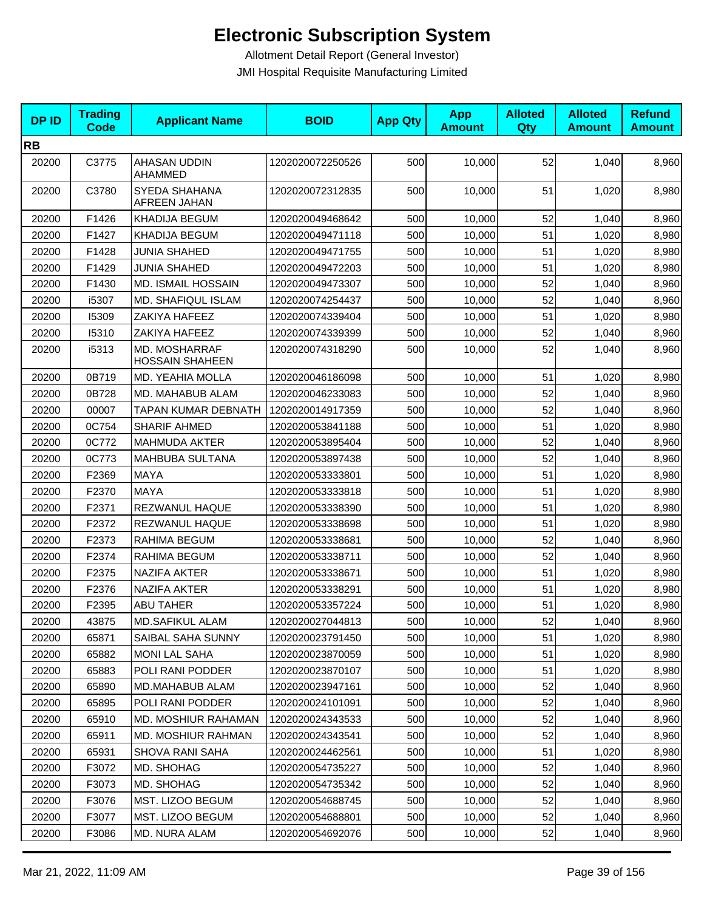# Electronic Subscription System

Allotment Detail Report (General Investor)

JMI Hospital Requisite Manufacturing Limited

| DP ID | Trading Code | Applicant Name | BOID | App Qty | App Amount | Alloted Qty | Alloted Amount | Refund Amount |
|---|---|---|---|---|---|---|---|---|
| **RB** | | | | | | | | |
| 20200 | C3775 | AHASAN UDDIN AHAMMED | 1202020072250526 | 500 | 10,000 | 52 | 1,040 | 8,960 |
| 20200 | C3780 | SYEDA SHAHANA AFREEN JAHAN | 1202020072312835 | 500 | 10,000 | 51 | 1,020 | 8,980 |
| 20200 | F1426 | KHADIJA BEGUM | 1202020049468642 | 500 | 10,000 | 52 | 1,040 | 8,960 |
| 20200 | F1427 | KHADIJA BEGUM | 1202020049471118 | 500 | 10,000 | 51 | 1,020 | 8,980 |
| 20200 | F1428 | JUNIA SHAHED | 1202020049471755 | 500 | 10,000 | 51 | 1,020 | 8,980 |
| 20200 | F1429 | JUNIA SHAHED | 1202020049472203 | 500 | 10,000 | 51 | 1,020 | 8,980 |
| 20200 | F1430 | MD. ISMAIL HOSSAIN | 1202020049473307 | 500 | 10,000 | 52 | 1,040 | 8,960 |
| 20200 | i5307 | MD. SHAFIQUL ISLAM | 1202020074254437 | 500 | 10,000 | 52 | 1,040 | 8,960 |
| 20200 | I5309 | ZAKIYA HAFEEZ | 1202020074339404 | 500 | 10,000 | 51 | 1,020 | 8,980 |
| 20200 | I5310 | ZAKIYA HAFEEZ | 1202020074339399 | 500 | 10,000 | 52 | 1,040 | 8,960 |
| 20200 | i5313 | MD. MOSHARRAF HOSSAIN SHAHEEN | 1202020074318290 | 500 | 10,000 | 52 | 1,040 | 8,960 |
| 20200 | 0B719 | MD. YEAHIA MOLLA | 1202020046186098 | 500 | 10,000 | 51 | 1,020 | 8,980 |
| 20200 | 0B728 | MD. MAHABUB ALAM | 1202020046233083 | 500 | 10,000 | 52 | 1,040 | 8,960 |
| 20200 | 00007 | TAPAN KUMAR DEBNATH | 1202020014917359 | 500 | 10,000 | 52 | 1,040 | 8,960 |
| 20200 | 0C754 | SHARIF AHMED | 1202020053841188 | 500 | 10,000 | 51 | 1,020 | 8,980 |
| 20200 | 0C772 | MAHMUDA AKTER | 1202020053895404 | 500 | 10,000 | 52 | 1,040 | 8,960 |
| 20200 | 0C773 | MAHBUBA SULTANA | 1202020053897438 | 500 | 10,000 | 52 | 1,040 | 8,960 |
| 20200 | F2369 | MAYA | 1202020053333801 | 500 | 10,000 | 51 | 1,020 | 8,980 |
| 20200 | F2370 | MAYA | 1202020053333818 | 500 | 10,000 | 51 | 1,020 | 8,980 |
| 20200 | F2371 | REZWANUL HAQUE | 1202020053338390 | 500 | 10,000 | 51 | 1,020 | 8,980 |
| 20200 | F2372 | REZWANUL HAQUE | 1202020053338698 | 500 | 10,000 | 51 | 1,020 | 8,980 |
| 20200 | F2373 | RAHIMA BEGUM | 1202020053338681 | 500 | 10,000 | 52 | 1,040 | 8,960 |
| 20200 | F2374 | RAHIMA BEGUM | 1202020053338711 | 500 | 10,000 | 52 | 1,040 | 8,960 |
| 20200 | F2375 | NAZIFA AKTER | 1202020053338671 | 500 | 10,000 | 51 | 1,020 | 8,980 |
| 20200 | F2376 | NAZIFA AKTER | 1202020053338291 | 500 | 10,000 | 51 | 1,020 | 8,980 |
| 20200 | F2395 | ABU TAHER | 1202020053357224 | 500 | 10,000 | 51 | 1,020 | 8,980 |
| 20200 | 43875 | MD.SAFIKUL ALAM | 1202020027044813 | 500 | 10,000 | 52 | 1,040 | 8,960 |
| 20200 | 65871 | SAIBAL SAHA SUNNY | 1202020023791450 | 500 | 10,000 | 51 | 1,020 | 8,980 |
| 20200 | 65882 | MONI LAL SAHA | 1202020023870059 | 500 | 10,000 | 51 | 1,020 | 8,980 |
| 20200 | 65883 | POLI RANI PODDER | 1202020023870107 | 500 | 10,000 | 51 | 1,020 | 8,980 |
| 20200 | 65890 | MD.MAHABUB ALAM | 1202020023947161 | 500 | 10,000 | 52 | 1,040 | 8,960 |
| 20200 | 65895 | POLI RANI PODDER | 1202020024101091 | 500 | 10,000 | 52 | 1,040 | 8,960 |
| 20200 | 65910 | MD. MOSHIUR RAHAMAN | 1202020024343533 | 500 | 10,000 | 52 | 1,040 | 8,960 |
| 20200 | 65911 | MD. MOSHIUR RAHMAN | 1202020024343541 | 500 | 10,000 | 52 | 1,040 | 8,960 |
| 20200 | 65931 | SHOVA RANI SAHA | 1202020024462561 | 500 | 10,000 | 51 | 1,020 | 8,980 |
| 20200 | F3072 | MD. SHOHAG | 1202020054735227 | 500 | 10,000 | 52 | 1,040 | 8,960 |
| 20200 | F3073 | MD. SHOHAG | 1202020054735342 | 500 | 10,000 | 52 | 1,040 | 8,960 |
| 20200 | F3076 | MST. LIZOO BEGUM | 1202020054688745 | 500 | 10,000 | 52 | 1,040 | 8,960 |
| 20200 | F3077 | MST. LIZOO BEGUM | 1202020054688801 | 500 | 10,000 | 52 | 1,040 | 8,960 |
| 20200 | F3086 | MD. NURA ALAM | 1202020054692076 | 500 | 10,000 | 52 | 1,040 | 8,960 |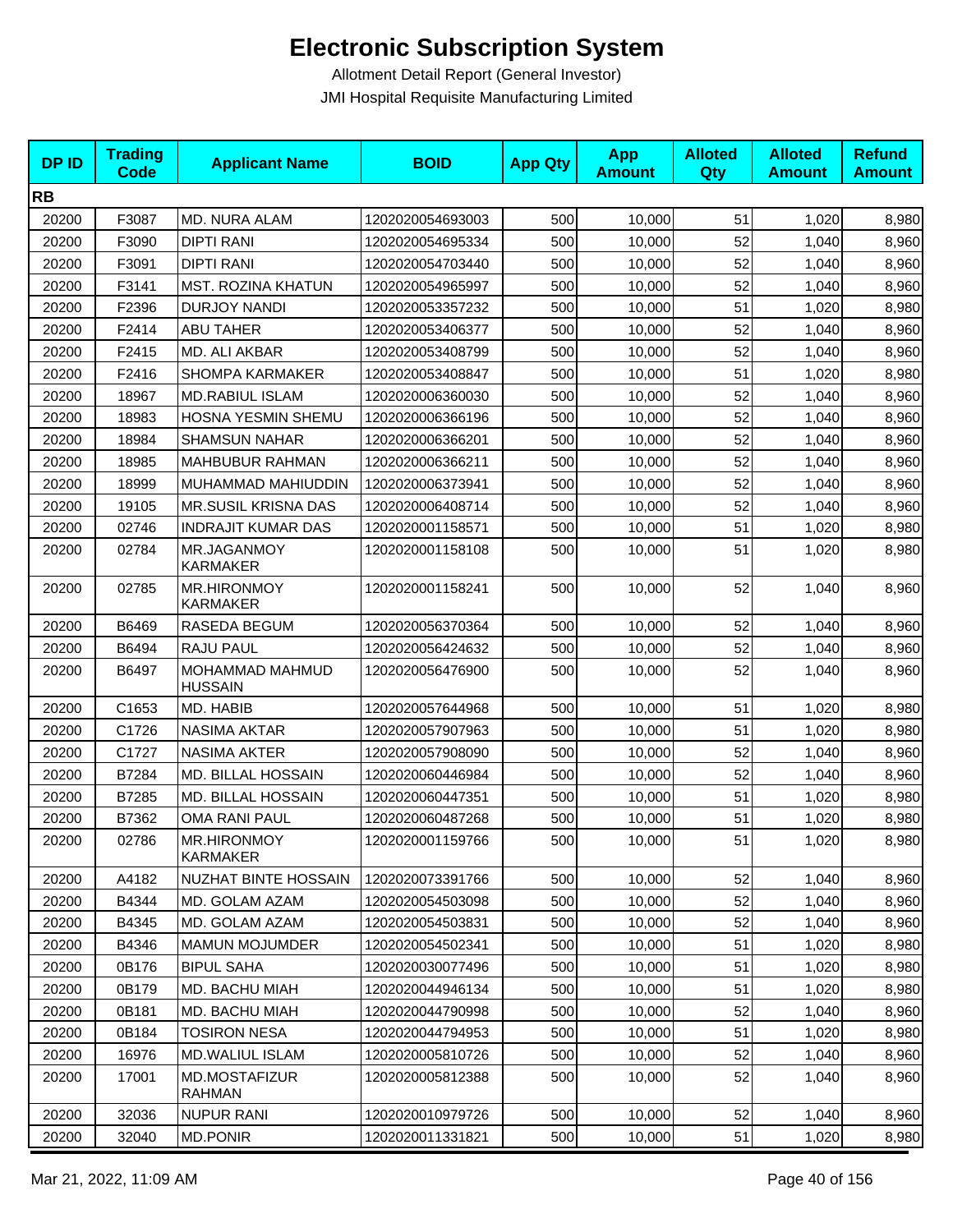# Electronic Subscription System

Allotment Detail Report (General Investor)

JMI Hospital Requisite Manufacturing Limited

| DP ID | Trading Code | Applicant Name | BOID | App Qty | App Amount | Alloted Qty | Alloted Amount | Refund Amount |
|---|---|---|---|---|---|---|---|---|
| **RB** | | | | | | | | |
| 20200 | F3087 | MD. NURA ALAM | 1202020054693003 | 500 | 10,000 | 51 | 1,020 | 8,980 |
| 20200 | F3090 | DIPTI RANI | 1202020054695334 | 500 | 10,000 | 52 | 1,040 | 8,960 |
| 20200 | F3091 | DIPTI RANI | 1202020054703440 | 500 | 10,000 | 52 | 1,040 | 8,960 |
| 20200 | F3141 | MST. ROZINA KHATUN | 1202020054965997 | 500 | 10,000 | 52 | 1,040 | 8,960 |
| 20200 | F2396 | DURJOY NANDI | 1202020053357232 | 500 | 10,000 | 51 | 1,020 | 8,980 |
| 20200 | F2414 | ABU TAHER | 1202020053406377 | 500 | 10,000 | 52 | 1,040 | 8,960 |
| 20200 | F2415 | MD. ALI AKBAR | 1202020053408799 | 500 | 10,000 | 52 | 1,040 | 8,960 |
| 20200 | F2416 | SHOMPA KARMAKER | 1202020053408847 | 500 | 10,000 | 51 | 1,020 | 8,980 |
| 20200 | 18967 | MD.RABIUL ISLAM | 1202020006360030 | 500 | 10,000 | 52 | 1,040 | 8,960 |
| 20200 | 18983 | HOSNA YESMIN SHEMU | 1202020006366196 | 500 | 10,000 | 52 | 1,040 | 8,960 |
| 20200 | 18984 | SHAMSUN NAHAR | 1202020006366201 | 500 | 10,000 | 52 | 1,040 | 8,960 |
| 20200 | 18985 | MAHBUBUR RAHMAN | 1202020006366211 | 500 | 10,000 | 52 | 1,040 | 8,960 |
| 20200 | 18999 | MUHAMMAD MAHIUDDIN | 1202020006373941 | 500 | 10,000 | 52 | 1,040 | 8,960 |
| 20200 | 19105 | MR.SUSIL KRISNA DAS | 1202020006408714 | 500 | 10,000 | 52 | 1,040 | 8,960 |
| 20200 | 02746 | INDRAJIT KUMAR DAS | 1202020001158571 | 500 | 10,000 | 51 | 1,020 | 8,980 |
| 20200 | 02784 | MR.JAGANMOY KARMAKER | 1202020001158108 | 500 | 10,000 | 51 | 1,020 | 8,980 |
| 20200 | 02785 | MR.HIRONMOY KARMAKER | 1202020001158241 | 500 | 10,000 | 52 | 1,040 | 8,960 |
| 20200 | B6469 | RASEDA BEGUM | 1202020056370364 | 500 | 10,000 | 52 | 1,040 | 8,960 |
| 20200 | B6494 | RAJU PAUL | 1202020056424632 | 500 | 10,000 | 52 | 1,040 | 8,960 |
| 20200 | B6497 | MOHAMMAD MAHMUD HUSSAIN | 1202020056476900 | 500 | 10,000 | 52 | 1,040 | 8,960 |
| 20200 | C1653 | MD. HABIB | 1202020057644968 | 500 | 10,000 | 51 | 1,020 | 8,980 |
| 20200 | C1726 | NASIMA AKTAR | 1202020057907963 | 500 | 10,000 | 51 | 1,020 | 8,980 |
| 20200 | C1727 | NASIMA AKTER | 1202020057908090 | 500 | 10,000 | 52 | 1,040 | 8,960 |
| 20200 | B7284 | MD. BILLAL HOSSAIN | 1202020060446984 | 500 | 10,000 | 52 | 1,040 | 8,960 |
| 20200 | B7285 | MD. BILLAL HOSSAIN | 1202020060447351 | 500 | 10,000 | 51 | 1,020 | 8,980 |
| 20200 | B7362 | OMA RANI PAUL | 1202020060487268 | 500 | 10,000 | 51 | 1,020 | 8,980 |
| 20200 | 02786 | MR.HIRONMOY KARMAKER | 1202020001159766 | 500 | 10,000 | 51 | 1,020 | 8,980 |
| 20200 | A4182 | NUZHAT BINTE HOSSAIN | 1202020073391766 | 500 | 10,000 | 52 | 1,040 | 8,960 |
| 20200 | B4344 | MD. GOLAM AZAM | 1202020054503098 | 500 | 10,000 | 52 | 1,040 | 8,960 |
| 20200 | B4345 | MD. GOLAM AZAM | 1202020054503831 | 500 | 10,000 | 52 | 1,040 | 8,960 |
| 20200 | B4346 | MAMUN MOJUMDER | 1202020054502341 | 500 | 10,000 | 51 | 1,020 | 8,980 |
| 20200 | 0B176 | BIPUL SAHA | 1202020030077496 | 500 | 10,000 | 51 | 1,020 | 8,980 |
| 20200 | 0B179 | MD. BACHU MIAH | 1202020044946134 | 500 | 10,000 | 51 | 1,020 | 8,980 |
| 20200 | 0B181 | MD. BACHU MIAH | 1202020044790998 | 500 | 10,000 | 52 | 1,040 | 8,960 |
| 20200 | 0B184 | TOSIRON NESA | 1202020044794953 | 500 | 10,000 | 51 | 1,020 | 8,980 |
| 20200 | 16976 | MD.WALIUL ISLAM | 1202020005810726 | 500 | 10,000 | 52 | 1,040 | 8,960 |
| 20200 | 17001 | MD.MOSTAFIZUR RAHMAN | 1202020005812388 | 500 | 10,000 | 52 | 1,040 | 8,960 |
| 20200 | 32036 | NUPUR RANI | 1202020010979726 | 500 | 10,000 | 52 | 1,040 | 8,960 |
| 20200 | 32040 | MD.PONIR | 1202020011331821 | 500 | 10,000 | 51 | 1,020 | 8,980 |

Mar 21, 2022, 11:09 AM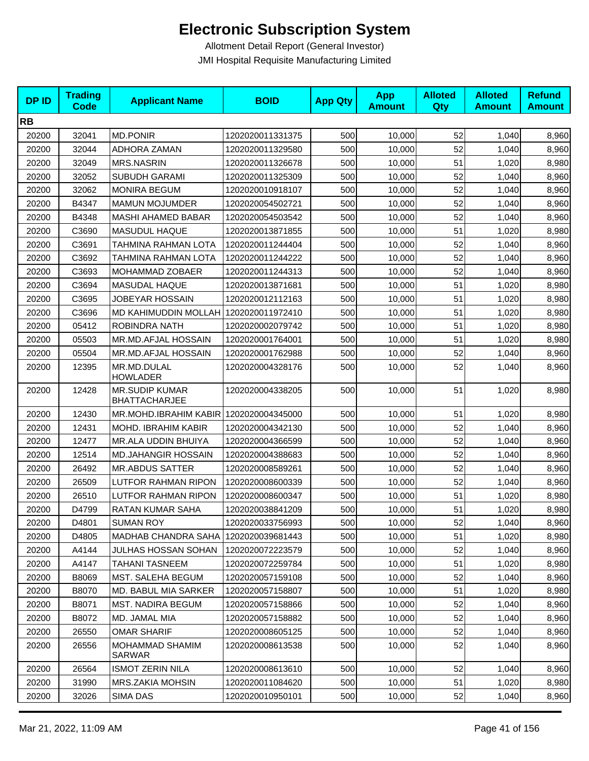# Electronic Subscription System

Allotment Detail Report (General Investor)

JMI Hospital Requisite Manufacturing Limited

| DP ID | Trading Code | Applicant Name | BOID | App Qty | App Amount | Alloted Qty | Alloted Amount | Refund Amount |
|---|---|---|---|---|---|---|---|---|
| **RB** | | | | | | | | |
| 20200 | 32041 | MD.PONIR | 1202020011331375 | 500 | 10,000 | 52 | 1,040 | 8,960 |
| 20200 | 32044 | ADHORA ZAMAN | 1202020011329580 | 500 | 10,000 | 52 | 1,040 | 8,960 |
| 20200 | 32049 | MRS.NASRIN | 1202020011326678 | 500 | 10,000 | 51 | 1,020 | 8,980 |
| 20200 | 32052 | SUBUDH GARAMI | 1202020011325309 | 500 | 10,000 | 52 | 1,040 | 8,960 |
| 20200 | 32062 | MONIRA BEGUM | 1202020010918107 | 500 | 10,000 | 52 | 1,040 | 8,960 |
| 20200 | B4347 | MAMUN MOJUMDER | 1202020054502721 | 500 | 10,000 | 52 | 1,040 | 8,960 |
| 20200 | B4348 | MASHI AHAMED BABAR | 1202020054503542 | 500 | 10,000 | 52 | 1,040 | 8,960 |
| 20200 | C3690 | MASUDUL HAQUE | 1202020013871855 | 500 | 10,000 | 51 | 1,020 | 8,980 |
| 20200 | C3691 | TAHMINA RAHMAN LOTA | 1202020011244404 | 500 | 10,000 | 52 | 1,040 | 8,960 |
| 20200 | C3692 | TAHMINA RAHMAN LOTA | 1202020011244222 | 500 | 10,000 | 52 | 1,040 | 8,960 |
| 20200 | C3693 | MOHAMMAD ZOBAER | 1202020011244313 | 500 | 10,000 | 52 | 1,040 | 8,960 |
| 20200 | C3694 | MASUDAL HAQUE | 1202020013871681 | 500 | 10,000 | 51 | 1,020 | 8,980 |
| 20200 | C3695 | JOBEYAR HOSSAIN | 1202020012112163 | 500 | 10,000 | 51 | 1,020 | 8,980 |
| 20200 | C3696 | MD KAHIMUDDIN MOLLAH | 1202020011972410 | 500 | 10,000 | 51 | 1,020 | 8,980 |
| 20200 | 05412 | ROBINDRA NATH | 1202020002079742 | 500 | 10,000 | 51 | 1,020 | 8,980 |
| 20200 | 05503 | MR.MD.AFJAL HOSSAIN | 1202020001764001 | 500 | 10,000 | 51 | 1,020 | 8,980 |
| 20200 | 05504 | MR.MD.AFJAL HOSSAIN | 1202020001762988 | 500 | 10,000 | 52 | 1,040 | 8,960 |
| 20200 | 12395 | MR.MD.DULAL HOWLADER | 1202020004328176 | 500 | 10,000 | 52 | 1,040 | 8,960 |
| 20200 | 12428 | MR.SUDIP KUMAR BHATTACHARJEE | 1202020004338205 | 500 | 10,000 | 51 | 1,020 | 8,980 |
| 20200 | 12430 | MR.MOHD.IBRAHIM KABIR | 1202020004345000 | 500 | 10,000 | 51 | 1,020 | 8,980 |
| 20200 | 12431 | MOHD. IBRAHIM KABIR | 1202020004342130 | 500 | 10,000 | 52 | 1,040 | 8,960 |
| 20200 | 12477 | MR.ALA UDDIN BHUIYA | 1202020004366599 | 500 | 10,000 | 52 | 1,040 | 8,960 |
| 20200 | 12514 | MD.JAHANGIR HOSSAIN | 1202020004388683 | 500 | 10,000 | 52 | 1,040 | 8,960 |
| 20200 | 26492 | MR.ABDUS SATTER | 1202020008589261 | 500 | 10,000 | 52 | 1,040 | 8,960 |
| 20200 | 26509 | LUTFOR RAHMAN RIPON | 1202020008600339 | 500 | 10,000 | 52 | 1,040 | 8,960 |
| 20200 | 26510 | LUTFOR RAHMAN RIPON | 1202020008600347 | 500 | 10,000 | 51 | 1,020 | 8,980 |
| 20200 | D4799 | RATAN KUMAR SAHA | 1202020038841209 | 500 | 10,000 | 51 | 1,020 | 8,980 |
| 20200 | D4801 | SUMAN ROY | 1202020033756993 | 500 | 10,000 | 52 | 1,040 | 8,960 |
| 20200 | D4805 | MADHAB CHANDRA SAHA | 1202020039681443 | 500 | 10,000 | 51 | 1,020 | 8,980 |
| 20200 | A4144 | JULHAS HOSSAN SOHAN | 1202020072223579 | 500 | 10,000 | 52 | 1,040 | 8,960 |
| 20200 | A4147 | TAHANI TASNEEM | 1202020072259784 | 500 | 10,000 | 51 | 1,020 | 8,980 |
| 20200 | B8069 | MST. SALEHA BEGUM | 1202020057159108 | 500 | 10,000 | 52 | 1,040 | 8,960 |
| 20200 | B8070 | MD. BABUL MIA SARKER | 1202020057158807 | 500 | 10,000 | 51 | 1,020 | 8,980 |
| 20200 | B8071 | MST. NADIRA BEGUM | 1202020057158866 | 500 | 10,000 | 52 | 1,040 | 8,960 |
| 20200 | B8072 | MD. JAMAL MIA | 1202020057158882 | 500 | 10,000 | 52 | 1,040 | 8,960 |
| 20200 | 26550 | OMAR SHARIF | 1202020008605125 | 500 | 10,000 | 52 | 1,040 | 8,960 |
| 20200 | 26556 | MOHAMMAD SHAMIM SARWAR | 1202020008613538 | 500 | 10,000 | 52 | 1,040 | 8,960 |
| 20200 | 26564 | ISMOT ZERIN NILA | 1202020008613610 | 500 | 10,000 | 52 | 1,040 | 8,960 |
| 20200 | 31990 | MRS.ZAKIA MOHSIN | 1202020011084620 | 500 | 10,000 | 51 | 1,020 | 8,980 |
| 20200 | 32026 | SIMA DAS | 1202020010950101 | 500 | 10,000 | 52 | 1,040 | 8,960 |

Mar 21, 2022, 11:09 AM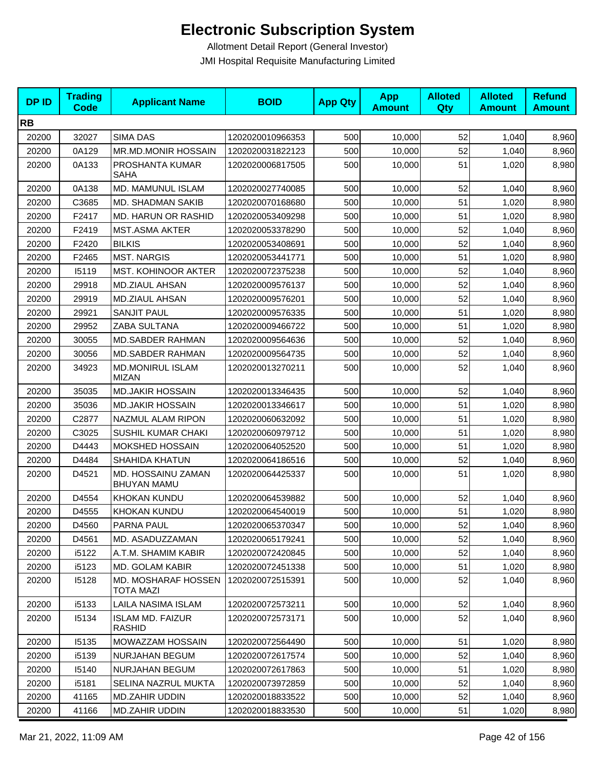# Electronic Subscription System

Allotment Detail Report (General Investor)

JMI Hospital Requisite Manufacturing Limited

| DP ID | Trading Code | Applicant Name | BOID | App Qty | App Amount | Alloted Qty | Alloted Amount | Refund Amount |
|---|---|---|---|---|---|---|---|---|
| **RB** | | | | | | | | |
| 20200 | 32027 | SIMA DAS | 1202020010966353 | 500 | 10,000 | 52 | 1,040 | 8,960 |
| 20200 | 0A129 | MR.MD.MONIR HOSSAIN | 1202020031822123 | 500 | 10,000 | 52 | 1,040 | 8,960 |
| 20200 | 0A133 | PROSHANTA KUMAR SAHA | 1202020006817505 | 500 | 10,000 | 51 | 1,020 | 8,980 |
| 20200 | 0A138 | MD. MAMUNUL ISLAM | 1202020027740085 | 500 | 10,000 | 52 | 1,040 | 8,960 |
| 20200 | C3685 | MD. SHADMAN SAKIB | 1202020070168680 | 500 | 10,000 | 51 | 1,020 | 8,980 |
| 20200 | F2417 | MD. HARUN OR RASHID | 1202020053409298 | 500 | 10,000 | 51 | 1,020 | 8,980 |
| 20200 | F2419 | MST.ASMA AKTER | 1202020053378290 | 500 | 10,000 | 52 | 1,040 | 8,960 |
| 20200 | F2420 | BILKIS | 1202020053408691 | 500 | 10,000 | 52 | 1,040 | 8,960 |
| 20200 | F2465 | MST. NARGIS | 1202020053441771 | 500 | 10,000 | 51 | 1,020 | 8,980 |
| 20200 | I5119 | MST. KOHINOOR AKTER | 1202020072375238 | 500 | 10,000 | 52 | 1,040 | 8,960 |
| 20200 | 29918 | MD.ZIAUL AHSAN | 1202020009576137 | 500 | 10,000 | 52 | 1,040 | 8,960 |
| 20200 | 29919 | MD.ZIAUL AHSAN | 1202020009576201 | 500 | 10,000 | 52 | 1,040 | 8,960 |
| 20200 | 29921 | SANJIT PAUL | 1202020009576335 | 500 | 10,000 | 51 | 1,020 | 8,980 |
| 20200 | 29952 | ZABA SULTANA | 1202020009466722 | 500 | 10,000 | 51 | 1,020 | 8,980 |
| 20200 | 30055 | MD.SABDER RAHMAN | 1202020009564636 | 500 | 10,000 | 52 | 1,040 | 8,960 |
| 20200 | 30056 | MD.SABDER RAHMAN | 1202020009564735 | 500 | 10,000 | 52 | 1,040 | 8,960 |
| 20200 | 34923 | MD.MONIRUL ISLAM MIZAN | 1202020013270211 | 500 | 10,000 | 52 | 1,040 | 8,960 |
| 20200 | 35035 | MD.JAKIR HOSSAIN | 1202020013346435 | 500 | 10,000 | 52 | 1,040 | 8,960 |
| 20200 | 35036 | MD.JAKIR HOSSAIN | 1202020013346617 | 500 | 10,000 | 51 | 1,020 | 8,980 |
| 20200 | C2877 | NAZMUL ALAM RIPON | 1202020060632092 | 500 | 10,000 | 51 | 1,020 | 8,980 |
| 20200 | C3025 | SUSHIL KUMAR CHAKI | 1202020060979712 | 500 | 10,000 | 51 | 1,020 | 8,980 |
| 20200 | D4443 | MOKSHED HOSSAIN | 1202020064052520 | 500 | 10,000 | 51 | 1,020 | 8,980 |
| 20200 | D4484 | SHAHIDA KHATUN | 1202020064186516 | 500 | 10,000 | 52 | 1,040 | 8,960 |
| 20200 | D4521 | MD. HOSSAINU ZAMAN BHUYAN MAMU | 1202020064425337 | 500 | 10,000 | 51 | 1,020 | 8,980 |
| 20200 | D4554 | KHOKAN KUNDU | 1202020064539882 | 500 | 10,000 | 52 | 1,040 | 8,960 |
| 20200 | D4555 | KHOKAN KUNDU | 1202020064540019 | 500 | 10,000 | 51 | 1,020 | 8,980 |
| 20200 | D4560 | PARNA PAUL | 1202020065370347 | 500 | 10,000 | 52 | 1,040 | 8,960 |
| 20200 | D4561 | MD. ASADUZZAMAN | 1202020065179241 | 500 | 10,000 | 52 | 1,040 | 8,960 |
| 20200 | i5122 | A.T.M. SHAMIM KABIR | 1202020072420845 | 500 | 10,000 | 52 | 1,040 | 8,960 |
| 20200 | i5123 | MD. GOLAM KABIR | 1202020072451338 | 500 | 10,000 | 51 | 1,020 | 8,980 |
| 20200 | I5128 | MD. MOSHARAF HOSSEN TOTA MAZI | 1202020072515391 | 500 | 10,000 | 52 | 1,040 | 8,960 |
| 20200 | i5133 | LAILA NASIMA ISLAM | 1202020072573211 | 500 | 10,000 | 52 | 1,040 | 8,960 |
| 20200 | I5134 | ISLAM MD. FAIZUR RASHID | 1202020072573171 | 500 | 10,000 | 52 | 1,040 | 8,960 |
| 20200 | I5135 | MOWAZZAM HOSSAIN | 1202020072564490 | 500 | 10,000 | 51 | 1,020 | 8,980 |
| 20200 | i5139 | NURJAHAN BEGUM | 1202020072617574 | 500 | 10,000 | 52 | 1,040 | 8,960 |
| 20200 | I5140 | NURJAHAN BEGUM | 1202020072617863 | 500 | 10,000 | 51 | 1,020 | 8,980 |
| 20200 | i5181 | SELINA NAZRUL MUKTA | 1202020073972859 | 500 | 10,000 | 52 | 1,040 | 8,960 |
| 20200 | 41165 | MD.ZAHIR UDDIN | 1202020018833522 | 500 | 10,000 | 52 | 1,040 | 8,960 |
| 20200 | 41166 | MD.ZAHIR UDDIN | 1202020018833530 | 500 | 10,000 | 51 | 1,020 | 8,980 |

Mar 21, 2022, 11:09 AM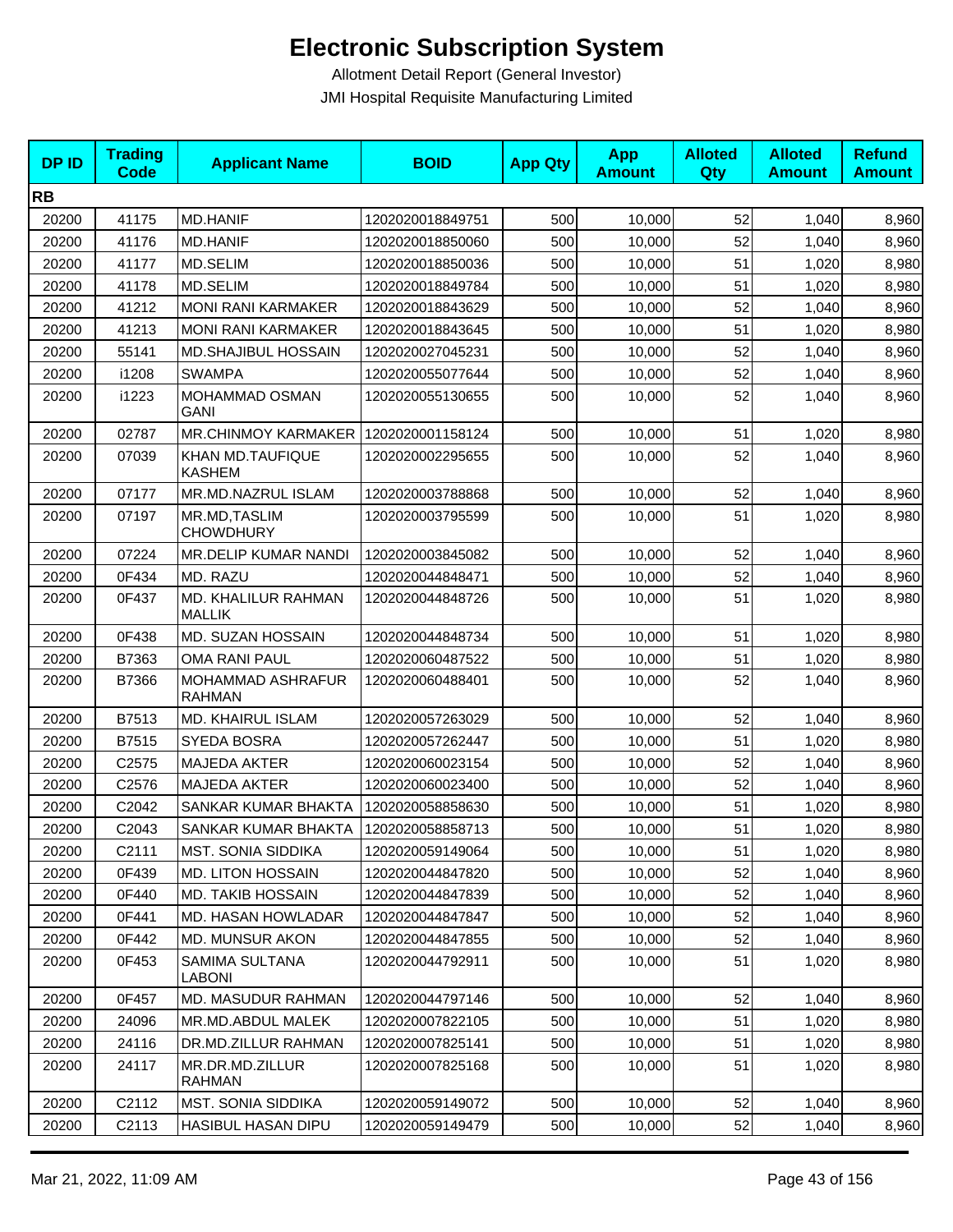# Electronic Subscription System

Allotment Detail Report (General Investor)

JMI Hospital Requisite Manufacturing Limited

| DP ID | Trading Code | Applicant Name | BOID | App Qty | App Amount | Alloted Qty | Alloted Amount | Refund Amount |
|---|---|---|---|---|---|---|---|---|
| **RB** | | | | | | | | |
| 20200 | 41175 | MD.HANIF | 1202020018849751 | 500 | 10,000 | 52 | 1,040 | 8,960 |
| 20200 | 41176 | MD.HANIF | 1202020018850060 | 500 | 10,000 | 52 | 1,040 | 8,960 |
| 20200 | 41177 | MD.SELIM | 1202020018850036 | 500 | 10,000 | 51 | 1,020 | 8,980 |
| 20200 | 41178 | MD.SELIM | 1202020018849784 | 500 | 10,000 | 51 | 1,020 | 8,980 |
| 20200 | 41212 | MONI RANI KARMAKER | 1202020018843629 | 500 | 10,000 | 52 | 1,040 | 8,960 |
| 20200 | 41213 | MONI RANI KARMAKER | 1202020018843645 | 500 | 10,000 | 51 | 1,020 | 8,980 |
| 20200 | 55141 | MD.SHAJIBUL HOSSAIN | 1202020027045231 | 500 | 10,000 | 52 | 1,040 | 8,960 |
| 20200 | i1208 | SWAMPA | 1202020055077644 | 500 | 10,000 | 52 | 1,040 | 8,960 |
| 20200 | i1223 | MOHAMMAD OSMAN GANI | 1202020055130655 | 500 | 10,000 | 52 | 1,040 | 8,960 |
| 20200 | 02787 | MR.CHINMOY KARMAKER | 1202020001158124 | 500 | 10,000 | 51 | 1,020 | 8,980 |
| 20200 | 07039 | KHAN MD.TAUFIQUE KASHEM | 1202020002295655 | 500 | 10,000 | 52 | 1,040 | 8,960 |
| 20200 | 07177 | MR.MD.NAZRUL ISLAM | 1202020003788868 | 500 | 10,000 | 52 | 1,040 | 8,960 |
| 20200 | 07197 | MR.MD,TASLIM CHOWDHURY | 1202020003795599 | 500 | 10,000 | 51 | 1,020 | 8,980 |
| 20200 | 07224 | MR.DELIP KUMAR NANDI | 1202020003845082 | 500 | 10,000 | 52 | 1,040 | 8,960 |
| 20200 | 0F434 | MD. RAZU | 1202020044848471 | 500 | 10,000 | 52 | 1,040 | 8,960 |
| 20200 | 0F437 | MD. KHALILUR RAHMAN MALLIK | 1202020044848726 | 500 | 10,000 | 51 | 1,020 | 8,980 |
| 20200 | 0F438 | MD. SUZAN HOSSAIN | 1202020044848734 | 500 | 10,000 | 51 | 1,020 | 8,980 |
| 20200 | B7363 | OMA RANI PAUL | 1202020060487522 | 500 | 10,000 | 51 | 1,020 | 8,980 |
| 20200 | B7366 | MOHAMMAD ASHRAFUR RAHMAN | 1202020060488401 | 500 | 10,000 | 52 | 1,040 | 8,960 |
| 20200 | B7513 | MD. KHAIRUL ISLAM | 1202020057263029 | 500 | 10,000 | 52 | 1,040 | 8,960 |
| 20200 | B7515 | SYEDA BOSRA | 1202020057262447 | 500 | 10,000 | 51 | 1,020 | 8,980 |
| 20200 | C2575 | MAJEDA AKTER | 1202020060023154 | 500 | 10,000 | 52 | 1,040 | 8,960 |
| 20200 | C2576 | MAJEDA AKTER | 1202020060023400 | 500 | 10,000 | 52 | 1,040 | 8,960 |
| 20200 | C2042 | SANKAR KUMAR BHAKTA | 1202020058858630 | 500 | 10,000 | 51 | 1,020 | 8,980 |
| 20200 | C2043 | SANKAR KUMAR BHAKTA | 1202020058858713 | 500 | 10,000 | 51 | 1,020 | 8,980 |
| 20200 | C2111 | MST. SONIA SIDDIKA | 1202020059149064 | 500 | 10,000 | 51 | 1,020 | 8,980 |
| 20200 | 0F439 | MD. LITON HOSSAIN | 1202020044847820 | 500 | 10,000 | 52 | 1,040 | 8,960 |
| 20200 | 0F440 | MD. TAKIB HOSSAIN | 1202020044847839 | 500 | 10,000 | 52 | 1,040 | 8,960 |
| 20200 | 0F441 | MD. HASAN HOWLADAR | 1202020044847847 | 500 | 10,000 | 52 | 1,040 | 8,960 |
| 20200 | 0F442 | MD. MUNSUR AKON | 1202020044847855 | 500 | 10,000 | 52 | 1,040 | 8,960 |
| 20200 | 0F453 | SAMIMA SULTANA LABONI | 1202020044792911 | 500 | 10,000 | 51 | 1,020 | 8,980 |
| 20200 | 0F457 | MD. MASUDUR RAHMAN | 1202020044797146 | 500 | 10,000 | 52 | 1,040 | 8,960 |
| 20200 | 24096 | MR.MD.ABDUL MALEK | 1202020007822105 | 500 | 10,000 | 51 | 1,020 | 8,980 |
| 20200 | 24116 | DR.MD.ZILLUR RAHMAN | 1202020007825141 | 500 | 10,000 | 51 | 1,020 | 8,980 |
| 20200 | 24117 | MR.DR.MD.ZILLUR RAHMAN | 1202020007825168 | 500 | 10,000 | 51 | 1,020 | 8,980 |
| 20200 | C2112 | MST. SONIA SIDDIKA | 1202020059149072 | 500 | 10,000 | 52 | 1,040 | 8,960 |
| 20200 | C2113 | HASIBUL HASAN DIPU | 1202020059149479 | 500 | 10,000 | 52 | 1,040 | 8,960 |

Mar 21, 2022, 11:09 AM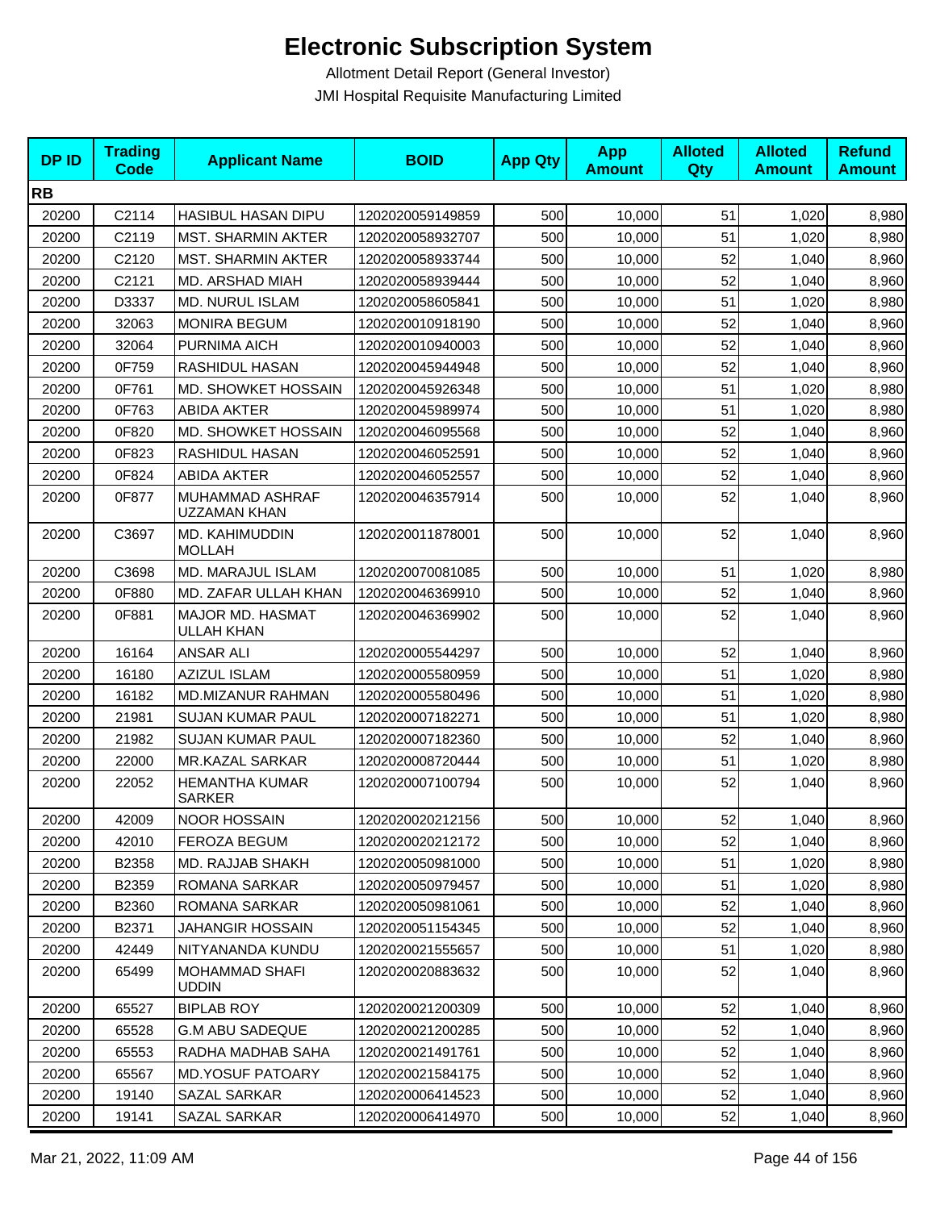# Electronic Subscription System

Allotment Detail Report (General Investor)

JMI Hospital Requisite Manufacturing Limited

| DP ID | Trading Code | Applicant Name | BOID | App Qty | App Amount | Alloted Qty | Alloted Amount | Refund Amount |
|---|---|---|---|---|---|---|---|---|
| **RB** | | | | | | | | |
| 20200 | C2114 | HASIBUL HASAN DIPU | 1202020059149859 | 500 | 10,000 | 51 | 1,020 | 8,980 |
| 20200 | C2119 | MST. SHARMIN AKTER | 1202020058932707 | 500 | 10,000 | 51 | 1,020 | 8,980 |
| 20200 | C2120 | MST. SHARMIN AKTER | 1202020058933744 | 500 | 10,000 | 52 | 1,040 | 8,960 |
| 20200 | C2121 | MD. ARSHAD MIAH | 1202020058939444 | 500 | 10,000 | 52 | 1,040 | 8,960 |
| 20200 | D3337 | MD. NURUL ISLAM | 1202020058605841 | 500 | 10,000 | 51 | 1,020 | 8,980 |
| 20200 | 32063 | MONIRA BEGUM | 1202020010918190 | 500 | 10,000 | 52 | 1,040 | 8,960 |
| 20200 | 32064 | PURNIMA AICH | 1202020010940003 | 500 | 10,000 | 52 | 1,040 | 8,960 |
| 20200 | 0F759 | RASHIDUL HASAN | 1202020045944948 | 500 | 10,000 | 52 | 1,040 | 8,960 |
| 20200 | 0F761 | MD. SHOWKET HOSSAIN | 1202020045926348 | 500 | 10,000 | 51 | 1,020 | 8,980 |
| 20200 | 0F763 | ABIDA AKTER | 1202020045989974 | 500 | 10,000 | 51 | 1,020 | 8,980 |
| 20200 | 0F820 | MD. SHOWKET HOSSAIN | 1202020046095568 | 500 | 10,000 | 52 | 1,040 | 8,960 |
| 20200 | 0F823 | RASHIDUL HASAN | 1202020046052591 | 500 | 10,000 | 52 | 1,040 | 8,960 |
| 20200 | 0F824 | ABIDA AKTER | 1202020046052557 | 500 | 10,000 | 52 | 1,040 | 8,960 |
| 20200 | 0F877 | MUHAMMAD ASHRAF UZZAMAN KHAN | 1202020046357914 | 500 | 10,000 | 52 | 1,040 | 8,960 |
| 20200 | C3697 | MD. KAHIMUDDIN MOLLAH | 1202020011878001 | 500 | 10,000 | 52 | 1,040 | 8,960 |
| 20200 | C3698 | MD. MARAJUL ISLAM | 1202020070081085 | 500 | 10,000 | 51 | 1,020 | 8,980 |
| 20200 | 0F880 | MD. ZAFAR ULLAH KHAN | 1202020046369910 | 500 | 10,000 | 52 | 1,040 | 8,960 |
| 20200 | 0F881 | MAJOR MD. HASMAT ULLAH KHAN | 1202020046369902 | 500 | 10,000 | 52 | 1,040 | 8,960 |
| 20200 | 16164 | ANSAR ALI | 1202020005544297 | 500 | 10,000 | 52 | 1,040 | 8,960 |
| 20200 | 16180 | AZIZUL ISLAM | 1202020005580959 | 500 | 10,000 | 51 | 1,020 | 8,980 |
| 20200 | 16182 | MD.MIZANUR RAHMAN | 1202020005580496 | 500 | 10,000 | 51 | 1,020 | 8,980 |
| 20200 | 21981 | SUJAN KUMAR PAUL | 1202020007182271 | 500 | 10,000 | 51 | 1,020 | 8,980 |
| 20200 | 21982 | SUJAN KUMAR PAUL | 1202020007182360 | 500 | 10,000 | 52 | 1,040 | 8,960 |
| 20200 | 22000 | MR.KAZAL SARKAR | 1202020008720444 | 500 | 10,000 | 51 | 1,020 | 8,980 |
| 20200 | 22052 | HEMANTHA KUMAR SARKER | 1202020007100794 | 500 | 10,000 | 52 | 1,040 | 8,960 |
| 20200 | 42009 | NOOR HOSSAIN | 1202020020212156 | 500 | 10,000 | 52 | 1,040 | 8,960 |
| 20200 | 42010 | FEROZA BEGUM | 1202020020212172 | 500 | 10,000 | 52 | 1,040 | 8,960 |
| 20200 | B2358 | MD. RAJJAB SHAKH | 1202020050981000 | 500 | 10,000 | 51 | 1,020 | 8,980 |
| 20200 | B2359 | ROMANA SARKAR | 1202020050979457 | 500 | 10,000 | 51 | 1,020 | 8,980 |
| 20200 | B2360 | ROMANA SARKAR | 1202020050981061 | 500 | 10,000 | 52 | 1,040 | 8,960 |
| 20200 | B2371 | JAHANGIR HOSSAIN | 1202020051154345 | 500 | 10,000 | 52 | 1,040 | 8,960 |
| 20200 | 42449 | NITYANANDA KUNDU | 1202020021555657 | 500 | 10,000 | 51 | 1,020 | 8,980 |
| 20200 | 65499 | MOHAMMAD SHAFI UDDIN | 1202020020883632 | 500 | 10,000 | 52 | 1,040 | 8,960 |
| 20200 | 65527 | BIPLAB ROY | 1202020021200309 | 500 | 10,000 | 52 | 1,040 | 8,960 |
| 20200 | 65528 | G.M ABU SADEQUE | 1202020021200285 | 500 | 10,000 | 52 | 1,040 | 8,960 |
| 20200 | 65553 | RADHA MADHAB SAHA | 1202020021491761 | 500 | 10,000 | 52 | 1,040 | 8,960 |
| 20200 | 65567 | MD.YOSUF PATOARY | 1202020021584175 | 500 | 10,000 | 52 | 1,040 | 8,960 |
| 20200 | 19140 | SAZAL SARKAR | 1202020006414523 | 500 | 10,000 | 52 | 1,040 | 8,960 |
| 20200 | 19141 | SAZAL SARKAR | 1202020006414970 | 500 | 10,000 | 52 | 1,040 | 8,960 |

Mar 21, 2022, 11:09 AM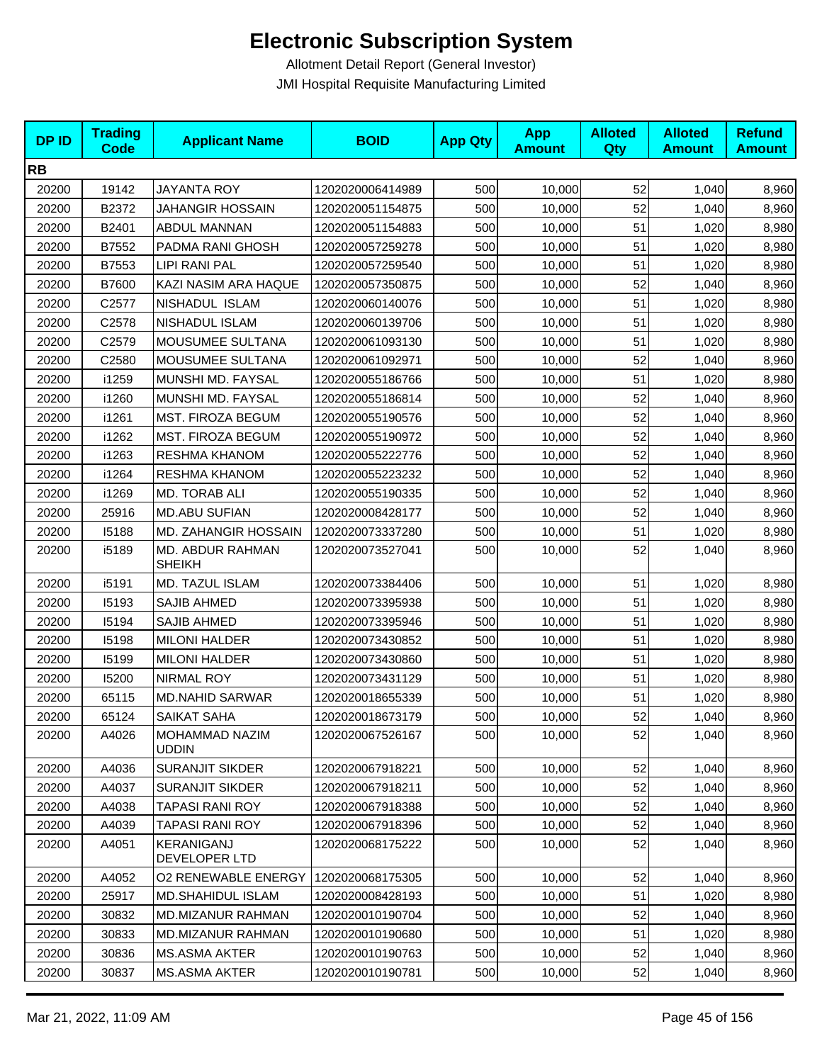# Electronic Subscription System

Allotment Detail Report (General Investor)

JMI Hospital Requisite Manufacturing Limited

| DP ID | Trading Code | Applicant Name | BOID | App Qty | App Amount | Alloted Qty | Alloted Amount | Refund Amount |
|---|---|---|---|---|---|---|---|---|
| **RB** | | | | | | | | |
| 20200 | 19142 | JAYANTA ROY | 1202020006414989 | 500 | 10,000 | 52 | 1,040 | 8,960 |
| 20200 | B2372 | JAHANGIR HOSSAIN | 1202020051154875 | 500 | 10,000 | 52 | 1,040 | 8,960 |
| 20200 | B2401 | ABDUL MANNAN | 1202020051154883 | 500 | 10,000 | 51 | 1,020 | 8,980 |
| 20200 | B7552 | PADMA RANI GHOSH | 1202020057259278 | 500 | 10,000 | 51 | 1,020 | 8,980 |
| 20200 | B7553 | LIPI RANI PAL | 1202020057259540 | 500 | 10,000 | 51 | 1,020 | 8,980 |
| 20200 | B7600 | KAZI NASIM ARA HAQUE | 1202020057350875 | 500 | 10,000 | 52 | 1,040 | 8,960 |
| 20200 | C2577 | NISHADUL ISLAM | 1202020060140076 | 500 | 10,000 | 51 | 1,020 | 8,980 |
| 20200 | C2578 | NISHADUL ISLAM | 1202020060139706 | 500 | 10,000 | 51 | 1,020 | 8,980 |
| 20200 | C2579 | MOUSUMEE SULTANA | 1202020061093130 | 500 | 10,000 | 51 | 1,020 | 8,980 |
| 20200 | C2580 | MOUSUMEE SULTANA | 1202020061092971 | 500 | 10,000 | 52 | 1,040 | 8,960 |
| 20200 | i1259 | MUNSHI MD. FAYSAL | 1202020055186766 | 500 | 10,000 | 51 | 1,020 | 8,980 |
| 20200 | i1260 | MUNSHI MD. FAYSAL | 1202020055186814 | 500 | 10,000 | 52 | 1,040 | 8,960 |
| 20200 | i1261 | MST. FIROZA BEGUM | 1202020055190576 | 500 | 10,000 | 52 | 1,040 | 8,960 |
| 20200 | i1262 | MST. FIROZA BEGUM | 1202020055190972 | 500 | 10,000 | 52 | 1,040 | 8,960 |
| 20200 | i1263 | RESHMA KHANOM | 1202020055222776 | 500 | 10,000 | 52 | 1,040 | 8,960 |
| 20200 | i1264 | RESHMA KHANOM | 1202020055223232 | 500 | 10,000 | 52 | 1,040 | 8,960 |
| 20200 | i1269 | MD. TORAB ALI | 1202020055190335 | 500 | 10,000 | 52 | 1,040 | 8,960 |
| 20200 | 25916 | MD.ABU SUFIAN | 1202020008428177 | 500 | 10,000 | 52 | 1,040 | 8,960 |
| 20200 | I5188 | MD. ZAHANGIR HOSSAIN | 1202020073337280 | 500 | 10,000 | 51 | 1,020 | 8,980 |
| 20200 | i5189 | MD. ABDUR RAHMAN SHEIKH | 1202020073527041 | 500 | 10,000 | 52 | 1,040 | 8,960 |
| 20200 | i5191 | MD. TAZUL ISLAM | 1202020073384406 | 500 | 10,000 | 51 | 1,020 | 8,980 |
| 20200 | I5193 | SAJIB AHMED | 1202020073395938 | 500 | 10,000 | 51 | 1,020 | 8,980 |
| 20200 | I5194 | SAJIB AHMED | 1202020073395946 | 500 | 10,000 | 51 | 1,020 | 8,980 |
| 20200 | I5198 | MILONI HALDER | 1202020073430852 | 500 | 10,000 | 51 | 1,020 | 8,980 |
| 20200 | I5199 | MILONI HALDER | 1202020073430860 | 500 | 10,000 | 51 | 1,020 | 8,980 |
| 20200 | I5200 | NIRMAL ROY | 1202020073431129 | 500 | 10,000 | 51 | 1,020 | 8,980 |
| 20200 | 65115 | MD.NAHID SARWAR | 1202020018655339 | 500 | 10,000 | 51 | 1,020 | 8,980 |
| 20200 | 65124 | SAIKAT SAHA | 1202020018673179 | 500 | 10,000 | 52 | 1,040 | 8,960 |
| 20200 | A4026 | MOHAMMAD NAZIM UDDIN | 1202020067526167 | 500 | 10,000 | 52 | 1,040 | 8,960 |
| 20200 | A4036 | SURANJIT SIKDER | 1202020067918221 | 500 | 10,000 | 52 | 1,040 | 8,960 |
| 20200 | A4037 | SURANJIT SIKDER | 1202020067918211 | 500 | 10,000 | 52 | 1,040 | 8,960 |
| 20200 | A4038 | TAPASI RANI ROY | 1202020067918388 | 500 | 10,000 | 52 | 1,040 | 8,960 |
| 20200 | A4039 | TAPASI RANI ROY | 1202020067918396 | 500 | 10,000 | 52 | 1,040 | 8,960 |
| 20200 | A4051 | KERANIGANJ DEVELOPER LTD | 1202020068175222 | 500 | 10,000 | 52 | 1,040 | 8,960 |
| 20200 | A4052 | O2 RENEWABLE ENERGY | 1202020068175305 | 500 | 10,000 | 52 | 1,040 | 8,960 |
| 20200 | 25917 | MD.SHAHIDUL ISLAM | 1202020008428193 | 500 | 10,000 | 51 | 1,020 | 8,980 |
| 20200 | 30832 | MD.MIZANUR RAHMAN | 1202020010190704 | 500 | 10,000 | 52 | 1,040 | 8,960 |
| 20200 | 30833 | MD.MIZANUR RAHMAN | 1202020010190680 | 500 | 10,000 | 51 | 1,020 | 8,980 |
| 20200 | 30836 | MS.ASMA AKTER | 1202020010190763 | 500 | 10,000 | 52 | 1,040 | 8,960 |
| 20200 | 30837 | MS.ASMA AKTER | 1202020010190781 | 500 | 10,000 | 52 | 1,040 | 8,960 |

Mar 21, 2022, 11:09 AM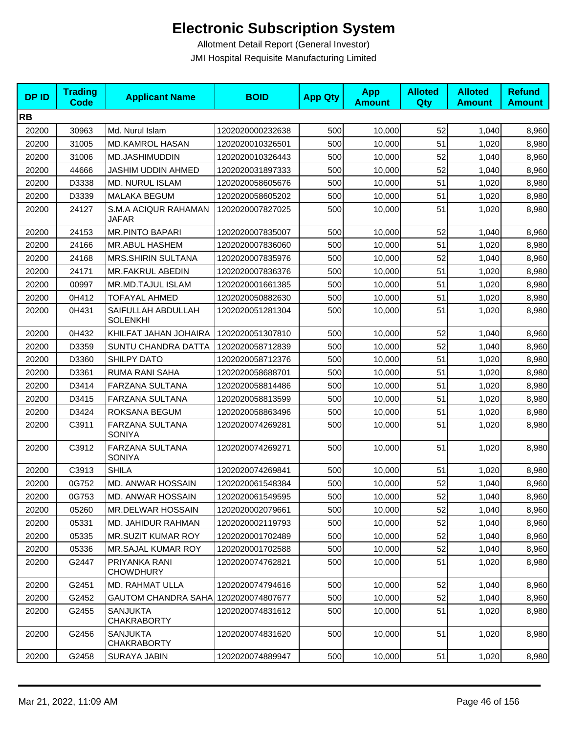# Electronic Subscription System

Allotment Detail Report (General Investor)

JMI Hospital Requisite Manufacturing Limited

| DP ID | Trading Code | Applicant Name | BOID | App Qty | App Amount | Alloted Qty | Alloted Amount | Refund Amount |
|---|---|---|---|---|---|---|---|---|
| **RB** | | | | | | | | |
| 20200 | 30963 | Md. Nurul Islam | 1202020000232638 | 500 | 10,000 | 52 | 1,040 | 8,960 |
| 20200 | 31005 | MD.KAMROL HASAN | 1202020010326501 | 500 | 10,000 | 51 | 1,020 | 8,980 |
| 20200 | 31006 | MD.JASHIMUDDIN | 1202020010326443 | 500 | 10,000 | 52 | 1,040 | 8,960 |
| 20200 | 44666 | JASHIM UDDIN AHMED | 1202020031897333 | 500 | 10,000 | 52 | 1,040 | 8,960 |
| 20200 | D3338 | MD. NURUL ISLAM | 1202020058605676 | 500 | 10,000 | 51 | 1,020 | 8,980 |
| 20200 | D3339 | MALAKA BEGUM | 1202020058605202 | 500 | 10,000 | 51 | 1,020 | 8,980 |
| 20200 | 24127 | S.M.A ACIQUR RAHAMAN JAFAR | 1202020007827025 | 500 | 10,000 | 51 | 1,020 | 8,980 |
| 20200 | 24153 | MR.PINTO BAPARI | 1202020007835007 | 500 | 10,000 | 52 | 1,040 | 8,960 |
| 20200 | 24166 | MR.ABUL HASHEM | 1202020007836060 | 500 | 10,000 | 51 | 1,020 | 8,980 |
| 20200 | 24168 | MRS.SHIRIN SULTANA | 1202020007835976 | 500 | 10,000 | 52 | 1,040 | 8,960 |
| 20200 | 24171 | MR.FAKRUL ABEDIN | 1202020007836376 | 500 | 10,000 | 51 | 1,020 | 8,980 |
| 20200 | 00997 | MR.MD.TAJUL ISLAM | 1202020001661385 | 500 | 10,000 | 51 | 1,020 | 8,980 |
| 20200 | 0H412 | TOFAYAL AHMED | 1202020050882630 | 500 | 10,000 | 51 | 1,020 | 8,980 |
| 20200 | 0H431 | SAIFULLAH ABDULLAH SOLENKHI | 1202020051281304 | 500 | 10,000 | 51 | 1,020 | 8,980 |
| 20200 | 0H432 | KHILFAT JAHAN JOHAIRA | 1202020051307810 | 500 | 10,000 | 52 | 1,040 | 8,960 |
| 20200 | D3359 | SUNTU CHANDRA DATTA | 1202020058712839 | 500 | 10,000 | 52 | 1,040 | 8,960 |
| 20200 | D3360 | SHILPY DATO | 1202020058712376 | 500 | 10,000 | 51 | 1,020 | 8,980 |
| 20200 | D3361 | RUMA RANI SAHA | 1202020058688701 | 500 | 10,000 | 51 | 1,020 | 8,980 |
| 20200 | D3414 | FARZANA SULTANA | 1202020058814486 | 500 | 10,000 | 51 | 1,020 | 8,980 |
| 20200 | D3415 | FARZANA SULTANA | 1202020058813599 | 500 | 10,000 | 51 | 1,020 | 8,980 |
| 20200 | D3424 | ROKSANA BEGUM | 1202020058863496 | 500 | 10,000 | 51 | 1,020 | 8,980 |
| 20200 | C3911 | FARZANA SULTANA SONIYA | 1202020074269281 | 500 | 10,000 | 51 | 1,020 | 8,980 |
| 20200 | C3912 | FARZANA SULTANA SONIYA | 1202020074269271 | 500 | 10,000 | 51 | 1,020 | 8,980 |
| 20200 | C3913 | SHILA | 1202020074269841 | 500 | 10,000 | 51 | 1,020 | 8,980 |
| 20200 | 0G752 | MD. ANWAR HOSSAIN | 1202020061548384 | 500 | 10,000 | 52 | 1,040 | 8,960 |
| 20200 | 0G753 | MD. ANWAR HOSSAIN | 1202020061549595 | 500 | 10,000 | 52 | 1,040 | 8,960 |
| 20200 | 05260 | MR.DELWAR HOSSAIN | 1202020002079661 | 500 | 10,000 | 52 | 1,040 | 8,960 |
| 20200 | 05331 | MD. JAHIDUR RAHMAN | 1202020002119793 | 500 | 10,000 | 52 | 1,040 | 8,960 |
| 20200 | 05335 | MR.SUZIT KUMAR ROY | 1202020001702489 | 500 | 10,000 | 52 | 1,040 | 8,960 |
| 20200 | 05336 | MR.SAJAL KUMAR ROY | 1202020001702588 | 500 | 10,000 | 52 | 1,040 | 8,960 |
| 20200 | G2447 | PRIYANKA RANI CHOWDHURY | 1202020074762821 | 500 | 10,000 | 51 | 1,020 | 8,980 |
| 20200 | G2451 | MD. RAHMAT ULLA | 1202020074794616 | 500 | 10,000 | 52 | 1,040 | 8,960 |
| 20200 | G2452 | GAUTOM CHANDRA SAHA | 1202020074807677 | 500 | 10,000 | 52 | 1,040 | 8,960 |
| 20200 | G2455 | SANJUKTA CHAKRABORTY | 1202020074831612 | 500 | 10,000 | 51 | 1,020 | 8,980 |
| 20200 | G2456 | SANJUKTA CHAKRABORTY | 1202020074831620 | 500 | 10,000 | 51 | 1,020 | 8,980 |
| 20200 | G2458 | SURAYA JABIN | 1202020074889947 | 500 | 10,000 | 51 | 1,020 | 8,980 |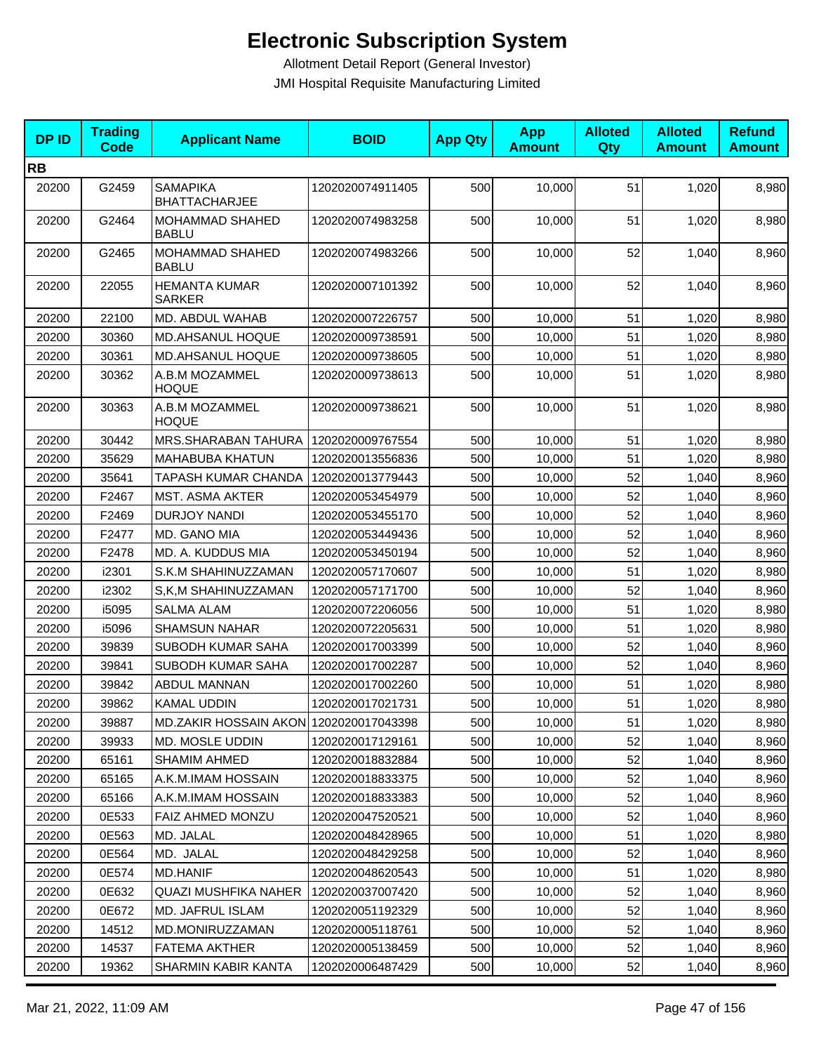# Electronic Subscription System

Allotment Detail Report (General Investor)

JMI Hospital Requisite Manufacturing Limited

| DP ID | Trading Code | Applicant Name | BOID | App Qty | App Amount | Alloted Qty | Alloted Amount | Refund Amount |
|---|---|---|---|---|---|---|---|---|
| **RB** | | | | | | | | |
| 20200 | G2459 | SAMAPIKA BHATTACHARJEE | 1202020074911405 | 500 | 10,000 | 51 | 1,020 | 8,980 |
| 20200 | G2464 | MOHAMMAD SHAHED BABLU | 1202020074983258 | 500 | 10,000 | 51 | 1,020 | 8,980 |
| 20200 | G2465 | MOHAMMAD SHAHED BABLU | 1202020074983266 | 500 | 10,000 | 52 | 1,040 | 8,960 |
| 20200 | 22055 | HEMANTA KUMAR SARKER | 1202020007101392 | 500 | 10,000 | 52 | 1,040 | 8,960 |
| 20200 | 22100 | MD. ABDUL WAHAB | 1202020007226757 | 500 | 10,000 | 51 | 1,020 | 8,980 |
| 20200 | 30360 | MD.AHSANUL HOQUE | 1202020009738591 | 500 | 10,000 | 51 | 1,020 | 8,980 |
| 20200 | 30361 | MD.AHSANUL HOQUE | 1202020009738605 | 500 | 10,000 | 51 | 1,020 | 8,980 |
| 20200 | 30362 | A.B.M MOZAMMEL HOQUE | 1202020009738613 | 500 | 10,000 | 51 | 1,020 | 8,980 |
| 20200 | 30363 | A.B.M MOZAMMEL HOQUE | 1202020009738621 | 500 | 10,000 | 51 | 1,020 | 8,980 |
| 20200 | 30442 | MRS.SHARABAN TAHURA | 1202020009767554 | 500 | 10,000 | 51 | 1,020 | 8,980 |
| 20200 | 35629 | MAHABUBA KHATUN | 1202020013556836 | 500 | 10,000 | 51 | 1,020 | 8,980 |
| 20200 | 35641 | TAPASH KUMAR CHANDA | 1202020013779443 | 500 | 10,000 | 52 | 1,040 | 8,960 |
| 20200 | F2467 | MST. ASMA AKTER | 1202020053454979 | 500 | 10,000 | 52 | 1,040 | 8,960 |
| 20200 | F2469 | DURJOY NANDI | 1202020053455170 | 500 | 10,000 | 52 | 1,040 | 8,960 |
| 20200 | F2477 | MD. GANO MIA | 1202020053449436 | 500 | 10,000 | 52 | 1,040 | 8,960 |
| 20200 | F2478 | MD. A. KUDDUS MIA | 1202020053450194 | 500 | 10,000 | 52 | 1,040 | 8,960 |
| 20200 | i2301 | S.K.M SHAHINUZZAMAN | 1202020057170607 | 500 | 10,000 | 51 | 1,020 | 8,980 |
| 20200 | i2302 | S,K,M SHAHINUZZAMAN | 1202020057171700 | 500 | 10,000 | 52 | 1,040 | 8,960 |
| 20200 | i5095 | SALMA ALAM | 1202020072206056 | 500 | 10,000 | 51 | 1,020 | 8,980 |
| 20200 | i5096 | SHAMSUN NAHAR | 1202020072205631 | 500 | 10,000 | 51 | 1,020 | 8,980 |
| 20200 | 39839 | SUBODH KUMAR SAHA | 1202020017003399 | 500 | 10,000 | 52 | 1,040 | 8,960 |
| 20200 | 39841 | SUBODH KUMAR SAHA | 1202020017002287 | 500 | 10,000 | 52 | 1,040 | 8,960 |
| 20200 | 39842 | ABDUL MANNAN | 1202020017002260 | 500 | 10,000 | 51 | 1,020 | 8,980 |
| 20200 | 39862 | KAMAL UDDIN | 1202020017021731 | 500 | 10,000 | 51 | 1,020 | 8,980 |
| 20200 | 39887 | MD.ZAKIR HOSSAIN AKON | 1202020017043398 | 500 | 10,000 | 51 | 1,020 | 8,980 |
| 20200 | 39933 | MD. MOSLE UDDIN | 1202020017129161 | 500 | 10,000 | 52 | 1,040 | 8,960 |
| 20200 | 65161 | SHAMIM AHMED | 1202020018832884 | 500 | 10,000 | 52 | 1,040 | 8,960 |
| 20200 | 65165 | A.K.M.IMAM HOSSAIN | 1202020018833375 | 500 | 10,000 | 52 | 1,040 | 8,960 |
| 20200 | 65166 | A.K.M.IMAM HOSSAIN | 1202020018833383 | 500 | 10,000 | 52 | 1,040 | 8,960 |
| 20200 | 0E533 | FAIZ AHMED MONZU | 1202020047520521 | 500 | 10,000 | 52 | 1,040 | 8,960 |
| 20200 | 0E563 | MD. JALAL | 1202020048428965 | 500 | 10,000 | 51 | 1,020 | 8,980 |
| 20200 | 0E564 | MD.  JALAL | 1202020048429258 | 500 | 10,000 | 52 | 1,040 | 8,960 |
| 20200 | 0E574 | MD.HANIF | 1202020048620543 | 500 | 10,000 | 51 | 1,020 | 8,980 |
| 20200 | 0E632 | QUAZI MUSHFIKA NAHER | 1202020037007420 | 500 | 10,000 | 52 | 1,040 | 8,960 |
| 20200 | 0E672 | MD. JAFRUL ISLAM | 1202020051192329 | 500 | 10,000 | 52 | 1,040 | 8,960 |
| 20200 | 14512 | MD.MONIRUZZAMAN | 1202020005118761 | 500 | 10,000 | 52 | 1,040 | 8,960 |
| 20200 | 14537 | FATEMA AKTHER | 1202020005138459 | 500 | 10,000 | 52 | 1,040 | 8,960 |
| 20200 | 19362 | SHARMIN KABIR KANTA | 1202020006487429 | 500 | 10,000 | 52 | 1,040 | 8,960 |

Mar 21, 2022, 11:09 AM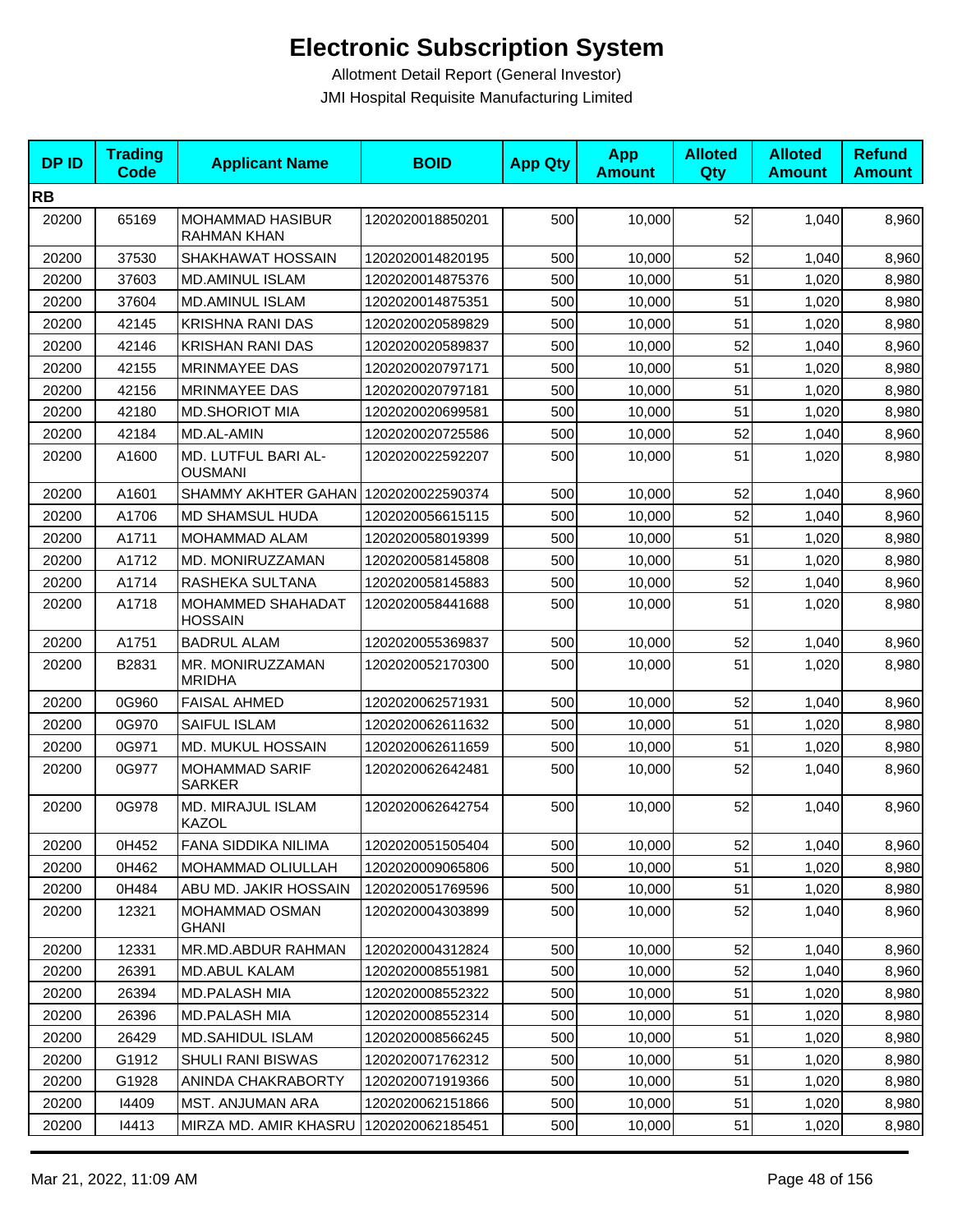# Electronic Subscription System

Allotment Detail Report (General Investor)

JMI Hospital Requisite Manufacturing Limited

| DP ID | Trading Code | Applicant Name | BOID | App Qty | App Amount | Alloted Qty | Alloted Amount | Refund Amount |
|---|---|---|---|---|---|---|---|---|
| **RB** | | | | | | | | |
| 20200 | 65169 | MOHAMMAD HASIBUR RAHMAN KHAN | 1202020018850201 | 500 | 10,000 | 52 | 1,040 | 8,960 |
| 20200 | 37530 | SHAKHAWAT HOSSAIN | 1202020014820195 | 500 | 10,000 | 52 | 1,040 | 8,960 |
| 20200 | 37603 | MD.AMINUL ISLAM | 1202020014875376 | 500 | 10,000 | 51 | 1,020 | 8,980 |
| 20200 | 37604 | MD.AMINUL ISLAM | 1202020014875351 | 500 | 10,000 | 51 | 1,020 | 8,980 |
| 20200 | 42145 | KRISHNA RANI DAS | 1202020020589829 | 500 | 10,000 | 51 | 1,020 | 8,980 |
| 20200 | 42146 | KRISHAN RANI DAS | 1202020020589837 | 500 | 10,000 | 52 | 1,040 | 8,960 |
| 20200 | 42155 | MRINMAYEE DAS | 1202020020797171 | 500 | 10,000 | 51 | 1,020 | 8,980 |
| 20200 | 42156 | MRINMAYEE DAS | 1202020020797181 | 500 | 10,000 | 51 | 1,020 | 8,980 |
| 20200 | 42180 | MD.SHORIOT MIA | 1202020020699581 | 500 | 10,000 | 51 | 1,020 | 8,980 |
| 20200 | 42184 | MD.AL-AMIN | 1202020020725586 | 500 | 10,000 | 52 | 1,040 | 8,960 |
| 20200 | A1600 | MD. LUTFUL BARI AL-OUSMANI | 1202020022592207 | 500 | 10,000 | 51 | 1,020 | 8,980 |
| 20200 | A1601 | SHAMMY AKHTER GAHAN | 1202020022590374 | 500 | 10,000 | 52 | 1,040 | 8,960 |
| 20200 | A1706 | MD SHAMSUL HUDA | 1202020056615115 | 500 | 10,000 | 52 | 1,040 | 8,960 |
| 20200 | A1711 | MOHAMMAD ALAM | 1202020058019399 | 500 | 10,000 | 51 | 1,020 | 8,980 |
| 20200 | A1712 | MD. MONIRUZZAMAN | 1202020058145808 | 500 | 10,000 | 51 | 1,020 | 8,980 |
| 20200 | A1714 | RASHEKA SULTANA | 1202020058145883 | 500 | 10,000 | 52 | 1,040 | 8,960 |
| 20200 | A1718 | MOHAMMED SHAHADAT HOSSAIN | 1202020058441688 | 500 | 10,000 | 51 | 1,020 | 8,980 |
| 20200 | A1751 | BADRUL ALAM | 1202020055369837 | 500 | 10,000 | 52 | 1,040 | 8,960 |
| 20200 | B2831 | MR. MONIRUZZAMAN MRIDHA | 1202020052170300 | 500 | 10,000 | 51 | 1,020 | 8,980 |
| 20200 | 0G960 | FAISAL AHMED | 1202020062571931 | 500 | 10,000 | 52 | 1,040 | 8,960 |
| 20200 | 0G970 | SAIFUL ISLAM | 1202020062611632 | 500 | 10,000 | 51 | 1,020 | 8,980 |
| 20200 | 0G971 | MD. MUKUL HOSSAIN | 1202020062611659 | 500 | 10,000 | 51 | 1,020 | 8,980 |
| 20200 | 0G977 | MOHAMMAD SARIF SARKER | 1202020062642481 | 500 | 10,000 | 52 | 1,040 | 8,960 |
| 20200 | 0G978 | MD. MIRAJUL ISLAM KAZOL | 1202020062642754 | 500 | 10,000 | 52 | 1,040 | 8,960 |
| 20200 | 0H452 | FANA SIDDIKA NILIMA | 1202020051505404 | 500 | 10,000 | 52 | 1,040 | 8,960 |
| 20200 | 0H462 | MOHAMMAD OLIULLAH | 1202020009065806 | 500 | 10,000 | 51 | 1,020 | 8,980 |
| 20200 | 0H484 | ABU MD. JAKIR HOSSAIN | 1202020051769596 | 500 | 10,000 | 51 | 1,020 | 8,980 |
| 20200 | 12321 | MOHAMMAD OSMAN GHANI | 1202020004303899 | 500 | 10,000 | 52 | 1,040 | 8,960 |
| 20200 | 12331 | MR.MD.ABDUR RAHMAN | 1202020004312824 | 500 | 10,000 | 52 | 1,040 | 8,960 |
| 20200 | 26391 | MD.ABUL KALAM | 1202020008551981 | 500 | 10,000 | 52 | 1,040 | 8,960 |
| 20200 | 26394 | MD.PALASH MIA | 1202020008552322 | 500 | 10,000 | 51 | 1,020 | 8,980 |
| 20200 | 26396 | MD.PALASH MIA | 1202020008552314 | 500 | 10,000 | 51 | 1,020 | 8,980 |
| 20200 | 26429 | MD.SAHIDUL ISLAM | 1202020008566245 | 500 | 10,000 | 51 | 1,020 | 8,980 |
| 20200 | G1912 | SHULI RANI BISWAS | 1202020071762312 | 500 | 10,000 | 51 | 1,020 | 8,980 |
| 20200 | G1928 | ANINDA CHAKRABORTY | 1202020071919366 | 500 | 10,000 | 51 | 1,020 | 8,980 |
| 20200 | I4409 | MST. ANJUMAN ARA | 1202020062151866 | 500 | 10,000 | 51 | 1,020 | 8,980 |
| 20200 | I4413 | MIRZA MD. AMIR KHASRU | 1202020062185451 | 500 | 10,000 | 51 | 1,020 | 8,980 |

Mar 21, 2022, 11:09 AM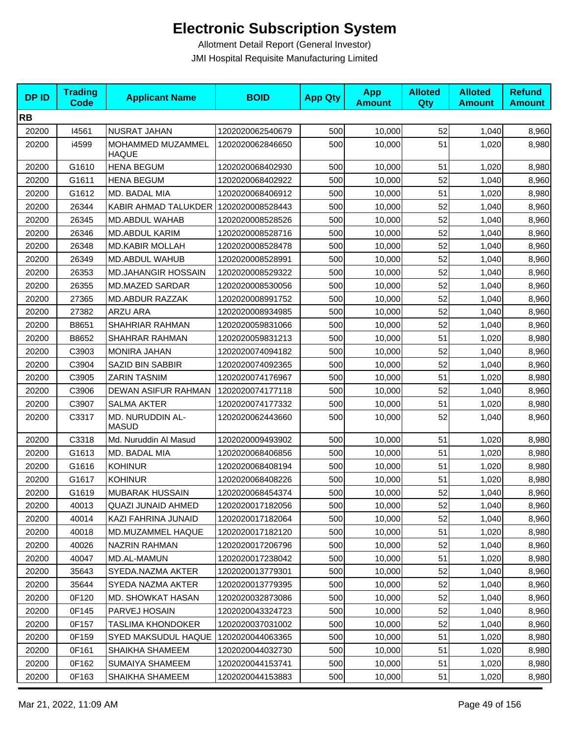# Electronic Subscription System

Allotment Detail Report (General Investor)

JMI Hospital Requisite Manufacturing Limited

| DP ID | Trading Code | Applicant Name | BOID | App Qty | App Amount | Alloted Qty | Alloted Amount | Refund Amount |
|---|---|---|---|---|---|---|---|---|
| **RB** | | | | | | | | |
| 20200 | I4561 | NUSRAT JAHAN | 1202020062540679 | 500 | 10,000 | 52 | 1,040 | 8,960 |
| 20200 | i4599 | MOHAMMED MUZAMMEL HAQUE | 1202020062846650 | 500 | 10,000 | 51 | 1,020 | 8,980 |
| 20200 | G1610 | HENA BEGUM | 1202020068402930 | 500 | 10,000 | 51 | 1,020 | 8,980 |
| 20200 | G1611 | HENA BEGUM | 1202020068402922 | 500 | 10,000 | 52 | 1,040 | 8,960 |
| 20200 | G1612 | MD. BADAL MIA | 1202020068406912 | 500 | 10,000 | 51 | 1,020 | 8,980 |
| 20200 | 26344 | KABIR AHMAD TALUKDER | 1202020008528443 | 500 | 10,000 | 52 | 1,040 | 8,960 |
| 20200 | 26345 | MD.ABDUL WAHAB | 1202020008528526 | 500 | 10,000 | 52 | 1,040 | 8,960 |
| 20200 | 26346 | MD.ABDUL KARIM | 1202020008528716 | 500 | 10,000 | 52 | 1,040 | 8,960 |
| 20200 | 26348 | MD.KABIR MOLLAH | 1202020008528478 | 500 | 10,000 | 52 | 1,040 | 8,960 |
| 20200 | 26349 | MD.ABDUL WAHUB | 1202020008528991 | 500 | 10,000 | 52 | 1,040 | 8,960 |
| 20200 | 26353 | MD.JAHANGIR HOSSAIN | 1202020008529322 | 500 | 10,000 | 52 | 1,040 | 8,960 |
| 20200 | 26355 | MD.MAZED SARDAR | 1202020008530056 | 500 | 10,000 | 52 | 1,040 | 8,960 |
| 20200 | 27365 | MD.ABDUR RAZZAK | 1202020008991752 | 500 | 10,000 | 52 | 1,040 | 8,960 |
| 20200 | 27382 | ARZU ARA | 1202020008934985 | 500 | 10,000 | 52 | 1,040 | 8,960 |
| 20200 | B8651 | SHAHRIAR RAHMAN | 1202020059831066 | 500 | 10,000 | 52 | 1,040 | 8,960 |
| 20200 | B8652 | SHAHRAR RAHMAN | 1202020059831213 | 500 | 10,000 | 51 | 1,020 | 8,980 |
| 20200 | C3903 | MONIRA JAHAN | 1202020074094182 | 500 | 10,000 | 52 | 1,040 | 8,960 |
| 20200 | C3904 | SAZID BIN SABBIR | 1202020074092365 | 500 | 10,000 | 52 | 1,040 | 8,960 |
| 20200 | C3905 | ZARIN TASNIM | 1202020074176967 | 500 | 10,000 | 51 | 1,020 | 8,980 |
| 20200 | C3906 | DEWAN ASIFUR RAHMAN | 1202020074177118 | 500 | 10,000 | 52 | 1,040 | 8,960 |
| 20200 | C3907 | SALMA AKTER | 1202020074177332 | 500 | 10,000 | 51 | 1,020 | 8,980 |
| 20200 | C3317 | MD. NURUDDIN AL-MASUD | 1202020062443660 | 500 | 10,000 | 52 | 1,040 | 8,960 |
| 20200 | C3318 | Md. Nuruddin Al Masud | 1202020009493902 | 500 | 10,000 | 51 | 1,020 | 8,980 |
| 20200 | G1613 | MD. BADAL MIA | 1202020068406856 | 500 | 10,000 | 51 | 1,020 | 8,980 |
| 20200 | G1616 | KOHINUR | 1202020068408194 | 500 | 10,000 | 51 | 1,020 | 8,980 |
| 20200 | G1617 | KOHINUR | 1202020068408226 | 500 | 10,000 | 51 | 1,020 | 8,980 |
| 20200 | G1619 | MUBARAK HUSSAIN | 1202020068454374 | 500 | 10,000 | 52 | 1,040 | 8,960 |
| 20200 | 40013 | QUAZI JUNAID AHMED | 1202020017182056 | 500 | 10,000 | 52 | 1,040 | 8,960 |
| 20200 | 40014 | KAZI FAHRINA JUNAID | 1202020017182064 | 500 | 10,000 | 52 | 1,040 | 8,960 |
| 20200 | 40018 | MD.MUZAMMEL HAQUE | 1202020017182120 | 500 | 10,000 | 51 | 1,020 | 8,980 |
| 20200 | 40026 | NAZRIN RAHMAN | 1202020017206796 | 500 | 10,000 | 52 | 1,040 | 8,960 |
| 20200 | 40047 | MD.AL-MAMUN | 1202020017238042 | 500 | 10,000 | 51 | 1,020 | 8,980 |
| 20200 | 35643 | SYEDA.NAZMA AKTER | 1202020013779301 | 500 | 10,000 | 52 | 1,040 | 8,960 |
| 20200 | 35644 | SYEDA NAZMA AKTER | 1202020013779395 | 500 | 10,000 | 52 | 1,040 | 8,960 |
| 20200 | 0F120 | MD. SHOWKAT HASAN | 1202020032873086 | 500 | 10,000 | 52 | 1,040 | 8,960 |
| 20200 | 0F145 | PARVEJ HOSAIN | 1202020043324723 | 500 | 10,000 | 52 | 1,040 | 8,960 |
| 20200 | 0F157 | TASLIMA KHONDOKER | 1202020037031002 | 500 | 10,000 | 52 | 1,040 | 8,960 |
| 20200 | 0F159 | SYED MAKSUDUL HAQUE | 1202020044063365 | 500 | 10,000 | 51 | 1,020 | 8,980 |
| 20200 | 0F161 | SHAIKHA SHAMEEM | 1202020044032730 | 500 | 10,000 | 51 | 1,020 | 8,980 |
| 20200 | 0F162 | SUMAIYA SHAMEEM | 1202020044153741 | 500 | 10,000 | 51 | 1,020 | 8,980 |
| 20200 | 0F163 | SHAIKHA SHAMEEM | 1202020044153883 | 500 | 10,000 | 51 | 1,020 | 8,980 |

Mar 21, 2022, 11:09 AM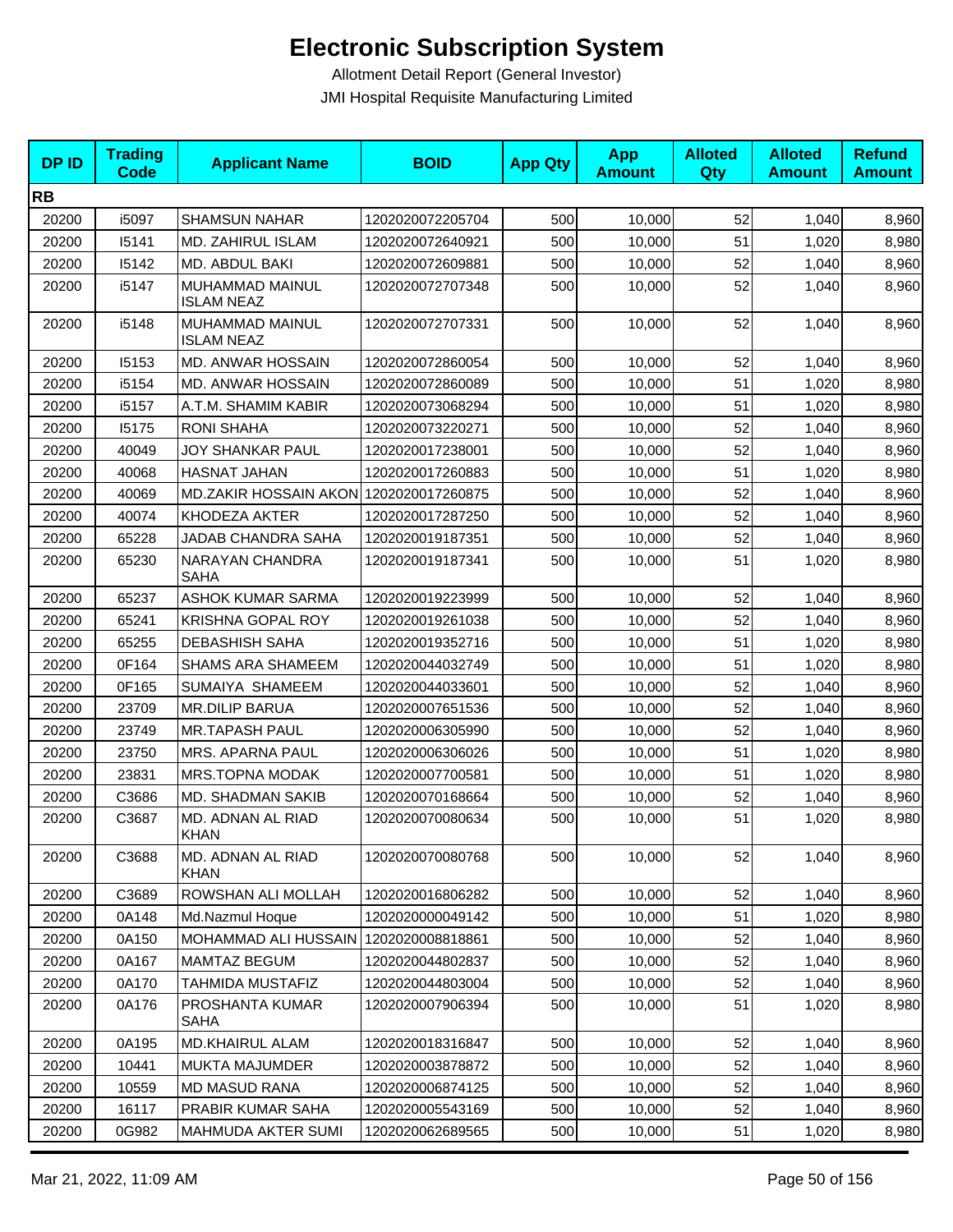# Electronic Subscription System

Allotment Detail Report (General Investor)

JMI Hospital Requisite Manufacturing Limited

| DP ID | Trading Code | Applicant Name | BOID | App Qty | App Amount | Alloted Qty | Alloted Amount | Refund Amount |
|---|---|---|---|---|---|---|---|---|
| **RB** | | | | | | | | |
| 20200 | i5097 | SHAMSUN NAHAR | 1202020072205704 | 500 | 10,000 | 52 | 1,040 | 8,960 |
| 20200 | I5141 | MD. ZAHIRUL ISLAM | 1202020072640921 | 500 | 10,000 | 51 | 1,020 | 8,980 |
| 20200 | I5142 | MD. ABDUL BAKI | 1202020072609881 | 500 | 10,000 | 52 | 1,040 | 8,960 |
| 20200 | i5147 | MUHAMMAD MAINUL ISLAM NEAZ | 1202020072707348 | 500 | 10,000 | 52 | 1,040 | 8,960 |
| 20200 | i5148 | MUHAMMAD MAINUL ISLAM NEAZ | 1202020072707331 | 500 | 10,000 | 52 | 1,040 | 8,960 |
| 20200 | I5153 | MD. ANWAR HOSSAIN | 1202020072860054 | 500 | 10,000 | 52 | 1,040 | 8,960 |
| 20200 | i5154 | MD. ANWAR HOSSAIN | 1202020072860089 | 500 | 10,000 | 51 | 1,020 | 8,980 |
| 20200 | i5157 | A.T.M. SHAMIM KABIR | 1202020073068294 | 500 | 10,000 | 51 | 1,020 | 8,980 |
| 20200 | I5175 | RONI SHAHA | 1202020073220271 | 500 | 10,000 | 52 | 1,040 | 8,960 |
| 20200 | 40049 | JOY SHANKAR PAUL | 1202020017238001 | 500 | 10,000 | 52 | 1,040 | 8,960 |
| 20200 | 40068 | HASNAT JAHAN | 1202020017260883 | 500 | 10,000 | 51 | 1,020 | 8,980 |
| 20200 | 40069 | MD.ZAKIR HOSSAIN AKON | 1202020017260875 | 500 | 10,000 | 52 | 1,040 | 8,960 |
| 20200 | 40074 | KHODEZA AKTER | 1202020017287250 | 500 | 10,000 | 52 | 1,040 | 8,960 |
| 20200 | 65228 | JADAB CHANDRA SAHA | 1202020019187351 | 500 | 10,000 | 52 | 1,040 | 8,960 |
| 20200 | 65230 | NARAYAN CHANDRA SAHA | 1202020019187341 | 500 | 10,000 | 51 | 1,020 | 8,980 |
| 20200 | 65237 | ASHOK KUMAR SARMA | 1202020019223999 | 500 | 10,000 | 52 | 1,040 | 8,960 |
| 20200 | 65241 | KRISHNA GOPAL ROY | 1202020019261038 | 500 | 10,000 | 52 | 1,040 | 8,960 |
| 20200 | 65255 | DEBASHISH SAHA | 1202020019352716 | 500 | 10,000 | 51 | 1,020 | 8,980 |
| 20200 | 0F164 | SHAMS ARA SHAMEEM | 1202020044032749 | 500 | 10,000 | 51 | 1,020 | 8,980 |
| 20200 | 0F165 | SUMAIYA SHAMEEM | 1202020044033601 | 500 | 10,000 | 52 | 1,040 | 8,960 |
| 20200 | 23709 | MR.DILIP BARUA | 1202020007651536 | 500 | 10,000 | 52 | 1,040 | 8,960 |
| 20200 | 23749 | MR.TAPASH PAUL | 1202020006305990 | 500 | 10,000 | 52 | 1,040 | 8,960 |
| 20200 | 23750 | MRS. APARNA PAUL | 1202020006306026 | 500 | 10,000 | 51 | 1,020 | 8,980 |
| 20200 | 23831 | MRS.TOPNA MODAK | 1202020007700581 | 500 | 10,000 | 51 | 1,020 | 8,980 |
| 20200 | C3686 | MD. SHADMAN SAKIB | 1202020070168664 | 500 | 10,000 | 52 | 1,040 | 8,960 |
| 20200 | C3687 | MD. ADNAN AL RIAD KHAN | 1202020070080634 | 500 | 10,000 | 51 | 1,020 | 8,980 |
| 20200 | C3688 | MD. ADNAN AL RIAD KHAN | 1202020070080768 | 500 | 10,000 | 52 | 1,040 | 8,960 |
| 20200 | C3689 | ROWSHAN ALI MOLLAH | 1202020016806282 | 500 | 10,000 | 52 | 1,040 | 8,960 |
| 20200 | 0A148 | Md.Nazmul Hoque | 1202020000049142 | 500 | 10,000 | 51 | 1,020 | 8,980 |
| 20200 | 0A150 | MOHAMMAD ALI HUSSAIN | 1202020008818861 | 500 | 10,000 | 52 | 1,040 | 8,960 |
| 20200 | 0A167 | MAMTAZ BEGUM | 1202020044802837 | 500 | 10,000 | 52 | 1,040 | 8,960 |
| 20200 | 0A170 | TAHMIDA MUSTAFIZ | 1202020044803004 | 500 | 10,000 | 52 | 1,040 | 8,960 |
| 20200 | 0A176 | PROSHANTA KUMAR SAHA | 1202020007906394 | 500 | 10,000 | 51 | 1,020 | 8,980 |
| 20200 | 0A195 | MD.KHAIRUL ALAM | 1202020018316847 | 500 | 10,000 | 52 | 1,040 | 8,960 |
| 20200 | 10441 | MUKTA MAJUMDER | 1202020003878872 | 500 | 10,000 | 52 | 1,040 | 8,960 |
| 20200 | 10559 | MD MASUD RANA | 1202020006874125 | 500 | 10,000 | 52 | 1,040 | 8,960 |
| 20200 | 16117 | PRABIR KUMAR SAHA | 1202020005543169 | 500 | 10,000 | 52 | 1,040 | 8,960 |
| 20200 | 0G982 | MAHMUDA AKTER SUMI | 1202020062689565 | 500 | 10,000 | 51 | 1,020 | 8,980 |

Mar 21, 2022, 11:09 AM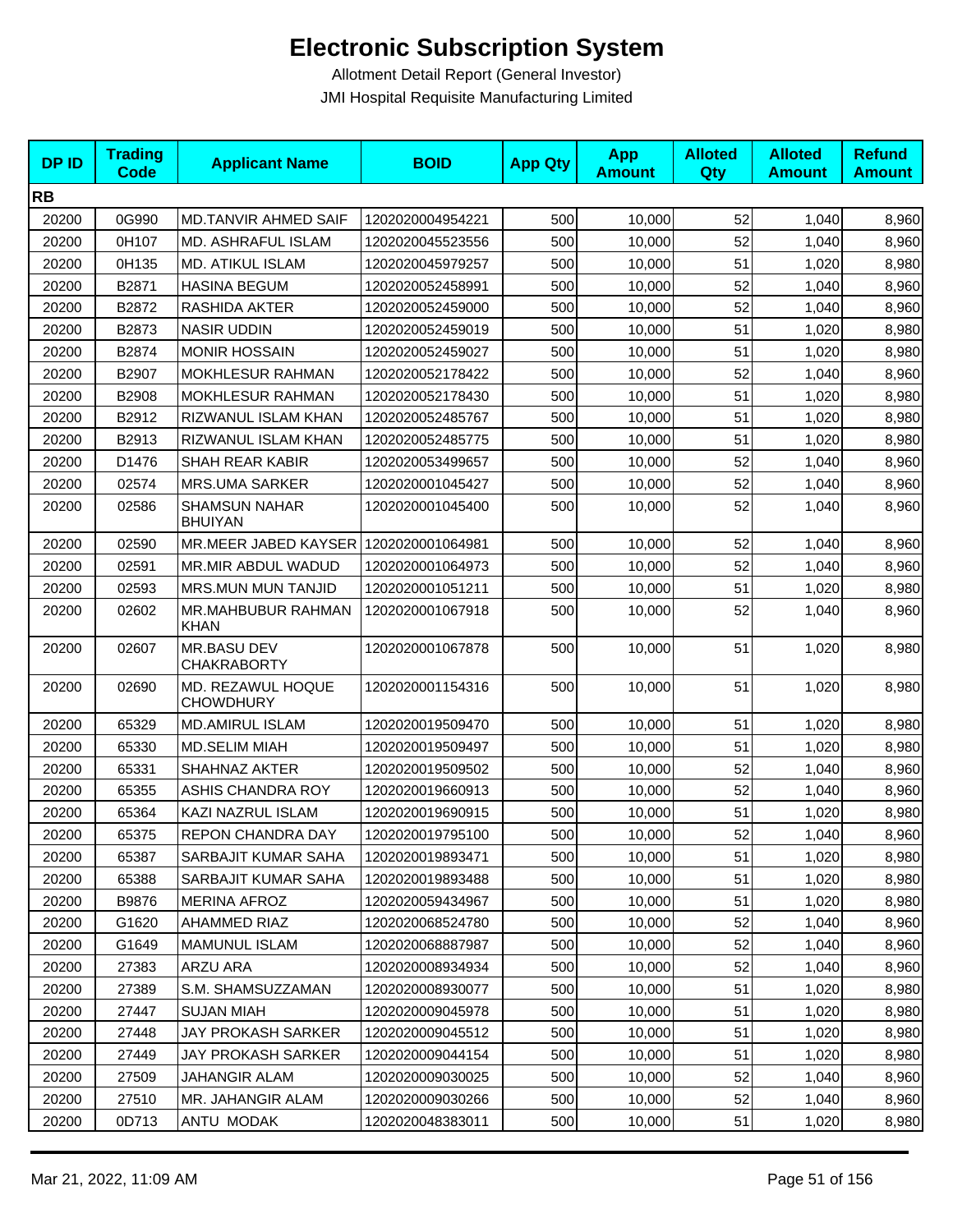# Electronic Subscription System

Allotment Detail Report (General Investor)

JMI Hospital Requisite Manufacturing Limited

| DP ID | Trading Code | Applicant Name | BOID | App Qty | App Amount | Alloted Qty | Alloted Amount | Refund Amount |
|---|---|---|---|---|---|---|---|---|
| **RB** | | | | | | | | |
| 20200 | 0G990 | MD.TANVIR AHMED SAIF | 1202020004954221 | 500 | 10,000 | 52 | 1,040 | 8,960 |
| 20200 | 0H107 | MD. ASHRAFUL ISLAM | 1202020045523556 | 500 | 10,000 | 52 | 1,040 | 8,960 |
| 20200 | 0H135 | MD. ATIKUL ISLAM | 1202020045979257 | 500 | 10,000 | 51 | 1,020 | 8,980 |
| 20200 | B2871 | HASINA BEGUM | 1202020052458991 | 500 | 10,000 | 52 | 1,040 | 8,960 |
| 20200 | B2872 | RASHIDA AKTER | 1202020052459000 | 500 | 10,000 | 52 | 1,040 | 8,960 |
| 20200 | B2873 | NASIR UDDIN | 1202020052459019 | 500 | 10,000 | 51 | 1,020 | 8,980 |
| 20200 | B2874 | MONIR HOSSAIN | 1202020052459027 | 500 | 10,000 | 51 | 1,020 | 8,980 |
| 20200 | B2907 | MOKHLESUR RAHMAN | 1202020052178422 | 500 | 10,000 | 52 | 1,040 | 8,960 |
| 20200 | B2908 | MOKHLESUR RAHMAN | 1202020052178430 | 500 | 10,000 | 51 | 1,020 | 8,980 |
| 20200 | B2912 | RIZWANUL ISLAM KHAN | 1202020052485767 | 500 | 10,000 | 51 | 1,020 | 8,980 |
| 20200 | B2913 | RIZWANUL ISLAM KHAN | 1202020052485775 | 500 | 10,000 | 51 | 1,020 | 8,980 |
| 20200 | D1476 | SHAH REAR KABIR | 1202020053499657 | 500 | 10,000 | 52 | 1,040 | 8,960 |
| 20200 | 02574 | MRS.UMA SARKER | 1202020001045427 | 500 | 10,000 | 52 | 1,040 | 8,960 |
| 20200 | 02586 | SHAMSUN NAHAR BHUIYAN | 1202020001045400 | 500 | 10,000 | 52 | 1,040 | 8,960 |
| 20200 | 02590 | MR.MEER JABED KAYSER | 1202020001064981 | 500 | 10,000 | 52 | 1,040 | 8,960 |
| 20200 | 02591 | MR.MIR ABDUL WADUD | 1202020001064973 | 500 | 10,000 | 52 | 1,040 | 8,960 |
| 20200 | 02593 | MRS.MUN MUN TANJID | 1202020001051211 | 500 | 10,000 | 51 | 1,020 | 8,980 |
| 20200 | 02602 | MR.MAHBUBUR RAHMAN KHAN | 1202020001067918 | 500 | 10,000 | 52 | 1,040 | 8,960 |
| 20200 | 02607 | MR.BASU DEV CHAKRABORTY | 1202020001067878 | 500 | 10,000 | 51 | 1,020 | 8,980 |
| 20200 | 02690 | MD. REZAWUL HOQUE CHOWDHURY | 1202020001154316 | 500 | 10,000 | 51 | 1,020 | 8,980 |
| 20200 | 65329 | MD.AMIRUL ISLAM | 1202020019509470 | 500 | 10,000 | 51 | 1,020 | 8,980 |
| 20200 | 65330 | MD.SELIM MIAH | 1202020019509497 | 500 | 10,000 | 51 | 1,020 | 8,980 |
| 20200 | 65331 | SHAHNAZ AKTER | 1202020019509502 | 500 | 10,000 | 52 | 1,040 | 8,960 |
| 20200 | 65355 | ASHIS CHANDRA ROY | 1202020019660913 | 500 | 10,000 | 52 | 1,040 | 8,960 |
| 20200 | 65364 | KAZI NAZRUL ISLAM | 1202020019690915 | 500 | 10,000 | 51 | 1,020 | 8,980 |
| 20200 | 65375 | REPON CHANDRA DAY | 1202020019795100 | 500 | 10,000 | 52 | 1,040 | 8,960 |
| 20200 | 65387 | SARBAJIT KUMAR SAHA | 1202020019893471 | 500 | 10,000 | 51 | 1,020 | 8,980 |
| 20200 | 65388 | SARBAJIT KUMAR SAHA | 1202020019893488 | 500 | 10,000 | 51 | 1,020 | 8,980 |
| 20200 | B9876 | MERINA AFROZ | 1202020059434967 | 500 | 10,000 | 51 | 1,020 | 8,980 |
| 20200 | G1620 | AHAMMED RIAZ | 1202020068524780 | 500 | 10,000 | 52 | 1,040 | 8,960 |
| 20200 | G1649 | MAMUNUL ISLAM | 1202020068887987 | 500 | 10,000 | 52 | 1,040 | 8,960 |
| 20200 | 27383 | ARZU ARA | 1202020008934934 | 500 | 10,000 | 52 | 1,040 | 8,960 |
| 20200 | 27389 | S.M. SHAMSUZZAMAN | 1202020008930077 | 500 | 10,000 | 51 | 1,020 | 8,980 |
| 20200 | 27447 | SUJAN MIAH | 1202020009045978 | 500 | 10,000 | 51 | 1,020 | 8,980 |
| 20200 | 27448 | JAY PROKASH SARKER | 1202020009045512 | 500 | 10,000 | 51 | 1,020 | 8,980 |
| 20200 | 27449 | JAY PROKASH SARKER | 1202020009044154 | 500 | 10,000 | 51 | 1,020 | 8,980 |
| 20200 | 27509 | JAHANGIR ALAM | 1202020009030025 | 500 | 10,000 | 52 | 1,040 | 8,960 |
| 20200 | 27510 | MR. JAHANGIR ALAM | 1202020009030266 | 500 | 10,000 | 52 | 1,040 | 8,960 |
| 20200 | 0D713 | ANTU MODAK | 1202020048383011 | 500 | 10,000 | 51 | 1,020 | 8,980 |

Mar 21, 2022, 11:09 AM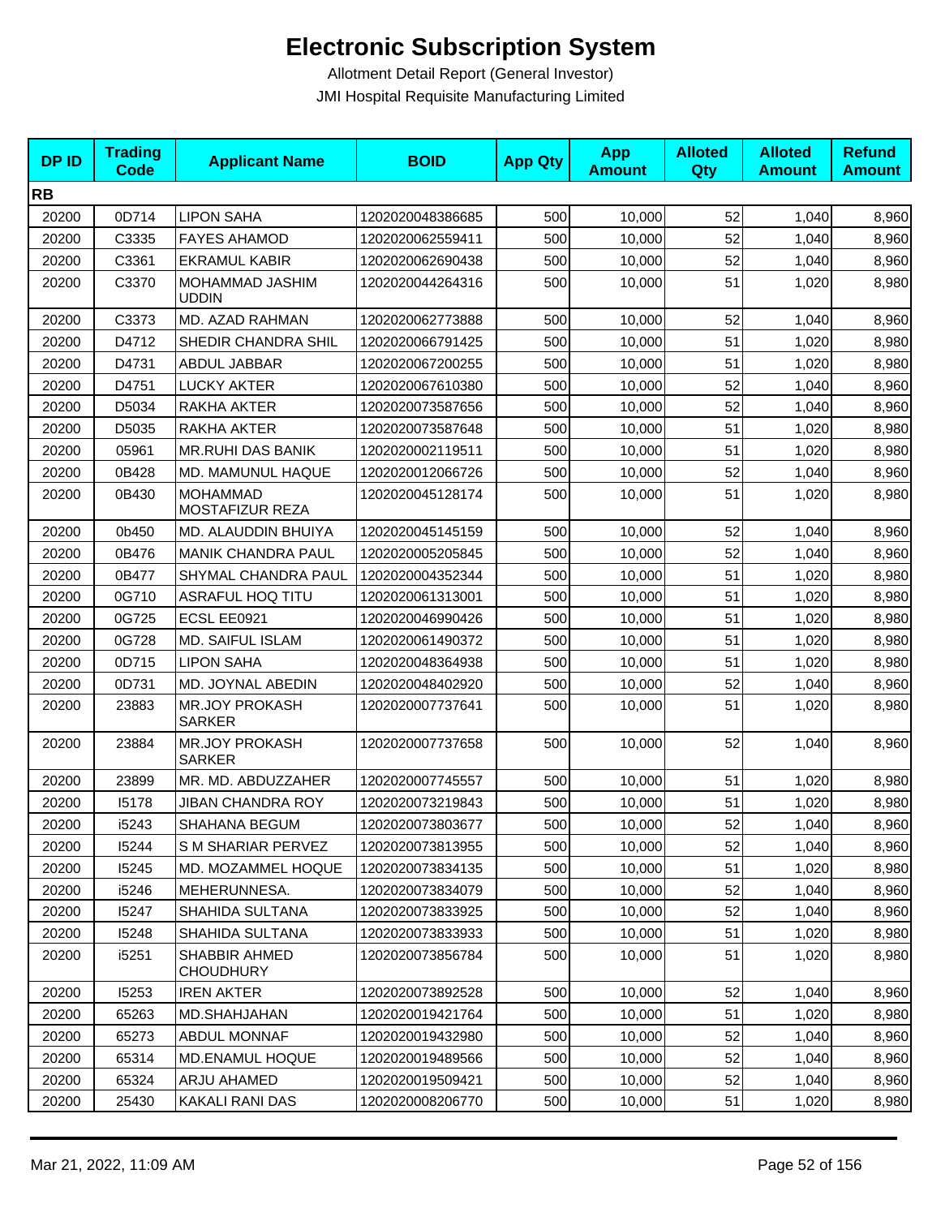# Electronic Subscription System

Allotment Detail Report (General Investor)

JMI Hospital Requisite Manufacturing Limited

| DP ID | Trading Code | Applicant Name | BOID | App Qty | App Amount | Alloted Qty | Alloted Amount | Refund Amount |
|---|---|---|---|---|---|---|---|---|
| **RB** | | | | | | | | |
| 20200 | 0D714 | LIPON SAHA | 1202020048386685 | 500 | 10,000 | 52 | 1,040 | 8,960 |
| 20200 | C3335 | FAYES AHAMOD | 1202020062559411 | 500 | 10,000 | 52 | 1,040 | 8,960 |
| 20200 | C3361 | EKRAMUL KABIR | 1202020062690438 | 500 | 10,000 | 52 | 1,040 | 8,960 |
| 20200 | C3370 | MOHAMMAD JASHIM UDDIN | 1202020044264316 | 500 | 10,000 | 51 | 1,020 | 8,980 |
| 20200 | C3373 | MD. AZAD RAHMAN | 1202020062773888 | 500 | 10,000 | 52 | 1,040 | 8,960 |
| 20200 | D4712 | SHEDIR CHANDRA SHIL | 1202020066791425 | 500 | 10,000 | 51 | 1,020 | 8,980 |
| 20200 | D4731 | ABDUL JABBAR | 1202020067200255 | 500 | 10,000 | 51 | 1,020 | 8,980 |
| 20200 | D4751 | LUCKY AKTER | 1202020067610380 | 500 | 10,000 | 52 | 1,040 | 8,960 |
| 20200 | D5034 | RAKHA AKTER | 1202020073587656 | 500 | 10,000 | 52 | 1,040 | 8,960 |
| 20200 | D5035 | RAKHA AKTER | 1202020073587648 | 500 | 10,000 | 51 | 1,020 | 8,980 |
| 20200 | 05961 | MR.RUHI DAS BANIK | 1202020002119511 | 500 | 10,000 | 51 | 1,020 | 8,980 |
| 20200 | 0B428 | MD. MAMUNUL HAQUE | 1202020012066726 | 500 | 10,000 | 52 | 1,040 | 8,960 |
| 20200 | 0B430 | MOHAMMAD MOSTAFIZUR REZA | 1202020045128174 | 500 | 10,000 | 51 | 1,020 | 8,980 |
| 20200 | 0b450 | MD. ALAUDDIN BHUIYA | 1202020045145159 | 500 | 10,000 | 52 | 1,040 | 8,960 |
| 20200 | 0B476 | MANIK CHANDRA PAUL | 1202020005205845 | 500 | 10,000 | 52 | 1,040 | 8,960 |
| 20200 | 0B477 | SHYMAL CHANDRA PAUL | 1202020004352344 | 500 | 10,000 | 51 | 1,020 | 8,980 |
| 20200 | 0G710 | ASRAFUL HOQ TITU | 1202020061313001 | 500 | 10,000 | 51 | 1,020 | 8,980 |
| 20200 | 0G725 | ECSL EE0921 | 1202020046990426 | 500 | 10,000 | 51 | 1,020 | 8,980 |
| 20200 | 0G728 | MD. SAIFUL ISLAM | 1202020061490372 | 500 | 10,000 | 51 | 1,020 | 8,980 |
| 20200 | 0D715 | LIPON SAHA | 1202020048364938 | 500 | 10,000 | 51 | 1,020 | 8,980 |
| 20200 | 0D731 | MD. JOYNAL ABEDIN | 1202020048402920 | 500 | 10,000 | 52 | 1,040 | 8,960 |
| 20200 | 23883 | MR.JOY PROKASH SARKER | 1202020007737641 | 500 | 10,000 | 51 | 1,020 | 8,980 |
| 20200 | 23884 | MR.JOY PROKASH SARKER | 1202020007737658 | 500 | 10,000 | 52 | 1,040 | 8,960 |
| 20200 | 23899 | MR. MD. ABDUZZAHER | 1202020007745557 | 500 | 10,000 | 51 | 1,020 | 8,980 |
| 20200 | I5178 | JIBAN CHANDRA ROY | 1202020073219843 | 500 | 10,000 | 51 | 1,020 | 8,980 |
| 20200 | i5243 | SHAHANA BEGUM | 1202020073803677 | 500 | 10,000 | 52 | 1,040 | 8,960 |
| 20200 | I5244 | S M SHARIAR PERVEZ | 1202020073813955 | 500 | 10,000 | 52 | 1,040 | 8,960 |
| 20200 | I5245 | MD. MOZAMMEL HOQUE | 1202020073834135 | 500 | 10,000 | 51 | 1,020 | 8,980 |
| 20200 | i5246 | MEHERUNNESA. | 1202020073834079 | 500 | 10,000 | 52 | 1,040 | 8,960 |
| 20200 | I5247 | SHAHIDA SULTANA | 1202020073833925 | 500 | 10,000 | 52 | 1,040 | 8,960 |
| 20200 | I5248 | SHAHIDA SULTANA | 1202020073833933 | 500 | 10,000 | 51 | 1,020 | 8,980 |
| 20200 | i5251 | SHABBIR AHMED CHOUDHURY | 1202020073856784 | 500 | 10,000 | 51 | 1,020 | 8,980 |
| 20200 | I5253 | IREN AKTER | 1202020073892528 | 500 | 10,000 | 52 | 1,040 | 8,960 |
| 20200 | 65263 | MD.SHAHJAHAN | 1202020019421764 | 500 | 10,000 | 51 | 1,020 | 8,980 |
| 20200 | 65273 | ABDUL MONNAF | 1202020019432980 | 500 | 10,000 | 52 | 1,040 | 8,960 |
| 20200 | 65314 | MD.ENAMUL HOQUE | 1202020019489566 | 500 | 10,000 | 52 | 1,040 | 8,960 |
| 20200 | 65324 | ARJU AHAMED | 1202020019509421 | 500 | 10,000 | 52 | 1,040 | 8,960 |
| 20200 | 25430 | KAKALI RANI DAS | 1202020008206770 | 500 | 10,000 | 51 | 1,020 | 8,980 |

Mar 21, 2022, 11:09 AM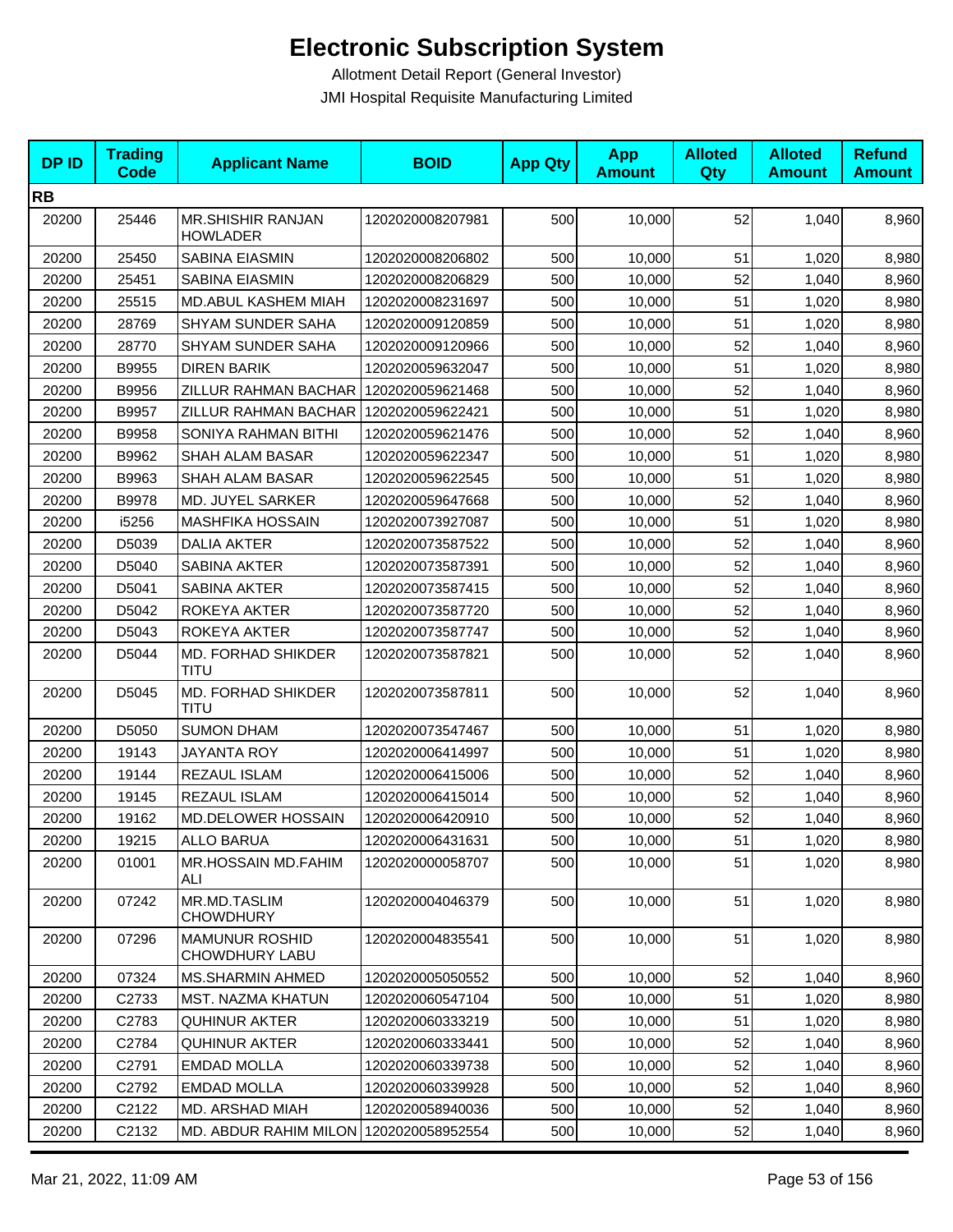# Electronic Subscription System

Allotment Detail Report (General Investor)

JMI Hospital Requisite Manufacturing Limited

| DP ID | Trading Code | Applicant Name | BOID | App Qty | App Amount | Alloted Qty | Alloted Amount | Refund Amount |
|---|---|---|---|---|---|---|---|---|
| **RB** | | | | | | | | |
| 20200 | 25446 | MR.SHISHIR RANJAN HOWLADER | 1202020008207981 | 500 | 10,000 | 52 | 1,040 | 8,960 |
| 20200 | 25450 | SABINA EIASMIN | 1202020008206802 | 500 | 10,000 | 51 | 1,020 | 8,980 |
| 20200 | 25451 | SABINA EIASMIN | 1202020008206829 | 500 | 10,000 | 52 | 1,040 | 8,960 |
| 20200 | 25515 | MD.ABUL KASHEM MIAH | 1202020008231697 | 500 | 10,000 | 51 | 1,020 | 8,980 |
| 20200 | 28769 | SHYAM SUNDER SAHA | 1202020009120859 | 500 | 10,000 | 51 | 1,020 | 8,980 |
| 20200 | 28770 | SHYAM SUNDER SAHA | 1202020009120966 | 500 | 10,000 | 52 | 1,040 | 8,960 |
| 20200 | B9955 | DIREN BARIK | 1202020059632047 | 500 | 10,000 | 51 | 1,020 | 8,980 |
| 20200 | B9956 | ZILLUR RAHMAN BACHAR | 1202020059621468 | 500 | 10,000 | 52 | 1,040 | 8,960 |
| 20200 | B9957 | ZILLUR RAHMAN BACHAR | 1202020059622421 | 500 | 10,000 | 51 | 1,020 | 8,980 |
| 20200 | B9958 | SONIYA RAHMAN BITHI | 1202020059621476 | 500 | 10,000 | 52 | 1,040 | 8,960 |
| 20200 | B9962 | SHAH ALAM BASAR | 1202020059622347 | 500 | 10,000 | 51 | 1,020 | 8,980 |
| 20200 | B9963 | SHAH ALAM BASAR | 1202020059622545 | 500 | 10,000 | 51 | 1,020 | 8,980 |
| 20200 | B9978 | MD. JUYEL SARKER | 1202020059647668 | 500 | 10,000 | 52 | 1,040 | 8,960 |
| 20200 | i5256 | MASHFIKA HOSSAIN | 1202020073927087 | 500 | 10,000 | 51 | 1,020 | 8,980 |
| 20200 | D5039 | DALIA AKTER | 1202020073587522 | 500 | 10,000 | 52 | 1,040 | 8,960 |
| 20200 | D5040 | SABINA AKTER | 1202020073587391 | 500 | 10,000 | 52 | 1,040 | 8,960 |
| 20200 | D5041 | SABINA AKTER | 1202020073587415 | 500 | 10,000 | 52 | 1,040 | 8,960 |
| 20200 | D5042 | ROKEYA AKTER | 1202020073587720 | 500 | 10,000 | 52 | 1,040 | 8,960 |
| 20200 | D5043 | ROKEYA AKTER | 1202020073587747 | 500 | 10,000 | 52 | 1,040 | 8,960 |
| 20200 | D5044 | MD. FORHAD SHIKDER TITU | 1202020073587821 | 500 | 10,000 | 52 | 1,040 | 8,960 |
| 20200 | D5045 | MD. FORHAD SHIKDER TITU | 1202020073587811 | 500 | 10,000 | 52 | 1,040 | 8,960 |
| 20200 | D5050 | SUMON DHAM | 1202020073547467 | 500 | 10,000 | 51 | 1,020 | 8,980 |
| 20200 | 19143 | JAYANTA ROY | 1202020006414997 | 500 | 10,000 | 51 | 1,020 | 8,980 |
| 20200 | 19144 | REZAUL ISLAM | 1202020006415006 | 500 | 10,000 | 52 | 1,040 | 8,960 |
| 20200 | 19145 | REZAUL ISLAM | 1202020006415014 | 500 | 10,000 | 52 | 1,040 | 8,960 |
| 20200 | 19162 | MD.DELOWER HOSSAIN | 1202020006420910 | 500 | 10,000 | 52 | 1,040 | 8,960 |
| 20200 | 19215 | ALLO BARUA | 1202020006431631 | 500 | 10,000 | 51 | 1,020 | 8,980 |
| 20200 | 01001 | MR.HOSSAIN MD.FAHIM ALI | 1202020000058707 | 500 | 10,000 | 51 | 1,020 | 8,980 |
| 20200 | 07242 | MR.MD.TASLIM CHOWDHURY | 1202020004046379 | 500 | 10,000 | 51 | 1,020 | 8,980 |
| 20200 | 07296 | MAMUNUR ROSHID CHOWDHURY LABU | 1202020004835541 | 500 | 10,000 | 51 | 1,020 | 8,980 |
| 20200 | 07324 | MS.SHARMIN AHMED | 1202020005050552 | 500 | 10,000 | 52 | 1,040 | 8,960 |
| 20200 | C2733 | MST. NAZMA KHATUN | 1202020060547104 | 500 | 10,000 | 51 | 1,020 | 8,980 |
| 20200 | C2783 | QUHINUR AKTER | 1202020060333219 | 500 | 10,000 | 51 | 1,020 | 8,980 |
| 20200 | C2784 | QUHINUR AKTER | 1202020060333441 | 500 | 10,000 | 52 | 1,040 | 8,960 |
| 20200 | C2791 | EMDAD MOLLA | 1202020060339738 | 500 | 10,000 | 52 | 1,040 | 8,960 |
| 20200 | C2792 | EMDAD MOLLA | 1202020060339928 | 500 | 10,000 | 52 | 1,040 | 8,960 |
| 20200 | C2122 | MD. ARSHAD MIAH | 1202020058940036 | 500 | 10,000 | 52 | 1,040 | 8,960 |
| 20200 | C2132 | MD. ABDUR RAHIM MILON | 1202020058952554 | 500 | 10,000 | 52 | 1,040 | 8,960 |

Mar 21, 2022, 11:09 AM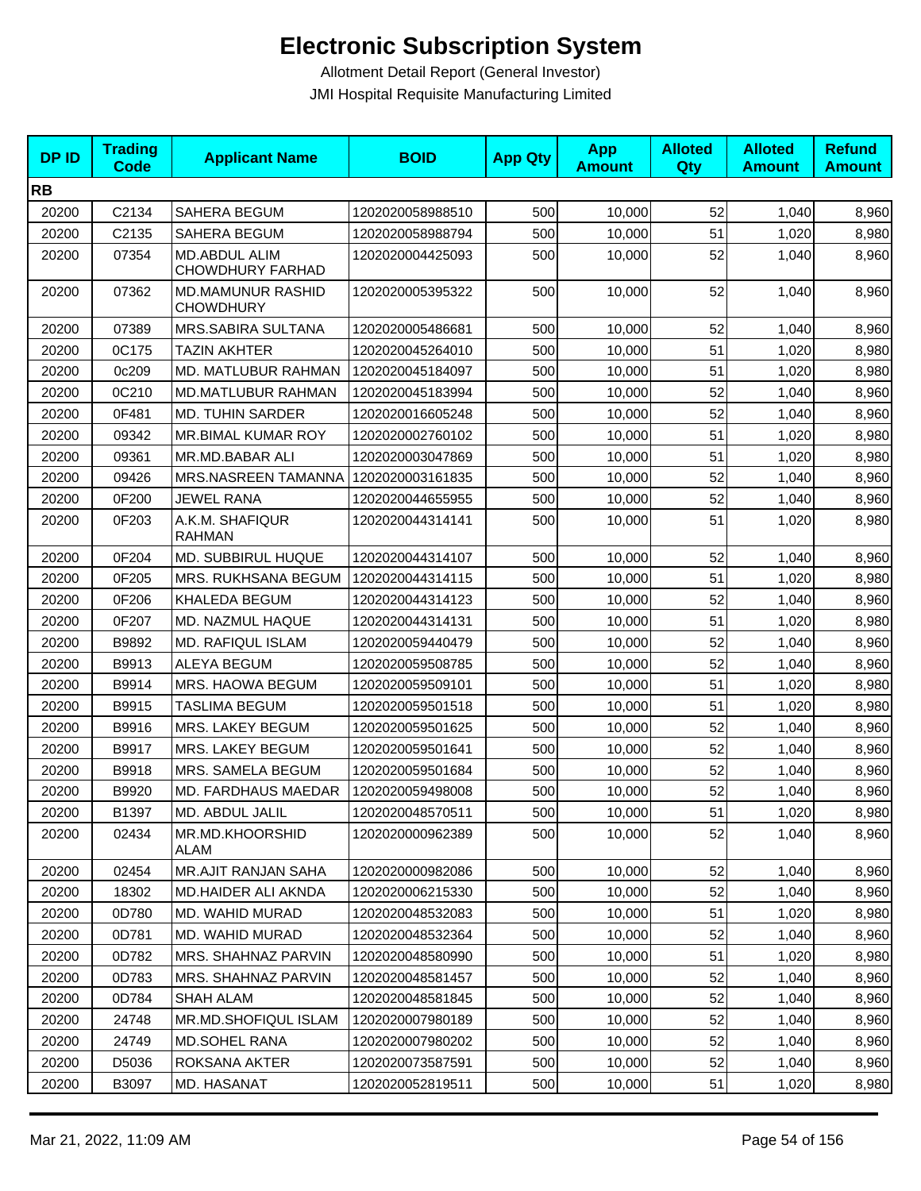# Electronic Subscription System

Allotment Detail Report (General Investor)

JMI Hospital Requisite Manufacturing Limited

| DP ID | Trading Code | Applicant Name | BOID | App Qty | App Amount | Alloted Qty | Alloted Amount | Refund Amount |
|---|---|---|---|---|---|---|---|---|
| **RB** | | | | | | | | |
| 20200 | C2134 | SAHERA BEGUM | 1202020058988510 | 500 | 10,000 | 52 | 1,040 | 8,960 |
| 20200 | C2135 | SAHERA BEGUM | 1202020058988794 | 500 | 10,000 | 51 | 1,020 | 8,980 |
| 20200 | 07354 | MD.ABDUL ALIM CHOWDHURY FARHAD | 1202020004425093 | 500 | 10,000 | 52 | 1,040 | 8,960 |
| 20200 | 07362 | MD.MAMUNUR RASHID CHOWDHURY | 1202020005395322 | 500 | 10,000 | 52 | 1,040 | 8,960 |
| 20200 | 07389 | MRS.SABIRA SULTANA | 1202020005486681 | 500 | 10,000 | 52 | 1,040 | 8,960 |
| 20200 | 0C175 | TAZIN AKHTER | 1202020045264010 | 500 | 10,000 | 51 | 1,020 | 8,980 |
| 20200 | 0c209 | MD. MATLUBUR RAHMAN | 1202020045184097 | 500 | 10,000 | 51 | 1,020 | 8,980 |
| 20200 | 0C210 | MD.MATLUBUR RAHMAN | 1202020045183994 | 500 | 10,000 | 52 | 1,040 | 8,960 |
| 20200 | 0F481 | MD. TUHIN SARDER | 1202020016605248 | 500 | 10,000 | 52 | 1,040 | 8,960 |
| 20200 | 09342 | MR.BIMAL KUMAR ROY | 1202020002760102 | 500 | 10,000 | 51 | 1,020 | 8,980 |
| 20200 | 09361 | MR.MD.BABAR ALI | 1202020003047869 | 500 | 10,000 | 51 | 1,020 | 8,980 |
| 20200 | 09426 | MRS.NASREEN TAMANNA | 1202020003161835 | 500 | 10,000 | 52 | 1,040 | 8,960 |
| 20200 | 0F200 | JEWEL RANA | 1202020044655955 | 500 | 10,000 | 52 | 1,040 | 8,960 |
| 20200 | 0F203 | A.K.M. SHAFIQUR RAHMAN | 1202020044314141 | 500 | 10,000 | 51 | 1,020 | 8,980 |
| 20200 | 0F204 | MD. SUBBIRUL HUQUE | 1202020044314107 | 500 | 10,000 | 52 | 1,040 | 8,960 |
| 20200 | 0F205 | MRS. RUKHSANA BEGUM | 1202020044314115 | 500 | 10,000 | 51 | 1,020 | 8,980 |
| 20200 | 0F206 | KHALEDA BEGUM | 1202020044314123 | 500 | 10,000 | 52 | 1,040 | 8,960 |
| 20200 | 0F207 | MD. NAZMUL HAQUE | 1202020044314131 | 500 | 10,000 | 51 | 1,020 | 8,980 |
| 20200 | B9892 | MD. RAFIQUL ISLAM | 1202020059440479 | 500 | 10,000 | 52 | 1,040 | 8,960 |
| 20200 | B9913 | ALEYA BEGUM | 1202020059508785 | 500 | 10,000 | 52 | 1,040 | 8,960 |
| 20200 | B9914 | MRS. HAOWA BEGUM | 1202020059509101 | 500 | 10,000 | 51 | 1,020 | 8,980 |
| 20200 | B9915 | TASLIMA BEGUM | 1202020059501518 | 500 | 10,000 | 51 | 1,020 | 8,980 |
| 20200 | B9916 | MRS. LAKEY BEGUM | 1202020059501625 | 500 | 10,000 | 52 | 1,040 | 8,960 |
| 20200 | B9917 | MRS. LAKEY BEGUM | 1202020059501641 | 500 | 10,000 | 52 | 1,040 | 8,960 |
| 20200 | B9918 | MRS. SAMELA BEGUM | 1202020059501684 | 500 | 10,000 | 52 | 1,040 | 8,960 |
| 20200 | B9920 | MD. FARDHAUS MAEDAR | 1202020059498008 | 500 | 10,000 | 52 | 1,040 | 8,960 |
| 20200 | B1397 | MD. ABDUL JALIL | 1202020048570511 | 500 | 10,000 | 51 | 1,020 | 8,980 |
| 20200 | 02434 | MR.MD.KHOORSHID ALAM | 1202020000962389 | 500 | 10,000 | 52 | 1,040 | 8,960 |
| 20200 | 02454 | MR.AJIT RANJAN SAHA | 1202020000982086 | 500 | 10,000 | 52 | 1,040 | 8,960 |
| 20200 | 18302 | MD.HAIDER ALI AKNDA | 1202020006215330 | 500 | 10,000 | 52 | 1,040 | 8,960 |
| 20200 | 0D780 | MD. WAHID MURAD | 1202020048532083 | 500 | 10,000 | 51 | 1,020 | 8,980 |
| 20200 | 0D781 | MD. WAHID MURAD | 1202020048532364 | 500 | 10,000 | 52 | 1,040 | 8,960 |
| 20200 | 0D782 | MRS. SHAHNAZ PARVIN | 1202020048580990 | 500 | 10,000 | 51 | 1,020 | 8,980 |
| 20200 | 0D783 | MRS. SHAHNAZ PARVIN | 1202020048581457 | 500 | 10,000 | 52 | 1,040 | 8,960 |
| 20200 | 0D784 | SHAH ALAM | 1202020048581845 | 500 | 10,000 | 52 | 1,040 | 8,960 |
| 20200 | 24748 | MR.MD.SHOFIQUL ISLAM | 1202020007980189 | 500 | 10,000 | 52 | 1,040 | 8,960 |
| 20200 | 24749 | MD.SOHEL RANA | 1202020007980202 | 500 | 10,000 | 52 | 1,040 | 8,960 |
| 20200 | D5036 | ROKSANA AKTER | 1202020073587591 | 500 | 10,000 | 52 | 1,040 | 8,960 |
| 20200 | B3097 | MD. HASANAT | 1202020052819511 | 500 | 10,000 | 51 | 1,020 | 8,980 |

Mar 21, 2022, 11:09 AM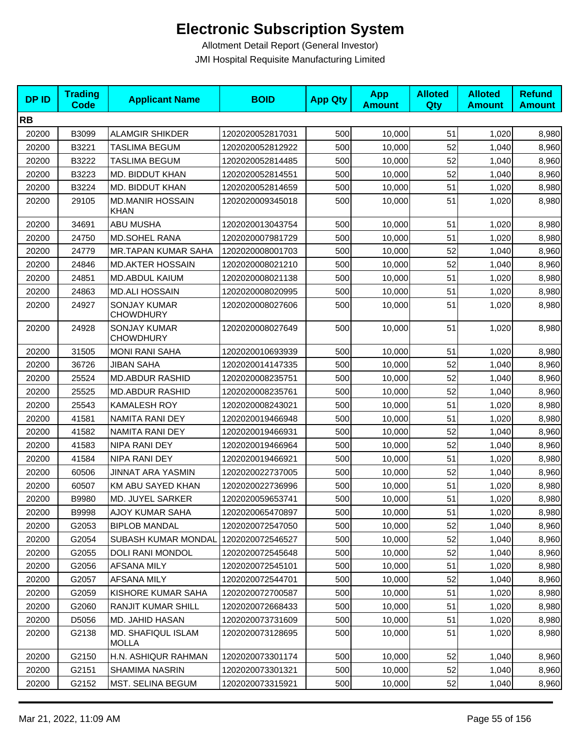# Electronic Subscription System

Allotment Detail Report (General Investor)

JMI Hospital Requisite Manufacturing Limited

| DP ID | Trading Code | Applicant Name | BOID | App Qty | App Amount | Alloted Qty | Alloted Amount | Refund Amount |
|---|---|---|---|---|---|---|---|---|
| **RB** | | | | | | | | |
| 20200 | B3099 | ALAMGIR SHIKDER | 1202020052817031 | 500 | 10,000 | 51 | 1,020 | 8,980 |
| 20200 | B3221 | TASLIMA BEGUM | 1202020052812922 | 500 | 10,000 | 52 | 1,040 | 8,960 |
| 20200 | B3222 | TASLIMA BEGUM | 1202020052814485 | 500 | 10,000 | 52 | 1,040 | 8,960 |
| 20200 | B3223 | MD. BIDDUT KHAN | 1202020052814551 | 500 | 10,000 | 52 | 1,040 | 8,960 |
| 20200 | B3224 | MD. BIDDUT KHAN | 1202020052814659 | 500 | 10,000 | 51 | 1,020 | 8,980 |
| 20200 | 29105 | MD.MANIR HOSSAIN KHAN | 1202020009345018 | 500 | 10,000 | 51 | 1,020 | 8,980 |
| 20200 | 34691 | ABU MUSHA | 1202020013043754 | 500 | 10,000 | 51 | 1,020 | 8,980 |
| 20200 | 24750 | MD.SOHEL RANA | 1202020007981729 | 500 | 10,000 | 51 | 1,020 | 8,980 |
| 20200 | 24779 | MR.TAPAN KUMAR SAHA | 1202020008001703 | 500 | 10,000 | 52 | 1,040 | 8,960 |
| 20200 | 24846 | MD.AKTER HOSSAIN | 1202020008021210 | 500 | 10,000 | 52 | 1,040 | 8,960 |
| 20200 | 24851 | MD.ABDUL KAIUM | 1202020008021138 | 500 | 10,000 | 51 | 1,020 | 8,980 |
| 20200 | 24863 | MD.ALI HOSSAIN | 1202020008020995 | 500 | 10,000 | 51 | 1,020 | 8,980 |
| 20200 | 24927 | SONJAY KUMAR CHOWDHURY | 1202020008027606 | 500 | 10,000 | 51 | 1,020 | 8,980 |
| 20200 | 24928 | SONJAY KUMAR CHOWDHURY | 1202020008027649 | 500 | 10,000 | 51 | 1,020 | 8,980 |
| 20200 | 31505 | MONI RANI SAHA | 1202020010693939 | 500 | 10,000 | 51 | 1,020 | 8,980 |
| 20200 | 36726 | JIBAN SAHA | 1202020014147335 | 500 | 10,000 | 52 | 1,040 | 8,960 |
| 20200 | 25524 | MD.ABDUR RASHID | 1202020008235751 | 500 | 10,000 | 52 | 1,040 | 8,960 |
| 20200 | 25525 | MD.ABDUR RASHID | 1202020008235761 | 500 | 10,000 | 52 | 1,040 | 8,960 |
| 20200 | 25543 | KAMALESH ROY | 1202020008243021 | 500 | 10,000 | 51 | 1,020 | 8,980 |
| 20200 | 41581 | NAMITA RANI DEY | 1202020019466948 | 500 | 10,000 | 51 | 1,020 | 8,980 |
| 20200 | 41582 | NAMITA RANI DEY | 1202020019466931 | 500 | 10,000 | 52 | 1,040 | 8,960 |
| 20200 | 41583 | NIPA RANI DEY | 1202020019466964 | 500 | 10,000 | 52 | 1,040 | 8,960 |
| 20200 | 41584 | NIPA RANI DEY | 1202020019466921 | 500 | 10,000 | 51 | 1,020 | 8,980 |
| 20200 | 60506 | JINNAT ARA YASMIN | 1202020022737005 | 500 | 10,000 | 52 | 1,040 | 8,960 |
| 20200 | 60507 | KM ABU SAYED KHAN | 1202020022736996 | 500 | 10,000 | 51 | 1,020 | 8,980 |
| 20200 | B9980 | MD. JUYEL SARKER | 1202020059653741 | 500 | 10,000 | 51 | 1,020 | 8,980 |
| 20200 | B9998 | AJOY KUMAR SAHA | 1202020065470897 | 500 | 10,000 | 51 | 1,020 | 8,980 |
| 20200 | G2053 | BIPLOB MANDAL | 1202020072547050 | 500 | 10,000 | 52 | 1,040 | 8,960 |
| 20200 | G2054 | SUBASH KUMAR MONDAL | 1202020072546527 | 500 | 10,000 | 52 | 1,040 | 8,960 |
| 20200 | G2055 | DOLI RANI MONDOL | 1202020072545648 | 500 | 10,000 | 52 | 1,040 | 8,960 |
| 20200 | G2056 | AFSANA MILY | 1202020072545101 | 500 | 10,000 | 51 | 1,020 | 8,980 |
| 20200 | G2057 | AFSANA MILY | 1202020072544701 | 500 | 10,000 | 52 | 1,040 | 8,960 |
| 20200 | G2059 | KISHORE KUMAR SAHA | 1202020072700587 | 500 | 10,000 | 51 | 1,020 | 8,980 |
| 20200 | G2060 | RANJIT KUMAR SHILL | 1202020072668433 | 500 | 10,000 | 51 | 1,020 | 8,980 |
| 20200 | D5056 | MD. JAHID HASAN | 1202020073731609 | 500 | 10,000 | 51 | 1,020 | 8,980 |
| 20200 | G2138 | MD. SHAFIQUL ISLAM MOLLA | 1202020073128695 | 500 | 10,000 | 51 | 1,020 | 8,980 |
| 20200 | G2150 | H.N. ASHIQUR RAHMAN | 1202020073301174 | 500 | 10,000 | 52 | 1,040 | 8,960 |
| 20200 | G2151 | SHAMIMA NASRIN | 1202020073301321 | 500 | 10,000 | 52 | 1,040 | 8,960 |
| 20200 | G2152 | MST. SELINA BEGUM | 1202020073315921 | 500 | 10,000 | 52 | 1,040 | 8,960 |

Mar 21, 2022, 11:09 AM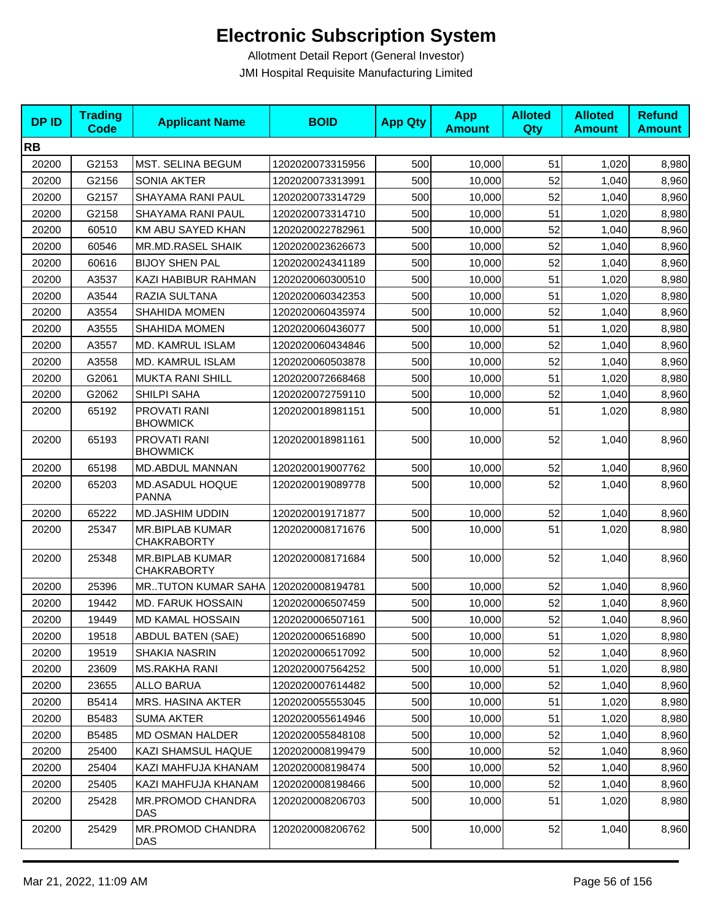# Electronic Subscription System

Allotment Detail Report (General Investor)

JMI Hospital Requisite Manufacturing Limited

| DP ID | Trading Code | Applicant Name | BOID | App Qty | App Amount | Alloted Qty | Alloted Amount | Refund Amount |
|---|---|---|---|---|---|---|---|---|
| **RB** | | | | | | | | |
| 20200 | G2153 | MST. SELINA BEGUM | 1202020073315956 | 500 | 10,000 | 51 | 1,020 | 8,980 |
| 20200 | G2156 | SONIA AKTER | 1202020073313991 | 500 | 10,000 | 52 | 1,040 | 8,960 |
| 20200 | G2157 | SHAYAMA RANI PAUL | 1202020073314729 | 500 | 10,000 | 52 | 1,040 | 8,960 |
| 20200 | G2158 | SHAYAMA RANI PAUL | 1202020073314710 | 500 | 10,000 | 51 | 1,020 | 8,980 |
| 20200 | 60510 | KM ABU SAYED KHAN | 1202020022782961 | 500 | 10,000 | 52 | 1,040 | 8,960 |
| 20200 | 60546 | MR.MD.RASEL SHAIK | 1202020023626673 | 500 | 10,000 | 52 | 1,040 | 8,960 |
| 20200 | 60616 | BIJOY SHEN PAL | 1202020024341189 | 500 | 10,000 | 52 | 1,040 | 8,960 |
| 20200 | A3537 | KAZI HABIBUR RAHMAN | 1202020060300510 | 500 | 10,000 | 51 | 1,020 | 8,980 |
| 20200 | A3544 | RAZIA SULTANA | 1202020060342353 | 500 | 10,000 | 51 | 1,020 | 8,980 |
| 20200 | A3554 | SHAHIDA MOMEN | 1202020060435974 | 500 | 10,000 | 52 | 1,040 | 8,960 |
| 20200 | A3555 | SHAHIDA MOMEN | 1202020060436077 | 500 | 10,000 | 51 | 1,020 | 8,980 |
| 20200 | A3557 | MD. KAMRUL ISLAM | 1202020060434846 | 500 | 10,000 | 52 | 1,040 | 8,960 |
| 20200 | A3558 | MD. KAMRUL ISLAM | 1202020060503878 | 500 | 10,000 | 52 | 1,040 | 8,960 |
| 20200 | G2061 | MUKTA RANI SHILL | 1202020072668468 | 500 | 10,000 | 51 | 1,020 | 8,980 |
| 20200 | G2062 | SHILPI SAHA | 1202020072759110 | 500 | 10,000 | 52 | 1,040 | 8,960 |
| 20200 | 65192 | PROVATI RANI BHOWMICK | 1202020018981151 | 500 | 10,000 | 51 | 1,020 | 8,980 |
| 20200 | 65193 | PROVATI RANI BHOWMICK | 1202020018981161 | 500 | 10,000 | 52 | 1,040 | 8,960 |
| 20200 | 65198 | MD.ABDUL MANNAN | 1202020019007762 | 500 | 10,000 | 52 | 1,040 | 8,960 |
| 20200 | 65203 | MD.ASADUL HOQUE PANNA | 1202020019089778 | 500 | 10,000 | 52 | 1,040 | 8,960 |
| 20200 | 65222 | MD.JASHIM UDDIN | 1202020019171877 | 500 | 10,000 | 52 | 1,040 | 8,960 |
| 20200 | 25347 | MR.BIPLAB KUMAR CHAKRABORTY | 1202020008171676 | 500 | 10,000 | 51 | 1,020 | 8,980 |
| 20200 | 25348 | MR.BIPLAB KUMAR CHAKRABORTY | 1202020008171684 | 500 | 10,000 | 52 | 1,040 | 8,960 |
| 20200 | 25396 | MR..TUTON KUMAR SAHA | 1202020008194781 | 500 | 10,000 | 52 | 1,040 | 8,960 |
| 20200 | 19442 | MD. FARUK HOSSAIN | 1202020006507459 | 500 | 10,000 | 52 | 1,040 | 8,960 |
| 20200 | 19449 | MD KAMAL HOSSAIN | 1202020006507161 | 500 | 10,000 | 52 | 1,040 | 8,960 |
| 20200 | 19518 | ABDUL BATEN (SAE) | 1202020006516890 | 500 | 10,000 | 51 | 1,020 | 8,980 |
| 20200 | 19519 | SHAKIA NASRIN | 1202020006517092 | 500 | 10,000 | 52 | 1,040 | 8,960 |
| 20200 | 23609 | MS.RAKHA RANI | 1202020007564252 | 500 | 10,000 | 51 | 1,020 | 8,980 |
| 20200 | 23655 | ALLO BARUA | 1202020007614482 | 500 | 10,000 | 52 | 1,040 | 8,960 |
| 20200 | B5414 | MRS. HASINA AKTER | 1202020055553045 | 500 | 10,000 | 51 | 1,020 | 8,980 |
| 20200 | B5483 | SUMA AKTER | 1202020055614946 | 500 | 10,000 | 51 | 1,020 | 8,980 |
| 20200 | B5485 | MD OSMAN HALDER | 1202020055848108 | 500 | 10,000 | 52 | 1,040 | 8,960 |
| 20200 | 25400 | KAZI SHAMSUL HAQUE | 1202020008199479 | 500 | 10,000 | 52 | 1,040 | 8,960 |
| 20200 | 25404 | KAZI MAHFUJA KHANAM | 1202020008198474 | 500 | 10,000 | 52 | 1,040 | 8,960 |
| 20200 | 25405 | KAZI MAHFUJA KHANAM | 1202020008198466 | 500 | 10,000 | 52 | 1,040 | 8,960 |
| 20200 | 25428 | MR.PROMOD CHANDRA DAS | 1202020008206703 | 500 | 10,000 | 51 | 1,020 | 8,980 |
| 20200 | 25429 | MR.PROMOD CHANDRA DAS | 1202020008206762 | 500 | 10,000 | 52 | 1,040 | 8,960 |

Mar 21, 2022, 11:09 AM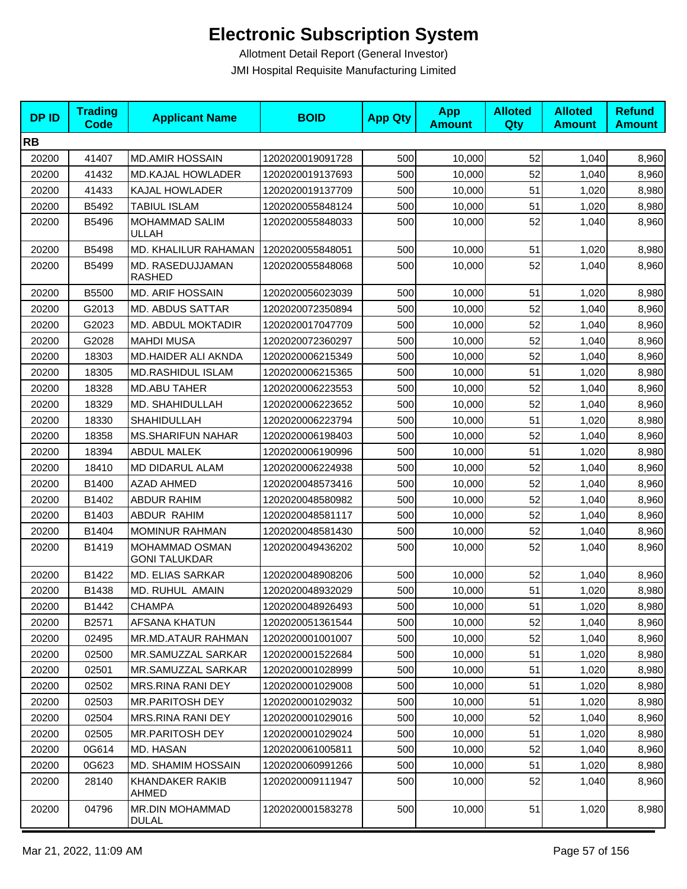# Electronic Subscription System

Allotment Detail Report (General Investor)

JMI Hospital Requisite Manufacturing Limited

| DP ID | Trading Code | Applicant Name | BOID | App Qty | App Amount | Alloted Qty | Alloted Amount | Refund Amount |
|---|---|---|---|---|---|---|---|---|
| **RB** | | | | | | | | |
| 20200 | 41407 | MD.AMIR HOSSAIN | 1202020019091728 | 500 | 10,000 | 52 | 1,040 | 8,960 |
| 20200 | 41432 | MD.KAJAL HOWLADER | 1202020019137693 | 500 | 10,000 | 52 | 1,040 | 8,960 |
| 20200 | 41433 | KAJAL HOWLADER | 1202020019137709 | 500 | 10,000 | 51 | 1,020 | 8,980 |
| 20200 | B5492 | TABIUL ISLAM | 1202020055848124 | 500 | 10,000 | 51 | 1,020 | 8,980 |
| 20200 | B5496 | MOHAMMAD SALIM ULLAH | 1202020055848033 | 500 | 10,000 | 52 | 1,040 | 8,960 |
| 20200 | B5498 | MD. KHALILUR RAHAMAN | 1202020055848051 | 500 | 10,000 | 51 | 1,020 | 8,980 |
| 20200 | B5499 | MD. RASEDUJJAMAN RASHED | 1202020055848068 | 500 | 10,000 | 52 | 1,040 | 8,960 |
| 20200 | B5500 | MD. ARIF HOSSAIN | 1202020056023039 | 500 | 10,000 | 51 | 1,020 | 8,980 |
| 20200 | G2013 | MD. ABDUS SATTAR | 1202020072350894 | 500 | 10,000 | 52 | 1,040 | 8,960 |
| 20200 | G2023 | MD. ABDUL MOKTADIR | 1202020017047709 | 500 | 10,000 | 52 | 1,040 | 8,960 |
| 20200 | G2028 | MAHDI MUSA | 1202020072360297 | 500 | 10,000 | 52 | 1,040 | 8,960 |
| 20200 | 18303 | MD.HAIDER ALI AKNDA | 1202020006215349 | 500 | 10,000 | 52 | 1,040 | 8,960 |
| 20200 | 18305 | MD.RASHIDUL ISLAM | 1202020006215365 | 500 | 10,000 | 51 | 1,020 | 8,980 |
| 20200 | 18328 | MD.ABU TAHER | 1202020006223553 | 500 | 10,000 | 52 | 1,040 | 8,960 |
| 20200 | 18329 | MD. SHAHIDULLAH | 1202020006223652 | 500 | 10,000 | 52 | 1,040 | 8,960 |
| 20200 | 18330 | SHAHIDULLAH | 1202020006223794 | 500 | 10,000 | 51 | 1,020 | 8,980 |
| 20200 | 18358 | MS.SHARIFUN NAHAR | 1202020006198403 | 500 | 10,000 | 52 | 1,040 | 8,960 |
| 20200 | 18394 | ABDUL MALEK | 1202020006190996 | 500 | 10,000 | 51 | 1,020 | 8,980 |
| 20200 | 18410 | MD DIDARUL ALAM | 1202020006224938 | 500 | 10,000 | 52 | 1,040 | 8,960 |
| 20200 | B1400 | AZAD AHMED | 1202020048573416 | 500 | 10,000 | 52 | 1,040 | 8,960 |
| 20200 | B1402 | ABDUR RAHIM | 1202020048580982 | 500 | 10,000 | 52 | 1,040 | 8,960 |
| 20200 | B1403 | ABDUR RAHIM | 1202020048581117 | 500 | 10,000 | 52 | 1,040 | 8,960 |
| 20200 | B1404 | MOMINUR RAHMAN | 1202020048581430 | 500 | 10,000 | 52 | 1,040 | 8,960 |
| 20200 | B1419 | MOHAMMAD OSMAN GONI TALUKDAR | 1202020049436202 | 500 | 10,000 | 52 | 1,040 | 8,960 |
| 20200 | B1422 | MD. ELIAS SARKAR | 1202020048908206 | 500 | 10,000 | 52 | 1,040 | 8,960 |
| 20200 | B1438 | MD. RUHUL AMAIN | 1202020048932029 | 500 | 10,000 | 51 | 1,020 | 8,980 |
| 20200 | B1442 | CHAMPA | 1202020048926493 | 500 | 10,000 | 51 | 1,020 | 8,980 |
| 20200 | B2571 | AFSANA KHATUN | 1202020051361544 | 500 | 10,000 | 52 | 1,040 | 8,960 |
| 20200 | 02495 | MR.MD.ATAUR RAHMAN | 1202020001001007 | 500 | 10,000 | 52 | 1,040 | 8,960 |
| 20200 | 02500 | MR.SAMUZZAL SARKAR | 1202020001522684 | 500 | 10,000 | 51 | 1,020 | 8,980 |
| 20200 | 02501 | MR.SAMUZZAL SARKAR | 1202020001028999 | 500 | 10,000 | 51 | 1,020 | 8,980 |
| 20200 | 02502 | MRS.RINA RANI DEY | 1202020001029008 | 500 | 10,000 | 51 | 1,020 | 8,980 |
| 20200 | 02503 | MR.PARITOSH DEY | 1202020001029032 | 500 | 10,000 | 51 | 1,020 | 8,980 |
| 20200 | 02504 | MRS.RINA RANI DEY | 1202020001029016 | 500 | 10,000 | 52 | 1,040 | 8,960 |
| 20200 | 02505 | MR.PARITOSH DEY | 1202020001029024 | 500 | 10,000 | 51 | 1,020 | 8,980 |
| 20200 | 0G614 | MD. HASAN | 1202020061005811 | 500 | 10,000 | 52 | 1,040 | 8,960 |
| 20200 | 0G623 | MD. SHAMIM HOSSAIN | 1202020060991266 | 500 | 10,000 | 51 | 1,020 | 8,980 |
| 20200 | 28140 | KHANDAKER RAKIB AHMED | 1202020009111947 | 500 | 10,000 | 52 | 1,040 | 8,960 |
| 20200 | 04796 | MR.DIN MOHAMMAD DULAL | 1202020001583278 | 500 | 10,000 | 51 | 1,020 | 8,980 |

Mar 21, 2022, 11:09 AM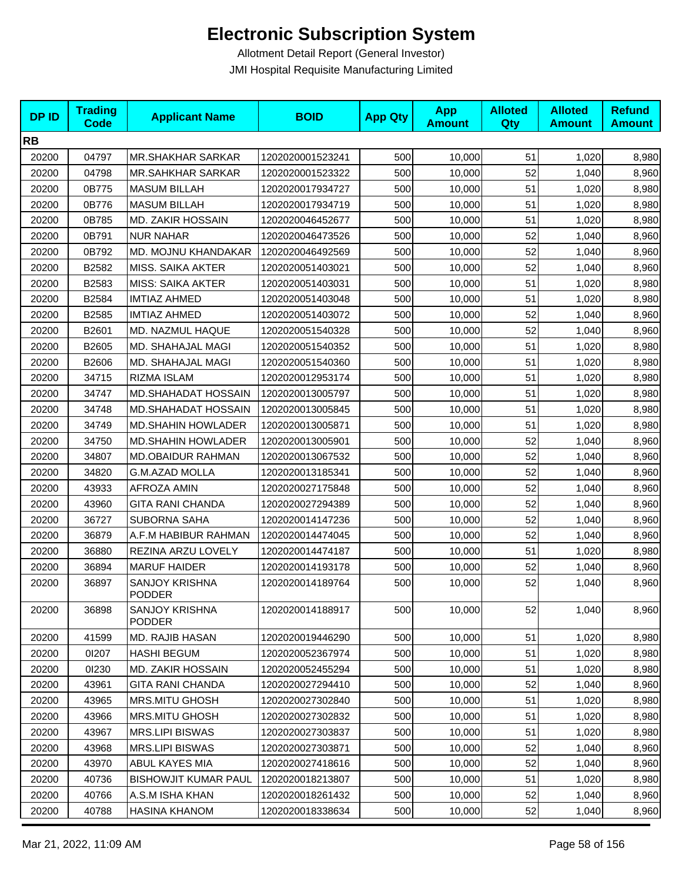# Electronic Subscription System

Allotment Detail Report (General Investor)

JMI Hospital Requisite Manufacturing Limited

| DP ID | Trading Code | Applicant Name | BOID | App Qty | App Amount | Alloted Qty | Alloted Amount | Refund Amount |
|---|---|---|---|---|---|---|---|---|
| **RB** | | | | | | | | |
| 20200 | 04797 | MR.SHAKHAR SARKAR | 1202020001523241 | 500 | 10,000 | 51 | 1,020 | 8,980 |
| 20200 | 04798 | MR.SAHKHAR SARKAR | 1202020001523322 | 500 | 10,000 | 52 | 1,040 | 8,960 |
| 20200 | 0B775 | MASUM BILLAH | 1202020017934727 | 500 | 10,000 | 51 | 1,020 | 8,980 |
| 20200 | 0B776 | MASUM BILLAH | 1202020017934719 | 500 | 10,000 | 51 | 1,020 | 8,980 |
| 20200 | 0B785 | MD. ZAKIR HOSSAIN | 1202020046452677 | 500 | 10,000 | 51 | 1,020 | 8,980 |
| 20200 | 0B791 | NUR NAHAR | 1202020046473526 | 500 | 10,000 | 52 | 1,040 | 8,960 |
| 20200 | 0B792 | MD. MOJNU KHANDAKAR | 1202020046492569 | 500 | 10,000 | 52 | 1,040 | 8,960 |
| 20200 | B2582 | MISS. SAIKA AKTER | 1202020051403021 | 500 | 10,000 | 52 | 1,040 | 8,960 |
| 20200 | B2583 | MISS: SAIKA AKTER | 1202020051403031 | 500 | 10,000 | 51 | 1,020 | 8,980 |
| 20200 | B2584 | IMTIAZ AHMED | 1202020051403048 | 500 | 10,000 | 51 | 1,020 | 8,980 |
| 20200 | B2585 | IMTIAZ AHMED | 1202020051403072 | 500 | 10,000 | 52 | 1,040 | 8,960 |
| 20200 | B2601 | MD. NAZMUL HAQUE | 1202020051540328 | 500 | 10,000 | 52 | 1,040 | 8,960 |
| 20200 | B2605 | MD. SHAHAJAL MAGI | 1202020051540352 | 500 | 10,000 | 51 | 1,020 | 8,980 |
| 20200 | B2606 | MD. SHAHAJAL MAGI | 1202020051540360 | 500 | 10,000 | 51 | 1,020 | 8,980 |
| 20200 | 34715 | RIZMA ISLAM | 1202020012953174 | 500 | 10,000 | 51 | 1,020 | 8,980 |
| 20200 | 34747 | MD.SHAHADAT HOSSAIN | 1202020013005797 | 500 | 10,000 | 51 | 1,020 | 8,980 |
| 20200 | 34748 | MD.SHAHADAT HOSSAIN | 1202020013005845 | 500 | 10,000 | 51 | 1,020 | 8,980 |
| 20200 | 34749 | MD.SHAHIN HOWLADER | 1202020013005871 | 500 | 10,000 | 51 | 1,020 | 8,980 |
| 20200 | 34750 | MD.SHAHIN HOWLADER | 1202020013005901 | 500 | 10,000 | 52 | 1,040 | 8,960 |
| 20200 | 34807 | MD.OBAIDUR RAHMAN | 1202020013067532 | 500 | 10,000 | 52 | 1,040 | 8,960 |
| 20200 | 34820 | G.M.AZAD MOLLA | 1202020013185341 | 500 | 10,000 | 52 | 1,040 | 8,960 |
| 20200 | 43933 | AFROZA AMIN | 1202020027175848 | 500 | 10,000 | 52 | 1,040 | 8,960 |
| 20200 | 43960 | GITA RANI CHANDA | 1202020027294389 | 500 | 10,000 | 52 | 1,040 | 8,960 |
| 20200 | 36727 | SUBORNA SAHA | 1202020014147236 | 500 | 10,000 | 52 | 1,040 | 8,960 |
| 20200 | 36879 | A.F.M HABIBUR RAHMAN | 1202020014474045 | 500 | 10,000 | 52 | 1,040 | 8,960 |
| 20200 | 36880 | REZINA ARZU LOVELY | 1202020014474187 | 500 | 10,000 | 51 | 1,020 | 8,980 |
| 20200 | 36894 | MARUF HAIDER | 1202020014193178 | 500 | 10,000 | 52 | 1,040 | 8,960 |
| 20200 | 36897 | SANJOY KRISHNA PODDER | 1202020014189764 | 500 | 10,000 | 52 | 1,040 | 8,960 |
| 20200 | 36898 | SANJOY KRISHNA PODDER | 1202020014188917 | 500 | 10,000 | 52 | 1,040 | 8,960 |
| 20200 | 41599 | MD. RAJIB HASAN | 1202020019446290 | 500 | 10,000 | 51 | 1,020 | 8,980 |
| 20200 | 0I207 | HASHI BEGUM | 1202020052367974 | 500 | 10,000 | 51 | 1,020 | 8,980 |
| 20200 | 0I230 | MD. ZAKIR HOSSAIN | 1202020052455294 | 500 | 10,000 | 51 | 1,020 | 8,980 |
| 20200 | 43961 | GITA RANI CHANDA | 1202020027294410 | 500 | 10,000 | 52 | 1,040 | 8,960 |
| 20200 | 43965 | MRS.MITU GHOSH | 1202020027302840 | 500 | 10,000 | 51 | 1,020 | 8,980 |
| 20200 | 43966 | MRS.MITU GHOSH | 1202020027302832 | 500 | 10,000 | 51 | 1,020 | 8,980 |
| 20200 | 43967 | MRS.LIPI BISWAS | 1202020027303837 | 500 | 10,000 | 51 | 1,020 | 8,980 |
| 20200 | 43968 | MRS.LIPI BISWAS | 1202020027303871 | 500 | 10,000 | 52 | 1,040 | 8,960 |
| 20200 | 43970 | ABUL KAYES MIA | 1202020027418616 | 500 | 10,000 | 52 | 1,040 | 8,960 |
| 20200 | 40736 | BISHOWJIT KUMAR PAUL | 1202020018213807 | 500 | 10,000 | 51 | 1,020 | 8,980 |
| 20200 | 40766 | A.S.M ISHA KHAN | 1202020018261432 | 500 | 10,000 | 52 | 1,040 | 8,960 |
| 20200 | 40788 | HASINA KHANOM | 1202020018338634 | 500 | 10,000 | 52 | 1,040 | 8,960 |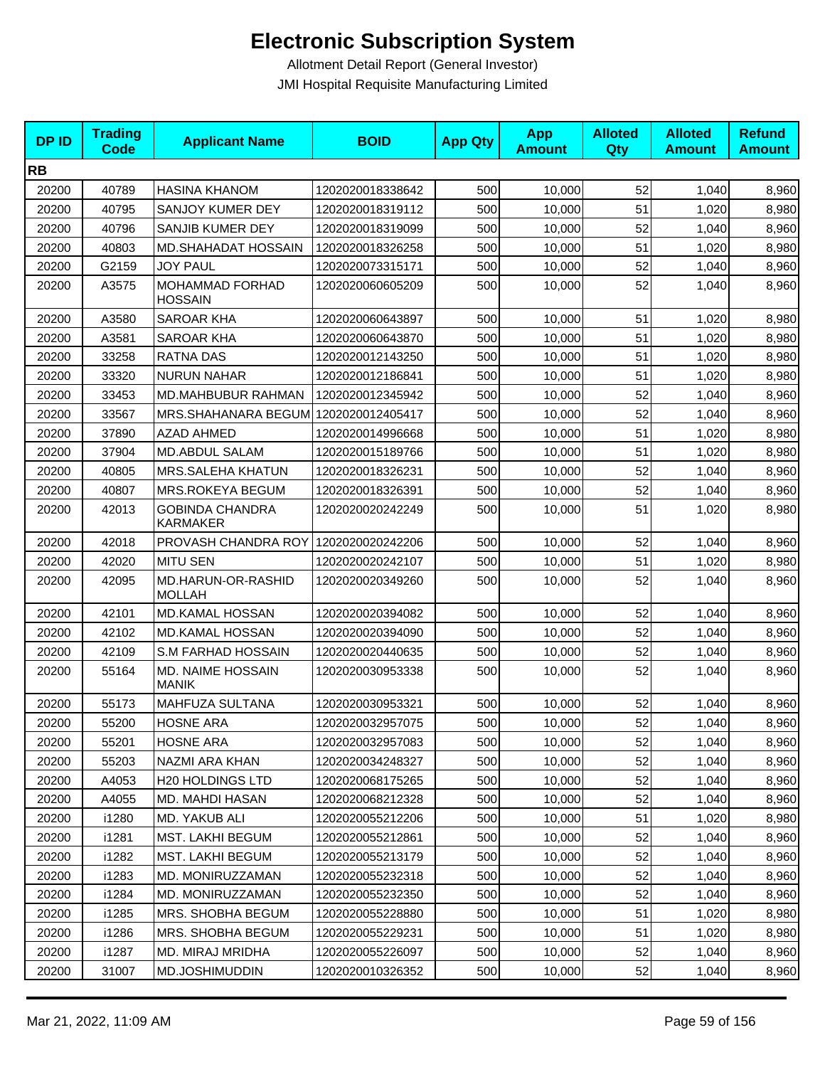# Electronic Subscription System

Allotment Detail Report (General Investor)

JMI Hospital Requisite Manufacturing Limited

| DP ID | Trading Code | Applicant Name | BOID | App Qty | App Amount | Alloted Qty | Alloted Amount | Refund Amount |
|---|---|---|---|---|---|---|---|---|
| **RB** | | | | | | | | |
| 20200 | 40789 | HASINA KHANOM | 1202020018338642 | 500 | 10,000 | 52 | 1,040 | 8,960 |
| 20200 | 40795 | SANJOY KUMER DEY | 1202020018319112 | 500 | 10,000 | 51 | 1,020 | 8,980 |
| 20200 | 40796 | SANJIB KUMER DEY | 1202020018319099 | 500 | 10,000 | 52 | 1,040 | 8,960 |
| 20200 | 40803 | MD.SHAHADAT HOSSAIN | 1202020018326258 | 500 | 10,000 | 51 | 1,020 | 8,980 |
| 20200 | G2159 | JOY PAUL | 1202020073315171 | 500 | 10,000 | 52 | 1,040 | 8,960 |
| 20200 | A3575 | MOHAMMAD FORHAD HOSSAIN | 1202020060605209 | 500 | 10,000 | 52 | 1,040 | 8,960 |
| 20200 | A3580 | SAROAR KHA | 1202020060643897 | 500 | 10,000 | 51 | 1,020 | 8,980 |
| 20200 | A3581 | SAROAR KHA | 1202020060643870 | 500 | 10,000 | 51 | 1,020 | 8,980 |
| 20200 | 33258 | RATNA DAS | 1202020012143250 | 500 | 10,000 | 51 | 1,020 | 8,980 |
| 20200 | 33320 | NURUN NAHAR | 1202020012186841 | 500 | 10,000 | 51 | 1,020 | 8,980 |
| 20200 | 33453 | MD.MAHBUBUR RAHMAN | 1202020012345942 | 500 | 10,000 | 52 | 1,040 | 8,960 |
| 20200 | 33567 | MRS.SHAHANARA BEGUM | 1202020012405417 | 500 | 10,000 | 52 | 1,040 | 8,960 |
| 20200 | 37890 | AZAD AHMED | 1202020014996668 | 500 | 10,000 | 51 | 1,020 | 8,980 |
| 20200 | 37904 | MD.ABDUL SALAM | 1202020015189766 | 500 | 10,000 | 51 | 1,020 | 8,980 |
| 20200 | 40805 | MRS.SALEHA KHATUN | 1202020018326231 | 500 | 10,000 | 52 | 1,040 | 8,960 |
| 20200 | 40807 | MRS.ROKEYA BEGUM | 1202020018326391 | 500 | 10,000 | 52 | 1,040 | 8,960 |
| 20200 | 42013 | GOBINDA CHANDRA KARMAKER | 1202020020242249 | 500 | 10,000 | 51 | 1,020 | 8,980 |
| 20200 | 42018 | PROVASH CHANDRA ROY | 1202020020242206 | 500 | 10,000 | 52 | 1,040 | 8,960 |
| 20200 | 42020 | MITU SEN | 1202020020242107 | 500 | 10,000 | 51 | 1,020 | 8,980 |
| 20200 | 42095 | MD.HARUN-OR-RASHID MOLLAH | 1202020020349260 | 500 | 10,000 | 52 | 1,040 | 8,960 |
| 20200 | 42101 | MD.KAMAL HOSSAN | 1202020020394082 | 500 | 10,000 | 52 | 1,040 | 8,960 |
| 20200 | 42102 | MD.KAMAL HOSSAN | 1202020020394090 | 500 | 10,000 | 52 | 1,040 | 8,960 |
| 20200 | 42109 | S.M FARHAD HOSSAIN | 1202020020440635 | 500 | 10,000 | 52 | 1,040 | 8,960 |
| 20200 | 55164 | MD. NAIME HOSSAIN MANIK | 1202020030953338 | 500 | 10,000 | 52 | 1,040 | 8,960 |
| 20200 | 55173 | MAHFUZA SULTANA | 1202020030953321 | 500 | 10,000 | 52 | 1,040 | 8,960 |
| 20200 | 55200 | HOSNE ARA | 1202020032957075 | 500 | 10,000 | 52 | 1,040 | 8,960 |
| 20200 | 55201 | HOSNE ARA | 1202020032957083 | 500 | 10,000 | 52 | 1,040 | 8,960 |
| 20200 | 55203 | NAZMI ARA KHAN | 1202020034248327 | 500 | 10,000 | 52 | 1,040 | 8,960 |
| 20200 | A4053 | H20 HOLDINGS LTD | 1202020068175265 | 500 | 10,000 | 52 | 1,040 | 8,960 |
| 20200 | A4055 | MD. MAHDI HASAN | 1202020068212328 | 500 | 10,000 | 52 | 1,040 | 8,960 |
| 20200 | i1280 | MD. YAKUB ALI | 1202020055212206 | 500 | 10,000 | 51 | 1,020 | 8,980 |
| 20200 | i1281 | MST. LAKHI BEGUM | 1202020055212861 | 500 | 10,000 | 52 | 1,040 | 8,960 |
| 20200 | i1282 | MST. LAKHI BEGUM | 1202020055213179 | 500 | 10,000 | 52 | 1,040 | 8,960 |
| 20200 | i1283 | MD. MONIRUZZAMAN | 1202020055232318 | 500 | 10,000 | 52 | 1,040 | 8,960 |
| 20200 | i1284 | MD. MONIRUZZAMAN | 1202020055232350 | 500 | 10,000 | 52 | 1,040 | 8,960 |
| 20200 | i1285 | MRS. SHOBHA BEGUM | 1202020055228880 | 500 | 10,000 | 51 | 1,020 | 8,980 |
| 20200 | i1286 | MRS. SHOBHA BEGUM | 1202020055229231 | 500 | 10,000 | 51 | 1,020 | 8,980 |
| 20200 | i1287 | MD. MIRAJ MRIDHA | 1202020055226097 | 500 | 10,000 | 52 | 1,040 | 8,960 |
| 20200 | 31007 | MD.JOSHIMUDDIN | 1202020010326352 | 500 | 10,000 | 52 | 1,040 | 8,960 |

Mar 21, 2022, 11:09 AM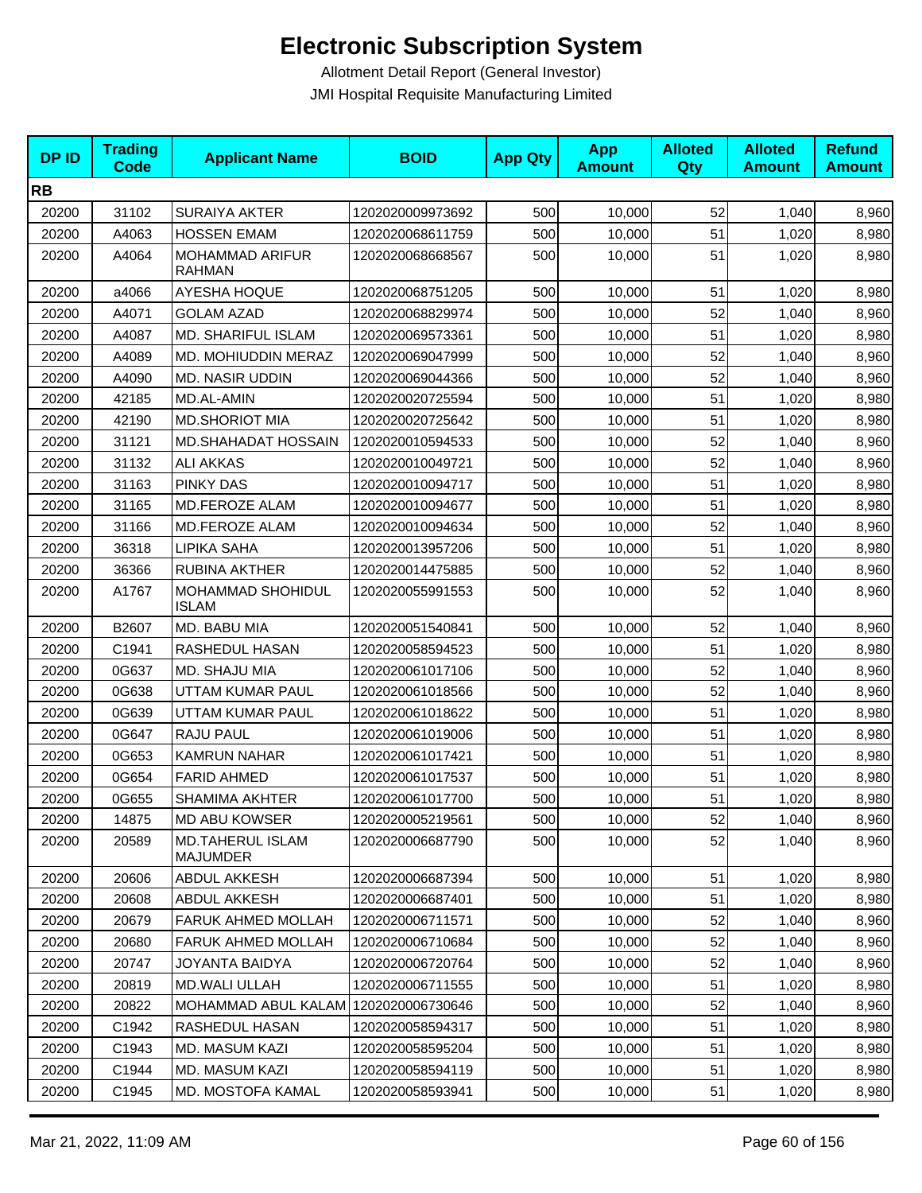# Electronic Subscription System

Allotment Detail Report (General Investor)

JMI Hospital Requisite Manufacturing Limited

| DP ID | Trading Code | Applicant Name | BOID | App Qty | App Amount | Alloted Qty | Alloted Amount | Refund Amount |
|---|---|---|---|---|---|---|---|---|
| **RB** | | | | | | | | |
| 20200 | 31102 | SURAIYA AKTER | 1202020009973692 | 500 | 10,000 | 52 | 1,040 | 8,960 |
| 20200 | A4063 | HOSSEN EMAM | 1202020068611759 | 500 | 10,000 | 51 | 1,020 | 8,980 |
| 20200 | A4064 | MOHAMMAD ARIFUR RAHMAN | 1202020068668567 | 500 | 10,000 | 51 | 1,020 | 8,980 |
| 20200 | a4066 | AYESHA HOQUE | 1202020068751205 | 500 | 10,000 | 51 | 1,020 | 8,980 |
| 20200 | A4071 | GOLAM AZAD | 1202020068829974 | 500 | 10,000 | 52 | 1,040 | 8,960 |
| 20200 | A4087 | MD. SHARIFUL ISLAM | 1202020069573361 | 500 | 10,000 | 51 | 1,020 | 8,980 |
| 20200 | A4089 | MD. MOHIUDDIN MERAZ | 1202020069047999 | 500 | 10,000 | 52 | 1,040 | 8,960 |
| 20200 | A4090 | MD. NASIR UDDIN | 1202020069044366 | 500 | 10,000 | 52 | 1,040 | 8,960 |
| 20200 | 42185 | MD.AL-AMIN | 1202020020725594 | 500 | 10,000 | 51 | 1,020 | 8,980 |
| 20200 | 42190 | MD.SHORIOT MIA | 1202020020725642 | 500 | 10,000 | 51 | 1,020 | 8,980 |
| 20200 | 31121 | MD.SHAHADAT HOSSAIN | 1202020010594533 | 500 | 10,000 | 52 | 1,040 | 8,960 |
| 20200 | 31132 | ALI AKKAS | 1202020010049721 | 500 | 10,000 | 52 | 1,040 | 8,960 |
| 20200 | 31163 | PINKY DAS | 1202020010094717 | 500 | 10,000 | 51 | 1,020 | 8,980 |
| 20200 | 31165 | MD.FEROZE ALAM | 1202020010094677 | 500 | 10,000 | 51 | 1,020 | 8,980 |
| 20200 | 31166 | MD.FEROZE ALAM | 1202020010094634 | 500 | 10,000 | 52 | 1,040 | 8,960 |
| 20200 | 36318 | LIPIKA SAHA | 1202020013957206 | 500 | 10,000 | 51 | 1,020 | 8,980 |
| 20200 | 36366 | RUBINA AKTHER | 1202020014475885 | 500 | 10,000 | 52 | 1,040 | 8,960 |
| 20200 | A1767 | MOHAMMAD SHOHIDUL ISLAM | 1202020055991553 | 500 | 10,000 | 52 | 1,040 | 8,960 |
| 20200 | B2607 | MD. BABU MIA | 1202020051540841 | 500 | 10,000 | 52 | 1,040 | 8,960 |
| 20200 | C1941 | RASHEDUL HASAN | 1202020058594523 | 500 | 10,000 | 51 | 1,020 | 8,980 |
| 20200 | 0G637 | MD. SHAJU MIA | 1202020061017106 | 500 | 10,000 | 52 | 1,040 | 8,960 |
| 20200 | 0G638 | UTTAM KUMAR PAUL | 1202020061018566 | 500 | 10,000 | 52 | 1,040 | 8,960 |
| 20200 | 0G639 | UTTAM KUMAR PAUL | 1202020061018622 | 500 | 10,000 | 51 | 1,020 | 8,980 |
| 20200 | 0G647 | RAJU PAUL | 1202020061019006 | 500 | 10,000 | 51 | 1,020 | 8,980 |
| 20200 | 0G653 | KAMRUN NAHAR | 1202020061017421 | 500 | 10,000 | 51 | 1,020 | 8,980 |
| 20200 | 0G654 | FARID AHMED | 1202020061017537 | 500 | 10,000 | 51 | 1,020 | 8,980 |
| 20200 | 0G655 | SHAMIMA AKHTER | 1202020061017700 | 500 | 10,000 | 51 | 1,020 | 8,980 |
| 20200 | 14875 | MD ABU KOWSER | 1202020005219561 | 500 | 10,000 | 52 | 1,040 | 8,960 |
| 20200 | 20589 | MD.TAHERUL ISLAM MAJUMDER | 1202020006687790 | 500 | 10,000 | 52 | 1,040 | 8,960 |
| 20200 | 20606 | ABDUL AKKESH | 1202020006687394 | 500 | 10,000 | 51 | 1,020 | 8,980 |
| 20200 | 20608 | ABDUL AKKESH | 1202020006687401 | 500 | 10,000 | 51 | 1,020 | 8,980 |
| 20200 | 20679 | FARUK AHMED MOLLAH | 1202020006711571 | 500 | 10,000 | 52 | 1,040 | 8,960 |
| 20200 | 20680 | FARUK AHMED MOLLAH | 1202020006710684 | 500 | 10,000 | 52 | 1,040 | 8,960 |
| 20200 | 20747 | JOYANTA BAIDYA | 1202020006720764 | 500 | 10,000 | 52 | 1,040 | 8,960 |
| 20200 | 20819 | MD.WALI ULLAH | 1202020006711555 | 500 | 10,000 | 51 | 1,020 | 8,980 |
| 20200 | 20822 | MOHAMMAD ABUL KALAM | 1202020006730646 | 500 | 10,000 | 52 | 1,040 | 8,960 |
| 20200 | C1942 | RASHEDUL HASAN | 1202020058594317 | 500 | 10,000 | 51 | 1,020 | 8,980 |
| 20200 | C1943 | MD. MASUM KAZI | 1202020058595204 | 500 | 10,000 | 51 | 1,020 | 8,980 |
| 20200 | C1944 | MD. MASUM KAZI | 1202020058594119 | 500 | 10,000 | 51 | 1,020 | 8,980 |
| 20200 | C1945 | MD. MOSTOFA KAMAL | 1202020058593941 | 500 | 10,000 | 51 | 1,020 | 8,980 |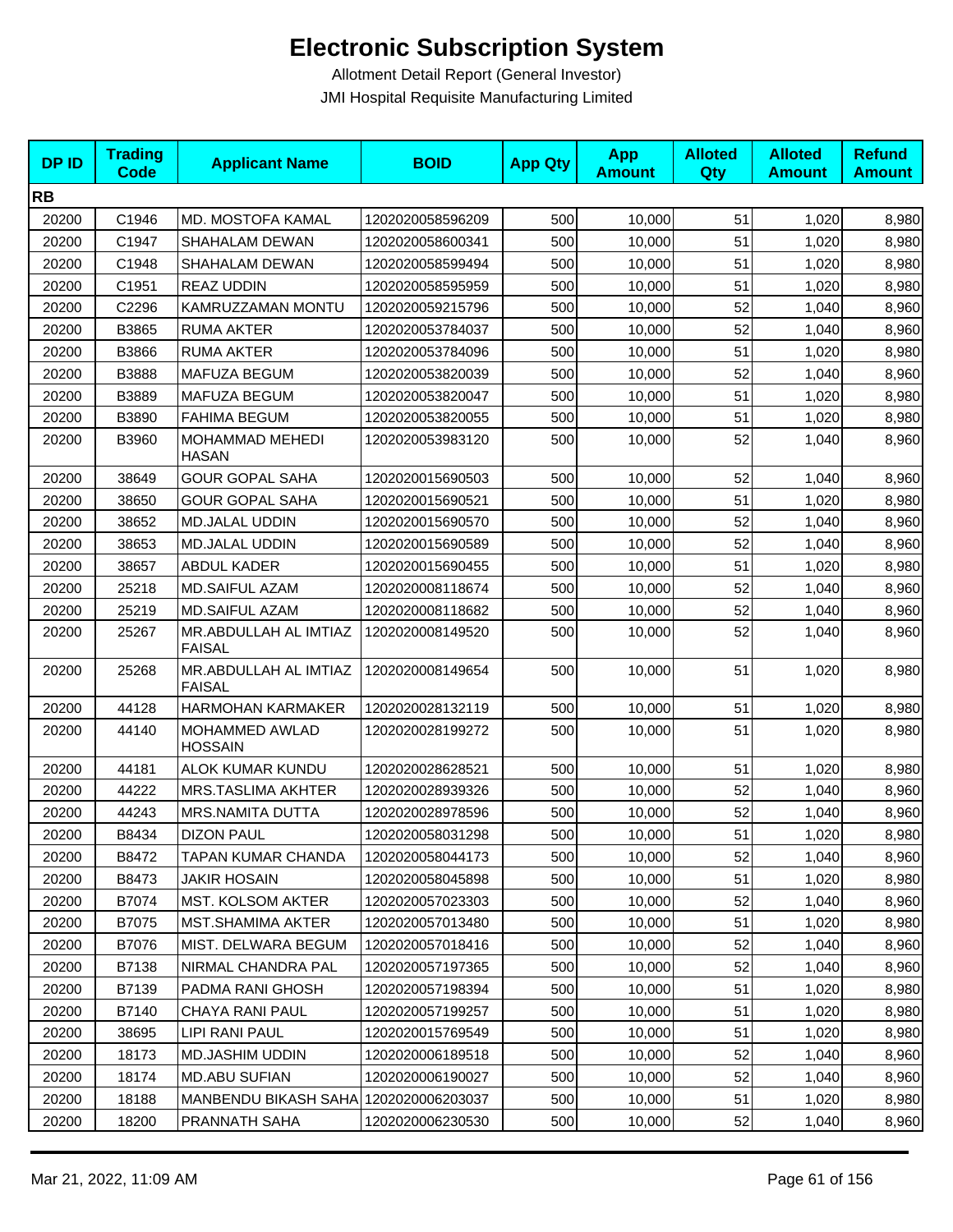# Electronic Subscription System

Allotment Detail Report (General Investor)

JMI Hospital Requisite Manufacturing Limited

| DP ID | Trading Code | Applicant Name | BOID | App Qty | App Amount | Alloted Qty | Alloted Amount | Refund Amount |
|---|---|---|---|---|---|---|---|---|
| **RB** | | | | | | | | |
| 20200 | C1946 | MD. MOSTOFA KAMAL | 1202020058596209 | 500 | 10,000 | 51 | 1,020 | 8,980 |
| 20200 | C1947 | SHAHALAM DEWAN | 1202020058600341 | 500 | 10,000 | 51 | 1,020 | 8,980 |
| 20200 | C1948 | SHAHALAM DEWAN | 1202020058599494 | 500 | 10,000 | 51 | 1,020 | 8,980 |
| 20200 | C1951 | REAZ UDDIN | 1202020058595959 | 500 | 10,000 | 51 | 1,020 | 8,980 |
| 20200 | C2296 | KAMRUZZAMAN MONTU | 1202020059215796 | 500 | 10,000 | 52 | 1,040 | 8,960 |
| 20200 | B3865 | RUMA AKTER | 1202020053784037 | 500 | 10,000 | 52 | 1,040 | 8,960 |
| 20200 | B3866 | RUMA AKTER | 1202020053784096 | 500 | 10,000 | 51 | 1,020 | 8,980 |
| 20200 | B3888 | MAFUZA BEGUM | 1202020053820039 | 500 | 10,000 | 52 | 1,040 | 8,960 |
| 20200 | B3889 | MAFUZA BEGUM | 1202020053820047 | 500 | 10,000 | 51 | 1,020 | 8,980 |
| 20200 | B3890 | FAHIMA BEGUM | 1202020053820055 | 500 | 10,000 | 51 | 1,020 | 8,980 |
| 20200 | B3960 | MOHAMMAD MEHEDI HASAN | 1202020053983120 | 500 | 10,000 | 52 | 1,040 | 8,960 |
| 20200 | 38649 | GOUR GOPAL SAHA | 1202020015690503 | 500 | 10,000 | 52 | 1,040 | 8,960 |
| 20200 | 38650 | GOUR GOPAL SAHA | 1202020015690521 | 500 | 10,000 | 51 | 1,020 | 8,980 |
| 20200 | 38652 | MD.JALAL UDDIN | 1202020015690570 | 500 | 10,000 | 52 | 1,040 | 8,960 |
| 20200 | 38653 | MD.JALAL UDDIN | 1202020015690589 | 500 | 10,000 | 52 | 1,040 | 8,960 |
| 20200 | 38657 | ABDUL KADER | 1202020015690455 | 500 | 10,000 | 51 | 1,020 | 8,980 |
| 20200 | 25218 | MD.SAIFUL AZAM | 1202020008118674 | 500 | 10,000 | 52 | 1,040 | 8,960 |
| 20200 | 25219 | MD.SAIFUL AZAM | 1202020008118682 | 500 | 10,000 | 52 | 1,040 | 8,960 |
| 20200 | 25267 | MR.ABDULLAH AL IMTIAZ FAISAL | 1202020008149520 | 500 | 10,000 | 52 | 1,040 | 8,960 |
| 20200 | 25268 | MR.ABDULLAH AL IMTIAZ FAISAL | 1202020008149654 | 500 | 10,000 | 51 | 1,020 | 8,980 |
| 20200 | 44128 | HARMOHAN KARMAKER | 1202020028132119 | 500 | 10,000 | 51 | 1,020 | 8,980 |
| 20200 | 44140 | MOHAMMED AWLAD HOSSAIN | 1202020028199272 | 500 | 10,000 | 51 | 1,020 | 8,980 |
| 20200 | 44181 | ALOK KUMAR KUNDU | 1202020028628521 | 500 | 10,000 | 51 | 1,020 | 8,980 |
| 20200 | 44222 | MRS.TASLIMA AKHTER | 1202020028939326 | 500 | 10,000 | 52 | 1,040 | 8,960 |
| 20200 | 44243 | MRS.NAMITA DUTTA | 1202020028978596 | 500 | 10,000 | 52 | 1,040 | 8,960 |
| 20200 | B8434 | DIZON PAUL | 1202020058031298 | 500 | 10,000 | 51 | 1,020 | 8,980 |
| 20200 | B8472 | TAPAN KUMAR CHANDA | 1202020058044173 | 500 | 10,000 | 52 | 1,040 | 8,960 |
| 20200 | B8473 | JAKIR HOSAIN | 1202020058045898 | 500 | 10,000 | 51 | 1,020 | 8,980 |
| 20200 | B7074 | MST. KOLSOM AKTER | 1202020057023303 | 500 | 10,000 | 52 | 1,040 | 8,960 |
| 20200 | B7075 | MST.SHAMIMA AKTER | 1202020057013480 | 500 | 10,000 | 51 | 1,020 | 8,980 |
| 20200 | B7076 | MIST. DELWARA BEGUM | 1202020057018416 | 500 | 10,000 | 52 | 1,040 | 8,960 |
| 20200 | B7138 | NIRMAL CHANDRA PAL | 1202020057197365 | 500 | 10,000 | 52 | 1,040 | 8,960 |
| 20200 | B7139 | PADMA RANI GHOSH | 1202020057198394 | 500 | 10,000 | 51 | 1,020 | 8,980 |
| 20200 | B7140 | CHAYA RANI PAUL | 1202020057199257 | 500 | 10,000 | 51 | 1,020 | 8,980 |
| 20200 | 38695 | LIPI RANI PAUL | 1202020015769549 | 500 | 10,000 | 51 | 1,020 | 8,980 |
| 20200 | 18173 | MD.JASHIM UDDIN | 1202020006189518 | 500 | 10,000 | 52 | 1,040 | 8,960 |
| 20200 | 18174 | MD.ABU SUFIAN | 1202020006190027 | 500 | 10,000 | 52 | 1,040 | 8,960 |
| 20200 | 18188 | MANBENDU BIKASH SAHA | 1202020006203037 | 500 | 10,000 | 51 | 1,020 | 8,980 |
| 20200 | 18200 | PRANNATH SAHA | 1202020006230530 | 500 | 10,000 | 52 | 1,040 | 8,960 |

Mar 21, 2022, 11:09 AM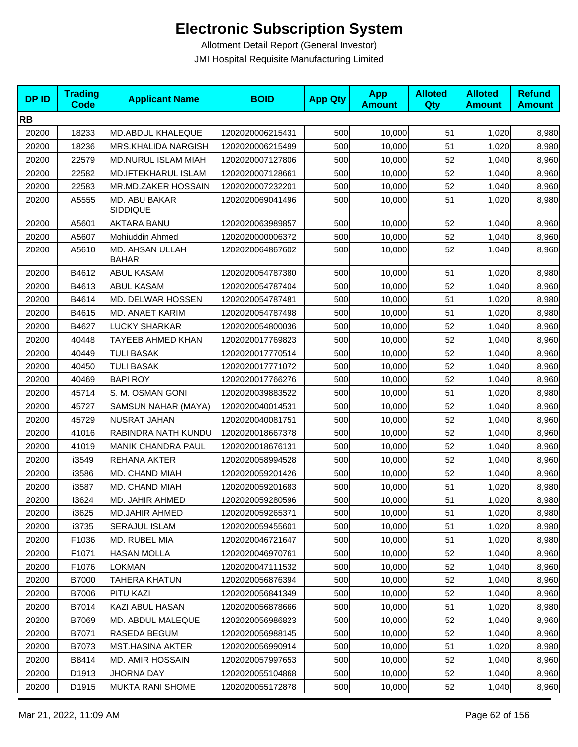# Electronic Subscription System

Allotment Detail Report (General Investor)

JMI Hospital Requisite Manufacturing Limited

| DP ID | Trading Code | Applicant Name | BOID | App Qty | App Amount | Alloted Qty | Alloted Amount | Refund Amount |
|---|---|---|---|---|---|---|---|---|
| **RB** | | | | | | | | |
| 20200 | 18233 | MD.ABDUL KHALEQUE | 1202020006215431 | 500 | 10,000 | 51 | 1,020 | 8,980 |
| 20200 | 18236 | MRS.KHALIDA NARGISH | 1202020006215499 | 500 | 10,000 | 51 | 1,020 | 8,980 |
| 20200 | 22579 | MD.NURUL ISLAM MIAH | 1202020007127806 | 500 | 10,000 | 52 | 1,040 | 8,960 |
| 20200 | 22582 | MD.IFTEKHARUL ISLAM | 1202020007128661 | 500 | 10,000 | 52 | 1,040 | 8,960 |
| 20200 | 22583 | MR.MD.ZAKER HOSSAIN | 1202020007232201 | 500 | 10,000 | 52 | 1,040 | 8,960 |
| 20200 | A5555 | MD. ABU BAKAR SIDDIQUE | 1202020069041496 | 500 | 10,000 | 51 | 1,020 | 8,980 |
| 20200 | A5601 | AKTARA BANU | 1202020063989857 | 500 | 10,000 | 52 | 1,040 | 8,960 |
| 20200 | A5607 | Mohiuddin Ahmed | 1202020000006372 | 500 | 10,000 | 52 | 1,040 | 8,960 |
| 20200 | A5610 | MD. AHSAN ULLAH BAHAR | 1202020064867602 | 500 | 10,000 | 52 | 1,040 | 8,960 |
| 20200 | B4612 | ABUL KASAM | 1202020054787380 | 500 | 10,000 | 51 | 1,020 | 8,980 |
| 20200 | B4613 | ABUL KASAM | 1202020054787404 | 500 | 10,000 | 52 | 1,040 | 8,960 |
| 20200 | B4614 | MD. DELWAR HOSSEN | 1202020054787481 | 500 | 10,000 | 51 | 1,020 | 8,980 |
| 20200 | B4615 | MD. ANAET KARIM | 1202020054787498 | 500 | 10,000 | 51 | 1,020 | 8,980 |
| 20200 | B4627 | LUCKY SHARKAR | 1202020054800036 | 500 | 10,000 | 52 | 1,040 | 8,960 |
| 20200 | 40448 | TAYEEB AHMED KHAN | 1202020017769823 | 500 | 10,000 | 52 | 1,040 | 8,960 |
| 20200 | 40449 | TULI BASAK | 1202020017770514 | 500 | 10,000 | 52 | 1,040 | 8,960 |
| 20200 | 40450 | TULI BASAK | 1202020017771072 | 500 | 10,000 | 52 | 1,040 | 8,960 |
| 20200 | 40469 | BAPI ROY | 1202020017766276 | 500 | 10,000 | 52 | 1,040 | 8,960 |
| 20200 | 45714 | S. M. OSMAN GONI | 1202020039883522 | 500 | 10,000 | 51 | 1,020 | 8,980 |
| 20200 | 45727 | SAMSUN NAHAR (MAYA) | 1202020040014531 | 500 | 10,000 | 52 | 1,040 | 8,960 |
| 20200 | 45729 | NUSRAT JAHAN | 1202020040081751 | 500 | 10,000 | 52 | 1,040 | 8,960 |
| 20200 | 41016 | RABINDRA NATH KUNDU | 1202020018667378 | 500 | 10,000 | 52 | 1,040 | 8,960 |
| 20200 | 41019 | MANIK CHANDRA PAUL | 1202020018676131 | 500 | 10,000 | 52 | 1,040 | 8,960 |
| 20200 | i3549 | REHANA AKTER | 1202020058994528 | 500 | 10,000 | 52 | 1,040 | 8,960 |
| 20200 | i3586 | MD. CHAND MIAH | 1202020059201426 | 500 | 10,000 | 52 | 1,040 | 8,960 |
| 20200 | i3587 | MD. CHAND MIAH | 1202020059201683 | 500 | 10,000 | 51 | 1,020 | 8,980 |
| 20200 | i3624 | MD. JAHIR AHMED | 1202020059280596 | 500 | 10,000 | 51 | 1,020 | 8,980 |
| 20200 | i3625 | MD.JAHIR AHMED | 1202020059265371 | 500 | 10,000 | 51 | 1,020 | 8,980 |
| 20200 | i3735 | SERAJUL ISLAM | 1202020059455601 | 500 | 10,000 | 51 | 1,020 | 8,980 |
| 20200 | F1036 | MD. RUBEL MIA | 1202020046721647 | 500 | 10,000 | 51 | 1,020 | 8,980 |
| 20200 | F1071 | HASAN MOLLA | 1202020046970761 | 500 | 10,000 | 52 | 1,040 | 8,960 |
| 20200 | F1076 | LOKMAN | 1202020047111532 | 500 | 10,000 | 52 | 1,040 | 8,960 |
| 20200 | B7000 | TAHERA KHATUN | 1202020056876394 | 500 | 10,000 | 52 | 1,040 | 8,960 |
| 20200 | B7006 | PITU KAZI | 1202020056841349 | 500 | 10,000 | 52 | 1,040 | 8,960 |
| 20200 | B7014 | KAZI ABUL HASAN | 1202020056878666 | 500 | 10,000 | 51 | 1,020 | 8,980 |
| 20200 | B7069 | MD. ABDUL MALEQUE | 1202020056986823 | 500 | 10,000 | 52 | 1,040 | 8,960 |
| 20200 | B7071 | RASEDA BEGUM | 1202020056988145 | 500 | 10,000 | 52 | 1,040 | 8,960 |
| 20200 | B7073 | MST.HASINA AKTER | 1202020056990914 | 500 | 10,000 | 51 | 1,020 | 8,980 |
| 20200 | B8414 | MD. AMIR HOSSAIN | 1202020057997653 | 500 | 10,000 | 52 | 1,040 | 8,960 |
| 20200 | D1913 | JHORNA DAY | 1202020055104868 | 500 | 10,000 | 52 | 1,040 | 8,960 |
| 20200 | D1915 | MUKTA RANI SHOME | 1202020055172878 | 500 | 10,000 | 52 | 1,040 | 8,960 |

Mar 21, 2022, 11:09 AM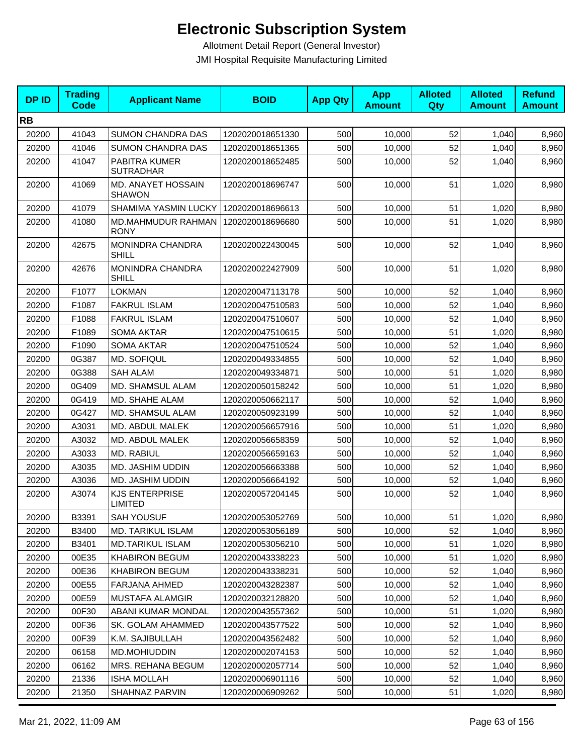# Electronic Subscription System

Allotment Detail Report (General Investor)

JMI Hospital Requisite Manufacturing Limited

| DP ID | Trading Code | Applicant Name | BOID | App Qty | App Amount | Alloted Qty | Alloted Amount | Refund Amount |
|---|---|---|---|---|---|---|---|---|
| **RB** | | | | | | | | |
| 20200 | 41043 | SUMON CHANDRA DAS | 1202020018651330 | 500 | 10,000 | 52 | 1,040 | 8,960 |
| 20200 | 41046 | SUMON CHANDRA DAS | 1202020018651365 | 500 | 10,000 | 52 | 1,040 | 8,960 |
| 20200 | 41047 | PABITRA KUMER SUTRADHAR | 1202020018652485 | 500 | 10,000 | 52 | 1,040 | 8,960 |
| 20200 | 41069 | MD. ANAYET HOSSAIN SHAWON | 1202020018696747 | 500 | 10,000 | 51 | 1,020 | 8,980 |
| 20200 | 41079 | SHAMIMA YASMIN LUCKY | 1202020018696613 | 500 | 10,000 | 51 | 1,020 | 8,980 |
| 20200 | 41080 | MD.MAHMUDUR RAHMAN RONY | 1202020018696680 | 500 | 10,000 | 51 | 1,020 | 8,980 |
| 20200 | 42675 | MONINDRA CHANDRA SHILL | 1202020022430045 | 500 | 10,000 | 52 | 1,040 | 8,960 |
| 20200 | 42676 | MONINDRA CHANDRA SHILL | 1202020022427909 | 500 | 10,000 | 51 | 1,020 | 8,980 |
| 20200 | F1077 | LOKMAN | 1202020047113178 | 500 | 10,000 | 52 | 1,040 | 8,960 |
| 20200 | F1087 | FAKRUL ISLAM | 1202020047510583 | 500 | 10,000 | 52 | 1,040 | 8,960 |
| 20200 | F1088 | FAKRUL ISLAM | 1202020047510607 | 500 | 10,000 | 52 | 1,040 | 8,960 |
| 20200 | F1089 | SOMA AKTAR | 1202020047510615 | 500 | 10,000 | 51 | 1,020 | 8,980 |
| 20200 | F1090 | SOMA AKTAR | 1202020047510524 | 500 | 10,000 | 52 | 1,040 | 8,960 |
| 20200 | 0G387 | MD. SOFIQUL | 1202020049334855 | 500 | 10,000 | 52 | 1,040 | 8,960 |
| 20200 | 0G388 | SAH ALAM | 1202020049334871 | 500 | 10,000 | 51 | 1,020 | 8,980 |
| 20200 | 0G409 | MD. SHAMSUL ALAM | 1202020050158242 | 500 | 10,000 | 51 | 1,020 | 8,980 |
| 20200 | 0G419 | MD. SHAHE ALAM | 1202020050662117 | 500 | 10,000 | 52 | 1,040 | 8,960 |
| 20200 | 0G427 | MD. SHAMSUL ALAM | 1202020050923199 | 500 | 10,000 | 52 | 1,040 | 8,960 |
| 20200 | A3031 | MD. ABDUL MALEK | 1202020056657916 | 500 | 10,000 | 51 | 1,020 | 8,980 |
| 20200 | A3032 | MD. ABDUL MALEK | 1202020056658359 | 500 | 10,000 | 52 | 1,040 | 8,960 |
| 20200 | A3033 | MD. RABIUL | 1202020056659163 | 500 | 10,000 | 52 | 1,040 | 8,960 |
| 20200 | A3035 | MD. JASHIM UDDIN | 1202020056663388 | 500 | 10,000 | 52 | 1,040 | 8,960 |
| 20200 | A3036 | MD. JASHIM UDDIN | 1202020056664192 | 500 | 10,000 | 52 | 1,040 | 8,960 |
| 20200 | A3074 | KJS ENTERPRISE LIMITED | 1202020057204145 | 500 | 10,000 | 52 | 1,040 | 8,960 |
| 20200 | B3391 | SAH YOUSUF | 1202020053052769 | 500 | 10,000 | 51 | 1,020 | 8,980 |
| 20200 | B3400 | MD. TARIKUL ISLAM | 1202020053056189 | 500 | 10,000 | 52 | 1,040 | 8,960 |
| 20200 | B3401 | MD.TARIKUL ISLAM | 1202020053056210 | 500 | 10,000 | 51 | 1,020 | 8,980 |
| 20200 | 00E35 | KHABIRON BEGUM | 1202020043338223 | 500 | 10,000 | 51 | 1,020 | 8,980 |
| 20200 | 00E36 | KHABIRON BEGUM | 1202020043338231 | 500 | 10,000 | 52 | 1,040 | 8,960 |
| 20200 | 00E55 | FARJANA AHMED | 1202020043282387 | 500 | 10,000 | 52 | 1,040 | 8,960 |
| 20200 | 00E59 | MUSTAFA ALAMGIR | 1202020032128820 | 500 | 10,000 | 52 | 1,040 | 8,960 |
| 20200 | 00F30 | ABANI KUMAR MONDAL | 1202020043557362 | 500 | 10,000 | 51 | 1,020 | 8,980 |
| 20200 | 00F36 | SK. GOLAM AHAMMED | 1202020043577522 | 500 | 10,000 | 52 | 1,040 | 8,960 |
| 20200 | 00F39 | K.M. SAJIBULLAH | 1202020043562482 | 500 | 10,000 | 52 | 1,040 | 8,960 |
| 20200 | 06158 | MD.MOHIUDDIN | 1202020002074153 | 500 | 10,000 | 52 | 1,040 | 8,960 |
| 20200 | 06162 | MRS. REHANA BEGUM | 1202020002057714 | 500 | 10,000 | 52 | 1,040 | 8,960 |
| 20200 | 21336 | ISHA MOLLAH | 1202020006901116 | 500 | 10,000 | 52 | 1,040 | 8,960 |
| 20200 | 21350 | SHAHNAZ PARVIN | 1202020006909262 | 500 | 10,000 | 51 | 1,020 | 8,980 |

Mar 21, 2022, 11:09 AM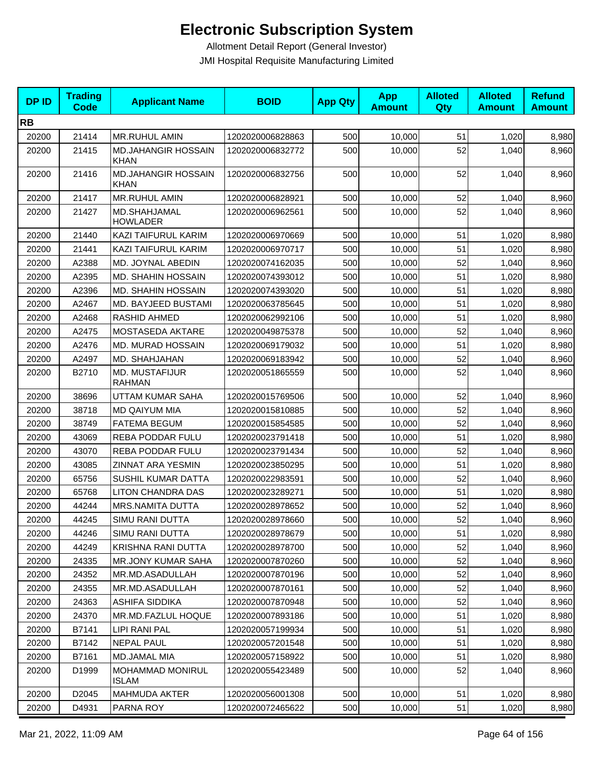# Electronic Subscription System

Allotment Detail Report (General Investor)

JMI Hospital Requisite Manufacturing Limited

| DP ID | Trading Code | Applicant Name | BOID | App Qty | App Amount | Alloted Qty | Alloted Amount | Refund Amount |
|---|---|---|---|---|---|---|---|---|
| **RB** | | | | | | | | |
| 20200 | 21414 | MR.RUHUL AMIN | 1202020006828863 | 500 | 10,000 | 51 | 1,020 | 8,980 |
| 20200 | 21415 | MD.JAHANGIR HOSSAIN KHAN | 1202020006832772 | 500 | 10,000 | 52 | 1,040 | 8,960 |
| 20200 | 21416 | MD.JAHANGIR HOSSAIN KHAN | 1202020006832756 | 500 | 10,000 | 52 | 1,040 | 8,960 |
| 20200 | 21417 | MR.RUHUL AMIN | 1202020006828921 | 500 | 10,000 | 52 | 1,040 | 8,960 |
| 20200 | 21427 | MD.SHAHJAMAL HOWLADER | 1202020006962561 | 500 | 10,000 | 52 | 1,040 | 8,960 |
| 20200 | 21440 | KAZI TAIFURUL KARIM | 1202020006970669 | 500 | 10,000 | 51 | 1,020 | 8,980 |
| 20200 | 21441 | KAZI TAIFURUL KARIM | 1202020006970717 | 500 | 10,000 | 51 | 1,020 | 8,980 |
| 20200 | A2388 | MD. JOYNAL ABEDIN | 1202020074162035 | 500 | 10,000 | 52 | 1,040 | 8,960 |
| 20200 | A2395 | MD. SHAHIN HOSSAIN | 1202020074393012 | 500 | 10,000 | 51 | 1,020 | 8,980 |
| 20200 | A2396 | MD. SHAHIN HOSSAIN | 1202020074393020 | 500 | 10,000 | 51 | 1,020 | 8,980 |
| 20200 | A2467 | MD. BAYJEED BUSTAMI | 1202020063785645 | 500 | 10,000 | 51 | 1,020 | 8,980 |
| 20200 | A2468 | RASHID AHMED | 1202020062992106 | 500 | 10,000 | 51 | 1,020 | 8,980 |
| 20200 | A2475 | MOSTASEDA AKTARE | 1202020049875378 | 500 | 10,000 | 52 | 1,040 | 8,960 |
| 20200 | A2476 | MD. MURAD HOSSAIN | 1202020069179032 | 500 | 10,000 | 51 | 1,020 | 8,980 |
| 20200 | A2497 | MD. SHAHJAHAN | 1202020069183942 | 500 | 10,000 | 52 | 1,040 | 8,960 |
| 20200 | B2710 | MD. MUSTAFIJUR RAHMAN | 1202020051865559 | 500 | 10,000 | 52 | 1,040 | 8,960 |
| 20200 | 38696 | UTTAM KUMAR SAHA | 1202020015769506 | 500 | 10,000 | 52 | 1,040 | 8,960 |
| 20200 | 38718 | MD QAIYUM MIA | 1202020015810885 | 500 | 10,000 | 52 | 1,040 | 8,960 |
| 20200 | 38749 | FATEMA BEGUM | 1202020015854585 | 500 | 10,000 | 52 | 1,040 | 8,960 |
| 20200 | 43069 | REBA PODDAR FULU | 1202020023791418 | 500 | 10,000 | 51 | 1,020 | 8,980 |
| 20200 | 43070 | REBA PODDAR FULU | 1202020023791434 | 500 | 10,000 | 52 | 1,040 | 8,960 |
| 20200 | 43085 | ZINNAT ARA YESMIN | 1202020023850295 | 500 | 10,000 | 51 | 1,020 | 8,980 |
| 20200 | 65756 | SUSHIL KUMAR DATTA | 1202020022983591 | 500 | 10,000 | 52 | 1,040 | 8,960 |
| 20200 | 65768 | LITON CHANDRA DAS | 1202020023289271 | 500 | 10,000 | 51 | 1,020 | 8,980 |
| 20200 | 44244 | MRS.NAMITA DUTTA | 1202020028978652 | 500 | 10,000 | 52 | 1,040 | 8,960 |
| 20200 | 44245 | SIMU RANI DUTTA | 1202020028978660 | 500 | 10,000 | 52 | 1,040 | 8,960 |
| 20200 | 44246 | SIMU RANI DUTTA | 1202020028978679 | 500 | 10,000 | 51 | 1,020 | 8,980 |
| 20200 | 44249 | KRISHNA RANI DUTTA | 1202020028978700 | 500 | 10,000 | 52 | 1,040 | 8,960 |
| 20200 | 24335 | MR.JONY KUMAR SAHA | 1202020007870260 | 500 | 10,000 | 52 | 1,040 | 8,960 |
| 20200 | 24352 | MR.MD.ASADULLAH | 1202020007870196 | 500 | 10,000 | 52 | 1,040 | 8,960 |
| 20200 | 24355 | MR.MD.ASADULLAH | 1202020007870161 | 500 | 10,000 | 52 | 1,040 | 8,960 |
| 20200 | 24363 | ASHIFA SIDDIKA | 1202020007870948 | 500 | 10,000 | 52 | 1,040 | 8,960 |
| 20200 | 24370 | MR.MD.FAZLUL HOQUE | 1202020007893186 | 500 | 10,000 | 51 | 1,020 | 8,980 |
| 20200 | B7141 | LIPI RANI PAL | 1202020057199934 | 500 | 10,000 | 51 | 1,020 | 8,980 |
| 20200 | B7142 | NEPAL PAUL | 1202020057201548 | 500 | 10,000 | 51 | 1,020 | 8,980 |
| 20200 | B7161 | MD.JAMAL MIA | 1202020057158922 | 500 | 10,000 | 51 | 1,020 | 8,980 |
| 20200 | D1999 | MOHAMMAD MONIRUL ISLAM | 1202020055423489 | 500 | 10,000 | 52 | 1,040 | 8,960 |
| 20200 | D2045 | MAHMUDA AKTER | 1202020056001308 | 500 | 10,000 | 51 | 1,020 | 8,980 |
| 20200 | D4931 | PARNA ROY | 1202020072465622 | 500 | 10,000 | 51 | 1,020 | 8,980 |

Mar 21, 2022, 11:09 AM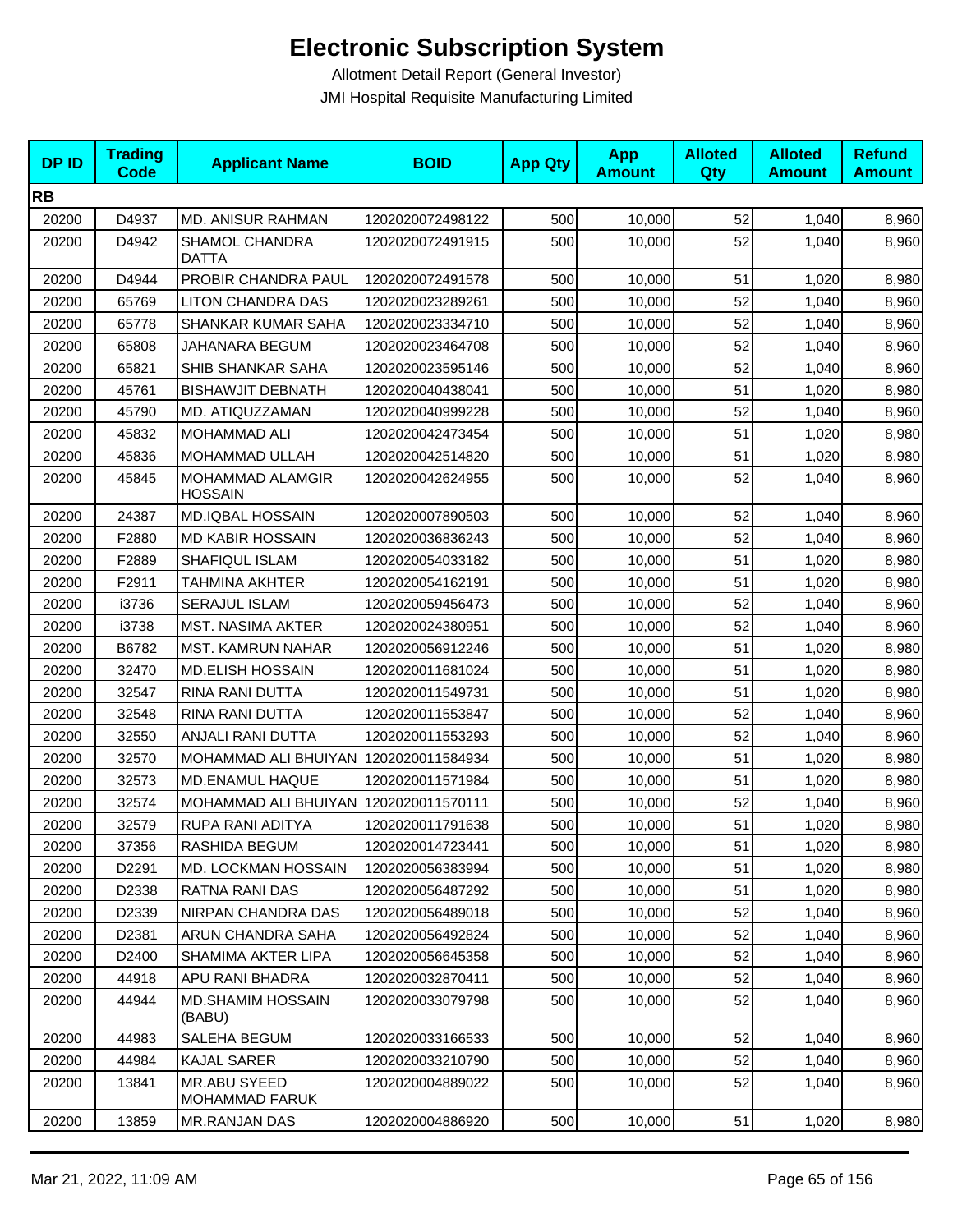# Electronic Subscription System

Allotment Detail Report (General Investor)

JMI Hospital Requisite Manufacturing Limited

| DP ID | Trading Code | Applicant Name | BOID | App Qty | App Amount | Alloted Qty | Alloted Amount | Refund Amount |
|---|---|---|---|---|---|---|---|---|
| **RB** | | | | | | | | |
| 20200 | D4937 | MD. ANISUR RAHMAN | 1202020072498122 | 500 | 10,000 | 52 | 1,040 | 8,960 |
| 20200 | D4942 | SHAMOL CHANDRA DATTA | 1202020072491915 | 500 | 10,000 | 52 | 1,040 | 8,960 |
| 20200 | D4944 | PROBIR CHANDRA PAUL | 1202020072491578 | 500 | 10,000 | 51 | 1,020 | 8,980 |
| 20200 | 65769 | LITON CHANDRA DAS | 1202020023289261 | 500 | 10,000 | 52 | 1,040 | 8,960 |
| 20200 | 65778 | SHANKAR KUMAR SAHA | 1202020023334710 | 500 | 10,000 | 52 | 1,040 | 8,960 |
| 20200 | 65808 | JAHANARA BEGUM | 1202020023464708 | 500 | 10,000 | 52 | 1,040 | 8,960 |
| 20200 | 65821 | SHIB SHANKAR SAHA | 1202020023595146 | 500 | 10,000 | 52 | 1,040 | 8,960 |
| 20200 | 45761 | BISHAWJIT DEBNATH | 1202020040438041 | 500 | 10,000 | 51 | 1,020 | 8,980 |
| 20200 | 45790 | MD. ATIQUZZAMAN | 1202020040999228 | 500 | 10,000 | 52 | 1,040 | 8,960 |
| 20200 | 45832 | MOHAMMAD ALI | 1202020042473454 | 500 | 10,000 | 51 | 1,020 | 8,980 |
| 20200 | 45836 | MOHAMMAD ULLAH | 1202020042514820 | 500 | 10,000 | 51 | 1,020 | 8,980 |
| 20200 | 45845 | MOHAMMAD ALAMGIR HOSSAIN | 1202020042624955 | 500 | 10,000 | 52 | 1,040 | 8,960 |
| 20200 | 24387 | MD.IQBAL HOSSAIN | 1202020007890503 | 500 | 10,000 | 52 | 1,040 | 8,960 |
| 20200 | F2880 | MD KABIR HOSSAIN | 1202020036836243 | 500 | 10,000 | 52 | 1,040 | 8,960 |
| 20200 | F2889 | SHAFIQUL ISLAM | 1202020054033182 | 500 | 10,000 | 51 | 1,020 | 8,980 |
| 20200 | F2911 | TAHMINA AKHTER | 1202020054162191 | 500 | 10,000 | 51 | 1,020 | 8,980 |
| 20200 | i3736 | SERAJUL ISLAM | 1202020059456473 | 500 | 10,000 | 52 | 1,040 | 8,960 |
| 20200 | i3738 | MST. NASIMA AKTER | 1202020024380951 | 500 | 10,000 | 52 | 1,040 | 8,960 |
| 20200 | B6782 | MST. KAMRUN NAHAR | 1202020056912246 | 500 | 10,000 | 51 | 1,020 | 8,980 |
| 20200 | 32470 | MD.ELISH HOSSAIN | 1202020011681024 | 500 | 10,000 | 51 | 1,020 | 8,980 |
| 20200 | 32547 | RINA RANI DUTTA | 1202020011549731 | 500 | 10,000 | 51 | 1,020 | 8,980 |
| 20200 | 32548 | RINA RANI DUTTA | 1202020011553847 | 500 | 10,000 | 52 | 1,040 | 8,960 |
| 20200 | 32550 | ANJALI RANI DUTTA | 1202020011553293 | 500 | 10,000 | 52 | 1,040 | 8,960 |
| 20200 | 32570 | MOHAMMAD ALI BHUIYAN | 1202020011584934 | 500 | 10,000 | 51 | 1,020 | 8,980 |
| 20200 | 32573 | MD.ENAMUL HAQUE | 1202020011571984 | 500 | 10,000 | 51 | 1,020 | 8,980 |
| 20200 | 32574 | MOHAMMAD ALI BHUIYAN | 1202020011570111 | 500 | 10,000 | 52 | 1,040 | 8,960 |
| 20200 | 32579 | RUPA RANI ADITYA | 1202020011791638 | 500 | 10,000 | 51 | 1,020 | 8,980 |
| 20200 | 37356 | RASHIDA BEGUM | 1202020014723441 | 500 | 10,000 | 51 | 1,020 | 8,980 |
| 20200 | D2291 | MD. LOCKMAN HOSSAIN | 1202020056383994 | 500 | 10,000 | 51 | 1,020 | 8,980 |
| 20200 | D2338 | RATNA RANI DAS | 1202020056487292 | 500 | 10,000 | 51 | 1,020 | 8,980 |
| 20200 | D2339 | NIRPAN CHANDRA DAS | 1202020056489018 | 500 | 10,000 | 52 | 1,040 | 8,960 |
| 20200 | D2381 | ARUN CHANDRA SAHA | 1202020056492824 | 500 | 10,000 | 52 | 1,040 | 8,960 |
| 20200 | D2400 | SHAMIMA AKTER LIPA | 1202020056645358 | 500 | 10,000 | 52 | 1,040 | 8,960 |
| 20200 | 44918 | APU RANI BHADRA | 1202020032870411 | 500 | 10,000 | 52 | 1,040 | 8,960 |
| 20200 | 44944 | MD.SHAMIM HOSSAIN (BABU) | 1202020033079798 | 500 | 10,000 | 52 | 1,040 | 8,960 |
| 20200 | 44983 | SALEHA BEGUM | 1202020033166533 | 500 | 10,000 | 52 | 1,040 | 8,960 |
| 20200 | 44984 | KAJAL SARER | 1202020033210790 | 500 | 10,000 | 52 | 1,040 | 8,960 |
| 20200 | 13841 | MR.ABU SYEED MOHAMMAD FARUK | 1202020004889022 | 500 | 10,000 | 52 | 1,040 | 8,960 |
| 20200 | 13859 | MR.RANJAN DAS | 1202020004886920 | 500 | 10,000 | 51 | 1,020 | 8,980 |

Mar 21, 2022, 11:09 AM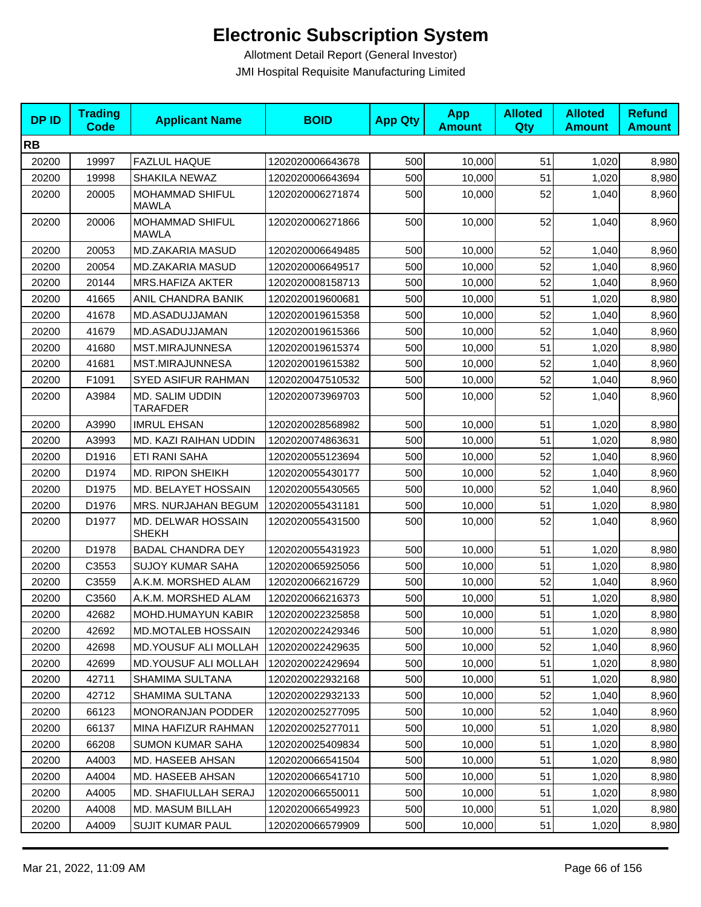# Electronic Subscription System

Allotment Detail Report (General Investor)

JMI Hospital Requisite Manufacturing Limited

| DP ID | Trading Code | Applicant Name | BOID | App Qty | App Amount | Alloted Qty | Alloted Amount | Refund Amount |
|---|---|---|---|---|---|---|---|---|
| **RB** | | | | | | | | |
| 20200 | 19997 | FAZLUL HAQUE | 1202020006643678 | 500 | 10,000 | 51 | 1,020 | 8,980 |
| 20200 | 19998 | SHAKILA NEWAZ | 1202020006643694 | 500 | 10,000 | 51 | 1,020 | 8,980 |
| 20200 | 20005 | MOHAMMAD SHIFUL MAWLA | 1202020006271874 | 500 | 10,000 | 52 | 1,040 | 8,960 |
| 20200 | 20006 | MOHAMMAD SHIFUL MAWLA | 1202020006271866 | 500 | 10,000 | 52 | 1,040 | 8,960 |
| 20200 | 20053 | MD.ZAKARIA MASUD | 1202020006649485 | 500 | 10,000 | 52 | 1,040 | 8,960 |
| 20200 | 20054 | MD.ZAKARIA MASUD | 1202020006649517 | 500 | 10,000 | 52 | 1,040 | 8,960 |
| 20200 | 20144 | MRS.HAFIZA AKTER | 1202020008158713 | 500 | 10,000 | 52 | 1,040 | 8,960 |
| 20200 | 41665 | ANIL CHANDRA BANIK | 1202020019600681 | 500 | 10,000 | 51 | 1,020 | 8,980 |
| 20200 | 41678 | MD.ASADUJJAMAN | 1202020019615358 | 500 | 10,000 | 52 | 1,040 | 8,960 |
| 20200 | 41679 | MD.ASADUJJAMAN | 1202020019615366 | 500 | 10,000 | 52 | 1,040 | 8,960 |
| 20200 | 41680 | MST.MIRAJUNNESA | 1202020019615374 | 500 | 10,000 | 51 | 1,020 | 8,980 |
| 20200 | 41681 | MST.MIRAJUNNESA | 1202020019615382 | 500 | 10,000 | 52 | 1,040 | 8,960 |
| 20200 | F1091 | SYED ASIFUR RAHMAN | 1202020047510532 | 500 | 10,000 | 52 | 1,040 | 8,960 |
| 20200 | A3984 | MD. SALIM UDDIN TARAFDER | 1202020073969703 | 500 | 10,000 | 52 | 1,040 | 8,960 |
| 20200 | A3990 | IMRUL EHSAN | 1202020028568982 | 500 | 10,000 | 51 | 1,020 | 8,980 |
| 20200 | A3993 | MD. KAZI RAIHAN UDDIN | 1202020074863631 | 500 | 10,000 | 51 | 1,020 | 8,980 |
| 20200 | D1916 | ETI RANI SAHA | 1202020055123694 | 500 | 10,000 | 52 | 1,040 | 8,960 |
| 20200 | D1974 | MD. RIPON SHEIKH | 1202020055430177 | 500 | 10,000 | 52 | 1,040 | 8,960 |
| 20200 | D1975 | MD. BELAYET HOSSAIN | 1202020055430565 | 500 | 10,000 | 52 | 1,040 | 8,960 |
| 20200 | D1976 | MRS. NURJAHAN BEGUM | 1202020055431181 | 500 | 10,000 | 51 | 1,020 | 8,980 |
| 20200 | D1977 | MD. DELWAR HOSSAIN SHEKH | 1202020055431500 | 500 | 10,000 | 52 | 1,040 | 8,960 |
| 20200 | D1978 | BADAL CHANDRA DEY | 1202020055431923 | 500 | 10,000 | 51 | 1,020 | 8,980 |
| 20200 | C3553 | SUJOY KUMAR SAHA | 1202020065925056 | 500 | 10,000 | 51 | 1,020 | 8,980 |
| 20200 | C3559 | A.K.M. MORSHED ALAM | 1202020066216729 | 500 | 10,000 | 52 | 1,040 | 8,960 |
| 20200 | C3560 | A.K.M. MORSHED ALAM | 1202020066216373 | 500 | 10,000 | 51 | 1,020 | 8,980 |
| 20200 | 42682 | MOHD.HUMAYUN KABIR | 1202020022325858 | 500 | 10,000 | 51 | 1,020 | 8,980 |
| 20200 | 42692 | MD.MOTALEB HOSSAIN | 1202020022429346 | 500 | 10,000 | 51 | 1,020 | 8,980 |
| 20200 | 42698 | MD.YOUSUF ALI MOLLAH | 1202020022429635 | 500 | 10,000 | 52 | 1,040 | 8,960 |
| 20200 | 42699 | MD.YOUSUF ALI MOLLAH | 1202020022429694 | 500 | 10,000 | 51 | 1,020 | 8,980 |
| 20200 | 42711 | SHAMIMA SULTANA | 1202020022932168 | 500 | 10,000 | 51 | 1,020 | 8,980 |
| 20200 | 42712 | SHAMIMA SULTANA | 1202020022932133 | 500 | 10,000 | 52 | 1,040 | 8,960 |
| 20200 | 66123 | MONORANJAN PODDER | 1202020025277095 | 500 | 10,000 | 52 | 1,040 | 8,960 |
| 20200 | 66137 | MINA HAFIZUR RAHMAN | 1202020025277011 | 500 | 10,000 | 51 | 1,020 | 8,980 |
| 20200 | 66208 | SUMON KUMAR SAHA | 1202020025409834 | 500 | 10,000 | 51 | 1,020 | 8,980 |
| 20200 | A4003 | MD. HASEEB AHSAN | 1202020066541504 | 500 | 10,000 | 51 | 1,020 | 8,980 |
| 20200 | A4004 | MD. HASEEB AHSAN | 1202020066541710 | 500 | 10,000 | 51 | 1,020 | 8,980 |
| 20200 | A4005 | MD. SHAFIULLAH SERAJ | 1202020066550011 | 500 | 10,000 | 51 | 1,020 | 8,980 |
| 20200 | A4008 | MD. MASUM BILLAH | 1202020066549923 | 500 | 10,000 | 51 | 1,020 | 8,980 |
| 20200 | A4009 | SUJIT KUMAR PAUL | 1202020066579909 | 500 | 10,000 | 51 | 1,020 | 8,980 |

Mar 21, 2022, 11:09 AM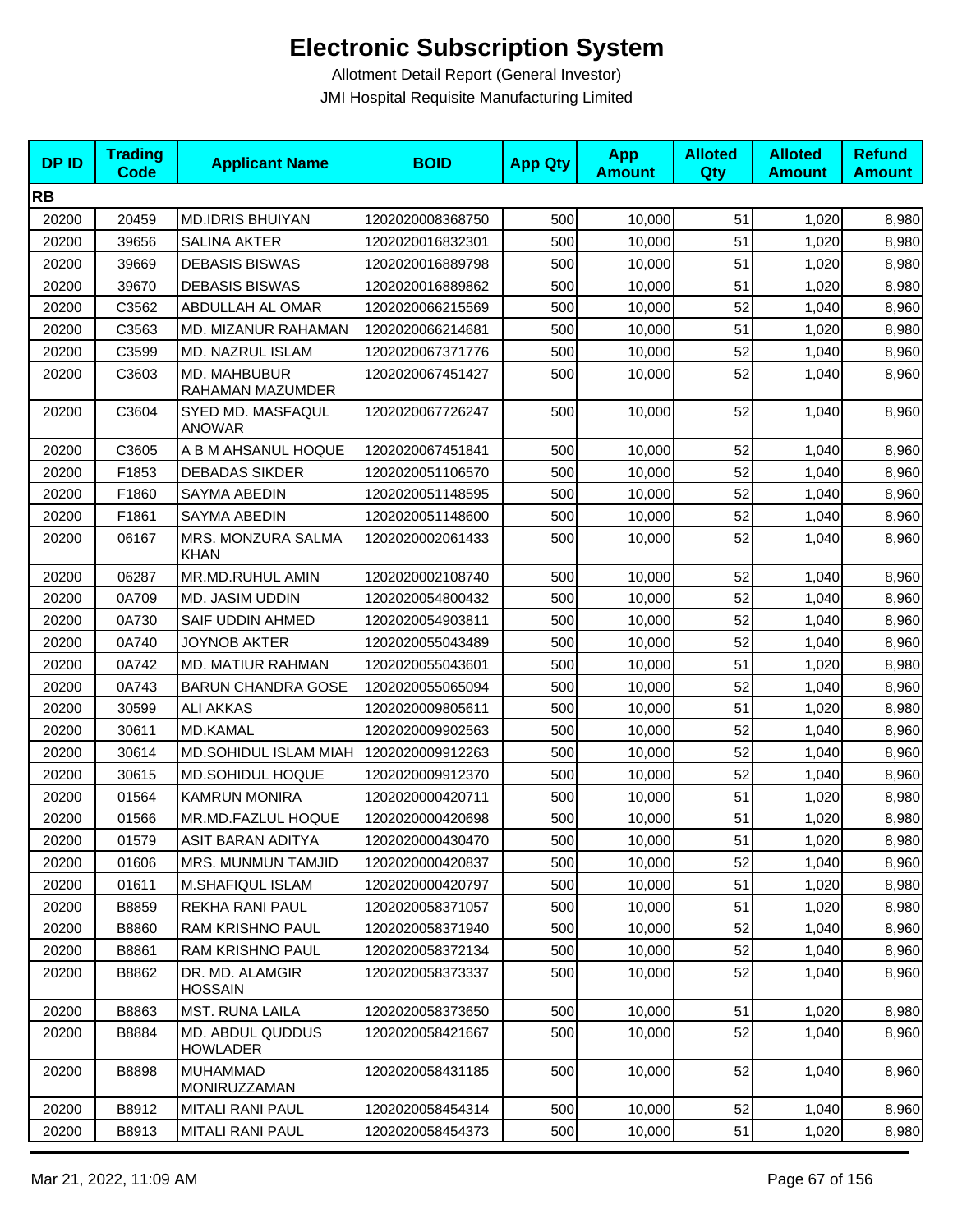# Electronic Subscription System

Allotment Detail Report (General Investor)

JMI Hospital Requisite Manufacturing Limited

| DP ID | Trading Code | Applicant Name | BOID | App Qty | App Amount | Alloted Qty | Alloted Amount | Refund Amount |
|---|---|---|---|---|---|---|---|---|
| **RB** | | | | | | | | |
| 20200 | 20459 | MD.IDRIS BHUIYAN | 1202020008368750 | 500 | 10,000 | 51 | 1,020 | 8,980 |
| 20200 | 39656 | SALINA AKTER | 1202020016832301 | 500 | 10,000 | 51 | 1,020 | 8,980 |
| 20200 | 39669 | DEBASIS BISWAS | 1202020016889798 | 500 | 10,000 | 51 | 1,020 | 8,980 |
| 20200 | 39670 | DEBASIS BISWAS | 1202020016889862 | 500 | 10,000 | 51 | 1,020 | 8,980 |
| 20200 | C3562 | ABDULLAH AL OMAR | 1202020066215569 | 500 | 10,000 | 52 | 1,040 | 8,960 |
| 20200 | C3563 | MD. MIZANUR RAHAMAN | 1202020066214681 | 500 | 10,000 | 51 | 1,020 | 8,980 |
| 20200 | C3599 | MD. NAZRUL ISLAM | 1202020067371776 | 500 | 10,000 | 52 | 1,040 | 8,960 |
| 20200 | C3603 | MD. MAHBUBUR RAHAMAN MAZUMDER | 1202020067451427 | 500 | 10,000 | 52 | 1,040 | 8,960 |
| 20200 | C3604 | SYED MD. MASFAQUL ANOWAR | 1202020067726247 | 500 | 10,000 | 52 | 1,040 | 8,960 |
| 20200 | C3605 | A B M AHSANUL HOQUE | 1202020067451841 | 500 | 10,000 | 52 | 1,040 | 8,960 |
| 20200 | F1853 | DEBADAS SIKDER | 1202020051106570 | 500 | 10,000 | 52 | 1,040 | 8,960 |
| 20200 | F1860 | SAYMA ABEDIN | 1202020051148595 | 500 | 10,000 | 52 | 1,040 | 8,960 |
| 20200 | F1861 | SAYMA ABEDIN | 1202020051148600 | 500 | 10,000 | 52 | 1,040 | 8,960 |
| 20200 | 06167 | MRS. MONZURA SALMA KHAN | 1202020002061433 | 500 | 10,000 | 52 | 1,040 | 8,960 |
| 20200 | 06287 | MR.MD.RUHUL AMIN | 1202020002108740 | 500 | 10,000 | 52 | 1,040 | 8,960 |
| 20200 | 0A709 | MD. JASIM UDDIN | 1202020054800432 | 500 | 10,000 | 52 | 1,040 | 8,960 |
| 20200 | 0A730 | SAIF UDDIN AHMED | 1202020054903811 | 500 | 10,000 | 52 | 1,040 | 8,960 |
| 20200 | 0A740 | JOYNOB AKTER | 1202020055043489 | 500 | 10,000 | 52 | 1,040 | 8,960 |
| 20200 | 0A742 | MD. MATIUR RAHMAN | 1202020055043601 | 500 | 10,000 | 51 | 1,020 | 8,980 |
| 20200 | 0A743 | BARUN CHANDRA GOSE | 1202020055065094 | 500 | 10,000 | 52 | 1,040 | 8,960 |
| 20200 | 30599 | ALI AKKAS | 1202020009805611 | 500 | 10,000 | 51 | 1,020 | 8,980 |
| 20200 | 30611 | MD.KAMAL | 1202020009902563 | 500 | 10,000 | 52 | 1,040 | 8,960 |
| 20200 | 30614 | MD.SOHIDUL ISLAM MIAH | 1202020009912263 | 500 | 10,000 | 52 | 1,040 | 8,960 |
| 20200 | 30615 | MD.SOHIDUL HOQUE | 1202020009912370 | 500 | 10,000 | 52 | 1,040 | 8,960 |
| 20200 | 01564 | KAMRUN MONIRA | 1202020000420711 | 500 | 10,000 | 51 | 1,020 | 8,980 |
| 20200 | 01566 | MR.MD.FAZLUL HOQUE | 1202020000420698 | 500 | 10,000 | 51 | 1,020 | 8,980 |
| 20200 | 01579 | ASIT BARAN ADITYA | 1202020000430470 | 500 | 10,000 | 51 | 1,020 | 8,980 |
| 20200 | 01606 | MRS. MUNMUN TAMJID | 1202020000420837 | 500 | 10,000 | 52 | 1,040 | 8,960 |
| 20200 | 01611 | M.SHAFIQUL ISLAM | 1202020000420797 | 500 | 10,000 | 51 | 1,020 | 8,980 |
| 20200 | B8859 | REKHA RANI PAUL | 1202020058371057 | 500 | 10,000 | 51 | 1,020 | 8,980 |
| 20200 | B8860 | RAM KRISHNO PAUL | 1202020058371940 | 500 | 10,000 | 52 | 1,040 | 8,960 |
| 20200 | B8861 | RAM KRISHNO PAUL | 1202020058372134 | 500 | 10,000 | 52 | 1,040 | 8,960 |
| 20200 | B8862 | DR. MD. ALAMGIR HOSSAIN | 1202020058373337 | 500 | 10,000 | 52 | 1,040 | 8,960 |
| 20200 | B8863 | MST. RUNA LAILA | 1202020058373650 | 500 | 10,000 | 51 | 1,020 | 8,980 |
| 20200 | B8884 | MD. ABDUL QUDDUS HOWLADER | 1202020058421667 | 500 | 10,000 | 52 | 1,040 | 8,960 |
| 20200 | B8898 | MUHAMMAD MONIRUZZAMAN | 1202020058431185 | 500 | 10,000 | 52 | 1,040 | 8,960 |
| 20200 | B8912 | MITALI RANI PAUL | 1202020058454314 | 500 | 10,000 | 52 | 1,040 | 8,960 |
| 20200 | B8913 | MITALI RANI PAUL | 1202020058454373 | 500 | 10,000 | 51 | 1,020 | 8,980 |

Mar 21, 2022, 11:09 AM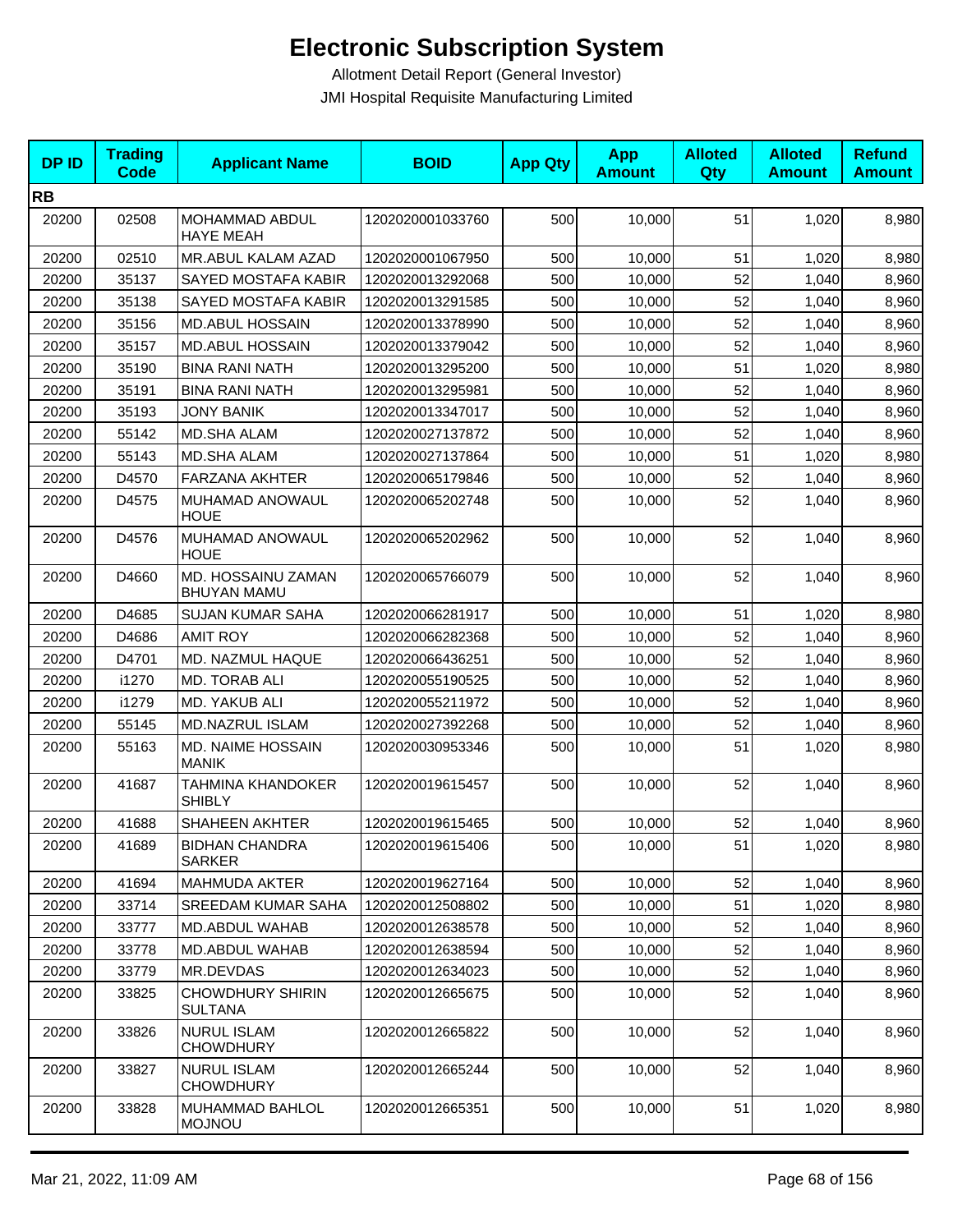# Electronic Subscription System

Allotment Detail Report (General Investor)

JMI Hospital Requisite Manufacturing Limited

| DP ID | Trading Code | Applicant Name | BOID | App Qty | App Amount | Alloted Qty | Alloted Amount | Refund Amount |
|---|---|---|---|---|---|---|---|---|
| **RB** | | | | | | | | |
| 20200 | 02508 | MOHAMMAD ABDUL HAYE MEAH | 1202020001033760 | 500 | 10,000 | 51 | 1,020 | 8,980 |
| 20200 | 02510 | MR.ABUL KALAM AZAD | 1202020001067950 | 500 | 10,000 | 51 | 1,020 | 8,980 |
| 20200 | 35137 | SAYED MOSTAFA KABIR | 1202020013292068 | 500 | 10,000 | 52 | 1,040 | 8,960 |
| 20200 | 35138 | SAYED MOSTAFA KABIR | 1202020013291585 | 500 | 10,000 | 52 | 1,040 | 8,960 |
| 20200 | 35156 | MD.ABUL HOSSAIN | 1202020013378990 | 500 | 10,000 | 52 | 1,040 | 8,960 |
| 20200 | 35157 | MD.ABUL HOSSAIN | 1202020013379042 | 500 | 10,000 | 52 | 1,040 | 8,960 |
| 20200 | 35190 | BINA RANI NATH | 1202020013295200 | 500 | 10,000 | 51 | 1,020 | 8,980 |
| 20200 | 35191 | BINA RANI NATH | 1202020013295981 | 500 | 10,000 | 52 | 1,040 | 8,960 |
| 20200 | 35193 | JONY BANIK | 1202020013347017 | 500 | 10,000 | 52 | 1,040 | 8,960 |
| 20200 | 55142 | MD.SHA ALAM | 1202020027137872 | 500 | 10,000 | 52 | 1,040 | 8,960 |
| 20200 | 55143 | MD.SHA ALAM | 1202020027137864 | 500 | 10,000 | 51 | 1,020 | 8,980 |
| 20200 | D4570 | FARZANA AKHTER | 1202020065179846 | 500 | 10,000 | 52 | 1,040 | 8,960 |
| 20200 | D4575 | MUHAMAD ANOWAUL HOUE | 1202020065202748 | 500 | 10,000 | 52 | 1,040 | 8,960 |
| 20200 | D4576 | MUHAMAD ANOWAUL HOUE | 1202020065202962 | 500 | 10,000 | 52 | 1,040 | 8,960 |
| 20200 | D4660 | MD. HOSSAINU ZAMAN BHUYAN MAMU | 1202020065766079 | 500 | 10,000 | 52 | 1,040 | 8,960 |
| 20200 | D4685 | SUJAN KUMAR SAHA | 1202020066281917 | 500 | 10,000 | 51 | 1,020 | 8,980 |
| 20200 | D4686 | AMIT ROY | 1202020066282368 | 500 | 10,000 | 52 | 1,040 | 8,960 |
| 20200 | D4701 | MD. NAZMUL HAQUE | 1202020066436251 | 500 | 10,000 | 52 | 1,040 | 8,960 |
| 20200 | i1270 | MD. TORAB ALI | 1202020055190525 | 500 | 10,000 | 52 | 1,040 | 8,960 |
| 20200 | i1279 | MD. YAKUB ALI | 1202020055211972 | 500 | 10,000 | 52 | 1,040 | 8,960 |
| 20200 | 55145 | MD.NAZRUL ISLAM | 1202020027392268 | 500 | 10,000 | 52 | 1,040 | 8,960 |
| 20200 | 55163 | MD. NAIME HOSSAIN MANIK | 1202020030953346 | 500 | 10,000 | 51 | 1,020 | 8,980 |
| 20200 | 41687 | TAHMINA KHANDOKER SHIBLY | 1202020019615457 | 500 | 10,000 | 52 | 1,040 | 8,960 |
| 20200 | 41688 | SHAHEEN AKHTER | 1202020019615465 | 500 | 10,000 | 52 | 1,040 | 8,960 |
| 20200 | 41689 | BIDHAN CHANDRA SARKER | 1202020019615406 | 500 | 10,000 | 51 | 1,020 | 8,980 |
| 20200 | 41694 | MAHMUDA AKTER | 1202020019627164 | 500 | 10,000 | 52 | 1,040 | 8,960 |
| 20200 | 33714 | SREEDAM KUMAR SAHA | 1202020012508802 | 500 | 10,000 | 51 | 1,020 | 8,980 |
| 20200 | 33777 | MD.ABDUL WAHAB | 1202020012638578 | 500 | 10,000 | 52 | 1,040 | 8,960 |
| 20200 | 33778 | MD.ABDUL WAHAB | 1202020012638594 | 500 | 10,000 | 52 | 1,040 | 8,960 |
| 20200 | 33779 | MR.DEVDAS | 1202020012634023 | 500 | 10,000 | 52 | 1,040 | 8,960 |
| 20200 | 33825 | CHOWDHURY SHIRIN SULTANA | 1202020012665675 | 500 | 10,000 | 52 | 1,040 | 8,960 |
| 20200 | 33826 | NURUL ISLAM CHOWDHURY | 1202020012665822 | 500 | 10,000 | 52 | 1,040 | 8,960 |
| 20200 | 33827 | NURUL ISLAM CHOWDHURY | 1202020012665244 | 500 | 10,000 | 52 | 1,040 | 8,960 |
| 20200 | 33828 | MUHAMMAD BAHLOL MOJNOU | 1202020012665351 | 500 | 10,000 | 51 | 1,020 | 8,980 |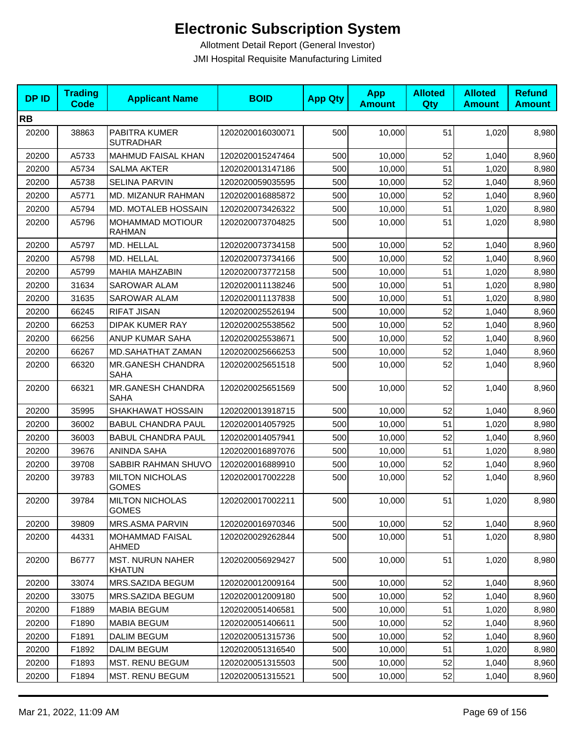# Electronic Subscription System

Allotment Detail Report (General Investor)

JMI Hospital Requisite Manufacturing Limited

| DP ID | Trading Code | Applicant Name | BOID | App Qty | App Amount | Alloted Qty | Alloted Amount | Refund Amount |
|---|---|---|---|---|---|---|---|---|
| **RB** | | | | | | | | |
| 20200 | 38863 | PABITRA KUMER SUTRADHAR | 1202020016030071 | 500 | 10,000 | 51 | 1,020 | 8,980 |
| 20200 | A5733 | MAHMUD FAISAL KHAN | 1202020015247464 | 500 | 10,000 | 52 | 1,040 | 8,960 |
| 20200 | A5734 | SALMA AKTER | 1202020013147186 | 500 | 10,000 | 51 | 1,020 | 8,980 |
| 20200 | A5738 | SELINA PARVIN | 1202020059035595 | 500 | 10,000 | 52 | 1,040 | 8,960 |
| 20200 | A5771 | MD. MIZANUR RAHMAN | 1202020016885872 | 500 | 10,000 | 52 | 1,040 | 8,960 |
| 20200 | A5794 | MD. MOTALEB HOSSAIN | 1202020073426322 | 500 | 10,000 | 51 | 1,020 | 8,980 |
| 20200 | A5796 | MOHAMMAD MOTIOUR RAHMAN | 1202020073704825 | 500 | 10,000 | 51 | 1,020 | 8,980 |
| 20200 | A5797 | MD. HELLAL | 1202020073734158 | 500 | 10,000 | 52 | 1,040 | 8,960 |
| 20200 | A5798 | MD. HELLAL | 1202020073734166 | 500 | 10,000 | 52 | 1,040 | 8,960 |
| 20200 | A5799 | MAHIA MAHZABIN | 1202020073772158 | 500 | 10,000 | 51 | 1,020 | 8,980 |
| 20200 | 31634 | SAROWAR ALAM | 1202020011138246 | 500 | 10,000 | 51 | 1,020 | 8,980 |
| 20200 | 31635 | SAROWAR ALAM | 1202020011137838 | 500 | 10,000 | 51 | 1,020 | 8,980 |
| 20200 | 66245 | RIFAT JISAN | 1202020025526194 | 500 | 10,000 | 52 | 1,040 | 8,960 |
| 20200 | 66253 | DIPAK KUMER RAY | 1202020025538562 | 500 | 10,000 | 52 | 1,040 | 8,960 |
| 20200 | 66256 | ANUP KUMAR SAHA | 1202020025538671 | 500 | 10,000 | 52 | 1,040 | 8,960 |
| 20200 | 66267 | MD.SAHATHAT ZAMAN | 1202020025666253 | 500 | 10,000 | 52 | 1,040 | 8,960 |
| 20200 | 66320 | MR.GANESH CHANDRA SAHA | 1202020025651518 | 500 | 10,000 | 52 | 1,040 | 8,960 |
| 20200 | 66321 | MR.GANESH CHANDRA SAHA | 1202020025651569 | 500 | 10,000 | 52 | 1,040 | 8,960 |
| 20200 | 35995 | SHAKHAWAT HOSSAIN | 1202020013918715 | 500 | 10,000 | 52 | 1,040 | 8,960 |
| 20200 | 36002 | BABUL CHANDRA PAUL | 1202020014057925 | 500 | 10,000 | 51 | 1,020 | 8,980 |
| 20200 | 36003 | BABUL CHANDRA PAUL | 1202020014057941 | 500 | 10,000 | 52 | 1,040 | 8,960 |
| 20200 | 39676 | ANINDA SAHA | 1202020016897076 | 500 | 10,000 | 51 | 1,020 | 8,980 |
| 20200 | 39708 | SABBIR RAHMAN SHUVO | 1202020016889910 | 500 | 10,000 | 52 | 1,040 | 8,960 |
| 20200 | 39783 | MILTON NICHOLAS GOMES | 1202020017002228 | 500 | 10,000 | 52 | 1,040 | 8,960 |
| 20200 | 39784 | MILTON NICHOLAS GOMES | 1202020017002211 | 500 | 10,000 | 51 | 1,020 | 8,980 |
| 20200 | 39809 | MRS.ASMA PARVIN | 1202020016970346 | 500 | 10,000 | 52 | 1,040 | 8,960 |
| 20200 | 44331 | MOHAMMAD FAISAL AHMED | 1202020029262844 | 500 | 10,000 | 51 | 1,020 | 8,980 |
| 20200 | B6777 | MST. NURUN NAHER KHATUN | 1202020056929427 | 500 | 10,000 | 51 | 1,020 | 8,980 |
| 20200 | 33074 | MRS.SAZIDA BEGUM | 1202020012009164 | 500 | 10,000 | 52 | 1,040 | 8,960 |
| 20200 | 33075 | MRS.SAZIDA BEGUM | 1202020012009180 | 500 | 10,000 | 52 | 1,040 | 8,960 |
| 20200 | F1889 | MABIA BEGUM | 1202020051406581 | 500 | 10,000 | 51 | 1,020 | 8,980 |
| 20200 | F1890 | MABIA BEGUM | 1202020051406611 | 500 | 10,000 | 52 | 1,040 | 8,960 |
| 20200 | F1891 | DALIM BEGUM | 1202020051315736 | 500 | 10,000 | 52 | 1,040 | 8,960 |
| 20200 | F1892 | DALIM BEGUM | 1202020051316540 | 500 | 10,000 | 51 | 1,020 | 8,980 |
| 20200 | F1893 | MST. RENU BEGUM | 1202020051315503 | 500 | 10,000 | 52 | 1,040 | 8,960 |
| 20200 | F1894 | MST. RENU BEGUM | 1202020051315521 | 500 | 10,000 | 52 | 1,040 | 8,960 |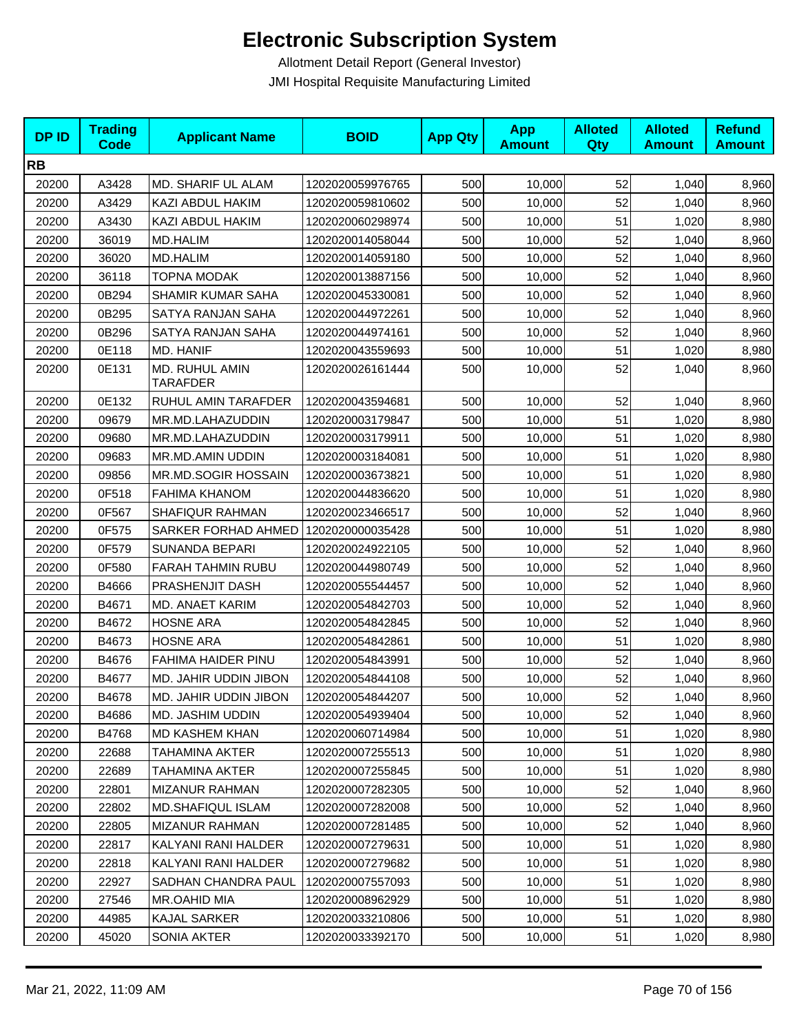# Electronic Subscription System

Allotment Detail Report (General Investor)

JMI Hospital Requisite Manufacturing Limited

| DP ID | Trading Code | Applicant Name | BOID | App Qty | App Amount | Alloted Qty | Alloted Amount | Refund Amount |
|---|---|---|---|---|---|---|---|---|
| **RB** | | | | | | | | |
| 20200 | A3428 | MD. SHARIF UL ALAM | 1202020059976765 | 500 | 10,000 | 52 | 1,040 | 8,960 |
| 20200 | A3429 | KAZI ABDUL HAKIM | 1202020059810602 | 500 | 10,000 | 52 | 1,040 | 8,960 |
| 20200 | A3430 | KAZI ABDUL HAKIM | 1202020060298974 | 500 | 10,000 | 51 | 1,020 | 8,980 |
| 20200 | 36019 | MD.HALIM | 1202020014058044 | 500 | 10,000 | 52 | 1,040 | 8,960 |
| 20200 | 36020 | MD.HALIM | 1202020014059180 | 500 | 10,000 | 52 | 1,040 | 8,960 |
| 20200 | 36118 | TOPNA MODAK | 1202020013887156 | 500 | 10,000 | 52 | 1,040 | 8,960 |
| 20200 | 0B294 | SHAMIR KUMAR SAHA | 1202020045330081 | 500 | 10,000 | 52 | 1,040 | 8,960 |
| 20200 | 0B295 | SATYA RANJAN SAHA | 1202020044972261 | 500 | 10,000 | 52 | 1,040 | 8,960 |
| 20200 | 0B296 | SATYA RANJAN SAHA | 1202020044974161 | 500 | 10,000 | 52 | 1,040 | 8,960 |
| 20200 | 0E118 | MD. HANIF | 1202020043559693 | 500 | 10,000 | 51 | 1,020 | 8,980 |
| 20200 | 0E131 | MD. RUHUL AMIN TARAFDER | 1202020026161444 | 500 | 10,000 | 52 | 1,040 | 8,960 |
| 20200 | 0E132 | RUHUL AMIN TARAFDER | 1202020043594681 | 500 | 10,000 | 52 | 1,040 | 8,960 |
| 20200 | 09679 | MR.MD.LAHAZUDDIN | 1202020003179847 | 500 | 10,000 | 51 | 1,020 | 8,980 |
| 20200 | 09680 | MR.MD.LAHAZUDDIN | 1202020003179911 | 500 | 10,000 | 51 | 1,020 | 8,980 |
| 20200 | 09683 | MR.MD.AMIN UDDIN | 1202020003184081 | 500 | 10,000 | 51 | 1,020 | 8,980 |
| 20200 | 09856 | MR.MD.SOGIR HOSSAIN | 1202020003673821 | 500 | 10,000 | 51 | 1,020 | 8,980 |
| 20200 | 0F518 | FAHIMA KHANOM | 1202020044836620 | 500 | 10,000 | 51 | 1,020 | 8,980 |
| 20200 | 0F567 | SHAFIQUR RAHMAN | 1202020023466517 | 500 | 10,000 | 52 | 1,040 | 8,960 |
| 20200 | 0F575 | SARKER FORHAD AHMED | 1202020000035428 | 500 | 10,000 | 51 | 1,020 | 8,980 |
| 20200 | 0F579 | SUNANDA BEPARI | 1202020024922105 | 500 | 10,000 | 52 | 1,040 | 8,960 |
| 20200 | 0F580 | FARAH TAHMIN RUBU | 1202020044980749 | 500 | 10,000 | 52 | 1,040 | 8,960 |
| 20200 | B4666 | PRASHENJIT DASH | 1202020055544457 | 500 | 10,000 | 52 | 1,040 | 8,960 |
| 20200 | B4671 | MD. ANAET KARIM | 1202020054842703 | 500 | 10,000 | 52 | 1,040 | 8,960 |
| 20200 | B4672 | HOSNE ARA | 1202020054842845 | 500 | 10,000 | 52 | 1,040 | 8,960 |
| 20200 | B4673 | HOSNE ARA | 1202020054842861 | 500 | 10,000 | 51 | 1,020 | 8,980 |
| 20200 | B4676 | FAHIMA HAIDER PINU | 1202020054843991 | 500 | 10,000 | 52 | 1,040 | 8,960 |
| 20200 | B4677 | MD. JAHIR UDDIN JIBON | 1202020054844108 | 500 | 10,000 | 52 | 1,040 | 8,960 |
| 20200 | B4678 | MD. JAHIR UDDIN JIBON | 1202020054844207 | 500 | 10,000 | 52 | 1,040 | 8,960 |
| 20200 | B4686 | MD. JASHIM UDDIN | 1202020054939404 | 500 | 10,000 | 52 | 1,040 | 8,960 |
| 20200 | B4768 | MD KASHEM KHAN | 1202020060714984 | 500 | 10,000 | 51 | 1,020 | 8,980 |
| 20200 | 22688 | TAHAMINA AKTER | 1202020007255513 | 500 | 10,000 | 51 | 1,020 | 8,980 |
| 20200 | 22689 | TAHAMINA AKTER | 1202020007255845 | 500 | 10,000 | 51 | 1,020 | 8,980 |
| 20200 | 22801 | MIZANUR RAHMAN | 1202020007282305 | 500 | 10,000 | 52 | 1,040 | 8,960 |
| 20200 | 22802 | MD.SHAFIQUL ISLAM | 1202020007282008 | 500 | 10,000 | 52 | 1,040 | 8,960 |
| 20200 | 22805 | MIZANUR RAHMAN | 1202020007281485 | 500 | 10,000 | 52 | 1,040 | 8,960 |
| 20200 | 22817 | KALYANI RANI HALDER | 1202020007279631 | 500 | 10,000 | 51 | 1,020 | 8,980 |
| 20200 | 22818 | KALYANI RANI HALDER | 1202020007279682 | 500 | 10,000 | 51 | 1,020 | 8,980 |
| 20200 | 22927 | SADHAN CHANDRA PAUL | 1202020007557093 | 500 | 10,000 | 51 | 1,020 | 8,980 |
| 20200 | 27546 | MR.OAHID MIA | 1202020008962929 | 500 | 10,000 | 51 | 1,020 | 8,980 |
| 20200 | 44985 | KAJAL SARKER | 1202020033210806 | 500 | 10,000 | 51 | 1,020 | 8,980 |
| 20200 | 45020 | SONIA AKTER | 1202020033392170 | 500 | 10,000 | 51 | 1,020 | 8,980 |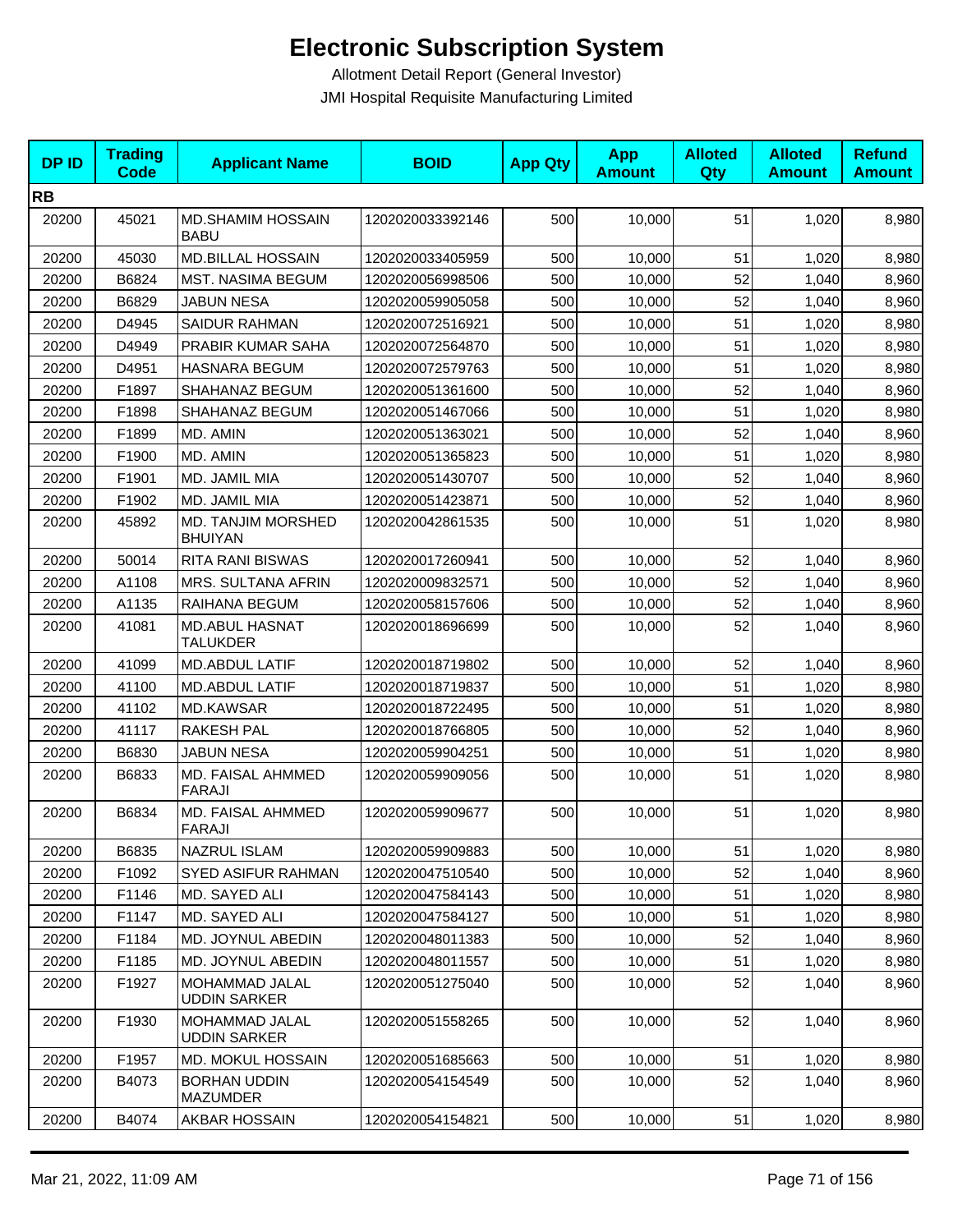# Electronic Subscription System

Allotment Detail Report (General Investor)

JMI Hospital Requisite Manufacturing Limited

| DP ID | Trading Code | Applicant Name | BOID | App Qty | App Amount | Alloted Qty | Alloted Amount | Refund Amount |
|---|---|---|---|---|---|---|---|---|
| **RB** | | | | | | | | |
| 20200 | 45021 | MD.SHAMIM HOSSAIN BABU | 1202020033392146 | 500 | 10,000 | 51 | 1,020 | 8,980 |
| 20200 | 45030 | MD.BILLAL HOSSAIN | 1202020033405959 | 500 | 10,000 | 51 | 1,020 | 8,980 |
| 20200 | B6824 | MST. NASIMA BEGUM | 1202020056998506 | 500 | 10,000 | 52 | 1,040 | 8,960 |
| 20200 | B6829 | JABUN NESA | 1202020059905058 | 500 | 10,000 | 52 | 1,040 | 8,960 |
| 20200 | D4945 | SAIDUR RAHMAN | 1202020072516921 | 500 | 10,000 | 51 | 1,020 | 8,980 |
| 20200 | D4949 | PRABIR KUMAR SAHA | 1202020072564870 | 500 | 10,000 | 51 | 1,020 | 8,980 |
| 20200 | D4951 | HASNARA BEGUM | 1202020072579763 | 500 | 10,000 | 51 | 1,020 | 8,980 |
| 20200 | F1897 | SHAHANAZ BEGUM | 1202020051361600 | 500 | 10,000 | 52 | 1,040 | 8,960 |
| 20200 | F1898 | SHAHANAZ BEGUM | 1202020051467066 | 500 | 10,000 | 51 | 1,020 | 8,980 |
| 20200 | F1899 | MD. AMIN | 1202020051363021 | 500 | 10,000 | 52 | 1,040 | 8,960 |
| 20200 | F1900 | MD. AMIN | 1202020051365823 | 500 | 10,000 | 51 | 1,020 | 8,980 |
| 20200 | F1901 | MD. JAMIL MIA | 1202020051430707 | 500 | 10,000 | 52 | 1,040 | 8,960 |
| 20200 | F1902 | MD. JAMIL MIA | 1202020051423871 | 500 | 10,000 | 52 | 1,040 | 8,960 |
| 20200 | 45892 | MD. TANJIM MORSHED BHUIYAN | 1202020042861535 | 500 | 10,000 | 51 | 1,020 | 8,980 |
| 20200 | 50014 | RITA RANI BISWAS | 1202020017260941 | 500 | 10,000 | 52 | 1,040 | 8,960 |
| 20200 | A1108 | MRS. SULTANA AFRIN | 1202020009832571 | 500 | 10,000 | 52 | 1,040 | 8,960 |
| 20200 | A1135 | RAIHANA BEGUM | 1202020058157606 | 500 | 10,000 | 52 | 1,040 | 8,960 |
| 20200 | 41081 | MD.ABUL HASNAT TALUKDER | 1202020018696699 | 500 | 10,000 | 52 | 1,040 | 8,960 |
| 20200 | 41099 | MD.ABDUL LATIF | 1202020018719802 | 500 | 10,000 | 52 | 1,040 | 8,960 |
| 20200 | 41100 | MD.ABDUL LATIF | 1202020018719837 | 500 | 10,000 | 51 | 1,020 | 8,980 |
| 20200 | 41102 | MD.KAWSAR | 1202020018722495 | 500 | 10,000 | 51 | 1,020 | 8,980 |
| 20200 | 41117 | RAKESH PAL | 1202020018766805 | 500 | 10,000 | 52 | 1,040 | 8,960 |
| 20200 | B6830 | JABUN NESA | 1202020059904251 | 500 | 10,000 | 51 | 1,020 | 8,980 |
| 20200 | B6833 | MD. FAISAL AHMMED FARAJI | 1202020059909056 | 500 | 10,000 | 51 | 1,020 | 8,980 |
| 20200 | B6834 | MD. FAISAL AHMMED FARAJI | 1202020059909677 | 500 | 10,000 | 51 | 1,020 | 8,980 |
| 20200 | B6835 | NAZRUL ISLAM | 1202020059909883 | 500 | 10,000 | 51 | 1,020 | 8,980 |
| 20200 | F1092 | SYED ASIFUR RAHMAN | 1202020047510540 | 500 | 10,000 | 52 | 1,040 | 8,960 |
| 20200 | F1146 | MD. SAYED ALI | 1202020047584143 | 500 | 10,000 | 51 | 1,020 | 8,980 |
| 20200 | F1147 | MD. SAYED ALI | 1202020047584127 | 500 | 10,000 | 51 | 1,020 | 8,980 |
| 20200 | F1184 | MD. JOYNUL ABEDIN | 1202020048011383 | 500 | 10,000 | 52 | 1,040 | 8,960 |
| 20200 | F1185 | MD. JOYNUL ABEDIN | 1202020048011557 | 500 | 10,000 | 51 | 1,020 | 8,980 |
| 20200 | F1927 | MOHAMMAD JALAL UDDIN SARKER | 1202020051275040 | 500 | 10,000 | 52 | 1,040 | 8,960 |
| 20200 | F1930 | MOHAMMAD JALAL UDDIN SARKER | 1202020051558265 | 500 | 10,000 | 52 | 1,040 | 8,960 |
| 20200 | F1957 | MD. MOKUL HOSSAIN | 1202020051685663 | 500 | 10,000 | 51 | 1,020 | 8,980 |
| 20200 | B4073 | BORHAN UDDIN MAZUMDER | 1202020054154549 | 500 | 10,000 | 52 | 1,040 | 8,960 |
| 20200 | B4074 | AKBAR HOSSAIN | 1202020054154821 | 500 | 10,000 | 51 | 1,020 | 8,980 |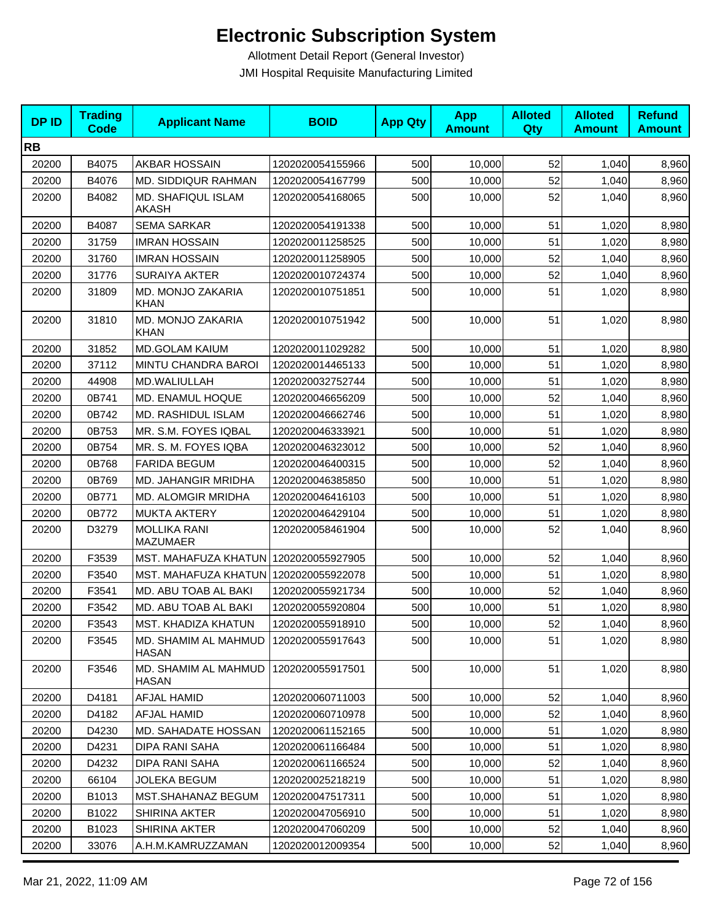# Electronic Subscription System

Allotment Detail Report (General Investor)

JMI Hospital Requisite Manufacturing Limited

| DP ID | Trading Code | Applicant Name | BOID | App Qty | App Amount | Alloted Qty | Alloted Amount | Refund Amount |
|---|---|---|---|---|---|---|---|---|
| **RB** | | | | | | | | |
| 20200 | B4075 | AKBAR HOSSAIN | 1202020054155966 | 500 | 10,000 | 52 | 1,040 | 8,960 |
| 20200 | B4076 | MD. SIDDIQUR RAHMAN | 1202020054167799 | 500 | 10,000 | 52 | 1,040 | 8,960 |
| 20200 | B4082 | MD. SHAFIQUL ISLAM AKASH | 1202020054168065 | 500 | 10,000 | 52 | 1,040 | 8,960 |
| 20200 | B4087 | SEMA SARKAR | 1202020054191338 | 500 | 10,000 | 51 | 1,020 | 8,980 |
| 20200 | 31759 | IMRAN HOSSAIN | 1202020011258525 | 500 | 10,000 | 51 | 1,020 | 8,980 |
| 20200 | 31760 | IMRAN HOSSAIN | 1202020011258905 | 500 | 10,000 | 52 | 1,040 | 8,960 |
| 20200 | 31776 | SURAIYA AKTER | 1202020010724374 | 500 | 10,000 | 52 | 1,040 | 8,960 |
| 20200 | 31809 | MD. MONJO ZAKARIA KHAN | 1202020010751851 | 500 | 10,000 | 51 | 1,020 | 8,980 |
| 20200 | 31810 | MD. MONJO ZAKARIA KHAN | 1202020010751942 | 500 | 10,000 | 51 | 1,020 | 8,980 |
| 20200 | 31852 | MD.GOLAM KAIUM | 1202020011029282 | 500 | 10,000 | 51 | 1,020 | 8,980 |
| 20200 | 37112 | MINTU CHANDRA BAROI | 1202020014465133 | 500 | 10,000 | 51 | 1,020 | 8,980 |
| 20200 | 44908 | MD.WALIULLAH | 1202020032752744 | 500 | 10,000 | 51 | 1,020 | 8,980 |
| 20200 | 0B741 | MD. ENAMUL HOQUE | 1202020046656209 | 500 | 10,000 | 52 | 1,040 | 8,960 |
| 20200 | 0B742 | MD. RASHIDUL ISLAM | 1202020046662746 | 500 | 10,000 | 51 | 1,020 | 8,980 |
| 20200 | 0B753 | MR. S.M. FOYES IQBAL | 1202020046333921 | 500 | 10,000 | 51 | 1,020 | 8,980 |
| 20200 | 0B754 | MR. S. M. FOYES IQBA | 1202020046323012 | 500 | 10,000 | 52 | 1,040 | 8,960 |
| 20200 | 0B768 | FARIDA BEGUM | 1202020046400315 | 500 | 10,000 | 52 | 1,040 | 8,960 |
| 20200 | 0B769 | MD. JAHANGIR MRIDHA | 1202020046385850 | 500 | 10,000 | 51 | 1,020 | 8,980 |
| 20200 | 0B771 | MD. ALOMGIR MRIDHA | 1202020046416103 | 500 | 10,000 | 51 | 1,020 | 8,980 |
| 20200 | 0B772 | MUKTA AKTERY | 1202020046429104 | 500 | 10,000 | 51 | 1,020 | 8,980 |
| 20200 | D3279 | MOLLIKA RANI MAZUMAER | 1202020058461904 | 500 | 10,000 | 52 | 1,040 | 8,960 |
| 20200 | F3539 | MST. MAHAFUZA KHATUN | 1202020055927905 | 500 | 10,000 | 52 | 1,040 | 8,960 |
| 20200 | F3540 | MST. MAHAFUZA KHATUN | 1202020055922078 | 500 | 10,000 | 51 | 1,020 | 8,980 |
| 20200 | F3541 | MD. ABU TOAB AL BAKI | 1202020055921734 | 500 | 10,000 | 52 | 1,040 | 8,960 |
| 20200 | F3542 | MD. ABU TOAB AL BAKI | 1202020055920804 | 500 | 10,000 | 51 | 1,020 | 8,980 |
| 20200 | F3543 | MST. KHADIZA KHATUN | 1202020055918910 | 500 | 10,000 | 52 | 1,040 | 8,960 |
| 20200 | F3545 | MD. SHAMIM AL MAHMUD HASAN | 1202020055917643 | 500 | 10,000 | 51 | 1,020 | 8,980 |
| 20200 | F3546 | MD. SHAMIM AL MAHMUD HASAN | 1202020055917501 | 500 | 10,000 | 51 | 1,020 | 8,980 |
| 20200 | D4181 | AFJAL HAMID | 1202020060711003 | 500 | 10,000 | 52 | 1,040 | 8,960 |
| 20200 | D4182 | AFJAL HAMID | 1202020060710978 | 500 | 10,000 | 52 | 1,040 | 8,960 |
| 20200 | D4230 | MD. SAHADATE HOSSAN | 1202020061152165 | 500 | 10,000 | 51 | 1,020 | 8,980 |
| 20200 | D4231 | DIPA RANI SAHA | 1202020061166484 | 500 | 10,000 | 51 | 1,020 | 8,980 |
| 20200 | D4232 | DIPA RANI SAHA | 1202020061166524 | 500 | 10,000 | 52 | 1,040 | 8,960 |
| 20200 | 66104 | JOLEKA BEGUM | 1202020025218219 | 500 | 10,000 | 51 | 1,020 | 8,980 |
| 20200 | B1013 | MST.SHAHANAZ BEGUM | 1202020047517311 | 500 | 10,000 | 51 | 1,020 | 8,980 |
| 20200 | B1022 | SHIRINA AKTER | 1202020047056910 | 500 | 10,000 | 51 | 1,020 | 8,980 |
| 20200 | B1023 | SHIRINA AKTER | 1202020047060209 | 500 | 10,000 | 52 | 1,040 | 8,960 |
| 20200 | 33076 | A.H.M.KAMRUZZAMAN | 1202020012009354 | 500 | 10,000 | 52 | 1,040 | 8,960 |

Mar 21, 2022, 11:09 AM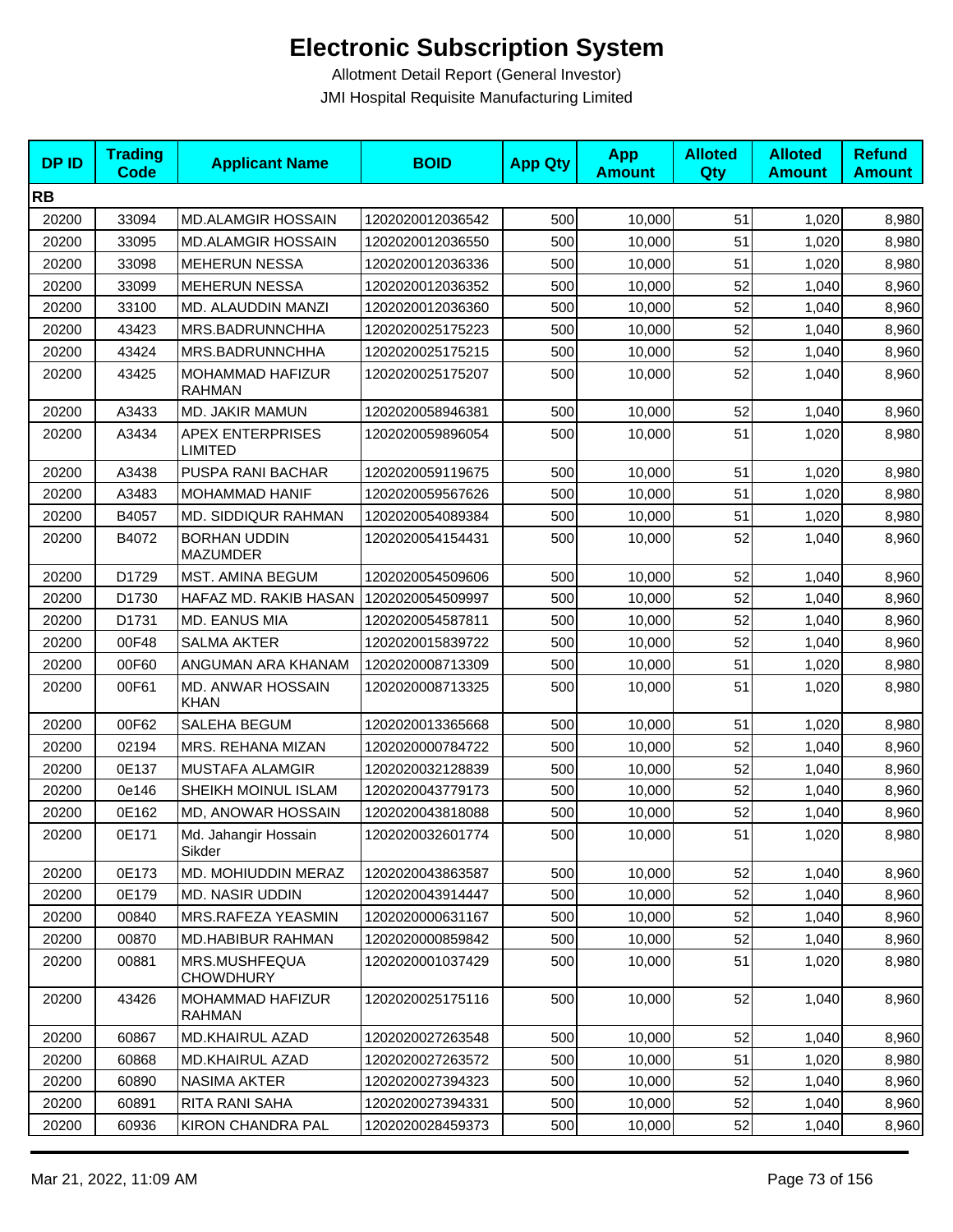# Electronic Subscription System

Allotment Detail Report (General Investor)

JMI Hospital Requisite Manufacturing Limited

| DP ID | Trading Code | Applicant Name | BOID | App Qty | App Amount | Alloted Qty | Alloted Amount | Refund Amount |
|---|---|---|---|---|---|---|---|---|
| **RB** | | | | | | | | |
| 20200 | 33094 | MD.ALAMGIR HOSSAIN | 1202020012036542 | 500 | 10,000 | 51 | 1,020 | 8,980 |
| 20200 | 33095 | MD.ALAMGIR HOSSAIN | 1202020012036550 | 500 | 10,000 | 51 | 1,020 | 8,980 |
| 20200 | 33098 | MEHERUN NESSA | 1202020012036336 | 500 | 10,000 | 51 | 1,020 | 8,980 |
| 20200 | 33099 | MEHERUN NESSA | 1202020012036352 | 500 | 10,000 | 52 | 1,040 | 8,960 |
| 20200 | 33100 | MD. ALAUDDIN MANZI | 1202020012036360 | 500 | 10,000 | 52 | 1,040 | 8,960 |
| 20200 | 43423 | MRS.BADRUNNCHHA | 1202020025175223 | 500 | 10,000 | 52 | 1,040 | 8,960 |
| 20200 | 43424 | MRS.BADRUNNCHHA | 1202020025175215 | 500 | 10,000 | 52 | 1,040 | 8,960 |
| 20200 | 43425 | MOHAMMAD HAFIZUR RAHMAN | 1202020025175207 | 500 | 10,000 | 52 | 1,040 | 8,960 |
| 20200 | A3433 | MD. JAKIR MAMUN | 1202020058946381 | 500 | 10,000 | 52 | 1,040 | 8,960 |
| 20200 | A3434 | APEX ENTERPRISES LIMITED | 1202020059896054 | 500 | 10,000 | 51 | 1,020 | 8,980 |
| 20200 | A3438 | PUSPA RANI BACHAR | 1202020059119675 | 500 | 10,000 | 51 | 1,020 | 8,980 |
| 20200 | A3483 | MOHAMMAD HANIF | 1202020059567626 | 500 | 10,000 | 51 | 1,020 | 8,980 |
| 20200 | B4057 | MD. SIDDIQUR RAHMAN | 1202020054089384 | 500 | 10,000 | 51 | 1,020 | 8,980 |
| 20200 | B4072 | BORHAN UDDIN MAZUMDER | 1202020054154431 | 500 | 10,000 | 52 | 1,040 | 8,960 |
| 20200 | D1729 | MST. AMINA BEGUM | 1202020054509606 | 500 | 10,000 | 52 | 1,040 | 8,960 |
| 20200 | D1730 | HAFAZ MD. RAKIB HASAN | 1202020054509997 | 500 | 10,000 | 52 | 1,040 | 8,960 |
| 20200 | D1731 | MD. EANUS MIA | 1202020054587811 | 500 | 10,000 | 52 | 1,040 | 8,960 |
| 20200 | 00F48 | SALMA AKTER | 1202020015839722 | 500 | 10,000 | 52 | 1,040 | 8,960 |
| 20200 | 00F60 | ANGUMAN ARA KHANAM | 1202020008713309 | 500 | 10,000 | 51 | 1,020 | 8,980 |
| 20200 | 00F61 | MD. ANWAR HOSSAIN KHAN | 1202020008713325 | 500 | 10,000 | 51 | 1,020 | 8,980 |
| 20200 | 00F62 | SALEHA BEGUM | 1202020013365668 | 500 | 10,000 | 51 | 1,020 | 8,980 |
| 20200 | 02194 | MRS. REHANA MIZAN | 1202020000784722 | 500 | 10,000 | 52 | 1,040 | 8,960 |
| 20200 | 0E137 | MUSTAFA ALAMGIR | 1202020032128839 | 500 | 10,000 | 52 | 1,040 | 8,960 |
| 20200 | 0e146 | SHEIKH MOINUL ISLAM | 1202020043779173 | 500 | 10,000 | 52 | 1,040 | 8,960 |
| 20200 | 0E162 | MD, ANOWAR HOSSAIN | 1202020043818088 | 500 | 10,000 | 52 | 1,040 | 8,960 |
| 20200 | 0E171 | Md. Jahangir Hossain Sikder | 1202020032601774 | 500 | 10,000 | 51 | 1,020 | 8,980 |
| 20200 | 0E173 | MD. MOHIUDDIN MERAZ | 1202020043863587 | 500 | 10,000 | 52 | 1,040 | 8,960 |
| 20200 | 0E179 | MD. NASIR UDDIN | 1202020043914447 | 500 | 10,000 | 52 | 1,040 | 8,960 |
| 20200 | 00840 | MRS.RAFEZA YEASMIN | 1202020000631167 | 500 | 10,000 | 52 | 1,040 | 8,960 |
| 20200 | 00870 | MD.HABIBUR RAHMAN | 1202020000859842 | 500 | 10,000 | 52 | 1,040 | 8,960 |
| 20200 | 00881 | MRS.MUSHFEQUA CHOWDHURY | 1202020001037429 | 500 | 10,000 | 51 | 1,020 | 8,980 |
| 20200 | 43426 | MOHAMMAD HAFIZUR RAHMAN | 1202020025175116 | 500 | 10,000 | 52 | 1,040 | 8,960 |
| 20200 | 60867 | MD.KHAIRUL AZAD | 1202020027263548 | 500 | 10,000 | 52 | 1,040 | 8,960 |
| 20200 | 60868 | MD.KHAIRUL AZAD | 1202020027263572 | 500 | 10,000 | 51 | 1,020 | 8,980 |
| 20200 | 60890 | NASIMA AKTER | 1202020027394323 | 500 | 10,000 | 52 | 1,040 | 8,960 |
| 20200 | 60891 | RITA RANI SAHA | 1202020027394331 | 500 | 10,000 | 52 | 1,040 | 8,960 |
| 20200 | 60936 | KIRON CHANDRA PAL | 1202020028459373 | 500 | 10,000 | 52 | 1,040 | 8,960 |

Mar 21, 2022, 11:09 AM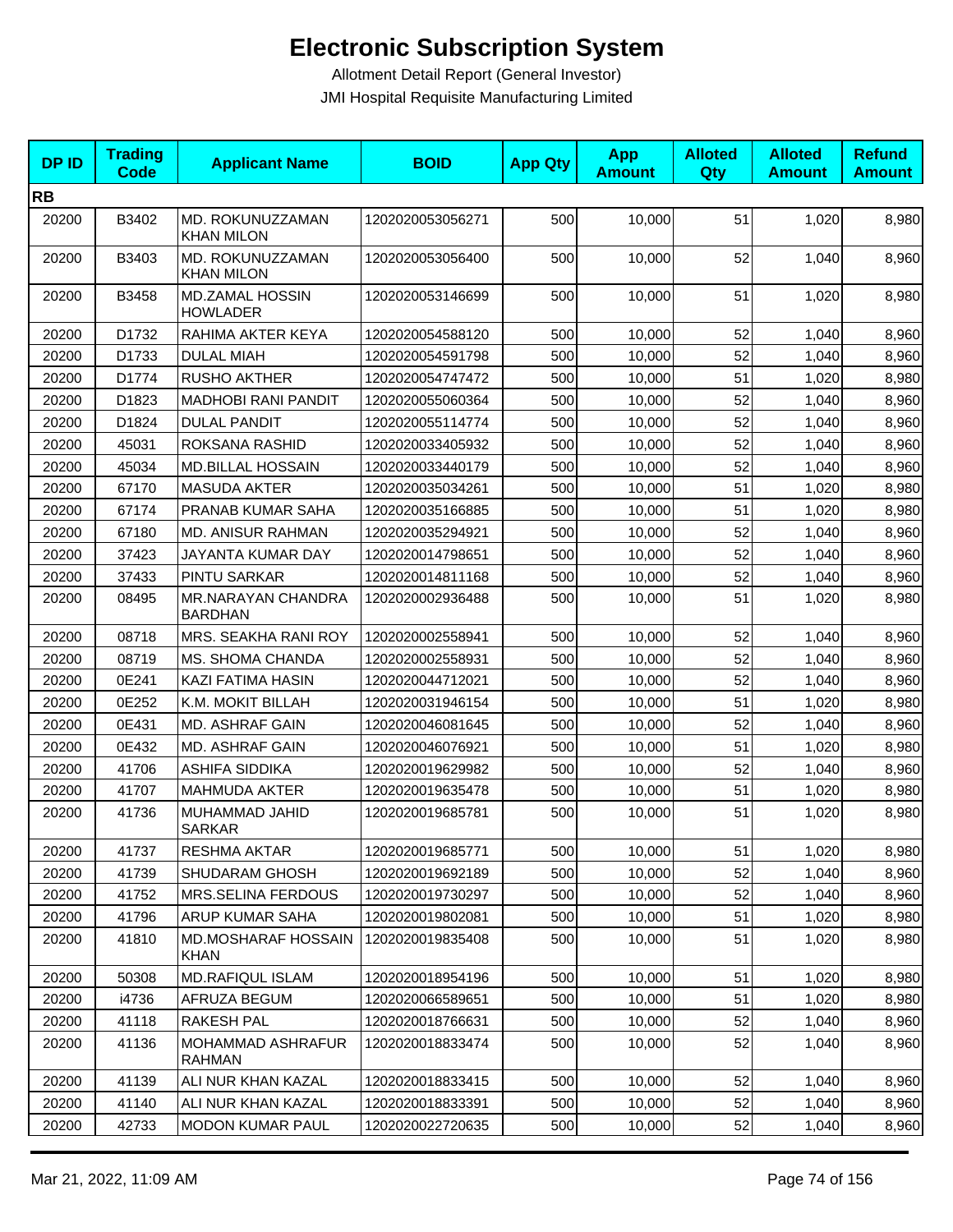# Electronic Subscription System

Allotment Detail Report (General Investor)

JMI Hospital Requisite Manufacturing Limited

| DP ID | Trading Code | Applicant Name | BOID | App Qty | App Amount | Alloted Qty | Alloted Amount | Refund Amount |
|---|---|---|---|---|---|---|---|---|
| **RB** | | | | | | | | |
| 20200 | B3402 | MD. ROKUNUZZAMAN KHAN MILON | 1202020053056271 | 500 | 10,000 | 51 | 1,020 | 8,980 |
| 20200 | B3403 | MD. ROKUNUZZAMAN KHAN MILON | 1202020053056400 | 500 | 10,000 | 52 | 1,040 | 8,960 |
| 20200 | B3458 | MD.ZAMAL HOSSIN HOWLADER | 1202020053146699 | 500 | 10,000 | 51 | 1,020 | 8,980 |
| 20200 | D1732 | RAHIMA AKTER KEYA | 1202020054588120 | 500 | 10,000 | 52 | 1,040 | 8,960 |
| 20200 | D1733 | DULAL MIAH | 1202020054591798 | 500 | 10,000 | 52 | 1,040 | 8,960 |
| 20200 | D1774 | RUSHO AKTHER | 1202020054747472 | 500 | 10,000 | 51 | 1,020 | 8,980 |
| 20200 | D1823 | MADHOBI RANI PANDIT | 1202020055060364 | 500 | 10,000 | 52 | 1,040 | 8,960 |
| 20200 | D1824 | DULAL PANDIT | 1202020055114774 | 500 | 10,000 | 52 | 1,040 | 8,960 |
| 20200 | 45031 | ROKSANA RASHID | 1202020033405932 | 500 | 10,000 | 52 | 1,040 | 8,960 |
| 20200 | 45034 | MD.BILLAL HOSSAIN | 1202020033440179 | 500 | 10,000 | 52 | 1,040 | 8,960 |
| 20200 | 67170 | MASUDA AKTER | 1202020035034261 | 500 | 10,000 | 51 | 1,020 | 8,980 |
| 20200 | 67174 | PRANAB KUMAR SAHA | 1202020035166885 | 500 | 10,000 | 51 | 1,020 | 8,980 |
| 20200 | 67180 | MD. ANISUR RAHMAN | 1202020035294921 | 500 | 10,000 | 52 | 1,040 | 8,960 |
| 20200 | 37423 | JAYANTA KUMAR DAY | 1202020014798651 | 500 | 10,000 | 52 | 1,040 | 8,960 |
| 20200 | 37433 | PINTU SARKAR | 1202020014811168 | 500 | 10,000 | 52 | 1,040 | 8,960 |
| 20200 | 08495 | MR.NARAYAN CHANDRA BARDHAN | 1202020002936488 | 500 | 10,000 | 51 | 1,020 | 8,980 |
| 20200 | 08718 | MRS. SEAKHA RANI ROY | 1202020002558941 | 500 | 10,000 | 52 | 1,040 | 8,960 |
| 20200 | 08719 | MS. SHOMA CHANDA | 1202020002558931 | 500 | 10,000 | 52 | 1,040 | 8,960 |
| 20200 | 0E241 | KAZI FATIMA HASIN | 1202020044712021 | 500 | 10,000 | 52 | 1,040 | 8,960 |
| 20200 | 0E252 | K.M. MOKIT BILLAH | 1202020031946154 | 500 | 10,000 | 51 | 1,020 | 8,980 |
| 20200 | 0E431 | MD. ASHRAF GAIN | 1202020046081645 | 500 | 10,000 | 52 | 1,040 | 8,960 |
| 20200 | 0E432 | MD. ASHRAF GAIN | 1202020046076921 | 500 | 10,000 | 51 | 1,020 | 8,980 |
| 20200 | 41706 | ASHIFA SIDDIKA | 1202020019629982 | 500 | 10,000 | 52 | 1,040 | 8,960 |
| 20200 | 41707 | MAHMUDA AKTER | 1202020019635478 | 500 | 10,000 | 51 | 1,020 | 8,980 |
| 20200 | 41736 | MUHAMMAD JAHID SARKAR | 1202020019685781 | 500 | 10,000 | 51 | 1,020 | 8,980 |
| 20200 | 41737 | RESHMA AKTAR | 1202020019685771 | 500 | 10,000 | 51 | 1,020 | 8,980 |
| 20200 | 41739 | SHUDARAM GHOSH | 1202020019692189 | 500 | 10,000 | 52 | 1,040 | 8,960 |
| 20200 | 41752 | MRS.SELINA FERDOUS | 1202020019730297 | 500 | 10,000 | 52 | 1,040 | 8,960 |
| 20200 | 41796 | ARUP KUMAR SAHA | 1202020019802081 | 500 | 10,000 | 51 | 1,020 | 8,980 |
| 20200 | 41810 | MD.MOSHARAF HOSSAIN KHAN | 1202020019835408 | 500 | 10,000 | 51 | 1,020 | 8,980 |
| 20200 | 50308 | MD.RAFIQUL ISLAM | 1202020018954196 | 500 | 10,000 | 51 | 1,020 | 8,980 |
| 20200 | i4736 | AFRUZA BEGUM | 1202020066589651 | 500 | 10,000 | 51 | 1,020 | 8,980 |
| 20200 | 41118 | RAKESH PAL | 1202020018766631 | 500 | 10,000 | 52 | 1,040 | 8,960 |
| 20200 | 41136 | MOHAMMAD ASHRAFUR RAHMAN | 1202020018833474 | 500 | 10,000 | 52 | 1,040 | 8,960 |
| 20200 | 41139 | ALI NUR KHAN KAZAL | 1202020018833415 | 500 | 10,000 | 52 | 1,040 | 8,960 |
| 20200 | 41140 | ALI NUR KHAN KAZAL | 1202020018833391 | 500 | 10,000 | 52 | 1,040 | 8,960 |
| 20200 | 42733 | MODON KUMAR PAUL | 1202020022720635 | 500 | 10,000 | 52 | 1,040 | 8,960 |

Mar 21, 2022, 11:09 AM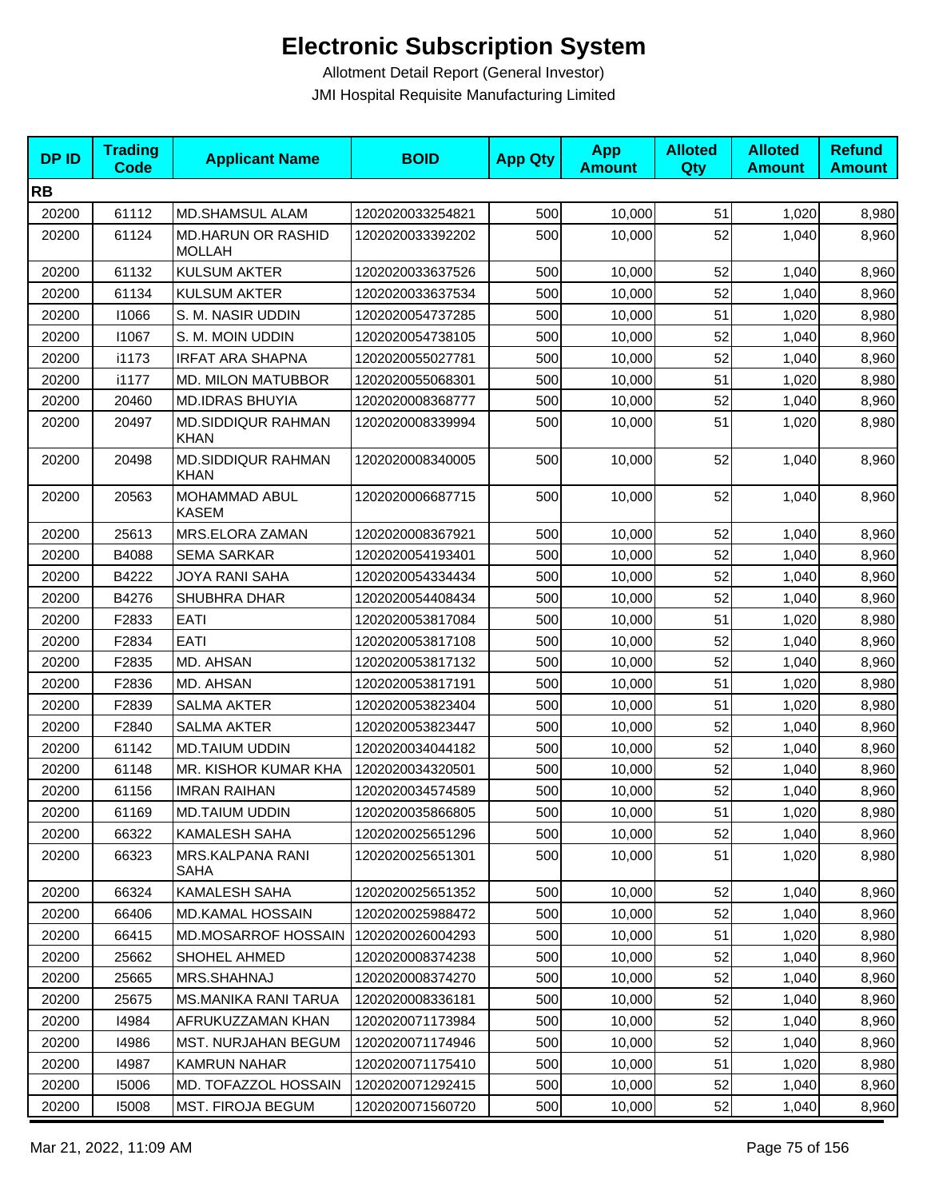# Electronic Subscription System

Allotment Detail Report (General Investor)

JMI Hospital Requisite Manufacturing Limited

| DP ID | Trading Code | Applicant Name | BOID | App Qty | App Amount | Alloted Qty | Alloted Amount | Refund Amount |
|---|---|---|---|---|---|---|---|---|
| **RB** | | | | | | | | |
| 20200 | 61112 | MD.SHAMSUL ALAM | 1202020033254821 | 500 | 10,000 | 51 | 1,020 | 8,980 |
| 20200 | 61124 | MD.HARUN OR RASHID MOLLAH | 1202020033392202 | 500 | 10,000 | 52 | 1,040 | 8,960 |
| 20200 | 61132 | KULSUM AKTER | 1202020033637526 | 500 | 10,000 | 52 | 1,040 | 8,960 |
| 20200 | 61134 | KULSUM AKTER | 1202020033637534 | 500 | 10,000 | 52 | 1,040 | 8,960 |
| 20200 | I1066 | S. M. NASIR UDDIN | 1202020054737285 | 500 | 10,000 | 51 | 1,020 | 8,980 |
| 20200 | I1067 | S. M. MOIN UDDIN | 1202020054738105 | 500 | 10,000 | 52 | 1,040 | 8,960 |
| 20200 | i1173 | IRFAT ARA SHAPNA | 1202020055027781 | 500 | 10,000 | 52 | 1,040 | 8,960 |
| 20200 | i1177 | MD. MILON MATUBBOR | 1202020055068301 | 500 | 10,000 | 51 | 1,020 | 8,980 |
| 20200 | 20460 | MD.IDRAS BHUYIA | 1202020008368777 | 500 | 10,000 | 52 | 1,040 | 8,960 |
| 20200 | 20497 | MD.SIDDIQUR RAHMAN KHAN | 1202020008339994 | 500 | 10,000 | 51 | 1,020 | 8,980 |
| 20200 | 20498 | MD.SIDDIQUR RAHMAN KHAN | 1202020008340005 | 500 | 10,000 | 52 | 1,040 | 8,960 |
| 20200 | 20563 | MOHAMMAD ABUL KASEM | 1202020006687715 | 500 | 10,000 | 52 | 1,040 | 8,960 |
| 20200 | 25613 | MRS.ELORA ZAMAN | 1202020008367921 | 500 | 10,000 | 52 | 1,040 | 8,960 |
| 20200 | B4088 | SEMA SARKAR | 1202020054193401 | 500 | 10,000 | 52 | 1,040 | 8,960 |
| 20200 | B4222 | JOYA RANI SAHA | 1202020054334434 | 500 | 10,000 | 52 | 1,040 | 8,960 |
| 20200 | B4276 | SHUBHRA DHAR | 1202020054408434 | 500 | 10,000 | 52 | 1,040 | 8,960 |
| 20200 | F2833 | EATI | 1202020053817084 | 500 | 10,000 | 51 | 1,020 | 8,980 |
| 20200 | F2834 | EATI | 1202020053817108 | 500 | 10,000 | 52 | 1,040 | 8,960 |
| 20200 | F2835 | MD. AHSAN | 1202020053817132 | 500 | 10,000 | 52 | 1,040 | 8,960 |
| 20200 | F2836 | MD. AHSAN | 1202020053817191 | 500 | 10,000 | 51 | 1,020 | 8,980 |
| 20200 | F2839 | SALMA AKTER | 1202020053823404 | 500 | 10,000 | 51 | 1,020 | 8,980 |
| 20200 | F2840 | SALMA AKTER | 1202020053823447 | 500 | 10,000 | 52 | 1,040 | 8,960 |
| 20200 | 61142 | MD.TAIUM UDDIN | 1202020034044182 | 500 | 10,000 | 52 | 1,040 | 8,960 |
| 20200 | 61148 | MR. KISHOR KUMAR KHA | 1202020034320501 | 500 | 10,000 | 52 | 1,040 | 8,960 |
| 20200 | 61156 | IMRAN RAIHAN | 1202020034574589 | 500 | 10,000 | 52 | 1,040 | 8,960 |
| 20200 | 61169 | MD.TAIUM UDDIN | 1202020035866805 | 500 | 10,000 | 51 | 1,020 | 8,980 |
| 20200 | 66322 | KAMALESH SAHA | 1202020025651296 | 500 | 10,000 | 52 | 1,040 | 8,960 |
| 20200 | 66323 | MRS.KALPANA RANI SAHA | 1202020025651301 | 500 | 10,000 | 51 | 1,020 | 8,980 |
| 20200 | 66324 | KAMALESH SAHA | 1202020025651352 | 500 | 10,000 | 52 | 1,040 | 8,960 |
| 20200 | 66406 | MD.KAMAL HOSSAIN | 1202020025988472 | 500 | 10,000 | 52 | 1,040 | 8,960 |
| 20200 | 66415 | MD.MOSARROF HOSSAIN | 1202020026004293 | 500 | 10,000 | 51 | 1,020 | 8,980 |
| 20200 | 25662 | SHOHEL AHMED | 1202020008374238 | 500 | 10,000 | 52 | 1,040 | 8,960 |
| 20200 | 25665 | MRS.SHAHNAJ | 1202020008374270 | 500 | 10,000 | 52 | 1,040 | 8,960 |
| 20200 | 25675 | MS.MANIKA RANI TARUA | 1202020008336181 | 500 | 10,000 | 52 | 1,040 | 8,960 |
| 20200 | I4984 | AFRUKUZZAMAN KHAN | 1202020071173984 | 500 | 10,000 | 52 | 1,040 | 8,960 |
| 20200 | I4986 | MST. NURJAHAN BEGUM | 1202020071174946 | 500 | 10,000 | 52 | 1,040 | 8,960 |
| 20200 | I4987 | KAMRUN NAHAR | 1202020071175410 | 500 | 10,000 | 51 | 1,020 | 8,980 |
| 20200 | I5006 | MD. TOFAZZOL HOSSAIN | 1202020071292415 | 500 | 10,000 | 52 | 1,040 | 8,960 |
| 20200 | I5008 | MST. FIROJA BEGUM | 1202020071560720 | 500 | 10,000 | 52 | 1,040 | 8,960 |

Mar 21, 2022, 11:09 AM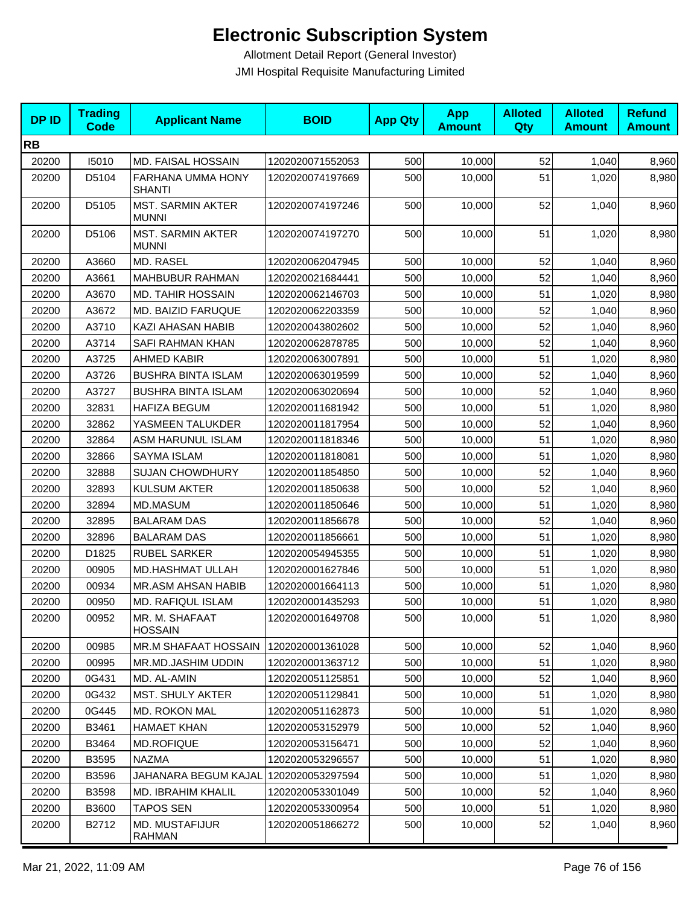# Electronic Subscription System

Allotment Detail Report (General Investor)

JMI Hospital Requisite Manufacturing Limited

| DP ID | Trading Code | Applicant Name | BOID | App Qty | App Amount | Alloted Qty | Alloted Amount | Refund Amount |
|---|---|---|---|---|---|---|---|---|
| **RB** | | | | | | | | |
| 20200 | I5010 | MD. FAISAL HOSSAIN | 1202020071552053 | 500 | 10,000 | 52 | 1,040 | 8,960 |
| 20200 | D5104 | FARHANA UMMA HONY SHANTI | 1202020074197669 | 500 | 10,000 | 51 | 1,020 | 8,980 |
| 20200 | D5105 | MST. SARMIN AKTER MUNNI | 1202020074197246 | 500 | 10,000 | 52 | 1,040 | 8,960 |
| 20200 | D5106 | MST. SARMIN AKTER MUNNI | 1202020074197270 | 500 | 10,000 | 51 | 1,020 | 8,980 |
| 20200 | A3660 | MD. RASEL | 1202020062047945 | 500 | 10,000 | 52 | 1,040 | 8,960 |
| 20200 | A3661 | MAHBUBUR RAHMAN | 1202020021684441 | 500 | 10,000 | 52 | 1,040 | 8,960 |
| 20200 | A3670 | MD. TAHIR HOSSAIN | 1202020062146703 | 500 | 10,000 | 51 | 1,020 | 8,980 |
| 20200 | A3672 | MD. BAIZID FARUQUE | 1202020062203359 | 500 | 10,000 | 52 | 1,040 | 8,960 |
| 20200 | A3710 | KAZI AHASAN HABIB | 1202020043802602 | 500 | 10,000 | 52 | 1,040 | 8,960 |
| 20200 | A3714 | SAFI RAHMAN KHAN | 1202020062878785 | 500 | 10,000 | 52 | 1,040 | 8,960 |
| 20200 | A3725 | AHMED KABIR | 1202020063007891 | 500 | 10,000 | 51 | 1,020 | 8,980 |
| 20200 | A3726 | BUSHRA BINTA ISLAM | 1202020063019599 | 500 | 10,000 | 52 | 1,040 | 8,960 |
| 20200 | A3727 | BUSHRA BINTA ISLAM | 1202020063020694 | 500 | 10,000 | 52 | 1,040 | 8,960 |
| 20200 | 32831 | HAFIZA BEGUM | 1202020011681942 | 500 | 10,000 | 51 | 1,020 | 8,980 |
| 20200 | 32862 | YASMEEN TALUKDER | 1202020011817954 | 500 | 10,000 | 52 | 1,040 | 8,960 |
| 20200 | 32864 | ASM HARUNUL ISLAM | 1202020011818346 | 500 | 10,000 | 51 | 1,020 | 8,980 |
| 20200 | 32866 | SAYMA ISLAM | 1202020011818081 | 500 | 10,000 | 51 | 1,020 | 8,980 |
| 20200 | 32888 | SUJAN CHOWDHURY | 1202020011854850 | 500 | 10,000 | 52 | 1,040 | 8,960 |
| 20200 | 32893 | KULSUM AKTER | 1202020011850638 | 500 | 10,000 | 52 | 1,040 | 8,960 |
| 20200 | 32894 | MD.MASUM | 1202020011850646 | 500 | 10,000 | 51 | 1,020 | 8,980 |
| 20200 | 32895 | BALARAM DAS | 1202020011856678 | 500 | 10,000 | 52 | 1,040 | 8,960 |
| 20200 | 32896 | BALARAM DAS | 1202020011856661 | 500 | 10,000 | 51 | 1,020 | 8,980 |
| 20200 | D1825 | RUBEL SARKER | 1202020054945355 | 500 | 10,000 | 51 | 1,020 | 8,980 |
| 20200 | 00905 | MD.HASHMAT ULLAH | 1202020001627846 | 500 | 10,000 | 51 | 1,020 | 8,980 |
| 20200 | 00934 | MR.ASM AHSAN HABIB | 1202020001664113 | 500 | 10,000 | 51 | 1,020 | 8,980 |
| 20200 | 00950 | MD. RAFIQUL ISLAM | 1202020001435293 | 500 | 10,000 | 51 | 1,020 | 8,980 |
| 20200 | 00952 | MR. M. SHAFAAT HOSSAIN | 1202020001649708 | 500 | 10,000 | 51 | 1,020 | 8,980 |
| 20200 | 00985 | MR.M SHAFAAT HOSSAIN | 1202020001361028 | 500 | 10,000 | 52 | 1,040 | 8,960 |
| 20200 | 00995 | MR.MD.JASHIM UDDIN | 1202020001363712 | 500 | 10,000 | 51 | 1,020 | 8,980 |
| 20200 | 0G431 | MD. AL-AMIN | 1202020051125851 | 500 | 10,000 | 52 | 1,040 | 8,960 |
| 20200 | 0G432 | MST. SHULY AKTER | 1202020051129841 | 500 | 10,000 | 51 | 1,020 | 8,980 |
| 20200 | 0G445 | MD. ROKON MAL | 1202020051162873 | 500 | 10,000 | 51 | 1,020 | 8,980 |
| 20200 | B3461 | HAMAET KHAN | 1202020053152979 | 500 | 10,000 | 52 | 1,040 | 8,960 |
| 20200 | B3464 | MD.ROFIQUE | 1202020053156471 | 500 | 10,000 | 52 | 1,040 | 8,960 |
| 20200 | B3595 | NAZMA | 1202020053296557 | 500 | 10,000 | 51 | 1,020 | 8,980 |
| 20200 | B3596 | JAHANARA BEGUM KAJAL | 1202020053297594 | 500 | 10,000 | 51 | 1,020 | 8,980 |
| 20200 | B3598 | MD. IBRAHIM KHALIL | 1202020053301049 | 500 | 10,000 | 52 | 1,040 | 8,960 |
| 20200 | B3600 | TAPOS SEN | 1202020053300954 | 500 | 10,000 | 51 | 1,020 | 8,980 |
| 20200 | B2712 | MD. MUSTAFIJUR RAHMAN | 1202020051866272 | 500 | 10,000 | 52 | 1,040 | 8,960 |

Mar 21, 2022, 11:09 AM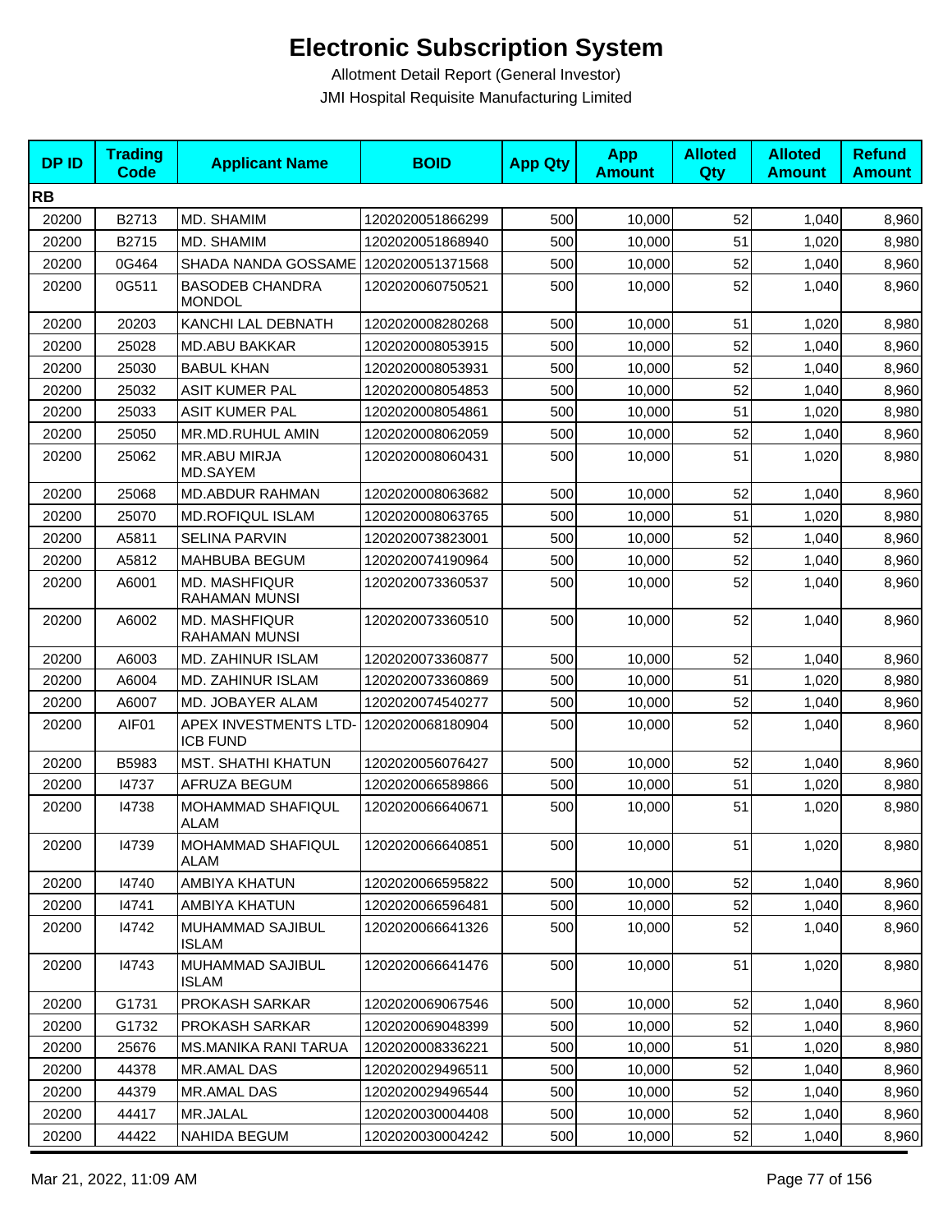# Electronic Subscription System

Allotment Detail Report (General Investor)

JMI Hospital Requisite Manufacturing Limited

| DP ID | Trading Code | Applicant Name | BOID | App Qty | App Amount | Alloted Qty | Alloted Amount | Refund Amount |
|---|---|---|---|---|---|---|---|---|
| **RB** | | | | | | | | |
| 20200 | B2713 | MD. SHAMIM | 1202020051866299 | 500 | 10,000 | 52 | 1,040 | 8,960 |
| 20200 | B2715 | MD. SHAMIM | 1202020051868940 | 500 | 10,000 | 51 | 1,020 | 8,980 |
| 20200 | 0G464 | SHADA NANDA GOSSAME | 1202020051371568 | 500 | 10,000 | 52 | 1,040 | 8,960 |
| 20200 | 0G511 | BASODEB CHANDRA MONDOL | 1202020060750521 | 500 | 10,000 | 52 | 1,040 | 8,960 |
| 20200 | 20203 | KANCHI LAL DEBNATH | 1202020008280268 | 500 | 10,000 | 51 | 1,020 | 8,980 |
| 20200 | 25028 | MD.ABU BAKKAR | 1202020008053915 | 500 | 10,000 | 52 | 1,040 | 8,960 |
| 20200 | 25030 | BABUL KHAN | 1202020008053931 | 500 | 10,000 | 52 | 1,040 | 8,960 |
| 20200 | 25032 | ASIT KUMER PAL | 1202020008054853 | 500 | 10,000 | 52 | 1,040 | 8,960 |
| 20200 | 25033 | ASIT KUMER PAL | 1202020008054861 | 500 | 10,000 | 51 | 1,020 | 8,980 |
| 20200 | 25050 | MR.MD.RUHUL AMIN | 1202020008062059 | 500 | 10,000 | 52 | 1,040 | 8,960 |
| 20200 | 25062 | MR.ABU MIRJA MD.SAYEM | 1202020008060431 | 500 | 10,000 | 51 | 1,020 | 8,980 |
| 20200 | 25068 | MD.ABDUR RAHMAN | 1202020008063682 | 500 | 10,000 | 52 | 1,040 | 8,960 |
| 20200 | 25070 | MD.ROFIQUL ISLAM | 1202020008063765 | 500 | 10,000 | 51 | 1,020 | 8,980 |
| 20200 | A5811 | SELINA PARVIN | 1202020073823001 | 500 | 10,000 | 52 | 1,040 | 8,960 |
| 20200 | A5812 | MAHBUBA BEGUM | 1202020074190964 | 500 | 10,000 | 52 | 1,040 | 8,960 |
| 20200 | A6001 | MD. MASHFIQUR RAHAMAN MUNSI | 1202020073360537 | 500 | 10,000 | 52 | 1,040 | 8,960 |
| 20200 | A6002 | MD. MASHFIQUR RAHAMAN MUNSI | 1202020073360510 | 500 | 10,000 | 52 | 1,040 | 8,960 |
| 20200 | A6003 | MD. ZAHINUR ISLAM | 1202020073360877 | 500 | 10,000 | 52 | 1,040 | 8,960 |
| 20200 | A6004 | MD. ZAHINUR ISLAM | 1202020073360869 | 500 | 10,000 | 51 | 1,020 | 8,980 |
| 20200 | A6007 | MD. JOBAYER ALAM | 1202020074540277 | 500 | 10,000 | 52 | 1,040 | 8,960 |
| 20200 | AIF01 | APEX INVESTMENTS LTD-ICB FUND | 1202020068180904 | 500 | 10,000 | 52 | 1,040 | 8,960 |
| 20200 | B5983 | MST. SHATHI KHATUN | 1202020056076427 | 500 | 10,000 | 52 | 1,040 | 8,960 |
| 20200 | I4737 | AFRUZA BEGUM | 1202020066589866 | 500 | 10,000 | 51 | 1,020 | 8,980 |
| 20200 | I4738 | MOHAMMAD SHAFIQUL ALAM | 1202020066640671 | 500 | 10,000 | 51 | 1,020 | 8,980 |
| 20200 | I4739 | MOHAMMAD SHAFIQUL ALAM | 1202020066640851 | 500 | 10,000 | 51 | 1,020 | 8,980 |
| 20200 | I4740 | AMBIYA KHATUN | 1202020066595822 | 500 | 10,000 | 52 | 1,040 | 8,960 |
| 20200 | I4741 | AMBIYA KHATUN | 1202020066596481 | 500 | 10,000 | 52 | 1,040 | 8,960 |
| 20200 | I4742 | MUHAMMAD SAJIBUL ISLAM | 1202020066641326 | 500 | 10,000 | 52 | 1,040 | 8,960 |
| 20200 | I4743 | MUHAMMAD SAJIBUL ISLAM | 1202020066641476 | 500 | 10,000 | 51 | 1,020 | 8,980 |
| 20200 | G1731 | PROKASH SARKAR | 1202020069067546 | 500 | 10,000 | 52 | 1,040 | 8,960 |
| 20200 | G1732 | PROKASH SARKAR | 1202020069048399 | 500 | 10,000 | 52 | 1,040 | 8,960 |
| 20200 | 25676 | MS.MANIKA RANI TARUA | 1202020008336221 | 500 | 10,000 | 51 | 1,020 | 8,980 |
| 20200 | 44378 | MR.AMAL DAS | 1202020029496511 | 500 | 10,000 | 52 | 1,040 | 8,960 |
| 20200 | 44379 | MR.AMAL DAS | 1202020029496544 | 500 | 10,000 | 52 | 1,040 | 8,960 |
| 20200 | 44417 | MR.JALAL | 1202020030004408 | 500 | 10,000 | 52 | 1,040 | 8,960 |
| 20200 | 44422 | NAHIDA BEGUM | 1202020030004242 | 500 | 10,000 | 52 | 1,040 | 8,960 |

Mar 21, 2022, 11:09 AM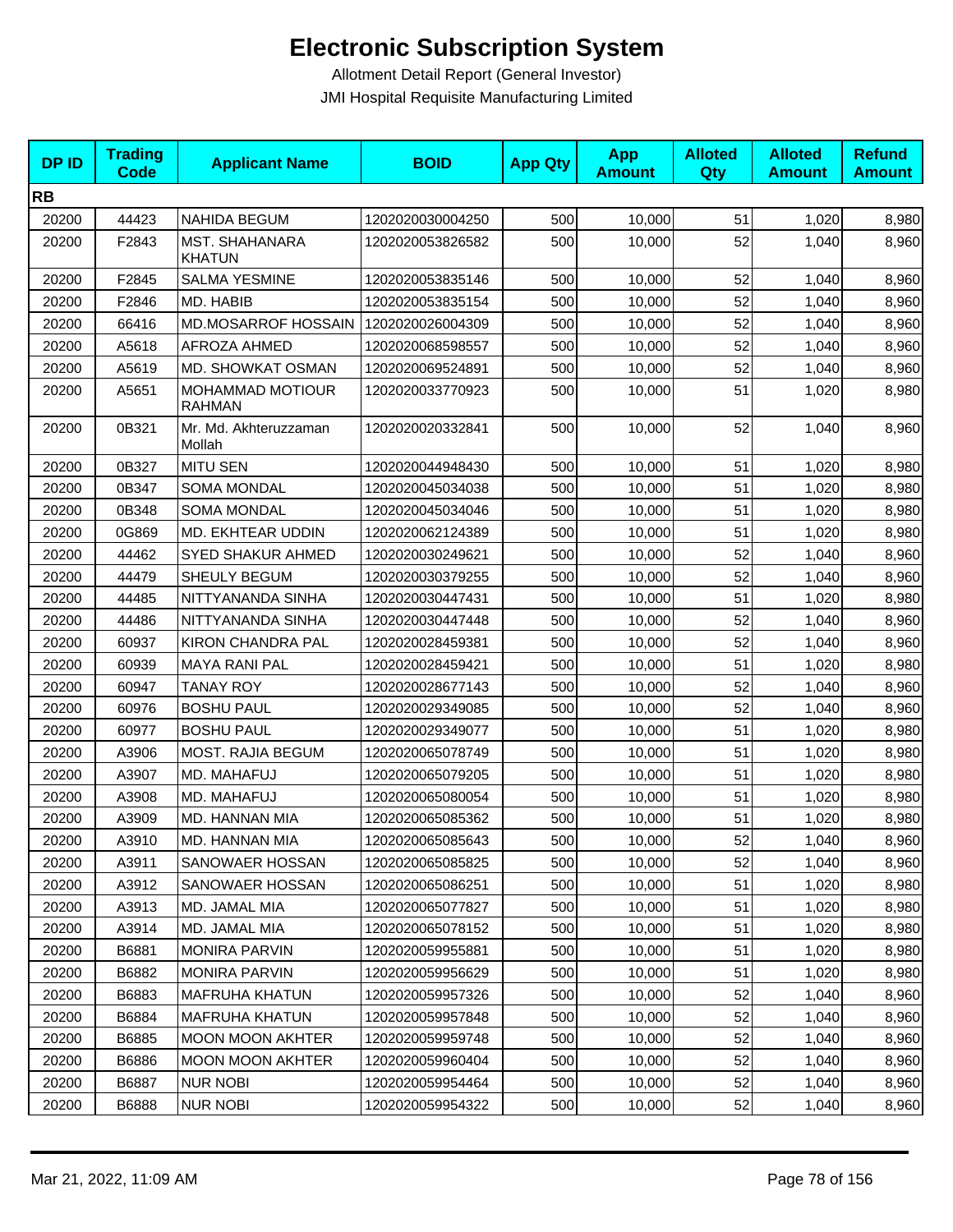# Electronic Subscription System

Allotment Detail Report (General Investor)

JMI Hospital Requisite Manufacturing Limited

| DP ID | Trading Code | Applicant Name | BOID | App Qty | App Amount | Alloted Qty | Alloted Amount | Refund Amount |
|---|---|---|---|---|---|---|---|---|
| **RB** | | | | | | | | |
| 20200 | 44423 | NAHIDA BEGUM | 1202020030004250 | 500 | 10,000 | 51 | 1,020 | 8,980 |
| 20200 | F2843 | MST. SHAHANARA KHATUN | 1202020053826582 | 500 | 10,000 | 52 | 1,040 | 8,960 |
| 20200 | F2845 | SALMA YESMINE | 1202020053835146 | 500 | 10,000 | 52 | 1,040 | 8,960 |
| 20200 | F2846 | MD. HABIB | 1202020053835154 | 500 | 10,000 | 52 | 1,040 | 8,960 |
| 20200 | 66416 | MD.MOSARROF HOSSAIN | 1202020026004309 | 500 | 10,000 | 52 | 1,040 | 8,960 |
| 20200 | A5618 | AFROZA AHMED | 1202020068598557 | 500 | 10,000 | 52 | 1,040 | 8,960 |
| 20200 | A5619 | MD. SHOWKAT OSMAN | 1202020069524891 | 500 | 10,000 | 52 | 1,040 | 8,960 |
| 20200 | A5651 | MOHAMMAD MOTIOUR RAHMAN | 1202020033770923 | 500 | 10,000 | 51 | 1,020 | 8,980 |
| 20200 | 0B321 | Mr. Md. Akhteruzzaman Mollah | 1202020020332841 | 500 | 10,000 | 52 | 1,040 | 8,960 |
| 20200 | 0B327 | MITU SEN | 1202020044948430 | 500 | 10,000 | 51 | 1,020 | 8,980 |
| 20200 | 0B347 | SOMA MONDAL | 1202020045034038 | 500 | 10,000 | 51 | 1,020 | 8,980 |
| 20200 | 0B348 | SOMA MONDAL | 1202020045034046 | 500 | 10,000 | 51 | 1,020 | 8,980 |
| 20200 | 0G869 | MD. EKHTEAR UDDIN | 1202020062124389 | 500 | 10,000 | 51 | 1,020 | 8,980 |
| 20200 | 44462 | SYED SHAKUR AHMED | 1202020030249621 | 500 | 10,000 | 52 | 1,040 | 8,960 |
| 20200 | 44479 | SHEULY BEGUM | 1202020030379255 | 500 | 10,000 | 52 | 1,040 | 8,960 |
| 20200 | 44485 | NITTYANANDA SINHA | 1202020030447431 | 500 | 10,000 | 51 | 1,020 | 8,980 |
| 20200 | 44486 | NITTYANANDA SINHA | 1202020030447448 | 500 | 10,000 | 52 | 1,040 | 8,960 |
| 20200 | 60937 | KIRON CHANDRA PAL | 1202020028459381 | 500 | 10,000 | 52 | 1,040 | 8,960 |
| 20200 | 60939 | MAYA RANI PAL | 1202020028459421 | 500 | 10,000 | 51 | 1,020 | 8,980 |
| 20200 | 60947 | TANAY ROY | 1202020028677143 | 500 | 10,000 | 52 | 1,040 | 8,960 |
| 20200 | 60976 | BOSHU PAUL | 1202020029349085 | 500 | 10,000 | 52 | 1,040 | 8,960 |
| 20200 | 60977 | BOSHU PAUL | 1202020029349077 | 500 | 10,000 | 51 | 1,020 | 8,980 |
| 20200 | A3906 | MOST. RAJIA BEGUM | 1202020065078749 | 500 | 10,000 | 51 | 1,020 | 8,980 |
| 20200 | A3907 | MD. MAHAFUJ | 1202020065079205 | 500 | 10,000 | 51 | 1,020 | 8,980 |
| 20200 | A3908 | MD. MAHAFUJ | 1202020065080054 | 500 | 10,000 | 51 | 1,020 | 8,980 |
| 20200 | A3909 | MD. HANNAN MIA | 1202020065085362 | 500 | 10,000 | 51 | 1,020 | 8,980 |
| 20200 | A3910 | MD. HANNAN MIA | 1202020065085643 | 500 | 10,000 | 52 | 1,040 | 8,960 |
| 20200 | A3911 | SANOWAER HOSSAN | 1202020065085825 | 500 | 10,000 | 52 | 1,040 | 8,960 |
| 20200 | A3912 | SANOWAER HOSSAN | 1202020065086251 | 500 | 10,000 | 51 | 1,020 | 8,980 |
| 20200 | A3913 | MD. JAMAL MIA | 1202020065077827 | 500 | 10,000 | 51 | 1,020 | 8,980 |
| 20200 | A3914 | MD. JAMAL MIA | 1202020065078152 | 500 | 10,000 | 51 | 1,020 | 8,980 |
| 20200 | B6881 | MONIRA PARVIN | 1202020059955881 | 500 | 10,000 | 51 | 1,020 | 8,980 |
| 20200 | B6882 | MONIRA PARVIN | 1202020059956629 | 500 | 10,000 | 51 | 1,020 | 8,980 |
| 20200 | B6883 | MAFRUHA KHATUN | 1202020059957326 | 500 | 10,000 | 52 | 1,040 | 8,960 |
| 20200 | B6884 | MAFRUHA KHATUN | 1202020059957848 | 500 | 10,000 | 52 | 1,040 | 8,960 |
| 20200 | B6885 | MOON MOON AKHTER | 1202020059959748 | 500 | 10,000 | 52 | 1,040 | 8,960 |
| 20200 | B6886 | MOON MOON AKHTER | 1202020059960404 | 500 | 10,000 | 52 | 1,040 | 8,960 |
| 20200 | B6887 | NUR NOBI | 1202020059954464 | 500 | 10,000 | 52 | 1,040 | 8,960 |
| 20200 | B6888 | NUR NOBI | 1202020059954322 | 500 | 10,000 | 52 | 1,040 | 8,960 |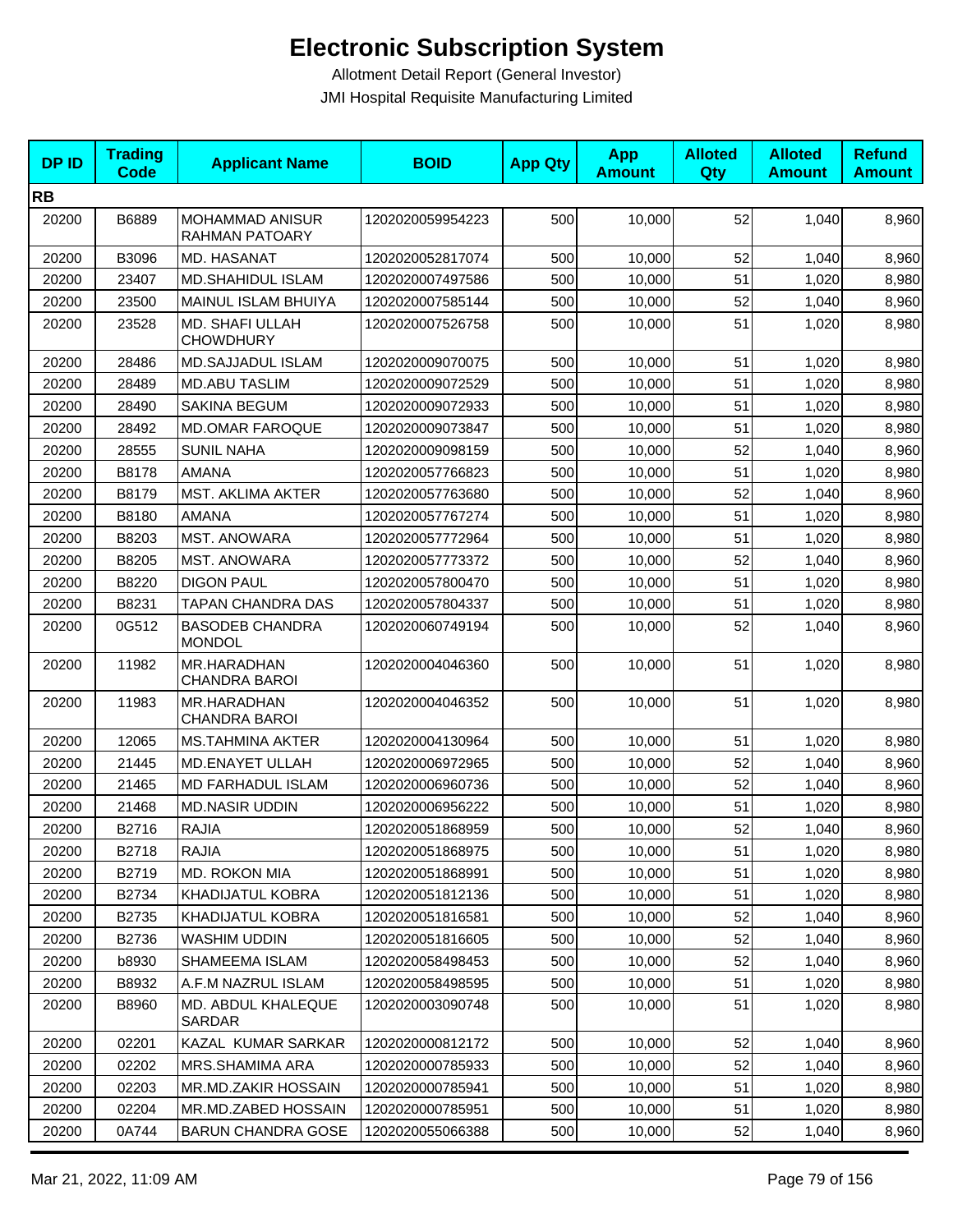# Electronic Subscription System

Allotment Detail Report (General Investor)

JMI Hospital Requisite Manufacturing Limited

| DP ID | Trading Code | Applicant Name | BOID | App Qty | App Amount | Alloted Qty | Alloted Amount | Refund Amount |
|---|---|---|---|---|---|---|---|---|
| **RB** | | | | | | | | |
| 20200 | B6889 | MOHAMMAD ANISUR RAHMAN PATOARY | 1202020059954223 | 500 | 10,000 | 52 | 1,040 | 8,960 |
| 20200 | B3096 | MD. HASANAT | 1202020052817074 | 500 | 10,000 | 52 | 1,040 | 8,960 |
| 20200 | 23407 | MD.SHAHIDUL ISLAM | 1202020007497586 | 500 | 10,000 | 51 | 1,020 | 8,980 |
| 20200 | 23500 | MAINUL ISLAM BHUIYA | 1202020007585144 | 500 | 10,000 | 52 | 1,040 | 8,960 |
| 20200 | 23528 | MD. SHAFI ULLAH CHOWDHURY | 1202020007526758 | 500 | 10,000 | 51 | 1,020 | 8,980 |
| 20200 | 28486 | MD.SAJJADUL ISLAM | 1202020009070075 | 500 | 10,000 | 51 | 1,020 | 8,980 |
| 20200 | 28489 | MD.ABU TASLIM | 1202020009072529 | 500 | 10,000 | 51 | 1,020 | 8,980 |
| 20200 | 28490 | SAKINA BEGUM | 1202020009072933 | 500 | 10,000 | 51 | 1,020 | 8,980 |
| 20200 | 28492 | MD.OMAR FAROQUE | 1202020009073847 | 500 | 10,000 | 51 | 1,020 | 8,980 |
| 20200 | 28555 | SUNIL NAHA | 1202020009098159 | 500 | 10,000 | 52 | 1,040 | 8,960 |
| 20200 | B8178 | AMANA | 1202020057766823 | 500 | 10,000 | 51 | 1,020 | 8,980 |
| 20200 | B8179 | MST. AKLIMA AKTER | 1202020057763680 | 500 | 10,000 | 52 | 1,040 | 8,960 |
| 20200 | B8180 | AMANA | 1202020057767274 | 500 | 10,000 | 51 | 1,020 | 8,980 |
| 20200 | B8203 | MST. ANOWARA | 1202020057772964 | 500 | 10,000 | 51 | 1,020 | 8,980 |
| 20200 | B8205 | MST. ANOWARA | 1202020057773372 | 500 | 10,000 | 52 | 1,040 | 8,960 |
| 20200 | B8220 | DIGON PAUL | 1202020057800470 | 500 | 10,000 | 51 | 1,020 | 8,980 |
| 20200 | B8231 | TAPAN CHANDRA DAS | 1202020057804337 | 500 | 10,000 | 51 | 1,020 | 8,980 |
| 20200 | 0G512 | BASODEB CHANDRA MONDOL | 1202020060749194 | 500 | 10,000 | 52 | 1,040 | 8,960 |
| 20200 | 11982 | MR.HARADHAN CHANDRA BAROI | 1202020004046360 | 500 | 10,000 | 51 | 1,020 | 8,980 |
| 20200 | 11983 | MR.HARADHAN CHANDRA BAROI | 1202020004046352 | 500 | 10,000 | 51 | 1,020 | 8,980 |
| 20200 | 12065 | MS.TAHMINA AKTER | 1202020004130964 | 500 | 10,000 | 51 | 1,020 | 8,980 |
| 20200 | 21445 | MD.ENAYET ULLAH | 1202020006972965 | 500 | 10,000 | 52 | 1,040 | 8,960 |
| 20200 | 21465 | MD FARHADUL ISLAM | 1202020006960736 | 500 | 10,000 | 52 | 1,040 | 8,960 |
| 20200 | 21468 | MD.NASIR UDDIN | 1202020006956222 | 500 | 10,000 | 51 | 1,020 | 8,980 |
| 20200 | B2716 | RAJIA | 1202020051868959 | 500 | 10,000 | 52 | 1,040 | 8,960 |
| 20200 | B2718 | RAJIA | 1202020051868975 | 500 | 10,000 | 51 | 1,020 | 8,980 |
| 20200 | B2719 | MD. ROKON MIA | 1202020051868991 | 500 | 10,000 | 51 | 1,020 | 8,980 |
| 20200 | B2734 | KHADIJATUL KOBRA | 1202020051812136 | 500 | 10,000 | 51 | 1,020 | 8,980 |
| 20200 | B2735 | KHADIJATUL KOBRA | 1202020051816581 | 500 | 10,000 | 52 | 1,040 | 8,960 |
| 20200 | B2736 | WASHIM UDDIN | 1202020051816605 | 500 | 10,000 | 52 | 1,040 | 8,960 |
| 20200 | b8930 | SHAMEEMA ISLAM | 1202020058498453 | 500 | 10,000 | 52 | 1,040 | 8,960 |
| 20200 | B8932 | A.F.M NAZRUL ISLAM | 1202020058498595 | 500 | 10,000 | 51 | 1,020 | 8,980 |
| 20200 | B8960 | MD. ABDUL KHALEQUE SARDAR | 1202020003090748 | 500 | 10,000 | 51 | 1,020 | 8,980 |
| 20200 | 02201 | KAZAL KUMAR SARKAR | 1202020000812172 | 500 | 10,000 | 52 | 1,040 | 8,960 |
| 20200 | 02202 | MRS.SHAMIMA ARA | 1202020000785933 | 500 | 10,000 | 52 | 1,040 | 8,960 |
| 20200 | 02203 | MR.MD.ZAKIR HOSSAIN | 1202020000785941 | 500 | 10,000 | 51 | 1,020 | 8,980 |
| 20200 | 02204 | MR.MD.ZABED HOSSAIN | 1202020000785951 | 500 | 10,000 | 51 | 1,020 | 8,980 |
| 20200 | 0A744 | BARUN CHANDRA GOSE | 1202020055066388 | 500 | 10,000 | 52 | 1,040 | 8,960 |

Mar 21, 2022, 11:09 AM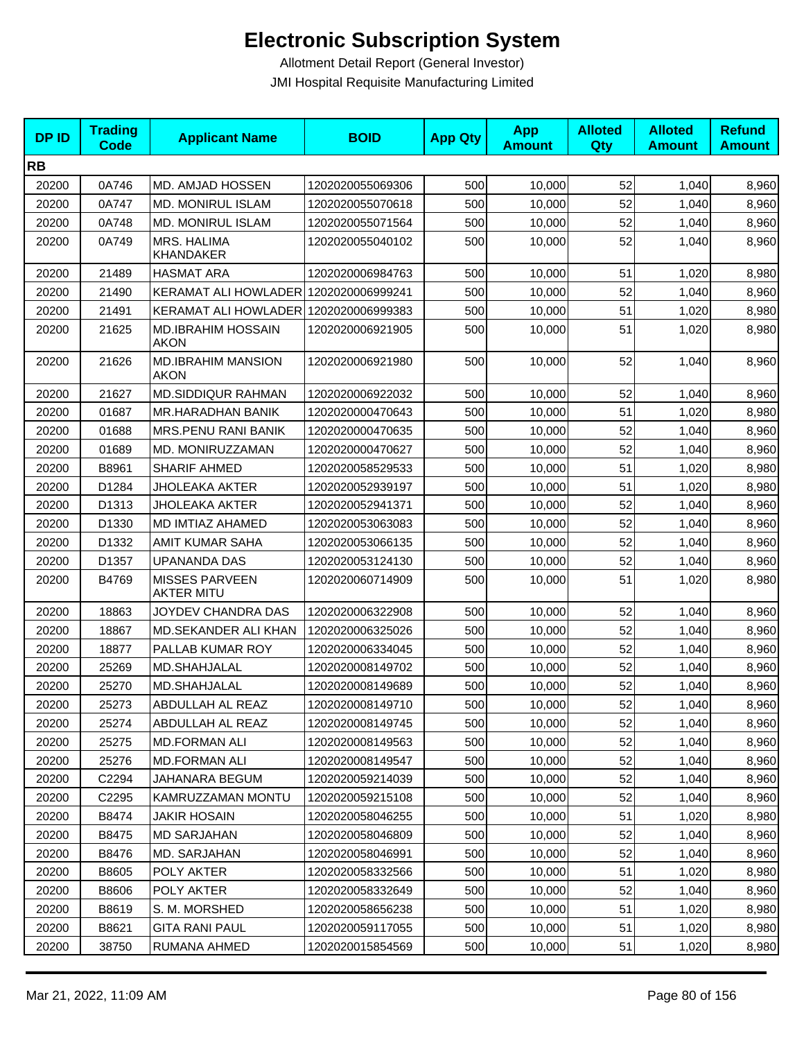# Electronic Subscription System

Allotment Detail Report (General Investor)

JMI Hospital Requisite Manufacturing Limited

| DP ID | Trading Code | Applicant Name | BOID | App Qty | App Amount | Alloted Qty | Alloted Amount | Refund Amount |
|---|---|---|---|---|---|---|---|---|
| **RB** | | | | | | | | |
| 20200 | 0A746 | MD. AMJAD HOSSEN | 1202020055069306 | 500 | 10,000 | 52 | 1,040 | 8,960 |
| 20200 | 0A747 | MD. MONIRUL ISLAM | 1202020055070618 | 500 | 10,000 | 52 | 1,040 | 8,960 |
| 20200 | 0A748 | MD. MONIRUL ISLAM | 1202020055071564 | 500 | 10,000 | 52 | 1,040 | 8,960 |
| 20200 | 0A749 | MRS. HALIMA KHANDAKER | 1202020055040102 | 500 | 10,000 | 52 | 1,040 | 8,960 |
| 20200 | 21489 | HASMAT ARA | 1202020006984763 | 500 | 10,000 | 51 | 1,020 | 8,980 |
| 20200 | 21490 | KERAMAT ALI HOWLADER | 1202020006999241 | 500 | 10,000 | 52 | 1,040 | 8,960 |
| 20200 | 21491 | KERAMAT ALI HOWLADER | 1202020006999383 | 500 | 10,000 | 51 | 1,020 | 8,980 |
| 20200 | 21625 | MD.IBRAHIM HOSSAIN AKON | 1202020006921905 | 500 | 10,000 | 51 | 1,020 | 8,980 |
| 20200 | 21626 | MD.IBRAHIM MANSION AKON | 1202020006921980 | 500 | 10,000 | 52 | 1,040 | 8,960 |
| 20200 | 21627 | MD.SIDDIQUR RAHMAN | 1202020006922032 | 500 | 10,000 | 52 | 1,040 | 8,960 |
| 20200 | 01687 | MR.HARADHAN BANIK | 1202020000470643 | 500 | 10,000 | 51 | 1,020 | 8,980 |
| 20200 | 01688 | MRS.PENU RANI BANIK | 1202020000470635 | 500 | 10,000 | 52 | 1,040 | 8,960 |
| 20200 | 01689 | MD. MONIRUZZAMAN | 1202020000470627 | 500 | 10,000 | 52 | 1,040 | 8,960 |
| 20200 | B8961 | SHARIF AHMED | 1202020058529533 | 500 | 10,000 | 51 | 1,020 | 8,980 |
| 20200 | D1284 | JHOLEAKA AKTER | 1202020052939197 | 500 | 10,000 | 51 | 1,020 | 8,980 |
| 20200 | D1313 | JHOLEAKA AKTER | 1202020052941371 | 500 | 10,000 | 52 | 1,040 | 8,960 |
| 20200 | D1330 | MD IMTIAZ AHAMED | 1202020053063083 | 500 | 10,000 | 52 | 1,040 | 8,960 |
| 20200 | D1332 | AMIT KUMAR SAHA | 1202020053066135 | 500 | 10,000 | 52 | 1,040 | 8,960 |
| 20200 | D1357 | UPANANDA DAS | 1202020053124130 | 500 | 10,000 | 52 | 1,040 | 8,960 |
| 20200 | B4769 | MISSES PARVEEN AKTER MITU | 1202020060714909 | 500 | 10,000 | 51 | 1,020 | 8,980 |
| 20200 | 18863 | JOYDEV CHANDRA DAS | 1202020006322908 | 500 | 10,000 | 52 | 1,040 | 8,960 |
| 20200 | 18867 | MD.SEKANDER ALI KHAN | 1202020006325026 | 500 | 10,000 | 52 | 1,040 | 8,960 |
| 20200 | 18877 | PALLAB KUMAR ROY | 1202020006334045 | 500 | 10,000 | 52 | 1,040 | 8,960 |
| 20200 | 25269 | MD.SHAHJALAL | 1202020008149702 | 500 | 10,000 | 52 | 1,040 | 8,960 |
| 20200 | 25270 | MD.SHAHJALAL | 1202020008149689 | 500 | 10,000 | 52 | 1,040 | 8,960 |
| 20200 | 25273 | ABDULLAH AL REAZ | 1202020008149710 | 500 | 10,000 | 52 | 1,040 | 8,960 |
| 20200 | 25274 | ABDULLAH AL REAZ | 1202020008149745 | 500 | 10,000 | 52 | 1,040 | 8,960 |
| 20200 | 25275 | MD.FORMAN ALI | 1202020008149563 | 500 | 10,000 | 52 | 1,040 | 8,960 |
| 20200 | 25276 | MD.FORMAN ALI | 1202020008149547 | 500 | 10,000 | 52 | 1,040 | 8,960 |
| 20200 | C2294 | JAHANARA BEGUM | 1202020059214039 | 500 | 10,000 | 52 | 1,040 | 8,960 |
| 20200 | C2295 | KAMRUZZAMAN MONTU | 1202020059215108 | 500 | 10,000 | 52 | 1,040 | 8,960 |
| 20200 | B8474 | JAKIR HOSAIN | 1202020058046255 | 500 | 10,000 | 51 | 1,020 | 8,980 |
| 20200 | B8475 | MD SARJAHAN | 1202020058046809 | 500 | 10,000 | 52 | 1,040 | 8,960 |
| 20200 | B8476 | MD. SARJAHAN | 1202020058046991 | 500 | 10,000 | 52 | 1,040 | 8,960 |
| 20200 | B8605 | POLY AKTER | 1202020058332566 | 500 | 10,000 | 51 | 1,020 | 8,980 |
| 20200 | B8606 | POLY AKTER | 1202020058332649 | 500 | 10,000 | 52 | 1,040 | 8,960 |
| 20200 | B8619 | S. M. MORSHED | 1202020058656238 | 500 | 10,000 | 51 | 1,020 | 8,980 |
| 20200 | B8621 | GITA RANI PAUL | 1202020059117055 | 500 | 10,000 | 51 | 1,020 | 8,980 |
| 20200 | 38750 | RUMANA AHMED | 1202020015854569 | 500 | 10,000 | 51 | 1,020 | 8,980 |

Mar 21, 2022, 11:09 AM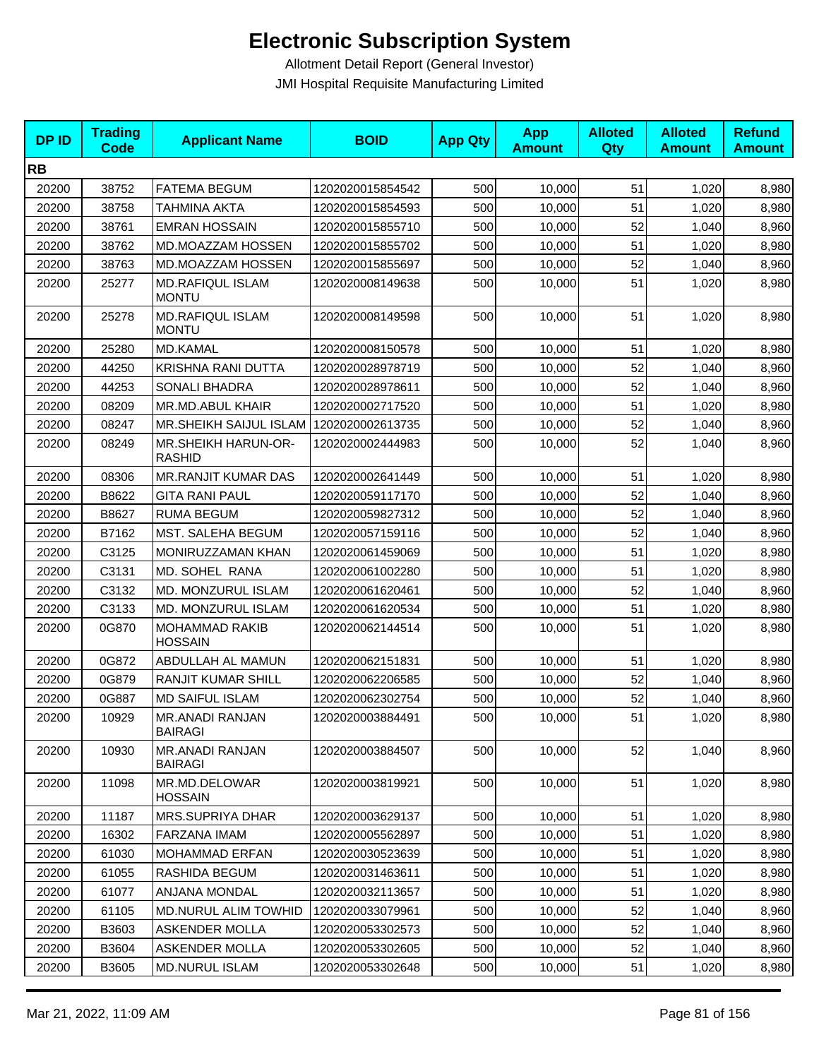# Electronic Subscription System

Allotment Detail Report (General Investor)

JMI Hospital Requisite Manufacturing Limited

| DP ID | Trading Code | Applicant Name | BOID | App Qty | App Amount | Alloted Qty | Alloted Amount | Refund Amount |
|---|---|---|---|---|---|---|---|---|
| **RB** | | | | | | | | |
| 20200 | 38752 | FATEMA BEGUM | 1202020015854542 | 500 | 10,000 | 51 | 1,020 | 8,980 |
| 20200 | 38758 | TAHMINA AKTA | 1202020015854593 | 500 | 10,000 | 51 | 1,020 | 8,980 |
| 20200 | 38761 | EMRAN HOSSAIN | 1202020015855710 | 500 | 10,000 | 52 | 1,040 | 8,960 |
| 20200 | 38762 | MD.MOAZZAM HOSSEN | 1202020015855702 | 500 | 10,000 | 51 | 1,020 | 8,980 |
| 20200 | 38763 | MD.MOAZZAM HOSSEN | 1202020015855697 | 500 | 10,000 | 52 | 1,040 | 8,960 |
| 20200 | 25277 | MD.RAFIQUL ISLAM MONTU | 1202020008149638 | 500 | 10,000 | 51 | 1,020 | 8,980 |
| 20200 | 25278 | MD.RAFIQUL ISLAM MONTU | 1202020008149598 | 500 | 10,000 | 51 | 1,020 | 8,980 |
| 20200 | 25280 | MD.KAMAL | 1202020008150578 | 500 | 10,000 | 51 | 1,020 | 8,980 |
| 20200 | 44250 | KRISHNA RANI DUTTA | 1202020028978719 | 500 | 10,000 | 52 | 1,040 | 8,960 |
| 20200 | 44253 | SONALI BHADRA | 1202020028978611 | 500 | 10,000 | 52 | 1,040 | 8,960 |
| 20200 | 08209 | MR.MD.ABUL KHAIR | 1202020002717520 | 500 | 10,000 | 51 | 1,020 | 8,980 |
| 20200 | 08247 | MR.SHEIKH SAIJUL ISLAM | 1202020002613735 | 500 | 10,000 | 52 | 1,040 | 8,960 |
| 20200 | 08249 | MR.SHEIKH HARUN-OR-RASHID | 1202020002444983 | 500 | 10,000 | 52 | 1,040 | 8,960 |
| 20200 | 08306 | MR.RANJIT KUMAR DAS | 1202020002641449 | 500 | 10,000 | 51 | 1,020 | 8,980 |
| 20200 | B8622 | GITA RANI PAUL | 1202020059117170 | 500 | 10,000 | 52 | 1,040 | 8,960 |
| 20200 | B8627 | RUMA BEGUM | 1202020059827312 | 500 | 10,000 | 52 | 1,040 | 8,960 |
| 20200 | B7162 | MST. SALEHA BEGUM | 1202020057159116 | 500 | 10,000 | 52 | 1,040 | 8,960 |
| 20200 | C3125 | MONIRUZZAMAN KHAN | 1202020061459069 | 500 | 10,000 | 51 | 1,020 | 8,980 |
| 20200 | C3131 | MD. SOHEL RANA | 1202020061002280 | 500 | 10,000 | 51 | 1,020 | 8,980 |
| 20200 | C3132 | MD. MONZURUL ISLAM | 1202020061620461 | 500 | 10,000 | 52 | 1,040 | 8,960 |
| 20200 | C3133 | MD. MONZURUL ISLAM | 1202020061620534 | 500 | 10,000 | 51 | 1,020 | 8,980 |
| 20200 | 0G870 | MOHAMMAD RAKIB HOSSAIN | 1202020062144514 | 500 | 10,000 | 51 | 1,020 | 8,980 |
| 20200 | 0G872 | ABDULLAH AL MAMUN | 1202020062151831 | 500 | 10,000 | 51 | 1,020 | 8,980 |
| 20200 | 0G879 | RANJIT KUMAR SHILL | 1202020062206585 | 500 | 10,000 | 52 | 1,040 | 8,960 |
| 20200 | 0G887 | MD SAIFUL ISLAM | 1202020062302754 | 500 | 10,000 | 52 | 1,040 | 8,960 |
| 20200 | 10929 | MR.ANADI RANJAN BAIRAGI | 1202020003884491 | 500 | 10,000 | 51 | 1,020 | 8,980 |
| 20200 | 10930 | MR.ANADI RANJAN BAIRAGI | 1202020003884507 | 500 | 10,000 | 52 | 1,040 | 8,960 |
| 20200 | 11098 | MR.MD.DELOWAR HOSSAIN | 1202020003819921 | 500 | 10,000 | 51 | 1,020 | 8,980 |
| 20200 | 11187 | MRS.SUPRIYA DHAR | 1202020003629137 | 500 | 10,000 | 51 | 1,020 | 8,980 |
| 20200 | 16302 | FARZANA IMAM | 1202020005562897 | 500 | 10,000 | 51 | 1,020 | 8,980 |
| 20200 | 61030 | MOHAMMAD ERFAN | 1202020030523639 | 500 | 10,000 | 51 | 1,020 | 8,980 |
| 20200 | 61055 | RASHIDA BEGUM | 1202020031463611 | 500 | 10,000 | 51 | 1,020 | 8,980 |
| 20200 | 61077 | ANJANA MONDAL | 1202020032113657 | 500 | 10,000 | 51 | 1,020 | 8,980 |
| 20200 | 61105 | MD.NURUL ALIM TOWHID | 1202020033079961 | 500 | 10,000 | 52 | 1,040 | 8,960 |
| 20200 | B3603 | ASKENDER MOLLA | 1202020053302573 | 500 | 10,000 | 52 | 1,040 | 8,960 |
| 20200 | B3604 | ASKENDER MOLLA | 1202020053302605 | 500 | 10,000 | 52 | 1,040 | 8,960 |
| 20200 | B3605 | MD.NURUL ISLAM | 1202020053302648 | 500 | 10,000 | 51 | 1,020 | 8,980 |

Mar 21, 2022, 11:09 AM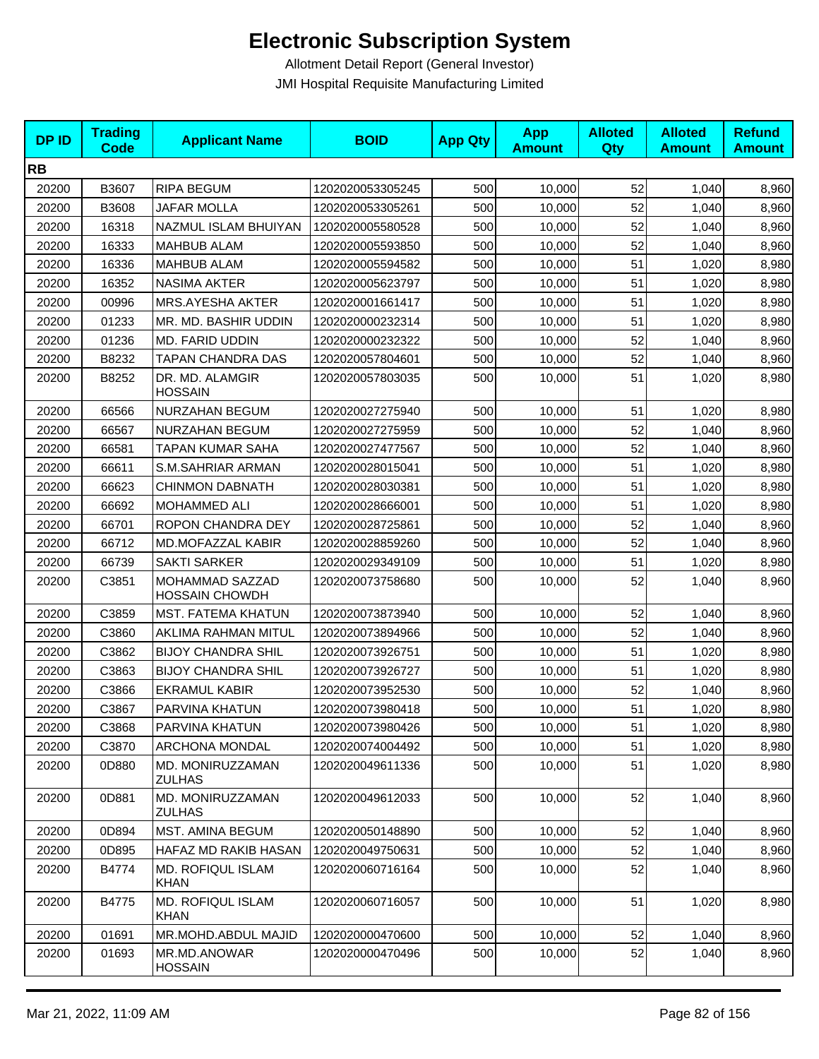# Electronic Subscription System

Allotment Detail Report (General Investor)

JMI Hospital Requisite Manufacturing Limited

| DP ID | Trading Code | Applicant Name | BOID | App Qty | App Amount | Alloted Qty | Alloted Amount | Refund Amount |
|---|---|---|---|---|---|---|---|---|
| **RB** | | | | | | | | |
| 20200 | B3607 | RIPA BEGUM | 1202020053305245 | 500 | 10,000 | 52 | 1,040 | 8,960 |
| 20200 | B3608 | JAFAR MOLLA | 1202020053305261 | 500 | 10,000 | 52 | 1,040 | 8,960 |
| 20200 | 16318 | NAZMUL ISLAM BHUIYAN | 1202020005580528 | 500 | 10,000 | 52 | 1,040 | 8,960 |
| 20200 | 16333 | MAHBUB ALAM | 1202020005593850 | 500 | 10,000 | 52 | 1,040 | 8,960 |
| 20200 | 16336 | MAHBUB ALAM | 1202020005594582 | 500 | 10,000 | 51 | 1,020 | 8,980 |
| 20200 | 16352 | NASIMA AKTER | 1202020005623797 | 500 | 10,000 | 51 | 1,020 | 8,980 |
| 20200 | 00996 | MRS.AYESHA AKTER | 1202020001661417 | 500 | 10,000 | 51 | 1,020 | 8,980 |
| 20200 | 01233 | MR. MD. BASHIR UDDIN | 1202020000232314 | 500 | 10,000 | 51 | 1,020 | 8,980 |
| 20200 | 01236 | MD. FARID UDDIN | 1202020000232322 | 500 | 10,000 | 52 | 1,040 | 8,960 |
| 20200 | B8232 | TAPAN CHANDRA DAS | 1202020057804601 | 500 | 10,000 | 52 | 1,040 | 8,960 |
| 20200 | B8252 | DR. MD. ALAMGIR HOSSAIN | 1202020057803035 | 500 | 10,000 | 51 | 1,020 | 8,980 |
| 20200 | 66566 | NURZAHAN BEGUM | 1202020027275940 | 500 | 10,000 | 51 | 1,020 | 8,980 |
| 20200 | 66567 | NURZAHAN BEGUM | 1202020027275959 | 500 | 10,000 | 52 | 1,040 | 8,960 |
| 20200 | 66581 | TAPAN KUMAR SAHA | 1202020027477567 | 500 | 10,000 | 52 | 1,040 | 8,960 |
| 20200 | 66611 | S.M.SAHRIAR ARMAN | 1202020028015041 | 500 | 10,000 | 51 | 1,020 | 8,980 |
| 20200 | 66623 | CHINMON DABNATH | 1202020028030381 | 500 | 10,000 | 51 | 1,020 | 8,980 |
| 20200 | 66692 | MOHAMMED ALI | 1202020028666001 | 500 | 10,000 | 51 | 1,020 | 8,980 |
| 20200 | 66701 | ROPON CHANDRA DEY | 1202020028725861 | 500 | 10,000 | 52 | 1,040 | 8,960 |
| 20200 | 66712 | MD.MOFAZZAL KABIR | 1202020028859260 | 500 | 10,000 | 52 | 1,040 | 8,960 |
| 20200 | 66739 | SAKTI SARKER | 1202020029349109 | 500 | 10,000 | 51 | 1,020 | 8,980 |
| 20200 | C3851 | MOHAMMAD SAZZAD HOSSAIN CHOWDH | 1202020073758680 | 500 | 10,000 | 52 | 1,040 | 8,960 |
| 20200 | C3859 | MST. FATEMA KHATUN | 1202020073873940 | 500 | 10,000 | 52 | 1,040 | 8,960 |
| 20200 | C3860 | AKLIMA RAHMAN MITUL | 1202020073894966 | 500 | 10,000 | 52 | 1,040 | 8,960 |
| 20200 | C3862 | BIJOY CHANDRA SHIL | 1202020073926751 | 500 | 10,000 | 51 | 1,020 | 8,980 |
| 20200 | C3863 | BIJOY CHANDRA SHIL | 1202020073926727 | 500 | 10,000 | 51 | 1,020 | 8,980 |
| 20200 | C3866 | EKRAMUL KABIR | 1202020073952530 | 500 | 10,000 | 52 | 1,040 | 8,960 |
| 20200 | C3867 | PARVINA KHATUN | 1202020073980418 | 500 | 10,000 | 51 | 1,020 | 8,980 |
| 20200 | C3868 | PARVINA KHATUN | 1202020073980426 | 500 | 10,000 | 51 | 1,020 | 8,980 |
| 20200 | C3870 | ARCHONA MONDAL | 1202020074004492 | 500 | 10,000 | 51 | 1,020 | 8,980 |
| 20200 | 0D880 | MD. MONIRUZZAMAN ZULHAS | 1202020049611336 | 500 | 10,000 | 51 | 1,020 | 8,980 |
| 20200 | 0D881 | MD. MONIRUZZAMAN ZULHAS | 1202020049612033 | 500 | 10,000 | 52 | 1,040 | 8,960 |
| 20200 | 0D894 | MST. AMINA BEGUM | 1202020050148890 | 500 | 10,000 | 52 | 1,040 | 8,960 |
| 20200 | 0D895 | HAFAZ MD RAKIB HASAN | 1202020049750631 | 500 | 10,000 | 52 | 1,040 | 8,960 |
| 20200 | B4774 | MD. ROFIQUL ISLAM KHAN | 1202020060716164 | 500 | 10,000 | 52 | 1,040 | 8,960 |
| 20200 | B4775 | MD. ROFIQUL ISLAM KHAN | 1202020060716057 | 500 | 10,000 | 51 | 1,020 | 8,980 |
| 20200 | 01691 | MR.MOHD.ABDUL MAJID | 1202020000470600 | 500 | 10,000 | 52 | 1,040 | 8,960 |
| 20200 | 01693 | MR.MD.ANOWAR HOSSAIN | 1202020000470496 | 500 | 10,000 | 52 | 1,040 | 8,960 |

Mar 21, 2022, 11:09 AM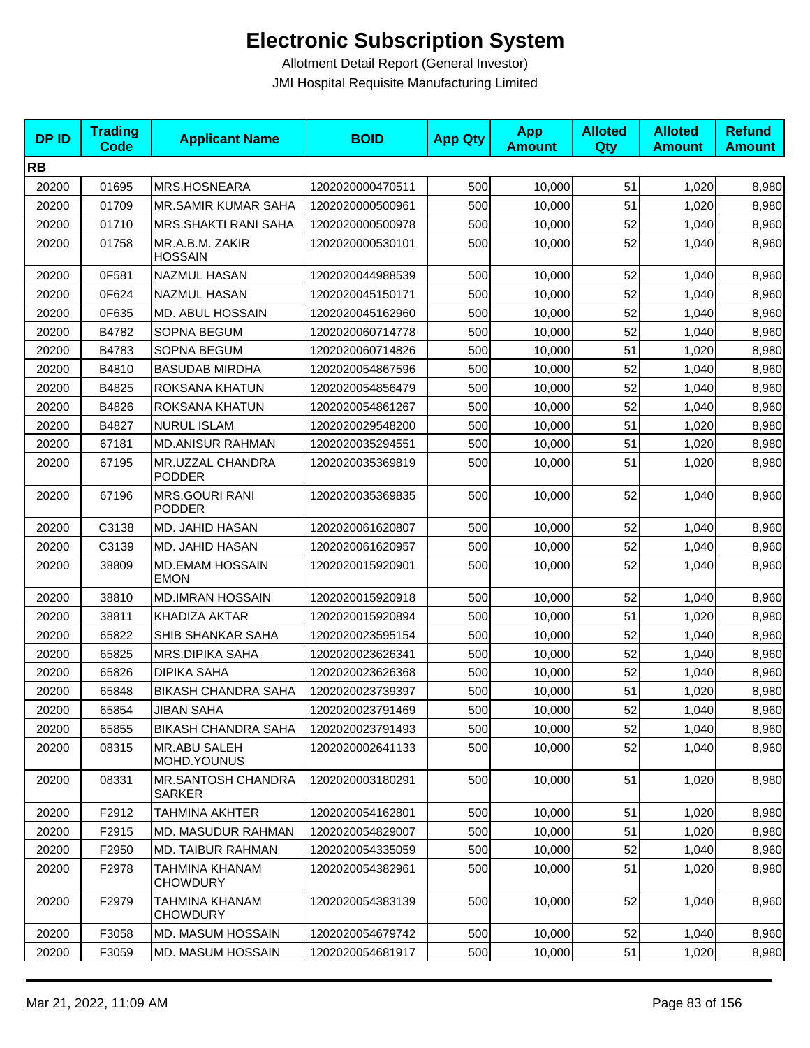# Electronic Subscription System

Allotment Detail Report (General Investor)

JMI Hospital Requisite Manufacturing Limited

| DP ID | Trading Code | Applicant Name | BOID | App Qty | App Amount | Alloted Qty | Alloted Amount | Refund Amount |
|---|---|---|---|---|---|---|---|---|
| **RB** | | | | | | | | |
| 20200 | 01695 | MRS.HOSNEARA | 1202020000470511 | 500 | 10,000 | 51 | 1,020 | 8,980 |
| 20200 | 01709 | MR.SAMIR KUMAR SAHA | 1202020000500961 | 500 | 10,000 | 51 | 1,020 | 8,980 |
| 20200 | 01710 | MRS.SHAKTI RANI SAHA | 1202020000500978 | 500 | 10,000 | 52 | 1,040 | 8,960 |
| 20200 | 01758 | MR.A.B.M. ZAKIR HOSSAIN | 1202020000530101 | 500 | 10,000 | 52 | 1,040 | 8,960 |
| 20200 | 0F581 | NAZMUL HASAN | 1202020044988539 | 500 | 10,000 | 52 | 1,040 | 8,960 |
| 20200 | 0F624 | NAZMUL HASAN | 1202020045150171 | 500 | 10,000 | 52 | 1,040 | 8,960 |
| 20200 | 0F635 | MD. ABUL HOSSAIN | 1202020045162960 | 500 | 10,000 | 52 | 1,040 | 8,960 |
| 20200 | B4782 | SOPNA BEGUM | 1202020060714778 | 500 | 10,000 | 52 | 1,040 | 8,960 |
| 20200 | B4783 | SOPNA BEGUM | 1202020060714826 | 500 | 10,000 | 51 | 1,020 | 8,980 |
| 20200 | B4810 | BASUDAB MIRDHA | 1202020054867596 | 500 | 10,000 | 52 | 1,040 | 8,960 |
| 20200 | B4825 | ROKSANA KHATUN | 1202020054856479 | 500 | 10,000 | 52 | 1,040 | 8,960 |
| 20200 | B4826 | ROKSANA KHATUN | 1202020054861267 | 500 | 10,000 | 52 | 1,040 | 8,960 |
| 20200 | B4827 | NURUL ISLAM | 1202020029548200 | 500 | 10,000 | 51 | 1,020 | 8,980 |
| 20200 | 67181 | MD.ANISUR RAHMAN | 1202020035294551 | 500 | 10,000 | 51 | 1,020 | 8,980 |
| 20200 | 67195 | MR.UZZAL CHANDRA PODDER | 1202020035369819 | 500 | 10,000 | 51 | 1,020 | 8,980 |
| 20200 | 67196 | MRS.GOURI RANI PODDER | 1202020035369835 | 500 | 10,000 | 52 | 1,040 | 8,960 |
| 20200 | C3138 | MD. JAHID HASAN | 1202020061620807 | 500 | 10,000 | 52 | 1,040 | 8,960 |
| 20200 | C3139 | MD. JAHID HASAN | 1202020061620957 | 500 | 10,000 | 52 | 1,040 | 8,960 |
| 20200 | 38809 | MD.EMAM HOSSAIN EMON | 1202020015920901 | 500 | 10,000 | 52 | 1,040 | 8,960 |
| 20200 | 38810 | MD.IMRAN HOSSAIN | 1202020015920918 | 500 | 10,000 | 52 | 1,040 | 8,960 |
| 20200 | 38811 | KHADIZA AKTAR | 1202020015920894 | 500 | 10,000 | 51 | 1,020 | 8,980 |
| 20200 | 65822 | SHIB SHANKAR SAHA | 1202020023595154 | 500 | 10,000 | 52 | 1,040 | 8,960 |
| 20200 | 65825 | MRS.DIPIKA SAHA | 1202020023626341 | 500 | 10,000 | 52 | 1,040 | 8,960 |
| 20200 | 65826 | DIPIKA SAHA | 1202020023626368 | 500 | 10,000 | 52 | 1,040 | 8,960 |
| 20200 | 65848 | BIKASH CHANDRA SAHA | 1202020023739397 | 500 | 10,000 | 51 | 1,020 | 8,980 |
| 20200 | 65854 | JIBAN SAHA | 1202020023791469 | 500 | 10,000 | 52 | 1,040 | 8,960 |
| 20200 | 65855 | BIKASH CHANDRA SAHA | 1202020023791493 | 500 | 10,000 | 52 | 1,040 | 8,960 |
| 20200 | 08315 | MR.ABU SALEH MOHD.YOUNUS | 1202020002641133 | 500 | 10,000 | 52 | 1,040 | 8,960 |
| 20200 | 08331 | MR.SANTOSH CHANDRA SARKER | 1202020003180291 | 500 | 10,000 | 51 | 1,020 | 8,980 |
| 20200 | F2912 | TAHMINA AKHTER | 1202020054162801 | 500 | 10,000 | 51 | 1,020 | 8,980 |
| 20200 | F2915 | MD. MASUDUR RAHMAN | 1202020054829007 | 500 | 10,000 | 51 | 1,020 | 8,980 |
| 20200 | F2950 | MD. TAIBUR RAHMAN | 1202020054335059 | 500 | 10,000 | 52 | 1,040 | 8,960 |
| 20200 | F2978 | TAHMINA KHANAM CHOWDURY | 1202020054382961 | 500 | 10,000 | 51 | 1,020 | 8,980 |
| 20200 | F2979 | TAHMINA KHANAM CHOWDURY | 1202020054383139 | 500 | 10,000 | 52 | 1,040 | 8,960 |
| 20200 | F3058 | MD. MASUM HOSSAIN | 1202020054679742 | 500 | 10,000 | 52 | 1,040 | 8,960 |
| 20200 | F3059 | MD. MASUM HOSSAIN | 1202020054681917 | 500 | 10,000 | 51 | 1,020 | 8,980 |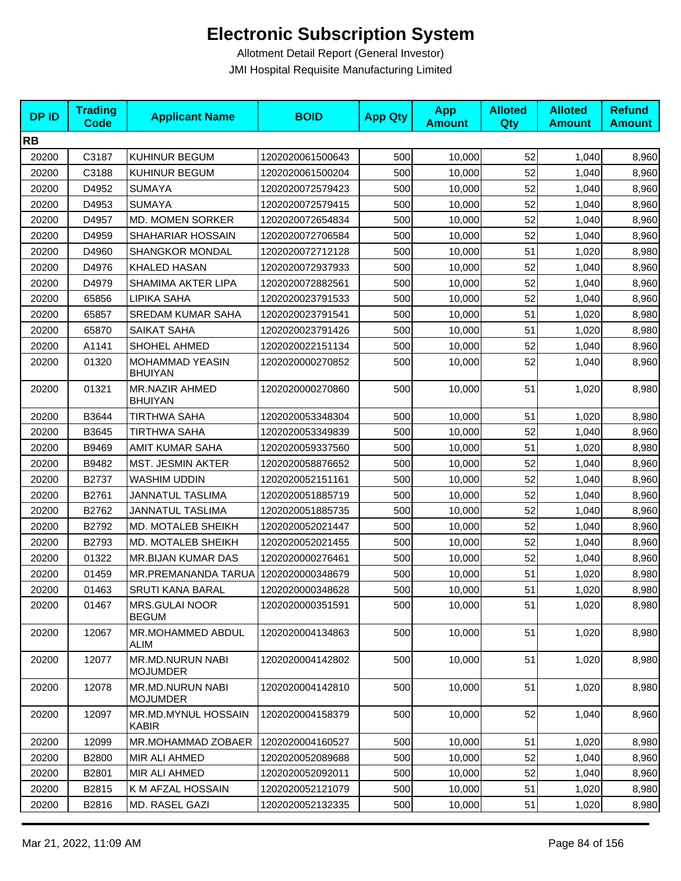# Electronic Subscription System

Allotment Detail Report (General Investor)

JMI Hospital Requisite Manufacturing Limited

| DP ID | Trading Code | Applicant Name | BOID | App Qty | App Amount | Alloted Qty | Alloted Amount | Refund Amount |
|---|---|---|---|---|---|---|---|---|
| **RB** | | | | | | | | |
| 20200 | C3187 | KUHINUR BEGUM | 1202020061500643 | 500 | 10,000 | 52 | 1,040 | 8,960 |
| 20200 | C3188 | KUHINUR BEGUM | 1202020061500204 | 500 | 10,000 | 52 | 1,040 | 8,960 |
| 20200 | D4952 | SUMAYA | 1202020072579423 | 500 | 10,000 | 52 | 1,040 | 8,960 |
| 20200 | D4953 | SUMAYA | 1202020072579415 | 500 | 10,000 | 52 | 1,040 | 8,960 |
| 20200 | D4957 | MD. MOMEN SORKER | 1202020072654834 | 500 | 10,000 | 52 | 1,040 | 8,960 |
| 20200 | D4959 | SHAHARIAR HOSSAIN | 1202020072706584 | 500 | 10,000 | 52 | 1,040 | 8,960 |
| 20200 | D4960 | SHANGKOR MONDAL | 1202020072712128 | 500 | 10,000 | 51 | 1,020 | 8,980 |
| 20200 | D4976 | KHALED HASAN | 1202020072937933 | 500 | 10,000 | 52 | 1,040 | 8,960 |
| 20200 | D4979 | SHAMIMA AKTER LIPA | 1202020072882561 | 500 | 10,000 | 52 | 1,040 | 8,960 |
| 20200 | 65856 | LIPIKA SAHA | 1202020023791533 | 500 | 10,000 | 52 | 1,040 | 8,960 |
| 20200 | 65857 | SREDAM KUMAR SAHA | 1202020023791541 | 500 | 10,000 | 51 | 1,020 | 8,980 |
| 20200 | 65870 | SAIKAT SAHA | 1202020023791426 | 500 | 10,000 | 51 | 1,020 | 8,980 |
| 20200 | A1141 | SHOHEL AHMED | 1202020022151134 | 500 | 10,000 | 52 | 1,040 | 8,960 |
| 20200 | 01320 | MOHAMMAD YEASIN BHUIYAN | 1202020000270852 | 500 | 10,000 | 52 | 1,040 | 8,960 |
| 20200 | 01321 | MR.NAZIR AHMED BHUIYAN | 1202020000270860 | 500 | 10,000 | 51 | 1,020 | 8,980 |
| 20200 | B3644 | TIRTHWA SAHA | 1202020053348304 | 500 | 10,000 | 51 | 1,020 | 8,980 |
| 20200 | B3645 | TIRTHWA SAHA | 1202020053349839 | 500 | 10,000 | 52 | 1,040 | 8,960 |
| 20200 | B9469 | AMIT KUMAR SAHA | 1202020059337560 | 500 | 10,000 | 51 | 1,020 | 8,980 |
| 20200 | B9482 | MST. JESMIN AKTER | 1202020058876652 | 500 | 10,000 | 52 | 1,040 | 8,960 |
| 20200 | B2737 | WASHIM UDDIN | 1202020052151161 | 500 | 10,000 | 52 | 1,040 | 8,960 |
| 20200 | B2761 | JANNATUL TASLIMA | 1202020051885719 | 500 | 10,000 | 52 | 1,040 | 8,960 |
| 20200 | B2762 | JANNATUL TASLIMA | 1202020051885735 | 500 | 10,000 | 52 | 1,040 | 8,960 |
| 20200 | B2792 | MD. MOTALEB SHEIKH | 1202020052021447 | 500 | 10,000 | 52 | 1,040 | 8,960 |
| 20200 | B2793 | MD. MOTALEB SHEIKH | 1202020052021455 | 500 | 10,000 | 52 | 1,040 | 8,960 |
| 20200 | 01322 | MR.BIJAN KUMAR DAS | 1202020000276461 | 500 | 10,000 | 52 | 1,040 | 8,960 |
| 20200 | 01459 | MR.PREMANANDA TARUA | 1202020000348679 | 500 | 10,000 | 51 | 1,020 | 8,980 |
| 20200 | 01463 | SRUTI KANA BARAL | 1202020000348628 | 500 | 10,000 | 51 | 1,020 | 8,980 |
| 20200 | 01467 | MRS.GULAI NOOR BEGUM | 1202020000351591 | 500 | 10,000 | 51 | 1,020 | 8,980 |
| 20200 | 12067 | MR.MOHAMMED ABDUL ALIM | 1202020004134863 | 500 | 10,000 | 51 | 1,020 | 8,980 |
| 20200 | 12077 | MR.MD.NURUN NABI MOJUMDER | 1202020004142802 | 500 | 10,000 | 51 | 1,020 | 8,980 |
| 20200 | 12078 | MR.MD.NURUN NABI MOJUMDER | 1202020004142810 | 500 | 10,000 | 51 | 1,020 | 8,980 |
| 20200 | 12097 | MR.MD.MYNUL HOSSAIN KABIR | 1202020004158379 | 500 | 10,000 | 52 | 1,040 | 8,960 |
| 20200 | 12099 | MR.MOHAMMAD ZOBAER | 1202020004160527 | 500 | 10,000 | 51 | 1,020 | 8,980 |
| 20200 | B2800 | MIR ALI AHMED | 1202020052089688 | 500 | 10,000 | 52 | 1,040 | 8,960 |
| 20200 | B2801 | MIR ALI AHMED | 1202020052092011 | 500 | 10,000 | 52 | 1,040 | 8,960 |
| 20200 | B2815 | K M AFZAL HOSSAIN | 1202020052121079 | 500 | 10,000 | 51 | 1,020 | 8,980 |
| 20200 | B2816 | MD. RASEL GAZI | 1202020052132335 | 500 | 10,000 | 51 | 1,020 | 8,980 |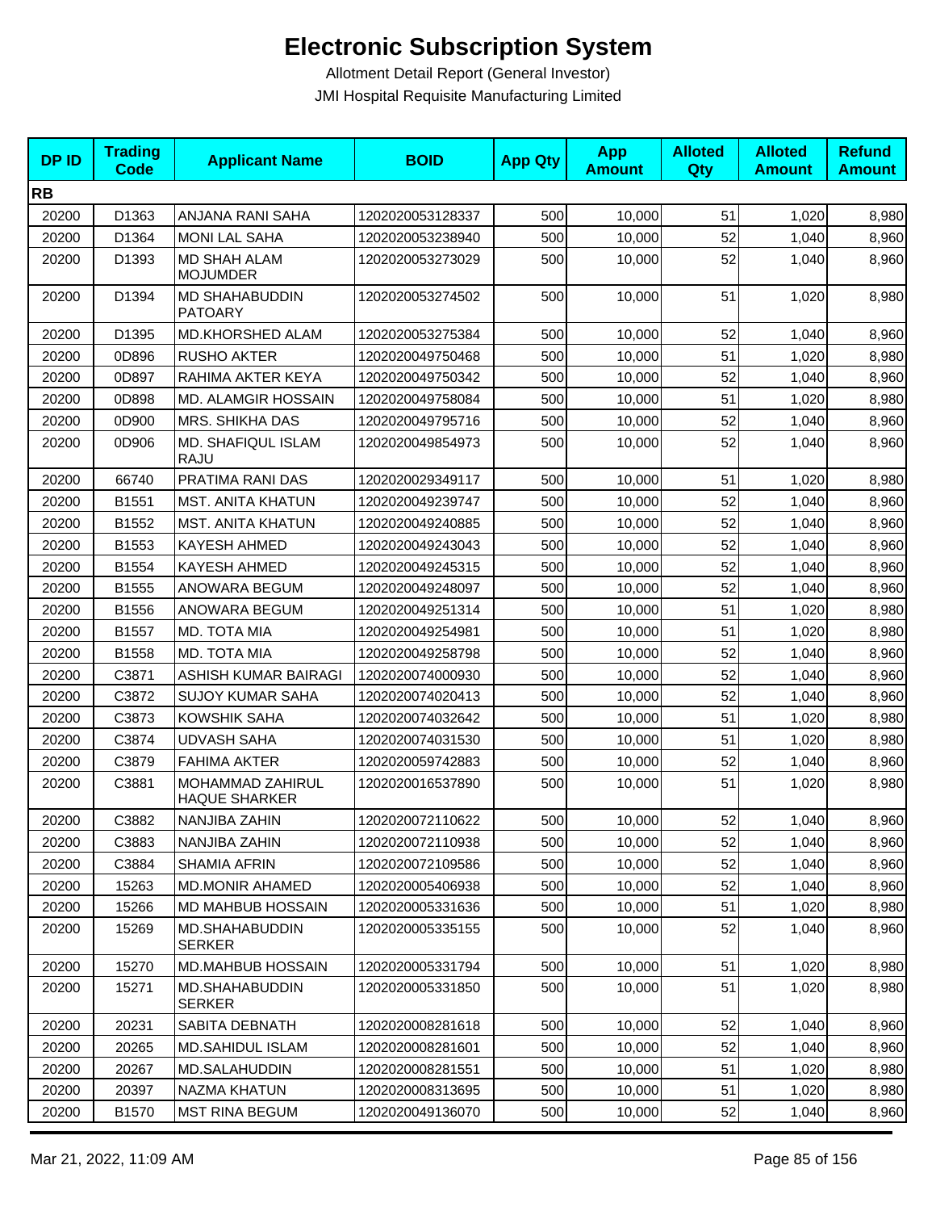# Electronic Subscription System

Allotment Detail Report (General Investor)

JMI Hospital Requisite Manufacturing Limited

| DP ID | Trading Code | Applicant Name | BOID | App Qty | App Amount | Alloted Qty | Alloted Amount | Refund Amount |
|---|---|---|---|---|---|---|---|---|
| **RB** | | | | | | | | |
| 20200 | D1363 | ANJANA RANI SAHA | 1202020053128337 | 500 | 10,000 | 51 | 1,020 | 8,980 |
| 20200 | D1364 | MONI LAL SAHA | 1202020053238940 | 500 | 10,000 | 52 | 1,040 | 8,960 |
| 20200 | D1393 | MD SHAH ALAM MOJUMDER | 1202020053273029 | 500 | 10,000 | 52 | 1,040 | 8,960 |
| 20200 | D1394 | MD SHAHABUDDIN PATOARY | 1202020053274502 | 500 | 10,000 | 51 | 1,020 | 8,980 |
| 20200 | D1395 | MD.KHORSHED ALAM | 1202020053275384 | 500 | 10,000 | 52 | 1,040 | 8,960 |
| 20200 | 0D896 | RUSHO AKTER | 1202020049750468 | 500 | 10,000 | 51 | 1,020 | 8,980 |
| 20200 | 0D897 | RAHIMA AKTER KEYA | 1202020049750342 | 500 | 10,000 | 52 | 1,040 | 8,960 |
| 20200 | 0D898 | MD. ALAMGIR HOSSAIN | 1202020049758084 | 500 | 10,000 | 51 | 1,020 | 8,980 |
| 20200 | 0D900 | MRS. SHIKHA DAS | 1202020049795716 | 500 | 10,000 | 52 | 1,040 | 8,960 |
| 20200 | 0D906 | MD. SHAFIQUL ISLAM RAJU | 1202020049854973 | 500 | 10,000 | 52 | 1,040 | 8,960 |
| 20200 | 66740 | PRATIMA RANI DAS | 1202020029349117 | 500 | 10,000 | 51 | 1,020 | 8,980 |
| 20200 | B1551 | MST. ANITA KHATUN | 1202020049239747 | 500 | 10,000 | 52 | 1,040 | 8,960 |
| 20200 | B1552 | MST. ANITA KHATUN | 1202020049240885 | 500 | 10,000 | 52 | 1,040 | 8,960 |
| 20200 | B1553 | KAYESH AHMED | 1202020049243043 | 500 | 10,000 | 52 | 1,040 | 8,960 |
| 20200 | B1554 | KAYESH AHMED | 1202020049245315 | 500 | 10,000 | 52 | 1,040 | 8,960 |
| 20200 | B1555 | ANOWARA BEGUM | 1202020049248097 | 500 | 10,000 | 52 | 1,040 | 8,960 |
| 20200 | B1556 | ANOWARA BEGUM | 1202020049251314 | 500 | 10,000 | 51 | 1,020 | 8,980 |
| 20200 | B1557 | MD. TOTA MIA | 1202020049254981 | 500 | 10,000 | 51 | 1,020 | 8,980 |
| 20200 | B1558 | MD. TOTA MIA | 1202020049258798 | 500 | 10,000 | 52 | 1,040 | 8,960 |
| 20200 | C3871 | ASHISH KUMAR BAIRAGI | 1202020074000930 | 500 | 10,000 | 52 | 1,040 | 8,960 |
| 20200 | C3872 | SUJOY KUMAR SAHA | 1202020074020413 | 500 | 10,000 | 52 | 1,040 | 8,960 |
| 20200 | C3873 | KOWSHIK SAHA | 1202020074032642 | 500 | 10,000 | 51 | 1,020 | 8,980 |
| 20200 | C3874 | UDVASH SAHA | 1202020074031530 | 500 | 10,000 | 51 | 1,020 | 8,980 |
| 20200 | C3879 | FAHIMA AKTER | 1202020059742883 | 500 | 10,000 | 52 | 1,040 | 8,960 |
| 20200 | C3881 | MOHAMMAD ZAHIRUL HAQUE SHARKER | 1202020016537890 | 500 | 10,000 | 51 | 1,020 | 8,980 |
| 20200 | C3882 | NANJIBA ZAHIN | 1202020072110622 | 500 | 10,000 | 52 | 1,040 | 8,960 |
| 20200 | C3883 | NANJIBA ZAHIN | 1202020072110938 | 500 | 10,000 | 52 | 1,040 | 8,960 |
| 20200 | C3884 | SHAMIA AFRIN | 1202020072109586 | 500 | 10,000 | 52 | 1,040 | 8,960 |
| 20200 | 15263 | MD.MONIR AHAMED | 1202020005406938 | 500 | 10,000 | 52 | 1,040 | 8,960 |
| 20200 | 15266 | MD MAHBUB HOSSAIN | 1202020005331636 | 500 | 10,000 | 51 | 1,020 | 8,980 |
| 20200 | 15269 | MD.SHAHABUDDIN SERKER | 1202020005335155 | 500 | 10,000 | 52 | 1,040 | 8,960 |
| 20200 | 15270 | MD.MAHBUB HOSSAIN | 1202020005331794 | 500 | 10,000 | 51 | 1,020 | 8,980 |
| 20200 | 15271 | MD.SHAHABUDDIN SERKER | 1202020005331850 | 500 | 10,000 | 51 | 1,020 | 8,980 |
| 20200 | 20231 | SABITA DEBNATH | 1202020008281618 | 500 | 10,000 | 52 | 1,040 | 8,960 |
| 20200 | 20265 | MD.SAHIDUL ISLAM | 1202020008281601 | 500 | 10,000 | 52 | 1,040 | 8,960 |
| 20200 | 20267 | MD.SALAHUDDIN | 1202020008281551 | 500 | 10,000 | 51 | 1,020 | 8,980 |
| 20200 | 20397 | NAZMA KHATUN | 1202020008313695 | 500 | 10,000 | 51 | 1,020 | 8,980 |
| 20200 | B1570 | MST RINA BEGUM | 1202020049136070 | 500 | 10,000 | 52 | 1,040 | 8,960 |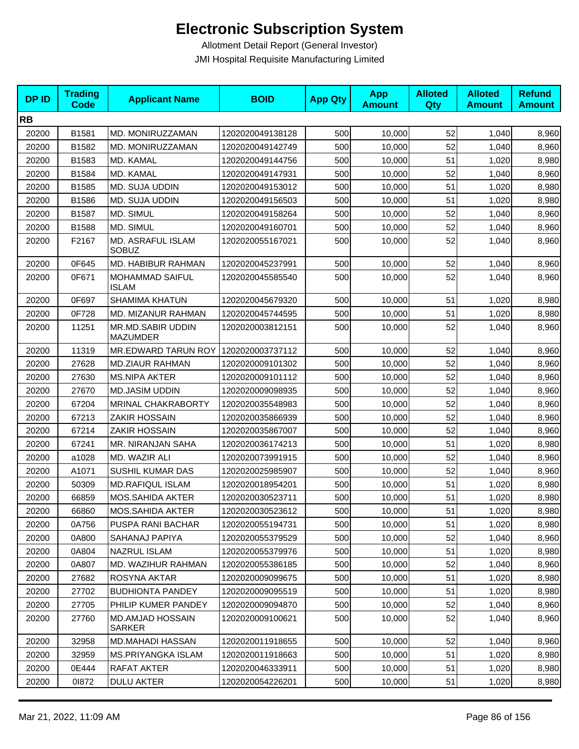# Electronic Subscription System

Allotment Detail Report (General Investor)

JMI Hospital Requisite Manufacturing Limited

| DP ID | Trading Code | Applicant Name | BOID | App Qty | App Amount | Alloted Qty | Alloted Amount | Refund Amount |
|---|---|---|---|---|---|---|---|---|
| **RB** | | | | | | | | |
| 20200 | B1581 | MD. MONIRUZZAMAN | 1202020049138128 | 500 | 10,000 | 52 | 1,040 | 8,960 |
| 20200 | B1582 | MD. MONIRUZZAMAN | 1202020049142749 | 500 | 10,000 | 52 | 1,040 | 8,960 |
| 20200 | B1583 | MD. KAMAL | 1202020049144756 | 500 | 10,000 | 51 | 1,020 | 8,980 |
| 20200 | B1584 | MD. KAMAL | 1202020049147931 | 500 | 10,000 | 52 | 1,040 | 8,960 |
| 20200 | B1585 | MD. SUJA UDDIN | 1202020049153012 | 500 | 10,000 | 51 | 1,020 | 8,980 |
| 20200 | B1586 | MD. SUJA UDDIN | 1202020049156503 | 500 | 10,000 | 51 | 1,020 | 8,980 |
| 20200 | B1587 | MD. SIMUL | 1202020049158264 | 500 | 10,000 | 52 | 1,040 | 8,960 |
| 20200 | B1588 | MD. SIMUL | 1202020049160701 | 500 | 10,000 | 52 | 1,040 | 8,960 |
| 20200 | F2167 | MD. ASRAFUL ISLAM SOBUZ | 1202020055167021 | 500 | 10,000 | 52 | 1,040 | 8,960 |
| 20200 | 0F645 | MD. HABIBUR RAHMAN | 1202020045237991 | 500 | 10,000 | 52 | 1,040 | 8,960 |
| 20200 | 0F671 | MOHAMMAD SAIFUL ISLAM | 1202020045585540 | 500 | 10,000 | 52 | 1,040 | 8,960 |
| 20200 | 0F697 | SHAMIMA KHATUN | 1202020045679320 | 500 | 10,000 | 51 | 1,020 | 8,980 |
| 20200 | 0F728 | MD. MIZANUR RAHMAN | 1202020045744595 | 500 | 10,000 | 51 | 1,020 | 8,980 |
| 20200 | 11251 | MR.MD.SABIR UDDIN MAZUMDER | 1202020003812151 | 500 | 10,000 | 52 | 1,040 | 8,960 |
| 20200 | 11319 | MR.EDWARD TARUN ROY | 1202020003737112 | 500 | 10,000 | 52 | 1,040 | 8,960 |
| 20200 | 27628 | MD.ZIAUR RAHMAN | 1202020009101302 | 500 | 10,000 | 52 | 1,040 | 8,960 |
| 20200 | 27630 | MS.NIPA AKTER | 1202020009101112 | 500 | 10,000 | 52 | 1,040 | 8,960 |
| 20200 | 27670 | MD.JASIM UDDIN | 1202020009098935 | 500 | 10,000 | 52 | 1,040 | 8,960 |
| 20200 | 67204 | MRINAL CHAKRABORTY | 1202020035548983 | 500 | 10,000 | 52 | 1,040 | 8,960 |
| 20200 | 67213 | ZAKIR HOSSAIN | 1202020035866939 | 500 | 10,000 | 52 | 1,040 | 8,960 |
| 20200 | 67214 | ZAKIR HOSSAIN | 1202020035867007 | 500 | 10,000 | 52 | 1,040 | 8,960 |
| 20200 | 67241 | MR. NIRANJAN SAHA | 1202020036174213 | 500 | 10,000 | 51 | 1,020 | 8,980 |
| 20200 | a1028 | MD. WAZIR ALI | 1202020073991915 | 500 | 10,000 | 52 | 1,040 | 8,960 |
| 20200 | A1071 | SUSHIL KUMAR DAS | 1202020025985907 | 500 | 10,000 | 52 | 1,040 | 8,960 |
| 20200 | 50309 | MD.RAFIQUL ISLAM | 1202020018954201 | 500 | 10,000 | 51 | 1,020 | 8,980 |
| 20200 | 66859 | MOS.SAHIDA AKTER | 1202020030523711 | 500 | 10,000 | 51 | 1,020 | 8,980 |
| 20200 | 66860 | MOS.SAHIDA AKTER | 1202020030523612 | 500 | 10,000 | 51 | 1,020 | 8,980 |
| 20200 | 0A756 | PUSPA RANI BACHAR | 1202020055194731 | 500 | 10,000 | 51 | 1,020 | 8,980 |
| 20200 | 0A800 | SAHANAJ PAPIYA | 1202020055379529 | 500 | 10,000 | 52 | 1,040 | 8,960 |
| 20200 | 0A804 | NAZRUL ISLAM | 1202020055379976 | 500 | 10,000 | 51 | 1,020 | 8,980 |
| 20200 | 0A807 | MD. WAZIHUR RAHMAN | 1202020055386185 | 500 | 10,000 | 52 | 1,040 | 8,960 |
| 20200 | 27682 | ROSYNA AKTAR | 1202020009099675 | 500 | 10,000 | 51 | 1,020 | 8,980 |
| 20200 | 27702 | BUDHIONTA PANDEY | 1202020009095519 | 500 | 10,000 | 51 | 1,020 | 8,980 |
| 20200 | 27705 | PHILIP KUMER PANDEY | 1202020009094870 | 500 | 10,000 | 52 | 1,040 | 8,960 |
| 20200 | 27760 | MD.AMJAD HOSSAIN SARKER | 1202020009100621 | 500 | 10,000 | 52 | 1,040 | 8,960 |
| 20200 | 32958 | MD.MAHADI HASSAN | 1202020011918655 | 500 | 10,000 | 52 | 1,040 | 8,960 |
| 20200 | 32959 | MS.PRIYANGKA ISLAM | 1202020011918663 | 500 | 10,000 | 51 | 1,020 | 8,980 |
| 20200 | 0E444 | RAFAT AKTER | 1202020046333911 | 500 | 10,000 | 51 | 1,020 | 8,980 |
| 20200 | 0I872 | DULU AKTER | 1202020054226201 | 500 | 10,000 | 51 | 1,020 | 8,980 |

Mar 21, 2022, 11:09 AM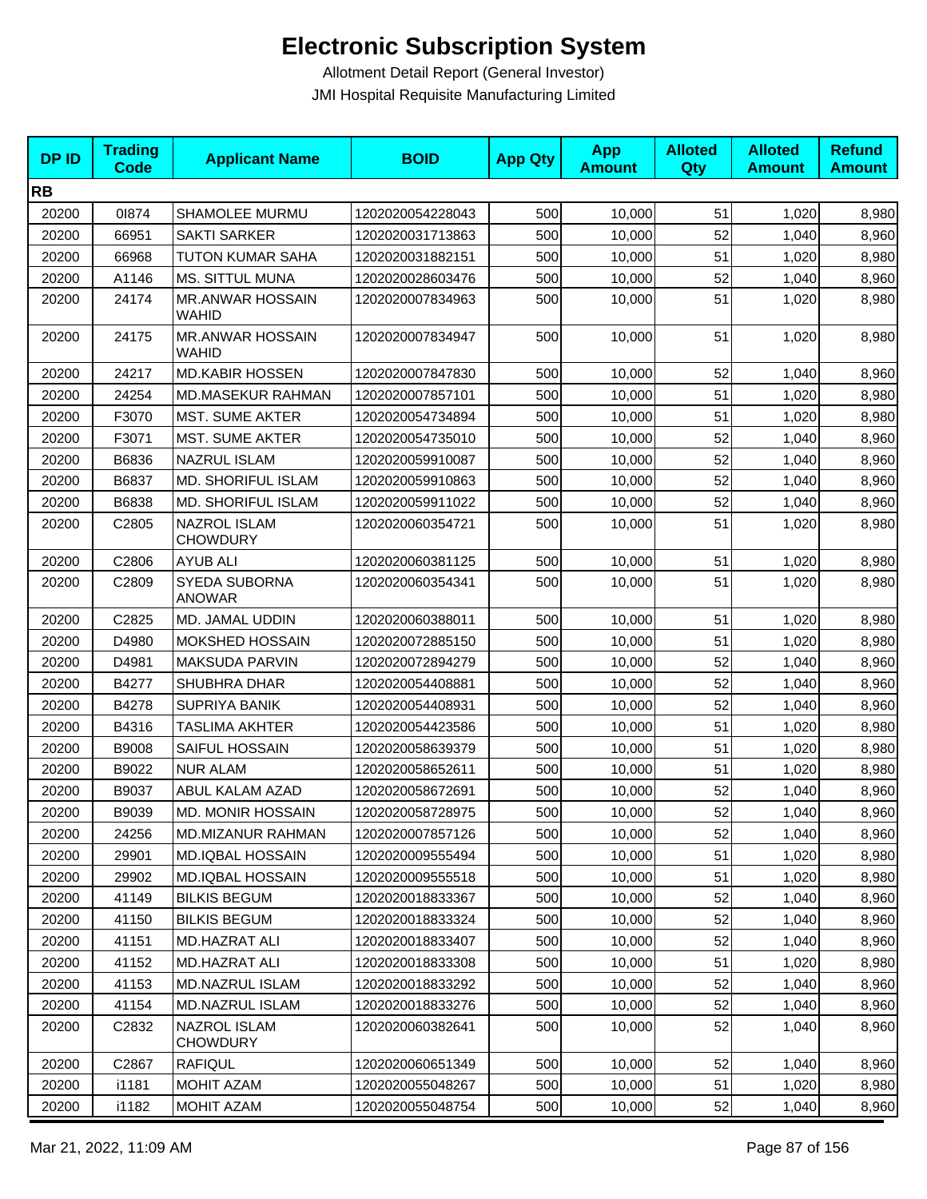# Electronic Subscription System

Allotment Detail Report (General Investor)

JMI Hospital Requisite Manufacturing Limited

| DP ID | Trading Code | Applicant Name | BOID | App Qty | App Amount | Alloted Qty | Alloted Amount | Refund Amount |
|---|---|---|---|---|---|---|---|---|
| **RB** | | | | | | | | |
| 20200 | 0I874 | SHAMOLEE MURMU | 1202020054228043 | 500 | 10,000 | 51 | 1,020 | 8,980 |
| 20200 | 66951 | SAKTI SARKER | 1202020031713863 | 500 | 10,000 | 52 | 1,040 | 8,960 |
| 20200 | 66968 | TUTON KUMAR SAHA | 1202020031882151 | 500 | 10,000 | 51 | 1,020 | 8,980 |
| 20200 | A1146 | MS. SITTUL MUNA | 1202020028603476 | 500 | 10,000 | 52 | 1,040 | 8,960 |
| 20200 | 24174 | MR.ANWAR HOSSAIN WAHID | 1202020007834963 | 500 | 10,000 | 51 | 1,020 | 8,980 |
| 20200 | 24175 | MR.ANWAR HOSSAIN WAHID | 1202020007834947 | 500 | 10,000 | 51 | 1,020 | 8,980 |
| 20200 | 24217 | MD.KABIR HOSSEN | 1202020007847830 | 500 | 10,000 | 52 | 1,040 | 8,960 |
| 20200 | 24254 | MD.MASEKUR RAHMAN | 1202020007857101 | 500 | 10,000 | 51 | 1,020 | 8,980 |
| 20200 | F3070 | MST. SUME AKTER | 1202020054734894 | 500 | 10,000 | 51 | 1,020 | 8,980 |
| 20200 | F3071 | MST. SUME AKTER | 1202020054735010 | 500 | 10,000 | 52 | 1,040 | 8,960 |
| 20200 | B6836 | NAZRUL ISLAM | 1202020059910087 | 500 | 10,000 | 52 | 1,040 | 8,960 |
| 20200 | B6837 | MD. SHORIFUL ISLAM | 1202020059910863 | 500 | 10,000 | 52 | 1,040 | 8,960 |
| 20200 | B6838 | MD. SHORIFUL ISLAM | 1202020059911022 | 500 | 10,000 | 52 | 1,040 | 8,960 |
| 20200 | C2805 | NAZROL ISLAM CHOWDURY | 1202020060354721 | 500 | 10,000 | 51 | 1,020 | 8,980 |
| 20200 | C2806 | AYUB ALI | 1202020060381125 | 500 | 10,000 | 51 | 1,020 | 8,980 |
| 20200 | C2809 | SYEDA SUBORNA ANOWAR | 1202020060354341 | 500 | 10,000 | 51 | 1,020 | 8,980 |
| 20200 | C2825 | MD. JAMAL UDDIN | 1202020060388011 | 500 | 10,000 | 51 | 1,020 | 8,980 |
| 20200 | D4980 | MOKSHED HOSSAIN | 1202020072885150 | 500 | 10,000 | 51 | 1,020 | 8,980 |
| 20200 | D4981 | MAKSUDA PARVIN | 1202020072894279 | 500 | 10,000 | 52 | 1,040 | 8,960 |
| 20200 | B4277 | SHUBHRA DHAR | 1202020054408881 | 500 | 10,000 | 52 | 1,040 | 8,960 |
| 20200 | B4278 | SUPRIYA BANIK | 1202020054408931 | 500 | 10,000 | 52 | 1,040 | 8,960 |
| 20200 | B4316 | TASLIMA AKHTER | 1202020054423586 | 500 | 10,000 | 51 | 1,020 | 8,980 |
| 20200 | B9008 | SAIFUL HOSSAIN | 1202020058639379 | 500 | 10,000 | 51 | 1,020 | 8,980 |
| 20200 | B9022 | NUR ALAM | 1202020058652611 | 500 | 10,000 | 51 | 1,020 | 8,980 |
| 20200 | B9037 | ABUL KALAM AZAD | 1202020058672691 | 500 | 10,000 | 52 | 1,040 | 8,960 |
| 20200 | B9039 | MD. MONIR HOSSAIN | 1202020058728975 | 500 | 10,000 | 52 | 1,040 | 8,960 |
| 20200 | 24256 | MD.MIZANUR RAHMAN | 1202020007857126 | 500 | 10,000 | 52 | 1,040 | 8,960 |
| 20200 | 29901 | MD.IQBAL HOSSAIN | 1202020009555494 | 500 | 10,000 | 51 | 1,020 | 8,980 |
| 20200 | 29902 | MD.IQBAL HOSSAIN | 1202020009555518 | 500 | 10,000 | 51 | 1,020 | 8,980 |
| 20200 | 41149 | BILKIS BEGUM | 1202020018833367 | 500 | 10,000 | 52 | 1,040 | 8,960 |
| 20200 | 41150 | BILKIS BEGUM | 1202020018833324 | 500 | 10,000 | 52 | 1,040 | 8,960 |
| 20200 | 41151 | MD.HAZRAT ALI | 1202020018833407 | 500 | 10,000 | 52 | 1,040 | 8,960 |
| 20200 | 41152 | MD.HAZRAT ALI | 1202020018833308 | 500 | 10,000 | 51 | 1,020 | 8,980 |
| 20200 | 41153 | MD.NAZRUL ISLAM | 1202020018833292 | 500 | 10,000 | 52 | 1,040 | 8,960 |
| 20200 | 41154 | MD.NAZRUL ISLAM | 1202020018833276 | 500 | 10,000 | 52 | 1,040 | 8,960 |
| 20200 | C2832 | NAZROL ISLAM CHOWDURY | 1202020060382641 | 500 | 10,000 | 52 | 1,040 | 8,960 |
| 20200 | C2867 | RAFIQUL | 1202020060651349 | 500 | 10,000 | 52 | 1,040 | 8,960 |
| 20200 | i1181 | MOHIT AZAM | 1202020055048267 | 500 | 10,000 | 51 | 1,020 | 8,980 |
| 20200 | i1182 | MOHIT AZAM | 1202020055048754 | 500 | 10,000 | 52 | 1,040 | 8,960 |

Mar 21, 2022, 11:09 AM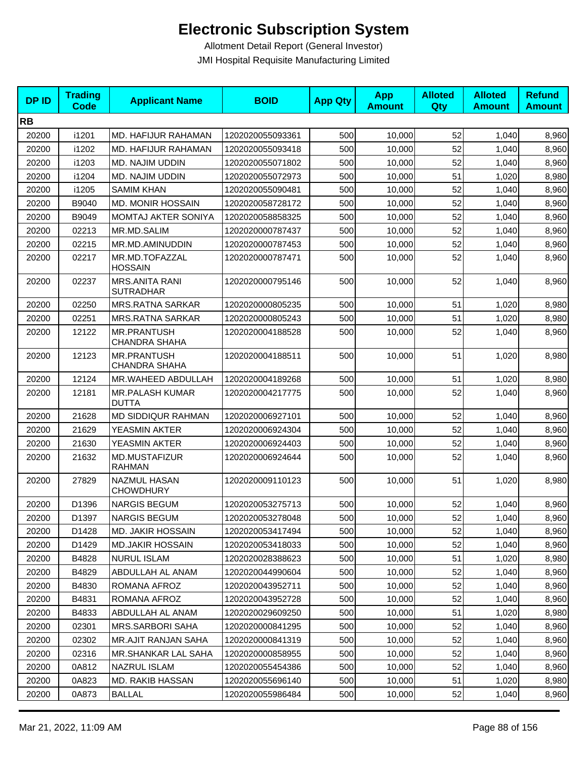# Electronic Subscription System

Allotment Detail Report (General Investor)

JMI Hospital Requisite Manufacturing Limited

| DP ID | Trading Code | Applicant Name | BOID | App Qty | App Amount | Alloted Qty | Alloted Amount | Refund Amount |
|---|---|---|---|---|---|---|---|---|
| **RB** | | | | | | | | |
| 20200 | i1201 | MD. HAFIJUR RAHAMAN | 1202020055093361 | 500 | 10,000 | 52 | 1,040 | 8,960 |
| 20200 | i1202 | MD. HAFIJUR RAHAMAN | 1202020055093418 | 500 | 10,000 | 52 | 1,040 | 8,960 |
| 20200 | i1203 | MD. NAJIM UDDIN | 1202020055071802 | 500 | 10,000 | 52 | 1,040 | 8,960 |
| 20200 | i1204 | MD. NAJIM UDDIN | 1202020055072973 | 500 | 10,000 | 51 | 1,020 | 8,980 |
| 20200 | i1205 | SAMIM KHAN | 1202020055090481 | 500 | 10,000 | 52 | 1,040 | 8,960 |
| 20200 | B9040 | MD. MONIR HOSSAIN | 1202020058728172 | 500 | 10,000 | 52 | 1,040 | 8,960 |
| 20200 | B9049 | MOMTAJ AKTER SONIYA | 1202020058858325 | 500 | 10,000 | 52 | 1,040 | 8,960 |
| 20200 | 02213 | MR.MD.SALIM | 1202020000787437 | 500 | 10,000 | 52 | 1,040 | 8,960 |
| 20200 | 02215 | MR.MD.AMINUDDIN | 1202020000787453 | 500 | 10,000 | 52 | 1,040 | 8,960 |
| 20200 | 02217 | MR.MD.TOFAZZAL HOSSAIN | 1202020000787471 | 500 | 10,000 | 52 | 1,040 | 8,960 |
| 20200 | 02237 | MRS.ANITA RANI SUTRADHAR | 1202020000795146 | 500 | 10,000 | 52 | 1,040 | 8,960 |
| 20200 | 02250 | MRS.RATNA SARKAR | 1202020000805235 | 500 | 10,000 | 51 | 1,020 | 8,980 |
| 20200 | 02251 | MRS.RATNA SARKAR | 1202020000805243 | 500 | 10,000 | 51 | 1,020 | 8,980 |
| 20200 | 12122 | MR.PRANTUSH CHANDRA SHAHA | 1202020004188528 | 500 | 10,000 | 52 | 1,040 | 8,960 |
| 20200 | 12123 | MR.PRANTUSH CHANDRA SHAHA | 1202020004188511 | 500 | 10,000 | 51 | 1,020 | 8,980 |
| 20200 | 12124 | MR.WAHEED ABDULLAH | 1202020004189268 | 500 | 10,000 | 51 | 1,020 | 8,980 |
| 20200 | 12181 | MR.PALASH KUMAR DUTTA | 1202020004217775 | 500 | 10,000 | 52 | 1,040 | 8,960 |
| 20200 | 21628 | MD SIDDIQUR RAHMAN | 1202020006927101 | 500 | 10,000 | 52 | 1,040 | 8,960 |
| 20200 | 21629 | YEASMIN AKTER | 1202020006924304 | 500 | 10,000 | 52 | 1,040 | 8,960 |
| 20200 | 21630 | YEASMIN AKTER | 1202020006924403 | 500 | 10,000 | 52 | 1,040 | 8,960 |
| 20200 | 21632 | MD.MUSTAFIZUR RAHMAN | 1202020006924644 | 500 | 10,000 | 52 | 1,040 | 8,960 |
| 20200 | 27829 | NAZMUL HASAN CHOWDHURY | 1202020009110123 | 500 | 10,000 | 51 | 1,020 | 8,980 |
| 20200 | D1396 | NARGIS BEGUM | 1202020053275713 | 500 | 10,000 | 52 | 1,040 | 8,960 |
| 20200 | D1397 | NARGIS BEGUM | 1202020053278048 | 500 | 10,000 | 52 | 1,040 | 8,960 |
| 20200 | D1428 | MD. JAKIR HOSSAIN | 1202020053417494 | 500 | 10,000 | 52 | 1,040 | 8,960 |
| 20200 | D1429 | MD.JAKIR HOSSAIN | 1202020053418033 | 500 | 10,000 | 52 | 1,040 | 8,960 |
| 20200 | B4828 | NURUL ISLAM | 1202020028388623 | 500 | 10,000 | 51 | 1,020 | 8,980 |
| 20200 | B4829 | ABDULLAH AL ANAM | 1202020044990604 | 500 | 10,000 | 52 | 1,040 | 8,960 |
| 20200 | B4830 | ROMANA AFROZ | 1202020043952711 | 500 | 10,000 | 52 | 1,040 | 8,960 |
| 20200 | B4831 | ROMANA AFROZ | 1202020043952728 | 500 | 10,000 | 52 | 1,040 | 8,960 |
| 20200 | B4833 | ABDULLAH AL ANAM | 1202020029609250 | 500 | 10,000 | 51 | 1,020 | 8,980 |
| 20200 | 02301 | MRS.SARBORI SAHA | 1202020000841295 | 500 | 10,000 | 52 | 1,040 | 8,960 |
| 20200 | 02302 | MR.AJIT RANJAN SAHA | 1202020000841319 | 500 | 10,000 | 52 | 1,040 | 8,960 |
| 20200 | 02316 | MR.SHANKAR LAL SAHA | 1202020000858955 | 500 | 10,000 | 52 | 1,040 | 8,960 |
| 20200 | 0A812 | NAZRUL ISLAM | 1202020055454386 | 500 | 10,000 | 52 | 1,040 | 8,960 |
| 20200 | 0A823 | MD. RAKIB HASSAN | 1202020055696140 | 500 | 10,000 | 51 | 1,020 | 8,980 |
| 20200 | 0A873 | BALLAL | 1202020055986484 | 500 | 10,000 | 52 | 1,040 | 8,960 |

Mar 21, 2022, 11:09 AM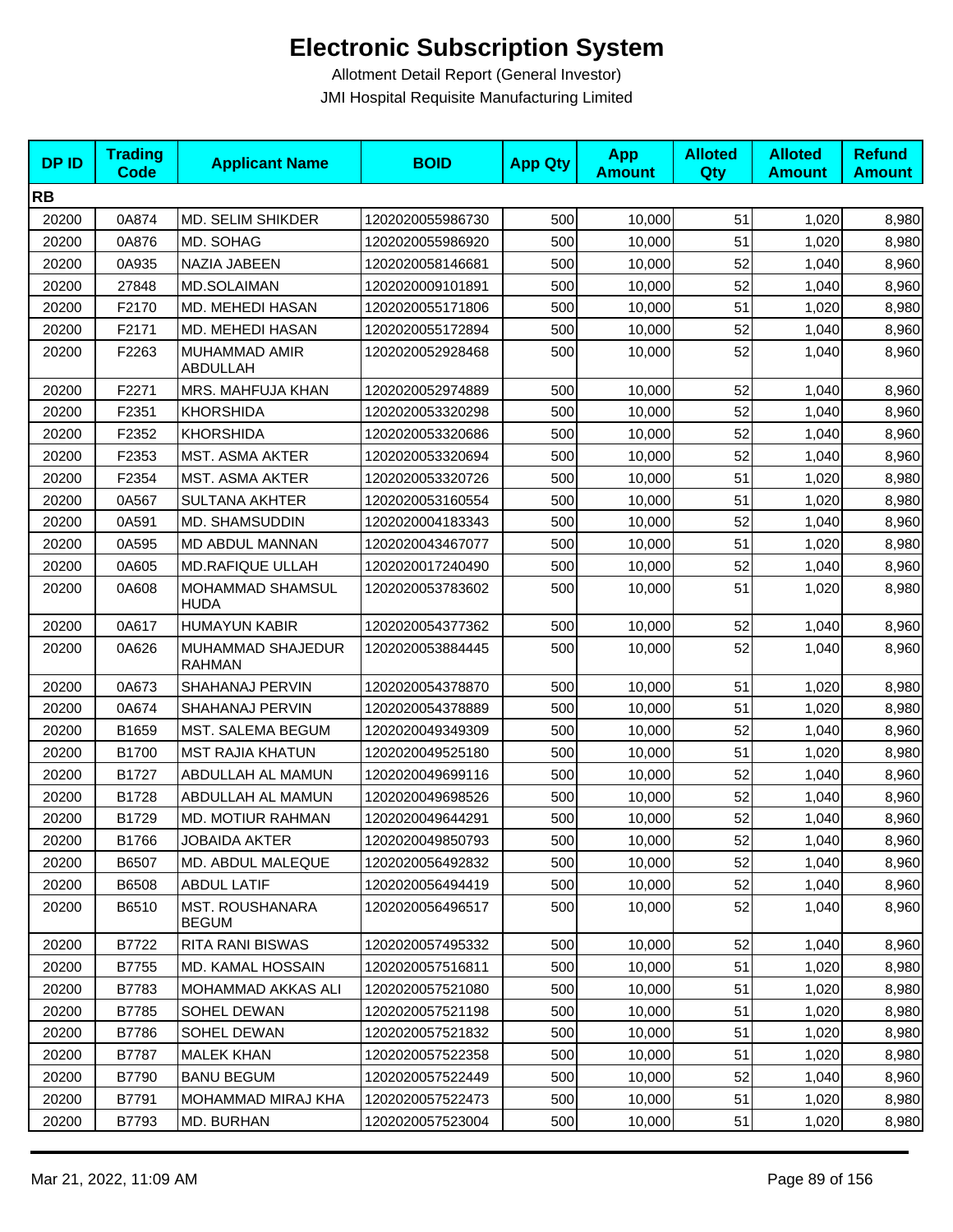# Electronic Subscription System

Allotment Detail Report (General Investor)

JMI Hospital Requisite Manufacturing Limited

| DP ID | Trading Code | Applicant Name | BOID | App Qty | App Amount | Alloted Qty | Alloted Amount | Refund Amount |
|---|---|---|---|---|---|---|---|---|
| **RB** | | | | | | | | |
| 20200 | 0A874 | MD. SELIM SHIKDER | 1202020055986730 | 500 | 10,000 | 51 | 1,020 | 8,980 |
| 20200 | 0A876 | MD. SOHAG | 1202020055986920 | 500 | 10,000 | 51 | 1,020 | 8,980 |
| 20200 | 0A935 | NAZIA JABEEN | 1202020058146681 | 500 | 10,000 | 52 | 1,040 | 8,960 |
| 20200 | 27848 | MD.SOLAIMAN | 1202020009101891 | 500 | 10,000 | 52 | 1,040 | 8,960 |
| 20200 | F2170 | MD. MEHEDI HASAN | 1202020055171806 | 500 | 10,000 | 51 | 1,020 | 8,980 |
| 20200 | F2171 | MD. MEHEDI HASAN | 1202020055172894 | 500 | 10,000 | 52 | 1,040 | 8,960 |
| 20200 | F2263 | MUHAMMAD AMIR ABDULLAH | 1202020052928468 | 500 | 10,000 | 52 | 1,040 | 8,960 |
| 20200 | F2271 | MRS. MAHFUJA KHAN | 1202020052974889 | 500 | 10,000 | 52 | 1,040 | 8,960 |
| 20200 | F2351 | KHORSHIDA | 1202020053320298 | 500 | 10,000 | 52 | 1,040 | 8,960 |
| 20200 | F2352 | KHORSHIDA | 1202020053320686 | 500 | 10,000 | 52 | 1,040 | 8,960 |
| 20200 | F2353 | MST. ASMA AKTER | 1202020053320694 | 500 | 10,000 | 52 | 1,040 | 8,960 |
| 20200 | F2354 | MST. ASMA AKTER | 1202020053320726 | 500 | 10,000 | 51 | 1,020 | 8,980 |
| 20200 | 0A567 | SULTANA AKHTER | 1202020053160554 | 500 | 10,000 | 51 | 1,020 | 8,980 |
| 20200 | 0A591 | MD. SHAMSUDDIN | 1202020004183343 | 500 | 10,000 | 52 | 1,040 | 8,960 |
| 20200 | 0A595 | MD ABDUL MANNAN | 1202020043467077 | 500 | 10,000 | 51 | 1,020 | 8,980 |
| 20200 | 0A605 | MD.RAFIQUE ULLAH | 1202020017240490 | 500 | 10,000 | 52 | 1,040 | 8,960 |
| 20200 | 0A608 | MOHAMMAD SHAMSUL HUDA | 1202020053783602 | 500 | 10,000 | 51 | 1,020 | 8,980 |
| 20200 | 0A617 | HUMAYUN KABIR | 1202020054377362 | 500 | 10,000 | 52 | 1,040 | 8,960 |
| 20200 | 0A626 | MUHAMMAD SHAJEDUR RAHMAN | 1202020053884445 | 500 | 10,000 | 52 | 1,040 | 8,960 |
| 20200 | 0A673 | SHAHANAJ PERVIN | 1202020054378870 | 500 | 10,000 | 51 | 1,020 | 8,980 |
| 20200 | 0A674 | SHAHANAJ PERVIN | 1202020054378889 | 500 | 10,000 | 51 | 1,020 | 8,980 |
| 20200 | B1659 | MST. SALEMA BEGUM | 1202020049349309 | 500 | 10,000 | 52 | 1,040 | 8,960 |
| 20200 | B1700 | MST RAJIA KHATUN | 1202020049525180 | 500 | 10,000 | 51 | 1,020 | 8,980 |
| 20200 | B1727 | ABDULLAH AL MAMUN | 1202020049699116 | 500 | 10,000 | 52 | 1,040 | 8,960 |
| 20200 | B1728 | ABDULLAH AL MAMUN | 1202020049698526 | 500 | 10,000 | 52 | 1,040 | 8,960 |
| 20200 | B1729 | MD. MOTIUR RAHMAN | 1202020049644291 | 500 | 10,000 | 52 | 1,040 | 8,960 |
| 20200 | B1766 | JOBAIDA AKTER | 1202020049850793 | 500 | 10,000 | 52 | 1,040 | 8,960 |
| 20200 | B6507 | MD. ABDUL MALEQUE | 1202020056492832 | 500 | 10,000 | 52 | 1,040 | 8,960 |
| 20200 | B6508 | ABDUL LATIF | 1202020056494419 | 500 | 10,000 | 52 | 1,040 | 8,960 |
| 20200 | B6510 | MST. ROUSHANARA BEGUM | 1202020056496517 | 500 | 10,000 | 52 | 1,040 | 8,960 |
| 20200 | B7722 | RITA RANI BISWAS | 1202020057495332 | 500 | 10,000 | 52 | 1,040 | 8,960 |
| 20200 | B7755 | MD. KAMAL HOSSAIN | 1202020057516811 | 500 | 10,000 | 51 | 1,020 | 8,980 |
| 20200 | B7783 | MOHAMMAD AKKAS ALI | 1202020057521080 | 500 | 10,000 | 51 | 1,020 | 8,980 |
| 20200 | B7785 | SOHEL DEWAN | 1202020057521198 | 500 | 10,000 | 51 | 1,020 | 8,980 |
| 20200 | B7786 | SOHEL DEWAN | 1202020057521832 | 500 | 10,000 | 51 | 1,020 | 8,980 |
| 20200 | B7787 | MALEK KHAN | 1202020057522358 | 500 | 10,000 | 51 | 1,020 | 8,980 |
| 20200 | B7790 | BANU BEGUM | 1202020057522449 | 500 | 10,000 | 52 | 1,040 | 8,960 |
| 20200 | B7791 | MOHAMMAD MIRAJ KHA | 1202020057522473 | 500 | 10,000 | 51 | 1,020 | 8,980 |
| 20200 | B7793 | MD. BURHAN | 1202020057523004 | 500 | 10,000 | 51 | 1,020 | 8,980 |

Mar 21, 2022, 11:09 AM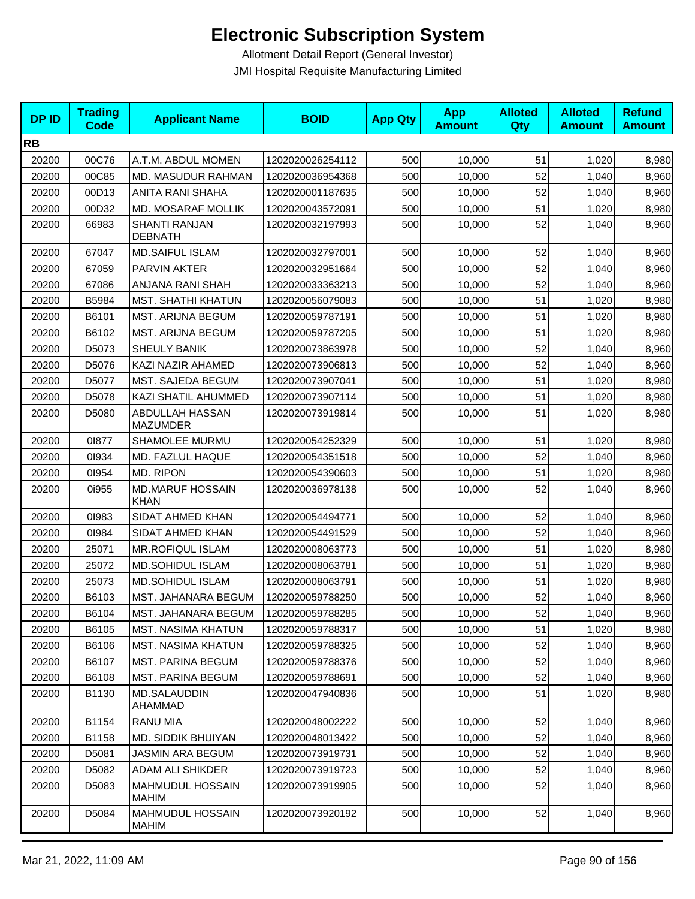# Electronic Subscription System

Allotment Detail Report (General Investor)

JMI Hospital Requisite Manufacturing Limited

| DP ID | Trading Code | Applicant Name | BOID | App Qty | App Amount | Alloted Qty | Alloted Amount | Refund Amount |
|---|---|---|---|---|---|---|---|---|
| **RB** | | | | | | | | |
| 20200 | 00C76 | A.T.M. ABDUL MOMEN | 1202020026254112 | 500 | 10,000 | 51 | 1,020 | 8,980 |
| 20200 | 00C85 | MD. MASUDUR RAHMAN | 1202020036954368 | 500 | 10,000 | 52 | 1,040 | 8,960 |
| 20200 | 00D13 | ANITA RANI SHAHA | 1202020001187635 | 500 | 10,000 | 52 | 1,040 | 8,960 |
| 20200 | 00D32 | MD. MOSARAF MOLLIK | 1202020043572091 | 500 | 10,000 | 51 | 1,020 | 8,980 |
| 20200 | 66983 | SHANTI RANJAN DEBNATH | 1202020032197993 | 500 | 10,000 | 52 | 1,040 | 8,960 |
| 20200 | 67047 | MD.SAIFUL ISLAM | 1202020032797001 | 500 | 10,000 | 52 | 1,040 | 8,960 |
| 20200 | 67059 | PARVIN AKTER | 1202020032951664 | 500 | 10,000 | 52 | 1,040 | 8,960 |
| 20200 | 67086 | ANJANA RANI SHAH | 1202020033363213 | 500 | 10,000 | 52 | 1,040 | 8,960 |
| 20200 | B5984 | MST. SHATHI KHATUN | 1202020056079083 | 500 | 10,000 | 51 | 1,020 | 8,980 |
| 20200 | B6101 | MST. ARIJNA BEGUM | 1202020059787191 | 500 | 10,000 | 51 | 1,020 | 8,980 |
| 20200 | B6102 | MST. ARIJNA BEGUM | 1202020059787205 | 500 | 10,000 | 51 | 1,020 | 8,980 |
| 20200 | D5073 | SHEULY BANIK | 1202020073863978 | 500 | 10,000 | 52 | 1,040 | 8,960 |
| 20200 | D5076 | KAZI NAZIR AHAMED | 1202020073906813 | 500 | 10,000 | 52 | 1,040 | 8,960 |
| 20200 | D5077 | MST. SAJEDA BEGUM | 1202020073907041 | 500 | 10,000 | 51 | 1,020 | 8,980 |
| 20200 | D5078 | KAZI SHATIL AHUMMED | 1202020073907114 | 500 | 10,000 | 51 | 1,020 | 8,980 |
| 20200 | D5080 | ABDULLAH HASSAN MAZUMDER | 1202020073919814 | 500 | 10,000 | 51 | 1,020 | 8,980 |
| 20200 | 0I877 | SHAMOLEE MURMU | 1202020054252329 | 500 | 10,000 | 51 | 1,020 | 8,980 |
| 20200 | 0I934 | MD. FAZLUL HAQUE | 1202020054351518 | 500 | 10,000 | 52 | 1,040 | 8,960 |
| 20200 | 0I954 | MD. RIPON | 1202020054390603 | 500 | 10,000 | 51 | 1,020 | 8,980 |
| 20200 | 0i955 | MD.MARUF HOSSAIN KHAN | 1202020036978138 | 500 | 10,000 | 52 | 1,040 | 8,960 |
| 20200 | 0I983 | SIDAT AHMED KHAN | 1202020054494771 | 500 | 10,000 | 52 | 1,040 | 8,960 |
| 20200 | 0I984 | SIDAT AHMED KHAN | 1202020054491529 | 500 | 10,000 | 52 | 1,040 | 8,960 |
| 20200 | 25071 | MR.ROFIQUL ISLAM | 1202020008063773 | 500 | 10,000 | 51 | 1,020 | 8,980 |
| 20200 | 25072 | MD.SOHIDUL ISLAM | 1202020008063781 | 500 | 10,000 | 51 | 1,020 | 8,980 |
| 20200 | 25073 | MD.SOHIDUL ISLAM | 1202020008063791 | 500 | 10,000 | 51 | 1,020 | 8,980 |
| 20200 | B6103 | MST. JAHANARA BEGUM | 1202020059788250 | 500 | 10,000 | 52 | 1,040 | 8,960 |
| 20200 | B6104 | MST. JAHANARA BEGUM | 1202020059788285 | 500 | 10,000 | 52 | 1,040 | 8,960 |
| 20200 | B6105 | MST. NASIMA KHATUN | 1202020059788317 | 500 | 10,000 | 51 | 1,020 | 8,980 |
| 20200 | B6106 | MST. NASIMA KHATUN | 1202020059788325 | 500 | 10,000 | 52 | 1,040 | 8,960 |
| 20200 | B6107 | MST. PARINA BEGUM | 1202020059788376 | 500 | 10,000 | 52 | 1,040 | 8,960 |
| 20200 | B6108 | MST. PARINA BEGUM | 1202020059788691 | 500 | 10,000 | 52 | 1,040 | 8,960 |
| 20200 | B1130 | MD.SALAUDDIN AHAMMAD | 1202020047940836 | 500 | 10,000 | 51 | 1,020 | 8,980 |
| 20200 | B1154 | RANU MIA | 1202020048002222 | 500 | 10,000 | 52 | 1,040 | 8,960 |
| 20200 | B1158 | MD. SIDDIK BHUIYAN | 1202020048013422 | 500 | 10,000 | 52 | 1,040 | 8,960 |
| 20200 | D5081 | JASMIN ARA BEGUM | 1202020073919731 | 500 | 10,000 | 52 | 1,040 | 8,960 |
| 20200 | D5082 | ADAM ALI SHIKDER | 1202020073919723 | 500 | 10,000 | 52 | 1,040 | 8,960 |
| 20200 | D5083 | MAHMUDUL HOSSAIN MAHIM | 1202020073919905 | 500 | 10,000 | 52 | 1,040 | 8,960 |
| 20200 | D5084 | MAHMUDUL HOSSAIN MAHIM | 1202020073920192 | 500 | 10,000 | 52 | 1,040 | 8,960 |

Mar 21, 2022, 11:09 AM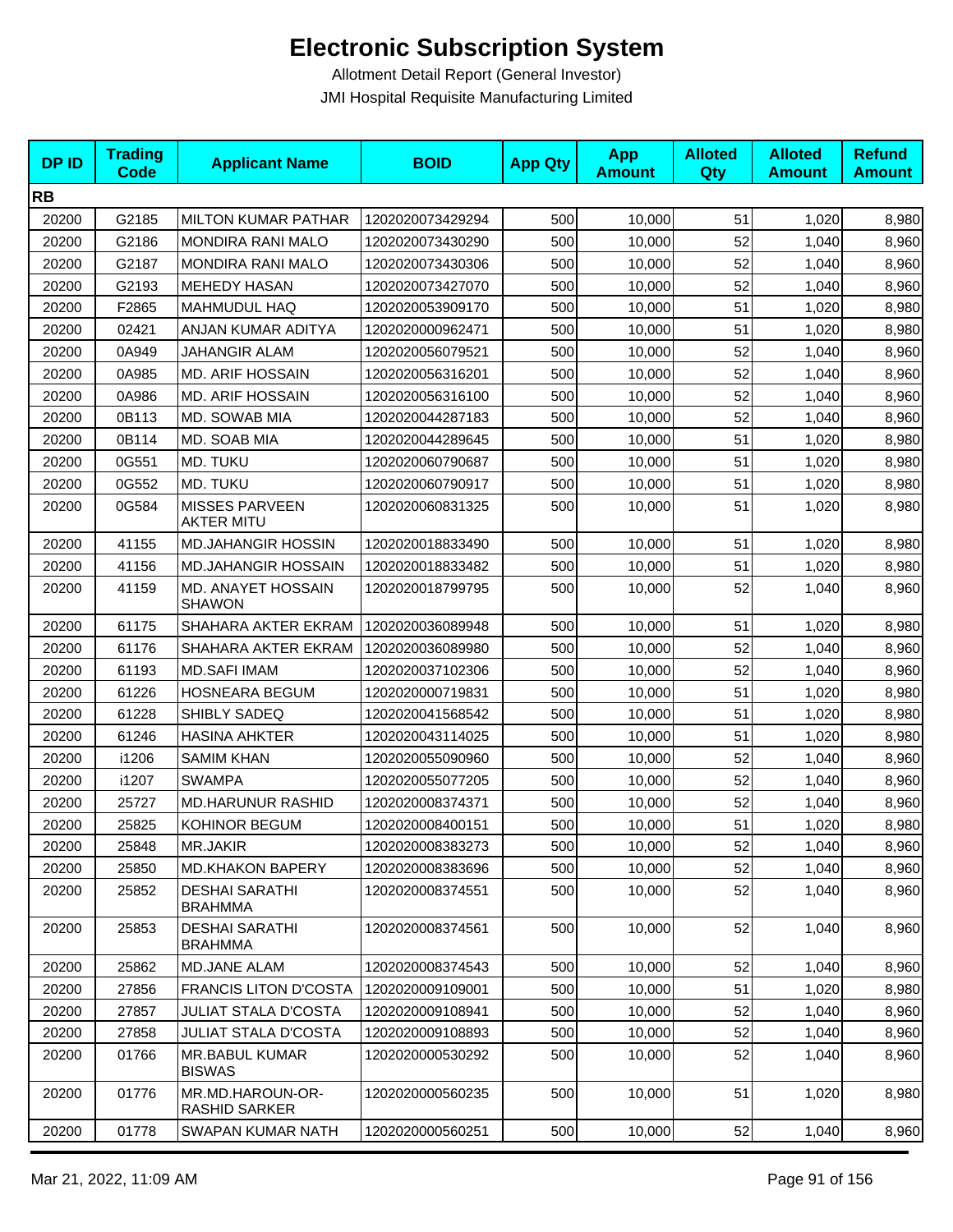# Electronic Subscription System

Allotment Detail Report (General Investor)

JMI Hospital Requisite Manufacturing Limited

| DP ID | Trading Code | Applicant Name | BOID | App Qty | App Amount | Alloted Qty | Alloted Amount | Refund Amount |
|---|---|---|---|---|---|---|---|---|
| **RB** | | | | | | | | |
| 20200 | G2185 | MILTON KUMAR PATHAR | 1202020073429294 | 500 | 10,000 | 51 | 1,020 | 8,980 |
| 20200 | G2186 | MONDIRA RANI MALO | 1202020073430290 | 500 | 10,000 | 52 | 1,040 | 8,960 |
| 20200 | G2187 | MONDIRA RANI MALO | 1202020073430306 | 500 | 10,000 | 52 | 1,040 | 8,960 |
| 20200 | G2193 | MEHEDY HASAN | 1202020073427070 | 500 | 10,000 | 52 | 1,040 | 8,960 |
| 20200 | F2865 | MAHMUDUL HAQ | 1202020053909170 | 500 | 10,000 | 51 | 1,020 | 8,980 |
| 20200 | 02421 | ANJAN KUMAR ADITYA | 1202020000962471 | 500 | 10,000 | 51 | 1,020 | 8,980 |
| 20200 | 0A949 | JAHANGIR ALAM | 1202020056079521 | 500 | 10,000 | 52 | 1,040 | 8,960 |
| 20200 | 0A985 | MD. ARIF HOSSAIN | 1202020056316201 | 500 | 10,000 | 52 | 1,040 | 8,960 |
| 20200 | 0A986 | MD. ARIF HOSSAIN | 1202020056316100 | 500 | 10,000 | 52 | 1,040 | 8,960 |
| 20200 | 0B113 | MD. SOWAB MIA | 1202020044287183 | 500 | 10,000 | 52 | 1,040 | 8,960 |
| 20200 | 0B114 | MD. SOAB MIA | 1202020044289645 | 500 | 10,000 | 51 | 1,020 | 8,980 |
| 20200 | 0G551 | MD. TUKU | 1202020060790687 | 500 | 10,000 | 51 | 1,020 | 8,980 |
| 20200 | 0G552 | MD. TUKU | 1202020060790917 | 500 | 10,000 | 51 | 1,020 | 8,980 |
| 20200 | 0G584 | MISSES PARVEEN AKTER MITU | 1202020060831325 | 500 | 10,000 | 51 | 1,020 | 8,980 |
| 20200 | 41155 | MD.JAHANGIR HOSSIN | 1202020018833490 | 500 | 10,000 | 51 | 1,020 | 8,980 |
| 20200 | 41156 | MD.JAHANGIR HOSSAIN | 1202020018833482 | 500 | 10,000 | 51 | 1,020 | 8,980 |
| 20200 | 41159 | MD. ANAYET HOSSAIN SHAWON | 1202020018799795 | 500 | 10,000 | 52 | 1,040 | 8,960 |
| 20200 | 61175 | SHAHARA AKTER EKRAM | 1202020036089948 | 500 | 10,000 | 51 | 1,020 | 8,980 |
| 20200 | 61176 | SHAHARA AKTER EKRAM | 1202020036089980 | 500 | 10,000 | 52 | 1,040 | 8,960 |
| 20200 | 61193 | MD.SAFI IMAM | 1202020037102306 | 500 | 10,000 | 52 | 1,040 | 8,960 |
| 20200 | 61226 | HOSNEARA BEGUM | 1202020000719831 | 500 | 10,000 | 51 | 1,020 | 8,980 |
| 20200 | 61228 | SHIBLY SADEQ | 1202020041568542 | 500 | 10,000 | 51 | 1,020 | 8,980 |
| 20200 | 61246 | HASINA AHKTER | 1202020043114025 | 500 | 10,000 | 51 | 1,020 | 8,980 |
| 20200 | i1206 | SAMIM KHAN | 1202020055090960 | 500 | 10,000 | 52 | 1,040 | 8,960 |
| 20200 | i1207 | SWAMPA | 1202020055077205 | 500 | 10,000 | 52 | 1,040 | 8,960 |
| 20200 | 25727 | MD.HARUNUR RASHID | 1202020008374371 | 500 | 10,000 | 52 | 1,040 | 8,960 |
| 20200 | 25825 | KOHINOR BEGUM | 1202020008400151 | 500 | 10,000 | 51 | 1,020 | 8,980 |
| 20200 | 25848 | MR.JAKIR | 1202020008383273 | 500 | 10,000 | 52 | 1,040 | 8,960 |
| 20200 | 25850 | MD.KHAKON BAPERY | 1202020008383696 | 500 | 10,000 | 52 | 1,040 | 8,960 |
| 20200 | 25852 | DESHAI SARATHI BRAHMMA | 1202020008374551 | 500 | 10,000 | 52 | 1,040 | 8,960 |
| 20200 | 25853 | DESHAI SARATHI BRAHMMA | 1202020008374561 | 500 | 10,000 | 52 | 1,040 | 8,960 |
| 20200 | 25862 | MD.JANE ALAM | 1202020008374543 | 500 | 10,000 | 52 | 1,040 | 8,960 |
| 20200 | 27856 | FRANCIS LITON D'COSTA | 1202020009109001 | 500 | 10,000 | 51 | 1,020 | 8,980 |
| 20200 | 27857 | JULIAT STALA D'COSTA | 1202020009108941 | 500 | 10,000 | 52 | 1,040 | 8,960 |
| 20200 | 27858 | JULIAT STALA D'COSTA | 1202020009108893 | 500 | 10,000 | 52 | 1,040 | 8,960 |
| 20200 | 01766 | MR.BABUL KUMAR BISWAS | 1202020000530292 | 500 | 10,000 | 52 | 1,040 | 8,960 |
| 20200 | 01776 | MR.MD.HAROUN-OR-RASHID SARKER | 1202020000560235 | 500 | 10,000 | 51 | 1,020 | 8,980 |
| 20200 | 01778 | SWAPAN KUMAR NATH | 1202020000560251 | 500 | 10,000 | 52 | 1,040 | 8,960 |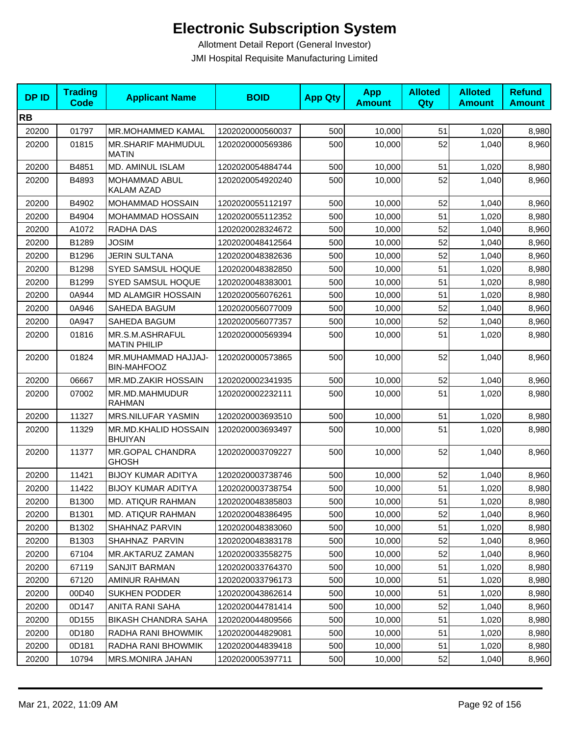# Electronic Subscription System

Allotment Detail Report (General Investor)

JMI Hospital Requisite Manufacturing Limited

| DP ID | Trading Code | Applicant Name | BOID | App Qty | App Amount | Alloted Qty | Alloted Amount | Refund Amount |
|---|---|---|---|---|---|---|---|---|
| **RB** | | | | | | | | |
| 20200 | 01797 | MR.MOHAMMED KAMAL | 1202020000560037 | 500 | 10,000 | 51 | 1,020 | 8,980 |
| 20200 | 01815 | MR.SHARIF MAHMUDUL MATIN | 1202020000569386 | 500 | 10,000 | 52 | 1,040 | 8,960 |
| 20200 | B4851 | MD. AMINUL ISLAM | 1202020054884744 | 500 | 10,000 | 51 | 1,020 | 8,980 |
| 20200 | B4893 | MOHAMMAD ABUL KALAM AZAD | 1202020054920240 | 500 | 10,000 | 52 | 1,040 | 8,960 |
| 20200 | B4902 | MOHAMMAD HOSSAIN | 1202020055112197 | 500 | 10,000 | 52 | 1,040 | 8,960 |
| 20200 | B4904 | MOHAMMAD HOSSAIN | 1202020055112352 | 500 | 10,000 | 51 | 1,020 | 8,980 |
| 20200 | A1072 | RADHA DAS | 1202020028324672 | 500 | 10,000 | 52 | 1,040 | 8,960 |
| 20200 | B1289 | JOSIM | 1202020048412564 | 500 | 10,000 | 52 | 1,040 | 8,960 |
| 20200 | B1296 | JERIN SULTANA | 1202020048382636 | 500 | 10,000 | 52 | 1,040 | 8,960 |
| 20200 | B1298 | SYED SAMSUL HOQUE | 1202020048382850 | 500 | 10,000 | 51 | 1,020 | 8,980 |
| 20200 | B1299 | SYED SAMSUL HOQUE | 1202020048383001 | 500 | 10,000 | 51 | 1,020 | 8,980 |
| 20200 | 0A944 | MD ALAMGIR HOSSAIN | 1202020056076261 | 500 | 10,000 | 51 | 1,020 | 8,980 |
| 20200 | 0A946 | SAHEDA BAGUM | 1202020056077009 | 500 | 10,000 | 52 | 1,040 | 8,960 |
| 20200 | 0A947 | SAHEDA BAGUM | 1202020056077357 | 500 | 10,000 | 52 | 1,040 | 8,960 |
| 20200 | 01816 | MR.S.M.ASHRAFUL MATIN PHILIP | 1202020000569394 | 500 | 10,000 | 51 | 1,020 | 8,980 |
| 20200 | 01824 | MR.MUHAMMAD HAJJAJ-BIN-MAHFOOZ | 1202020000573865 | 500 | 10,000 | 52 | 1,040 | 8,960 |
| 20200 | 06667 | MR.MD.ZAKIR HOSSAIN | 1202020002341935 | 500 | 10,000 | 52 | 1,040 | 8,960 |
| 20200 | 07002 | MR.MD.MAHMUDUR RAHMAN | 1202020002232111 | 500 | 10,000 | 51 | 1,020 | 8,980 |
| 20200 | 11327 | MRS.NILUFAR YASMIN | 1202020003693510 | 500 | 10,000 | 51 | 1,020 | 8,980 |
| 20200 | 11329 | MR.MD.KHALID HOSSAIN BHUIYAN | 1202020003693497 | 500 | 10,000 | 51 | 1,020 | 8,980 |
| 20200 | 11377 | MR.GOPAL CHANDRA GHOSH | 1202020003709227 | 500 | 10,000 | 52 | 1,040 | 8,960 |
| 20200 | 11421 | BIJOY KUMAR ADITYA | 1202020003738746 | 500 | 10,000 | 52 | 1,040 | 8,960 |
| 20200 | 11422 | BIJOY KUMAR ADITYA | 1202020003738754 | 500 | 10,000 | 51 | 1,020 | 8,980 |
| 20200 | B1300 | MD. ATIQUR RAHMAN | 1202020048385803 | 500 | 10,000 | 51 | 1,020 | 8,980 |
| 20200 | B1301 | MD. ATIQUR RAHMAN | 1202020048386495 | 500 | 10,000 | 52 | 1,040 | 8,960 |
| 20200 | B1302 | SHAHNAZ PARVIN | 1202020048383060 | 500 | 10,000 | 51 | 1,020 | 8,980 |
| 20200 | B1303 | SHAHNAZ PARVIN | 1202020048383178 | 500 | 10,000 | 52 | 1,040 | 8,960 |
| 20200 | 67104 | MR.AKTARUZ ZAMAN | 1202020033558275 | 500 | 10,000 | 52 | 1,040 | 8,960 |
| 20200 | 67119 | SANJIT BARMAN | 1202020033764370 | 500 | 10,000 | 51 | 1,020 | 8,980 |
| 20200 | 67120 | AMINUR RAHMAN | 1202020033796173 | 500 | 10,000 | 51 | 1,020 | 8,980 |
| 20200 | 00D40 | SUKHEN PODDER | 1202020043862614 | 500 | 10,000 | 51 | 1,020 | 8,980 |
| 20200 | 0D147 | ANITA RANI SAHA | 1202020044781414 | 500 | 10,000 | 52 | 1,040 | 8,960 |
| 20200 | 0D155 | BIKASH CHANDRA SAHA | 1202020044809566 | 500 | 10,000 | 51 | 1,020 | 8,980 |
| 20200 | 0D180 | RADHA RANI BHOWMIK | 1202020044829081 | 500 | 10,000 | 51 | 1,020 | 8,980 |
| 20200 | 0D181 | RADHA RANI BHOWMIK | 1202020044839418 | 500 | 10,000 | 51 | 1,020 | 8,980 |
| 20200 | 10794 | MRS.MONIRA JAHAN | 1202020005397711 | 500 | 10,000 | 52 | 1,040 | 8,960 |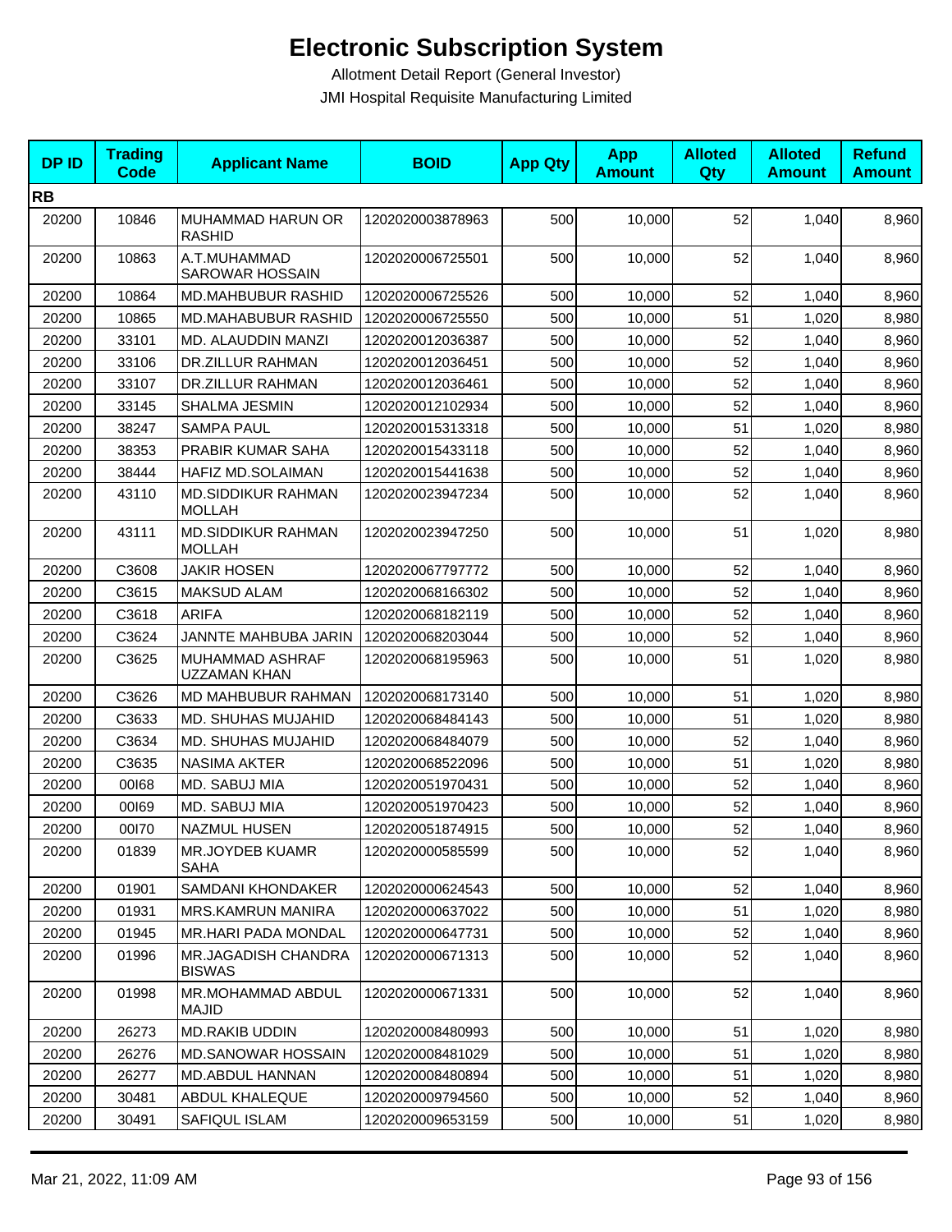# Electronic Subscription System

Allotment Detail Report (General Investor)

JMI Hospital Requisite Manufacturing Limited

| DP ID | Trading Code | Applicant Name | BOID | App Qty | App Amount | Alloted Qty | Alloted Amount | Refund Amount |
|---|---|---|---|---|---|---|---|---|
| **RB** | | | | | | | | |
| 20200 | 10846 | MUHAMMAD HARUN OR RASHID | 1202020003878963 | 500 | 10,000 | 52 | 1,040 | 8,960 |
| 20200 | 10863 | A.T.MUHAMMAD SAROWAR HOSSAIN | 1202020006725501 | 500 | 10,000 | 52 | 1,040 | 8,960 |
| 20200 | 10864 | MD.MAHBUBUR RASHID | 1202020006725526 | 500 | 10,000 | 52 | 1,040 | 8,960 |
| 20200 | 10865 | MD.MAHABUBUR RASHID | 1202020006725550 | 500 | 10,000 | 51 | 1,020 | 8,980 |
| 20200 | 33101 | MD. ALAUDDIN MANZI | 1202020012036387 | 500 | 10,000 | 52 | 1,040 | 8,960 |
| 20200 | 33106 | DR.ZILLUR RAHMAN | 1202020012036451 | 500 | 10,000 | 52 | 1,040 | 8,960 |
| 20200 | 33107 | DR.ZILLUR RAHMAN | 1202020012036461 | 500 | 10,000 | 52 | 1,040 | 8,960 |
| 20200 | 33145 | SHALMA JESMIN | 1202020012102934 | 500 | 10,000 | 52 | 1,040 | 8,960 |
| 20200 | 38247 | SAMPA PAUL | 1202020015313318 | 500 | 10,000 | 51 | 1,020 | 8,980 |
| 20200 | 38353 | PRABIR KUMAR SAHA | 1202020015433118 | 500 | 10,000 | 52 | 1,040 | 8,960 |
| 20200 | 38444 | HAFIZ MD.SOLAIMAN | 1202020015441638 | 500 | 10,000 | 52 | 1,040 | 8,960 |
| 20200 | 43110 | MD.SIDDIKUR RAHMAN MOLLAH | 1202020023947234 | 500 | 10,000 | 52 | 1,040 | 8,960 |
| 20200 | 43111 | MD.SIDDIKUR RAHMAN MOLLAH | 1202020023947250 | 500 | 10,000 | 51 | 1,020 | 8,980 |
| 20200 | C3608 | JAKIR HOSEN | 1202020067797772 | 500 | 10,000 | 52 | 1,040 | 8,960 |
| 20200 | C3615 | MAKSUD ALAM | 1202020068166302 | 500 | 10,000 | 52 | 1,040 | 8,960 |
| 20200 | C3618 | ARIFA | 1202020068182119 | 500 | 10,000 | 52 | 1,040 | 8,960 |
| 20200 | C3624 | JANNTE MAHBUBA JARIN | 1202020068203044 | 500 | 10,000 | 52 | 1,040 | 8,960 |
| 20200 | C3625 | MUHAMMAD ASHRAF UZZAMAN KHAN | 1202020068195963 | 500 | 10,000 | 51 | 1,020 | 8,980 |
| 20200 | C3626 | MD MAHBUBUR RAHMAN | 1202020068173140 | 500 | 10,000 | 51 | 1,020 | 8,980 |
| 20200 | C3633 | MD. SHUHAS MUJAHID | 1202020068484143 | 500 | 10,000 | 51 | 1,020 | 8,980 |
| 20200 | C3634 | MD. SHUHAS MUJAHID | 1202020068484079 | 500 | 10,000 | 52 | 1,040 | 8,960 |
| 20200 | C3635 | NASIMA AKTER | 1202020068522096 | 500 | 10,000 | 51 | 1,020 | 8,980 |
| 20200 | 00I68 | MD. SABUJ MIA | 1202020051970431 | 500 | 10,000 | 52 | 1,040 | 8,960 |
| 20200 | 00I69 | MD. SABUJ MIA | 1202020051970423 | 500 | 10,000 | 52 | 1,040 | 8,960 |
| 20200 | 00I70 | NAZMUL HUSEN | 1202020051874915 | 500 | 10,000 | 52 | 1,040 | 8,960 |
| 20200 | 01839 | MR.JOYDEB KUAMR SAHA | 1202020000585599 | 500 | 10,000 | 52 | 1,040 | 8,960 |
| 20200 | 01901 | SAMDANI KHONDAKER | 1202020000624543 | 500 | 10,000 | 52 | 1,040 | 8,960 |
| 20200 | 01931 | MRS.KAMRUN MANIRA | 1202020000637022 | 500 | 10,000 | 51 | 1,020 | 8,980 |
| 20200 | 01945 | MR.HARI PADA MONDAL | 1202020000647731 | 500 | 10,000 | 52 | 1,040 | 8,960 |
| 20200 | 01996 | MR.JAGADISH CHANDRA BISWAS | 1202020000671313 | 500 | 10,000 | 52 | 1,040 | 8,960 |
| 20200 | 01998 | MR.MOHAMMAD ABDUL MAJID | 1202020000671331 | 500 | 10,000 | 52 | 1,040 | 8,960 |
| 20200 | 26273 | MD.RAKIB UDDIN | 1202020008480993 | 500 | 10,000 | 51 | 1,020 | 8,980 |
| 20200 | 26276 | MD.SANOWAR HOSSAIN | 1202020008481029 | 500 | 10,000 | 51 | 1,020 | 8,980 |
| 20200 | 26277 | MD.ABDUL HANNAN | 1202020008480894 | 500 | 10,000 | 51 | 1,020 | 8,980 |
| 20200 | 30481 | ABDUL KHALEQUE | 1202020009794560 | 500 | 10,000 | 52 | 1,040 | 8,960 |
| 20200 | 30491 | SAFIQUL ISLAM | 1202020009653159 | 500 | 10,000 | 51 | 1,020 | 8,980 |

Mar 21, 2022, 11:09 AM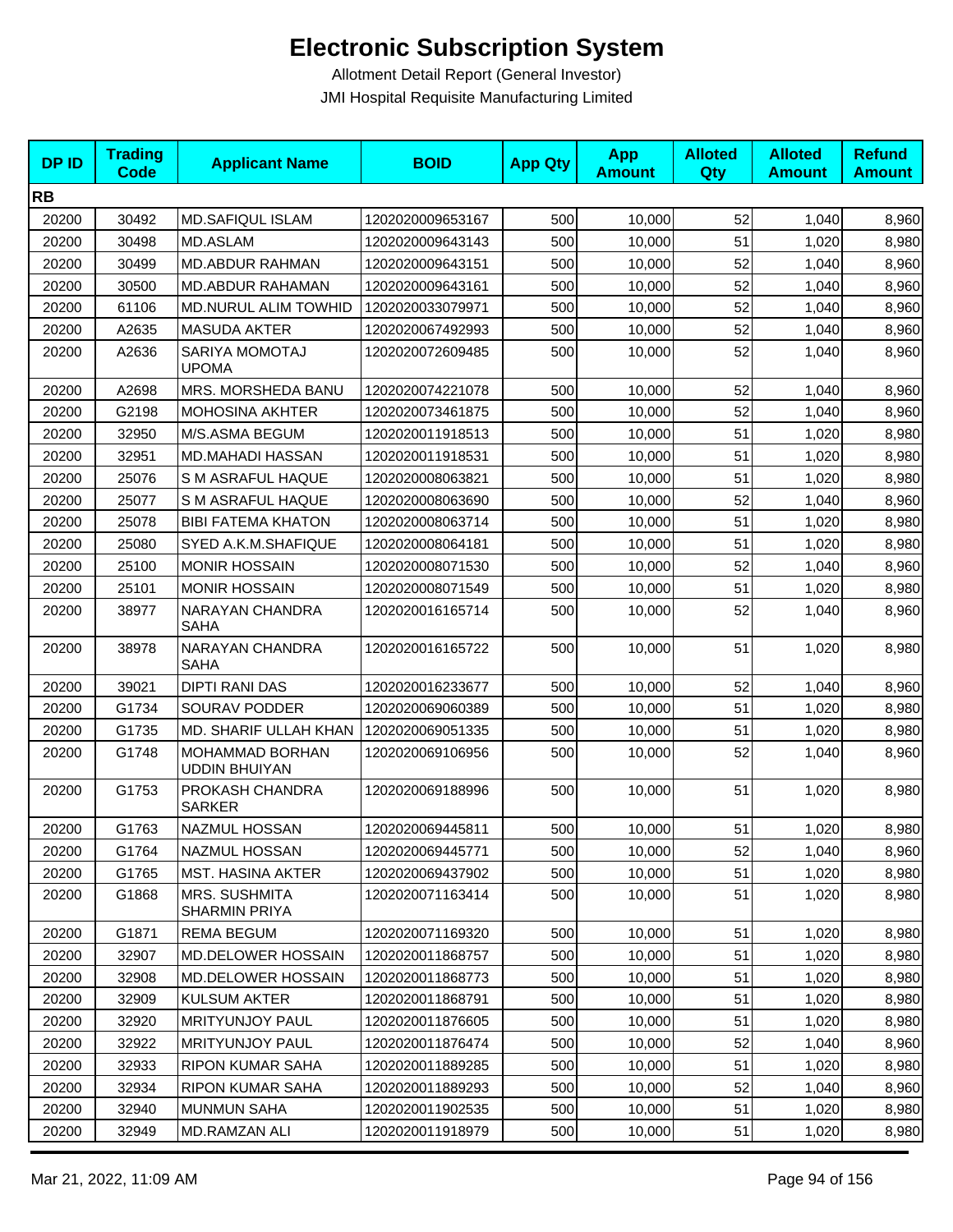# Electronic Subscription System

Allotment Detail Report (General Investor)

JMI Hospital Requisite Manufacturing Limited

| DP ID | Trading Code | Applicant Name | BOID | App Qty | App Amount | Alloted Qty | Alloted Amount | Refund Amount |
|---|---|---|---|---|---|---|---|---|
| **RB** | | | | | | | | |
| 20200 | 30492 | MD.SAFIQUL ISLAM | 1202020009653167 | 500 | 10,000 | 52 | 1,040 | 8,960 |
| 20200 | 30498 | MD.ASLAM | 1202020009643143 | 500 | 10,000 | 51 | 1,020 | 8,980 |
| 20200 | 30499 | MD.ABDUR RAHMAN | 1202020009643151 | 500 | 10,000 | 52 | 1,040 | 8,960 |
| 20200 | 30500 | MD.ABDUR RAHAMAN | 1202020009643161 | 500 | 10,000 | 52 | 1,040 | 8,960 |
| 20200 | 61106 | MD.NURUL ALIM TOWHID | 1202020033079971 | 500 | 10,000 | 52 | 1,040 | 8,960 |
| 20200 | A2635 | MASUDA AKTER | 1202020067492993 | 500 | 10,000 | 52 | 1,040 | 8,960 |
| 20200 | A2636 | SARIYA MOMOTAJ UPOMA | 1202020072609485 | 500 | 10,000 | 52 | 1,040 | 8,960 |
| 20200 | A2698 | MRS. MORSHEDA BANU | 1202020074221078 | 500 | 10,000 | 52 | 1,040 | 8,960 |
| 20200 | G2198 | MOHOSINA AKHTER | 1202020073461875 | 500 | 10,000 | 52 | 1,040 | 8,960 |
| 20200 | 32950 | M/S.ASMA BEGUM | 1202020011918513 | 500 | 10,000 | 51 | 1,020 | 8,980 |
| 20200 | 32951 | MD.MAHADI HASSAN | 1202020011918531 | 500 | 10,000 | 51 | 1,020 | 8,980 |
| 20200 | 25076 | S M ASRAFUL HAQUE | 1202020008063821 | 500 | 10,000 | 51 | 1,020 | 8,980 |
| 20200 | 25077 | S M ASRAFUL HAQUE | 1202020008063690 | 500 | 10,000 | 52 | 1,040 | 8,960 |
| 20200 | 25078 | BIBI FATEMA KHATON | 1202020008063714 | 500 | 10,000 | 51 | 1,020 | 8,980 |
| 20200 | 25080 | SYED A.K.M.SHAFIQUE | 1202020008064181 | 500 | 10,000 | 51 | 1,020 | 8,980 |
| 20200 | 25100 | MONIR HOSSAIN | 1202020008071530 | 500 | 10,000 | 52 | 1,040 | 8,960 |
| 20200 | 25101 | MONIR HOSSAIN | 1202020008071549 | 500 | 10,000 | 51 | 1,020 | 8,980 |
| 20200 | 38977 | NARAYAN CHANDRA SAHA | 1202020016165714 | 500 | 10,000 | 52 | 1,040 | 8,960 |
| 20200 | 38978 | NARAYAN CHANDRA SAHA | 1202020016165722 | 500 | 10,000 | 51 | 1,020 | 8,980 |
| 20200 | 39021 | DIPTI RANI DAS | 1202020016233677 | 500 | 10,000 | 52 | 1,040 | 8,960 |
| 20200 | G1734 | SOURAV PODDER | 1202020069060389 | 500 | 10,000 | 51 | 1,020 | 8,980 |
| 20200 | G1735 | MD. SHARIF ULLAH KHAN | 1202020069051335 | 500 | 10,000 | 51 | 1,020 | 8,980 |
| 20200 | G1748 | MOHAMMAD BORHAN UDDIN BHUIYAN | 1202020069106956 | 500 | 10,000 | 52 | 1,040 | 8,960 |
| 20200 | G1753 | PROKASH CHANDRA SARKER | 1202020069188996 | 500 | 10,000 | 51 | 1,020 | 8,980 |
| 20200 | G1763 | NAZMUL HOSSAN | 1202020069445811 | 500 | 10,000 | 51 | 1,020 | 8,980 |
| 20200 | G1764 | NAZMUL HOSSAN | 1202020069445771 | 500 | 10,000 | 52 | 1,040 | 8,960 |
| 20200 | G1765 | MST. HASINA AKTER | 1202020069437902 | 500 | 10,000 | 51 | 1,020 | 8,980 |
| 20200 | G1868 | MRS. SUSHMITA SHARMIN PRIYA | 1202020071163414 | 500 | 10,000 | 51 | 1,020 | 8,980 |
| 20200 | G1871 | REMA BEGUM | 1202020071169320 | 500 | 10,000 | 51 | 1,020 | 8,980 |
| 20200 | 32907 | MD.DELOWER HOSSAIN | 1202020011868757 | 500 | 10,000 | 51 | 1,020 | 8,980 |
| 20200 | 32908 | MD.DELOWER HOSSAIN | 1202020011868773 | 500 | 10,000 | 51 | 1,020 | 8,980 |
| 20200 | 32909 | KULSUM AKTER | 1202020011868791 | 500 | 10,000 | 51 | 1,020 | 8,980 |
| 20200 | 32920 | MRITYUNJOY PAUL | 1202020011876605 | 500 | 10,000 | 51 | 1,020 | 8,980 |
| 20200 | 32922 | MRITYUNJOY PAUL | 1202020011876474 | 500 | 10,000 | 52 | 1,040 | 8,960 |
| 20200 | 32933 | RIPON KUMAR SAHA | 1202020011889285 | 500 | 10,000 | 51 | 1,020 | 8,980 |
| 20200 | 32934 | RIPON KUMAR SAHA | 1202020011889293 | 500 | 10,000 | 52 | 1,040 | 8,960 |
| 20200 | 32940 | MUNMUN SAHA | 1202020011902535 | 500 | 10,000 | 51 | 1,020 | 8,980 |
| 20200 | 32949 | MD.RAMZAN ALI | 1202020011918979 | 500 | 10,000 | 51 | 1,020 | 8,980 |

Mar 21, 2022, 11:09 AM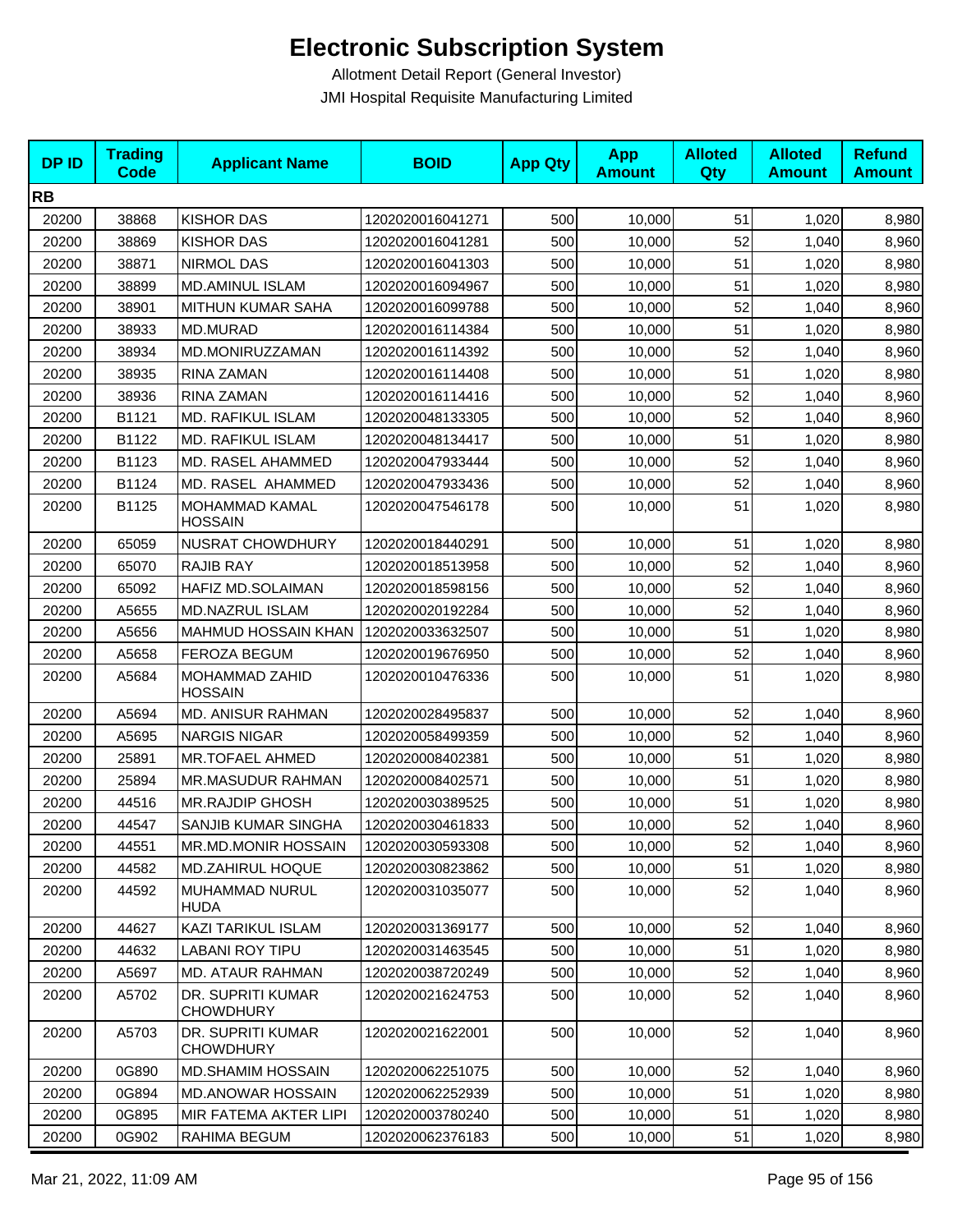# Electronic Subscription System

Allotment Detail Report (General Investor)

JMI Hospital Requisite Manufacturing Limited

| DP ID | Trading Code | Applicant Name | BOID | App Qty | App Amount | Alloted Qty | Alloted Amount | Refund Amount |
|---|---|---|---|---|---|---|---|---|
| **RB** | | | | | | | | |
| 20200 | 38868 | KISHOR DAS | 1202020016041271 | 500 | 10,000 | 51 | 1,020 | 8,980 |
| 20200 | 38869 | KISHOR DAS | 1202020016041281 | 500 | 10,000 | 52 | 1,040 | 8,960 |
| 20200 | 38871 | NIRMOL DAS | 1202020016041303 | 500 | 10,000 | 51 | 1,020 | 8,980 |
| 20200 | 38899 | MD.AMINUL ISLAM | 1202020016094967 | 500 | 10,000 | 51 | 1,020 | 8,980 |
| 20200 | 38901 | MITHUN KUMAR SAHA | 1202020016099788 | 500 | 10,000 | 52 | 1,040 | 8,960 |
| 20200 | 38933 | MD.MURAD | 1202020016114384 | 500 | 10,000 | 51 | 1,020 | 8,980 |
| 20200 | 38934 | MD.MONIRUZZAMAN | 1202020016114392 | 500 | 10,000 | 52 | 1,040 | 8,960 |
| 20200 | 38935 | RINA ZAMAN | 1202020016114408 | 500 | 10,000 | 51 | 1,020 | 8,980 |
| 20200 | 38936 | RINA ZAMAN | 1202020016114416 | 500 | 10,000 | 52 | 1,040 | 8,960 |
| 20200 | B1121 | MD. RAFIKUL ISLAM | 1202020048133305 | 500 | 10,000 | 52 | 1,040 | 8,960 |
| 20200 | B1122 | MD. RAFIKUL ISLAM | 1202020048134417 | 500 | 10,000 | 51 | 1,020 | 8,980 |
| 20200 | B1123 | MD. RASEL AHAMMED | 1202020047933444 | 500 | 10,000 | 52 | 1,040 | 8,960 |
| 20200 | B1124 | MD. RASEL AHAMMED | 1202020047933436 | 500 | 10,000 | 52 | 1,040 | 8,960 |
| 20200 | B1125 | MOHAMMAD KAMAL HOSSAIN | 1202020047546178 | 500 | 10,000 | 51 | 1,020 | 8,980 |
| 20200 | 65059 | NUSRAT CHOWDHURY | 1202020018440291 | 500 | 10,000 | 51 | 1,020 | 8,980 |
| 20200 | 65070 | RAJIB RAY | 1202020018513958 | 500 | 10,000 | 52 | 1,040 | 8,960 |
| 20200 | 65092 | HAFIZ MD.SOLAIMAN | 1202020018598156 | 500 | 10,000 | 52 | 1,040 | 8,960 |
| 20200 | A5655 | MD.NAZRUL ISLAM | 1202020020192284 | 500 | 10,000 | 52 | 1,040 | 8,960 |
| 20200 | A5656 | MAHMUD HOSSAIN KHAN | 1202020033632507 | 500 | 10,000 | 51 | 1,020 | 8,980 |
| 20200 | A5658 | FEROZA BEGUM | 1202020019676950 | 500 | 10,000 | 52 | 1,040 | 8,960 |
| 20200 | A5684 | MOHAMMAD ZAHID HOSSAIN | 1202020010476336 | 500 | 10,000 | 51 | 1,020 | 8,980 |
| 20200 | A5694 | MD. ANISUR RAHMAN | 1202020028495837 | 500 | 10,000 | 52 | 1,040 | 8,960 |
| 20200 | A5695 | NARGIS NIGAR | 1202020058499359 | 500 | 10,000 | 52 | 1,040 | 8,960 |
| 20200 | 25891 | MR.TOFAEL AHMED | 1202020008402381 | 500 | 10,000 | 51 | 1,020 | 8,980 |
| 20200 | 25894 | MR.MASUDUR RAHMAN | 1202020008402571 | 500 | 10,000 | 51 | 1,020 | 8,980 |
| 20200 | 44516 | MR.RAJDIP GHOSH | 1202020030389525 | 500 | 10,000 | 51 | 1,020 | 8,980 |
| 20200 | 44547 | SANJIB KUMAR SINGHA | 1202020030461833 | 500 | 10,000 | 52 | 1,040 | 8,960 |
| 20200 | 44551 | MR.MD.MONIR HOSSAIN | 1202020030593308 | 500 | 10,000 | 52 | 1,040 | 8,960 |
| 20200 | 44582 | MD.ZAHIRUL HOQUE | 1202020030823862 | 500 | 10,000 | 51 | 1,020 | 8,980 |
| 20200 | 44592 | MUHAMMAD NURUL HUDA | 1202020031035077 | 500 | 10,000 | 52 | 1,040 | 8,960 |
| 20200 | 44627 | KAZI TARIKUL ISLAM | 1202020031369177 | 500 | 10,000 | 52 | 1,040 | 8,960 |
| 20200 | 44632 | LABANI ROY TIPU | 1202020031463545 | 500 | 10,000 | 51 | 1,020 | 8,980 |
| 20200 | A5697 | MD. ATAUR RAHMAN | 1202020038720249 | 500 | 10,000 | 52 | 1,040 | 8,960 |
| 20200 | A5702 | DR. SUPRITI KUMAR CHOWDHURY | 1202020021624753 | 500 | 10,000 | 52 | 1,040 | 8,960 |
| 20200 | A5703 | DR. SUPRITI KUMAR CHOWDHURY | 1202020021622001 | 500 | 10,000 | 52 | 1,040 | 8,960 |
| 20200 | 0G890 | MD.SHAMIM HOSSAIN | 1202020062251075 | 500 | 10,000 | 52 | 1,040 | 8,960 |
| 20200 | 0G894 | MD.ANOWAR HOSSAIN | 1202020062252939 | 500 | 10,000 | 51 | 1,020 | 8,980 |
| 20200 | 0G895 | MIR FATEMA AKTER LIPI | 1202020003780240 | 500 | 10,000 | 51 | 1,020 | 8,980 |
| 20200 | 0G902 | RAHIMA BEGUM | 1202020062376183 | 500 | 10,000 | 51 | 1,020 | 8,980 |

Mar 21, 2022, 11:09 AM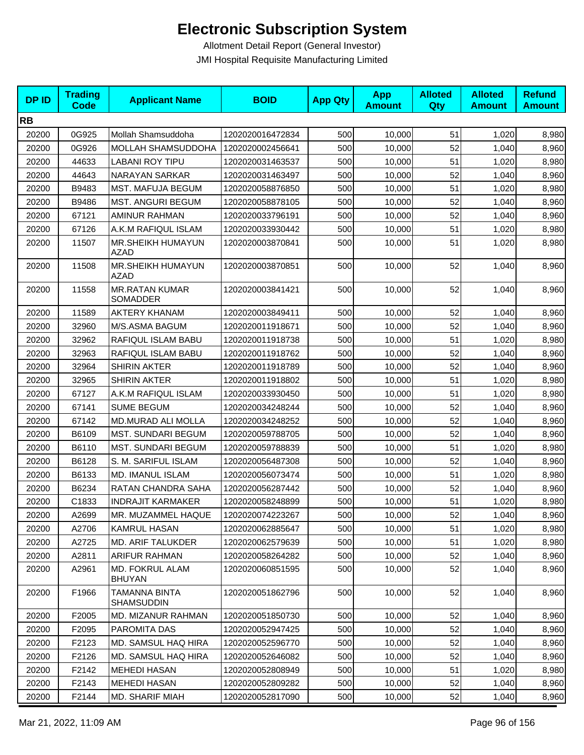# Electronic Subscription System

Allotment Detail Report (General Investor)

JMI Hospital Requisite Manufacturing Limited

| DP ID | Trading Code | Applicant Name | BOID | App Qty | App Amount | Alloted Qty | Alloted Amount | Refund Amount |
|---|---|---|---|---|---|---|---|---|
| **RB** | | | | | | | | |
| 20200 | 0G925 | Mollah Shamsuddoha | 1202020016472834 | 500 | 10,000 | 51 | 1,020 | 8,980 |
| 20200 | 0G926 | MOLLAH SHAMSUDDOHA | 1202020002456641 | 500 | 10,000 | 52 | 1,040 | 8,960 |
| 20200 | 44633 | LABANI ROY TIPU | 1202020031463537 | 500 | 10,000 | 51 | 1,020 | 8,980 |
| 20200 | 44643 | NARAYAN SARKAR | 1202020031463497 | 500 | 10,000 | 52 | 1,040 | 8,960 |
| 20200 | B9483 | MST. MAFUJA BEGUM | 1202020058876850 | 500 | 10,000 | 51 | 1,020 | 8,980 |
| 20200 | B9486 | MST. ANGURI BEGUM | 1202020058878105 | 500 | 10,000 | 52 | 1,040 | 8,960 |
| 20200 | 67121 | AMINUR RAHMAN | 1202020033796191 | 500 | 10,000 | 52 | 1,040 | 8,960 |
| 20200 | 67126 | A.K.M RAFIQUL ISLAM | 1202020033930442 | 500 | 10,000 | 51 | 1,020 | 8,980 |
| 20200 | 11507 | MR.SHEIKH HUMAYUN AZAD | 1202020003870841 | 500 | 10,000 | 51 | 1,020 | 8,980 |
| 20200 | 11508 | MR.SHEIKH HUMAYUN AZAD | 1202020003870851 | 500 | 10,000 | 52 | 1,040 | 8,960 |
| 20200 | 11558 | MR.RATAN KUMAR SOMADDER | 1202020003841421 | 500 | 10,000 | 52 | 1,040 | 8,960 |
| 20200 | 11589 | AKTERY KHANAM | 1202020003849411 | 500 | 10,000 | 52 | 1,040 | 8,960 |
| 20200 | 32960 | M/S.ASMA BAGUM | 1202020011918671 | 500 | 10,000 | 52 | 1,040 | 8,960 |
| 20200 | 32962 | RAFIQUL ISLAM BABU | 1202020011918738 | 500 | 10,000 | 51 | 1,020 | 8,980 |
| 20200 | 32963 | RAFIQUL ISLAM BABU | 1202020011918762 | 500 | 10,000 | 52 | 1,040 | 8,960 |
| 20200 | 32964 | SHIRIN AKTER | 1202020011918789 | 500 | 10,000 | 52 | 1,040 | 8,960 |
| 20200 | 32965 | SHIRIN AKTER | 1202020011918802 | 500 | 10,000 | 51 | 1,020 | 8,980 |
| 20200 | 67127 | A.K.M RAFIQUL ISLAM | 1202020033930450 | 500 | 10,000 | 51 | 1,020 | 8,980 |
| 20200 | 67141 | SUME BEGUM | 1202020034248244 | 500 | 10,000 | 52 | 1,040 | 8,960 |
| 20200 | 67142 | MD.MURAD ALI MOLLA | 1202020034248252 | 500 | 10,000 | 52 | 1,040 | 8,960 |
| 20200 | B6109 | MST. SUNDARI BEGUM | 1202020059788705 | 500 | 10,000 | 52 | 1,040 | 8,960 |
| 20200 | B6110 | MST. SUNDARI BEGUM | 1202020059788839 | 500 | 10,000 | 51 | 1,020 | 8,980 |
| 20200 | B6128 | S. M. SARIFUL ISLAM | 1202020056487308 | 500 | 10,000 | 52 | 1,040 | 8,960 |
| 20200 | B6133 | MD. IMANUL ISLAM | 1202020056073474 | 500 | 10,000 | 51 | 1,020 | 8,980 |
| 20200 | B6234 | RATAN CHANDRA SAHA | 1202020056287442 | 500 | 10,000 | 52 | 1,040 | 8,960 |
| 20200 | C1833 | INDRAJIT KARMAKER | 1202020058248899 | 500 | 10,000 | 51 | 1,020 | 8,980 |
| 20200 | A2699 | MR. MUZAMMEL HAQUE | 1202020074223267 | 500 | 10,000 | 52 | 1,040 | 8,960 |
| 20200 | A2706 | KAMRUL HASAN | 1202020062885647 | 500 | 10,000 | 51 | 1,020 | 8,980 |
| 20200 | A2725 | MD. ARIF TALUKDER | 1202020062579639 | 500 | 10,000 | 51 | 1,020 | 8,980 |
| 20200 | A2811 | ARIFUR RAHMAN | 1202020058264282 | 500 | 10,000 | 52 | 1,040 | 8,960 |
| 20200 | A2961 | MD. FOKRUL ALAM BHUYAN | 1202020060851595 | 500 | 10,000 | 52 | 1,040 | 8,960 |
| 20200 | F1966 | TAMANNA BINTA SHAMSUDDIN | 1202020051862796 | 500 | 10,000 | 52 | 1,040 | 8,960 |
| 20200 | F2005 | MD. MIZANUR RAHMAN | 1202020051850730 | 500 | 10,000 | 52 | 1,040 | 8,960 |
| 20200 | F2095 | PAROMITA DAS | 1202020052947425 | 500 | 10,000 | 52 | 1,040 | 8,960 |
| 20200 | F2123 | MD. SAMSUL HAQ HIRA | 1202020052596770 | 500 | 10,000 | 52 | 1,040 | 8,960 |
| 20200 | F2126 | MD. SAMSUL HAQ HIRA | 1202020052646082 | 500 | 10,000 | 52 | 1,040 | 8,960 |
| 20200 | F2142 | MEHEDI HASAN | 1202020052808949 | 500 | 10,000 | 51 | 1,020 | 8,980 |
| 20200 | F2143 | MEHEDI HASAN | 1202020052809282 | 500 | 10,000 | 52 | 1,040 | 8,960 |
| 20200 | F2144 | MD. SHARIF MIAH | 1202020052817090 | 500 | 10,000 | 52 | 1,040 | 8,960 |

Mar 21, 2022, 11:09 AM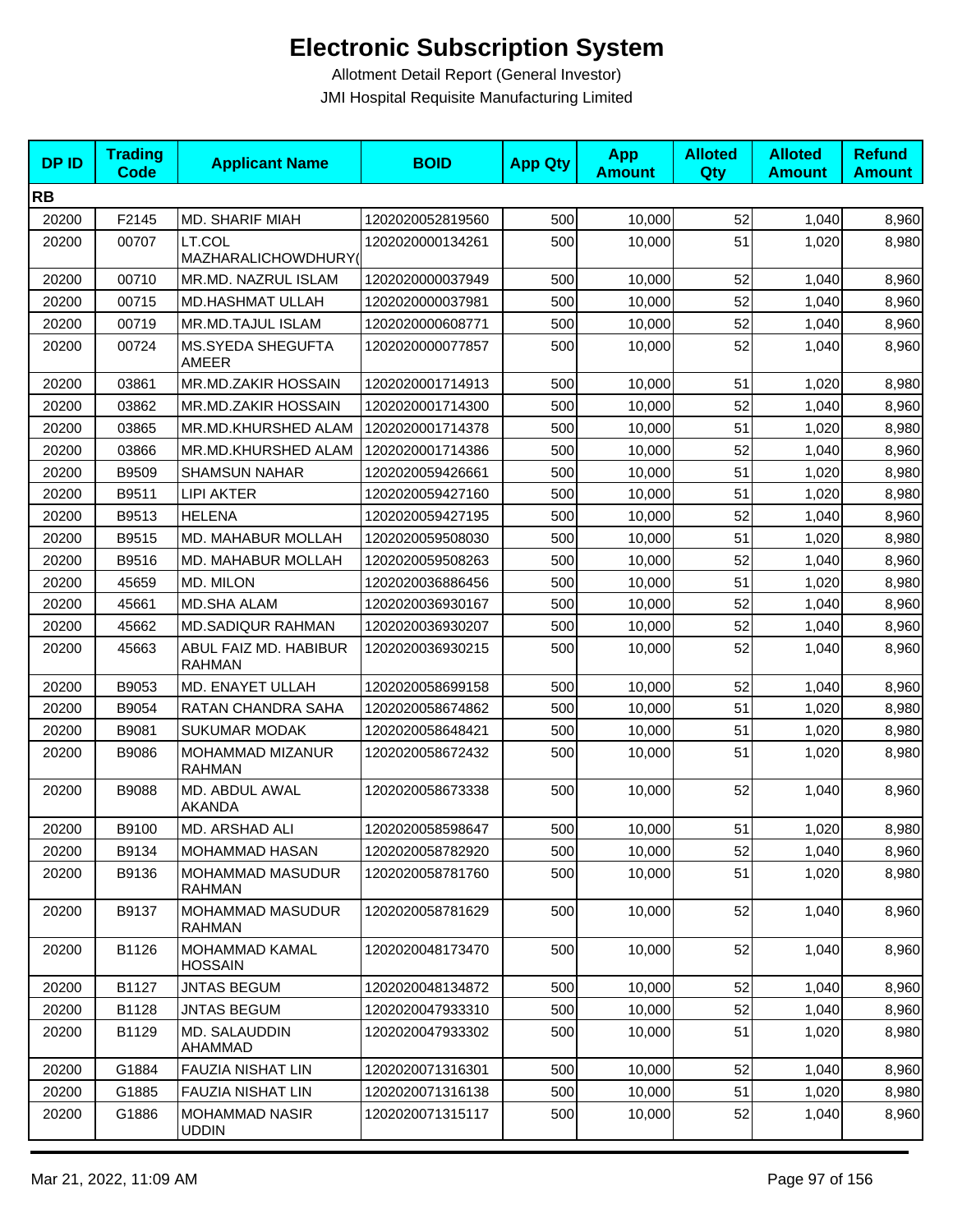# Electronic Subscription System

Allotment Detail Report (General Investor)

JMI Hospital Requisite Manufacturing Limited

| DP ID | Trading Code | Applicant Name | BOID | App Qty | App Amount | Alloted Qty | Alloted Amount | Refund Amount |
|---|---|---|---|---|---|---|---|---|
| **RB** | | | | | | | | |
| 20200 | F2145 | MD. SHARIF MIAH | 1202020052819560 | 500 | 10,000 | 52 | 1,040 | 8,960 |
| 20200 | 00707 | LT.COL MAZHARALICHOWDHURY( | 1202020000134261 | 500 | 10,000 | 51 | 1,020 | 8,980 |
| 20200 | 00710 | MR.MD. NAZRUL ISLAM | 1202020000037949 | 500 | 10,000 | 52 | 1,040 | 8,960 |
| 20200 | 00715 | MD.HASHMAT ULLAH | 1202020000037981 | 500 | 10,000 | 52 | 1,040 | 8,960 |
| 20200 | 00719 | MR.MD.TAJUL ISLAM | 1202020000608771 | 500 | 10,000 | 52 | 1,040 | 8,960 |
| 20200 | 00724 | MS.SYEDA SHEGUFTA AMEER | 1202020000077857 | 500 | 10,000 | 52 | 1,040 | 8,960 |
| 20200 | 03861 | MR.MD.ZAKIR HOSSAIN | 1202020001714913 | 500 | 10,000 | 51 | 1,020 | 8,980 |
| 20200 | 03862 | MR.MD.ZAKIR HOSSAIN | 1202020001714300 | 500 | 10,000 | 52 | 1,040 | 8,960 |
| 20200 | 03865 | MR.MD.KHURSHED ALAM | 1202020001714378 | 500 | 10,000 | 51 | 1,020 | 8,980 |
| 20200 | 03866 | MR.MD.KHURSHED ALAM | 1202020001714386 | 500 | 10,000 | 52 | 1,040 | 8,960 |
| 20200 | B9509 | SHAMSUN NAHAR | 1202020059426661 | 500 | 10,000 | 51 | 1,020 | 8,980 |
| 20200 | B9511 | LIPI AKTER | 1202020059427160 | 500 | 10,000 | 51 | 1,020 | 8,980 |
| 20200 | B9513 | HELENA | 1202020059427195 | 500 | 10,000 | 52 | 1,040 | 8,960 |
| 20200 | B9515 | MD. MAHABUR MOLLAH | 1202020059508030 | 500 | 10,000 | 51 | 1,020 | 8,980 |
| 20200 | B9516 | MD. MAHABUR MOLLAH | 1202020059508263 | 500 | 10,000 | 52 | 1,040 | 8,960 |
| 20200 | 45659 | MD. MILON | 1202020036886456 | 500 | 10,000 | 51 | 1,020 | 8,980 |
| 20200 | 45661 | MD.SHA ALAM | 1202020036930167 | 500 | 10,000 | 52 | 1,040 | 8,960 |
| 20200 | 45662 | MD.SADIQUR RAHMAN | 1202020036930207 | 500 | 10,000 | 52 | 1,040 | 8,960 |
| 20200 | 45663 | ABUL FAIZ MD. HABIBUR RAHMAN | 1202020036930215 | 500 | 10,000 | 52 | 1,040 | 8,960 |
| 20200 | B9053 | MD. ENAYET ULLAH | 1202020058699158 | 500 | 10,000 | 52 | 1,040 | 8,960 |
| 20200 | B9054 | RATAN CHANDRA SAHA | 1202020058674862 | 500 | 10,000 | 51 | 1,020 | 8,980 |
| 20200 | B9081 | SUKUMAR MODAK | 1202020058648421 | 500 | 10,000 | 51 | 1,020 | 8,980 |
| 20200 | B9086 | MOHAMMAD MIZANUR RAHMAN | 1202020058672432 | 500 | 10,000 | 51 | 1,020 | 8,980 |
| 20200 | B9088 | MD. ABDUL AWAL AKANDA | 1202020058673338 | 500 | 10,000 | 52 | 1,040 | 8,960 |
| 20200 | B9100 | MD. ARSHAD ALI | 1202020058598647 | 500 | 10,000 | 51 | 1,020 | 8,980 |
| 20200 | B9134 | MOHAMMAD HASAN | 1202020058782920 | 500 | 10,000 | 52 | 1,040 | 8,960 |
| 20200 | B9136 | MOHAMMAD MASUDUR RAHMAN | 1202020058781760 | 500 | 10,000 | 51 | 1,020 | 8,980 |
| 20200 | B9137 | MOHAMMAD MASUDUR RAHMAN | 1202020058781629 | 500 | 10,000 | 52 | 1,040 | 8,960 |
| 20200 | B1126 | MOHAMMAD KAMAL HOSSAIN | 1202020048173470 | 500 | 10,000 | 52 | 1,040 | 8,960 |
| 20200 | B1127 | JNTAS BEGUM | 1202020048134872 | 500 | 10,000 | 52 | 1,040 | 8,960 |
| 20200 | B1128 | JNTAS BEGUM | 1202020047933310 | 500 | 10,000 | 52 | 1,040 | 8,960 |
| 20200 | B1129 | MD. SALAUDDIN AHAMMAD | 1202020047933302 | 500 | 10,000 | 51 | 1,020 | 8,980 |
| 20200 | G1884 | FAUZIA NISHAT LIN | 1202020071316301 | 500 | 10,000 | 52 | 1,040 | 8,960 |
| 20200 | G1885 | FAUZIA NISHAT LIN | 1202020071316138 | 500 | 10,000 | 51 | 1,020 | 8,980 |
| 20200 | G1886 | MOHAMMAD NASIR UDDIN | 1202020071315117 | 500 | 10,000 | 52 | 1,040 | 8,960 |

Mar 21, 2022, 11:09 AM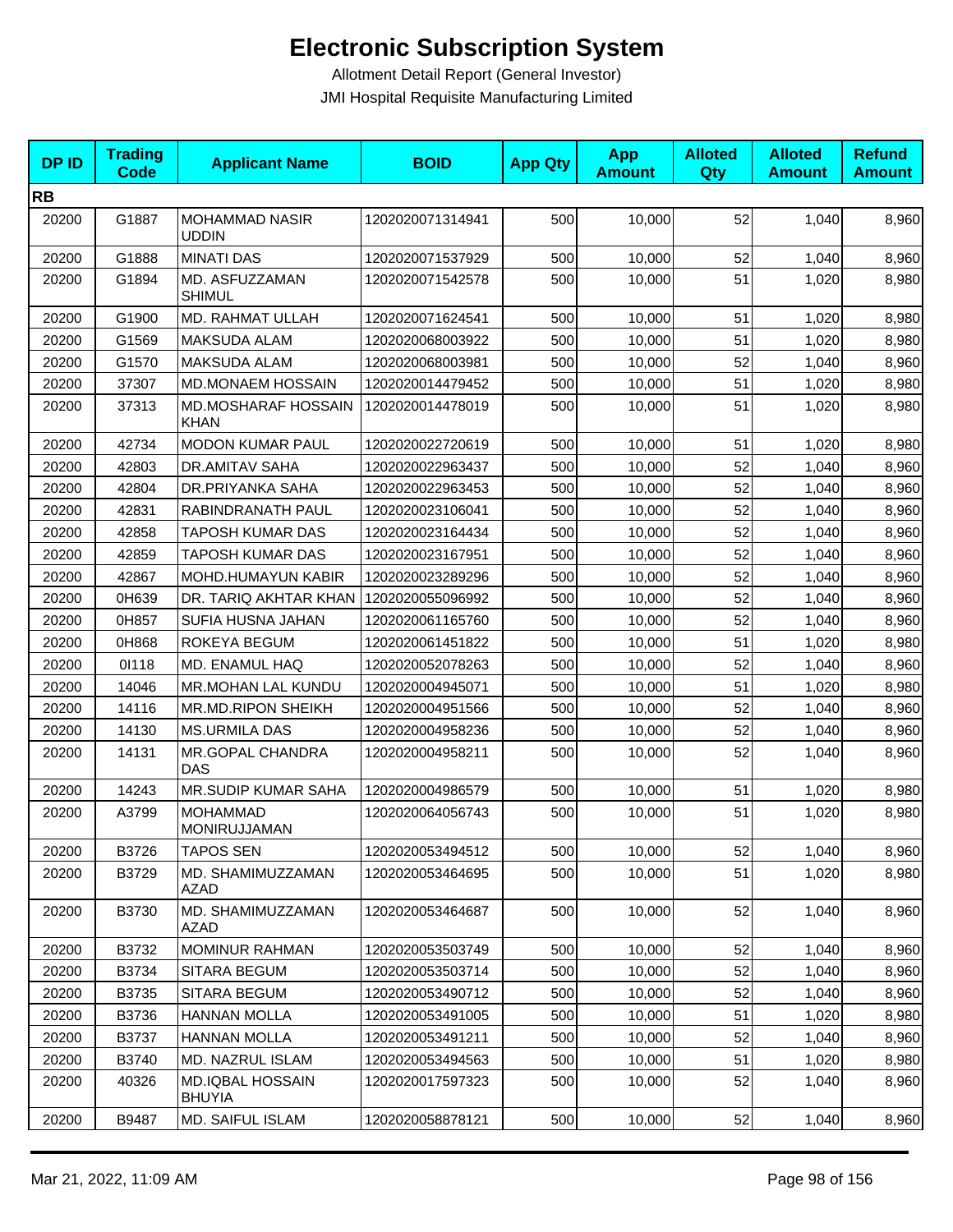# Electronic Subscription System

Allotment Detail Report (General Investor)

JMI Hospital Requisite Manufacturing Limited

| DP ID | Trading Code | Applicant Name | BOID | App Qty | App Amount | Alloted Qty | Alloted Amount | Refund Amount |
|---|---|---|---|---|---|---|---|---|
| **RB** | | | | | | | | |
| 20200 | G1887 | MOHAMMAD NASIR UDDIN | 1202020071314941 | 500 | 10,000 | 52 | 1,040 | 8,960 |
| 20200 | G1888 | MINATI DAS | 1202020071537929 | 500 | 10,000 | 52 | 1,040 | 8,960 |
| 20200 | G1894 | MD. ASFUZZAMAN SHIMUL | 1202020071542578 | 500 | 10,000 | 51 | 1,020 | 8,980 |
| 20200 | G1900 | MD. RAHMAT ULLAH | 1202020071624541 | 500 | 10,000 | 51 | 1,020 | 8,980 |
| 20200 | G1569 | MAKSUDA ALAM | 1202020068003922 | 500 | 10,000 | 51 | 1,020 | 8,980 |
| 20200 | G1570 | MAKSUDA ALAM | 1202020068003981 | 500 | 10,000 | 52 | 1,040 | 8,960 |
| 20200 | 37307 | MD.MONAEM HOSSAIN | 1202020014479452 | 500 | 10,000 | 51 | 1,020 | 8,980 |
| 20200 | 37313 | MD.MOSHARAF HOSSAIN KHAN | 1202020014478019 | 500 | 10,000 | 51 | 1,020 | 8,980 |
| 20200 | 42734 | MODON KUMAR PAUL | 1202020022720619 | 500 | 10,000 | 51 | 1,020 | 8,980 |
| 20200 | 42803 | DR.AMITAV SAHA | 1202020022963437 | 500 | 10,000 | 52 | 1,040 | 8,960 |
| 20200 | 42804 | DR.PRIYANKA SAHA | 1202020022963453 | 500 | 10,000 | 52 | 1,040 | 8,960 |
| 20200 | 42831 | RABINDRANATH PAUL | 1202020023106041 | 500 | 10,000 | 52 | 1,040 | 8,960 |
| 20200 | 42858 | TAPOSH KUMAR DAS | 1202020023164434 | 500 | 10,000 | 52 | 1,040 | 8,960 |
| 20200 | 42859 | TAPOSH KUMAR DAS | 1202020023167951 | 500 | 10,000 | 52 | 1,040 | 8,960 |
| 20200 | 42867 | MOHD.HUMAYUN KABIR | 1202020023289296 | 500 | 10,000 | 52 | 1,040 | 8,960 |
| 20200 | 0H639 | DR. TARIQ AKHTAR KHAN | 1202020055096992 | 500 | 10,000 | 52 | 1,040 | 8,960 |
| 20200 | 0H857 | SUFIA HUSNA JAHAN | 1202020061165760 | 500 | 10,000 | 52 | 1,040 | 8,960 |
| 20200 | 0H868 | ROKEYA BEGUM | 1202020061451822 | 500 | 10,000 | 51 | 1,020 | 8,980 |
| 20200 | 0I118 | MD. ENAMUL HAQ | 1202020052078263 | 500 | 10,000 | 52 | 1,040 | 8,960 |
| 20200 | 14046 | MR.MOHAN LAL KUNDU | 1202020004945071 | 500 | 10,000 | 51 | 1,020 | 8,980 |
| 20200 | 14116 | MR.MD.RIPON SHEIKH | 1202020004951566 | 500 | 10,000 | 52 | 1,040 | 8,960 |
| 20200 | 14130 | MS.URMILA DAS | 1202020004958236 | 500 | 10,000 | 52 | 1,040 | 8,960 |
| 20200 | 14131 | MR.GOPAL CHANDRA DAS | 1202020004958211 | 500 | 10,000 | 52 | 1,040 | 8,960 |
| 20200 | 14243 | MR.SUDIP KUMAR SAHA | 1202020004986579 | 500 | 10,000 | 51 | 1,020 | 8,980 |
| 20200 | A3799 | MOHAMMAD MONIRUJJAMAN | 1202020064056743 | 500 | 10,000 | 51 | 1,020 | 8,980 |
| 20200 | B3726 | TAPOS SEN | 1202020053494512 | 500 | 10,000 | 52 | 1,040 | 8,960 |
| 20200 | B3729 | MD. SHAMIMUZZAMAN AZAD | 1202020053464695 | 500 | 10,000 | 51 | 1,020 | 8,980 |
| 20200 | B3730 | MD. SHAMIMUZZAMAN AZAD | 1202020053464687 | 500 | 10,000 | 52 | 1,040 | 8,960 |
| 20200 | B3732 | MOMINUR RAHMAN | 1202020053503749 | 500 | 10,000 | 52 | 1,040 | 8,960 |
| 20200 | B3734 | SITARA BEGUM | 1202020053503714 | 500 | 10,000 | 52 | 1,040 | 8,960 |
| 20200 | B3735 | SITARA BEGUM | 1202020053490712 | 500 | 10,000 | 52 | 1,040 | 8,960 |
| 20200 | B3736 | HANNAN MOLLA | 1202020053491005 | 500 | 10,000 | 51 | 1,020 | 8,980 |
| 20200 | B3737 | HANNAN MOLLA | 1202020053491211 | 500 | 10,000 | 52 | 1,040 | 8,960 |
| 20200 | B3740 | MD. NAZRUL ISLAM | 1202020053494563 | 500 | 10,000 | 51 | 1,020 | 8,980 |
| 20200 | 40326 | MD.IQBAL HOSSAIN BHUYIA | 1202020017597323 | 500 | 10,000 | 52 | 1,040 | 8,960 |
| 20200 | B9487 | MD. SAIFUL ISLAM | 1202020058878121 | 500 | 10,000 | 52 | 1,040 | 8,960 |

Mar 21, 2022, 11:09 AM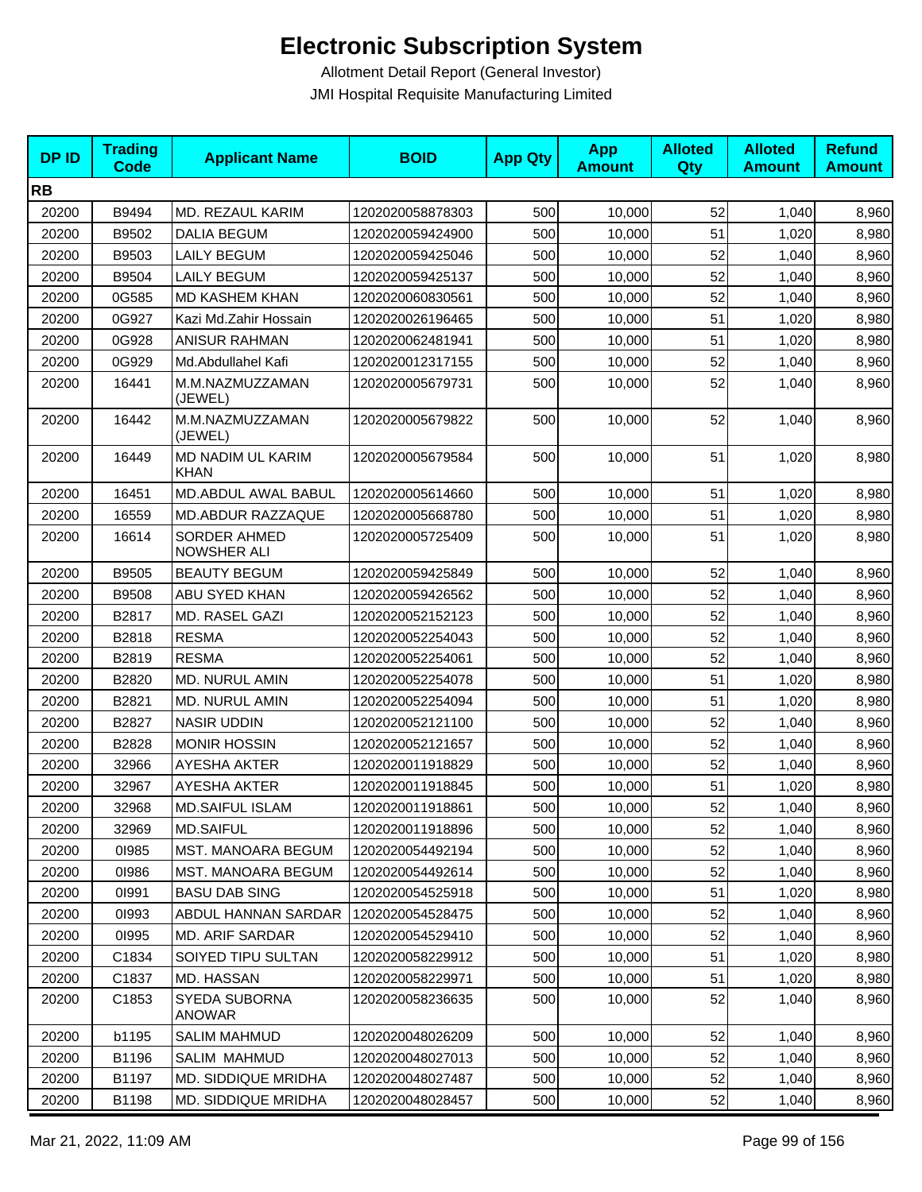# Electronic Subscription System

Allotment Detail Report (General Investor)

JMI Hospital Requisite Manufacturing Limited

| DP ID | Trading Code | Applicant Name | BOID | App Qty | App Amount | Alloted Qty | Alloted Amount | Refund Amount |
|---|---|---|---|---|---|---|---|---|
| **RB** | | | | | | | | |
| 20200 | B9494 | MD. REZAUL KARIM | 1202020058878303 | 500 | 10,000 | 52 | 1,040 | 8,960 |
| 20200 | B9502 | DALIA BEGUM | 1202020059424900 | 500 | 10,000 | 51 | 1,020 | 8,980 |
| 20200 | B9503 | LAILY BEGUM | 1202020059425046 | 500 | 10,000 | 52 | 1,040 | 8,960 |
| 20200 | B9504 | LAILY BEGUM | 1202020059425137 | 500 | 10,000 | 52 | 1,040 | 8,960 |
| 20200 | 0G585 | MD KASHEM KHAN | 1202020060830561 | 500 | 10,000 | 52 | 1,040 | 8,960 |
| 20200 | 0G927 | Kazi Md.Zahir Hossain | 1202020026196465 | 500 | 10,000 | 51 | 1,020 | 8,980 |
| 20200 | 0G928 | ANISUR RAHMAN | 1202020062481941 | 500 | 10,000 | 51 | 1,020 | 8,980 |
| 20200 | 0G929 | Md.Abdullahel Kafi | 1202020012317155 | 500 | 10,000 | 52 | 1,040 | 8,960 |
| 20200 | 16441 | M.M.NAZMUZZAMAN (JEWEL) | 1202020005679731 | 500 | 10,000 | 52 | 1,040 | 8,960 |
| 20200 | 16442 | M.M.NAZMUZZAMAN (JEWEL) | 1202020005679822 | 500 | 10,000 | 52 | 1,040 | 8,960 |
| 20200 | 16449 | MD NADIM UL KARIM KHAN | 1202020005679584 | 500 | 10,000 | 51 | 1,020 | 8,980 |
| 20200 | 16451 | MD.ABDUL AWAL BABUL | 1202020005614660 | 500 | 10,000 | 51 | 1,020 | 8,980 |
| 20200 | 16559 | MD.ABDUR RAZZAQUE | 1202020005668780 | 500 | 10,000 | 51 | 1,020 | 8,980 |
| 20200 | 16614 | SORDER AHMED NOWSHER ALI | 1202020005725409 | 500 | 10,000 | 51 | 1,020 | 8,980 |
| 20200 | B9505 | BEAUTY BEGUM | 1202020059425849 | 500 | 10,000 | 52 | 1,040 | 8,960 |
| 20200 | B9508 | ABU SYED KHAN | 1202020059426562 | 500 | 10,000 | 52 | 1,040 | 8,960 |
| 20200 | B2817 | MD. RASEL GAZI | 1202020052152123 | 500 | 10,000 | 52 | 1,040 | 8,960 |
| 20200 | B2818 | RESMA | 1202020052254043 | 500 | 10,000 | 52 | 1,040 | 8,960 |
| 20200 | B2819 | RESMA | 1202020052254061 | 500 | 10,000 | 52 | 1,040 | 8,960 |
| 20200 | B2820 | MD. NURUL AMIN | 1202020052254078 | 500 | 10,000 | 51 | 1,020 | 8,980 |
| 20200 | B2821 | MD. NURUL AMIN | 1202020052254094 | 500 | 10,000 | 51 | 1,020 | 8,980 |
| 20200 | B2827 | NASIR UDDIN | 1202020052121100 | 500 | 10,000 | 52 | 1,040 | 8,960 |
| 20200 | B2828 | MONIR HOSSIN | 1202020052121657 | 500 | 10,000 | 52 | 1,040 | 8,960 |
| 20200 | 32966 | AYESHA AKTER | 1202020011918829 | 500 | 10,000 | 52 | 1,040 | 8,960 |
| 20200 | 32967 | AYESHA AKTER | 1202020011918845 | 500 | 10,000 | 51 | 1,020 | 8,980 |
| 20200 | 32968 | MD.SAIFUL ISLAM | 1202020011918861 | 500 | 10,000 | 52 | 1,040 | 8,960 |
| 20200 | 32969 | MD.SAIFUL | 1202020011918896 | 500 | 10,000 | 52 | 1,040 | 8,960 |
| 20200 | 0I985 | MST. MANOARA BEGUM | 1202020054492194 | 500 | 10,000 | 52 | 1,040 | 8,960 |
| 20200 | 0I986 | MST. MANOARA BEGUM | 1202020054492614 | 500 | 10,000 | 52 | 1,040 | 8,960 |
| 20200 | 0I991 | BASU DAB SING | 1202020054525918 | 500 | 10,000 | 51 | 1,020 | 8,980 |
| 20200 | 0I993 | ABDUL HANNAN SARDAR | 1202020054528475 | 500 | 10,000 | 52 | 1,040 | 8,960 |
| 20200 | 0I995 | MD. ARIF SARDAR | 1202020054529410 | 500 | 10,000 | 52 | 1,040 | 8,960 |
| 20200 | C1834 | SOIYED TIPU SULTAN | 1202020058229912 | 500 | 10,000 | 51 | 1,020 | 8,980 |
| 20200 | C1837 | MD. HASSAN | 1202020058229971 | 500 | 10,000 | 51 | 1,020 | 8,980 |
| 20200 | C1853 | SYEDA SUBORNA ANOWAR | 1202020058236635 | 500 | 10,000 | 52 | 1,040 | 8,960 |
| 20200 | b1195 | SALIM MAHMUD | 1202020048026209 | 500 | 10,000 | 52 | 1,040 | 8,960 |
| 20200 | B1196 | SALIM MAHMUD | 1202020048027013 | 500 | 10,000 | 52 | 1,040 | 8,960 |
| 20200 | B1197 | MD. SIDDIQUE MRIDHA | 1202020048027487 | 500 | 10,000 | 52 | 1,040 | 8,960 |
| 20200 | B1198 | MD. SIDDIQUE MRIDHA | 1202020048028457 | 500 | 10,000 | 52 | 1,040 | 8,960 |

Mar 21, 2022, 11:09 AM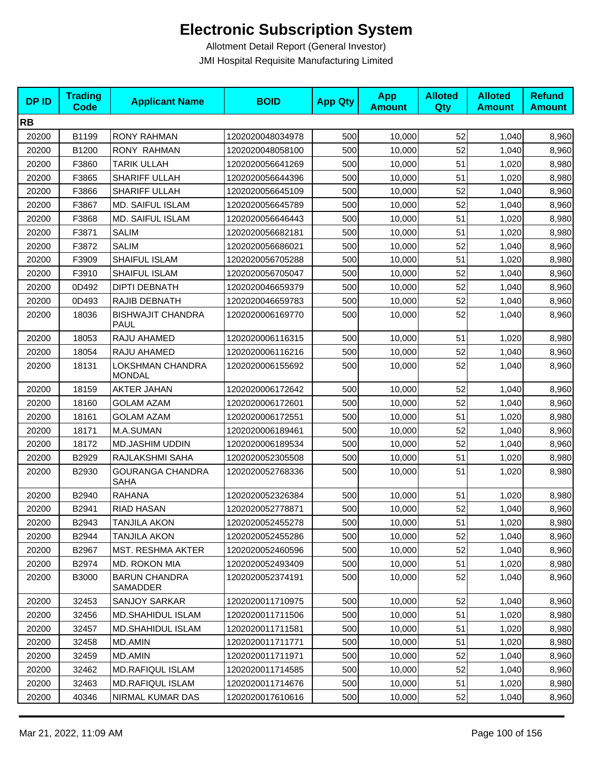# Electronic Subscription System

Allotment Detail Report (General Investor)

JMI Hospital Requisite Manufacturing Limited

| DP ID | Trading Code | Applicant Name | BOID | App Qty | App Amount | Alloted Qty | Alloted Amount | Refund Amount |
|---|---|---|---|---|---|---|---|---|
| **RB** | | | | | | | | |
| 20200 | B1199 | RONY RAHMAN | 1202020048034978 | 500 | 10,000 | 52 | 1,040 | 8,960 |
| 20200 | B1200 | RONY RAHMAN | 1202020048058100 | 500 | 10,000 | 52 | 1,040 | 8,960 |
| 20200 | F3860 | TARIK ULLAH | 1202020056641269 | 500 | 10,000 | 51 | 1,020 | 8,980 |
| 20200 | F3865 | SHARIFF ULLAH | 1202020056644396 | 500 | 10,000 | 51 | 1,020 | 8,980 |
| 20200 | F3866 | SHARIFF ULLAH | 1202020056645109 | 500 | 10,000 | 52 | 1,040 | 8,960 |
| 20200 | F3867 | MD. SAIFUL ISLAM | 1202020056645789 | 500 | 10,000 | 52 | 1,040 | 8,960 |
| 20200 | F3868 | MD. SAIFUL ISLAM | 1202020056646443 | 500 | 10,000 | 51 | 1,020 | 8,980 |
| 20200 | F3871 | SALIM | 1202020056682181 | 500 | 10,000 | 51 | 1,020 | 8,980 |
| 20200 | F3872 | SALIM | 1202020056686021 | 500 | 10,000 | 52 | 1,040 | 8,960 |
| 20200 | F3909 | SHAIFUL ISLAM | 1202020056705288 | 500 | 10,000 | 51 | 1,020 | 8,980 |
| 20200 | F3910 | SHAIFUL ISLAM | 1202020056705047 | 500 | 10,000 | 52 | 1,040 | 8,960 |
| 20200 | 0D492 | DIPTI DEBNATH | 1202020046659379 | 500 | 10,000 | 52 | 1,040 | 8,960 |
| 20200 | 0D493 | RAJIB DEBNATH | 1202020046659783 | 500 | 10,000 | 52 | 1,040 | 8,960 |
| 20200 | 18036 | BISHWAJIT CHANDRA PAUL | 1202020006169770 | 500 | 10,000 | 52 | 1,040 | 8,960 |
| 20200 | 18053 | RAJU AHAMED | 1202020006116315 | 500 | 10,000 | 51 | 1,020 | 8,980 |
| 20200 | 18054 | RAJU AHAMED | 1202020006116216 | 500 | 10,000 | 52 | 1,040 | 8,960 |
| 20200 | 18131 | LOKSHMAN CHANDRA MONDAL | 1202020006155692 | 500 | 10,000 | 52 | 1,040 | 8,960 |
| 20200 | 18159 | AKTER JAHAN | 1202020006172642 | 500 | 10,000 | 52 | 1,040 | 8,960 |
| 20200 | 18160 | GOLAM AZAM | 1202020006172601 | 500 | 10,000 | 52 | 1,040 | 8,960 |
| 20200 | 18161 | GOLAM AZAM | 1202020006172551 | 500 | 10,000 | 51 | 1,020 | 8,980 |
| 20200 | 18171 | M.A.SUMAN | 1202020006189461 | 500 | 10,000 | 52 | 1,040 | 8,960 |
| 20200 | 18172 | MD.JASHIM UDDIN | 1202020006189534 | 500 | 10,000 | 52 | 1,040 | 8,960 |
| 20200 | B2929 | RAJLAKSHMI SAHA | 1202020052305508 | 500 | 10,000 | 51 | 1,020 | 8,980 |
| 20200 | B2930 | GOURANGA CHANDRA SAHA | 1202020052768336 | 500 | 10,000 | 51 | 1,020 | 8,980 |
| 20200 | B2940 | RAHANA | 1202020052326384 | 500 | 10,000 | 51 | 1,020 | 8,980 |
| 20200 | B2941 | RIAD HASAN | 1202020052778871 | 500 | 10,000 | 52 | 1,040 | 8,960 |
| 20200 | B2943 | TANJILA AKON | 1202020052455278 | 500 | 10,000 | 51 | 1,020 | 8,980 |
| 20200 | B2944 | TANJILA AKON | 1202020052455286 | 500 | 10,000 | 52 | 1,040 | 8,960 |
| 20200 | B2967 | MST. RESHMA AKTER | 1202020052460596 | 500 | 10,000 | 52 | 1,040 | 8,960 |
| 20200 | B2974 | MD. ROKON MIA | 1202020052493409 | 500 | 10,000 | 51 | 1,020 | 8,980 |
| 20200 | B3000 | BARUN CHANDRA SAMADDER | 1202020052374191 | 500 | 10,000 | 52 | 1,040 | 8,960 |
| 20200 | 32453 | SANJOY SARKAR | 1202020011710975 | 500 | 10,000 | 52 | 1,040 | 8,960 |
| 20200 | 32456 | MD.SHAHIDUL ISLAM | 1202020011711506 | 500 | 10,000 | 51 | 1,020 | 8,980 |
| 20200 | 32457 | MD.SHAHIDUL ISLAM | 1202020011711581 | 500 | 10,000 | 51 | 1,020 | 8,980 |
| 20200 | 32458 | MD.AMIN | 1202020011711771 | 500 | 10,000 | 51 | 1,020 | 8,980 |
| 20200 | 32459 | MD.AMIN | 1202020011711971 | 500 | 10,000 | 52 | 1,040 | 8,960 |
| 20200 | 32462 | MD.RAFIQUL ISLAM | 1202020011714585 | 500 | 10,000 | 52 | 1,040 | 8,960 |
| 20200 | 32463 | MD.RAFIQUL ISLAM | 1202020011714676 | 500 | 10,000 | 51 | 1,020 | 8,980 |
| 20200 | 40346 | NIRMAL KUMAR DAS | 1202020017610616 | 500 | 10,000 | 52 | 1,040 | 8,960 |

Mar 21, 2022, 11:09 AM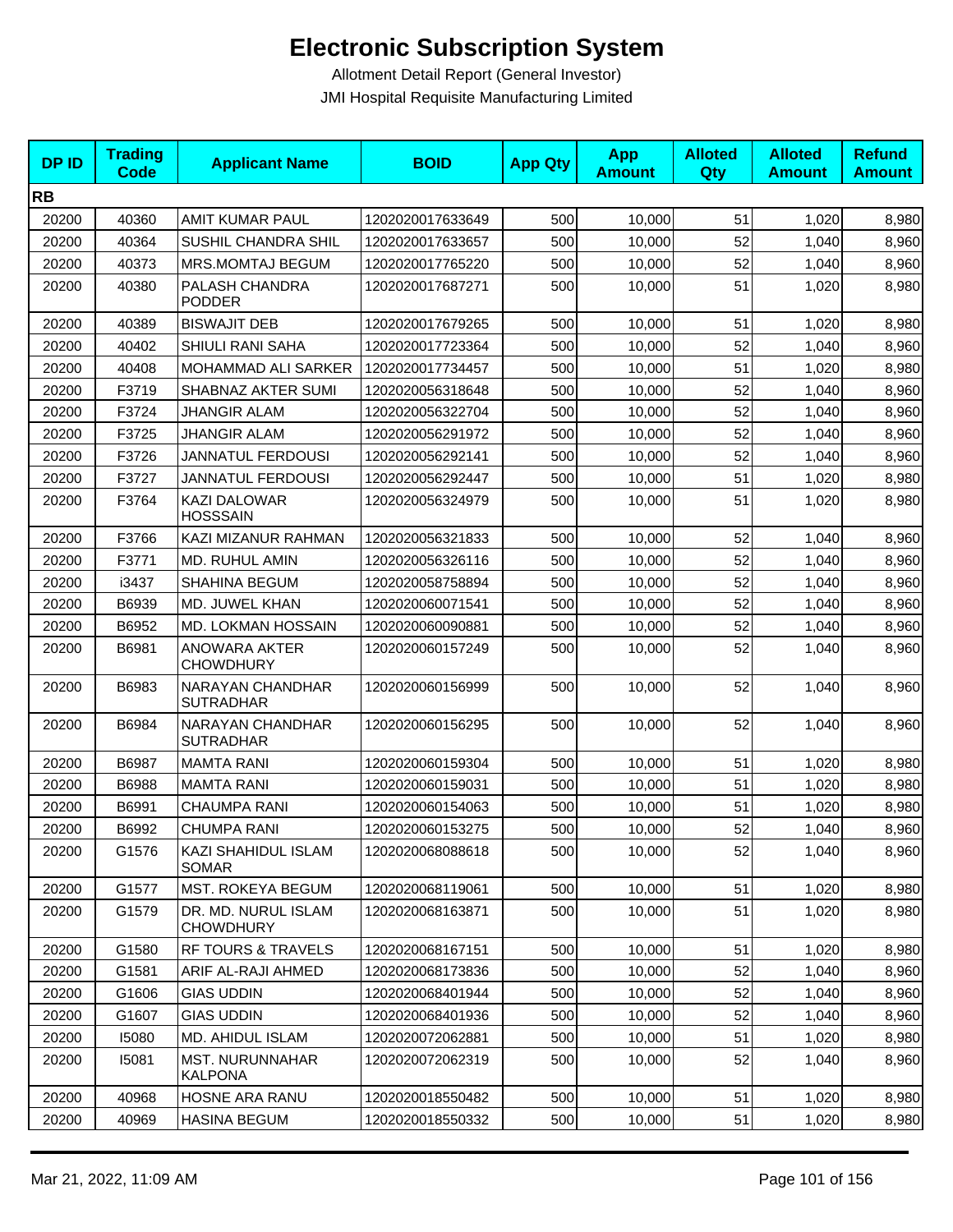# Electronic Subscription System

Allotment Detail Report (General Investor)

JMI Hospital Requisite Manufacturing Limited

| DP ID | Trading Code | Applicant Name | BOID | App Qty | App Amount | Alloted Qty | Alloted Amount | Refund Amount |
|---|---|---|---|---|---|---|---|---|
| **RB** | | | | | | | | |
| 20200 | 40360 | AMIT KUMAR PAUL | 1202020017633649 | 500 | 10,000 | 51 | 1,020 | 8,980 |
| 20200 | 40364 | SUSHIL CHANDRA SHIL | 1202020017633657 | 500 | 10,000 | 52 | 1,040 | 8,960 |
| 20200 | 40373 | MRS.MOMTAJ BEGUM | 1202020017765220 | 500 | 10,000 | 52 | 1,040 | 8,960 |
| 20200 | 40380 | PALASH CHANDRA PODDER | 1202020017687271 | 500 | 10,000 | 51 | 1,020 | 8,980 |
| 20200 | 40389 | BISWAJIT DEB | 1202020017679265 | 500 | 10,000 | 51 | 1,020 | 8,980 |
| 20200 | 40402 | SHIULI RANI SAHA | 1202020017723364 | 500 | 10,000 | 52 | 1,040 | 8,960 |
| 20200 | 40408 | MOHAMMAD ALI SARKER | 1202020017734457 | 500 | 10,000 | 51 | 1,020 | 8,980 |
| 20200 | F3719 | SHABNAZ AKTER SUMI | 1202020056318648 | 500 | 10,000 | 52 | 1,040 | 8,960 |
| 20200 | F3724 | JHANGIR ALAM | 1202020056322704 | 500 | 10,000 | 52 | 1,040 | 8,960 |
| 20200 | F3725 | JHANGIR ALAM | 1202020056291972 | 500 | 10,000 | 52 | 1,040 | 8,960 |
| 20200 | F3726 | JANNATUL FERDOUSI | 1202020056292141 | 500 | 10,000 | 52 | 1,040 | 8,960 |
| 20200 | F3727 | JANNATUL FERDOUSI | 1202020056292447 | 500 | 10,000 | 51 | 1,020 | 8,980 |
| 20200 | F3764 | KAZI DALOWAR HOSSSAIN | 1202020056324979 | 500 | 10,000 | 51 | 1,020 | 8,980 |
| 20200 | F3766 | KAZI MIZANUR RAHMAN | 1202020056321833 | 500 | 10,000 | 52 | 1,040 | 8,960 |
| 20200 | F3771 | MD. RUHUL AMIN | 1202020056326116 | 500 | 10,000 | 52 | 1,040 | 8,960 |
| 20200 | i3437 | SHAHINA BEGUM | 1202020058758894 | 500 | 10,000 | 52 | 1,040 | 8,960 |
| 20200 | B6939 | MD. JUWEL KHAN | 1202020060071541 | 500 | 10,000 | 52 | 1,040 | 8,960 |
| 20200 | B6952 | MD. LOKMAN HOSSAIN | 1202020060090881 | 500 | 10,000 | 52 | 1,040 | 8,960 |
| 20200 | B6981 | ANOWARA AKTER CHOWDHURY | 1202020060157249 | 500 | 10,000 | 52 | 1,040 | 8,960 |
| 20200 | B6983 | NARAYAN CHANDHAR SUTRADHAR | 1202020060156999 | 500 | 10,000 | 52 | 1,040 | 8,960 |
| 20200 | B6984 | NARAYAN CHANDHAR SUTRADHAR | 1202020060156295 | 500 | 10,000 | 52 | 1,040 | 8,960 |
| 20200 | B6987 | MAMTA RANI | 1202020060159304 | 500 | 10,000 | 51 | 1,020 | 8,980 |
| 20200 | B6988 | MAMTA RANI | 1202020060159031 | 500 | 10,000 | 51 | 1,020 | 8,980 |
| 20200 | B6991 | CHAUMPA RANI | 1202020060154063 | 500 | 10,000 | 51 | 1,020 | 8,980 |
| 20200 | B6992 | CHUMPA RANI | 1202020060153275 | 500 | 10,000 | 52 | 1,040 | 8,960 |
| 20200 | G1576 | KAZI SHAHIDUL ISLAM SOMAR | 1202020068088618 | 500 | 10,000 | 52 | 1,040 | 8,960 |
| 20200 | G1577 | MST. ROKEYA BEGUM | 1202020068119061 | 500 | 10,000 | 51 | 1,020 | 8,980 |
| 20200 | G1579 | DR. MD. NURUL ISLAM CHOWDHURY | 1202020068163871 | 500 | 10,000 | 51 | 1,020 | 8,980 |
| 20200 | G1580 | RF TOURS & TRAVELS | 1202020068167151 | 500 | 10,000 | 51 | 1,020 | 8,980 |
| 20200 | G1581 | ARIF AL-RAJI AHMED | 1202020068173836 | 500 | 10,000 | 52 | 1,040 | 8,960 |
| 20200 | G1606 | GIAS UDDIN | 1202020068401944 | 500 | 10,000 | 52 | 1,040 | 8,960 |
| 20200 | G1607 | GIAS UDDIN | 1202020068401936 | 500 | 10,000 | 52 | 1,040 | 8,960 |
| 20200 | I5080 | MD. AHIDUL ISLAM | 1202020072062881 | 500 | 10,000 | 51 | 1,020 | 8,980 |
| 20200 | I5081 | MST. NURUNNAHAR KALPONA | 1202020072062319 | 500 | 10,000 | 52 | 1,040 | 8,960 |
| 20200 | 40968 | HOSNE ARA RANU | 1202020018550482 | 500 | 10,000 | 51 | 1,020 | 8,980 |
| 20200 | 40969 | HASINA BEGUM | 1202020018550332 | 500 | 10,000 | 51 | 1,020 | 8,980 |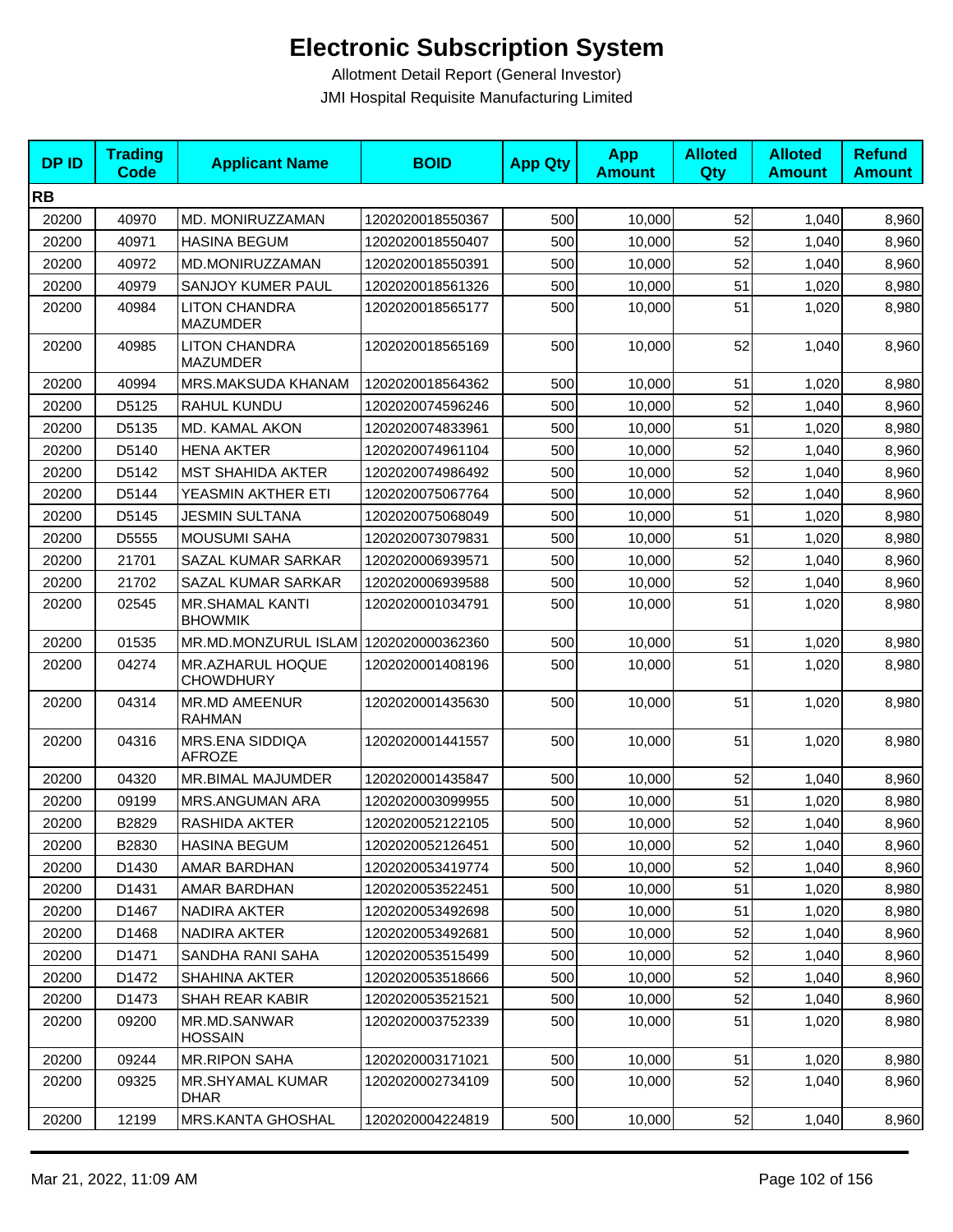# Electronic Subscription System

Allotment Detail Report (General Investor)

JMI Hospital Requisite Manufacturing Limited

| DP ID | Trading Code | Applicant Name | BOID | App Qty | App Amount | Alloted Qty | Alloted Amount | Refund Amount |
|---|---|---|---|---|---|---|---|---|
| **RB** | | | | | | | | |
| 20200 | 40970 | MD. MONIRUZZAMAN | 1202020018550367 | 500 | 10,000 | 52 | 1,040 | 8,960 |
| 20200 | 40971 | HASINA BEGUM | 1202020018550407 | 500 | 10,000 | 52 | 1,040 | 8,960 |
| 20200 | 40972 | MD.MONIRUZZAMAN | 1202020018550391 | 500 | 10,000 | 52 | 1,040 | 8,960 |
| 20200 | 40979 | SANJOY KUMER PAUL | 1202020018561326 | 500 | 10,000 | 51 | 1,020 | 8,980 |
| 20200 | 40984 | LITON CHANDRA MAZUMDER | 1202020018565177 | 500 | 10,000 | 51 | 1,020 | 8,980 |
| 20200 | 40985 | LITON CHANDRA MAZUMDER | 1202020018565169 | 500 | 10,000 | 52 | 1,040 | 8,960 |
| 20200 | 40994 | MRS.MAKSUDA KHANAM | 1202020018564362 | 500 | 10,000 | 51 | 1,020 | 8,980 |
| 20200 | D5125 | RAHUL KUNDU | 1202020074596246 | 500 | 10,000 | 52 | 1,040 | 8,960 |
| 20200 | D5135 | MD. KAMAL AKON | 1202020074833961 | 500 | 10,000 | 51 | 1,020 | 8,980 |
| 20200 | D5140 | HENA AKTER | 1202020074961104 | 500 | 10,000 | 52 | 1,040 | 8,960 |
| 20200 | D5142 | MST SHAHIDA AKTER | 1202020074986492 | 500 | 10,000 | 52 | 1,040 | 8,960 |
| 20200 | D5144 | YEASMIN AKTHER ETI | 1202020075067764 | 500 | 10,000 | 52 | 1,040 | 8,960 |
| 20200 | D5145 | JESMIN SULTANA | 1202020075068049 | 500 | 10,000 | 51 | 1,020 | 8,980 |
| 20200 | D5555 | MOUSUMI SAHA | 1202020073079831 | 500 | 10,000 | 51 | 1,020 | 8,980 |
| 20200 | 21701 | SAZAL KUMAR SARKAR | 1202020006939571 | 500 | 10,000 | 52 | 1,040 | 8,960 |
| 20200 | 21702 | SAZAL KUMAR SARKAR | 1202020006939588 | 500 | 10,000 | 52 | 1,040 | 8,960 |
| 20200 | 02545 | MR.SHAMAL KANTI BHOWMIK | 1202020001034791 | 500 | 10,000 | 51 | 1,020 | 8,980 |
| 20200 | 01535 | MR.MD.MONZURUL ISLAM | 1202020000362360 | 500 | 10,000 | 51 | 1,020 | 8,980 |
| 20200 | 04274 | MR.AZHARUL HOQUE CHOWDHURY | 1202020001408196 | 500 | 10,000 | 51 | 1,020 | 8,980 |
| 20200 | 04314 | MR.MD AMEENUR RAHMAN | 1202020001435630 | 500 | 10,000 | 51 | 1,020 | 8,980 |
| 20200 | 04316 | MRS.ENA SIDDIQA AFROZE | 1202020001441557 | 500 | 10,000 | 51 | 1,020 | 8,980 |
| 20200 | 04320 | MR.BIMAL MAJUMDER | 1202020001435847 | 500 | 10,000 | 52 | 1,040 | 8,960 |
| 20200 | 09199 | MRS.ANGUMAN ARA | 1202020003099955 | 500 | 10,000 | 51 | 1,020 | 8,980 |
| 20200 | B2829 | RASHIDA AKTER | 1202020052122105 | 500 | 10,000 | 52 | 1,040 | 8,960 |
| 20200 | B2830 | HASINA BEGUM | 1202020052126451 | 500 | 10,000 | 52 | 1,040 | 8,960 |
| 20200 | D1430 | AMAR BARDHAN | 1202020053419774 | 500 | 10,000 | 52 | 1,040 | 8,960 |
| 20200 | D1431 | AMAR BARDHAN | 1202020053522451 | 500 | 10,000 | 51 | 1,020 | 8,980 |
| 20200 | D1467 | NADIRA AKTER | 1202020053492698 | 500 | 10,000 | 51 | 1,020 | 8,980 |
| 20200 | D1468 | NADIRA AKTER | 1202020053492681 | 500 | 10,000 | 52 | 1,040 | 8,960 |
| 20200 | D1471 | SANDHA RANI SAHA | 1202020053515499 | 500 | 10,000 | 52 | 1,040 | 8,960 |
| 20200 | D1472 | SHAHINA AKTER | 1202020053518666 | 500 | 10,000 | 52 | 1,040 | 8,960 |
| 20200 | D1473 | SHAH REAR KABIR | 1202020053521521 | 500 | 10,000 | 52 | 1,040 | 8,960 |
| 20200 | 09200 | MR.MD.SANWAR HOSSAIN | 1202020003752339 | 500 | 10,000 | 51 | 1,020 | 8,980 |
| 20200 | 09244 | MR.RIPON SAHA | 1202020003171021 | 500 | 10,000 | 51 | 1,020 | 8,980 |
| 20200 | 09325 | MR.SHYAMAL KUMAR DHAR | 1202020002734109 | 500 | 10,000 | 52 | 1,040 | 8,960 |
| 20200 | 12199 | MRS.KANTA GHOSHAL | 1202020004224819 | 500 | 10,000 | 52 | 1,040 | 8,960 |

Mar 21, 2022, 11:09 AM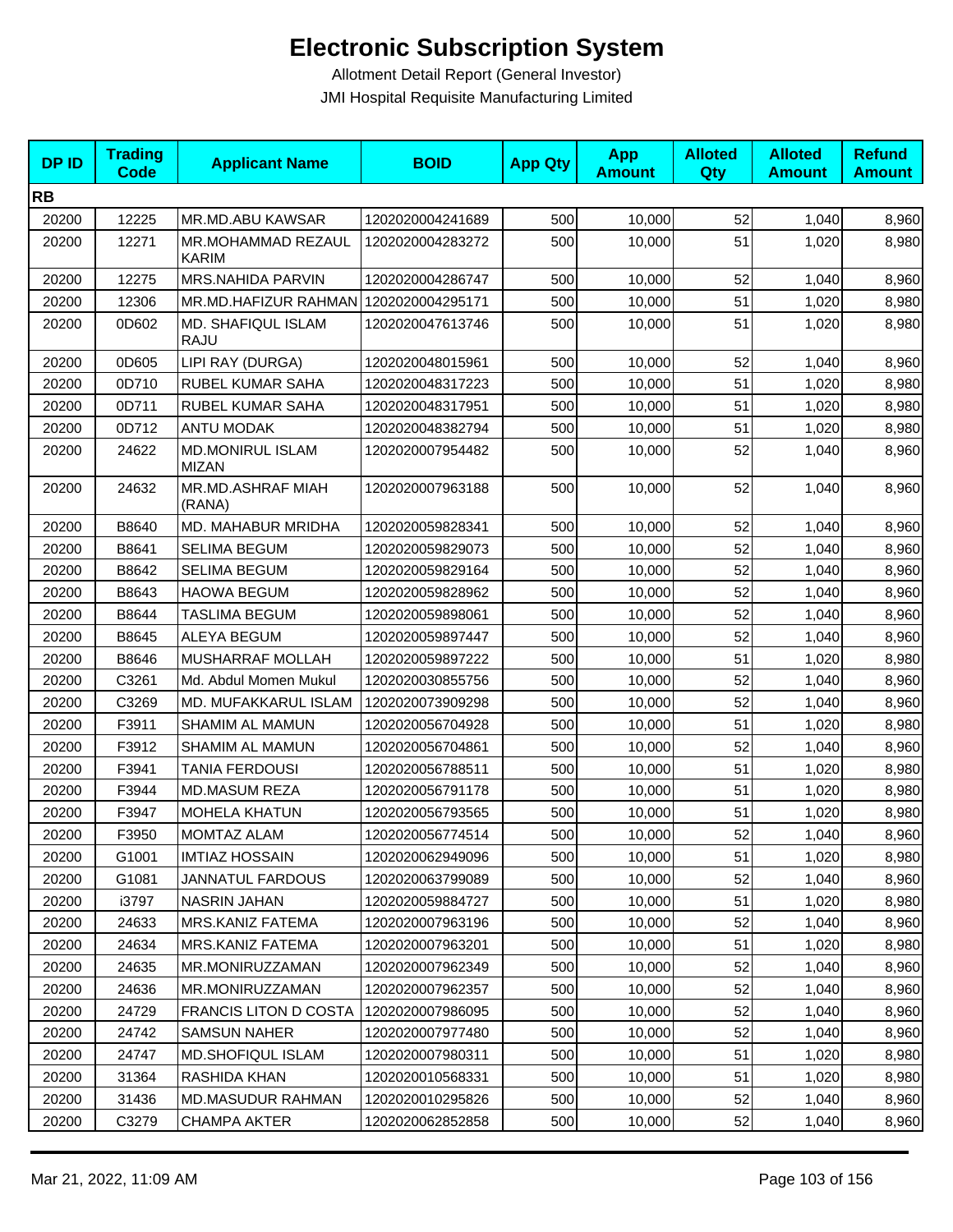# Electronic Subscription System

Allotment Detail Report (General Investor)

JMI Hospital Requisite Manufacturing Limited

| DP ID | Trading Code | Applicant Name | BOID | App Qty | App Amount | Alloted Qty | Alloted Amount | Refund Amount |
|---|---|---|---|---|---|---|---|---|
| **RB** | | | | | | | | |
| 20200 | 12225 | MR.MD.ABU KAWSAR | 1202020004241689 | 500 | 10,000 | 52 | 1,040 | 8,960 |
| 20200 | 12271 | MR.MOHAMMAD REZAUL KARIM | 1202020004283272 | 500 | 10,000 | 51 | 1,020 | 8,980 |
| 20200 | 12275 | MRS.NAHIDA PARVIN | 1202020004286747 | 500 | 10,000 | 52 | 1,040 | 8,960 |
| 20200 | 12306 | MR.MD.HAFIZUR RAHMAN | 1202020004295171 | 500 | 10,000 | 51 | 1,020 | 8,980 |
| 20200 | 0D602 | MD. SHAFIQUL ISLAM RAJU | 1202020047613746 | 500 | 10,000 | 51 | 1,020 | 8,980 |
| 20200 | 0D605 | LIPI RAY (DURGA) | 1202020048015961 | 500 | 10,000 | 52 | 1,040 | 8,960 |
| 20200 | 0D710 | RUBEL KUMAR SAHA | 1202020048317223 | 500 | 10,000 | 51 | 1,020 | 8,980 |
| 20200 | 0D711 | RUBEL KUMAR SAHA | 1202020048317951 | 500 | 10,000 | 51 | 1,020 | 8,980 |
| 20200 | 0D712 | ANTU MODAK | 1202020048382794 | 500 | 10,000 | 51 | 1,020 | 8,980 |
| 20200 | 24622 | MD.MONIRUL ISLAM MIZAN | 1202020007954482 | 500 | 10,000 | 52 | 1,040 | 8,960 |
| 20200 | 24632 | MR.MD.ASHRAF MIAH (RANA) | 1202020007963188 | 500 | 10,000 | 52 | 1,040 | 8,960 |
| 20200 | B8640 | MD. MAHABUR MRIDHA | 1202020059828341 | 500 | 10,000 | 52 | 1,040 | 8,960 |
| 20200 | B8641 | SELIMA BEGUM | 1202020059829073 | 500 | 10,000 | 52 | 1,040 | 8,960 |
| 20200 | B8642 | SELIMA BEGUM | 1202020059829164 | 500 | 10,000 | 52 | 1,040 | 8,960 |
| 20200 | B8643 | HAOWA BEGUM | 1202020059828962 | 500 | 10,000 | 52 | 1,040 | 8,960 |
| 20200 | B8644 | TASLIMA BEGUM | 1202020059898061 | 500 | 10,000 | 52 | 1,040 | 8,960 |
| 20200 | B8645 | ALEYA BEGUM | 1202020059897447 | 500 | 10,000 | 52 | 1,040 | 8,960 |
| 20200 | B8646 | MUSHARRAF MOLLAH | 1202020059897222 | 500 | 10,000 | 51 | 1,020 | 8,980 |
| 20200 | C3261 | Md. Abdul Momen Mukul | 1202020030855756 | 500 | 10,000 | 52 | 1,040 | 8,960 |
| 20200 | C3269 | MD. MUFAKKARUL ISLAM | 1202020073909298 | 500 | 10,000 | 52 | 1,040 | 8,960 |
| 20200 | F3911 | SHAMIM AL MAMUN | 1202020056704928 | 500 | 10,000 | 51 | 1,020 | 8,980 |
| 20200 | F3912 | SHAMIM AL MAMUN | 1202020056704861 | 500 | 10,000 | 52 | 1,040 | 8,960 |
| 20200 | F3941 | TANIA FERDOUSI | 1202020056788511 | 500 | 10,000 | 51 | 1,020 | 8,980 |
| 20200 | F3944 | MD.MASUM REZA | 1202020056791178 | 500 | 10,000 | 51 | 1,020 | 8,980 |
| 20200 | F3947 | MOHELA KHATUN | 1202020056793565 | 500 | 10,000 | 51 | 1,020 | 8,980 |
| 20200 | F3950 | MOMTAZ ALAM | 1202020056774514 | 500 | 10,000 | 52 | 1,040 | 8,960 |
| 20200 | G1001 | IMTIAZ HOSSAIN | 1202020062949096 | 500 | 10,000 | 51 | 1,020 | 8,980 |
| 20200 | G1081 | JANNATUL FARDOUS | 1202020063799089 | 500 | 10,000 | 52 | 1,040 | 8,960 |
| 20200 | i3797 | NASRIN JAHAN | 1202020059884727 | 500 | 10,000 | 51 | 1,020 | 8,980 |
| 20200 | 24633 | MRS.KANIZ FATEMA | 1202020007963196 | 500 | 10,000 | 52 | 1,040 | 8,960 |
| 20200 | 24634 | MRS.KANIZ FATEMA | 1202020007963201 | 500 | 10,000 | 51 | 1,020 | 8,980 |
| 20200 | 24635 | MR.MONIRUZZAMAN | 1202020007962349 | 500 | 10,000 | 52 | 1,040 | 8,960 |
| 20200 | 24636 | MR.MONIRUZZAMAN | 1202020007962357 | 500 | 10,000 | 52 | 1,040 | 8,960 |
| 20200 | 24729 | FRANCIS LITON D COSTA | 1202020007986095 | 500 | 10,000 | 52 | 1,040 | 8,960 |
| 20200 | 24742 | SAMSUN NAHER | 1202020007977480 | 500 | 10,000 | 52 | 1,040 | 8,960 |
| 20200 | 24747 | MD.SHOFIQUL ISLAM | 1202020007980311 | 500 | 10,000 | 51 | 1,020 | 8,980 |
| 20200 | 31364 | RASHIDA KHAN | 1202020010568331 | 500 | 10,000 | 51 | 1,020 | 8,980 |
| 20200 | 31436 | MD.MASUDUR RAHMAN | 1202020010295826 | 500 | 10,000 | 52 | 1,040 | 8,960 |
| 20200 | C3279 | CHAMPA AKTER | 1202020062852858 | 500 | 10,000 | 52 | 1,040 | 8,960 |

Mar 21, 2022, 11:09 AM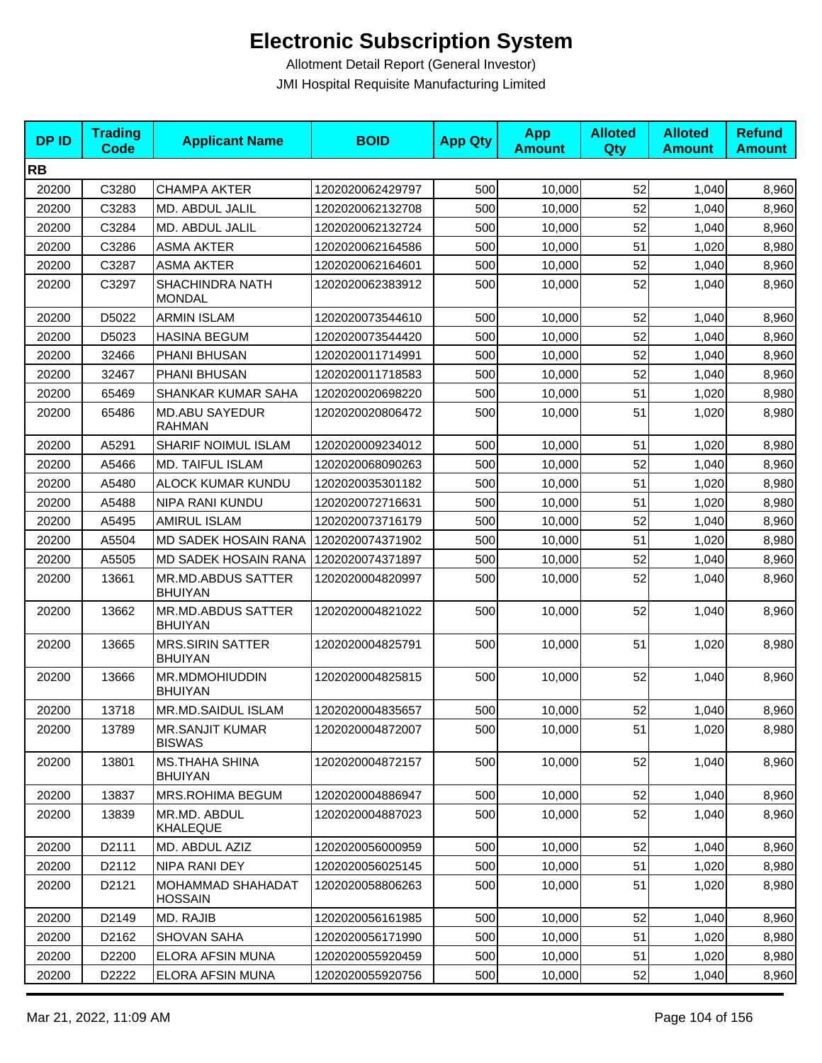# Electronic Subscription System

Allotment Detail Report (General Investor)

JMI Hospital Requisite Manufacturing Limited

| DP ID | Trading Code | Applicant Name | BOID | App Qty | App Amount | Alloted Qty | Alloted Amount | Refund Amount |
|---|---|---|---|---|---|---|---|---|
| **RB** | | | | | | | | |
| 20200 | C3280 | CHAMPA AKTER | 1202020062429797 | 500 | 10,000 | 52 | 1,040 | 8,960 |
| 20200 | C3283 | MD. ABDUL JALIL | 1202020062132708 | 500 | 10,000 | 52 | 1,040 | 8,960 |
| 20200 | C3284 | MD. ABDUL JALIL | 1202020062132724 | 500 | 10,000 | 52 | 1,040 | 8,960 |
| 20200 | C3286 | ASMA AKTER | 1202020062164586 | 500 | 10,000 | 51 | 1,020 | 8,980 |
| 20200 | C3287 | ASMA AKTER | 1202020062164601 | 500 | 10,000 | 52 | 1,040 | 8,960 |
| 20200 | C3297 | SHACHINDRA NATH MONDAL | 1202020062383912 | 500 | 10,000 | 52 | 1,040 | 8,960 |
| 20200 | D5022 | ARMIN ISLAM | 1202020073544610 | 500 | 10,000 | 52 | 1,040 | 8,960 |
| 20200 | D5023 | HASINA BEGUM | 1202020073544420 | 500 | 10,000 | 52 | 1,040 | 8,960 |
| 20200 | 32466 | PHANI BHUSAN | 1202020011714991 | 500 | 10,000 | 52 | 1,040 | 8,960 |
| 20200 | 32467 | PHANI BHUSAN | 1202020011718583 | 500 | 10,000 | 52 | 1,040 | 8,960 |
| 20200 | 65469 | SHANKAR KUMAR SAHA | 1202020020698220 | 500 | 10,000 | 51 | 1,020 | 8,980 |
| 20200 | 65486 | MD.ABU SAYEDUR RAHMAN | 1202020020806472 | 500 | 10,000 | 51 | 1,020 | 8,980 |
| 20200 | A5291 | SHARIF NOIMUL ISLAM | 1202020009234012 | 500 | 10,000 | 51 | 1,020 | 8,980 |
| 20200 | A5466 | MD. TAIFUL ISLAM | 1202020068090263 | 500 | 10,000 | 52 | 1,040 | 8,960 |
| 20200 | A5480 | ALOCK KUMAR KUNDU | 1202020035301182 | 500 | 10,000 | 51 | 1,020 | 8,980 |
| 20200 | A5488 | NIPA RANI KUNDU | 1202020072716631 | 500 | 10,000 | 51 | 1,020 | 8,980 |
| 20200 | A5495 | AMIRUL ISLAM | 1202020073716179 | 500 | 10,000 | 52 | 1,040 | 8,960 |
| 20200 | A5504 | MD SADEK HOSAIN RANA | 1202020074371902 | 500 | 10,000 | 51 | 1,020 | 8,980 |
| 20200 | A5505 | MD SADEK HOSAIN RANA | 1202020074371897 | 500 | 10,000 | 52 | 1,040 | 8,960 |
| 20200 | 13661 | MR.MD.ABDUS SATTER BHUIYAN | 1202020004820997 | 500 | 10,000 | 52 | 1,040 | 8,960 |
| 20200 | 13662 | MR.MD.ABDUS SATTER BHUIYAN | 1202020004821022 | 500 | 10,000 | 52 | 1,040 | 8,960 |
| 20200 | 13665 | MRS.SIRIN SATTER BHUIYAN | 1202020004825791 | 500 | 10,000 | 51 | 1,020 | 8,980 |
| 20200 | 13666 | MR.MDMOHIUDDIN BHUIYAN | 1202020004825815 | 500 | 10,000 | 52 | 1,040 | 8,960 |
| 20200 | 13718 | MR.MD.SAIDUL ISLAM | 1202020004835657 | 500 | 10,000 | 52 | 1,040 | 8,960 |
| 20200 | 13789 | MR.SANJIT KUMAR BISWAS | 1202020004872007 | 500 | 10,000 | 51 | 1,020 | 8,980 |
| 20200 | 13801 | MS.THAHA SHINA BHUIYAN | 1202020004872157 | 500 | 10,000 | 52 | 1,040 | 8,960 |
| 20200 | 13837 | MRS.ROHIMA BEGUM | 1202020004886947 | 500 | 10,000 | 52 | 1,040 | 8,960 |
| 20200 | 13839 | MR.MD. ABDUL KHALEQUE | 1202020004887023 | 500 | 10,000 | 52 | 1,040 | 8,960 |
| 20200 | D2111 | MD. ABDUL AZIZ | 1202020056000959 | 500 | 10,000 | 52 | 1,040 | 8,960 |
| 20200 | D2112 | NIPA RANI DEY | 1202020056025145 | 500 | 10,000 | 51 | 1,020 | 8,980 |
| 20200 | D2121 | MOHAMMAD SHAHADAT HOSSAIN | 1202020058806263 | 500 | 10,000 | 51 | 1,020 | 8,980 |
| 20200 | D2149 | MD. RAJIB | 1202020056161985 | 500 | 10,000 | 52 | 1,040 | 8,960 |
| 20200 | D2162 | SHOVAN SAHA | 1202020056171990 | 500 | 10,000 | 51 | 1,020 | 8,980 |
| 20200 | D2200 | ELORA AFSIN MUNA | 1202020055920459 | 500 | 10,000 | 51 | 1,020 | 8,980 |
| 20200 | D2222 | ELORA AFSIN MUNA | 1202020055920756 | 500 | 10,000 | 52 | 1,040 | 8,960 |

Mar 21, 2022, 11:09 AM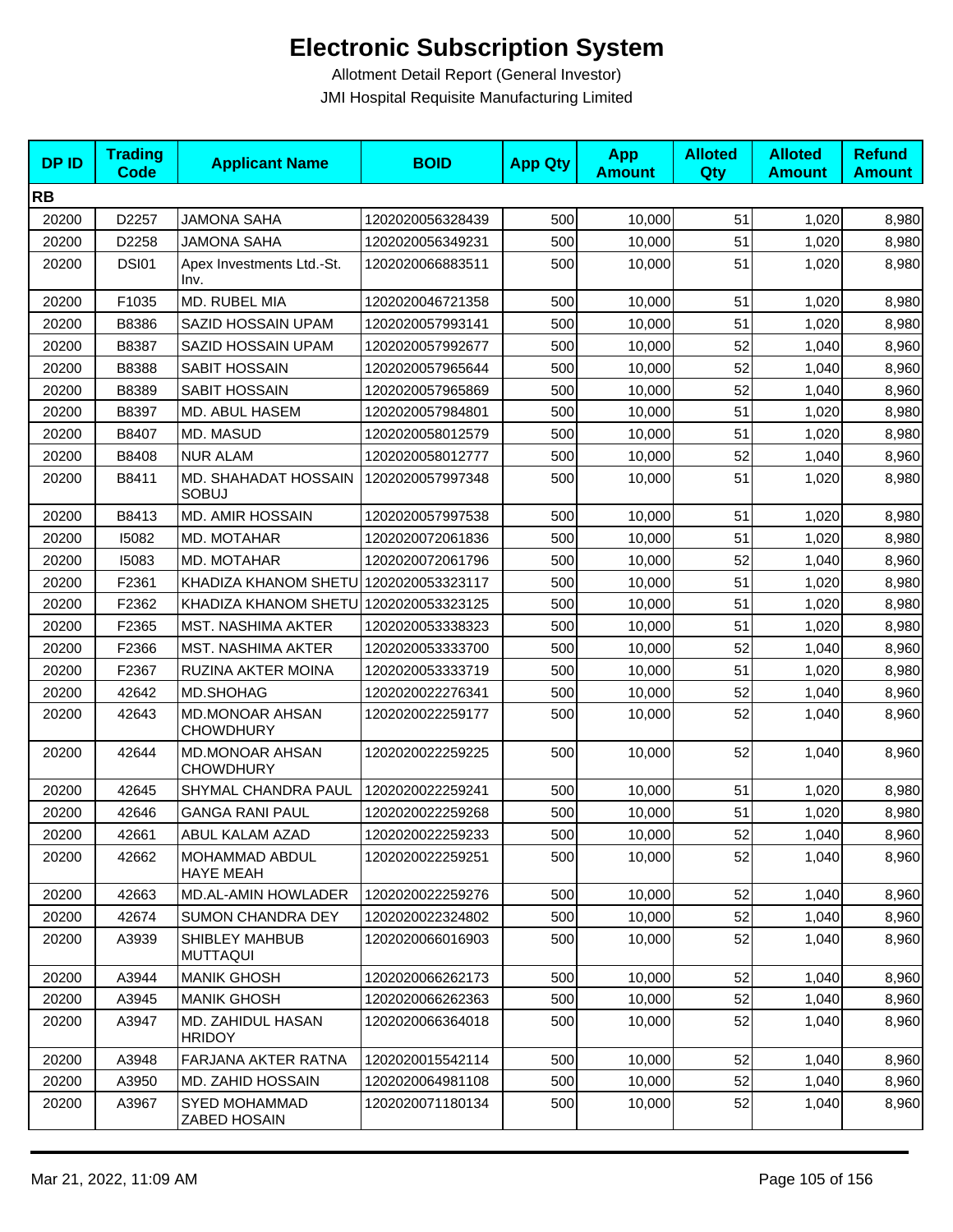# Electronic Subscription System

Allotment Detail Report (General Investor)

JMI Hospital Requisite Manufacturing Limited

| DP ID | Trading Code | Applicant Name | BOID | App Qty | App Amount | Alloted Qty | Alloted Amount | Refund Amount |
|---|---|---|---|---|---|---|---|---|
| **RB** | | | | | | | | |
| 20200 | D2257 | JAMONA SAHA | 1202020056328439 | 500 | 10,000 | 51 | 1,020 | 8,980 |
| 20200 | D2258 | JAMONA SAHA | 1202020056349231 | 500 | 10,000 | 51 | 1,020 | 8,980 |
| 20200 | DSI01 | Apex Investments Ltd.-St. Inv. | 1202020066883511 | 500 | 10,000 | 51 | 1,020 | 8,980 |
| 20200 | F1035 | MD. RUBEL MIA | 1202020046721358 | 500 | 10,000 | 51 | 1,020 | 8,980 |
| 20200 | B8386 | SAZID HOSSAIN UPAM | 1202020057993141 | 500 | 10,000 | 51 | 1,020 | 8,980 |
| 20200 | B8387 | SAZID HOSSAIN UPAM | 1202020057992677 | 500 | 10,000 | 52 | 1,040 | 8,960 |
| 20200 | B8388 | SABIT HOSSAIN | 1202020057965644 | 500 | 10,000 | 52 | 1,040 | 8,960 |
| 20200 | B8389 | SABIT HOSSAIN | 1202020057965869 | 500 | 10,000 | 52 | 1,040 | 8,960 |
| 20200 | B8397 | MD. ABUL HASEM | 1202020057984801 | 500 | 10,000 | 51 | 1,020 | 8,980 |
| 20200 | B8407 | MD. MASUD | 1202020058012579 | 500 | 10,000 | 51 | 1,020 | 8,980 |
| 20200 | B8408 | NUR ALAM | 1202020058012777 | 500 | 10,000 | 52 | 1,040 | 8,960 |
| 20200 | B8411 | MD. SHAHADAT HOSSAIN SOBUJ | 1202020057997348 | 500 | 10,000 | 51 | 1,020 | 8,980 |
| 20200 | B8413 | MD. AMIR HOSSAIN | 1202020057997538 | 500 | 10,000 | 51 | 1,020 | 8,980 |
| 20200 | I5082 | MD. MOTAHAR | 1202020072061836 | 500 | 10,000 | 51 | 1,020 | 8,980 |
| 20200 | I5083 | MD. MOTAHAR | 1202020072061796 | 500 | 10,000 | 52 | 1,040 | 8,960 |
| 20200 | F2361 | KHADIZA KHANOM SHETU | 1202020053323117 | 500 | 10,000 | 51 | 1,020 | 8,980 |
| 20200 | F2362 | KHADIZA KHANOM SHETU | 1202020053323125 | 500 | 10,000 | 51 | 1,020 | 8,980 |
| 20200 | F2365 | MST. NASHIMA AKTER | 1202020053338323 | 500 | 10,000 | 51 | 1,020 | 8,980 |
| 20200 | F2366 | MST. NASHIMA AKTER | 1202020053333700 | 500 | 10,000 | 52 | 1,040 | 8,960 |
| 20200 | F2367 | RUZINA AKTER MOINA | 1202020053333719 | 500 | 10,000 | 51 | 1,020 | 8,980 |
| 20200 | 42642 | MD.SHOHAG | 1202020022276341 | 500 | 10,000 | 52 | 1,040 | 8,960 |
| 20200 | 42643 | MD.MONOAR AHSAN CHOWDHURY | 1202020022259177 | 500 | 10,000 | 52 | 1,040 | 8,960 |
| 20200 | 42644 | MD.MONOAR AHSAN CHOWDHURY | 1202020022259225 | 500 | 10,000 | 52 | 1,040 | 8,960 |
| 20200 | 42645 | SHYMAL CHANDRA PAUL | 1202020022259241 | 500 | 10,000 | 51 | 1,020 | 8,980 |
| 20200 | 42646 | GANGA RANI PAUL | 1202020022259268 | 500 | 10,000 | 51 | 1,020 | 8,980 |
| 20200 | 42661 | ABUL KALAM AZAD | 1202020022259233 | 500 | 10,000 | 52 | 1,040 | 8,960 |
| 20200 | 42662 | MOHAMMAD ABDUL HAYE MEAH | 1202020022259251 | 500 | 10,000 | 52 | 1,040 | 8,960 |
| 20200 | 42663 | MD.AL-AMIN HOWLADER | 1202020022259276 | 500 | 10,000 | 52 | 1,040 | 8,960 |
| 20200 | 42674 | SUMON CHANDRA DEY | 1202020022324802 | 500 | 10,000 | 52 | 1,040 | 8,960 |
| 20200 | A3939 | SHIBLEY MAHBUB MUTTAQUI | 1202020066016903 | 500 | 10,000 | 52 | 1,040 | 8,960 |
| 20200 | A3944 | MANIK GHOSH | 1202020066262173 | 500 | 10,000 | 52 | 1,040 | 8,960 |
| 20200 | A3945 | MANIK GHOSH | 1202020066262363 | 500 | 10,000 | 52 | 1,040 | 8,960 |
| 20200 | A3947 | MD. ZAHIDUL HASAN HRIDOY | 1202020066364018 | 500 | 10,000 | 52 | 1,040 | 8,960 |
| 20200 | A3948 | FARJANA AKTER RATNA | 1202020015542114 | 500 | 10,000 | 52 | 1,040 | 8,960 |
| 20200 | A3950 | MD. ZAHID HOSSAIN | 1202020064981108 | 500 | 10,000 | 52 | 1,040 | 8,960 |
| 20200 | A3967 | SYED MOHAMMAD ZABED HOSAIN | 1202020071180134 | 500 | 10,000 | 52 | 1,040 | 8,960 |

Mar 21, 2022, 11:09 AM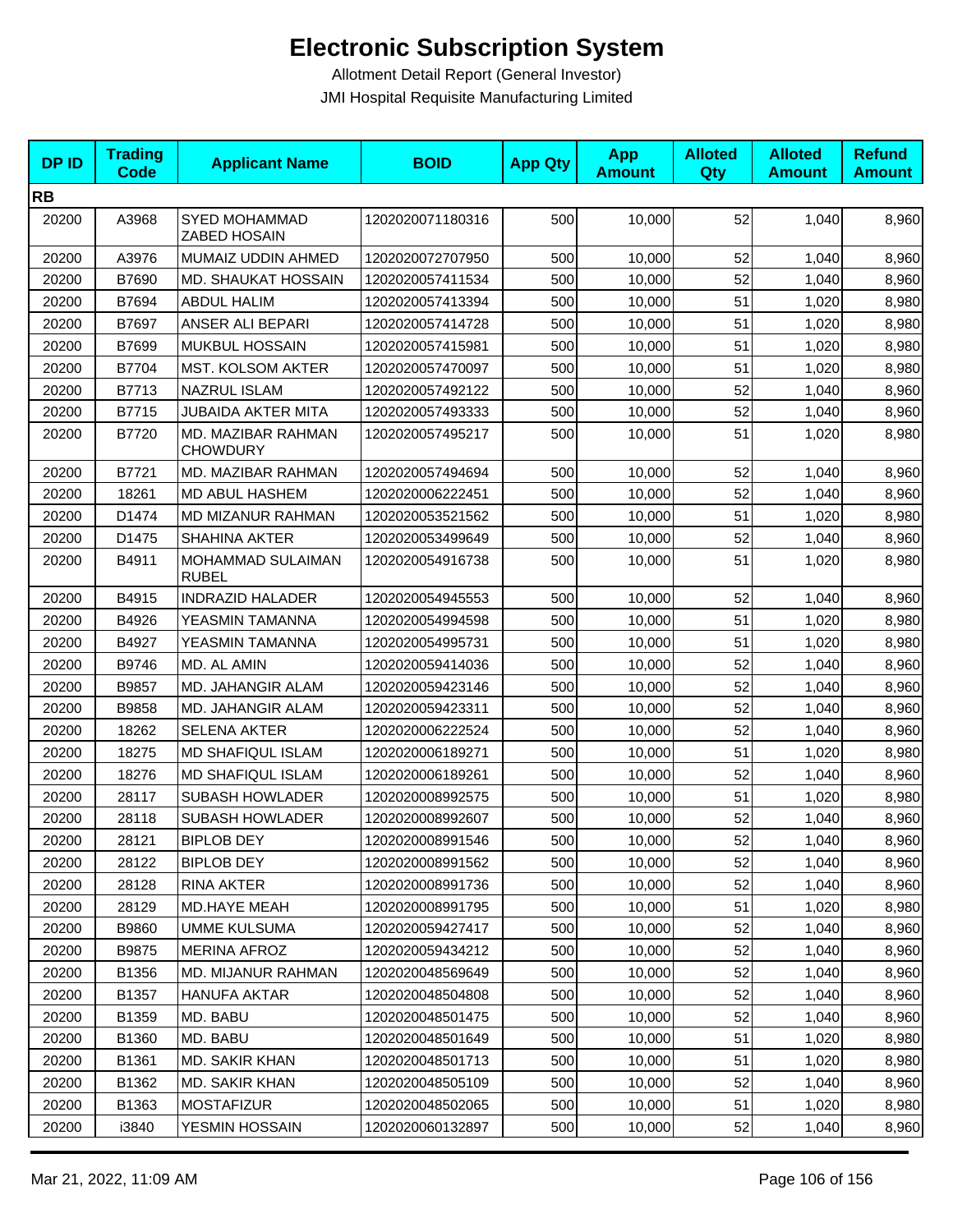# Electronic Subscription System

Allotment Detail Report (General Investor)

JMI Hospital Requisite Manufacturing Limited

| DP ID | Trading Code | Applicant Name | BOID | App Qty | App Amount | Alloted Qty | Alloted Amount | Refund Amount |
|---|---|---|---|---|---|---|---|---|
| **RB** | | | | | | | | |
| 20200 | A3968 | SYED MOHAMMAD ZABED HOSAIN | 1202020071180316 | 500 | 10,000 | 52 | 1,040 | 8,960 |
| 20200 | A3976 | MUMAIZ UDDIN AHMED | 1202020072707950 | 500 | 10,000 | 52 | 1,040 | 8,960 |
| 20200 | B7690 | MD. SHAUKAT HOSSAIN | 1202020057411534 | 500 | 10,000 | 52 | 1,040 | 8,960 |
| 20200 | B7694 | ABDUL HALIM | 1202020057413394 | 500 | 10,000 | 51 | 1,020 | 8,980 |
| 20200 | B7697 | ANSER ALI BEPARI | 1202020057414728 | 500 | 10,000 | 51 | 1,020 | 8,980 |
| 20200 | B7699 | MUKBUL HOSSAIN | 1202020057415981 | 500 | 10,000 | 51 | 1,020 | 8,980 |
| 20200 | B7704 | MST. KOLSOM AKTER | 1202020057470097 | 500 | 10,000 | 51 | 1,020 | 8,980 |
| 20200 | B7713 | NAZRUL ISLAM | 1202020057492122 | 500 | 10,000 | 52 | 1,040 | 8,960 |
| 20200 | B7715 | JUBAIDA AKTER MITA | 1202020057493333 | 500 | 10,000 | 52 | 1,040 | 8,960 |
| 20200 | B7720 | MD. MAZIBAR RAHMAN CHOWDURY | 1202020057495217 | 500 | 10,000 | 51 | 1,020 | 8,980 |
| 20200 | B7721 | MD. MAZIBAR RAHMAN | 1202020057494694 | 500 | 10,000 | 52 | 1,040 | 8,960 |
| 20200 | 18261 | MD ABUL HASHEM | 1202020006222451 | 500 | 10,000 | 52 | 1,040 | 8,960 |
| 20200 | D1474 | MD MIZANUR RAHMAN | 1202020053521562 | 500 | 10,000 | 51 | 1,020 | 8,980 |
| 20200 | D1475 | SHAHINA AKTER | 1202020053499649 | 500 | 10,000 | 52 | 1,040 | 8,960 |
| 20200 | B4911 | MOHAMMAD SULAIMAN RUBEL | 1202020054916738 | 500 | 10,000 | 51 | 1,020 | 8,980 |
| 20200 | B4915 | INDRAZID HALADER | 1202020054945553 | 500 | 10,000 | 52 | 1,040 | 8,960 |
| 20200 | B4926 | YEASMIN TAMANNA | 1202020054994598 | 500 | 10,000 | 51 | 1,020 | 8,980 |
| 20200 | B4927 | YEASMIN TAMANNA | 1202020054995731 | 500 | 10,000 | 51 | 1,020 | 8,980 |
| 20200 | B9746 | MD. AL AMIN | 1202020059414036 | 500 | 10,000 | 52 | 1,040 | 8,960 |
| 20200 | B9857 | MD. JAHANGIR ALAM | 1202020059423146 | 500 | 10,000 | 52 | 1,040 | 8,960 |
| 20200 | B9858 | MD. JAHANGIR ALAM | 1202020059423311 | 500 | 10,000 | 52 | 1,040 | 8,960 |
| 20200 | 18262 | SELENA AKTER | 1202020006222524 | 500 | 10,000 | 52 | 1,040 | 8,960 |
| 20200 | 18275 | MD SHAFIQUL ISLAM | 1202020006189271 | 500 | 10,000 | 51 | 1,020 | 8,980 |
| 20200 | 18276 | MD SHAFIQUL ISLAM | 1202020006189261 | 500 | 10,000 | 52 | 1,040 | 8,960 |
| 20200 | 28117 | SUBASH HOWLADER | 1202020008992575 | 500 | 10,000 | 51 | 1,020 | 8,980 |
| 20200 | 28118 | SUBASH HOWLADER | 1202020008992607 | 500 | 10,000 | 52 | 1,040 | 8,960 |
| 20200 | 28121 | BIPLOB DEY | 1202020008991546 | 500 | 10,000 | 52 | 1,040 | 8,960 |
| 20200 | 28122 | BIPLOB DEY | 1202020008991562 | 500 | 10,000 | 52 | 1,040 | 8,960 |
| 20200 | 28128 | RINA AKTER | 1202020008991736 | 500 | 10,000 | 52 | 1,040 | 8,960 |
| 20200 | 28129 | MD.HAYE MEAH | 1202020008991795 | 500 | 10,000 | 51 | 1,020 | 8,980 |
| 20200 | B9860 | UMME KULSUMA | 1202020059427417 | 500 | 10,000 | 52 | 1,040 | 8,960 |
| 20200 | B9875 | MERINA AFROZ | 1202020059434212 | 500 | 10,000 | 52 | 1,040 | 8,960 |
| 20200 | B1356 | MD. MIJANUR RAHMAN | 1202020048569649 | 500 | 10,000 | 52 | 1,040 | 8,960 |
| 20200 | B1357 | HANUFA AKTAR | 1202020048504808 | 500 | 10,000 | 52 | 1,040 | 8,960 |
| 20200 | B1359 | MD. BABU | 1202020048501475 | 500 | 10,000 | 52 | 1,040 | 8,960 |
| 20200 | B1360 | MD. BABU | 1202020048501649 | 500 | 10,000 | 51 | 1,020 | 8,980 |
| 20200 | B1361 | MD. SAKIR KHAN | 1202020048501713 | 500 | 10,000 | 51 | 1,020 | 8,980 |
| 20200 | B1362 | MD. SAKIR KHAN | 1202020048505109 | 500 | 10,000 | 52 | 1,040 | 8,960 |
| 20200 | B1363 | MOSTAFIZUR | 1202020048502065 | 500 | 10,000 | 51 | 1,020 | 8,980 |
| 20200 | i3840 | YESMIN HOSSAIN | 1202020060132897 | 500 | 10,000 | 52 | 1,040 | 8,960 |

Mar 21, 2022, 11:09 AM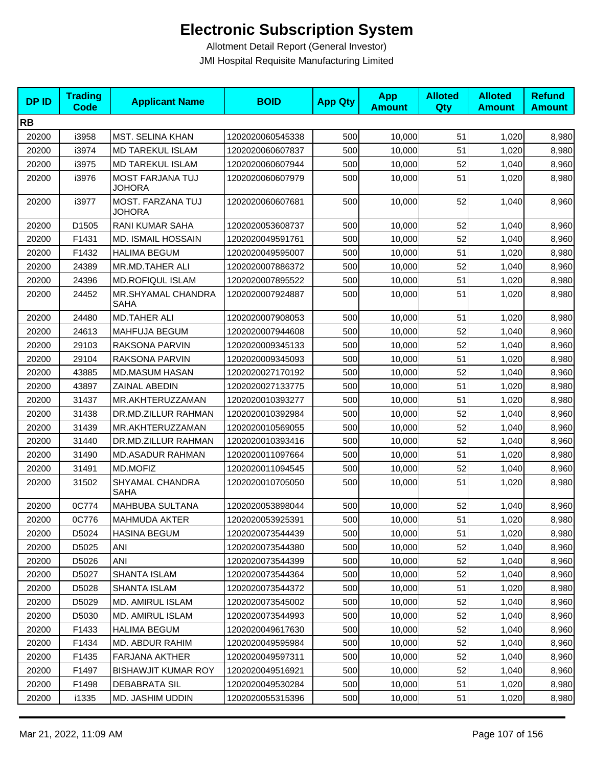# Electronic Subscription System

Allotment Detail Report (General Investor)

JMI Hospital Requisite Manufacturing Limited

| DP ID | Trading Code | Applicant Name | BOID | App Qty | App Amount | Alloted Qty | Alloted Amount | Refund Amount |
|---|---|---|---|---|---|---|---|---|
| **RB** | | | | | | | | |
| 20200 | i3958 | MST. SELINA KHAN | 1202020060545338 | 500 | 10,000 | 51 | 1,020 | 8,980 |
| 20200 | i3974 | MD TAREKUL ISLAM | 1202020060607837 | 500 | 10,000 | 51 | 1,020 | 8,980 |
| 20200 | i3975 | MD TAREKUL ISLAM | 1202020060607944 | 500 | 10,000 | 52 | 1,040 | 8,960 |
| 20200 | i3976 | MOST FARJANA TUJ JOHORA | 1202020060607979 | 500 | 10,000 | 51 | 1,020 | 8,980 |
| 20200 | i3977 | MOST. FARZANA TUJ JOHORA | 1202020060607681 | 500 | 10,000 | 52 | 1,040 | 8,960 |
| 20200 | D1505 | RANI KUMAR SAHA | 1202020053608737 | 500 | 10,000 | 52 | 1,040 | 8,960 |
| 20200 | F1431 | MD. ISMAIL HOSSAIN | 1202020049591761 | 500 | 10,000 | 52 | 1,040 | 8,960 |
| 20200 | F1432 | HALIMA BEGUM | 1202020049595007 | 500 | 10,000 | 51 | 1,020 | 8,980 |
| 20200 | 24389 | MR.MD.TAHER ALI | 1202020007886372 | 500 | 10,000 | 52 | 1,040 | 8,960 |
| 20200 | 24396 | MD.ROFIQUL ISLAM | 1202020007895522 | 500 | 10,000 | 51 | 1,020 | 8,980 |
| 20200 | 24452 | MR.SHYAMAL CHANDRA SAHA | 1202020007924887 | 500 | 10,000 | 51 | 1,020 | 8,980 |
| 20200 | 24480 | MD.TAHER ALI | 1202020007908053 | 500 | 10,000 | 51 | 1,020 | 8,980 |
| 20200 | 24613 | MAHFUJA BEGUM | 1202020007944608 | 500 | 10,000 | 52 | 1,040 | 8,960 |
| 20200 | 29103 | RAKSONA PARVIN | 1202020009345133 | 500 | 10,000 | 52 | 1,040 | 8,960 |
| 20200 | 29104 | RAKSONA PARVIN | 1202020009345093 | 500 | 10,000 | 51 | 1,020 | 8,980 |
| 20200 | 43885 | MD.MASUM HASAN | 1202020027170192 | 500 | 10,000 | 52 | 1,040 | 8,960 |
| 20200 | 43897 | ZAINAL ABEDIN | 1202020027133775 | 500 | 10,000 | 51 | 1,020 | 8,980 |
| 20200 | 31437 | MR.AKHTERUZZAMAN | 1202020010393277 | 500 | 10,000 | 51 | 1,020 | 8,980 |
| 20200 | 31438 | DR.MD.ZILLUR RAHMAN | 1202020010392984 | 500 | 10,000 | 52 | 1,040 | 8,960 |
| 20200 | 31439 | MR.AKHTERUZZAMAN | 1202020010569055 | 500 | 10,000 | 52 | 1,040 | 8,960 |
| 20200 | 31440 | DR.MD.ZILLUR RAHMAN | 1202020010393416 | 500 | 10,000 | 52 | 1,040 | 8,960 |
| 20200 | 31490 | MD.ASADUR RAHMAN | 1202020011097664 | 500 | 10,000 | 51 | 1,020 | 8,980 |
| 20200 | 31491 | MD.MOFIZ | 1202020011094545 | 500 | 10,000 | 52 | 1,040 | 8,960 |
| 20200 | 31502 | SHYAMAL CHANDRA SAHA | 1202020010705050 | 500 | 10,000 | 51 | 1,020 | 8,980 |
| 20200 | 0C774 | MAHBUBA SULTANA | 1202020053898044 | 500 | 10,000 | 52 | 1,040 | 8,960 |
| 20200 | 0C776 | MAHMUDA AKTER | 1202020053925391 | 500 | 10,000 | 51 | 1,020 | 8,980 |
| 20200 | D5024 | HASINA BEGUM | 1202020073544439 | 500 | 10,000 | 51 | 1,020 | 8,980 |
| 20200 | D5025 | ANI | 1202020073544380 | 500 | 10,000 | 52 | 1,040 | 8,960 |
| 20200 | D5026 | ANI | 1202020073544399 | 500 | 10,000 | 52 | 1,040 | 8,960 |
| 20200 | D5027 | SHANTA ISLAM | 1202020073544364 | 500 | 10,000 | 52 | 1,040 | 8,960 |
| 20200 | D5028 | SHANTA ISLAM | 1202020073544372 | 500 | 10,000 | 51 | 1,020 | 8,980 |
| 20200 | D5029 | MD. AMIRUL ISLAM | 1202020073545002 | 500 | 10,000 | 52 | 1,040 | 8,960 |
| 20200 | D5030 | MD. AMIRUL ISLAM | 1202020073544993 | 500 | 10,000 | 52 | 1,040 | 8,960 |
| 20200 | F1433 | HALIMA BEGUM | 1202020049617630 | 500 | 10,000 | 52 | 1,040 | 8,960 |
| 20200 | F1434 | MD. ABDUR RAHIM | 1202020049595984 | 500 | 10,000 | 52 | 1,040 | 8,960 |
| 20200 | F1435 | FARJANA AKTHER | 1202020049597311 | 500 | 10,000 | 52 | 1,040 | 8,960 |
| 20200 | F1497 | BISHAWJIT KUMAR ROY | 1202020049516921 | 500 | 10,000 | 52 | 1,040 | 8,960 |
| 20200 | F1498 | DEBABRATA SIL | 1202020049530284 | 500 | 10,000 | 51 | 1,020 | 8,980 |
| 20200 | i1335 | MD. JASHIM UDDIN | 1202020055315396 | 500 | 10,000 | 51 | 1,020 | 8,980 |

Mar 21, 2022, 11:09 AM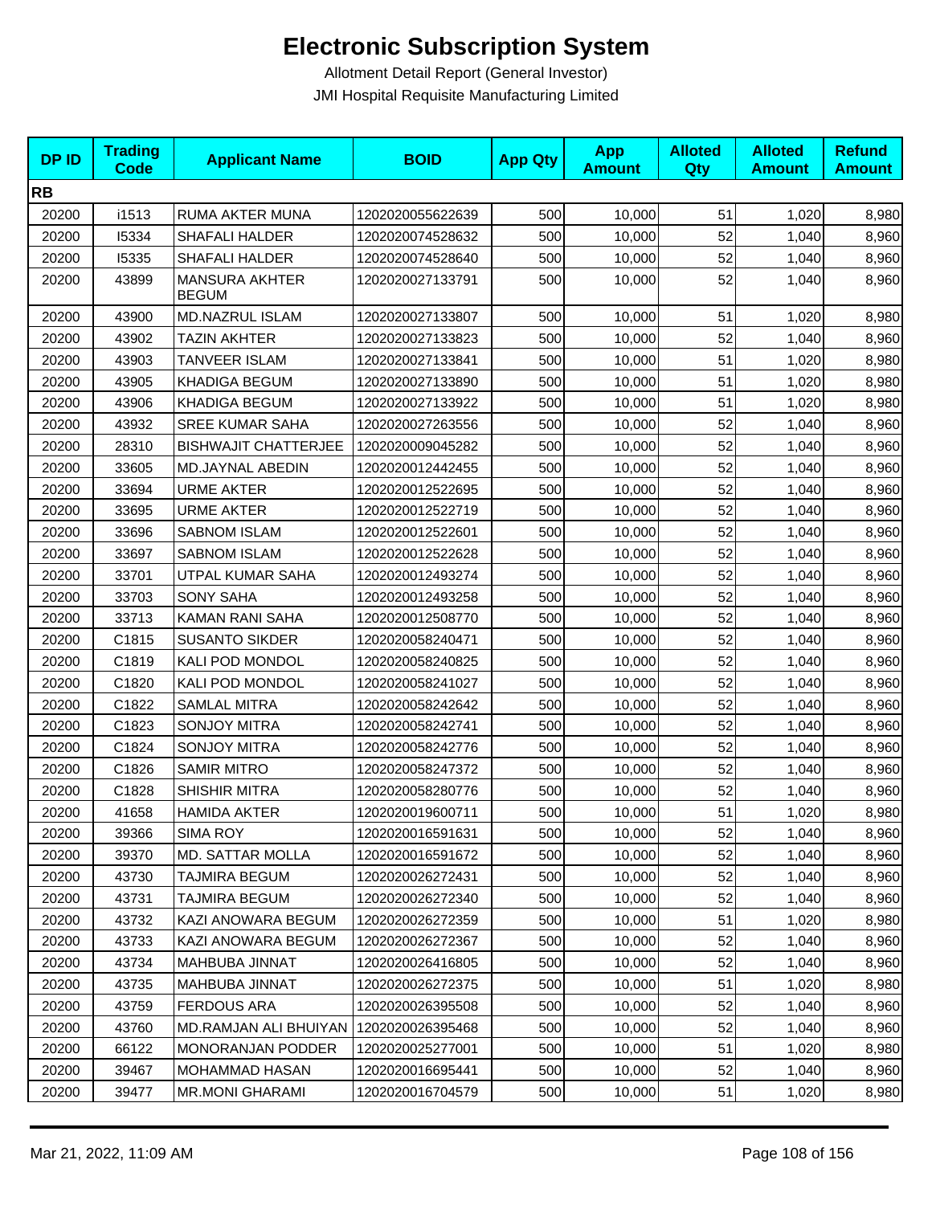# Electronic Subscription System

Allotment Detail Report (General Investor)

JMI Hospital Requisite Manufacturing Limited

| DP ID | Trading Code | Applicant Name | BOID | App Qty | App Amount | Alloted Qty | Alloted Amount | Refund Amount |
|---|---|---|---|---|---|---|---|---|
| **RB** | | | | | | | | |
| 20200 | i1513 | RUMA AKTER MUNA | 1202020055622639 | 500 | 10,000 | 51 | 1,020 | 8,980 |
| 20200 | I5334 | SHAFALI HALDER | 1202020074528632 | 500 | 10,000 | 52 | 1,040 | 8,960 |
| 20200 | I5335 | SHAFALI HALDER | 1202020074528640 | 500 | 10,000 | 52 | 1,040 | 8,960 |
| 20200 | 43899 | MANSURA AKHTER BEGUM | 1202020027133791 | 500 | 10,000 | 52 | 1,040 | 8,960 |
| 20200 | 43900 | MD.NAZRUL ISLAM | 1202020027133807 | 500 | 10,000 | 51 | 1,020 | 8,980 |
| 20200 | 43902 | TAZIN AKHTER | 1202020027133823 | 500 | 10,000 | 52 | 1,040 | 8,960 |
| 20200 | 43903 | TANVEER ISLAM | 1202020027133841 | 500 | 10,000 | 51 | 1,020 | 8,980 |
| 20200 | 43905 | KHADIGA BEGUM | 1202020027133890 | 500 | 10,000 | 51 | 1,020 | 8,980 |
| 20200 | 43906 | KHADIGA BEGUM | 1202020027133922 | 500 | 10,000 | 51 | 1,020 | 8,980 |
| 20200 | 43932 | SREE KUMAR SAHA | 1202020027263556 | 500 | 10,000 | 52 | 1,040 | 8,960 |
| 20200 | 28310 | BISHWAJIT CHATTERJEE | 1202020009045282 | 500 | 10,000 | 52 | 1,040 | 8,960 |
| 20200 | 33605 | MD.JAYNAL ABEDIN | 1202020012442455 | 500 | 10,000 | 52 | 1,040 | 8,960 |
| 20200 | 33694 | URME AKTER | 1202020012522695 | 500 | 10,000 | 52 | 1,040 | 8,960 |
| 20200 | 33695 | URME AKTER | 1202020012522719 | 500 | 10,000 | 52 | 1,040 | 8,960 |
| 20200 | 33696 | SABNOM ISLAM | 1202020012522601 | 500 | 10,000 | 52 | 1,040 | 8,960 |
| 20200 | 33697 | SABNOM ISLAM | 1202020012522628 | 500 | 10,000 | 52 | 1,040 | 8,960 |
| 20200 | 33701 | UTPAL KUMAR SAHA | 1202020012493274 | 500 | 10,000 | 52 | 1,040 | 8,960 |
| 20200 | 33703 | SONY SAHA | 1202020012493258 | 500 | 10,000 | 52 | 1,040 | 8,960 |
| 20200 | 33713 | KAMAN RANI SAHA | 1202020012508770 | 500 | 10,000 | 52 | 1,040 | 8,960 |
| 20200 | C1815 | SUSANTO SIKDER | 1202020058240471 | 500 | 10,000 | 52 | 1,040 | 8,960 |
| 20200 | C1819 | KALI POD MONDOL | 1202020058240825 | 500 | 10,000 | 52 | 1,040 | 8,960 |
| 20200 | C1820 | KALI POD MONDOL | 1202020058241027 | 500 | 10,000 | 52 | 1,040 | 8,960 |
| 20200 | C1822 | SAMLAL MITRA | 1202020058242642 | 500 | 10,000 | 52 | 1,040 | 8,960 |
| 20200 | C1823 | SONJOY MITRA | 1202020058242741 | 500 | 10,000 | 52 | 1,040 | 8,960 |
| 20200 | C1824 | SONJOY MITRA | 1202020058242776 | 500 | 10,000 | 52 | 1,040 | 8,960 |
| 20200 | C1826 | SAMIR MITRO | 1202020058247372 | 500 | 10,000 | 52 | 1,040 | 8,960 |
| 20200 | C1828 | SHISHIR MITRA | 1202020058280776 | 500 | 10,000 | 52 | 1,040 | 8,960 |
| 20200 | 41658 | HAMIDA AKTER | 1202020019600711 | 500 | 10,000 | 51 | 1,020 | 8,980 |
| 20200 | 39366 | SIMA ROY | 1202020016591631 | 500 | 10,000 | 52 | 1,040 | 8,960 |
| 20200 | 39370 | MD. SATTAR MOLLA | 1202020016591672 | 500 | 10,000 | 52 | 1,040 | 8,960 |
| 20200 | 43730 | TAJMIRA BEGUM | 1202020026272431 | 500 | 10,000 | 52 | 1,040 | 8,960 |
| 20200 | 43731 | TAJMIRA BEGUM | 1202020026272340 | 500 | 10,000 | 52 | 1,040 | 8,960 |
| 20200 | 43732 | KAZI ANOWARA BEGUM | 1202020026272359 | 500 | 10,000 | 51 | 1,020 | 8,980 |
| 20200 | 43733 | KAZI ANOWARA BEGUM | 1202020026272367 | 500 | 10,000 | 52 | 1,040 | 8,960 |
| 20200 | 43734 | MAHBUBA JINNAT | 1202020026416805 | 500 | 10,000 | 52 | 1,040 | 8,960 |
| 20200 | 43735 | MAHBUBA JINNAT | 1202020026272375 | 500 | 10,000 | 51 | 1,020 | 8,980 |
| 20200 | 43759 | FERDOUS ARA | 1202020026395508 | 500 | 10,000 | 52 | 1,040 | 8,960 |
| 20200 | 43760 | MD.RAMJAN ALI BHUIYAN | 1202020026395468 | 500 | 10,000 | 52 | 1,040 | 8,960 |
| 20200 | 66122 | MONORANJAN PODDER | 1202020025277001 | 500 | 10,000 | 51 | 1,020 | 8,980 |
| 20200 | 39467 | MOHAMMAD HASAN | 1202020016695441 | 500 | 10,000 | 52 | 1,040 | 8,960 |
| 20200 | 39477 | MR.MONI GHARAMI | 1202020016704579 | 500 | 10,000 | 51 | 1,020 | 8,980 |

Mar 21, 2022, 11:09 AM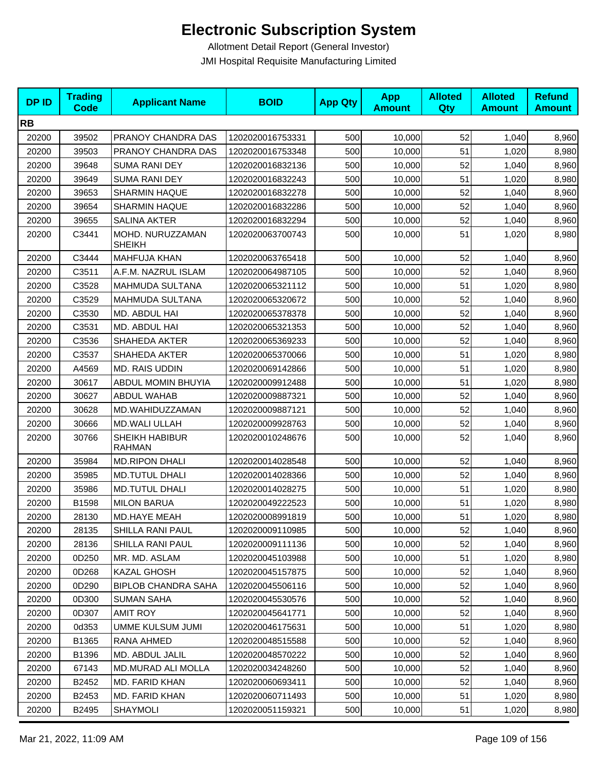# Electronic Subscription System

Allotment Detail Report (General Investor)

JMI Hospital Requisite Manufacturing Limited

| DP ID | Trading Code | Applicant Name | BOID | App Qty | App Amount | Alloted Qty | Alloted Amount | Refund Amount |
|---|---|---|---|---|---|---|---|---|
| **RB** | | | | | | | | |
| 20200 | 39502 | PRANOY CHANDRA DAS | 1202020016753331 | 500 | 10,000 | 52 | 1,040 | 8,960 |
| 20200 | 39503 | PRANOY CHANDRA DAS | 1202020016753348 | 500 | 10,000 | 51 | 1,020 | 8,980 |
| 20200 | 39648 | SUMA RANI DEY | 1202020016832136 | 500 | 10,000 | 52 | 1,040 | 8,960 |
| 20200 | 39649 | SUMA RANI DEY | 1202020016832243 | 500 | 10,000 | 51 | 1,020 | 8,980 |
| 20200 | 39653 | SHARMIN HAQUE | 1202020016832278 | 500 | 10,000 | 52 | 1,040 | 8,960 |
| 20200 | 39654 | SHARMIN HAQUE | 1202020016832286 | 500 | 10,000 | 52 | 1,040 | 8,960 |
| 20200 | 39655 | SALINA AKTER | 1202020016832294 | 500 | 10,000 | 52 | 1,040 | 8,960 |
| 20200 | C3441 | MOHD. NURUZZAMAN SHEIKH | 1202020063700743 | 500 | 10,000 | 51 | 1,020 | 8,980 |
| 20200 | C3444 | MAHFUJA KHAN | 1202020063765418 | 500 | 10,000 | 52 | 1,040 | 8,960 |
| 20200 | C3511 | A.F.M. NAZRUL ISLAM | 1202020064987105 | 500 | 10,000 | 52 | 1,040 | 8,960 |
| 20200 | C3528 | MAHMUDA SULTANA | 1202020065321112 | 500 | 10,000 | 51 | 1,020 | 8,980 |
| 20200 | C3529 | MAHMUDA SULTANA | 1202020065320672 | 500 | 10,000 | 52 | 1,040 | 8,960 |
| 20200 | C3530 | MD. ABDUL HAI | 1202020065378378 | 500 | 10,000 | 52 | 1,040 | 8,960 |
| 20200 | C3531 | MD. ABDUL HAI | 1202020065321353 | 500 | 10,000 | 52 | 1,040 | 8,960 |
| 20200 | C3536 | SHAHEDA AKTER | 1202020065369233 | 500 | 10,000 | 52 | 1,040 | 8,960 |
| 20200 | C3537 | SHAHEDA AKTER | 1202020065370066 | 500 | 10,000 | 51 | 1,020 | 8,980 |
| 20200 | A4569 | MD. RAIS UDDIN | 1202020069142866 | 500 | 10,000 | 51 | 1,020 | 8,980 |
| 20200 | 30617 | ABDUL MOMIN BHUYIA | 1202020009912488 | 500 | 10,000 | 51 | 1,020 | 8,980 |
| 20200 | 30627 | ABDUL WAHAB | 1202020009887321 | 500 | 10,000 | 52 | 1,040 | 8,960 |
| 20200 | 30628 | MD.WAHIDUZZAMAN | 1202020009887121 | 500 | 10,000 | 52 | 1,040 | 8,960 |
| 20200 | 30666 | MD.WALI ULLAH | 1202020009928763 | 500 | 10,000 | 52 | 1,040 | 8,960 |
| 20200 | 30766 | SHEIKH HABIBUR RAHMAN | 1202020010248676 | 500 | 10,000 | 52 | 1,040 | 8,960 |
| 20200 | 35984 | MD.RIPON DHALI | 1202020014028548 | 500 | 10,000 | 52 | 1,040 | 8,960 |
| 20200 | 35985 | MD.TUTUL DHALI | 1202020014028366 | 500 | 10,000 | 52 | 1,040 | 8,960 |
| 20200 | 35986 | MD.TUTUL DHALI | 1202020014028275 | 500 | 10,000 | 51 | 1,020 | 8,980 |
| 20200 | B1598 | MILON BARUA | 1202020049222523 | 500 | 10,000 | 51 | 1,020 | 8,980 |
| 20200 | 28130 | MD.HAYE MEAH | 1202020008991819 | 500 | 10,000 | 51 | 1,020 | 8,980 |
| 20200 | 28135 | SHILLA RANI PAUL | 1202020009110985 | 500 | 10,000 | 52 | 1,040 | 8,960 |
| 20200 | 28136 | SHILLA RANI PAUL | 1202020009111136 | 500 | 10,000 | 52 | 1,040 | 8,960 |
| 20200 | 0D250 | MR. MD. ASLAM | 1202020045103988 | 500 | 10,000 | 51 | 1,020 | 8,980 |
| 20200 | 0D268 | KAZAL GHOSH | 1202020045157875 | 500 | 10,000 | 52 | 1,040 | 8,960 |
| 20200 | 0D290 | BIPLOB CHANDRA SAHA | 1202020045506116 | 500 | 10,000 | 52 | 1,040 | 8,960 |
| 20200 | 0D300 | SUMAN SAHA | 1202020045530576 | 500 | 10,000 | 52 | 1,040 | 8,960 |
| 20200 | 0D307 | AMIT ROY | 1202020045641771 | 500 | 10,000 | 52 | 1,040 | 8,960 |
| 20200 | 0d353 | UMME KULSUM JUMI | 1202020046175631 | 500 | 10,000 | 51 | 1,020 | 8,980 |
| 20200 | B1365 | RANA AHMED | 1202020048515588 | 500 | 10,000 | 52 | 1,040 | 8,960 |
| 20200 | B1396 | MD. ABDUL JALIL | 1202020048570222 | 500 | 10,000 | 52 | 1,040 | 8,960 |
| 20200 | 67143 | MD.MURAD ALI MOLLA | 1202020034248260 | 500 | 10,000 | 52 | 1,040 | 8,960 |
| 20200 | B2452 | MD. FARID KHAN | 1202020060693411 | 500 | 10,000 | 52 | 1,040 | 8,960 |
| 20200 | B2453 | MD. FARID KHAN | 1202020060711493 | 500 | 10,000 | 51 | 1,020 | 8,980 |
| 20200 | B2495 | SHAYMOLI | 1202020051159321 | 500 | 10,000 | 51 | 1,020 | 8,980 |

Mar 21, 2022, 11:09 AM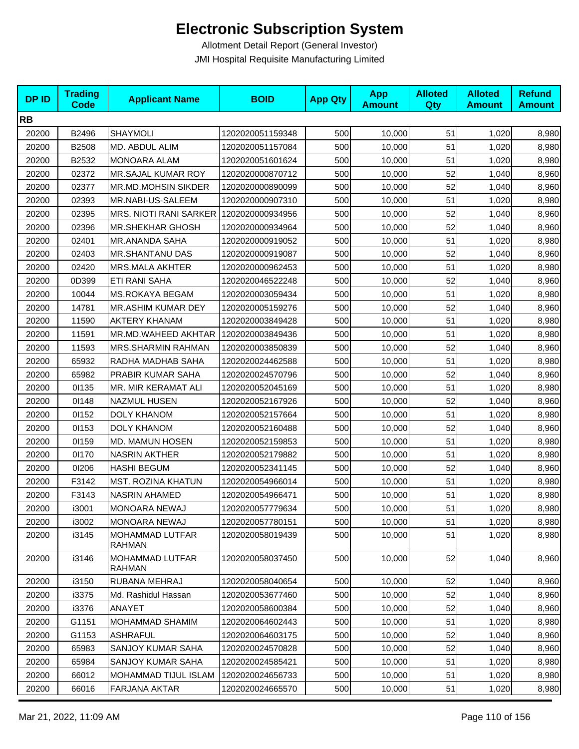# Electronic Subscription System

Allotment Detail Report (General Investor)

JMI Hospital Requisite Manufacturing Limited

| DP ID | Trading Code | Applicant Name | BOID | App Qty | App Amount | Alloted Qty | Alloted Amount | Refund Amount |
|---|---|---|---|---|---|---|---|---|
| **RB** | | | | | | | | |
| 20200 | B2496 | SHAYMOLI | 1202020051159348 | 500 | 10,000 | 51 | 1,020 | 8,980 |
| 20200 | B2508 | MD. ABDUL ALIM | 1202020051157084 | 500 | 10,000 | 51 | 1,020 | 8,980 |
| 20200 | B2532 | MONOARA ALAM | 1202020051601624 | 500 | 10,000 | 51 | 1,020 | 8,980 |
| 20200 | 02372 | MR.SAJAL KUMAR ROY | 1202020000870712 | 500 | 10,000 | 52 | 1,040 | 8,960 |
| 20200 | 02377 | MR.MD.MOHSIN SIKDER | 1202020000890099 | 500 | 10,000 | 52 | 1,040 | 8,960 |
| 20200 | 02393 | MR.NABI-US-SALEEM | 1202020000907310 | 500 | 10,000 | 51 | 1,020 | 8,980 |
| 20200 | 02395 | MRS. NIOTI RANI SARKER | 1202020000934956 | 500 | 10,000 | 52 | 1,040 | 8,960 |
| 20200 | 02396 | MR.SHEKHAR GHOSH | 1202020000934964 | 500 | 10,000 | 52 | 1,040 | 8,960 |
| 20200 | 02401 | MR.ANANDA SAHA | 1202020000919052 | 500 | 10,000 | 51 | 1,020 | 8,980 |
| 20200 | 02403 | MR.SHANTANU DAS | 1202020000919087 | 500 | 10,000 | 52 | 1,040 | 8,960 |
| 20200 | 02420 | MRS.MALA AKHTER | 1202020000962453 | 500 | 10,000 | 51 | 1,020 | 8,980 |
| 20200 | 0D399 | ETI RANI SAHA | 1202020046522248 | 500 | 10,000 | 52 | 1,040 | 8,960 |
| 20200 | 10044 | MS.ROKAYA BEGAM | 1202020003059434 | 500 | 10,000 | 51 | 1,020 | 8,980 |
| 20200 | 14781 | MR.ASHIM KUMAR DEY | 1202020005159276 | 500 | 10,000 | 52 | 1,040 | 8,960 |
| 20200 | 11590 | AKTERY KHANAM | 1202020003849428 | 500 | 10,000 | 51 | 1,020 | 8,980 |
| 20200 | 11591 | MR.MD.WAHEED AKHTAR | 1202020003849436 | 500 | 10,000 | 51 | 1,020 | 8,980 |
| 20200 | 11593 | MRS.SHARMIN RAHMAN | 1202020003850839 | 500 | 10,000 | 52 | 1,040 | 8,960 |
| 20200 | 65932 | RADHA MADHAB SAHA | 1202020024462588 | 500 | 10,000 | 51 | 1,020 | 8,980 |
| 20200 | 65982 | PRABIR KUMAR SAHA | 1202020024570796 | 500 | 10,000 | 52 | 1,040 | 8,960 |
| 20200 | 0I135 | MR. MIR KERAMAT ALI | 1202020052045169 | 500 | 10,000 | 51 | 1,020 | 8,980 |
| 20200 | 0I148 | NAZMUL HUSEN | 1202020052167926 | 500 | 10,000 | 52 | 1,040 | 8,960 |
| 20200 | 0I152 | DOLY KHANOM | 1202020052157664 | 500 | 10,000 | 51 | 1,020 | 8,980 |
| 20200 | 0I153 | DOLY KHANOM | 1202020052160488 | 500 | 10,000 | 52 | 1,040 | 8,960 |
| 20200 | 0I159 | MD. MAMUN HOSEN | 1202020052159853 | 500 | 10,000 | 51 | 1,020 | 8,980 |
| 20200 | 0I170 | NASRIN AKTHER | 1202020052179882 | 500 | 10,000 | 51 | 1,020 | 8,980 |
| 20200 | 0I206 | HASHI BEGUM | 1202020052341145 | 500 | 10,000 | 52 | 1,040 | 8,960 |
| 20200 | F3142 | MST. ROZINA KHATUN | 1202020054966014 | 500 | 10,000 | 51 | 1,020 | 8,980 |
| 20200 | F3143 | NASRIN AHAMED | 1202020054966471 | 500 | 10,000 | 51 | 1,020 | 8,980 |
| 20200 | i3001 | MONOARA NEWAJ | 1202020057779634 | 500 | 10,000 | 51 | 1,020 | 8,980 |
| 20200 | i3002 | MONOARA NEWAJ | 1202020057780151 | 500 | 10,000 | 51 | 1,020 | 8,980 |
| 20200 | i3145 | MOHAMMAD LUTFAR RAHMAN | 1202020058019439 | 500 | 10,000 | 51 | 1,020 | 8,980 |
| 20200 | i3146 | MOHAMMAD LUTFAR RAHMAN | 1202020058037450 | 500 | 10,000 | 52 | 1,040 | 8,960 |
| 20200 | i3150 | RUBANA MEHRAJ | 1202020058040654 | 500 | 10,000 | 52 | 1,040 | 8,960 |
| 20200 | i3375 | Md. Rashidul Hassan | 1202020053677460 | 500 | 10,000 | 52 | 1,040 | 8,960 |
| 20200 | i3376 | ANAYET | 1202020058600384 | 500 | 10,000 | 52 | 1,040 | 8,960 |
| 20200 | G1151 | MOHAMMAD SHAMIM | 1202020064602443 | 500 | 10,000 | 51 | 1,020 | 8,980 |
| 20200 | G1153 | ASHRAFUL | 1202020064603175 | 500 | 10,000 | 52 | 1,040 | 8,960 |
| 20200 | 65983 | SANJOY KUMAR SAHA | 1202020024570828 | 500 | 10,000 | 52 | 1,040 | 8,960 |
| 20200 | 65984 | SANJOY KUMAR SAHA | 1202020024585421 | 500 | 10,000 | 51 | 1,020 | 8,980 |
| 20200 | 66012 | MOHAMMAD TIJUL ISLAM | 1202020024656733 | 500 | 10,000 | 51 | 1,020 | 8,980 |
| 20200 | 66016 | FARJANA AKTAR | 1202020024665570 | 500 | 10,000 | 51 | 1,020 | 8,980 |

Mar 21, 2022, 11:09 AM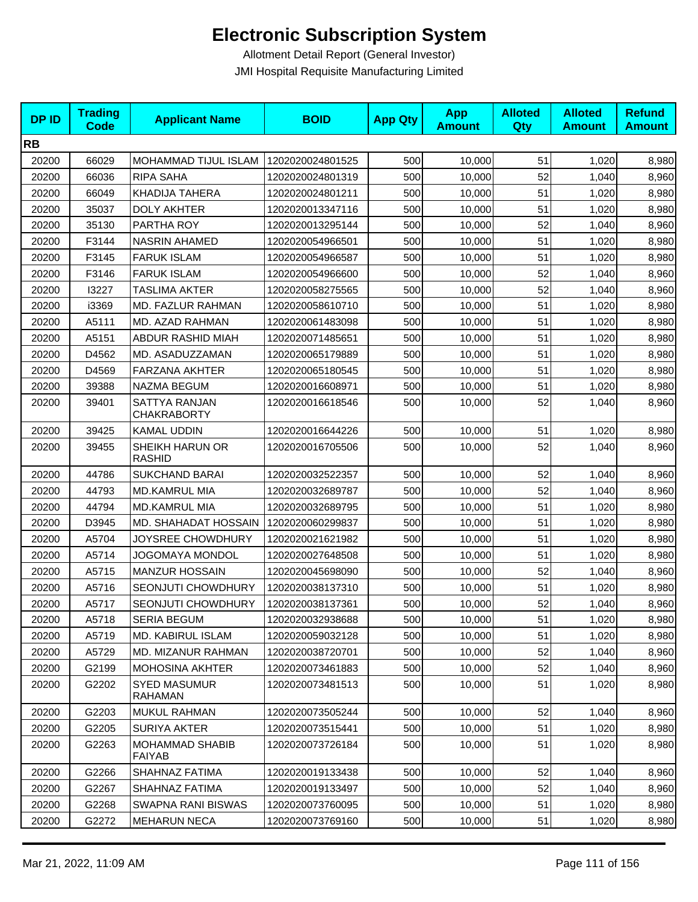# Electronic Subscription System

Allotment Detail Report (General Investor)

JMI Hospital Requisite Manufacturing Limited

| DP ID | Trading Code | Applicant Name | BOID | App Qty | App Amount | Alloted Qty | Alloted Amount | Refund Amount |
|---|---|---|---|---|---|---|---|---|
| **RB** | | | | | | | | |
| 20200 | 66029 | MOHAMMAD TIJUL ISLAM | 1202020024801525 | 500 | 10,000 | 51 | 1,020 | 8,980 |
| 20200 | 66036 | RIPA SAHA | 1202020024801319 | 500 | 10,000 | 52 | 1,040 | 8,960 |
| 20200 | 66049 | KHADIJA TAHERA | 1202020024801211 | 500 | 10,000 | 51 | 1,020 | 8,980 |
| 20200 | 35037 | DOLY AKHTER | 1202020013347116 | 500 | 10,000 | 51 | 1,020 | 8,980 |
| 20200 | 35130 | PARTHA ROY | 1202020013295144 | 500 | 10,000 | 52 | 1,040 | 8,960 |
| 20200 | F3144 | NASRIN AHAMED | 1202020054966501 | 500 | 10,000 | 51 | 1,020 | 8,980 |
| 20200 | F3145 | FARUK ISLAM | 1202020054966587 | 500 | 10,000 | 51 | 1,020 | 8,980 |
| 20200 | F3146 | FARUK ISLAM | 1202020054966600 | 500 | 10,000 | 52 | 1,040 | 8,960 |
| 20200 | I3227 | TASLIMA AKTER | 1202020058275565 | 500 | 10,000 | 52 | 1,040 | 8,960 |
| 20200 | i3369 | MD. FAZLUR RAHMAN | 1202020058610710 | 500 | 10,000 | 51 | 1,020 | 8,980 |
| 20200 | A5111 | MD. AZAD RAHMAN | 1202020061483098 | 500 | 10,000 | 51 | 1,020 | 8,980 |
| 20200 | A5151 | ABDUR RASHID MIAH | 1202020071485651 | 500 | 10,000 | 51 | 1,020 | 8,980 |
| 20200 | D4562 | MD. ASADUZZAMAN | 1202020065179889 | 500 | 10,000 | 51 | 1,020 | 8,980 |
| 20200 | D4569 | FARZANA AKHTER | 1202020065180545 | 500 | 10,000 | 51 | 1,020 | 8,980 |
| 20200 | 39388 | NAZMA BEGUM | 1202020016608971 | 500 | 10,000 | 51 | 1,020 | 8,980 |
| 20200 | 39401 | SATTYA RANJAN CHAKRABORTY | 1202020016618546 | 500 | 10,000 | 52 | 1,040 | 8,960 |
| 20200 | 39425 | KAMAL UDDIN | 1202020016644226 | 500 | 10,000 | 51 | 1,020 | 8,980 |
| 20200 | 39455 | SHEIKH HARUN OR RASHID | 1202020016705506 | 500 | 10,000 | 52 | 1,040 | 8,960 |
| 20200 | 44786 | SUKCHAND BARAI | 1202020032522357 | 500 | 10,000 | 52 | 1,040 | 8,960 |
| 20200 | 44793 | MD.KAMRUL MIA | 1202020032689787 | 500 | 10,000 | 52 | 1,040 | 8,960 |
| 20200 | 44794 | MD.KAMRUL MIA | 1202020032689795 | 500 | 10,000 | 51 | 1,020 | 8,980 |
| 20200 | D3945 | MD. SHAHADAT HOSSAIN | 1202020060299837 | 500 | 10,000 | 51 | 1,020 | 8,980 |
| 20200 | A5704 | JOYSREE CHOWDHURY | 1202020021621982 | 500 | 10,000 | 51 | 1,020 | 8,980 |
| 20200 | A5714 | JOGOMAYA MONDOL | 1202020027648508 | 500 | 10,000 | 51 | 1,020 | 8,980 |
| 20200 | A5715 | MANZUR HOSSAIN | 1202020045698090 | 500 | 10,000 | 52 | 1,040 | 8,960 |
| 20200 | A5716 | SEONJUTI CHOWDHURY | 1202020038137310 | 500 | 10,000 | 51 | 1,020 | 8,980 |
| 20200 | A5717 | SEONJUTI CHOWDHURY | 1202020038137361 | 500 | 10,000 | 52 | 1,040 | 8,960 |
| 20200 | A5718 | SERIA BEGUM | 1202020032938688 | 500 | 10,000 | 51 | 1,020 | 8,980 |
| 20200 | A5719 | MD. KABIRUL ISLAM | 1202020059032128 | 500 | 10,000 | 51 | 1,020 | 8,980 |
| 20200 | A5729 | MD. MIZANUR RAHMAN | 1202020038720701 | 500 | 10,000 | 52 | 1,040 | 8,960 |
| 20200 | G2199 | MOHOSINA AKHTER | 1202020073461883 | 500 | 10,000 | 52 | 1,040 | 8,960 |
| 20200 | G2202 | SYED MASUMUR RAHAMAN | 1202020073481513 | 500 | 10,000 | 51 | 1,020 | 8,980 |
| 20200 | G2203 | MUKUL RAHMAN | 1202020073505244 | 500 | 10,000 | 52 | 1,040 | 8,960 |
| 20200 | G2205 | SURIYA AKTER | 1202020073515441 | 500 | 10,000 | 51 | 1,020 | 8,980 |
| 20200 | G2263 | MOHAMMAD SHABIB FAIYAB | 1202020073726184 | 500 | 10,000 | 51 | 1,020 | 8,980 |
| 20200 | G2266 | SHAHNAZ FATIMA | 1202020019133438 | 500 | 10,000 | 52 | 1,040 | 8,960 |
| 20200 | G2267 | SHAHNAZ FATIMA | 1202020019133497 | 500 | 10,000 | 52 | 1,040 | 8,960 |
| 20200 | G2268 | SWAPNA RANI BISWAS | 1202020073760095 | 500 | 10,000 | 51 | 1,020 | 8,980 |
| 20200 | G2272 | MEHARUN NECA | 1202020073769160 | 500 | 10,000 | 51 | 1,020 | 8,980 |

Mar 21, 2022, 11:09 AM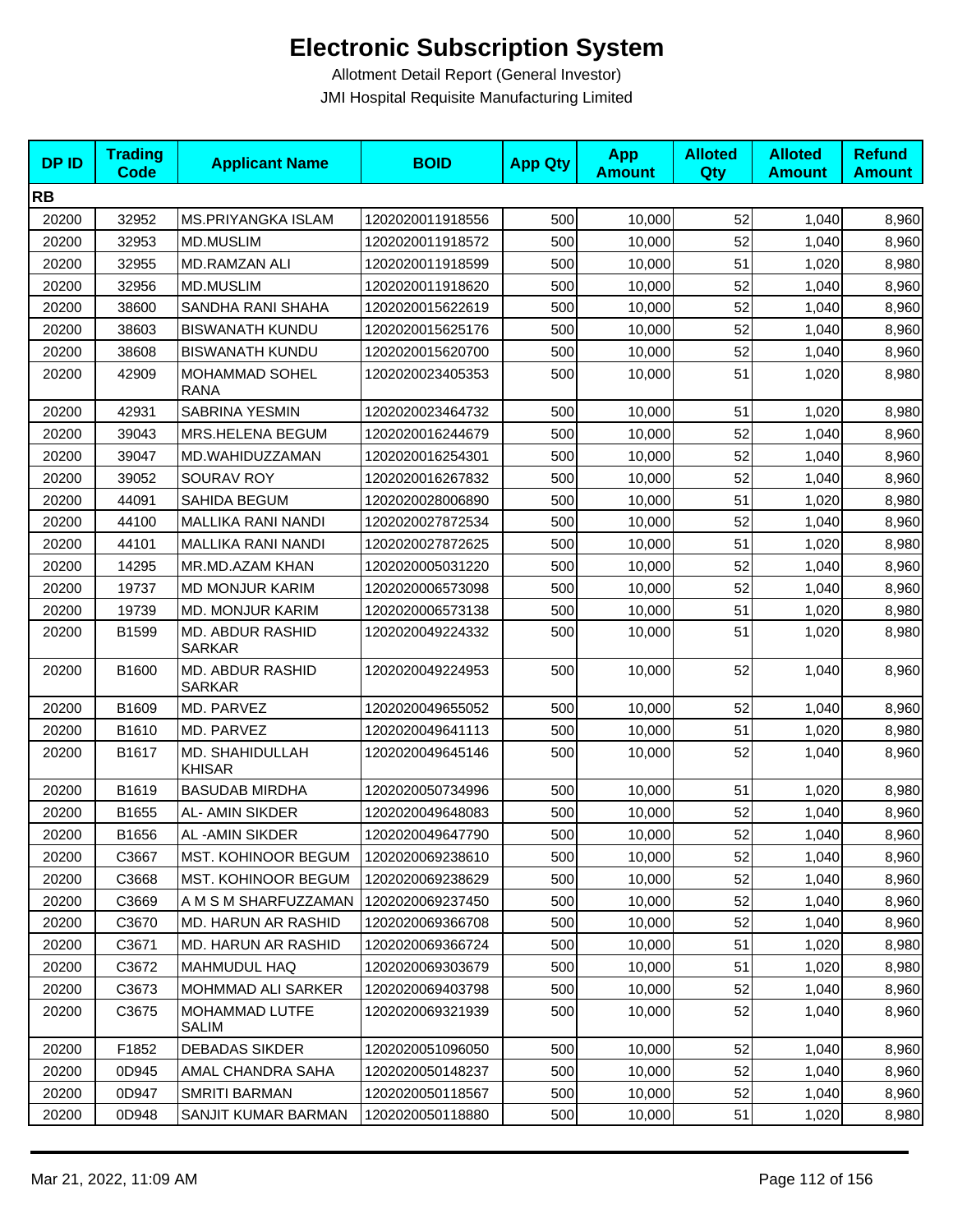# Electronic Subscription System

Allotment Detail Report (General Investor)

JMI Hospital Requisite Manufacturing Limited

| DP ID | Trading Code | Applicant Name | BOID | App Qty | App Amount | Alloted Qty | Alloted Amount | Refund Amount |
|---|---|---|---|---|---|---|---|---|
| **RB** | | | | | | | | |
| 20200 | 32952 | MS.PRIYANGKA ISLAM | 1202020011918556 | 500 | 10,000 | 52 | 1,040 | 8,960 |
| 20200 | 32953 | MD.MUSLIM | 1202020011918572 | 500 | 10,000 | 52 | 1,040 | 8,960 |
| 20200 | 32955 | MD.RAMZAN ALI | 1202020011918599 | 500 | 10,000 | 51 | 1,020 | 8,980 |
| 20200 | 32956 | MD.MUSLIM | 1202020011918620 | 500 | 10,000 | 52 | 1,040 | 8,960 |
| 20200 | 38600 | SANDHA RANI SHAHA | 1202020015622619 | 500 | 10,000 | 52 | 1,040 | 8,960 |
| 20200 | 38603 | BISWANATH KUNDU | 1202020015625176 | 500 | 10,000 | 52 | 1,040 | 8,960 |
| 20200 | 38608 | BISWANATH KUNDU | 1202020015620700 | 500 | 10,000 | 52 | 1,040 | 8,960 |
| 20200 | 42909 | MOHAMMAD SOHEL RANA | 1202020023405353 | 500 | 10,000 | 51 | 1,020 | 8,980 |
| 20200 | 42931 | SABRINA YESMIN | 1202020023464732 | 500 | 10,000 | 51 | 1,020 | 8,980 |
| 20200 | 39043 | MRS.HELENA BEGUM | 1202020016244679 | 500 | 10,000 | 52 | 1,040 | 8,960 |
| 20200 | 39047 | MD.WAHIDUZZAMAN | 1202020016254301 | 500 | 10,000 | 52 | 1,040 | 8,960 |
| 20200 | 39052 | SOURAV ROY | 1202020016267832 | 500 | 10,000 | 52 | 1,040 | 8,960 |
| 20200 | 44091 | SAHIDA BEGUM | 1202020028006890 | 500 | 10,000 | 51 | 1,020 | 8,980 |
| 20200 | 44100 | MALLIKA RANI NANDI | 1202020027872534 | 500 | 10,000 | 52 | 1,040 | 8,960 |
| 20200 | 44101 | MALLIKA RANI NANDI | 1202020027872625 | 500 | 10,000 | 51 | 1,020 | 8,980 |
| 20200 | 14295 | MR.MD.AZAM KHAN | 1202020005031220 | 500 | 10,000 | 52 | 1,040 | 8,960 |
| 20200 | 19737 | MD MONJUR KARIM | 1202020006573098 | 500 | 10,000 | 52 | 1,040 | 8,960 |
| 20200 | 19739 | MD. MONJUR KARIM | 1202020006573138 | 500 | 10,000 | 51 | 1,020 | 8,980 |
| 20200 | B1599 | MD. ABDUR RASHID SARKAR | 1202020049224332 | 500 | 10,000 | 51 | 1,020 | 8,980 |
| 20200 | B1600 | MD. ABDUR RASHID SARKAR | 1202020049224953 | 500 | 10,000 | 52 | 1,040 | 8,960 |
| 20200 | B1609 | MD. PARVEZ | 1202020049655052 | 500 | 10,000 | 52 | 1,040 | 8,960 |
| 20200 | B1610 | MD. PARVEZ | 1202020049641113 | 500 | 10,000 | 51 | 1,020 | 8,980 |
| 20200 | B1617 | MD. SHAHIDULLAH KHISAR | 1202020049645146 | 500 | 10,000 | 52 | 1,040 | 8,960 |
| 20200 | B1619 | BASUDAB MIRDHA | 1202020050734996 | 500 | 10,000 | 51 | 1,020 | 8,980 |
| 20200 | B1655 | AL- AMIN SIKDER | 1202020049648083 | 500 | 10,000 | 52 | 1,040 | 8,960 |
| 20200 | B1656 | AL -AMIN SIKDER | 1202020049647790 | 500 | 10,000 | 52 | 1,040 | 8,960 |
| 20200 | C3667 | MST. KOHINOOR BEGUM | 1202020069238610 | 500 | 10,000 | 52 | 1,040 | 8,960 |
| 20200 | C3668 | MST. KOHINOOR BEGUM | 1202020069238629 | 500 | 10,000 | 52 | 1,040 | 8,960 |
| 20200 | C3669 | A M S M SHARFUZZAMAN | 1202020069237450 | 500 | 10,000 | 52 | 1,040 | 8,960 |
| 20200 | C3670 | MD. HARUN AR RASHID | 1202020069366708 | 500 | 10,000 | 52 | 1,040 | 8,960 |
| 20200 | C3671 | MD. HARUN AR RASHID | 1202020069366724 | 500 | 10,000 | 51 | 1,020 | 8,980 |
| 20200 | C3672 | MAHMUDUL HAQ | 1202020069303679 | 500 | 10,000 | 51 | 1,020 | 8,980 |
| 20200 | C3673 | MOHMMAD ALI SARKER | 1202020069403798 | 500 | 10,000 | 52 | 1,040 | 8,960 |
| 20200 | C3675 | MOHAMMAD LUTFE SALIM | 1202020069321939 | 500 | 10,000 | 52 | 1,040 | 8,960 |
| 20200 | F1852 | DEBADAS SIKDER | 1202020051096050 | 500 | 10,000 | 52 | 1,040 | 8,960 |
| 20200 | 0D945 | AMAL CHANDRA SAHA | 1202020050148237 | 500 | 10,000 | 52 | 1,040 | 8,960 |
| 20200 | 0D947 | SMRITI BARMAN | 1202020050118567 | 500 | 10,000 | 52 | 1,040 | 8,960 |
| 20200 | 0D948 | SANJIT KUMAR BARMAN | 1202020050118880 | 500 | 10,000 | 51 | 1,020 | 8,980 |

Mar 21, 2022, 11:09 AM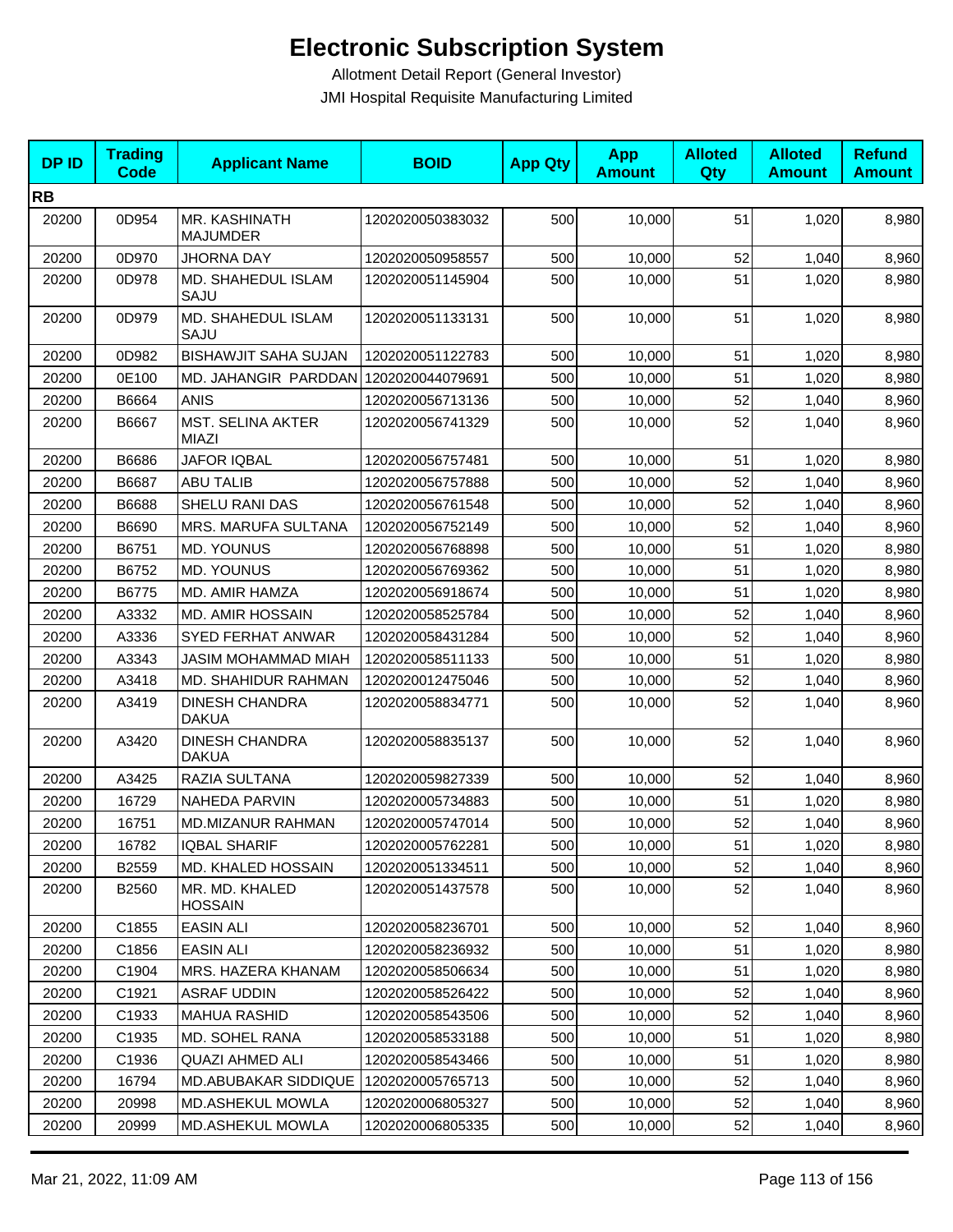# Electronic Subscription System

Allotment Detail Report (General Investor)

JMI Hospital Requisite Manufacturing Limited

| DP ID | Trading Code | Applicant Name | BOID | App Qty | App Amount | Alloted Qty | Alloted Amount | Refund Amount |
|---|---|---|---|---|---|---|---|---|
| **RB** | | | | | | | | |
| 20200 | 0D954 | MR. KASHINATH MAJUMDER | 1202020050383032 | 500 | 10,000 | 51 | 1,020 | 8,980 |
| 20200 | 0D970 | JHORNA DAY | 1202020050958557 | 500 | 10,000 | 52 | 1,040 | 8,960 |
| 20200 | 0D978 | MD. SHAHEDUL ISLAM SAJU | 1202020051145904 | 500 | 10,000 | 51 | 1,020 | 8,980 |
| 20200 | 0D979 | MD. SHAHEDUL ISLAM SAJU | 1202020051133131 | 500 | 10,000 | 51 | 1,020 | 8,980 |
| 20200 | 0D982 | BISHAWJIT SAHA SUJAN | 1202020051122783 | 500 | 10,000 | 51 | 1,020 | 8,980 |
| 20200 | 0E100 | MD. JAHANGIR PARDDAN | 1202020044079691 | 500 | 10,000 | 51 | 1,020 | 8,980 |
| 20200 | B6664 | ANIS | 1202020056713136 | 500 | 10,000 | 52 | 1,040 | 8,960 |
| 20200 | B6667 | MST. SELINA AKTER MIAZI | 1202020056741329 | 500 | 10,000 | 52 | 1,040 | 8,960 |
| 20200 | B6686 | JAFOR IQBAL | 1202020056757481 | 500 | 10,000 | 51 | 1,020 | 8,980 |
| 20200 | B6687 | ABU TALIB | 1202020056757888 | 500 | 10,000 | 52 | 1,040 | 8,960 |
| 20200 | B6688 | SHELU RANI DAS | 1202020056761548 | 500 | 10,000 | 52 | 1,040 | 8,960 |
| 20200 | B6690 | MRS. MARUFA SULTANA | 1202020056752149 | 500 | 10,000 | 52 | 1,040 | 8,960 |
| 20200 | B6751 | MD. YOUNUS | 1202020056768898 | 500 | 10,000 | 51 | 1,020 | 8,980 |
| 20200 | B6752 | MD. YOUNUS | 1202020056769362 | 500 | 10,000 | 51 | 1,020 | 8,980 |
| 20200 | B6775 | MD. AMIR HAMZA | 1202020056918674 | 500 | 10,000 | 51 | 1,020 | 8,980 |
| 20200 | A3332 | MD. AMIR HOSSAIN | 1202020058525784 | 500 | 10,000 | 52 | 1,040 | 8,960 |
| 20200 | A3336 | SYED FERHAT ANWAR | 1202020058431284 | 500 | 10,000 | 52 | 1,040 | 8,960 |
| 20200 | A3343 | JASIM MOHAMMAD MIAH | 1202020058511133 | 500 | 10,000 | 51 | 1,020 | 8,980 |
| 20200 | A3418 | MD. SHAHIDUR RAHMAN | 1202020012475046 | 500 | 10,000 | 52 | 1,040 | 8,960 |
| 20200 | A3419 | DINESH CHANDRA DAKUA | 1202020058834771 | 500 | 10,000 | 52 | 1,040 | 8,960 |
| 20200 | A3420 | DINESH CHANDRA DAKUA | 1202020058835137 | 500 | 10,000 | 52 | 1,040 | 8,960 |
| 20200 | A3425 | RAZIA SULTANA | 1202020059827339 | 500 | 10,000 | 52 | 1,040 | 8,960 |
| 20200 | 16729 | NAHEDA PARVIN | 1202020005734883 | 500 | 10,000 | 51 | 1,020 | 8,980 |
| 20200 | 16751 | MD.MIZANUR RAHMAN | 1202020005747014 | 500 | 10,000 | 52 | 1,040 | 8,960 |
| 20200 | 16782 | IQBAL SHARIF | 1202020005762281 | 500 | 10,000 | 51 | 1,020 | 8,980 |
| 20200 | B2559 | MD. KHALED HOSSAIN | 1202020051334511 | 500 | 10,000 | 52 | 1,040 | 8,960 |
| 20200 | B2560 | MR. MD. KHALED HOSSAIN | 1202020051437578 | 500 | 10,000 | 52 | 1,040 | 8,960 |
| 20200 | C1855 | EASIN ALI | 1202020058236701 | 500 | 10,000 | 52 | 1,040 | 8,960 |
| 20200 | C1856 | EASIN ALI | 1202020058236932 | 500 | 10,000 | 51 | 1,020 | 8,980 |
| 20200 | C1904 | MRS. HAZERA KHANAM | 1202020058506634 | 500 | 10,000 | 51 | 1,020 | 8,980 |
| 20200 | C1921 | ASRAF UDDIN | 1202020058526422 | 500 | 10,000 | 52 | 1,040 | 8,960 |
| 20200 | C1933 | MAHUA RASHID | 1202020058543506 | 500 | 10,000 | 52 | 1,040 | 8,960 |
| 20200 | C1935 | MD. SOHEL RANA | 1202020058533188 | 500 | 10,000 | 51 | 1,020 | 8,980 |
| 20200 | C1936 | QUAZI AHMED ALI | 1202020058543466 | 500 | 10,000 | 51 | 1,020 | 8,980 |
| 20200 | 16794 | MD.ABUBAKAR SIDDIQUE | 1202020005765713 | 500 | 10,000 | 52 | 1,040 | 8,960 |
| 20200 | 20998 | MD.ASHEKUL MOWLA | 1202020006805327 | 500 | 10,000 | 52 | 1,040 | 8,960 |
| 20200 | 20999 | MD.ASHEKUL MOWLA | 1202020006805335 | 500 | 10,000 | 52 | 1,040 | 8,960 |

Mar 21, 2022, 11:09 AM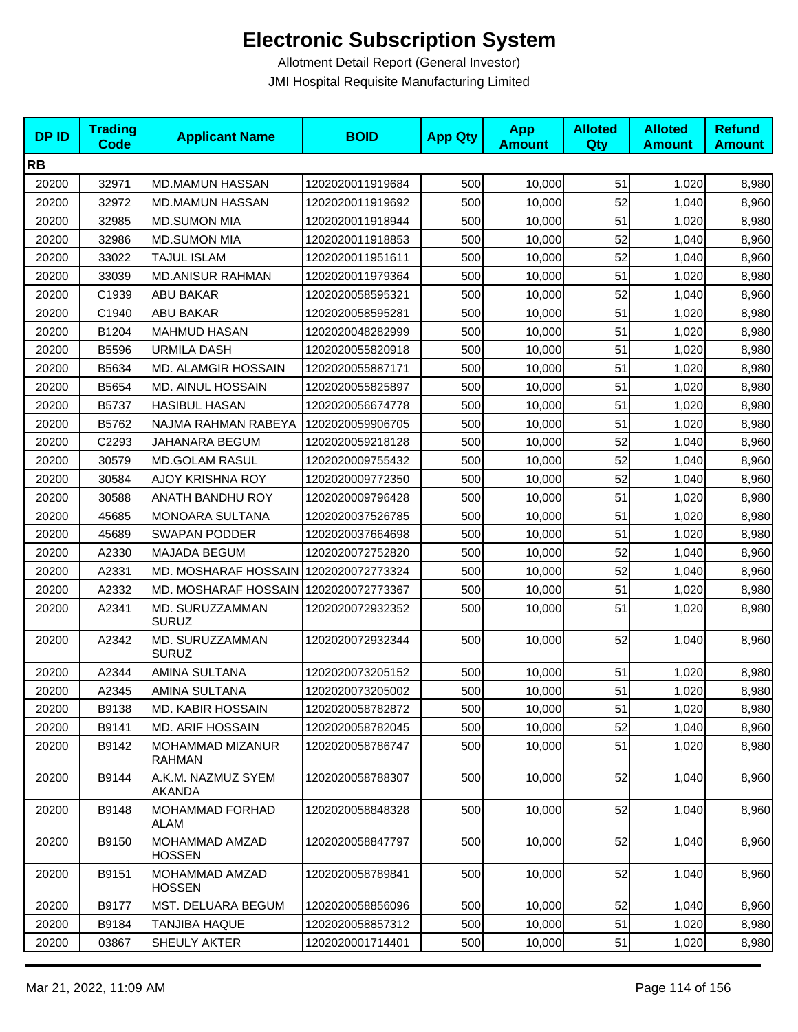# Electronic Subscription System

Allotment Detail Report (General Investor)

JMI Hospital Requisite Manufacturing Limited

| DP ID | Trading Code | Applicant Name | BOID | App Qty | App Amount | Alloted Qty | Alloted Amount | Refund Amount |
|---|---|---|---|---|---|---|---|---|
| **RB** | | | | | | | | |
| 20200 | 32971 | MD.MAMUN HASSAN | 1202020011919684 | 500 | 10,000 | 51 | 1,020 | 8,980 |
| 20200 | 32972 | MD.MAMUN HASSAN | 1202020011919692 | 500 | 10,000 | 52 | 1,040 | 8,960 |
| 20200 | 32985 | MD.SUMON MIA | 1202020011918944 | 500 | 10,000 | 51 | 1,020 | 8,980 |
| 20200 | 32986 | MD.SUMON MIA | 1202020011918853 | 500 | 10,000 | 52 | 1,040 | 8,960 |
| 20200 | 33022 | TAJUL ISLAM | 1202020011951611 | 500 | 10,000 | 52 | 1,040 | 8,960 |
| 20200 | 33039 | MD.ANISUR RAHMAN | 1202020011979364 | 500 | 10,000 | 51 | 1,020 | 8,980 |
| 20200 | C1939 | ABU BAKAR | 1202020058595321 | 500 | 10,000 | 52 | 1,040 | 8,960 |
| 20200 | C1940 | ABU BAKAR | 1202020058595281 | 500 | 10,000 | 51 | 1,020 | 8,980 |
| 20200 | B1204 | MAHMUD HASAN | 1202020048282999 | 500 | 10,000 | 51 | 1,020 | 8,980 |
| 20200 | B5596 | URMILA DASH | 1202020055820918 | 500 | 10,000 | 51 | 1,020 | 8,980 |
| 20200 | B5634 | MD. ALAMGIR HOSSAIN | 1202020055887171 | 500 | 10,000 | 51 | 1,020 | 8,980 |
| 20200 | B5654 | MD. AINUL HOSSAIN | 1202020055825897 | 500 | 10,000 | 51 | 1,020 | 8,980 |
| 20200 | B5737 | HASIBUL HASAN | 1202020056674778 | 500 | 10,000 | 51 | 1,020 | 8,980 |
| 20200 | B5762 | NAJMA RAHMAN RABEYA | 1202020059906705 | 500 | 10,000 | 51 | 1,020 | 8,980 |
| 20200 | C2293 | JAHANARA BEGUM | 1202020059218128 | 500 | 10,000 | 52 | 1,040 | 8,960 |
| 20200 | 30579 | MD.GOLAM RASUL | 1202020009755432 | 500 | 10,000 | 52 | 1,040 | 8,960 |
| 20200 | 30584 | AJOY KRISHNA ROY | 1202020009772350 | 500 | 10,000 | 52 | 1,040 | 8,960 |
| 20200 | 30588 | ANATH BANDHU ROY | 1202020009796428 | 500 | 10,000 | 51 | 1,020 | 8,980 |
| 20200 | 45685 | MONOARA SULTANA | 1202020037526785 | 500 | 10,000 | 51 | 1,020 | 8,980 |
| 20200 | 45689 | SWAPAN PODDER | 1202020037664698 | 500 | 10,000 | 51 | 1,020 | 8,980 |
| 20200 | A2330 | MAJADA BEGUM | 1202020072752820 | 500 | 10,000 | 52 | 1,040 | 8,960 |
| 20200 | A2331 | MD. MOSHARAF HOSSAIN | 1202020072773324 | 500 | 10,000 | 52 | 1,040 | 8,960 |
| 20200 | A2332 | MD. MOSHARAF HOSSAIN | 1202020072773367 | 500 | 10,000 | 51 | 1,020 | 8,980 |
| 20200 | A2341 | MD. SURUZZAMMAN SURUZ | 1202020072932352 | 500 | 10,000 | 51 | 1,020 | 8,980 |
| 20200 | A2342 | MD. SURUZZAMMAN SURUZ | 1202020072932344 | 500 | 10,000 | 52 | 1,040 | 8,960 |
| 20200 | A2344 | AMINA SULTANA | 1202020073205152 | 500 | 10,000 | 51 | 1,020 | 8,980 |
| 20200 | A2345 | AMINA SULTANA | 1202020073205002 | 500 | 10,000 | 51 | 1,020 | 8,980 |
| 20200 | B9138 | MD. KABIR HOSSAIN | 1202020058782872 | 500 | 10,000 | 51 | 1,020 | 8,980 |
| 20200 | B9141 | MD. ARIF HOSSAIN | 1202020058782045 | 500 | 10,000 | 52 | 1,040 | 8,960 |
| 20200 | B9142 | MOHAMMAD MIZANUR RAHMAN | 1202020058786747 | 500 | 10,000 | 51 | 1,020 | 8,980 |
| 20200 | B9144 | A.K.M. NAZMUZ SYEM AKANDA | 1202020058788307 | 500 | 10,000 | 52 | 1,040 | 8,960 |
| 20200 | B9148 | MOHAMMAD FORHAD ALAM | 1202020058848328 | 500 | 10,000 | 52 | 1,040 | 8,960 |
| 20200 | B9150 | MOHAMMAD AMZAD HOSSEN | 1202020058847797 | 500 | 10,000 | 52 | 1,040 | 8,960 |
| 20200 | B9151 | MOHAMMAD AMZAD HOSSEN | 1202020058789841 | 500 | 10,000 | 52 | 1,040 | 8,960 |
| 20200 | B9177 | MST. DELUARA BEGUM | 1202020058856096 | 500 | 10,000 | 52 | 1,040 | 8,960 |
| 20200 | B9184 | TANJIBA HAQUE | 1202020058857312 | 500 | 10,000 | 51 | 1,020 | 8,980 |
| 20200 | 03867 | SHEULY AKTER | 1202020001714401 | 500 | 10,000 | 51 | 1,020 | 8,980 |

Mar 21, 2022, 11:09 AM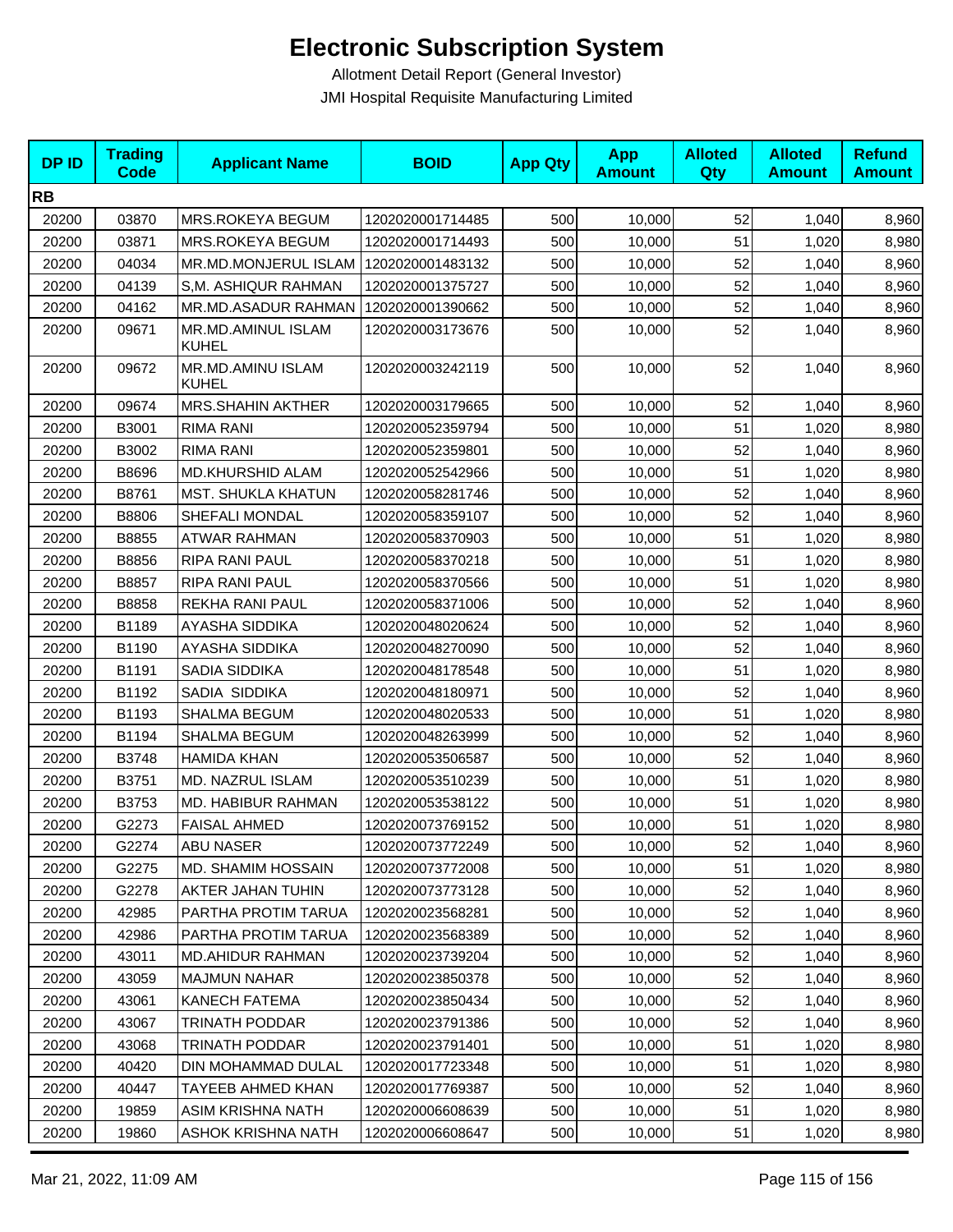# Electronic Subscription System

Allotment Detail Report (General Investor)

JMI Hospital Requisite Manufacturing Limited

| DP ID | Trading Code | Applicant Name | BOID | App Qty | App Amount | Alloted Qty | Alloted Amount | Refund Amount |
|---|---|---|---|---|---|---|---|---|
| **RB** | | | | | | | | |
| 20200 | 03870 | MRS.ROKEYA BEGUM | 1202020001714485 | 500 | 10,000 | 52 | 1,040 | 8,960 |
| 20200 | 03871 | MRS.ROKEYA BEGUM | 1202020001714493 | 500 | 10,000 | 51 | 1,020 | 8,980 |
| 20200 | 04034 | MR.MD.MONJERUL ISLAM | 1202020001483132 | 500 | 10,000 | 52 | 1,040 | 8,960 |
| 20200 | 04139 | S,M. ASHIQUR RAHMAN | 1202020001375727 | 500 | 10,000 | 52 | 1,040 | 8,960 |
| 20200 | 04162 | MR.MD.ASADUR RAHMAN | 1202020001390662 | 500 | 10,000 | 52 | 1,040 | 8,960 |
| 20200 | 09671 | MR.MD.AMINUL ISLAM KUHEL | 1202020003173676 | 500 | 10,000 | 52 | 1,040 | 8,960 |
| 20200 | 09672 | MR.MD.AMINU ISLAM KUHEL | 1202020003242119 | 500 | 10,000 | 52 | 1,040 | 8,960 |
| 20200 | 09674 | MRS.SHAHIN AKTHER | 1202020003179665 | 500 | 10,000 | 52 | 1,040 | 8,960 |
| 20200 | B3001 | RIMA RANI | 1202020052359794 | 500 | 10,000 | 51 | 1,020 | 8,980 |
| 20200 | B3002 | RIMA RANI | 1202020052359801 | 500 | 10,000 | 52 | 1,040 | 8,960 |
| 20200 | B8696 | MD.KHURSHID ALAM | 1202020052542966 | 500 | 10,000 | 51 | 1,020 | 8,980 |
| 20200 | B8761 | MST. SHUKLA KHATUN | 1202020058281746 | 500 | 10,000 | 52 | 1,040 | 8,960 |
| 20200 | B8806 | SHEFALI MONDAL | 1202020058359107 | 500 | 10,000 | 52 | 1,040 | 8,960 |
| 20200 | B8855 | ATWAR RAHMAN | 1202020058370903 | 500 | 10,000 | 51 | 1,020 | 8,980 |
| 20200 | B8856 | RIPA RANI PAUL | 1202020058370218 | 500 | 10,000 | 51 | 1,020 | 8,980 |
| 20200 | B8857 | RIPA RANI PAUL | 1202020058370566 | 500 | 10,000 | 51 | 1,020 | 8,980 |
| 20200 | B8858 | REKHA RANI PAUL | 1202020058371006 | 500 | 10,000 | 52 | 1,040 | 8,960 |
| 20200 | B1189 | AYASHA SIDDIKA | 1202020048020624 | 500 | 10,000 | 52 | 1,040 | 8,960 |
| 20200 | B1190 | AYASHA SIDDIKA | 1202020048270090 | 500 | 10,000 | 52 | 1,040 | 8,960 |
| 20200 | B1191 | SADIA SIDDIKA | 1202020048178548 | 500 | 10,000 | 51 | 1,020 | 8,980 |
| 20200 | B1192 | SADIA SIDDIKA | 1202020048180971 | 500 | 10,000 | 52 | 1,040 | 8,960 |
| 20200 | B1193 | SHALMA BEGUM | 1202020048020533 | 500 | 10,000 | 51 | 1,020 | 8,980 |
| 20200 | B1194 | SHALMA BEGUM | 1202020048263999 | 500 | 10,000 | 52 | 1,040 | 8,960 |
| 20200 | B3748 | HAMIDA KHAN | 1202020053506587 | 500 | 10,000 | 52 | 1,040 | 8,960 |
| 20200 | B3751 | MD. NAZRUL ISLAM | 1202020053510239 | 500 | 10,000 | 51 | 1,020 | 8,980 |
| 20200 | B3753 | MD. HABIBUR RAHMAN | 1202020053538122 | 500 | 10,000 | 51 | 1,020 | 8,980 |
| 20200 | G2273 | FAISAL AHMED | 1202020073769152 | 500 | 10,000 | 51 | 1,020 | 8,980 |
| 20200 | G2274 | ABU NASER | 1202020073772249 | 500 | 10,000 | 52 | 1,040 | 8,960 |
| 20200 | G2275 | MD. SHAMIM HOSSAIN | 1202020073772008 | 500 | 10,000 | 51 | 1,020 | 8,980 |
| 20200 | G2278 | AKTER JAHAN TUHIN | 1202020073773128 | 500 | 10,000 | 52 | 1,040 | 8,960 |
| 20200 | 42985 | PARTHA PROTIM TARUA | 1202020023568281 | 500 | 10,000 | 52 | 1,040 | 8,960 |
| 20200 | 42986 | PARTHA PROTIM TARUA | 1202020023568389 | 500 | 10,000 | 52 | 1,040 | 8,960 |
| 20200 | 43011 | MD.AHIDUR RAHMAN | 1202020023739204 | 500 | 10,000 | 52 | 1,040 | 8,960 |
| 20200 | 43059 | MAJMUN NAHAR | 1202020023850378 | 500 | 10,000 | 52 | 1,040 | 8,960 |
| 20200 | 43061 | KANECH FATEMA | 1202020023850434 | 500 | 10,000 | 52 | 1,040 | 8,960 |
| 20200 | 43067 | TRINATH PODDAR | 1202020023791386 | 500 | 10,000 | 52 | 1,040 | 8,960 |
| 20200 | 43068 | TRINATH PODDAR | 1202020023791401 | 500 | 10,000 | 51 | 1,020 | 8,980 |
| 20200 | 40420 | DIN MOHAMMAD DULAL | 1202020017723348 | 500 | 10,000 | 51 | 1,020 | 8,980 |
| 20200 | 40447 | TAYEEB AHMED KHAN | 1202020017769387 | 500 | 10,000 | 52 | 1,040 | 8,960 |
| 20200 | 19859 | ASIM KRISHNA NATH | 1202020006608639 | 500 | 10,000 | 51 | 1,020 | 8,980 |
| 20200 | 19860 | ASHOK KRISHNA NATH | 1202020006608647 | 500 | 10,000 | 51 | 1,020 | 8,980 |

Mar 21, 2022, 11:09 AM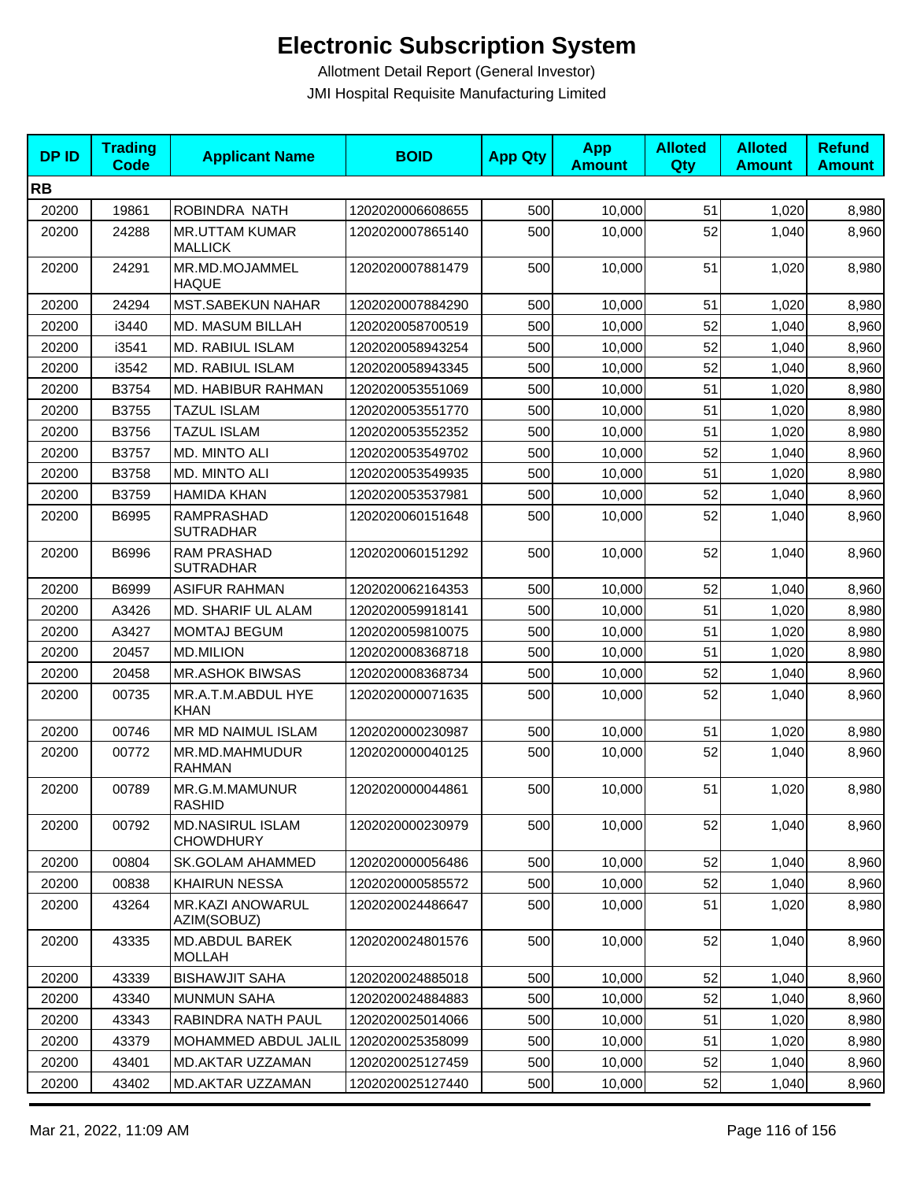# Electronic Subscription System

Allotment Detail Report (General Investor)

JMI Hospital Requisite Manufacturing Limited

| DP ID | Trading Code | Applicant Name | BOID | App Qty | App Amount | Alloted Qty | Alloted Amount | Refund Amount |
|---|---|---|---|---|---|---|---|---|
| **RB** | | | | | | | | |
| 20200 | 19861 | ROBINDRA NATH | 1202020006608655 | 500 | 10,000 | 51 | 1,020 | 8,980 |
| 20200 | 24288 | MR.UTTAM KUMAR MALLICK | 1202020007865140 | 500 | 10,000 | 52 | 1,040 | 8,960 |
| 20200 | 24291 | MR.MD.MOJAMMEL HAQUE | 1202020007881479 | 500 | 10,000 | 51 | 1,020 | 8,980 |
| 20200 | 24294 | MST.SABEKUN NAHAR | 1202020007884290 | 500 | 10,000 | 51 | 1,020 | 8,980 |
| 20200 | i3440 | MD. MASUM BILLAH | 1202020058700519 | 500 | 10,000 | 52 | 1,040 | 8,960 |
| 20200 | i3541 | MD. RABIUL ISLAM | 1202020058943254 | 500 | 10,000 | 52 | 1,040 | 8,960 |
| 20200 | i3542 | MD. RABIUL ISLAM | 1202020058943345 | 500 | 10,000 | 52 | 1,040 | 8,960 |
| 20200 | B3754 | MD. HABIBUR RAHMAN | 1202020053551069 | 500 | 10,000 | 51 | 1,020 | 8,980 |
| 20200 | B3755 | TAZUL ISLAM | 1202020053551770 | 500 | 10,000 | 51 | 1,020 | 8,980 |
| 20200 | B3756 | TAZUL ISLAM | 1202020053552352 | 500 | 10,000 | 51 | 1,020 | 8,980 |
| 20200 | B3757 | MD. MINTO ALI | 1202020053549702 | 500 | 10,000 | 52 | 1,040 | 8,960 |
| 20200 | B3758 | MD. MINTO ALI | 1202020053549935 | 500 | 10,000 | 51 | 1,020 | 8,980 |
| 20200 | B3759 | HAMIDA KHAN | 1202020053537981 | 500 | 10,000 | 52 | 1,040 | 8,960 |
| 20200 | B6995 | RAMPRASHAD SUTRADHAR | 1202020060151648 | 500 | 10,000 | 52 | 1,040 | 8,960 |
| 20200 | B6996 | RAM PRASHAD SUTRADHAR | 1202020060151292 | 500 | 10,000 | 52 | 1,040 | 8,960 |
| 20200 | B6999 | ASIFUR RAHMAN | 1202020062164353 | 500 | 10,000 | 52 | 1,040 | 8,960 |
| 20200 | A3426 | MD. SHARIF UL ALAM | 1202020059918141 | 500 | 10,000 | 51 | 1,020 | 8,980 |
| 20200 | A3427 | MOMTAJ BEGUM | 1202020059810075 | 500 | 10,000 | 51 | 1,020 | 8,980 |
| 20200 | 20457 | MD.MILION | 1202020008368718 | 500 | 10,000 | 51 | 1,020 | 8,980 |
| 20200 | 20458 | MR.ASHOK BIWSAS | 1202020008368734 | 500 | 10,000 | 52 | 1,040 | 8,960 |
| 20200 | 00735 | MR.A.T.M.ABDUL HYE KHAN | 1202020000071635 | 500 | 10,000 | 52 | 1,040 | 8,960 |
| 20200 | 00746 | MR MD NAIMUL ISLAM | 1202020000230987 | 500 | 10,000 | 51 | 1,020 | 8,980 |
| 20200 | 00772 | MR.MD.MAHMUDUR RAHMAN | 1202020000040125 | 500 | 10,000 | 52 | 1,040 | 8,960 |
| 20200 | 00789 | MR.G.M.MAMUNUR RASHID | 1202020000044861 | 500 | 10,000 | 51 | 1,020 | 8,980 |
| 20200 | 00792 | MD.NASIRUL ISLAM CHOWDHURY | 1202020000230979 | 500 | 10,000 | 52 | 1,040 | 8,960 |
| 20200 | 00804 | SK.GOLAM AHAMMED | 1202020000056486 | 500 | 10,000 | 52 | 1,040 | 8,960 |
| 20200 | 00838 | KHAIRUN NESSA | 1202020000585572 | 500 | 10,000 | 52 | 1,040 | 8,960 |
| 20200 | 43264 | MR.KAZI ANOWARUL AZIM(SOBUZ) | 1202020024486647 | 500 | 10,000 | 51 | 1,020 | 8,980 |
| 20200 | 43335 | MD.ABDUL BAREK MOLLAH | 1202020024801576 | 500 | 10,000 | 52 | 1,040 | 8,960 |
| 20200 | 43339 | BISHAWJIT SAHA | 1202020024885018 | 500 | 10,000 | 52 | 1,040 | 8,960 |
| 20200 | 43340 | MUNMUN SAHA | 1202020024884883 | 500 | 10,000 | 52 | 1,040 | 8,960 |
| 20200 | 43343 | RABINDRA NATH PAUL | 1202020025014066 | 500 | 10,000 | 51 | 1,020 | 8,980 |
| 20200 | 43379 | MOHAMMED ABDUL JALIL | 1202020025358099 | 500 | 10,000 | 51 | 1,020 | 8,980 |
| 20200 | 43401 | MD.AKTAR UZZAMAN | 1202020025127459 | 500 | 10,000 | 52 | 1,040 | 8,960 |
| 20200 | 43402 | MD.AKTAR UZZAMAN | 1202020025127440 | 500 | 10,000 | 52 | 1,040 | 8,960 |

Mar 21, 2022, 11:09 AM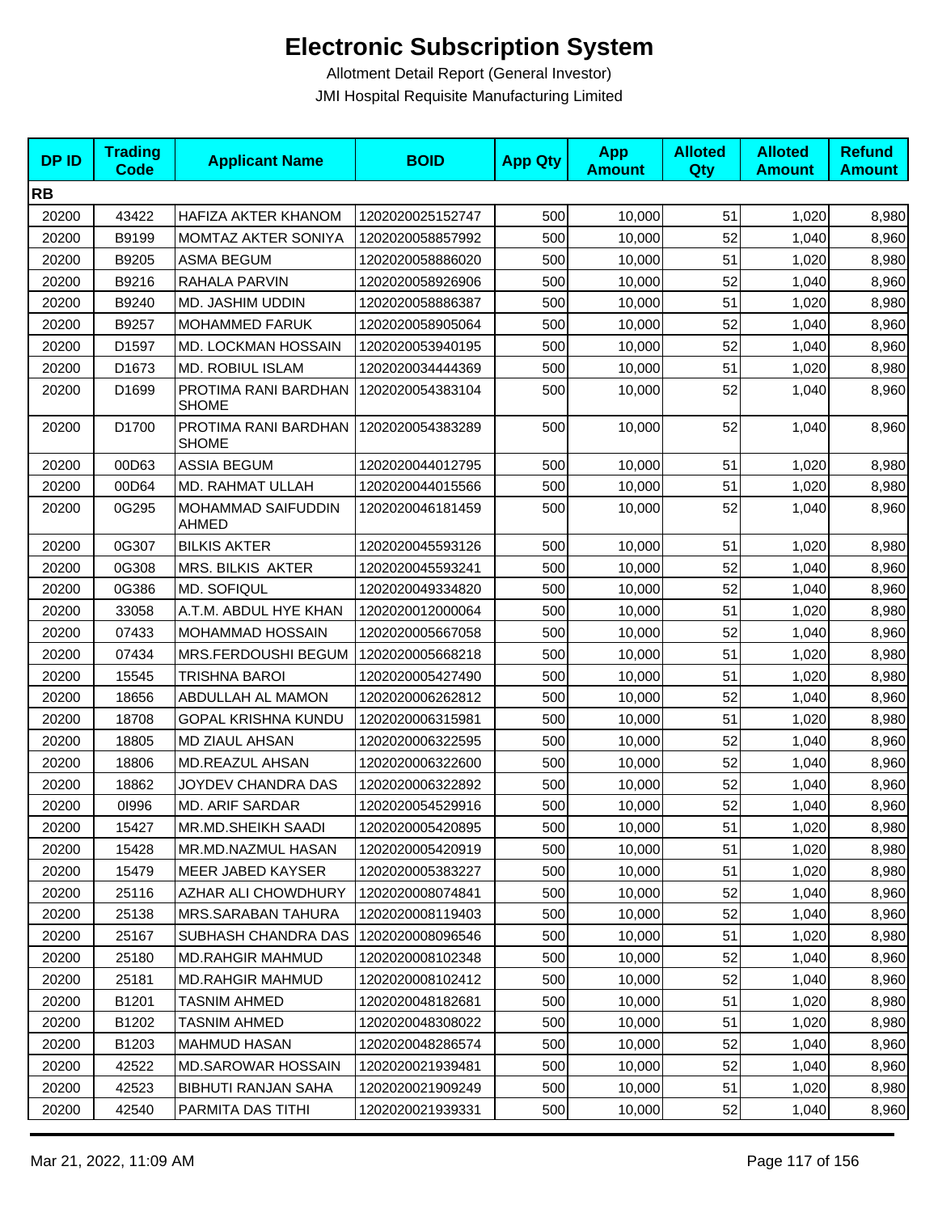# Electronic Subscription System

Allotment Detail Report (General Investor)

JMI Hospital Requisite Manufacturing Limited

| DP ID | Trading Code | Applicant Name | BOID | App Qty | App Amount | Alloted Qty | Alloted Amount | Refund Amount |
|---|---|---|---|---|---|---|---|---|
| **RB** | | | | | | | | |
| 20200 | 43422 | HAFIZA AKTER KHANOM | 1202020025152747 | 500 | 10,000 | 51 | 1,020 | 8,980 |
| 20200 | B9199 | MOMTAZ AKTER SONIYA | 1202020058857992 | 500 | 10,000 | 52 | 1,040 | 8,960 |
| 20200 | B9205 | ASMA BEGUM | 1202020058886020 | 500 | 10,000 | 51 | 1,020 | 8,980 |
| 20200 | B9216 | RAHALA PARVIN | 1202020058926906 | 500 | 10,000 | 52 | 1,040 | 8,960 |
| 20200 | B9240 | MD. JASHIM UDDIN | 1202020058886387 | 500 | 10,000 | 51 | 1,020 | 8,980 |
| 20200 | B9257 | MOHAMMED FARUK | 1202020058905064 | 500 | 10,000 | 52 | 1,040 | 8,960 |
| 20200 | D1597 | MD. LOCKMAN HOSSAIN | 1202020053940195 | 500 | 10,000 | 52 | 1,040 | 8,960 |
| 20200 | D1673 | MD. ROBIUL ISLAM | 1202020034444369 | 500 | 10,000 | 51 | 1,020 | 8,980 |
| 20200 | D1699 | PROTIMA RANI BARDHAN SHOME | 1202020054383104 | 500 | 10,000 | 52 | 1,040 | 8,960 |
| 20200 | D1700 | PROTIMA RANI BARDHAN SHOME | 1202020054383289 | 500 | 10,000 | 52 | 1,040 | 8,960 |
| 20200 | 00D63 | ASSIA BEGUM | 1202020044012795 | 500 | 10,000 | 51 | 1,020 | 8,980 |
| 20200 | 00D64 | MD. RAHMAT ULLAH | 1202020044015566 | 500 | 10,000 | 51 | 1,020 | 8,980 |
| 20200 | 0G295 | MOHAMMAD SAIFUDDIN AHMED | 1202020046181459 | 500 | 10,000 | 52 | 1,040 | 8,960 |
| 20200 | 0G307 | BILKIS AKTER | 1202020045593126 | 500 | 10,000 | 51 | 1,020 | 8,980 |
| 20200 | 0G308 | MRS. BILKIS AKTER | 1202020045593241 | 500 | 10,000 | 52 | 1,040 | 8,960 |
| 20200 | 0G386 | MD. SOFIQUL | 1202020049334820 | 500 | 10,000 | 52 | 1,040 | 8,960 |
| 20200 | 33058 | A.T.M. ABDUL HYE KHAN | 1202020012000064 | 500 | 10,000 | 51 | 1,020 | 8,980 |
| 20200 | 07433 | MOHAMMAD HOSSAIN | 1202020005667058 | 500 | 10,000 | 52 | 1,040 | 8,960 |
| 20200 | 07434 | MRS.FERDOUSHI BEGUM | 1202020005668218 | 500 | 10,000 | 51 | 1,020 | 8,980 |
| 20200 | 15545 | TRISHNA BAROI | 1202020005427490 | 500 | 10,000 | 51 | 1,020 | 8,980 |
| 20200 | 18656 | ABDULLAH AL MAMON | 1202020006262812 | 500 | 10,000 | 52 | 1,040 | 8,960 |
| 20200 | 18708 | GOPAL KRISHNA KUNDU | 1202020006315981 | 500 | 10,000 | 51 | 1,020 | 8,980 |
| 20200 | 18805 | MD ZIAUL AHSAN | 1202020006322595 | 500 | 10,000 | 52 | 1,040 | 8,960 |
| 20200 | 18806 | MD.REAZUL AHSAN | 1202020006322600 | 500 | 10,000 | 52 | 1,040 | 8,960 |
| 20200 | 18862 | JOYDEV CHANDRA DAS | 1202020006322892 | 500 | 10,000 | 52 | 1,040 | 8,960 |
| 20200 | 0I996 | MD. ARIF SARDAR | 1202020054529916 | 500 | 10,000 | 52 | 1,040 | 8,960 |
| 20200 | 15427 | MR.MD.SHEIKH SAADI | 1202020005420895 | 500 | 10,000 | 51 | 1,020 | 8,980 |
| 20200 | 15428 | MR.MD.NAZMUL HASAN | 1202020005420919 | 500 | 10,000 | 51 | 1,020 | 8,980 |
| 20200 | 15479 | MEER JABED KAYSER | 1202020005383227 | 500 | 10,000 | 51 | 1,020 | 8,980 |
| 20200 | 25116 | AZHAR ALI CHOWDHURY | 1202020008074841 | 500 | 10,000 | 52 | 1,040 | 8,960 |
| 20200 | 25138 | MRS.SARABAN TAHURA | 1202020008119403 | 500 | 10,000 | 52 | 1,040 | 8,960 |
| 20200 | 25167 | SUBHASH CHANDRA DAS | 1202020008096546 | 500 | 10,000 | 51 | 1,020 | 8,980 |
| 20200 | 25180 | MD.RAHGIR MAHMUD | 1202020008102348 | 500 | 10,000 | 52 | 1,040 | 8,960 |
| 20200 | 25181 | MD.RAHGIR MAHMUD | 1202020008102412 | 500 | 10,000 | 52 | 1,040 | 8,960 |
| 20200 | B1201 | TASNIM AHMED | 1202020048182681 | 500 | 10,000 | 51 | 1,020 | 8,980 |
| 20200 | B1202 | TASNIM AHMED | 1202020048308022 | 500 | 10,000 | 51 | 1,020 | 8,980 |
| 20200 | B1203 | MAHMUD HASAN | 1202020048286574 | 500 | 10,000 | 52 | 1,040 | 8,960 |
| 20200 | 42522 | MD.SAROWAR HOSSAIN | 1202020021939481 | 500 | 10,000 | 52 | 1,040 | 8,960 |
| 20200 | 42523 | BIBHUTI RANJAN SAHA | 1202020021909249 | 500 | 10,000 | 51 | 1,020 | 8,980 |
| 20200 | 42540 | PARMITA DAS TITHI | 1202020021939331 | 500 | 10,000 | 52 | 1,040 | 8,960 |

Mar 21, 2022, 11:09 AM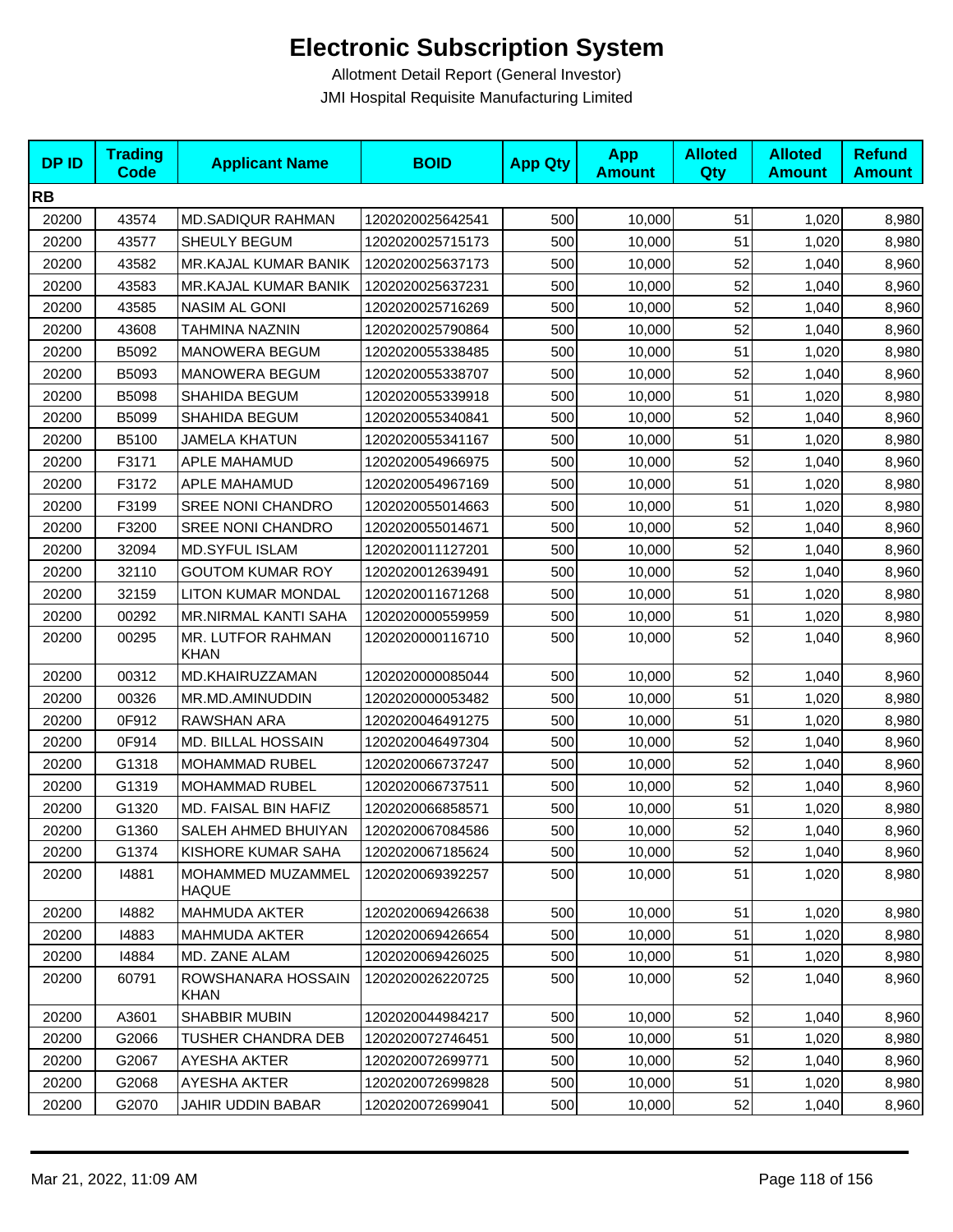# Electronic Subscription System

Allotment Detail Report (General Investor)

JMI Hospital Requisite Manufacturing Limited

| DP ID | Trading Code | Applicant Name | BOID | App Qty | App Amount | Alloted Qty | Alloted Amount | Refund Amount |
|---|---|---|---|---|---|---|---|---|
| **RB** | | | | | | | | |
| 20200 | 43574 | MD.SADIQUR RAHMAN | 1202020025642541 | 500 | 10,000 | 51 | 1,020 | 8,980 |
| 20200 | 43577 | SHEULY BEGUM | 1202020025715173 | 500 | 10,000 | 51 | 1,020 | 8,980 |
| 20200 | 43582 | MR.KAJAL KUMAR BANIK | 1202020025637173 | 500 | 10,000 | 52 | 1,040 | 8,960 |
| 20200 | 43583 | MR.KAJAL KUMAR BANIK | 1202020025637231 | 500 | 10,000 | 52 | 1,040 | 8,960 |
| 20200 | 43585 | NASIM AL GONI | 1202020025716269 | 500 | 10,000 | 52 | 1,040 | 8,960 |
| 20200 | 43608 | TAHMINA NAZNIN | 1202020025790864 | 500 | 10,000 | 52 | 1,040 | 8,960 |
| 20200 | B5092 | MANOWERA BEGUM | 1202020055338485 | 500 | 10,000 | 51 | 1,020 | 8,980 |
| 20200 | B5093 | MANOWERA BEGUM | 1202020055338707 | 500 | 10,000 | 52 | 1,040 | 8,960 |
| 20200 | B5098 | SHAHIDA BEGUM | 1202020055339918 | 500 | 10,000 | 51 | 1,020 | 8,980 |
| 20200 | B5099 | SHAHIDA BEGUM | 1202020055340841 | 500 | 10,000 | 52 | 1,040 | 8,960 |
| 20200 | B5100 | JAMELA KHATUN | 1202020055341167 | 500 | 10,000 | 51 | 1,020 | 8,980 |
| 20200 | F3171 | APLE MAHAMUD | 1202020054966975 | 500 | 10,000 | 52 | 1,040 | 8,960 |
| 20200 | F3172 | APLE MAHAMUD | 1202020054967169 | 500 | 10,000 | 51 | 1,020 | 8,980 |
| 20200 | F3199 | SREE NONI CHANDRO | 1202020055014663 | 500 | 10,000 | 51 | 1,020 | 8,980 |
| 20200 | F3200 | SREE NONI CHANDRO | 1202020055014671 | 500 | 10,000 | 52 | 1,040 | 8,960 |
| 20200 | 32094 | MD.SYFUL ISLAM | 1202020011127201 | 500 | 10,000 | 52 | 1,040 | 8,960 |
| 20200 | 32110 | GOUTOM KUMAR ROY | 1202020012639491 | 500 | 10,000 | 52 | 1,040 | 8,960 |
| 20200 | 32159 | LITON KUMAR MONDAL | 1202020011671268 | 500 | 10,000 | 51 | 1,020 | 8,980 |
| 20200 | 00292 | MR.NIRMAL KANTI SAHA | 1202020000559959 | 500 | 10,000 | 51 | 1,020 | 8,980 |
| 20200 | 00295 | MR. LUTFOR RAHMAN KHAN | 1202020000116710 | 500 | 10,000 | 52 | 1,040 | 8,960 |
| 20200 | 00312 | MD.KHAIRUZZAMAN | 1202020000085044 | 500 | 10,000 | 52 | 1,040 | 8,960 |
| 20200 | 00326 | MR.MD.AMINUDDIN | 1202020000053482 | 500 | 10,000 | 51 | 1,020 | 8,980 |
| 20200 | 0F912 | RAWSHAN ARA | 1202020046491275 | 500 | 10,000 | 51 | 1,020 | 8,980 |
| 20200 | 0F914 | MD. BILLAL HOSSAIN | 1202020046497304 | 500 | 10,000 | 52 | 1,040 | 8,960 |
| 20200 | G1318 | MOHAMMAD RUBEL | 1202020066737247 | 500 | 10,000 | 52 | 1,040 | 8,960 |
| 20200 | G1319 | MOHAMMAD RUBEL | 1202020066737511 | 500 | 10,000 | 52 | 1,040 | 8,960 |
| 20200 | G1320 | MD. FAISAL BIN HAFIZ | 1202020066858571 | 500 | 10,000 | 51 | 1,020 | 8,980 |
| 20200 | G1360 | SALEH AHMED BHUIYAN | 1202020067084586 | 500 | 10,000 | 52 | 1,040 | 8,960 |
| 20200 | G1374 | KISHORE KUMAR SAHA | 1202020067185624 | 500 | 10,000 | 52 | 1,040 | 8,960 |
| 20200 | I4881 | MOHAMMED MUZAMMEL HAQUE | 1202020069392257 | 500 | 10,000 | 51 | 1,020 | 8,980 |
| 20200 | I4882 | MAHMUDA AKTER | 1202020069426638 | 500 | 10,000 | 51 | 1,020 | 8,980 |
| 20200 | I4883 | MAHMUDA AKTER | 1202020069426654 | 500 | 10,000 | 51 | 1,020 | 8,980 |
| 20200 | I4884 | MD. ZANE ALAM | 1202020069426025 | 500 | 10,000 | 51 | 1,020 | 8,980 |
| 20200 | 60791 | ROWSHANARA HOSSAIN KHAN | 1202020026220725 | 500 | 10,000 | 52 | 1,040 | 8,960 |
| 20200 | A3601 | SHABBIR MUBIN | 1202020044984217 | 500 | 10,000 | 52 | 1,040 | 8,960 |
| 20200 | G2066 | TUSHER CHANDRA DEB | 1202020072746451 | 500 | 10,000 | 51 | 1,020 | 8,980 |
| 20200 | G2067 | AYESHA AKTER | 1202020072699771 | 500 | 10,000 | 52 | 1,040 | 8,960 |
| 20200 | G2068 | AYESHA AKTER | 1202020072699828 | 500 | 10,000 | 51 | 1,020 | 8,980 |
| 20200 | G2070 | JAHIR UDDIN BABAR | 1202020072699041 | 500 | 10,000 | 52 | 1,040 | 8,960 |

Mar 21, 2022, 11:09 AM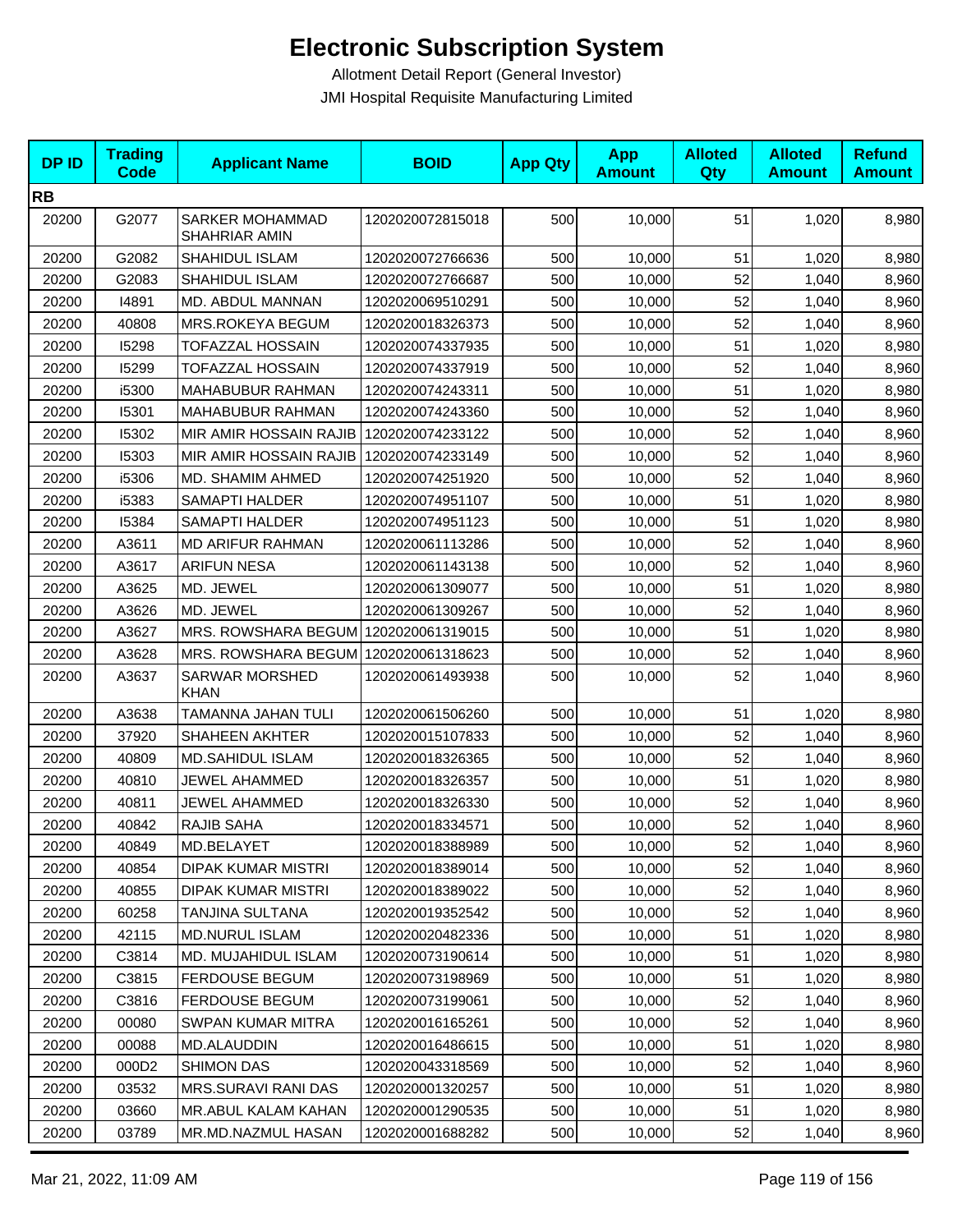# Electronic Subscription System

Allotment Detail Report (General Investor)

JMI Hospital Requisite Manufacturing Limited

| DP ID | Trading Code | Applicant Name | BOID | App Qty | App Amount | Alloted Qty | Alloted Amount | Refund Amount |
|---|---|---|---|---|---|---|---|---|
| **RB** | | | | | | | | |
| 20200 | G2077 | SARKER MOHAMMAD SHAHRIAR AMIN | 1202020072815018 | 500 | 10,000 | 51 | 1,020 | 8,980 |
| 20200 | G2082 | SHAHIDUL ISLAM | 1202020072766636 | 500 | 10,000 | 51 | 1,020 | 8,980 |
| 20200 | G2083 | SHAHIDUL ISLAM | 1202020072766687 | 500 | 10,000 | 52 | 1,040 | 8,960 |
| 20200 | I4891 | MD. ABDUL MANNAN | 1202020069510291 | 500 | 10,000 | 52 | 1,040 | 8,960 |
| 20200 | 40808 | MRS.ROKEYA BEGUM | 1202020018326373 | 500 | 10,000 | 52 | 1,040 | 8,960 |
| 20200 | I5298 | TOFAZZAL HOSSAIN | 1202020074337935 | 500 | 10,000 | 51 | 1,020 | 8,980 |
| 20200 | I5299 | TOFAZZAL HOSSAIN | 1202020074337919 | 500 | 10,000 | 52 | 1,040 | 8,960 |
| 20200 | i5300 | MAHABUBUR RAHMAN | 1202020074243311 | 500 | 10,000 | 51 | 1,020 | 8,980 |
| 20200 | I5301 | MAHABUBUR RAHMAN | 1202020074243360 | 500 | 10,000 | 52 | 1,040 | 8,960 |
| 20200 | I5302 | MIR AMIR HOSSAIN RAJIB | 1202020074233122 | 500 | 10,000 | 52 | 1,040 | 8,960 |
| 20200 | I5303 | MIR AMIR HOSSAIN RAJIB | 1202020074233149 | 500 | 10,000 | 52 | 1,040 | 8,960 |
| 20200 | i5306 | MD. SHAMIM AHMED | 1202020074251920 | 500 | 10,000 | 52 | 1,040 | 8,960 |
| 20200 | i5383 | SAMAPTI HALDER | 1202020074951107 | 500 | 10,000 | 51 | 1,020 | 8,980 |
| 20200 | I5384 | SAMAPTI HALDER | 1202020074951123 | 500 | 10,000 | 51 | 1,020 | 8,980 |
| 20200 | A3611 | MD ARIFUR RAHMAN | 1202020061113286 | 500 | 10,000 | 52 | 1,040 | 8,960 |
| 20200 | A3617 | ARIFUN NESA | 1202020061143138 | 500 | 10,000 | 52 | 1,040 | 8,960 |
| 20200 | A3625 | MD. JEWEL | 1202020061309077 | 500 | 10,000 | 51 | 1,020 | 8,980 |
| 20200 | A3626 | MD. JEWEL | 1202020061309267 | 500 | 10,000 | 52 | 1,040 | 8,960 |
| 20200 | A3627 | MRS. ROWSHARA BEGUM | 1202020061319015 | 500 | 10,000 | 51 | 1,020 | 8,980 |
| 20200 | A3628 | MRS. ROWSHARA BEGUM | 1202020061318623 | 500 | 10,000 | 52 | 1,040 | 8,960 |
| 20200 | A3637 | SARWAR MORSHED KHAN | 1202020061493938 | 500 | 10,000 | 52 | 1,040 | 8,960 |
| 20200 | A3638 | TAMANNA JAHAN TULI | 1202020061506260 | 500 | 10,000 | 51 | 1,020 | 8,980 |
| 20200 | 37920 | SHAHEEN AKHTER | 1202020015107833 | 500 | 10,000 | 52 | 1,040 | 8,960 |
| 20200 | 40809 | MD.SAHIDUL ISLAM | 1202020018326365 | 500 | 10,000 | 52 | 1,040 | 8,960 |
| 20200 | 40810 | JEWEL AHAMMED | 1202020018326357 | 500 | 10,000 | 51 | 1,020 | 8,980 |
| 20200 | 40811 | JEWEL AHAMMED | 1202020018326330 | 500 | 10,000 | 52 | 1,040 | 8,960 |
| 20200 | 40842 | RAJIB SAHA | 1202020018334571 | 500 | 10,000 | 52 | 1,040 | 8,960 |
| 20200 | 40849 | MD.BELAYET | 1202020018388989 | 500 | 10,000 | 52 | 1,040 | 8,960 |
| 20200 | 40854 | DIPAK KUMAR MISTRI | 1202020018389014 | 500 | 10,000 | 52 | 1,040 | 8,960 |
| 20200 | 40855 | DIPAK KUMAR MISTRI | 1202020018389022 | 500 | 10,000 | 52 | 1,040 | 8,960 |
| 20200 | 60258 | TANJINA SULTANA | 1202020019352542 | 500 | 10,000 | 52 | 1,040 | 8,960 |
| 20200 | 42115 | MD.NURUL ISLAM | 1202020020482336 | 500 | 10,000 | 51 | 1,020 | 8,980 |
| 20200 | C3814 | MD. MUJAHIDUL ISLAM | 1202020073190614 | 500 | 10,000 | 51 | 1,020 | 8,980 |
| 20200 | C3815 | FERDOUSE BEGUM | 1202020073198969 | 500 | 10,000 | 51 | 1,020 | 8,980 |
| 20200 | C3816 | FERDOUSE BEGUM | 1202020073199061 | 500 | 10,000 | 52 | 1,040 | 8,960 |
| 20200 | 00080 | SWPAN KUMAR MITRA | 1202020016165261 | 500 | 10,000 | 52 | 1,040 | 8,960 |
| 20200 | 00088 | MD.ALAUDDIN | 1202020016486615 | 500 | 10,000 | 51 | 1,020 | 8,980 |
| 20200 | 000D2 | SHIMON DAS | 1202020043318569 | 500 | 10,000 | 52 | 1,040 | 8,960 |
| 20200 | 03532 | MRS.SURAVI RANI DAS | 1202020001320257 | 500 | 10,000 | 51 | 1,020 | 8,980 |
| 20200 | 03660 | MR.ABUL KALAM KAHAN | 1202020001290535 | 500 | 10,000 | 51 | 1,020 | 8,980 |
| 20200 | 03789 | MR.MD.NAZMUL HASAN | 1202020001688282 | 500 | 10,000 | 52 | 1,040 | 8,960 |

Mar 21, 2022, 11:09 AM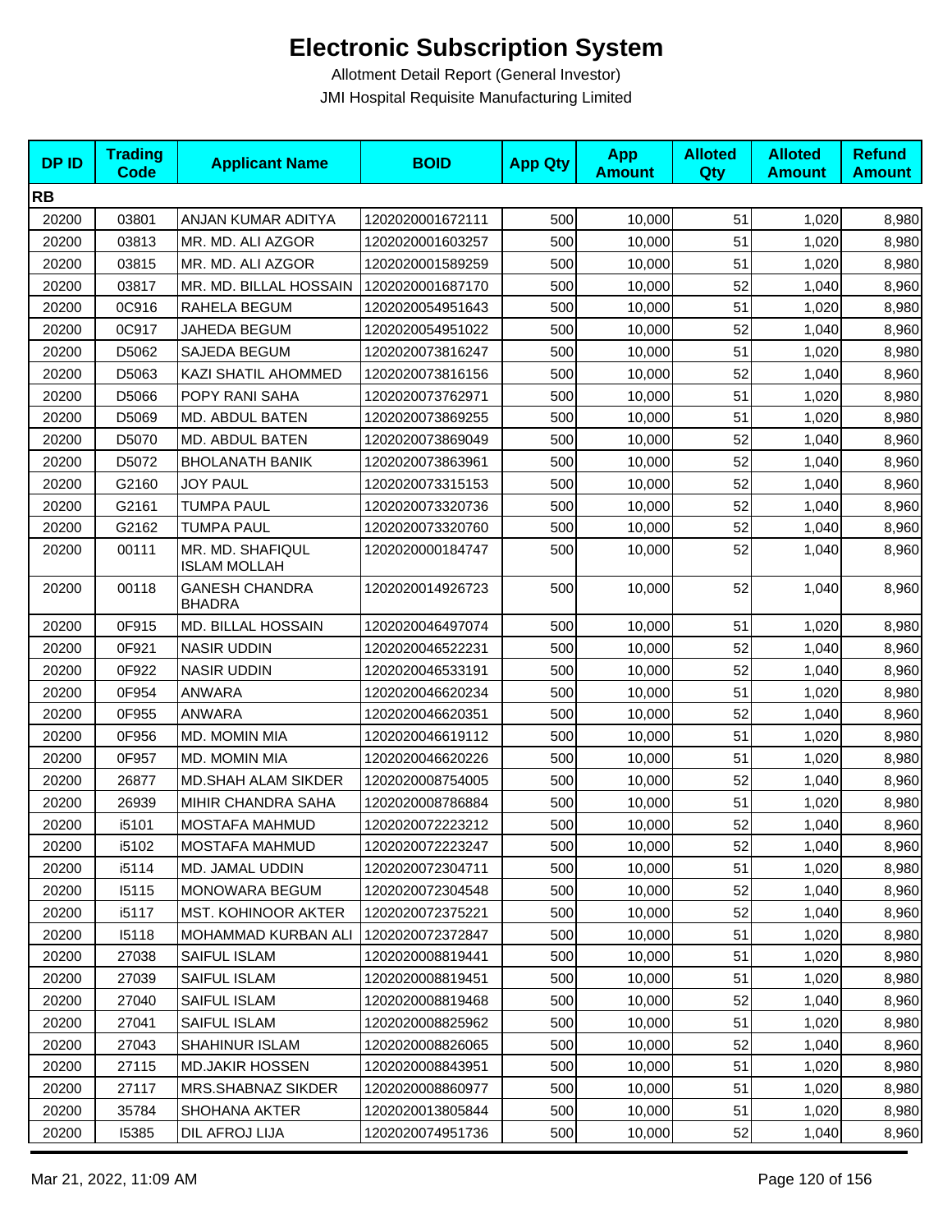# Electronic Subscription System

Allotment Detail Report (General Investor)

JMI Hospital Requisite Manufacturing Limited

| DP ID | Trading Code | Applicant Name | BOID | App Qty | App Amount | Alloted Qty | Alloted Amount | Refund Amount |
|---|---|---|---|---|---|---|---|---|
| **RB** | | | | | | | | |
| 20200 | 03801 | ANJAN KUMAR ADITYA | 1202020001672111 | 500 | 10,000 | 51 | 1,020 | 8,980 |
| 20200 | 03813 | MR. MD. ALI AZGOR | 1202020001603257 | 500 | 10,000 | 51 | 1,020 | 8,980 |
| 20200 | 03815 | MR. MD. ALI AZGOR | 1202020001589259 | 500 | 10,000 | 51 | 1,020 | 8,980 |
| 20200 | 03817 | MR. MD. BILLAL HOSSAIN | 1202020001687170 | 500 | 10,000 | 52 | 1,040 | 8,960 |
| 20200 | 0C916 | RAHELA BEGUM | 1202020054951643 | 500 | 10,000 | 51 | 1,020 | 8,980 |
| 20200 | 0C917 | JAHEDA BEGUM | 1202020054951022 | 500 | 10,000 | 52 | 1,040 | 8,960 |
| 20200 | D5062 | SAJEDA BEGUM | 1202020073816247 | 500 | 10,000 | 51 | 1,020 | 8,980 |
| 20200 | D5063 | KAZI SHATIL AHOMMED | 1202020073816156 | 500 | 10,000 | 52 | 1,040 | 8,960 |
| 20200 | D5066 | POPY RANI SAHA | 1202020073762971 | 500 | 10,000 | 51 | 1,020 | 8,980 |
| 20200 | D5069 | MD. ABDUL BATEN | 1202020073869255 | 500 | 10,000 | 51 | 1,020 | 8,980 |
| 20200 | D5070 | MD. ABDUL BATEN | 1202020073869049 | 500 | 10,000 | 52 | 1,040 | 8,960 |
| 20200 | D5072 | BHOLANATH BANIK | 1202020073863961 | 500 | 10,000 | 52 | 1,040 | 8,960 |
| 20200 | G2160 | JOY PAUL | 1202020073315153 | 500 | 10,000 | 52 | 1,040 | 8,960 |
| 20200 | G2161 | TUMPA PAUL | 1202020073320736 | 500 | 10,000 | 52 | 1,040 | 8,960 |
| 20200 | G2162 | TUMPA PAUL | 1202020073320760 | 500 | 10,000 | 52 | 1,040 | 8,960 |
| 20200 | 00111 | MR. MD. SHAFIQUL ISLAM MOLLAH | 1202020000184747 | 500 | 10,000 | 52 | 1,040 | 8,960 |
| 20200 | 00118 | GANESH CHANDRA BHADRA | 1202020014926723 | 500 | 10,000 | 52 | 1,040 | 8,960 |
| 20200 | 0F915 | MD. BILLAL HOSSAIN | 1202020046497074 | 500 | 10,000 | 51 | 1,020 | 8,980 |
| 20200 | 0F921 | NASIR UDDIN | 1202020046522231 | 500 | 10,000 | 52 | 1,040 | 8,960 |
| 20200 | 0F922 | NASIR UDDIN | 1202020046533191 | 500 | 10,000 | 52 | 1,040 | 8,960 |
| 20200 | 0F954 | ANWARA | 1202020046620234 | 500 | 10,000 | 51 | 1,020 | 8,980 |
| 20200 | 0F955 | ANWARA | 1202020046620351 | 500 | 10,000 | 52 | 1,040 | 8,960 |
| 20200 | 0F956 | MD. MOMIN MIA | 1202020046619112 | 500 | 10,000 | 51 | 1,020 | 8,980 |
| 20200 | 0F957 | MD. MOMIN MIA | 1202020046620226 | 500 | 10,000 | 51 | 1,020 | 8,980 |
| 20200 | 26877 | MD.SHAH ALAM SIKDER | 1202020008754005 | 500 | 10,000 | 52 | 1,040 | 8,960 |
| 20200 | 26939 | MIHIR CHANDRA SAHA | 1202020008786884 | 500 | 10,000 | 51 | 1,020 | 8,980 |
| 20200 | i5101 | MOSTAFA MAHMUD | 1202020072223212 | 500 | 10,000 | 52 | 1,040 | 8,960 |
| 20200 | i5102 | MOSTAFA MAHMUD | 1202020072223247 | 500 | 10,000 | 52 | 1,040 | 8,960 |
| 20200 | i5114 | MD. JAMAL UDDIN | 1202020072304711 | 500 | 10,000 | 51 | 1,020 | 8,980 |
| 20200 | I5115 | MONOWARA BEGUM | 1202020072304548 | 500 | 10,000 | 52 | 1,040 | 8,960 |
| 20200 | i5117 | MST. KOHINOOR AKTER | 1202020072375221 | 500 | 10,000 | 52 | 1,040 | 8,960 |
| 20200 | I5118 | MOHAMMAD KURBAN ALI | 1202020072372847 | 500 | 10,000 | 51 | 1,020 | 8,980 |
| 20200 | 27038 | SAIFUL ISLAM | 1202020008819441 | 500 | 10,000 | 51 | 1,020 | 8,980 |
| 20200 | 27039 | SAIFUL ISLAM | 1202020008819451 | 500 | 10,000 | 51 | 1,020 | 8,980 |
| 20200 | 27040 | SAIFUL ISLAM | 1202020008819468 | 500 | 10,000 | 52 | 1,040 | 8,960 |
| 20200 | 27041 | SAIFUL ISLAM | 1202020008825962 | 500 | 10,000 | 51 | 1,020 | 8,980 |
| 20200 | 27043 | SHAHINUR ISLAM | 1202020008826065 | 500 | 10,000 | 52 | 1,040 | 8,960 |
| 20200 | 27115 | MD.JAKIR HOSSEN | 1202020008843951 | 500 | 10,000 | 51 | 1,020 | 8,980 |
| 20200 | 27117 | MRS.SHABNAZ SIKDER | 1202020008860977 | 500 | 10,000 | 51 | 1,020 | 8,980 |
| 20200 | 35784 | SHOHANA AKTER | 1202020013805844 | 500 | 10,000 | 51 | 1,020 | 8,980 |
| 20200 | I5385 | DIL AFROJ LIJA | 1202020074951736 | 500 | 10,000 | 52 | 1,040 | 8,960 |

Mar 21, 2022, 11:09 AM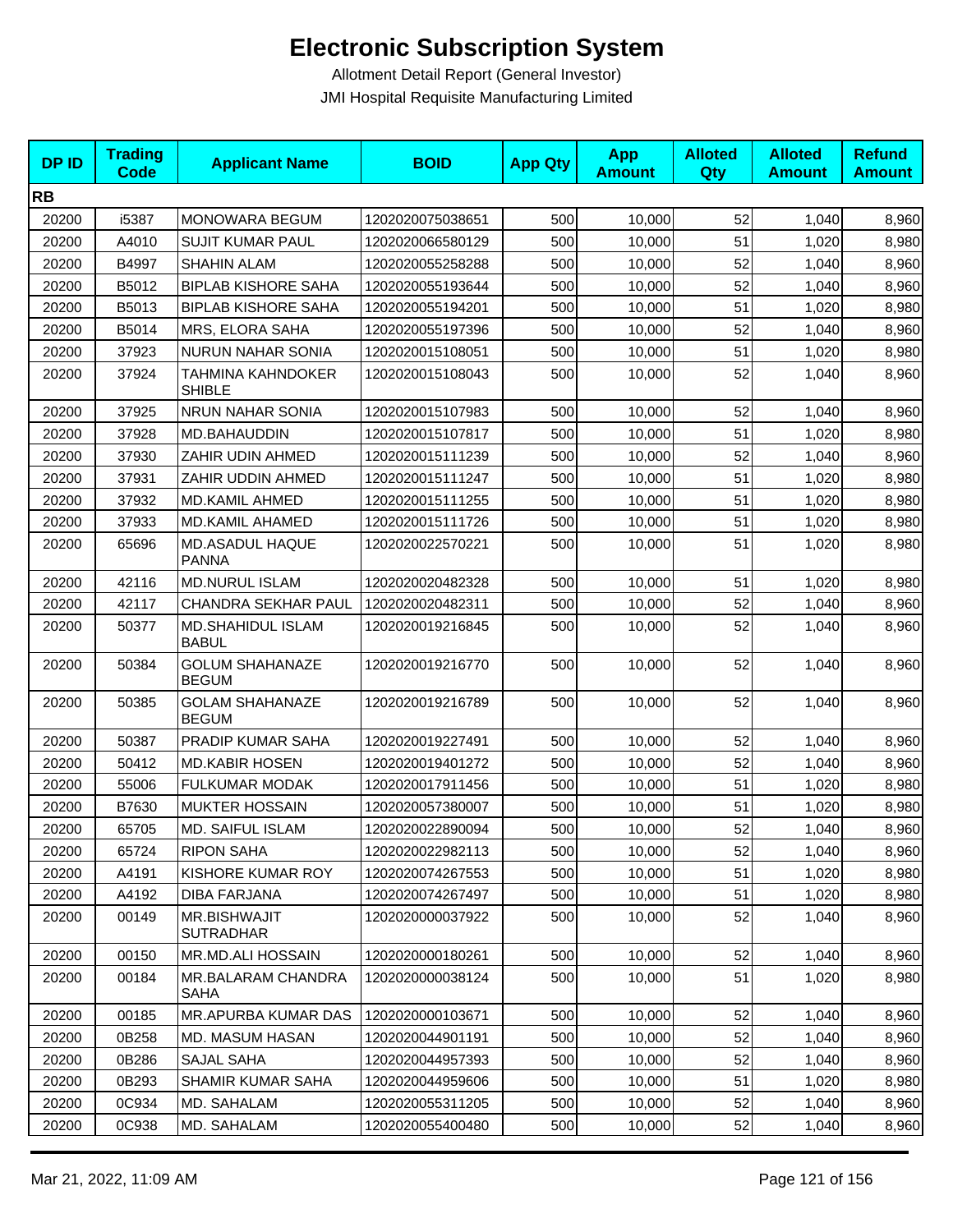# Electronic Subscription System

Allotment Detail Report (General Investor)

JMI Hospital Requisite Manufacturing Limited

| DP ID | Trading Code | Applicant Name | BOID | App Qty | App Amount | Alloted Qty | Alloted Amount | Refund Amount |
|---|---|---|---|---|---|---|---|---|
| **RB** | | | | | | | | |
| 20200 | i5387 | MONOWARA BEGUM | 1202020075038651 | 500 | 10,000 | 52 | 1,040 | 8,960 |
| 20200 | A4010 | SUJIT KUMAR PAUL | 1202020066580129 | 500 | 10,000 | 51 | 1,020 | 8,980 |
| 20200 | B4997 | SHAHIN ALAM | 1202020055258288 | 500 | 10,000 | 52 | 1,040 | 8,960 |
| 20200 | B5012 | BIPLAB KISHORE SAHA | 1202020055193644 | 500 | 10,000 | 52 | 1,040 | 8,960 |
| 20200 | B5013 | BIPLAB KISHORE SAHA | 1202020055194201 | 500 | 10,000 | 51 | 1,020 | 8,980 |
| 20200 | B5014 | MRS, ELORA SAHA | 1202020055197396 | 500 | 10,000 | 52 | 1,040 | 8,960 |
| 20200 | 37923 | NURUN NAHAR SONIA | 1202020015108051 | 500 | 10,000 | 51 | 1,020 | 8,980 |
| 20200 | 37924 | TAHMINA KAHNDOKER SHIBLE | 1202020015108043 | 500 | 10,000 | 52 | 1,040 | 8,960 |
| 20200 | 37925 | NRUN NAHAR SONIA | 1202020015107983 | 500 | 10,000 | 52 | 1,040 | 8,960 |
| 20200 | 37928 | MD.BAHAUDDIN | 1202020015107817 | 500 | 10,000 | 51 | 1,020 | 8,980 |
| 20200 | 37930 | ZAHIR UDIN AHMED | 1202020015111239 | 500 | 10,000 | 52 | 1,040 | 8,960 |
| 20200 | 37931 | ZAHIR UDDIN AHMED | 1202020015111247 | 500 | 10,000 | 51 | 1,020 | 8,980 |
| 20200 | 37932 | MD.KAMIL AHMED | 1202020015111255 | 500 | 10,000 | 51 | 1,020 | 8,980 |
| 20200 | 37933 | MD.KAMIL AHAMED | 1202020015111726 | 500 | 10,000 | 51 | 1,020 | 8,980 |
| 20200 | 65696 | MD.ASADUL HAQUE PANNA | 1202020022570221 | 500 | 10,000 | 51 | 1,020 | 8,980 |
| 20200 | 42116 | MD.NURUL ISLAM | 1202020020482328 | 500 | 10,000 | 51 | 1,020 | 8,980 |
| 20200 | 42117 | CHANDRA SEKHAR PAUL | 1202020020482311 | 500 | 10,000 | 52 | 1,040 | 8,960 |
| 20200 | 50377 | MD.SHAHIDUL ISLAM BABUL | 1202020019216845 | 500 | 10,000 | 52 | 1,040 | 8,960 |
| 20200 | 50384 | GOLUM SHAHANAZE BEGUM | 1202020019216770 | 500 | 10,000 | 52 | 1,040 | 8,960 |
| 20200 | 50385 | GOLAM SHAHANAZE BEGUM | 1202020019216789 | 500 | 10,000 | 52 | 1,040 | 8,960 |
| 20200 | 50387 | PRADIP KUMAR SAHA | 1202020019227491 | 500 | 10,000 | 52 | 1,040 | 8,960 |
| 20200 | 50412 | MD.KABIR HOSEN | 1202020019401272 | 500 | 10,000 | 52 | 1,040 | 8,960 |
| 20200 | 55006 | FULKUMAR MODAK | 1202020017911456 | 500 | 10,000 | 51 | 1,020 | 8,980 |
| 20200 | B7630 | MUKTER HOSSAIN | 1202020057380007 | 500 | 10,000 | 51 | 1,020 | 8,980 |
| 20200 | 65705 | MD. SAIFUL ISLAM | 1202020022890094 | 500 | 10,000 | 52 | 1,040 | 8,960 |
| 20200 | 65724 | RIPON SAHA | 1202020022982113 | 500 | 10,000 | 52 | 1,040 | 8,960 |
| 20200 | A4191 | KISHORE KUMAR ROY | 1202020074267553 | 500 | 10,000 | 51 | 1,020 | 8,980 |
| 20200 | A4192 | DIBA FARJANA | 1202020074267497 | 500 | 10,000 | 51 | 1,020 | 8,980 |
| 20200 | 00149 | MR.BISHWAJIT SUTRADHAR | 1202020000037922 | 500 | 10,000 | 52 | 1,040 | 8,960 |
| 20200 | 00150 | MR.MD.ALI HOSSAIN | 1202020000180261 | 500 | 10,000 | 52 | 1,040 | 8,960 |
| 20200 | 00184 | MR.BALARAM CHANDRA SAHA | 1202020000038124 | 500 | 10,000 | 51 | 1,020 | 8,980 |
| 20200 | 00185 | MR.APURBA KUMAR DAS | 1202020000103671 | 500 | 10,000 | 52 | 1,040 | 8,960 |
| 20200 | 0B258 | MD. MASUM HASAN | 1202020044901191 | 500 | 10,000 | 52 | 1,040 | 8,960 |
| 20200 | 0B286 | SAJAL SAHA | 1202020044957393 | 500 | 10,000 | 52 | 1,040 | 8,960 |
| 20200 | 0B293 | SHAMIR KUMAR SAHA | 1202020044959606 | 500 | 10,000 | 51 | 1,020 | 8,980 |
| 20200 | 0C934 | MD. SAHALAM | 1202020055311205 | 500 | 10,000 | 52 | 1,040 | 8,960 |
| 20200 | 0C938 | MD. SAHALAM | 1202020055400480 | 500 | 10,000 | 52 | 1,040 | 8,960 |

Mar 21, 2022, 11:09 AM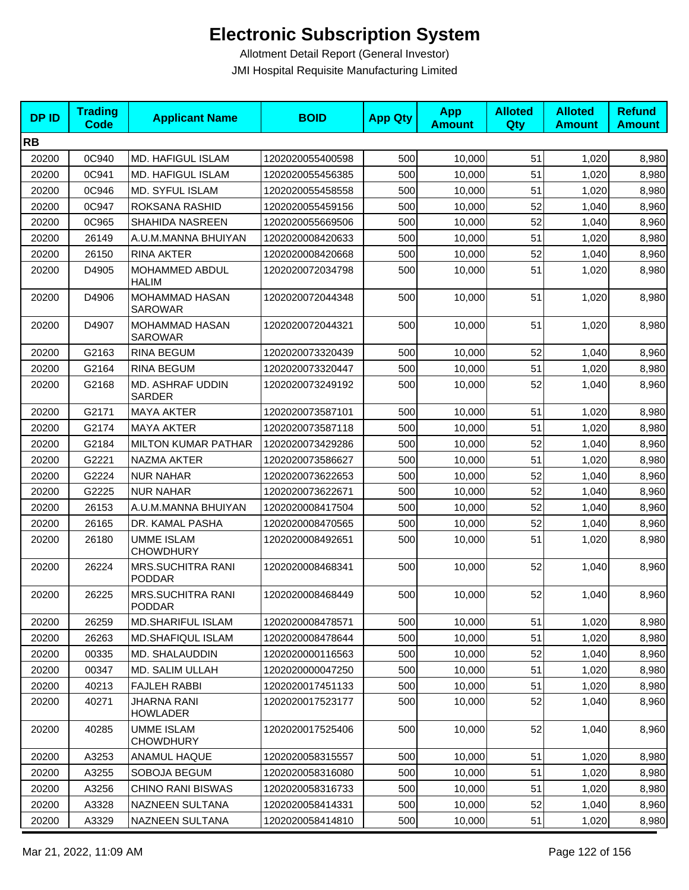# Electronic Subscription System

Allotment Detail Report (General Investor)

JMI Hospital Requisite Manufacturing Limited

| DP ID | Trading Code | Applicant Name | BOID | App Qty | App Amount | Alloted Qty | Alloted Amount | Refund Amount |
|---|---|---|---|---|---|---|---|---|
| **RB** | | | | | | | | |
| 20200 | 0C940 | MD. HAFIGUL ISLAM | 1202020055400598 | 500 | 10,000 | 51 | 1,020 | 8,980 |
| 20200 | 0C941 | MD. HAFIGUL ISLAM | 1202020055456385 | 500 | 10,000 | 51 | 1,020 | 8,980 |
| 20200 | 0C946 | MD. SYFUL ISLAM | 1202020055458558 | 500 | 10,000 | 51 | 1,020 | 8,980 |
| 20200 | 0C947 | ROKSANA RASHID | 1202020055459156 | 500 | 10,000 | 52 | 1,040 | 8,960 |
| 20200 | 0C965 | SHAHIDA NASREEN | 1202020055669506 | 500 | 10,000 | 52 | 1,040 | 8,960 |
| 20200 | 26149 | A.U.M.MANNA BHUIYAN | 1202020008420633 | 500 | 10,000 | 51 | 1,020 | 8,980 |
| 20200 | 26150 | RINA AKTER | 1202020008420668 | 500 | 10,000 | 52 | 1,040 | 8,960 |
| 20200 | D4905 | MOHAMMED ABDUL HALIM | 1202020072034798 | 500 | 10,000 | 51 | 1,020 | 8,980 |
| 20200 | D4906 | MOHAMMAD HASAN SAROWAR | 1202020072044348 | 500 | 10,000 | 51 | 1,020 | 8,980 |
| 20200 | D4907 | MOHAMMAD HASAN SAROWAR | 1202020072044321 | 500 | 10,000 | 51 | 1,020 | 8,980 |
| 20200 | G2163 | RINA BEGUM | 1202020073320439 | 500 | 10,000 | 52 | 1,040 | 8,960 |
| 20200 | G2164 | RINA BEGUM | 1202020073320447 | 500 | 10,000 | 51 | 1,020 | 8,980 |
| 20200 | G2168 | MD. ASHRAF UDDIN SARDER | 1202020073249192 | 500 | 10,000 | 52 | 1,040 | 8,960 |
| 20200 | G2171 | MAYA AKTER | 1202020073587101 | 500 | 10,000 | 51 | 1,020 | 8,980 |
| 20200 | G2174 | MAYA AKTER | 1202020073587118 | 500 | 10,000 | 51 | 1,020 | 8,980 |
| 20200 | G2184 | MILTON KUMAR PATHAR | 1202020073429286 | 500 | 10,000 | 52 | 1,040 | 8,960 |
| 20200 | G2221 | NAZMA AKTER | 1202020073586627 | 500 | 10,000 | 51 | 1,020 | 8,980 |
| 20200 | G2224 | NUR NAHAR | 1202020073622653 | 500 | 10,000 | 52 | 1,040 | 8,960 |
| 20200 | G2225 | NUR NAHAR | 1202020073622671 | 500 | 10,000 | 52 | 1,040 | 8,960 |
| 20200 | 26153 | A.U.M.MANNA BHUIYAN | 1202020008417504 | 500 | 10,000 | 52 | 1,040 | 8,960 |
| 20200 | 26165 | DR. KAMAL PASHA | 1202020008470565 | 500 | 10,000 | 52 | 1,040 | 8,960 |
| 20200 | 26180 | UMME ISLAM CHOWDHURY | 1202020008492651 | 500 | 10,000 | 51 | 1,020 | 8,980 |
| 20200 | 26224 | MRS.SUCHITRA RANI PODDAR | 1202020008468341 | 500 | 10,000 | 52 | 1,040 | 8,960 |
| 20200 | 26225 | MRS.SUCHITRA RANI PODDAR | 1202020008468449 | 500 | 10,000 | 52 | 1,040 | 8,960 |
| 20200 | 26259 | MD.SHARIFUL ISLAM | 1202020008478571 | 500 | 10,000 | 51 | 1,020 | 8,980 |
| 20200 | 26263 | MD.SHAFIQUL ISLAM | 1202020008478644 | 500 | 10,000 | 51 | 1,020 | 8,980 |
| 20200 | 00335 | MD. SHALAUDDIN | 1202020000116563 | 500 | 10,000 | 52 | 1,040 | 8,960 |
| 20200 | 00347 | MD. SALIM ULLAH | 1202020000047250 | 500 | 10,000 | 51 | 1,020 | 8,980 |
| 20200 | 40213 | FAJLEH RABBI | 1202020017451133 | 500 | 10,000 | 51 | 1,020 | 8,980 |
| 20200 | 40271 | JHARNA RANI HOWLADER | 1202020017523177 | 500 | 10,000 | 52 | 1,040 | 8,960 |
| 20200 | 40285 | UMME ISLAM CHOWDHURY | 1202020017525406 | 500 | 10,000 | 52 | 1,040 | 8,960 |
| 20200 | A3253 | ANAMUL HAQUE | 1202020058315557 | 500 | 10,000 | 51 | 1,020 | 8,980 |
| 20200 | A3255 | SOBOJA BEGUM | 1202020058316080 | 500 | 10,000 | 51 | 1,020 | 8,980 |
| 20200 | A3256 | CHINO RANI BISWAS | 1202020058316733 | 500 | 10,000 | 51 | 1,020 | 8,980 |
| 20200 | A3328 | NAZNEEN SULTANA | 1202020058414331 | 500 | 10,000 | 52 | 1,040 | 8,960 |
| 20200 | A3329 | NAZNEEN SULTANA | 1202020058414810 | 500 | 10,000 | 51 | 1,020 | 8,980 |

Mar 21, 2022, 11:09 AM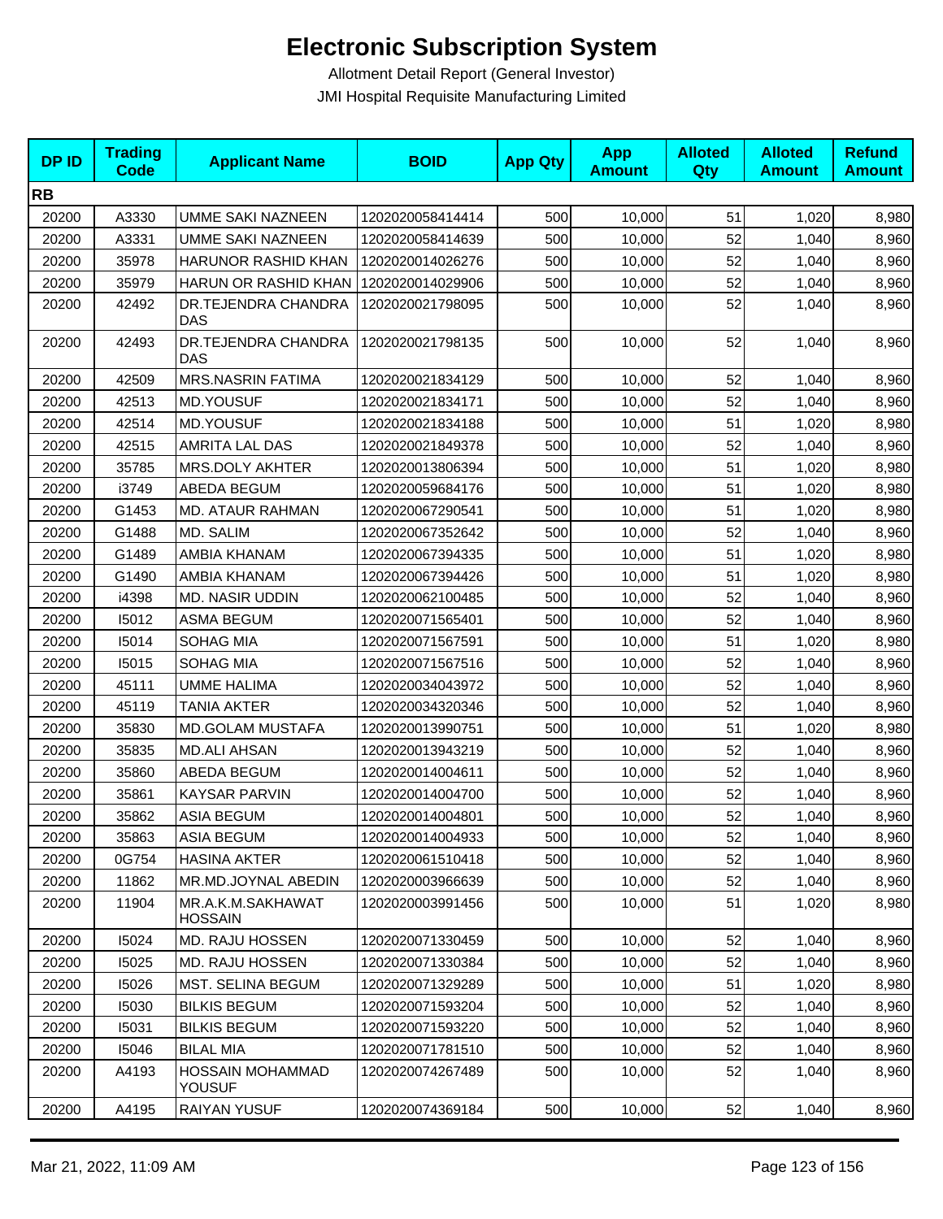# Electronic Subscription System

Allotment Detail Report (General Investor)

JMI Hospital Requisite Manufacturing Limited

| DP ID | Trading Code | Applicant Name | BOID | App Qty | App Amount | Alloted Qty | Alloted Amount | Refund Amount |
|---|---|---|---|---|---|---|---|---|
| **RB** | | | | | | | | |
| 20200 | A3330 | UMME SAKI NAZNEEN | 1202020058414414 | 500 | 10,000 | 51 | 1,020 | 8,980 |
| 20200 | A3331 | UMME SAKI NAZNEEN | 1202020058414639 | 500 | 10,000 | 52 | 1,040 | 8,960 |
| 20200 | 35978 | HARUNOR RASHID KHAN | 1202020014026276 | 500 | 10,000 | 52 | 1,040 | 8,960 |
| 20200 | 35979 | HARUN OR RASHID KHAN | 1202020014029906 | 500 | 10,000 | 52 | 1,040 | 8,960 |
| 20200 | 42492 | DR.TEJENDRA CHANDRA DAS | 1202020021798095 | 500 | 10,000 | 52 | 1,040 | 8,960 |
| 20200 | 42493 | DR.TEJENDRA CHANDRA DAS | 1202020021798135 | 500 | 10,000 | 52 | 1,040 | 8,960 |
| 20200 | 42509 | MRS.NASRIN FATIMA | 1202020021834129 | 500 | 10,000 | 52 | 1,040 | 8,960 |
| 20200 | 42513 | MD.YOUSUF | 1202020021834171 | 500 | 10,000 | 52 | 1,040 | 8,960 |
| 20200 | 42514 | MD.YOUSUF | 1202020021834188 | 500 | 10,000 | 51 | 1,020 | 8,980 |
| 20200 | 42515 | AMRITA LAL DAS | 1202020021849378 | 500 | 10,000 | 52 | 1,040 | 8,960 |
| 20200 | 35785 | MRS.DOLY AKHTER | 1202020013806394 | 500 | 10,000 | 51 | 1,020 | 8,980 |
| 20200 | i3749 | ABEDA BEGUM | 1202020059684176 | 500 | 10,000 | 51 | 1,020 | 8,980 |
| 20200 | G1453 | MD. ATAUR RAHMAN | 1202020067290541 | 500 | 10,000 | 51 | 1,020 | 8,980 |
| 20200 | G1488 | MD. SALIM | 1202020067352642 | 500 | 10,000 | 52 | 1,040 | 8,960 |
| 20200 | G1489 | AMBIA KHANAM | 1202020067394335 | 500 | 10,000 | 51 | 1,020 | 8,980 |
| 20200 | G1490 | AMBIA KHANAM | 1202020067394426 | 500 | 10,000 | 51 | 1,020 | 8,980 |
| 20200 | i4398 | MD. NASIR UDDIN | 1202020062100485 | 500 | 10,000 | 52 | 1,040 | 8,960 |
| 20200 | I5012 | ASMA BEGUM | 1202020071565401 | 500 | 10,000 | 52 | 1,040 | 8,960 |
| 20200 | I5014 | SOHAG MIA | 1202020071567591 | 500 | 10,000 | 51 | 1,020 | 8,980 |
| 20200 | I5015 | SOHAG MIA | 1202020071567516 | 500 | 10,000 | 52 | 1,040 | 8,960 |
| 20200 | 45111 | UMME HALIMA | 1202020034043972 | 500 | 10,000 | 52 | 1,040 | 8,960 |
| 20200 | 45119 | TANIA AKTER | 1202020034320346 | 500 | 10,000 | 52 | 1,040 | 8,960 |
| 20200 | 35830 | MD.GOLAM MUSTAFA | 1202020013990751 | 500 | 10,000 | 51 | 1,020 | 8,980 |
| 20200 | 35835 | MD.ALI AHSAN | 1202020013943219 | 500 | 10,000 | 52 | 1,040 | 8,960 |
| 20200 | 35860 | ABEDA BEGUM | 1202020014004611 | 500 | 10,000 | 52 | 1,040 | 8,960 |
| 20200 | 35861 | KAYSAR PARVIN | 1202020014004700 | 500 | 10,000 | 52 | 1,040 | 8,960 |
| 20200 | 35862 | ASIA BEGUM | 1202020014004801 | 500 | 10,000 | 52 | 1,040 | 8,960 |
| 20200 | 35863 | ASIA BEGUM | 1202020014004933 | 500 | 10,000 | 52 | 1,040 | 8,960 |
| 20200 | 0G754 | HASINA AKTER | 1202020061510418 | 500 | 10,000 | 52 | 1,040 | 8,960 |
| 20200 | 11862 | MR.MD.JOYNAL ABEDIN | 1202020003966639 | 500 | 10,000 | 52 | 1,040 | 8,960 |
| 20200 | 11904 | MR.A.K.M.SAKHAWAT HOSSAIN | 1202020003991456 | 500 | 10,000 | 51 | 1,020 | 8,980 |
| 20200 | I5024 | MD. RAJU HOSSEN | 1202020071330459 | 500 | 10,000 | 52 | 1,040 | 8,960 |
| 20200 | I5025 | MD. RAJU HOSSEN | 1202020071330384 | 500 | 10,000 | 52 | 1,040 | 8,960 |
| 20200 | I5026 | MST. SELINA BEGUM | 1202020071329289 | 500 | 10,000 | 51 | 1,020 | 8,980 |
| 20200 | I5030 | BILKIS BEGUM | 1202020071593204 | 500 | 10,000 | 52 | 1,040 | 8,960 |
| 20200 | I5031 | BILKIS BEGUM | 1202020071593220 | 500 | 10,000 | 52 | 1,040 | 8,960 |
| 20200 | I5046 | BILAL MIA | 1202020071781510 | 500 | 10,000 | 52 | 1,040 | 8,960 |
| 20200 | A4193 | HOSSAIN MOHAMMAD YOUSUF | 1202020074267489 | 500 | 10,000 | 52 | 1,040 | 8,960 |
| 20200 | A4195 | RAIYAN YUSUF | 1202020074369184 | 500 | 10,000 | 52 | 1,040 | 8,960 |

Mar 21, 2022, 11:09 AM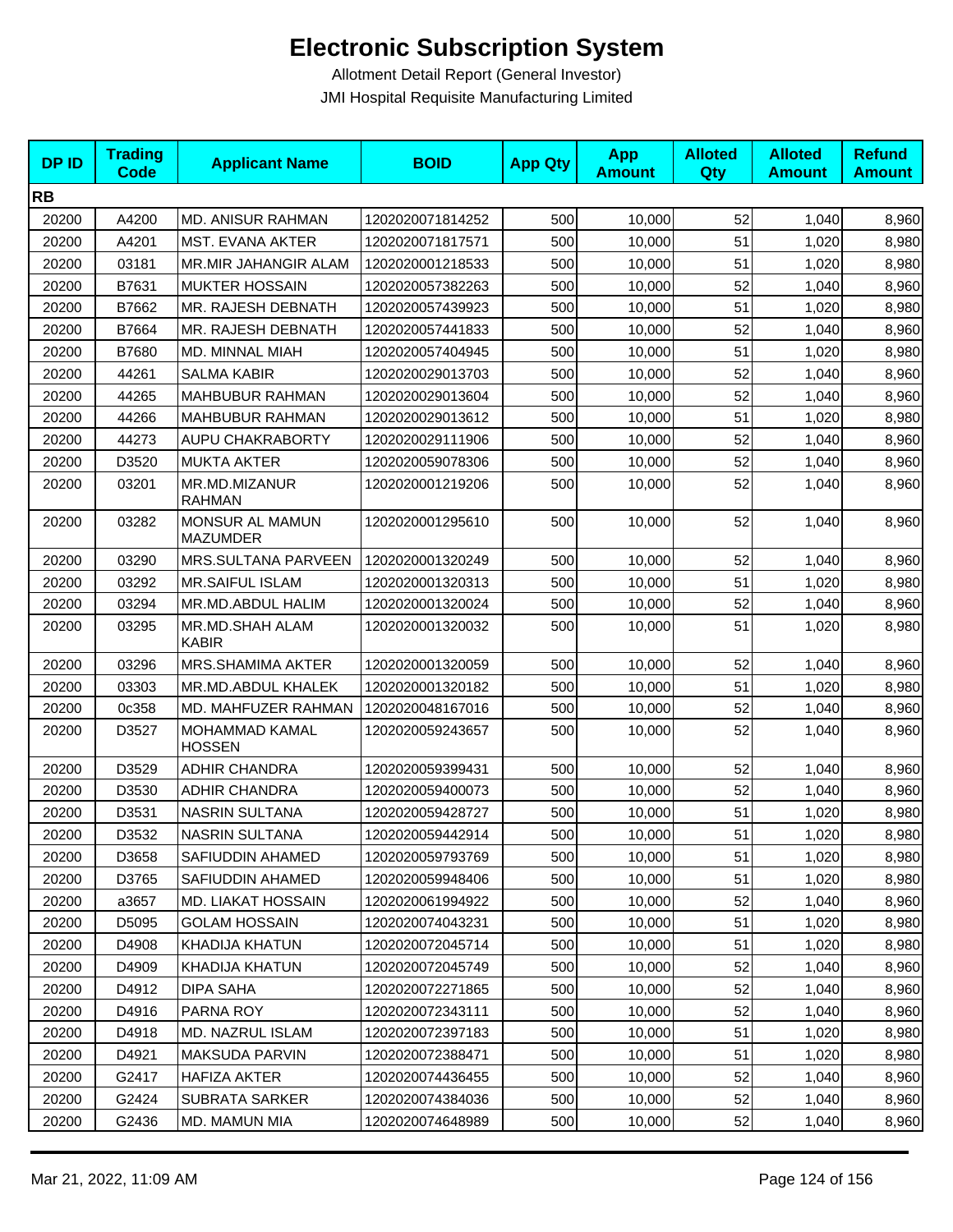# Electronic Subscription System

Allotment Detail Report (General Investor)

JMI Hospital Requisite Manufacturing Limited

| DP ID | Trading Code | Applicant Name | BOID | App Qty | App Amount | Alloted Qty | Alloted Amount | Refund Amount |
|---|---|---|---|---|---|---|---|---|
| **RB** | | | | | | | | |
| 20200 | A4200 | MD. ANISUR RAHMAN | 1202020071814252 | 500 | 10,000 | 52 | 1,040 | 8,960 |
| 20200 | A4201 | MST. EVANA AKTER | 1202020071817571 | 500 | 10,000 | 51 | 1,020 | 8,980 |
| 20200 | 03181 | MR.MIR JAHANGIR ALAM | 1202020001218533 | 500 | 10,000 | 51 | 1,020 | 8,980 |
| 20200 | B7631 | MUKTER HOSSAIN | 1202020057382263 | 500 | 10,000 | 52 | 1,040 | 8,960 |
| 20200 | B7662 | MR. RAJESH DEBNATH | 1202020057439923 | 500 | 10,000 | 51 | 1,020 | 8,980 |
| 20200 | B7664 | MR. RAJESH DEBNATH | 1202020057441833 | 500 | 10,000 | 52 | 1,040 | 8,960 |
| 20200 | B7680 | MD. MINNAL MIAH | 1202020057404945 | 500 | 10,000 | 51 | 1,020 | 8,980 |
| 20200 | 44261 | SALMA KABIR | 1202020029013703 | 500 | 10,000 | 52 | 1,040 | 8,960 |
| 20200 | 44265 | MAHBUBUR RAHMAN | 1202020029013604 | 500 | 10,000 | 52 | 1,040 | 8,960 |
| 20200 | 44266 | MAHBUBUR RAHMAN | 1202020029013612 | 500 | 10,000 | 51 | 1,020 | 8,980 |
| 20200 | 44273 | AUPU CHAKRABORTY | 1202020029111906 | 500 | 10,000 | 52 | 1,040 | 8,960 |
| 20200 | D3520 | MUKTA AKTER | 1202020059078306 | 500 | 10,000 | 52 | 1,040 | 8,960 |
| 20200 | 03201 | MR.MD.MIZANUR RAHMAN | 1202020001219206 | 500 | 10,000 | 52 | 1,040 | 8,960 |
| 20200 | 03282 | MONSUR AL MAMUN MAZUMDER | 1202020001295610 | 500 | 10,000 | 52 | 1,040 | 8,960 |
| 20200 | 03290 | MRS.SULTANA PARVEEN | 1202020001320249 | 500 | 10,000 | 52 | 1,040 | 8,960 |
| 20200 | 03292 | MR.SAIFUL ISLAM | 1202020001320313 | 500 | 10,000 | 51 | 1,020 | 8,980 |
| 20200 | 03294 | MR.MD.ABDUL HALIM | 1202020001320024 | 500 | 10,000 | 52 | 1,040 | 8,960 |
| 20200 | 03295 | MR.MD.SHAH ALAM KABIR | 1202020001320032 | 500 | 10,000 | 51 | 1,020 | 8,980 |
| 20200 | 03296 | MRS.SHAMIMA AKTER | 1202020001320059 | 500 | 10,000 | 52 | 1,040 | 8,960 |
| 20200 | 03303 | MR.MD.ABDUL KHALEK | 1202020001320182 | 500 | 10,000 | 51 | 1,020 | 8,980 |
| 20200 | 0c358 | MD. MAHFUZER RAHMAN | 1202020048167016 | 500 | 10,000 | 52 | 1,040 | 8,960 |
| 20200 | D3527 | MOHAMMAD KAMAL HOSSEN | 1202020059243657 | 500 | 10,000 | 52 | 1,040 | 8,960 |
| 20200 | D3529 | ADHIR CHANDRA | 1202020059399431 | 500 | 10,000 | 52 | 1,040 | 8,960 |
| 20200 | D3530 | ADHIR CHANDRA | 1202020059400073 | 500 | 10,000 | 52 | 1,040 | 8,960 |
| 20200 | D3531 | NASRIN SULTANA | 1202020059428727 | 500 | 10,000 | 51 | 1,020 | 8,980 |
| 20200 | D3532 | NASRIN SULTANA | 1202020059442914 | 500 | 10,000 | 51 | 1,020 | 8,980 |
| 20200 | D3658 | SAFIUDDIN AHAMED | 1202020059793769 | 500 | 10,000 | 51 | 1,020 | 8,980 |
| 20200 | D3765 | SAFIUDDIN AHAMED | 1202020059948406 | 500 | 10,000 | 51 | 1,020 | 8,980 |
| 20200 | a3657 | MD. LIAKAT HOSSAIN | 1202020061994922 | 500 | 10,000 | 52 | 1,040 | 8,960 |
| 20200 | D5095 | GOLAM HOSSAIN | 1202020074043231 | 500 | 10,000 | 51 | 1,020 | 8,980 |
| 20200 | D4908 | KHADIJA KHATUN | 1202020072045714 | 500 | 10,000 | 51 | 1,020 | 8,980 |
| 20200 | D4909 | KHADIJA KHATUN | 1202020072045749 | 500 | 10,000 | 52 | 1,040 | 8,960 |
| 20200 | D4912 | DIPA SAHA | 1202020072271865 | 500 | 10,000 | 52 | 1,040 | 8,960 |
| 20200 | D4916 | PARNA ROY | 1202020072343111 | 500 | 10,000 | 52 | 1,040 | 8,960 |
| 20200 | D4918 | MD. NAZRUL ISLAM | 1202020072397183 | 500 | 10,000 | 51 | 1,020 | 8,980 |
| 20200 | D4921 | MAKSUDA PARVIN | 1202020072388471 | 500 | 10,000 | 51 | 1,020 | 8,980 |
| 20200 | G2417 | HAFIZA AKTER | 1202020074436455 | 500 | 10,000 | 52 | 1,040 | 8,960 |
| 20200 | G2424 | SUBRATA SARKER | 1202020074384036 | 500 | 10,000 | 52 | 1,040 | 8,960 |
| 20200 | G2436 | MD. MAMUN MIA | 1202020074648989 | 500 | 10,000 | 52 | 1,040 | 8,960 |

Mar 21, 2022, 11:09 AM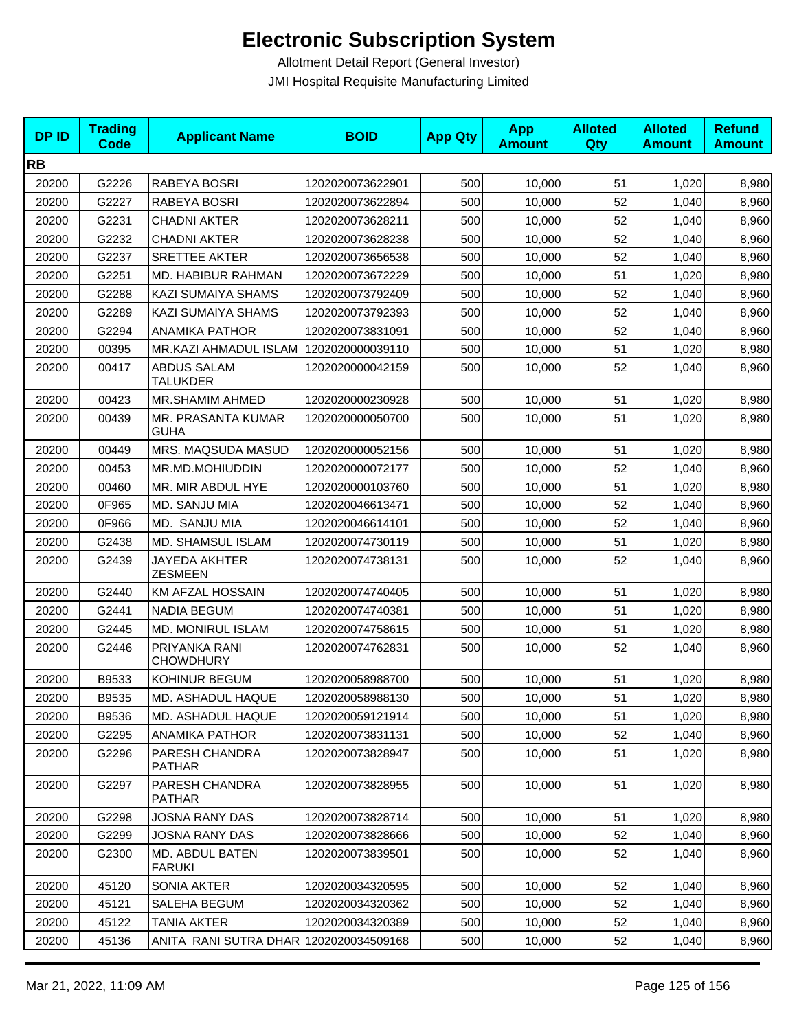# Electronic Subscription System

Allotment Detail Report (General Investor)

JMI Hospital Requisite Manufacturing Limited

| DP ID | Trading Code | Applicant Name | BOID | App Qty | App Amount | Alloted Qty | Alloted Amount | Refund Amount |
|---|---|---|---|---|---|---|---|---|
| **RB** | | | | | | | | |
| 20200 | G2226 | RABEYA BOSRI | 1202020073622901 | 500 | 10,000 | 51 | 1,020 | 8,980 |
| 20200 | G2227 | RABEYA BOSRI | 1202020073622894 | 500 | 10,000 | 52 | 1,040 | 8,960 |
| 20200 | G2231 | CHADNI AKTER | 1202020073628211 | 500 | 10,000 | 52 | 1,040 | 8,960 |
| 20200 | G2232 | CHADNI AKTER | 1202020073628238 | 500 | 10,000 | 52 | 1,040 | 8,960 |
| 20200 | G2237 | SRETTEE AKTER | 1202020073656538 | 500 | 10,000 | 52 | 1,040 | 8,960 |
| 20200 | G2251 | MD. HABIBUR RAHMAN | 1202020073672229 | 500 | 10,000 | 51 | 1,020 | 8,980 |
| 20200 | G2288 | KAZI SUMAIYA SHAMS | 1202020073792409 | 500 | 10,000 | 52 | 1,040 | 8,960 |
| 20200 | G2289 | KAZI SUMAIYA SHAMS | 1202020073792393 | 500 | 10,000 | 52 | 1,040 | 8,960 |
| 20200 | G2294 | ANAMIKA PATHOR | 1202020073831091 | 500 | 10,000 | 52 | 1,040 | 8,960 |
| 20200 | 00395 | MR.KAZI AHMADUL ISLAM | 1202020000039110 | 500 | 10,000 | 51 | 1,020 | 8,980 |
| 20200 | 00417 | ABDUS SALAM TALUKDER | 1202020000042159 | 500 | 10,000 | 52 | 1,040 | 8,960 |
| 20200 | 00423 | MR.SHAMIM AHMED | 1202020000230928 | 500 | 10,000 | 51 | 1,020 | 8,980 |
| 20200 | 00439 | MR. PRASANTA KUMAR GUHA | 1202020000050700 | 500 | 10,000 | 51 | 1,020 | 8,980 |
| 20200 | 00449 | MRS. MAQSUDA MASUD | 1202020000052156 | 500 | 10,000 | 51 | 1,020 | 8,980 |
| 20200 | 00453 | MR.MD.MOHIUDDIN | 1202020000072177 | 500 | 10,000 | 52 | 1,040 | 8,960 |
| 20200 | 00460 | MR. MIR ABDUL HYE | 1202020000103760 | 500 | 10,000 | 51 | 1,020 | 8,980 |
| 20200 | 0F965 | MD. SANJU MIA | 1202020046613471 | 500 | 10,000 | 52 | 1,040 | 8,960 |
| 20200 | 0F966 | MD. SANJU MIA | 1202020046614101 | 500 | 10,000 | 52 | 1,040 | 8,960 |
| 20200 | G2438 | MD. SHAMSUL ISLAM | 1202020074730119 | 500 | 10,000 | 51 | 1,020 | 8,980 |
| 20200 | G2439 | JAYEDA AKHTER ZESMEEN | 1202020074738131 | 500 | 10,000 | 52 | 1,040 | 8,960 |
| 20200 | G2440 | KM AFZAL HOSSAIN | 1202020074740405 | 500 | 10,000 | 51 | 1,020 | 8,980 |
| 20200 | G2441 | NADIA BEGUM | 1202020074740381 | 500 | 10,000 | 51 | 1,020 | 8,980 |
| 20200 | G2445 | MD. MONIRUL ISLAM | 1202020074758615 | 500 | 10,000 | 51 | 1,020 | 8,980 |
| 20200 | G2446 | PRIYANKA RANI CHOWDHURY | 1202020074762831 | 500 | 10,000 | 52 | 1,040 | 8,960 |
| 20200 | B9533 | KOHINUR BEGUM | 1202020058988700 | 500 | 10,000 | 51 | 1,020 | 8,980 |
| 20200 | B9535 | MD. ASHADUL HAQUE | 1202020058988130 | 500 | 10,000 | 51 | 1,020 | 8,980 |
| 20200 | B9536 | MD. ASHADUL HAQUE | 1202020059121914 | 500 | 10,000 | 51 | 1,020 | 8,980 |
| 20200 | G2295 | ANAMIKA PATHOR | 1202020073831131 | 500 | 10,000 | 52 | 1,040 | 8,960 |
| 20200 | G2296 | PARESH CHANDRA PATHAR | 1202020073828947 | 500 | 10,000 | 51 | 1,020 | 8,980 |
| 20200 | G2297 | PARESH CHANDRA PATHAR | 1202020073828955 | 500 | 10,000 | 51 | 1,020 | 8,980 |
| 20200 | G2298 | JOSNA RANY DAS | 1202020073828714 | 500 | 10,000 | 51 | 1,020 | 8,980 |
| 20200 | G2299 | JOSNA RANY DAS | 1202020073828666 | 500 | 10,000 | 52 | 1,040 | 8,960 |
| 20200 | G2300 | MD. ABDUL BATEN FARUKI | 1202020073839501 | 500 | 10,000 | 52 | 1,040 | 8,960 |
| 20200 | 45120 | SONIA AKTER | 1202020034320595 | 500 | 10,000 | 52 | 1,040 | 8,960 |
| 20200 | 45121 | SALEHA BEGUM | 1202020034320362 | 500 | 10,000 | 52 | 1,040 | 8,960 |
| 20200 | 45122 | TANIA AKTER | 1202020034320389 | 500 | 10,000 | 52 | 1,040 | 8,960 |
| 20200 | 45136 | ANITA RANI SUTRA DHAR | 1202020034509168 | 500 | 10,000 | 52 | 1,040 | 8,960 |

Mar 21, 2022, 11:09 AM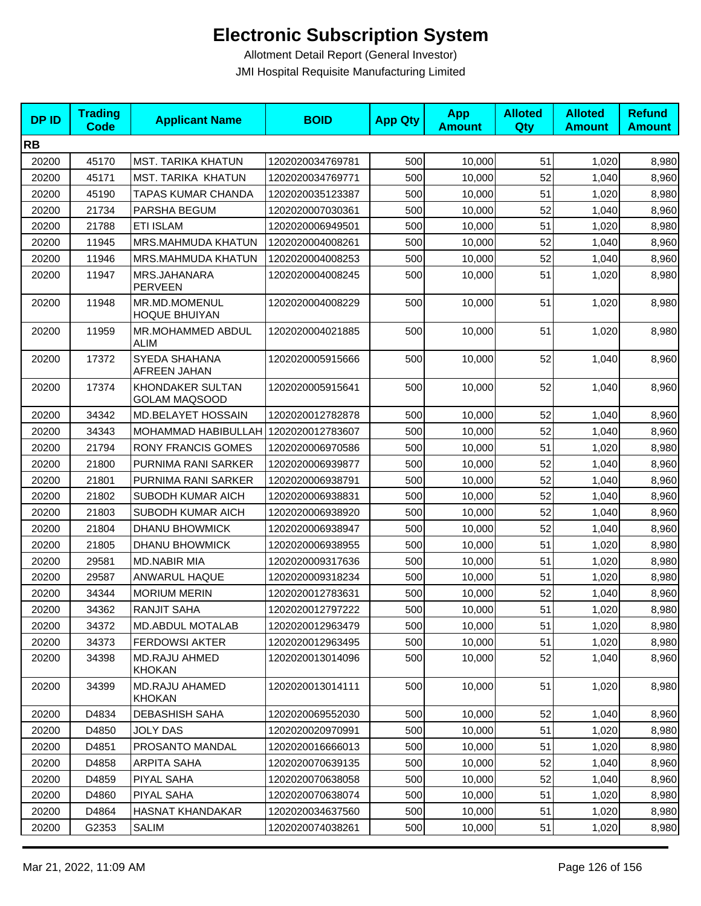# Electronic Subscription System

Allotment Detail Report (General Investor)

JMI Hospital Requisite Manufacturing Limited

| DP ID | Trading Code | Applicant Name | BOID | App Qty | App Amount | Alloted Qty | Alloted Amount | Refund Amount |
|---|---|---|---|---|---|---|---|---|
| **RB** | | | | | | | | |
| 20200 | 45170 | MST. TARIKA KHATUN | 1202020034769781 | 500 | 10,000 | 51 | 1,020 | 8,980 |
| 20200 | 45171 | MST. TARIKA KHATUN | 1202020034769771 | 500 | 10,000 | 52 | 1,040 | 8,960 |
| 20200 | 45190 | TAPAS KUMAR CHANDA | 1202020035123387 | 500 | 10,000 | 51 | 1,020 | 8,980 |
| 20200 | 21734 | PARSHA BEGUM | 1202020007030361 | 500 | 10,000 | 52 | 1,040 | 8,960 |
| 20200 | 21788 | ETI ISLAM | 1202020006949501 | 500 | 10,000 | 51 | 1,020 | 8,980 |
| 20200 | 11945 | MRS.MAHMUDA KHATUN | 1202020004008261 | 500 | 10,000 | 52 | 1,040 | 8,960 |
| 20200 | 11946 | MRS.MAHMUDA KHATUN | 1202020004008253 | 500 | 10,000 | 52 | 1,040 | 8,960 |
| 20200 | 11947 | MRS.JAHANARA PERVEEN | 1202020004008245 | 500 | 10,000 | 51 | 1,020 | 8,980 |
| 20200 | 11948 | MR.MD.MOMENUL HOQUE BHUIYAN | 1202020004008229 | 500 | 10,000 | 51 | 1,020 | 8,980 |
| 20200 | 11959 | MR.MOHAMMED ABDUL ALIM | 1202020004021885 | 500 | 10,000 | 51 | 1,020 | 8,980 |
| 20200 | 17372 | SYEDA SHAHANA AFREEN JAHAN | 1202020005915666 | 500 | 10,000 | 52 | 1,040 | 8,960 |
| 20200 | 17374 | KHONDAKER SULTAN GOLAM MAQSOOD | 1202020005915641 | 500 | 10,000 | 52 | 1,040 | 8,960 |
| 20200 | 34342 | MD.BELAYET HOSSAIN | 1202020012782878 | 500 | 10,000 | 52 | 1,040 | 8,960 |
| 20200 | 34343 | MOHAMMAD HABIBULLAH | 1202020012783607 | 500 | 10,000 | 52 | 1,040 | 8,960 |
| 20200 | 21794 | RONY FRANCIS GOMES | 1202020006970586 | 500 | 10,000 | 51 | 1,020 | 8,980 |
| 20200 | 21800 | PURNIMA RANI SARKER | 1202020006939877 | 500 | 10,000 | 52 | 1,040 | 8,960 |
| 20200 | 21801 | PURNIMA RANI SARKER | 1202020006938791 | 500 | 10,000 | 52 | 1,040 | 8,960 |
| 20200 | 21802 | SUBODH KUMAR AICH | 1202020006938831 | 500 | 10,000 | 52 | 1,040 | 8,960 |
| 20200 | 21803 | SUBODH KUMAR AICH | 1202020006938920 | 500 | 10,000 | 52 | 1,040 | 8,960 |
| 20200 | 21804 | DHANU BHOWMICK | 1202020006938947 | 500 | 10,000 | 52 | 1,040 | 8,960 |
| 20200 | 21805 | DHANU BHOWMICK | 1202020006938955 | 500 | 10,000 | 51 | 1,020 | 8,980 |
| 20200 | 29581 | MD.NABIR MIA | 1202020009317636 | 500 | 10,000 | 51 | 1,020 | 8,980 |
| 20200 | 29587 | ANWARUL HAQUE | 1202020009318234 | 500 | 10,000 | 51 | 1,020 | 8,980 |
| 20200 | 34344 | MORIUM MERIN | 1202020012783631 | 500 | 10,000 | 52 | 1,040 | 8,960 |
| 20200 | 34362 | RANJIT SAHA | 1202020012797222 | 500 | 10,000 | 51 | 1,020 | 8,980 |
| 20200 | 34372 | MD.ABDUL MOTALAB | 1202020012963479 | 500 | 10,000 | 51 | 1,020 | 8,980 |
| 20200 | 34373 | FERDOWSI AKTER | 1202020012963495 | 500 | 10,000 | 51 | 1,020 | 8,980 |
| 20200 | 34398 | MD.RAJU AHMED KHOKAN | 1202020013014096 | 500 | 10,000 | 52 | 1,040 | 8,960 |
| 20200 | 34399 | MD.RAJU AHAMED KHOKAN | 1202020013014111 | 500 | 10,000 | 51 | 1,020 | 8,980 |
| 20200 | D4834 | DEBASHISH SAHA | 1202020069552030 | 500 | 10,000 | 52 | 1,040 | 8,960 |
| 20200 | D4850 | JOLY DAS | 1202020020970991 | 500 | 10,000 | 51 | 1,020 | 8,980 |
| 20200 | D4851 | PROSANTO MANDAL | 1202020016666013 | 500 | 10,000 | 51 | 1,020 | 8,980 |
| 20200 | D4858 | ARPITA SAHA | 1202020070639135 | 500 | 10,000 | 52 | 1,040 | 8,960 |
| 20200 | D4859 | PIYAL SAHA | 1202020070638058 | 500 | 10,000 | 52 | 1,040 | 8,960 |
| 20200 | D4860 | PIYAL SAHA | 1202020070638074 | 500 | 10,000 | 51 | 1,020 | 8,980 |
| 20200 | D4864 | HASNAT KHANDAKAR | 1202020034637560 | 500 | 10,000 | 51 | 1,020 | 8,980 |
| 20200 | G2353 | SALIM | 1202020074038261 | 500 | 10,000 | 51 | 1,020 | 8,980 |

Mar 21, 2022, 11:09 AM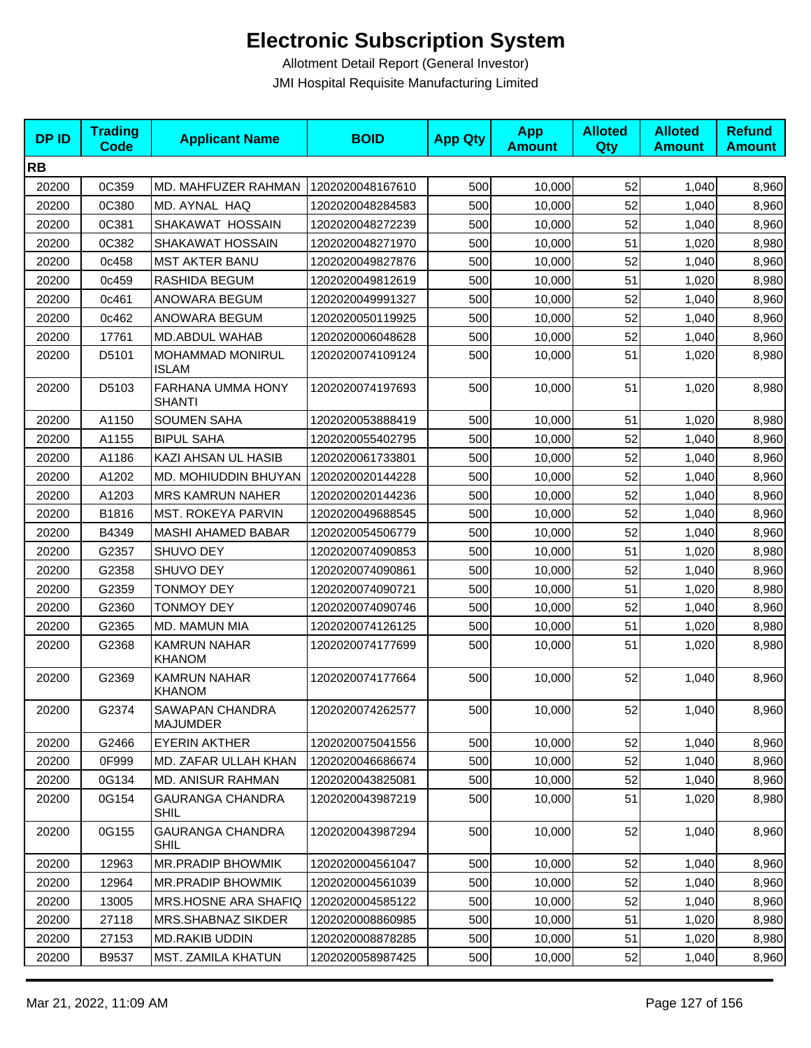# Electronic Subscription System

Allotment Detail Report (General Investor)

JMI Hospital Requisite Manufacturing Limited

| DP ID | Trading Code | Applicant Name | BOID | App Qty | App Amount | Alloted Qty | Alloted Amount | Refund Amount |
|---|---|---|---|---|---|---|---|---|
| **RB** | | | | | | | | |
| 20200 | 0C359 | MD. MAHFUZER RAHMAN | 1202020048167610 | 500 | 10,000 | 52 | 1,040 | 8,960 |
| 20200 | 0C380 | MD. AYNAL HAQ | 1202020048284583 | 500 | 10,000 | 52 | 1,040 | 8,960 |
| 20200 | 0C381 | SHAKAWAT HOSSAIN | 1202020048272239 | 500 | 10,000 | 52 | 1,040 | 8,960 |
| 20200 | 0C382 | SHAKAWAT HOSSAIN | 1202020048271970 | 500 | 10,000 | 51 | 1,020 | 8,980 |
| 20200 | 0c458 | MST AKTER BANU | 1202020049827876 | 500 | 10,000 | 52 | 1,040 | 8,960 |
| 20200 | 0c459 | RASHIDA BEGUM | 1202020049812619 | 500 | 10,000 | 51 | 1,020 | 8,980 |
| 20200 | 0c461 | ANOWARA BEGUM | 1202020049991327 | 500 | 10,000 | 52 | 1,040 | 8,960 |
| 20200 | 0c462 | ANOWARA BEGUM | 1202020050119925 | 500 | 10,000 | 52 | 1,040 | 8,960 |
| 20200 | 17761 | MD.ABDUL WAHAB | 1202020006048628 | 500 | 10,000 | 52 | 1,040 | 8,960 |
| 20200 | D5101 | MOHAMMAD MONIRUL ISLAM | 1202020074109124 | 500 | 10,000 | 51 | 1,020 | 8,980 |
| 20200 | D5103 | FARHANA UMMA HONY SHANTI | 1202020074197693 | 500 | 10,000 | 51 | 1,020 | 8,980 |
| 20200 | A1150 | SOUMEN SAHA | 1202020053888419 | 500 | 10,000 | 51 | 1,020 | 8,980 |
| 20200 | A1155 | BIPUL SAHA | 1202020055402795 | 500 | 10,000 | 52 | 1,040 | 8,960 |
| 20200 | A1186 | KAZI AHSAN UL HASIB | 1202020061733801 | 500 | 10,000 | 52 | 1,040 | 8,960 |
| 20200 | A1202 | MD. MOHIUDDIN BHUYAN | 1202020020144228 | 500 | 10,000 | 52 | 1,040 | 8,960 |
| 20200 | A1203 | MRS KAMRUN NAHER | 1202020020144236 | 500 | 10,000 | 52 | 1,040 | 8,960 |
| 20200 | B1816 | MST. ROKEYA PARVIN | 1202020049688545 | 500 | 10,000 | 52 | 1,040 | 8,960 |
| 20200 | B4349 | MASHI AHAMED BABAR | 1202020054506779 | 500 | 10,000 | 52 | 1,040 | 8,960 |
| 20200 | G2357 | SHUVO DEY | 1202020074090853 | 500 | 10,000 | 51 | 1,020 | 8,980 |
| 20200 | G2358 | SHUVO DEY | 1202020074090861 | 500 | 10,000 | 52 | 1,040 | 8,960 |
| 20200 | G2359 | TONMOY DEY | 1202020074090721 | 500 | 10,000 | 51 | 1,020 | 8,980 |
| 20200 | G2360 | TONMOY DEY | 1202020074090746 | 500 | 10,000 | 52 | 1,040 | 8,960 |
| 20200 | G2365 | MD. MAMUN MIA | 1202020074126125 | 500 | 10,000 | 51 | 1,020 | 8,980 |
| 20200 | G2368 | KAMRUN NAHAR KHANOM | 1202020074177699 | 500 | 10,000 | 51 | 1,020 | 8,980 |
| 20200 | G2369 | KAMRUN NAHAR KHANOM | 1202020074177664 | 500 | 10,000 | 52 | 1,040 | 8,960 |
| 20200 | G2374 | SAWAPAN CHANDRA MAJUMDER | 1202020074262577 | 500 | 10,000 | 52 | 1,040 | 8,960 |
| 20200 | G2466 | EYERIN AKTHER | 1202020075041556 | 500 | 10,000 | 52 | 1,040 | 8,960 |
| 20200 | 0F999 | MD. ZAFAR ULLAH KHAN | 1202020046686674 | 500 | 10,000 | 52 | 1,040 | 8,960 |
| 20200 | 0G134 | MD. ANISUR RAHMAN | 1202020043825081 | 500 | 10,000 | 52 | 1,040 | 8,960 |
| 20200 | 0G154 | GAURANGA CHANDRA SHIL | 1202020043987219 | 500 | 10,000 | 51 | 1,020 | 8,980 |
| 20200 | 0G155 | GAURANGA CHANDRA SHIL | 1202020043987294 | 500 | 10,000 | 52 | 1,040 | 8,960 |
| 20200 | 12963 | MR.PRADIP BHOWMIK | 1202020004561047 | 500 | 10,000 | 52 | 1,040 | 8,960 |
| 20200 | 12964 | MR.PRADIP BHOWMIK | 1202020004561039 | 500 | 10,000 | 52 | 1,040 | 8,960 |
| 20200 | 13005 | MRS.HOSNE ARA SHAFIQ | 1202020004585122 | 500 | 10,000 | 52 | 1,040 | 8,960 |
| 20200 | 27118 | MRS.SHABNAZ SIKDER | 1202020008860985 | 500 | 10,000 | 51 | 1,020 | 8,980 |
| 20200 | 27153 | MD.RAKIB UDDIN | 1202020008878285 | 500 | 10,000 | 51 | 1,020 | 8,980 |
| 20200 | B9537 | MST. ZAMILA KHATUN | 1202020058987425 | 500 | 10,000 | 52 | 1,040 | 8,960 |

Mar 21, 2022, 11:09 AM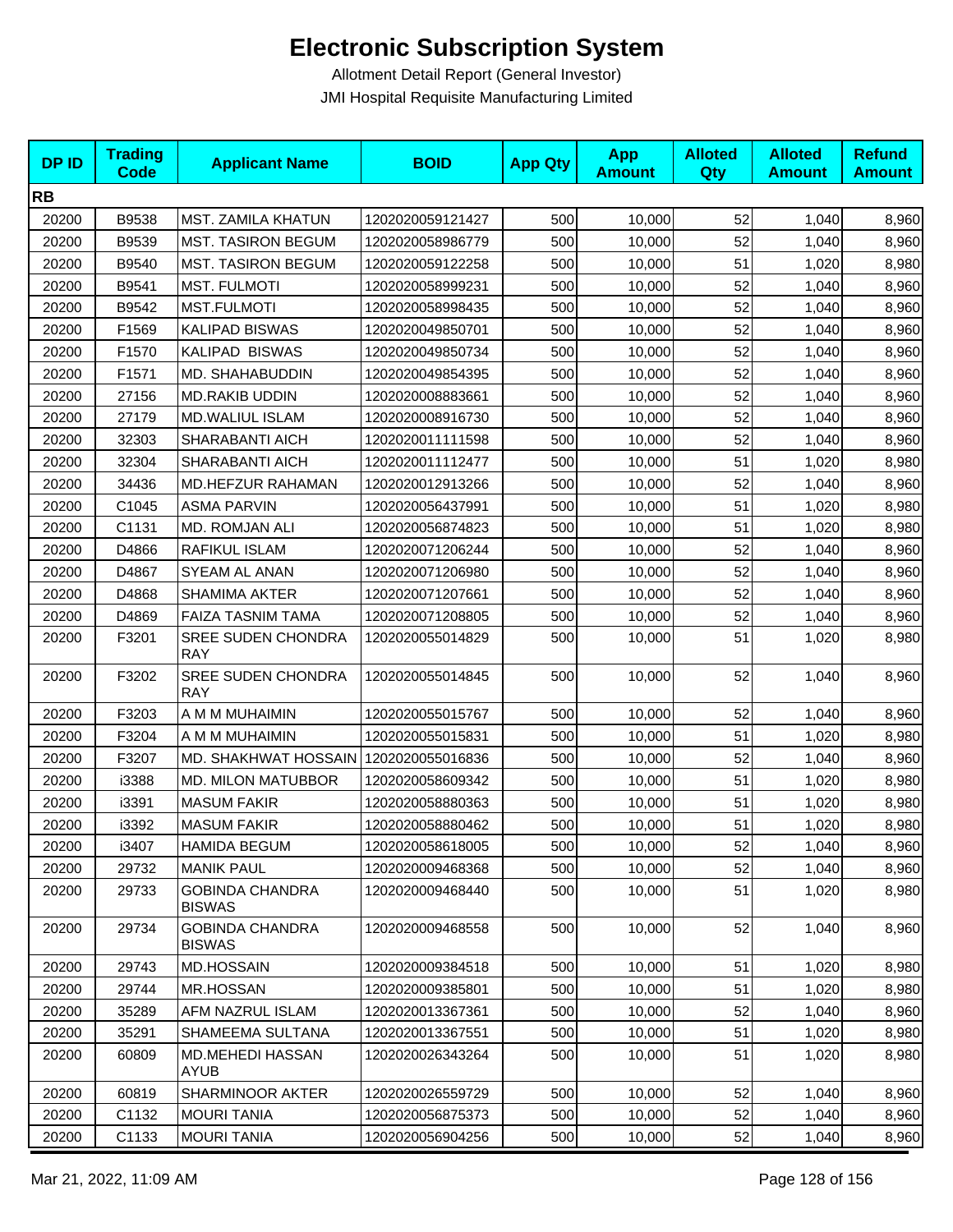# Electronic Subscription System

Allotment Detail Report (General Investor)

JMI Hospital Requisite Manufacturing Limited

| DP ID | Trading Code | Applicant Name | BOID | App Qty | App Amount | Alloted Qty | Alloted Amount | Refund Amount |
|---|---|---|---|---|---|---|---|---|
| **RB** | | | | | | | | |
| 20200 | B9538 | MST. ZAMILA KHATUN | 1202020059121427 | 500 | 10,000 | 52 | 1,040 | 8,960 |
| 20200 | B9539 | MST. TASIRON BEGUM | 1202020058986779 | 500 | 10,000 | 52 | 1,040 | 8,960 |
| 20200 | B9540 | MST. TASIRON BEGUM | 1202020059122258 | 500 | 10,000 | 51 | 1,020 | 8,980 |
| 20200 | B9541 | MST. FULMOTI | 1202020058999231 | 500 | 10,000 | 52 | 1,040 | 8,960 |
| 20200 | B9542 | MST.FULMOTI | 1202020058998435 | 500 | 10,000 | 52 | 1,040 | 8,960 |
| 20200 | F1569 | KALIPAD BISWAS | 1202020049850701 | 500 | 10,000 | 52 | 1,040 | 8,960 |
| 20200 | F1570 | KALIPAD BISWAS | 1202020049850734 | 500 | 10,000 | 52 | 1,040 | 8,960 |
| 20200 | F1571 | MD. SHAHABUDDIN | 1202020049854395 | 500 | 10,000 | 52 | 1,040 | 8,960 |
| 20200 | 27156 | MD.RAKIB UDDIN | 1202020008883661 | 500 | 10,000 | 52 | 1,040 | 8,960 |
| 20200 | 27179 | MD.WALIUL ISLAM | 1202020008916730 | 500 | 10,000 | 52 | 1,040 | 8,960 |
| 20200 | 32303 | SHARABANTI AICH | 1202020011111598 | 500 | 10,000 | 52 | 1,040 | 8,960 |
| 20200 | 32304 | SHARABANTI AICH | 1202020011112477 | 500 | 10,000 | 51 | 1,020 | 8,980 |
| 20200 | 34436 | MD.HEFZUR RAHAMAN | 1202020012913266 | 500 | 10,000 | 52 | 1,040 | 8,960 |
| 20200 | C1045 | ASMA PARVIN | 1202020056437991 | 500 | 10,000 | 51 | 1,020 | 8,980 |
| 20200 | C1131 | MD. ROMJAN ALI | 1202020056874823 | 500 | 10,000 | 51 | 1,020 | 8,980 |
| 20200 | D4866 | RAFIKUL ISLAM | 1202020071206244 | 500 | 10,000 | 52 | 1,040 | 8,960 |
| 20200 | D4867 | SYEAM AL ANAN | 1202020071206980 | 500 | 10,000 | 52 | 1,040 | 8,960 |
| 20200 | D4868 | SHAMIMA AKTER | 1202020071207661 | 500 | 10,000 | 52 | 1,040 | 8,960 |
| 20200 | D4869 | FAIZA TASNIM TAMA | 1202020071208805 | 500 | 10,000 | 52 | 1,040 | 8,960 |
| 20200 | F3201 | SREE SUDEN CHONDRA RAY | 1202020055014829 | 500 | 10,000 | 51 | 1,020 | 8,980 |
| 20200 | F3202 | SREE SUDEN CHONDRA RAY | 1202020055014845 | 500 | 10,000 | 52 | 1,040 | 8,960 |
| 20200 | F3203 | A M M MUHAIMIN | 1202020055015767 | 500 | 10,000 | 52 | 1,040 | 8,960 |
| 20200 | F3204 | A M M MUHAIMIN | 1202020055015831 | 500 | 10,000 | 51 | 1,020 | 8,980 |
| 20200 | F3207 | MD. SHAKHWAT HOSSAIN | 1202020055016836 | 500 | 10,000 | 52 | 1,040 | 8,960 |
| 20200 | i3388 | MD. MILON MATUBBOR | 1202020058609342 | 500 | 10,000 | 51 | 1,020 | 8,980 |
| 20200 | i3391 | MASUM FAKIR | 1202020058880363 | 500 | 10,000 | 51 | 1,020 | 8,980 |
| 20200 | i3392 | MASUM FAKIR | 1202020058880462 | 500 | 10,000 | 51 | 1,020 | 8,980 |
| 20200 | i3407 | HAMIDA BEGUM | 1202020058618005 | 500 | 10,000 | 52 | 1,040 | 8,960 |
| 20200 | 29732 | MANIK PAUL | 1202020009468368 | 500 | 10,000 | 52 | 1,040 | 8,960 |
| 20200 | 29733 | GOBINDA CHANDRA BISWAS | 1202020009468440 | 500 | 10,000 | 51 | 1,020 | 8,980 |
| 20200 | 29734 | GOBINDA CHANDRA BISWAS | 1202020009468558 | 500 | 10,000 | 52 | 1,040 | 8,960 |
| 20200 | 29743 | MD.HOSSAIN | 1202020009384518 | 500 | 10,000 | 51 | 1,020 | 8,980 |
| 20200 | 29744 | MR.HOSSAN | 1202020009385801 | 500 | 10,000 | 51 | 1,020 | 8,980 |
| 20200 | 35289 | AFM NAZRUL ISLAM | 1202020013367361 | 500 | 10,000 | 52 | 1,040 | 8,960 |
| 20200 | 35291 | SHAMEEMA SULTANA | 1202020013367551 | 500 | 10,000 | 51 | 1,020 | 8,980 |
| 20200 | 60809 | MD.MEHEDI HASSAN AYUB | 1202020026343264 | 500 | 10,000 | 51 | 1,020 | 8,980 |
| 20200 | 60819 | SHARMINOOR AKTER | 1202020026559729 | 500 | 10,000 | 52 | 1,040 | 8,960 |
| 20200 | C1132 | MOURI TANIA | 1202020056875373 | 500 | 10,000 | 52 | 1,040 | 8,960 |
| 20200 | C1133 | MOURI TANIA | 1202020056904256 | 500 | 10,000 | 52 | 1,040 | 8,960 |

Mar 21, 2022, 11:09 AM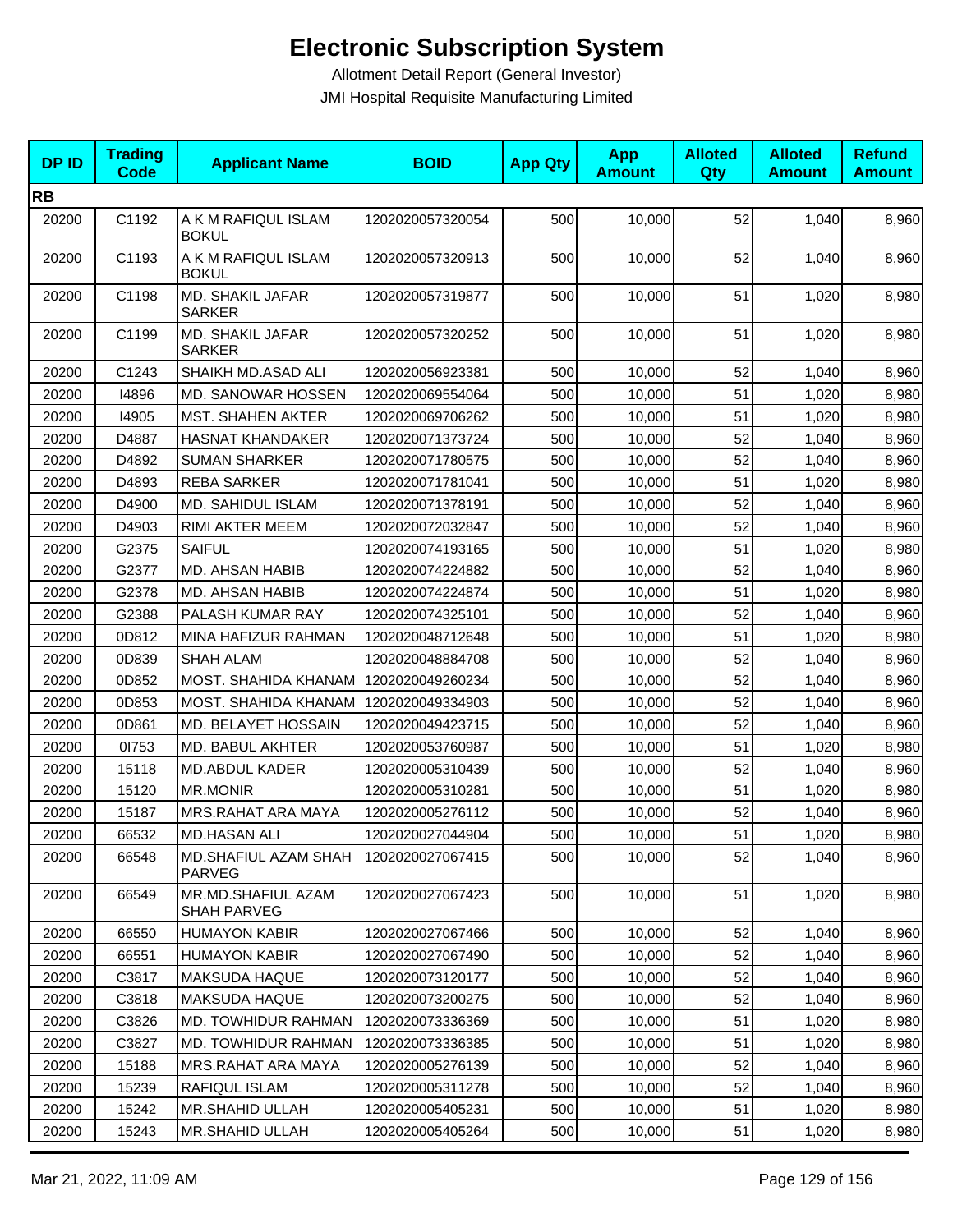# Electronic Subscription System

Allotment Detail Report (General Investor)

JMI Hospital Requisite Manufacturing Limited

| DP ID | Trading Code | Applicant Name | BOID | App Qty | App Amount | Alloted Qty | Alloted Amount | Refund Amount |
|---|---|---|---|---|---|---|---|---|
| **RB** | | | | | | | | |
| 20200 | C1192 | A K M RAFIQUL ISLAM BOKUL | 1202020057320054 | 500 | 10,000 | 52 | 1,040 | 8,960 |
| 20200 | C1193 | A K M RAFIQUL ISLAM BOKUL | 1202020057320913 | 500 | 10,000 | 52 | 1,040 | 8,960 |
| 20200 | C1198 | MD. SHAKIL JAFAR SARKER | 1202020057319877 | 500 | 10,000 | 51 | 1,020 | 8,980 |
| 20200 | C1199 | MD. SHAKIL JAFAR SARKER | 1202020057320252 | 500 | 10,000 | 51 | 1,020 | 8,980 |
| 20200 | C1243 | SHAIKH MD.ASAD ALI | 1202020056923381 | 500 | 10,000 | 52 | 1,040 | 8,960 |
| 20200 | I4896 | MD. SANOWAR HOSSEN | 1202020069554064 | 500 | 10,000 | 51 | 1,020 | 8,980 |
| 20200 | I4905 | MST. SHAHEN AKTER | 1202020069706262 | 500 | 10,000 | 51 | 1,020 | 8,980 |
| 20200 | D4887 | HASNAT KHANDAKER | 1202020071373724 | 500 | 10,000 | 52 | 1,040 | 8,960 |
| 20200 | D4892 | SUMAN SHARKER | 1202020071780575 | 500 | 10,000 | 52 | 1,040 | 8,960 |
| 20200 | D4893 | REBA SARKER | 1202020071781041 | 500 | 10,000 | 51 | 1,020 | 8,980 |
| 20200 | D4900 | MD. SAHIDUL ISLAM | 1202020071378191 | 500 | 10,000 | 52 | 1,040 | 8,960 |
| 20200 | D4903 | RIMI AKTER MEEM | 1202020072032847 | 500 | 10,000 | 52 | 1,040 | 8,960 |
| 20200 | G2375 | SAIFUL | 1202020074193165 | 500 | 10,000 | 51 | 1,020 | 8,980 |
| 20200 | G2377 | MD. AHSAN HABIB | 1202020074224882 | 500 | 10,000 | 52 | 1,040 | 8,960 |
| 20200 | G2378 | MD. AHSAN HABIB | 1202020074224874 | 500 | 10,000 | 51 | 1,020 | 8,980 |
| 20200 | G2388 | PALASH KUMAR RAY | 1202020074325101 | 500 | 10,000 | 52 | 1,040 | 8,960 |
| 20200 | 0D812 | MINA HAFIZUR RAHMAN | 1202020048712648 | 500 | 10,000 | 51 | 1,020 | 8,980 |
| 20200 | 0D839 | SHAH ALAM | 1202020048884708 | 500 | 10,000 | 52 | 1,040 | 8,960 |
| 20200 | 0D852 | MOST. SHAHIDA KHANAM | 1202020049260234 | 500 | 10,000 | 52 | 1,040 | 8,960 |
| 20200 | 0D853 | MOST. SHAHIDA KHANAM | 1202020049334903 | 500 | 10,000 | 52 | 1,040 | 8,960 |
| 20200 | 0D861 | MD. BELAYET HOSSAIN | 1202020049423715 | 500 | 10,000 | 52 | 1,040 | 8,960 |
| 20200 | 0I753 | MD. BABUL AKHTER | 1202020053760987 | 500 | 10,000 | 51 | 1,020 | 8,980 |
| 20200 | 15118 | MD.ABDUL KADER | 1202020005310439 | 500 | 10,000 | 52 | 1,040 | 8,960 |
| 20200 | 15120 | MR.MONIR | 1202020005310281 | 500 | 10,000 | 51 | 1,020 | 8,980 |
| 20200 | 15187 | MRS.RAHAT ARA MAYA | 1202020005276112 | 500 | 10,000 | 52 | 1,040 | 8,960 |
| 20200 | 66532 | MD.HASAN ALI | 1202020027044904 | 500 | 10,000 | 51 | 1,020 | 8,980 |
| 20200 | 66548 | MD.SHAFIUL AZAM SHAH PARVEG | 1202020027067415 | 500 | 10,000 | 52 | 1,040 | 8,960 |
| 20200 | 66549 | MR.MD.SHAFIUL AZAM SHAH PARVEG | 1202020027067423 | 500 | 10,000 | 51 | 1,020 | 8,980 |
| 20200 | 66550 | HUMAYON KABIR | 1202020027067466 | 500 | 10,000 | 52 | 1,040 | 8,960 |
| 20200 | 66551 | HUMAYON KABIR | 1202020027067490 | 500 | 10,000 | 52 | 1,040 | 8,960 |
| 20200 | C3817 | MAKSUDA HAQUE | 1202020073120177 | 500 | 10,000 | 52 | 1,040 | 8,960 |
| 20200 | C3818 | MAKSUDA HAQUE | 1202020073200275 | 500 | 10,000 | 52 | 1,040 | 8,960 |
| 20200 | C3826 | MD. TOWHIDUR RAHMAN | 1202020073336369 | 500 | 10,000 | 51 | 1,020 | 8,980 |
| 20200 | C3827 | MD. TOWHIDUR RAHMAN | 1202020073336385 | 500 | 10,000 | 51 | 1,020 | 8,980 |
| 20200 | 15188 | MRS.RAHAT ARA MAYA | 1202020005276139 | 500 | 10,000 | 52 | 1,040 | 8,960 |
| 20200 | 15239 | RAFIQUL ISLAM | 1202020005311278 | 500 | 10,000 | 52 | 1,040 | 8,960 |
| 20200 | 15242 | MR.SHAHID ULLAH | 1202020005405231 | 500 | 10,000 | 51 | 1,020 | 8,980 |
| 20200 | 15243 | MR.SHAHID ULLAH | 1202020005405264 | 500 | 10,000 | 51 | 1,020 | 8,980 |

Mar 21, 2022, 11:09 AM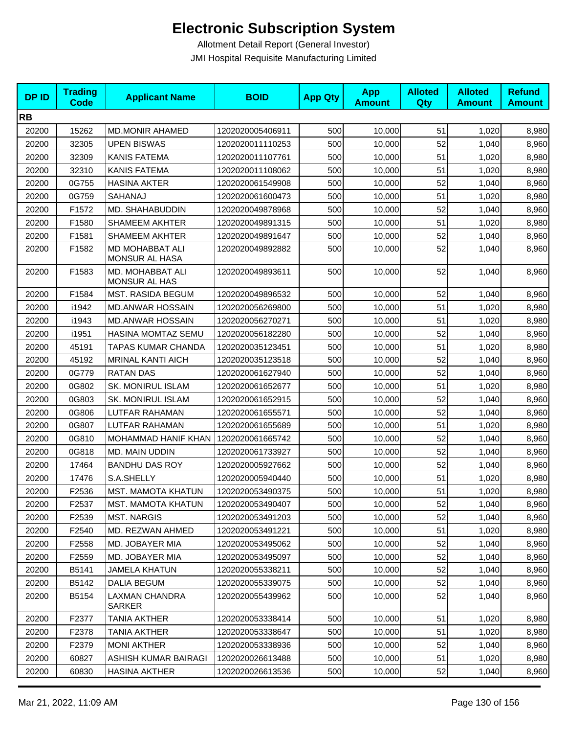# Electronic Subscription System

Allotment Detail Report (General Investor)

JMI Hospital Requisite Manufacturing Limited

| DP ID | Trading Code | Applicant Name | BOID | App Qty | App Amount | Alloted Qty | Alloted Amount | Refund Amount |
|---|---|---|---|---|---|---|---|---|
| **RB** | | | | | | | | |
| 20200 | 15262 | MD.MONIR AHAMED | 1202020005406911 | 500 | 10,000 | 51 | 1,020 | 8,980 |
| 20200 | 32305 | UPEN BISWAS | 1202020011110253 | 500 | 10,000 | 52 | 1,040 | 8,960 |
| 20200 | 32309 | KANIS FATEMA | 1202020011107761 | 500 | 10,000 | 51 | 1,020 | 8,980 |
| 20200 | 32310 | KANIS FATEMA | 1202020011108062 | 500 | 10,000 | 51 | 1,020 | 8,980 |
| 20200 | 0G755 | HASINA AKTER | 1202020061549908 | 500 | 10,000 | 52 | 1,040 | 8,960 |
| 20200 | 0G759 | SAHANAJ | 1202020061600473 | 500 | 10,000 | 51 | 1,020 | 8,980 |
| 20200 | F1572 | MD. SHAHABUDDIN | 1202020049878968 | 500 | 10,000 | 52 | 1,040 | 8,960 |
| 20200 | F1580 | SHAMEEM AKHTER | 1202020049891315 | 500 | 10,000 | 51 | 1,020 | 8,980 |
| 20200 | F1581 | SHAMEEM AKHTER | 1202020049891647 | 500 | 10,000 | 52 | 1,040 | 8,960 |
| 20200 | F1582 | MD MOHABBAT ALI MONSUR AL HASA | 1202020049892882 | 500 | 10,000 | 52 | 1,040 | 8,960 |
| 20200 | F1583 | MD. MOHABBAT ALI MONSUR AL HAS | 1202020049893611 | 500 | 10,000 | 52 | 1,040 | 8,960 |
| 20200 | F1584 | MST. RASIDA BEGUM | 1202020049896532 | 500 | 10,000 | 52 | 1,040 | 8,960 |
| 20200 | i1942 | MD.ANWAR HOSSAIN | 1202020056269800 | 500 | 10,000 | 51 | 1,020 | 8,980 |
| 20200 | i1943 | MD.ANWAR HOSSAIN | 1202020056270271 | 500 | 10,000 | 51 | 1,020 | 8,980 |
| 20200 | i1951 | HASINA MOMTAZ SEMU | 1202020056182280 | 500 | 10,000 | 52 | 1,040 | 8,960 |
| 20200 | 45191 | TAPAS KUMAR CHANDA | 1202020035123451 | 500 | 10,000 | 51 | 1,020 | 8,980 |
| 20200 | 45192 | MRINAL KANTI AICH | 1202020035123518 | 500 | 10,000 | 52 | 1,040 | 8,960 |
| 20200 | 0G779 | RATAN DAS | 1202020061627940 | 500 | 10,000 | 52 | 1,040 | 8,960 |
| 20200 | 0G802 | SK. MONIRUL ISLAM | 1202020061652677 | 500 | 10,000 | 51 | 1,020 | 8,980 |
| 20200 | 0G803 | SK. MONIRUL ISLAM | 1202020061652915 | 500 | 10,000 | 52 | 1,040 | 8,960 |
| 20200 | 0G806 | LUTFAR RAHAMAN | 1202020061655571 | 500 | 10,000 | 52 | 1,040 | 8,960 |
| 20200 | 0G807 | LUTFAR RAHAMAN | 1202020061655689 | 500 | 10,000 | 51 | 1,020 | 8,980 |
| 20200 | 0G810 | MOHAMMAD HANIF KHAN | 1202020061665742 | 500 | 10,000 | 52 | 1,040 | 8,960 |
| 20200 | 0G818 | MD. MAIN UDDIN | 1202020061733927 | 500 | 10,000 | 52 | 1,040 | 8,960 |
| 20200 | 17464 | BANDHU DAS ROY | 1202020005927662 | 500 | 10,000 | 52 | 1,040 | 8,960 |
| 20200 | 17476 | S.A.SHELLY | 1202020005940440 | 500 | 10,000 | 51 | 1,020 | 8,980 |
| 20200 | F2536 | MST. MAMOTA KHATUN | 1202020053490375 | 500 | 10,000 | 51 | 1,020 | 8,980 |
| 20200 | F2537 | MST. MAMOTA KHATUN | 1202020053490407 | 500 | 10,000 | 52 | 1,040 | 8,960 |
| 20200 | F2539 | MST. NARGIS | 1202020053491203 | 500 | 10,000 | 52 | 1,040 | 8,960 |
| 20200 | F2540 | MD. REZWAN AHMED | 1202020053491221 | 500 | 10,000 | 51 | 1,020 | 8,980 |
| 20200 | F2558 | MD. JOBAYER MIA | 1202020053495062 | 500 | 10,000 | 52 | 1,040 | 8,960 |
| 20200 | F2559 | MD. JOBAYER MIA | 1202020053495097 | 500 | 10,000 | 52 | 1,040 | 8,960 |
| 20200 | B5141 | JAMELA KHATUN | 1202020055338211 | 500 | 10,000 | 52 | 1,040 | 8,960 |
| 20200 | B5142 | DALIA BEGUM | 1202020055339075 | 500 | 10,000 | 52 | 1,040 | 8,960 |
| 20200 | B5154 | LAXMAN CHANDRA SARKER | 1202020055439962 | 500 | 10,000 | 52 | 1,040 | 8,960 |
| 20200 | F2377 | TANIA AKTHER | 1202020053338414 | 500 | 10,000 | 51 | 1,020 | 8,980 |
| 20200 | F2378 | TANIA AKTHER | 1202020053338647 | 500 | 10,000 | 51 | 1,020 | 8,980 |
| 20200 | F2379 | MONI AKTHER | 1202020053338936 | 500 | 10,000 | 52 | 1,040 | 8,960 |
| 20200 | 60827 | ASHISH KUMAR BAIRAGI | 1202020026613488 | 500 | 10,000 | 51 | 1,020 | 8,980 |
| 20200 | 60830 | HASINA AKTHER | 1202020026613536 | 500 | 10,000 | 52 | 1,040 | 8,960 |

Mar 21, 2022, 11:09 AM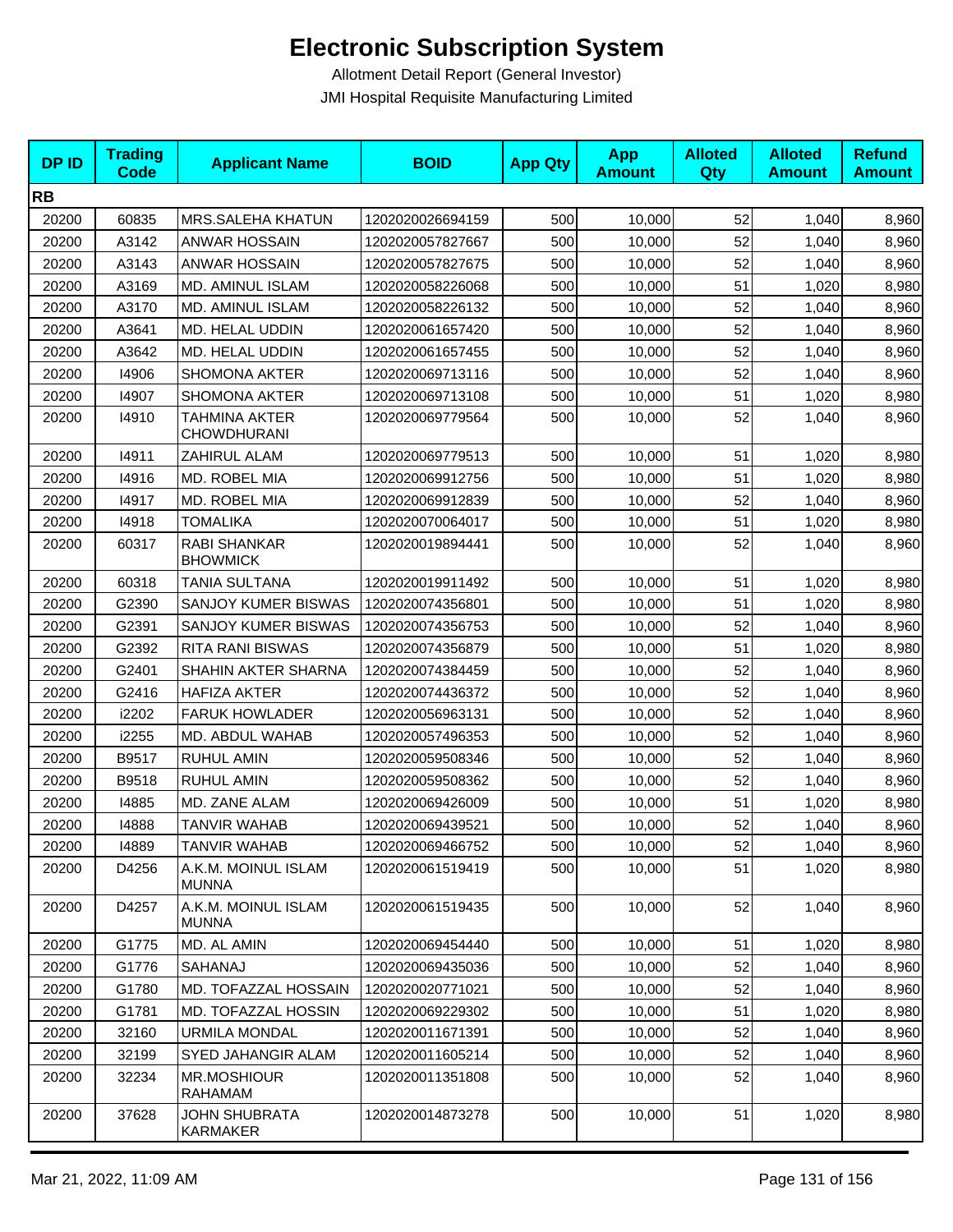# Electronic Subscription System

Allotment Detail Report (General Investor)

JMI Hospital Requisite Manufacturing Limited

| DP ID | Trading Code | Applicant Name | BOID | App Qty | App Amount | Alloted Qty | Alloted Amount | Refund Amount |
|---|---|---|---|---|---|---|---|---|
| **RB** | | | | | | | | |
| 20200 | 60835 | MRS.SALEHA KHATUN | 1202020026694159 | 500 | 10,000 | 52 | 1,040 | 8,960 |
| 20200 | A3142 | ANWAR HOSSAIN | 1202020057827667 | 500 | 10,000 | 52 | 1,040 | 8,960 |
| 20200 | A3143 | ANWAR HOSSAIN | 1202020057827675 | 500 | 10,000 | 52 | 1,040 | 8,960 |
| 20200 | A3169 | MD. AMINUL ISLAM | 1202020058226068 | 500 | 10,000 | 51 | 1,020 | 8,980 |
| 20200 | A3170 | MD. AMINUL ISLAM | 1202020058226132 | 500 | 10,000 | 52 | 1,040 | 8,960 |
| 20200 | A3641 | MD. HELAL UDDIN | 1202020061657420 | 500 | 10,000 | 52 | 1,040 | 8,960 |
| 20200 | A3642 | MD. HELAL UDDIN | 1202020061657455 | 500 | 10,000 | 52 | 1,040 | 8,960 |
| 20200 | I4906 | SHOMONA AKTER | 1202020069713116 | 500 | 10,000 | 52 | 1,040 | 8,960 |
| 20200 | I4907 | SHOMONA AKTER | 1202020069713108 | 500 | 10,000 | 51 | 1,020 | 8,980 |
| 20200 | I4910 | TAHMINA AKTER CHOWDHURANI | 1202020069779564 | 500 | 10,000 | 52 | 1,040 | 8,960 |
| 20200 | I4911 | ZAHIRUL ALAM | 1202020069779513 | 500 | 10,000 | 51 | 1,020 | 8,980 |
| 20200 | I4916 | MD. ROBEL MIA | 1202020069912756 | 500 | 10,000 | 51 | 1,020 | 8,980 |
| 20200 | I4917 | MD. ROBEL MIA | 1202020069912839 | 500 | 10,000 | 52 | 1,040 | 8,960 |
| 20200 | I4918 | TOMALIKA | 1202020070064017 | 500 | 10,000 | 51 | 1,020 | 8,980 |
| 20200 | 60317 | RABI SHANKAR BHOWMICK | 1202020019894441 | 500 | 10,000 | 52 | 1,040 | 8,960 |
| 20200 | 60318 | TANIA SULTANA | 1202020019911492 | 500 | 10,000 | 51 | 1,020 | 8,980 |
| 20200 | G2390 | SANJOY KUMER BISWAS | 1202020074356801 | 500 | 10,000 | 51 | 1,020 | 8,980 |
| 20200 | G2391 | SANJOY KUMER BISWAS | 1202020074356753 | 500 | 10,000 | 52 | 1,040 | 8,960 |
| 20200 | G2392 | RITA RANI BISWAS | 1202020074356879 | 500 | 10,000 | 51 | 1,020 | 8,980 |
| 20200 | G2401 | SHAHIN AKTER SHARNA | 1202020074384459 | 500 | 10,000 | 52 | 1,040 | 8,960 |
| 20200 | G2416 | HAFIZA AKTER | 1202020074436372 | 500 | 10,000 | 52 | 1,040 | 8,960 |
| 20200 | i2202 | FARUK HOWLADER | 1202020056963131 | 500 | 10,000 | 52 | 1,040 | 8,960 |
| 20200 | i2255 | MD. ABDUL WAHAB | 1202020057496353 | 500 | 10,000 | 52 | 1,040 | 8,960 |
| 20200 | B9517 | RUHUL AMIN | 1202020059508346 | 500 | 10,000 | 52 | 1,040 | 8,960 |
| 20200 | B9518 | RUHUL AMIN | 1202020059508362 | 500 | 10,000 | 52 | 1,040 | 8,960 |
| 20200 | I4885 | MD. ZANE ALAM | 1202020069426009 | 500 | 10,000 | 51 | 1,020 | 8,980 |
| 20200 | I4888 | TANVIR WAHAB | 1202020069439521 | 500 | 10,000 | 52 | 1,040 | 8,960 |
| 20200 | I4889 | TANVIR WAHAB | 1202020069466752 | 500 | 10,000 | 52 | 1,040 | 8,960 |
| 20200 | D4256 | A.K.M. MOINUL ISLAM MUNNA | 1202020061519419 | 500 | 10,000 | 51 | 1,020 | 8,980 |
| 20200 | D4257 | A.K.M. MOINUL ISLAM MUNNA | 1202020061519435 | 500 | 10,000 | 52 | 1,040 | 8,960 |
| 20200 | G1775 | MD. AL AMIN | 1202020069454440 | 500 | 10,000 | 51 | 1,020 | 8,980 |
| 20200 | G1776 | SAHANAJ | 1202020069435036 | 500 | 10,000 | 52 | 1,040 | 8,960 |
| 20200 | G1780 | MD. TOFAZZAL HOSSAIN | 1202020020771021 | 500 | 10,000 | 52 | 1,040 | 8,960 |
| 20200 | G1781 | MD. TOFAZZAL HOSSIN | 1202020069229302 | 500 | 10,000 | 51 | 1,020 | 8,980 |
| 20200 | 32160 | URMILA MONDAL | 1202020011671391 | 500 | 10,000 | 52 | 1,040 | 8,960 |
| 20200 | 32199 | SYED JAHANGIR ALAM | 1202020011605214 | 500 | 10,000 | 52 | 1,040 | 8,960 |
| 20200 | 32234 | MR.MOSHIOUR RAHAMAM | 1202020011351808 | 500 | 10,000 | 52 | 1,040 | 8,960 |
| 20200 | 37628 | JOHN SHUBRATA KARMAKER | 1202020014873278 | 500 | 10,000 | 51 | 1,020 | 8,980 |

Mar 21, 2022, 11:09 AM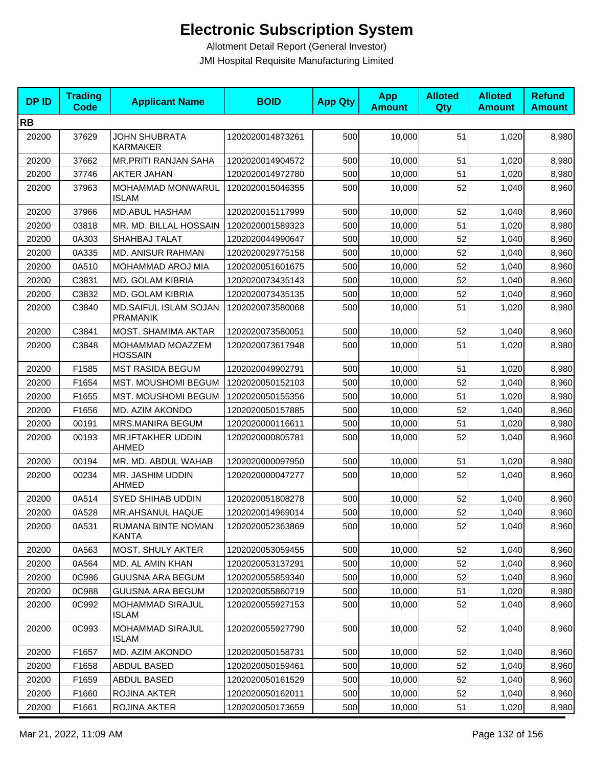# Electronic Subscription System

Allotment Detail Report (General Investor)

JMI Hospital Requisite Manufacturing Limited

| DP ID | Trading Code | Applicant Name | BOID | App Qty | App Amount | Alloted Qty | Alloted Amount | Refund Amount |
|---|---|---|---|---|---|---|---|---|
| **RB** | | | | | | | | |
| 20200 | 37629 | JOHN SHUBRATA KARMAKER | 1202020014873261 | 500 | 10,000 | 51 | 1,020 | 8,980 |
| 20200 | 37662 | MR.PRITI RANJAN SAHA | 1202020014904572 | 500 | 10,000 | 51 | 1,020 | 8,980 |
| 20200 | 37746 | AKTER JAHAN | 1202020014972780 | 500 | 10,000 | 51 | 1,020 | 8,980 |
| 20200 | 37963 | MOHAMMAD MONWARUL ISLAM | 1202020015046355 | 500 | 10,000 | 52 | 1,040 | 8,960 |
| 20200 | 37966 | MD.ABUL HASHAM | 1202020015117999 | 500 | 10,000 | 52 | 1,040 | 8,960 |
| 20200 | 03818 | MR. MD. BILLAL HOSSAIN | 1202020001589323 | 500 | 10,000 | 51 | 1,020 | 8,980 |
| 20200 | 0A303 | SHAHBAJ TALAT | 1202020044990647 | 500 | 10,000 | 52 | 1,040 | 8,960 |
| 20200 | 0A335 | MD. ANISUR RAHMAN | 1202020029775158 | 500 | 10,000 | 52 | 1,040 | 8,960 |
| 20200 | 0A510 | MOHAMMAD AROJ MIA | 1202020051601675 | 500 | 10,000 | 52 | 1,040 | 8,960 |
| 20200 | C3831 | MD. GOLAM KIBRIA | 1202020073435143 | 500 | 10,000 | 52 | 1,040 | 8,960 |
| 20200 | C3832 | MD. GOLAM KIBRIA | 1202020073435135 | 500 | 10,000 | 52 | 1,040 | 8,960 |
| 20200 | C3840 | MD.SAIFUL ISLAM SOJAN PRAMANIK | 1202020073580068 | 500 | 10,000 | 51 | 1,020 | 8,980 |
| 20200 | C3841 | MOST. SHAMIMA AKTAR | 1202020073580051 | 500 | 10,000 | 52 | 1,040 | 8,960 |
| 20200 | C3848 | MOHAMMAD MOAZZEM HOSSAIN | 1202020073617948 | 500 | 10,000 | 51 | 1,020 | 8,980 |
| 20200 | F1585 | MST RASIDA BEGUM | 1202020049902791 | 500 | 10,000 | 51 | 1,020 | 8,980 |
| 20200 | F1654 | MST. MOUSHOMI BEGUM | 1202020050152103 | 500 | 10,000 | 52 | 1,040 | 8,960 |
| 20200 | F1655 | MST. MOUSHOMI BEGUM | 1202020050155356 | 500 | 10,000 | 51 | 1,020 | 8,980 |
| 20200 | F1656 | MD. AZIM AKONDO | 1202020050157885 | 500 | 10,000 | 52 | 1,040 | 8,960 |
| 20200 | 00191 | MRS.MANIRA BEGUM | 1202020000116611 | 500 | 10,000 | 51 | 1,020 | 8,980 |
| 20200 | 00193 | MR.IFTAKHER UDDIN AHMED | 1202020000805781 | 500 | 10,000 | 52 | 1,040 | 8,960 |
| 20200 | 00194 | MR. MD. ABDUL WAHAB | 1202020000097950 | 500 | 10,000 | 51 | 1,020 | 8,980 |
| 20200 | 00234 | MR. JASHIM UDDIN AHMED | 1202020000047277 | 500 | 10,000 | 52 | 1,040 | 8,960 |
| 20200 | 0A514 | SYED SHIHAB UDDIN | 1202020051808278 | 500 | 10,000 | 52 | 1,040 | 8,960 |
| 20200 | 0A528 | MR.AHSANUL HAQUE | 1202020014969014 | 500 | 10,000 | 52 | 1,040 | 8,960 |
| 20200 | 0A531 | RUMANA BINTE NOMAN KANTA | 1202020052363869 | 500 | 10,000 | 52 | 1,040 | 8,960 |
| 20200 | 0A563 | MOST. SHULY AKTER | 1202020053059455 | 500 | 10,000 | 52 | 1,040 | 8,960 |
| 20200 | 0A564 | MD. AL AMIN KHAN | 1202020053137291 | 500 | 10,000 | 52 | 1,040 | 8,960 |
| 20200 | 0C986 | GUUSNA ARA BEGUM | 1202020055859340 | 500 | 10,000 | 52 | 1,040 | 8,960 |
| 20200 | 0C988 | GUUSNA ARA BEGUM | 1202020055860719 | 500 | 10,000 | 51 | 1,020 | 8,980 |
| 20200 | 0C992 | MOHAMMAD SIRAJUL ISLAM | 1202020055927153 | 500 | 10,000 | 52 | 1,040 | 8,960 |
| 20200 | 0C993 | MOHAMMAD SIRAJUL ISLAM | 1202020055927790 | 500 | 10,000 | 52 | 1,040 | 8,960 |
| 20200 | F1657 | MD. AZIM AKONDO | 1202020050158731 | 500 | 10,000 | 52 | 1,040 | 8,960 |
| 20200 | F1658 | ABDUL BASED | 1202020050159461 | 500 | 10,000 | 52 | 1,040 | 8,960 |
| 20200 | F1659 | ABDUL BASED | 1202020050161529 | 500 | 10,000 | 52 | 1,040 | 8,960 |
| 20200 | F1660 | ROJINA AKTER | 1202020050162011 | 500 | 10,000 | 52 | 1,040 | 8,960 |
| 20200 | F1661 | ROJINA AKTER | 1202020050173659 | 500 | 10,000 | 51 | 1,020 | 8,980 |

Mar 21, 2022, 11:09 AM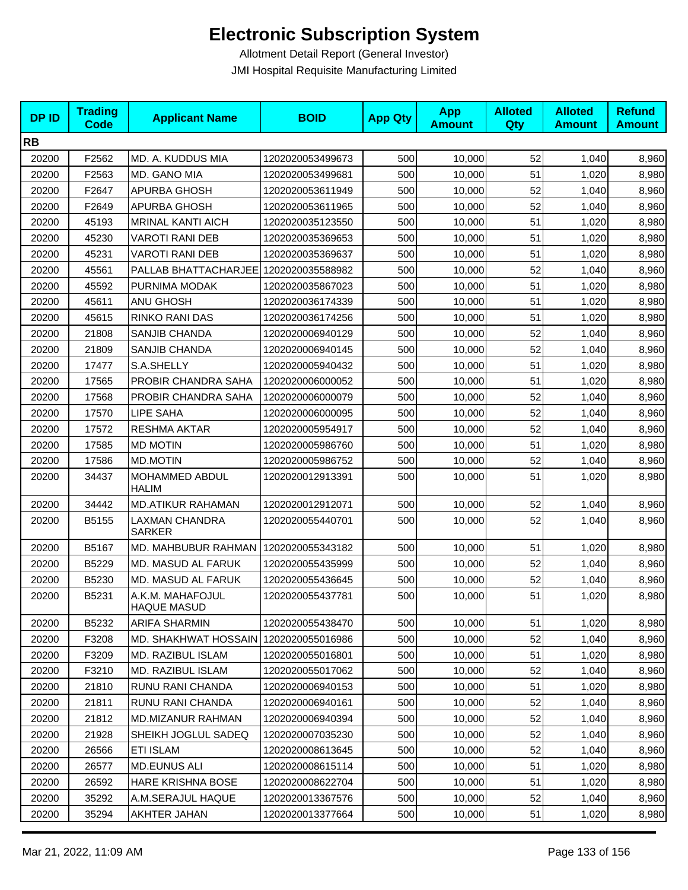# Electronic Subscription System

Allotment Detail Report (General Investor)

JMI Hospital Requisite Manufacturing Limited

| DP ID | Trading Code | Applicant Name | BOID | App Qty | App Amount | Alloted Qty | Alloted Amount | Refund Amount |
|---|---|---|---|---|---|---|---|---|
| **RB** | | | | | | | | |
| 20200 | F2562 | MD. A. KUDDUS MIA | 1202020053499673 | 500 | 10,000 | 52 | 1,040 | 8,960 |
| 20200 | F2563 | MD. GANO MIA | 1202020053499681 | 500 | 10,000 | 51 | 1,020 | 8,980 |
| 20200 | F2647 | APURBA GHOSH | 1202020053611949 | 500 | 10,000 | 52 | 1,040 | 8,960 |
| 20200 | F2649 | APURBA GHOSH | 1202020053611965 | 500 | 10,000 | 52 | 1,040 | 8,960 |
| 20200 | 45193 | MRINAL KANTI AICH | 1202020035123550 | 500 | 10,000 | 51 | 1,020 | 8,980 |
| 20200 | 45230 | VAROTI RANI DEB | 1202020035369653 | 500 | 10,000 | 51 | 1,020 | 8,980 |
| 20200 | 45231 | VAROTI RANI DEB | 1202020035369637 | 500 | 10,000 | 51 | 1,020 | 8,980 |
| 20200 | 45561 | PALLAB BHATTACHARJEE | 1202020035588982 | 500 | 10,000 | 52 | 1,040 | 8,960 |
| 20200 | 45592 | PURNIMA MODAK | 1202020035867023 | 500 | 10,000 | 51 | 1,020 | 8,980 |
| 20200 | 45611 | ANU GHOSH | 1202020036174339 | 500 | 10,000 | 51 | 1,020 | 8,980 |
| 20200 | 45615 | RINKO RANI DAS | 1202020036174256 | 500 | 10,000 | 51 | 1,020 | 8,980 |
| 20200 | 21808 | SANJIB CHANDA | 1202020006940129 | 500 | 10,000 | 52 | 1,040 | 8,960 |
| 20200 | 21809 | SANJIB CHANDA | 1202020006940145 | 500 | 10,000 | 52 | 1,040 | 8,960 |
| 20200 | 17477 | S.A.SHELLY | 1202020005940432 | 500 | 10,000 | 51 | 1,020 | 8,980 |
| 20200 | 17565 | PROBIR CHANDRA SAHA | 1202020006000052 | 500 | 10,000 | 51 | 1,020 | 8,980 |
| 20200 | 17568 | PROBIR CHANDRA SAHA | 1202020006000079 | 500 | 10,000 | 52 | 1,040 | 8,960 |
| 20200 | 17570 | LIPE SAHA | 1202020006000095 | 500 | 10,000 | 52 | 1,040 | 8,960 |
| 20200 | 17572 | RESHMA AKTAR | 1202020005954917 | 500 | 10,000 | 52 | 1,040 | 8,960 |
| 20200 | 17585 | MD MOTIN | 1202020005986760 | 500 | 10,000 | 51 | 1,020 | 8,980 |
| 20200 | 17586 | MD.MOTIN | 1202020005986752 | 500 | 10,000 | 52 | 1,040 | 8,960 |
| 20200 | 34437 | MOHAMMED ABDUL HALIM | 1202020012913391 | 500 | 10,000 | 51 | 1,020 | 8,980 |
| 20200 | 34442 | MD.ATIKUR RAHAMAN | 1202020012912071 | 500 | 10,000 | 52 | 1,040 | 8,960 |
| 20200 | B5155 | LAXMAN CHANDRA SARKER | 1202020055440701 | 500 | 10,000 | 52 | 1,040 | 8,960 |
| 20200 | B5167 | MD. MAHBUBUR RAHMAN | 1202020055343182 | 500 | 10,000 | 51 | 1,020 | 8,980 |
| 20200 | B5229 | MD. MASUD AL FARUK | 1202020055435999 | 500 | 10,000 | 52 | 1,040 | 8,960 |
| 20200 | B5230 | MD. MASUD AL FARUK | 1202020055436645 | 500 | 10,000 | 52 | 1,040 | 8,960 |
| 20200 | B5231 | A.K.M. MAHAFOJUL HAQUE MASUD | 1202020055437781 | 500 | 10,000 | 51 | 1,020 | 8,980 |
| 20200 | B5232 | ARIFA SHARMIN | 1202020055438470 | 500 | 10,000 | 51 | 1,020 | 8,980 |
| 20200 | F3208 | MD. SHAKHWAT HOSSAIN | 1202020055016986 | 500 | 10,000 | 52 | 1,040 | 8,960 |
| 20200 | F3209 | MD. RAZIBUL ISLAM | 1202020055016801 | 500 | 10,000 | 51 | 1,020 | 8,980 |
| 20200 | F3210 | MD. RAZIBUL ISLAM | 1202020055017062 | 500 | 10,000 | 52 | 1,040 | 8,960 |
| 20200 | 21810 | RUNU RANI CHANDA | 1202020006940153 | 500 | 10,000 | 51 | 1,020 | 8,980 |
| 20200 | 21811 | RUNU RANI CHANDA | 1202020006940161 | 500 | 10,000 | 52 | 1,040 | 8,960 |
| 20200 | 21812 | MD.MIZANUR RAHMAN | 1202020006940394 | 500 | 10,000 | 52 | 1,040 | 8,960 |
| 20200 | 21928 | SHEIKH JOGLUL SADEQ | 1202020007035230 | 500 | 10,000 | 52 | 1,040 | 8,960 |
| 20200 | 26566 | ETI ISLAM | 1202020008613645 | 500 | 10,000 | 52 | 1,040 | 8,960 |
| 20200 | 26577 | MD.EUNUS ALI | 1202020008615114 | 500 | 10,000 | 51 | 1,020 | 8,980 |
| 20200 | 26592 | HARE KRISHNA BOSE | 1202020008622704 | 500 | 10,000 | 51 | 1,020 | 8,980 |
| 20200 | 35292 | A.M.SERAJUL HAQUE | 1202020013367576 | 500 | 10,000 | 52 | 1,040 | 8,960 |
| 20200 | 35294 | AKHTER JAHAN | 1202020013377664 | 500 | 10,000 | 51 | 1,020 | 8,980 |

Mar 21, 2022, 11:09 AM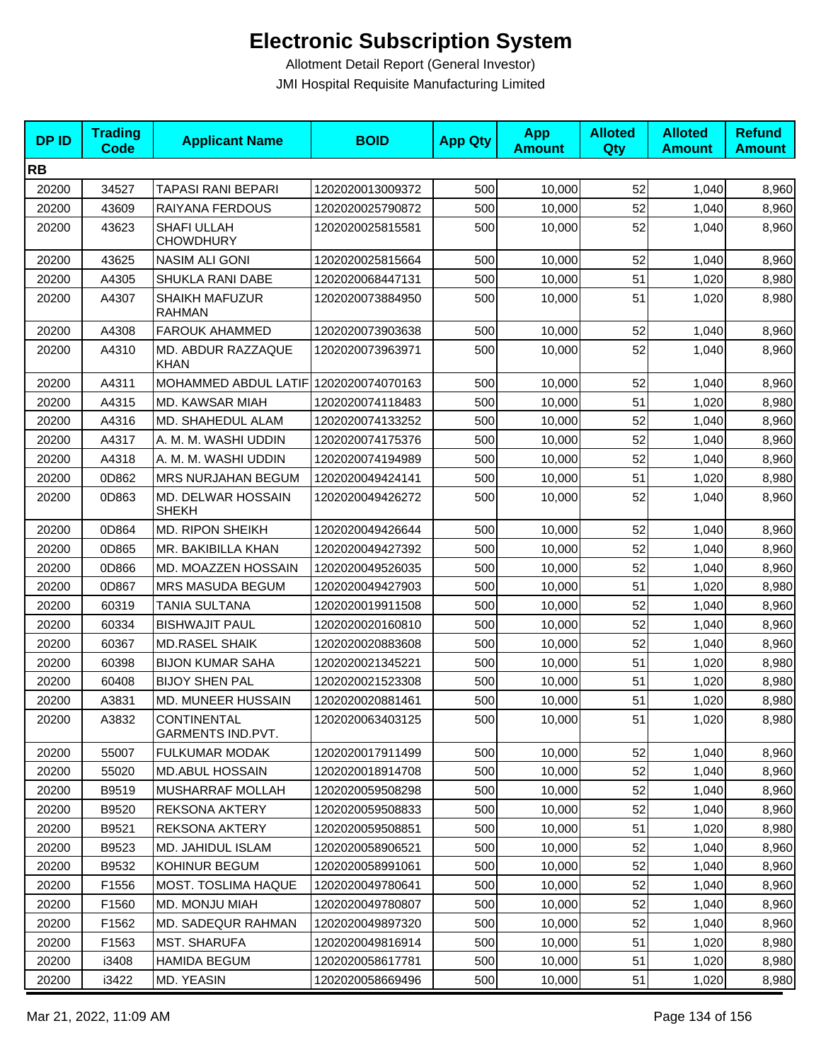# Electronic Subscription System

Allotment Detail Report (General Investor)

JMI Hospital Requisite Manufacturing Limited

| DP ID | Trading Code | Applicant Name | BOID | App Qty | App Amount | Alloted Qty | Alloted Amount | Refund Amount |
|---|---|---|---|---|---|---|---|---|
| **RB** | | | | | | | | |
| 20200 | 34527 | TAPASI RANI BEPARI | 1202020013009372 | 500 | 10,000 | 52 | 1,040 | 8,960 |
| 20200 | 43609 | RAIYANA FERDOUS | 1202020025790872 | 500 | 10,000 | 52 | 1,040 | 8,960 |
| 20200 | 43623 | SHAFI ULLAH CHOWDHURY | 1202020025815581 | 500 | 10,000 | 52 | 1,040 | 8,960 |
| 20200 | 43625 | NASIM ALI GONI | 1202020025815664 | 500 | 10,000 | 52 | 1,040 | 8,960 |
| 20200 | A4305 | SHUKLA RANI DABE | 1202020068447131 | 500 | 10,000 | 51 | 1,020 | 8,980 |
| 20200 | A4307 | SHAIKH MAFUZUR RAHMAN | 1202020073884950 | 500 | 10,000 | 51 | 1,020 | 8,980 |
| 20200 | A4308 | FAROUK AHAMMED | 1202020073903638 | 500 | 10,000 | 52 | 1,040 | 8,960 |
| 20200 | A4310 | MD. ABDUR RAZZAQUE KHAN | 1202020073963971 | 500 | 10,000 | 52 | 1,040 | 8,960 |
| 20200 | A4311 | MOHAMMED ABDUL LATIF | 1202020074070163 | 500 | 10,000 | 52 | 1,040 | 8,960 |
| 20200 | A4315 | MD. KAWSAR MIAH | 1202020074118483 | 500 | 10,000 | 51 | 1,020 | 8,980 |
| 20200 | A4316 | MD. SHAHEDUL ALAM | 1202020074133252 | 500 | 10,000 | 52 | 1,040 | 8,960 |
| 20200 | A4317 | A. M. M. WASHI UDDIN | 1202020074175376 | 500 | 10,000 | 52 | 1,040 | 8,960 |
| 20200 | A4318 | A. M. M. WASHI UDDIN | 1202020074194989 | 500 | 10,000 | 52 | 1,040 | 8,960 |
| 20200 | 0D862 | MRS NURJAHAN BEGUM | 1202020049424141 | 500 | 10,000 | 51 | 1,020 | 8,980 |
| 20200 | 0D863 | MD. DELWAR HOSSAIN SHEKH | 1202020049426272 | 500 | 10,000 | 52 | 1,040 | 8,960 |
| 20200 | 0D864 | MD. RIPON SHEIKH | 1202020049426644 | 500 | 10,000 | 52 | 1,040 | 8,960 |
| 20200 | 0D865 | MR. BAKIBILLA KHAN | 1202020049427392 | 500 | 10,000 | 52 | 1,040 | 8,960 |
| 20200 | 0D866 | MD. MOAZZEN HOSSAIN | 1202020049526035 | 500 | 10,000 | 52 | 1,040 | 8,960 |
| 20200 | 0D867 | MRS MASUDA BEGUM | 1202020049427903 | 500 | 10,000 | 51 | 1,020 | 8,980 |
| 20200 | 60319 | TANIA SULTANA | 1202020019911508 | 500 | 10,000 | 52 | 1,040 | 8,960 |
| 20200 | 60334 | BISHWAJIT PAUL | 1202020020160810 | 500 | 10,000 | 52 | 1,040 | 8,960 |
| 20200 | 60367 | MD.RASEL SHAIK | 1202020020883608 | 500 | 10,000 | 52 | 1,040 | 8,960 |
| 20200 | 60398 | BIJON KUMAR SAHA | 1202020021345221 | 500 | 10,000 | 51 | 1,020 | 8,980 |
| 20200 | 60408 | BIJOY SHEN PAL | 1202020021523308 | 500 | 10,000 | 51 | 1,020 | 8,980 |
| 20200 | A3831 | MD. MUNEER HUSSAIN | 1202020020881461 | 500 | 10,000 | 51 | 1,020 | 8,980 |
| 20200 | A3832 | CONTINENTAL GARMENTS IND.PVT. | 1202020063403125 | 500 | 10,000 | 51 | 1,020 | 8,980 |
| 20200 | 55007 | FULKUMAR MODAK | 1202020017911499 | 500 | 10,000 | 52 | 1,040 | 8,960 |
| 20200 | 55020 | MD.ABUL HOSSAIN | 1202020018914708 | 500 | 10,000 | 52 | 1,040 | 8,960 |
| 20200 | B9519 | MUSHARRAF MOLLAH | 1202020059508298 | 500 | 10,000 | 52 | 1,040 | 8,960 |
| 20200 | B9520 | REKSONA AKTERY | 1202020059508833 | 500 | 10,000 | 52 | 1,040 | 8,960 |
| 20200 | B9521 | REKSONA AKTERY | 1202020059508851 | 500 | 10,000 | 51 | 1,020 | 8,980 |
| 20200 | B9523 | MD. JAHIDUL ISLAM | 1202020058906521 | 500 | 10,000 | 52 | 1,040 | 8,960 |
| 20200 | B9532 | KOHINUR BEGUM | 1202020058991061 | 500 | 10,000 | 52 | 1,040 | 8,960 |
| 20200 | F1556 | MOST. TOSLIMA HAQUE | 1202020049780641 | 500 | 10,000 | 52 | 1,040 | 8,960 |
| 20200 | F1560 | MD. MONJU MIAH | 1202020049780807 | 500 | 10,000 | 52 | 1,040 | 8,960 |
| 20200 | F1562 | MD. SADEQUR RAHMAN | 1202020049897320 | 500 | 10,000 | 52 | 1,040 | 8,960 |
| 20200 | F1563 | MST. SHARUFA | 1202020049816914 | 500 | 10,000 | 51 | 1,020 | 8,980 |
| 20200 | i3408 | HAMIDA BEGUM | 1202020058617781 | 500 | 10,000 | 51 | 1,020 | 8,980 |
| 20200 | i3422 | MD. YEASIN | 1202020058669496 | 500 | 10,000 | 51 | 1,020 | 8,980 |

Mar 21, 2022, 11:09 AM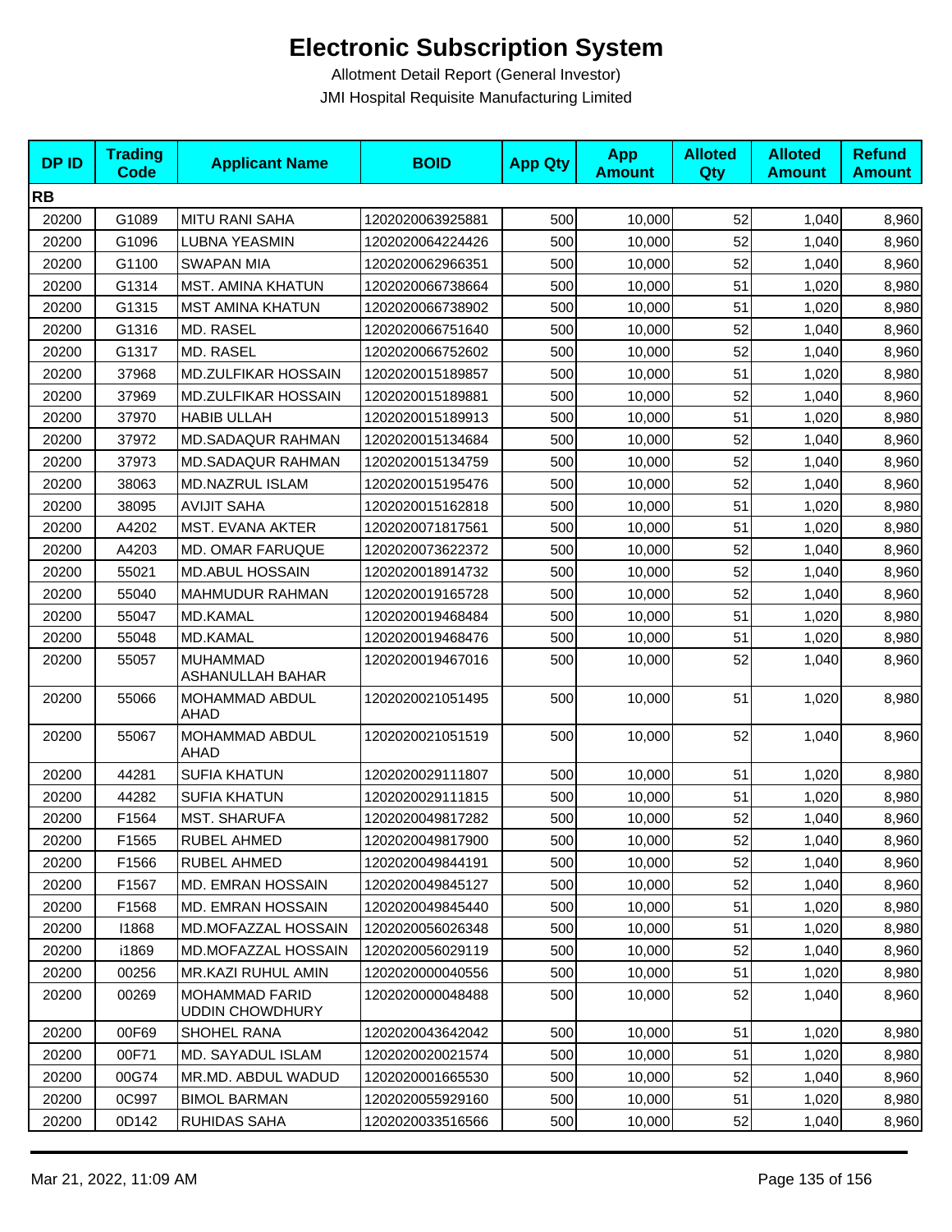# Electronic Subscription System

Allotment Detail Report (General Investor)

JMI Hospital Requisite Manufacturing Limited

| DP ID | Trading Code | Applicant Name | BOID | App Qty | App Amount | Alloted Qty | Alloted Amount | Refund Amount |
|---|---|---|---|---|---|---|---|---|
| **RB** | | | | | | | | |
| 20200 | G1089 | MITU RANI SAHA | 1202020063925881 | 500 | 10,000 | 52 | 1,040 | 8,960 |
| 20200 | G1096 | LUBNA YEASMIN | 1202020064224426 | 500 | 10,000 | 52 | 1,040 | 8,960 |
| 20200 | G1100 | SWAPAN MIA | 1202020062966351 | 500 | 10,000 | 52 | 1,040 | 8,960 |
| 20200 | G1314 | MST. AMINA KHATUN | 1202020066738664 | 500 | 10,000 | 51 | 1,020 | 8,980 |
| 20200 | G1315 | MST AMINA KHATUN | 1202020066738902 | 500 | 10,000 | 51 | 1,020 | 8,980 |
| 20200 | G1316 | MD. RASEL | 1202020066751640 | 500 | 10,000 | 52 | 1,040 | 8,960 |
| 20200 | G1317 | MD. RASEL | 1202020066752602 | 500 | 10,000 | 52 | 1,040 | 8,960 |
| 20200 | 37968 | MD.ZULFIKAR HOSSAIN | 1202020015189857 | 500 | 10,000 | 51 | 1,020 | 8,980 |
| 20200 | 37969 | MD.ZULFIKAR HOSSAIN | 1202020015189881 | 500 | 10,000 | 52 | 1,040 | 8,960 |
| 20200 | 37970 | HABIB ULLAH | 1202020015189913 | 500 | 10,000 | 51 | 1,020 | 8,980 |
| 20200 | 37972 | MD.SADAQUR RAHMAN | 1202020015134684 | 500 | 10,000 | 52 | 1,040 | 8,960 |
| 20200 | 37973 | MD.SADAQUR RAHMAN | 1202020015134759 | 500 | 10,000 | 52 | 1,040 | 8,960 |
| 20200 | 38063 | MD.NAZRUL ISLAM | 1202020015195476 | 500 | 10,000 | 52 | 1,040 | 8,960 |
| 20200 | 38095 | AVIJIT SAHA | 1202020015162818 | 500 | 10,000 | 51 | 1,020 | 8,980 |
| 20200 | A4202 | MST. EVANA AKTER | 1202020071817561 | 500 | 10,000 | 51 | 1,020 | 8,980 |
| 20200 | A4203 | MD. OMAR FARUQUE | 1202020073622372 | 500 | 10,000 | 52 | 1,040 | 8,960 |
| 20200 | 55021 | MD.ABUL HOSSAIN | 1202020018914732 | 500 | 10,000 | 52 | 1,040 | 8,960 |
| 20200 | 55040 | MAHMUDUR RAHMAN | 1202020019165728 | 500 | 10,000 | 52 | 1,040 | 8,960 |
| 20200 | 55047 | MD.KAMAL | 1202020019468484 | 500 | 10,000 | 51 | 1,020 | 8,980 |
| 20200 | 55048 | MD.KAMAL | 1202020019468476 | 500 | 10,000 | 51 | 1,020 | 8,980 |
| 20200 | 55057 | MUHAMMAD ASHANULLAH BAHAR | 1202020019467016 | 500 | 10,000 | 52 | 1,040 | 8,960 |
| 20200 | 55066 | MOHAMMAD ABDUL AHAD | 1202020021051495 | 500 | 10,000 | 51 | 1,020 | 8,980 |
| 20200 | 55067 | MOHAMMAD ABDUL AHAD | 1202020021051519 | 500 | 10,000 | 52 | 1,040 | 8,960 |
| 20200 | 44281 | SUFIA KHATUN | 1202020029111807 | 500 | 10,000 | 51 | 1,020 | 8,980 |
| 20200 | 44282 | SUFIA KHATUN | 1202020029111815 | 500 | 10,000 | 51 | 1,020 | 8,980 |
| 20200 | F1564 | MST. SHARUFA | 1202020049817282 | 500 | 10,000 | 52 | 1,040 | 8,960 |
| 20200 | F1565 | RUBEL AHMED | 1202020049817900 | 500 | 10,000 | 52 | 1,040 | 8,960 |
| 20200 | F1566 | RUBEL AHMED | 1202020049844191 | 500 | 10,000 | 52 | 1,040 | 8,960 |
| 20200 | F1567 | MD. EMRAN HOSSAIN | 1202020049845127 | 500 | 10,000 | 52 | 1,040 | 8,960 |
| 20200 | F1568 | MD. EMRAN HOSSAIN | 1202020049845440 | 500 | 10,000 | 51 | 1,020 | 8,980 |
| 20200 | I1868 | MD.MOFAZZAL HOSSAIN | 1202020056026348 | 500 | 10,000 | 51 | 1,020 | 8,980 |
| 20200 | i1869 | MD.MOFAZZAL HOSSAIN | 1202020056029119 | 500 | 10,000 | 52 | 1,040 | 8,960 |
| 20200 | 00256 | MR.KAZI RUHUL AMIN | 1202020000040556 | 500 | 10,000 | 51 | 1,020 | 8,980 |
| 20200 | 00269 | MOHAMMAD FARID UDDIN CHOWDHURY | 1202020000048488 | 500 | 10,000 | 52 | 1,040 | 8,960 |
| 20200 | 00F69 | SHOHEL RANA | 1202020043642042 | 500 | 10,000 | 51 | 1,020 | 8,980 |
| 20200 | 00F71 | MD. SAYADUL ISLAM | 1202020020021574 | 500 | 10,000 | 51 | 1,020 | 8,980 |
| 20200 | 00G74 | MR.MD. ABDUL WADUD | 1202020001665530 | 500 | 10,000 | 52 | 1,040 | 8,960 |
| 20200 | 0C997 | BIMOL BARMAN | 1202020055929160 | 500 | 10,000 | 51 | 1,020 | 8,980 |
| 20200 | 0D142 | RUHIDAS SAHA | 1202020033516566 | 500 | 10,000 | 52 | 1,040 | 8,960 |

Mar 21, 2022, 11:09 AM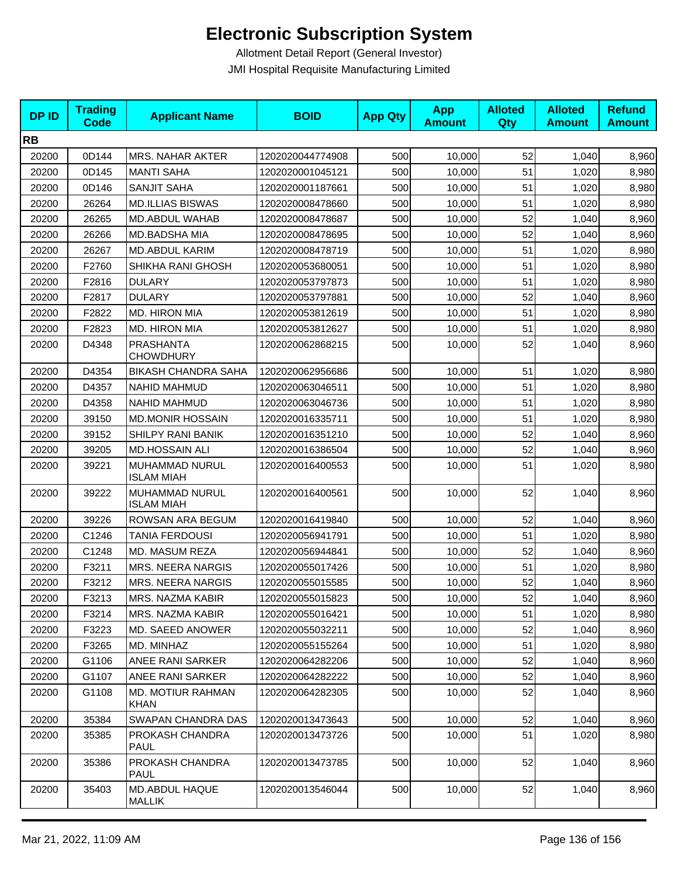# Electronic Subscription System

Allotment Detail Report (General Investor)

JMI Hospital Requisite Manufacturing Limited

| DP ID | Trading Code | Applicant Name | BOID | App Qty | App Amount | Alloted Qty | Alloted Amount | Refund Amount |
|---|---|---|---|---|---|---|---|---|
| **RB** | | | | | | | | |
| 20200 | 0D144 | MRS. NAHAR AKTER | 1202020044774908 | 500 | 10,000 | 52 | 1,040 | 8,960 |
| 20200 | 0D145 | MANTI SAHA | 1202020001045121 | 500 | 10,000 | 51 | 1,020 | 8,980 |
| 20200 | 0D146 | SANJIT SAHA | 1202020001187661 | 500 | 10,000 | 51 | 1,020 | 8,980 |
| 20200 | 26264 | MD.ILLIAS BISWAS | 1202020008478660 | 500 | 10,000 | 51 | 1,020 | 8,980 |
| 20200 | 26265 | MD.ABDUL WAHAB | 1202020008478687 | 500 | 10,000 | 52 | 1,040 | 8,960 |
| 20200 | 26266 | MD.BADSHA MIA | 1202020008478695 | 500 | 10,000 | 52 | 1,040 | 8,960 |
| 20200 | 26267 | MD.ABDUL KARIM | 1202020008478719 | 500 | 10,000 | 51 | 1,020 | 8,980 |
| 20200 | F2760 | SHIKHA RANI GHOSH | 1202020053680051 | 500 | 10,000 | 51 | 1,020 | 8,980 |
| 20200 | F2816 | DULARY | 1202020053797873 | 500 | 10,000 | 51 | 1,020 | 8,980 |
| 20200 | F2817 | DULARY | 1202020053797881 | 500 | 10,000 | 52 | 1,040 | 8,960 |
| 20200 | F2822 | MD. HIRON MIA | 1202020053812619 | 500 | 10,000 | 51 | 1,020 | 8,980 |
| 20200 | F2823 | MD. HIRON MIA | 1202020053812627 | 500 | 10,000 | 51 | 1,020 | 8,980 |
| 20200 | D4348 | PRASHANTA CHOWDHURY | 1202020062868215 | 500 | 10,000 | 52 | 1,040 | 8,960 |
| 20200 | D4354 | BIKASH CHANDRA SAHA | 1202020062956686 | 500 | 10,000 | 51 | 1,020 | 8,980 |
| 20200 | D4357 | NAHID MAHMUD | 1202020063046511 | 500 | 10,000 | 51 | 1,020 | 8,980 |
| 20200 | D4358 | NAHID MAHMUD | 1202020063046736 | 500 | 10,000 | 51 | 1,020 | 8,980 |
| 20200 | 39150 | MD.MONIR HOSSAIN | 1202020016335711 | 500 | 10,000 | 51 | 1,020 | 8,980 |
| 20200 | 39152 | SHILPY RANI BANIK | 1202020016351210 | 500 | 10,000 | 52 | 1,040 | 8,960 |
| 20200 | 39205 | MD.HOSSAIN ALI | 1202020016386504 | 500 | 10,000 | 52 | 1,040 | 8,960 |
| 20200 | 39221 | MUHAMMAD NURUL ISLAM MIAH | 1202020016400553 | 500 | 10,000 | 51 | 1,020 | 8,980 |
| 20200 | 39222 | MUHAMMAD NURUL ISLAM MIAH | 1202020016400561 | 500 | 10,000 | 52 | 1,040 | 8,960 |
| 20200 | 39226 | ROWSAN ARA BEGUM | 1202020016419840 | 500 | 10,000 | 52 | 1,040 | 8,960 |
| 20200 | C1246 | TANIA FERDOUSI | 1202020056941791 | 500 | 10,000 | 51 | 1,020 | 8,980 |
| 20200 | C1248 | MD. MASUM REZA | 1202020056944841 | 500 | 10,000 | 52 | 1,040 | 8,960 |
| 20200 | F3211 | MRS. NEERA NARGIS | 1202020055017426 | 500 | 10,000 | 51 | 1,020 | 8,980 |
| 20200 | F3212 | MRS. NEERA NARGIS | 1202020055015585 | 500 | 10,000 | 52 | 1,040 | 8,960 |
| 20200 | F3213 | MRS. NAZMA KABIR | 1202020055015823 | 500 | 10,000 | 52 | 1,040 | 8,960 |
| 20200 | F3214 | MRS. NAZMA KABIR | 1202020055016421 | 500 | 10,000 | 51 | 1,020 | 8,980 |
| 20200 | F3223 | MD. SAEED ANOWER | 1202020055032211 | 500 | 10,000 | 52 | 1,040 | 8,960 |
| 20200 | F3265 | MD. MINHAZ | 1202020055155264 | 500 | 10,000 | 51 | 1,020 | 8,980 |
| 20200 | G1106 | ANEE RANI SARKER | 1202020064282206 | 500 | 10,000 | 52 | 1,040 | 8,960 |
| 20200 | G1107 | ANEE RANI SARKER | 1202020064282222 | 500 | 10,000 | 52 | 1,040 | 8,960 |
| 20200 | G1108 | MD. MOTIUR RAHMAN KHAN | 1202020064282305 | 500 | 10,000 | 52 | 1,040 | 8,960 |
| 20200 | 35384 | SWAPAN CHANDRA DAS | 1202020013473643 | 500 | 10,000 | 52 | 1,040 | 8,960 |
| 20200 | 35385 | PROKASH CHANDRA PAUL | 1202020013473726 | 500 | 10,000 | 51 | 1,020 | 8,980 |
| 20200 | 35386 | PROKASH CHANDRA PAUL | 1202020013473785 | 500 | 10,000 | 52 | 1,040 | 8,960 |
| 20200 | 35403 | MD.ABDUL HAQUE MALLIK | 1202020013546044 | 500 | 10,000 | 52 | 1,040 | 8,960 |

Mar 21, 2022, 11:09 AM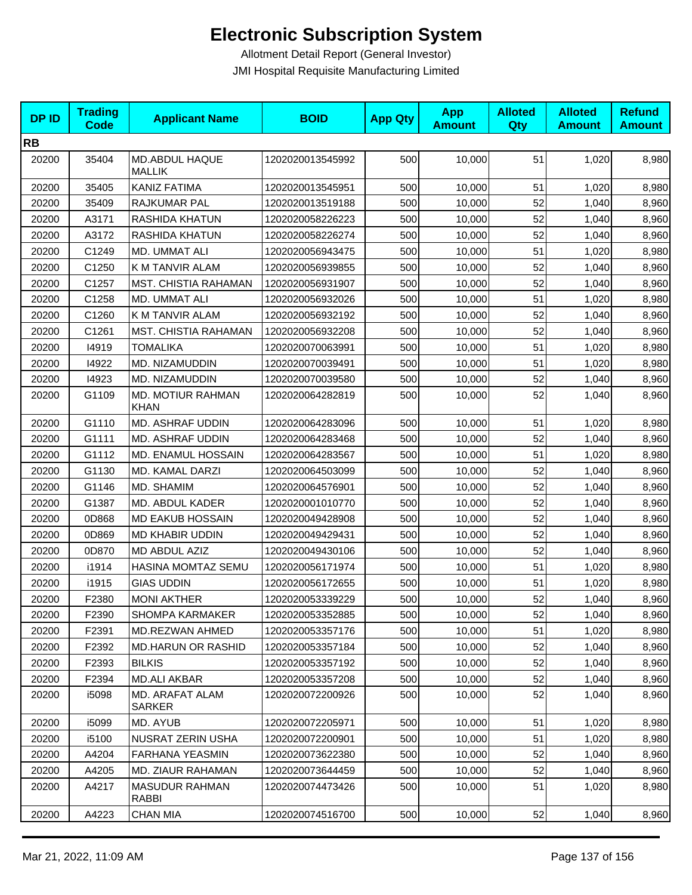# Electronic Subscription System

Allotment Detail Report (General Investor)

JMI Hospital Requisite Manufacturing Limited

| DP ID | Trading Code | Applicant Name | BOID | App Qty | App Amount | Alloted Qty | Alloted Amount | Refund Amount |
|---|---|---|---|---|---|---|---|---|
| **RB** | | | | | | | | |
| 20200 | 35404 | MD.ABDUL HAQUE MALLIK | 1202020013545992 | 500 | 10,000 | 51 | 1,020 | 8,980 |
| 20200 | 35405 | KANIZ FATIMA | 1202020013545951 | 500 | 10,000 | 51 | 1,020 | 8,980 |
| 20200 | 35409 | RAJKUMAR PAL | 1202020013519188 | 500 | 10,000 | 52 | 1,040 | 8,960 |
| 20200 | A3171 | RASHIDA KHATUN | 1202020058226223 | 500 | 10,000 | 52 | 1,040 | 8,960 |
| 20200 | A3172 | RASHIDA KHATUN | 1202020058226274 | 500 | 10,000 | 52 | 1,040 | 8,960 |
| 20200 | C1249 | MD. UMMAT ALI | 1202020056943475 | 500 | 10,000 | 51 | 1,020 | 8,980 |
| 20200 | C1250 | K M TANVIR ALAM | 1202020056939855 | 500 | 10,000 | 52 | 1,040 | 8,960 |
| 20200 | C1257 | MST. CHISTIA RAHAMAN | 1202020056931907 | 500 | 10,000 | 52 | 1,040 | 8,960 |
| 20200 | C1258 | MD. UMMAT ALI | 1202020056932026 | 500 | 10,000 | 51 | 1,020 | 8,980 |
| 20200 | C1260 | K M TANVIR ALAM | 1202020056932192 | 500 | 10,000 | 52 | 1,040 | 8,960 |
| 20200 | C1261 | MST. CHISTIA RAHAMAN | 1202020056932208 | 500 | 10,000 | 52 | 1,040 | 8,960 |
| 20200 | I4919 | TOMALIKA | 1202020070063991 | 500 | 10,000 | 51 | 1,020 | 8,980 |
| 20200 | I4922 | MD. NIZAMUDDIN | 1202020070039491 | 500 | 10,000 | 51 | 1,020 | 8,980 |
| 20200 | I4923 | MD. NIZAMUDDIN | 1202020070039580 | 500 | 10,000 | 52 | 1,040 | 8,960 |
| 20200 | G1109 | MD. MOTIUR RAHMAN KHAN | 1202020064282819 | 500 | 10,000 | 52 | 1,040 | 8,960 |
| 20200 | G1110 | MD. ASHRAF UDDIN | 1202020064283096 | 500 | 10,000 | 51 | 1,020 | 8,980 |
| 20200 | G1111 | MD. ASHRAF UDDIN | 1202020064283468 | 500 | 10,000 | 52 | 1,040 | 8,960 |
| 20200 | G1112 | MD. ENAMUL HOSSAIN | 1202020064283567 | 500 | 10,000 | 51 | 1,020 | 8,980 |
| 20200 | G1130 | MD. KAMAL DARZI | 1202020064503099 | 500 | 10,000 | 52 | 1,040 | 8,960 |
| 20200 | G1146 | MD. SHAMIM | 1202020064576901 | 500 | 10,000 | 52 | 1,040 | 8,960 |
| 20200 | G1387 | MD. ABDUL KADER | 1202020001010770 | 500 | 10,000 | 52 | 1,040 | 8,960 |
| 20200 | 0D868 | MD EAKUB HOSSAIN | 1202020049428908 | 500 | 10,000 | 52 | 1,040 | 8,960 |
| 20200 | 0D869 | MD KHABIR UDDIN | 1202020049429431 | 500 | 10,000 | 52 | 1,040 | 8,960 |
| 20200 | 0D870 | MD ABDUL AZIZ | 1202020049430106 | 500 | 10,000 | 52 | 1,040 | 8,960 |
| 20200 | i1914 | HASINA MOMTAZ SEMU | 1202020056171974 | 500 | 10,000 | 51 | 1,020 | 8,980 |
| 20200 | i1915 | GIAS UDDIN | 1202020056172655 | 500 | 10,000 | 51 | 1,020 | 8,980 |
| 20200 | F2380 | MONI AKTHER | 1202020053339229 | 500 | 10,000 | 52 | 1,040 | 8,960 |
| 20200 | F2390 | SHOMPA KARMAKER | 1202020053352885 | 500 | 10,000 | 52 | 1,040 | 8,960 |
| 20200 | F2391 | MD.REZWAN AHMED | 1202020053357176 | 500 | 10,000 | 51 | 1,020 | 8,980 |
| 20200 | F2392 | MD.HARUN OR RASHID | 1202020053357184 | 500 | 10,000 | 52 | 1,040 | 8,960 |
| 20200 | F2393 | BILKIS | 1202020053357192 | 500 | 10,000 | 52 | 1,040 | 8,960 |
| 20200 | F2394 | MD.ALI AKBAR | 1202020053357208 | 500 | 10,000 | 52 | 1,040 | 8,960 |
| 20200 | i5098 | MD. ARAFAT ALAM SARKER | 1202020072200926 | 500 | 10,000 | 52 | 1,040 | 8,960 |
| 20200 | i5099 | MD. AYUB | 1202020072205971 | 500 | 10,000 | 51 | 1,020 | 8,980 |
| 20200 | i5100 | NUSRAT ZERIN USHA | 1202020072200901 | 500 | 10,000 | 51 | 1,020 | 8,980 |
| 20200 | A4204 | FARHANA YEASMIN | 1202020073622380 | 500 | 10,000 | 52 | 1,040 | 8,960 |
| 20200 | A4205 | MD. ZIAUR RAHAMAN | 1202020073644459 | 500 | 10,000 | 52 | 1,040 | 8,960 |
| 20200 | A4217 | MASUDUR RAHMAN RABBI | 1202020074473426 | 500 | 10,000 | 51 | 1,020 | 8,980 |
| 20200 | A4223 | CHAN MIA | 1202020074516700 | 500 | 10,000 | 52 | 1,040 | 8,960 |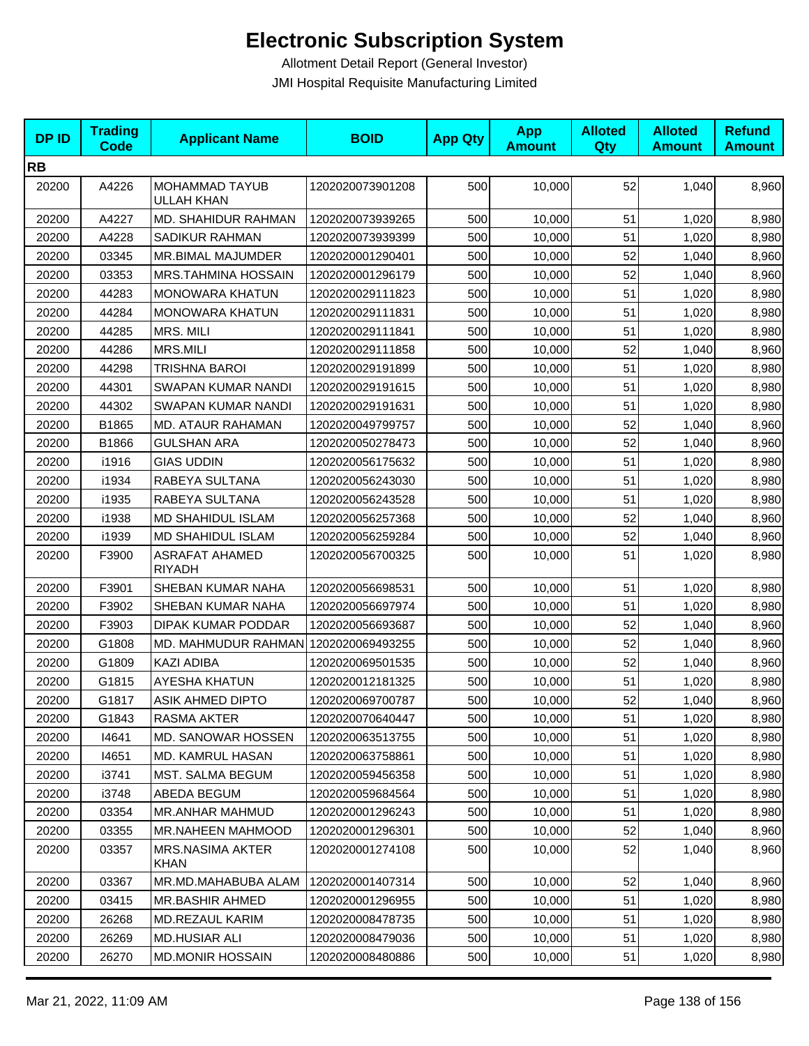# Electronic Subscription System

Allotment Detail Report (General Investor)

JMI Hospital Requisite Manufacturing Limited

| DP ID | Trading Code | Applicant Name | BOID | App Qty | App Amount | Alloted Qty | Alloted Amount | Refund Amount |
|---|---|---|---|---|---|---|---|---|
| **RB** | | | | | | | | |
| 20200 | A4226 | MOHAMMAD TAYUB ULLAH KHAN | 1202020073901208 | 500 | 10,000 | 52 | 1,040 | 8,960 |
| 20200 | A4227 | MD. SHAHIDUR RAHMAN | 1202020073939265 | 500 | 10,000 | 51 | 1,020 | 8,980 |
| 20200 | A4228 | SADIKUR RAHMAN | 1202020073939399 | 500 | 10,000 | 51 | 1,020 | 8,980 |
| 20200 | 03345 | MR.BIMAL MAJUMDER | 1202020001290401 | 500 | 10,000 | 52 | 1,040 | 8,960 |
| 20200 | 03353 | MRS.TAHMINA HOSSAIN | 1202020001296179 | 500 | 10,000 | 52 | 1,040 | 8,960 |
| 20200 | 44283 | MONOWARA KHATUN | 1202020029111823 | 500 | 10,000 | 51 | 1,020 | 8,980 |
| 20200 | 44284 | MONOWARA KHATUN | 1202020029111831 | 500 | 10,000 | 51 | 1,020 | 8,980 |
| 20200 | 44285 | MRS. MILI | 1202020029111841 | 500 | 10,000 | 51 | 1,020 | 8,980 |
| 20200 | 44286 | MRS.MILI | 1202020029111858 | 500 | 10,000 | 52 | 1,040 | 8,960 |
| 20200 | 44298 | TRISHNA BAROI | 1202020029191899 | 500 | 10,000 | 51 | 1,020 | 8,980 |
| 20200 | 44301 | SWAPAN KUMAR NANDI | 1202020029191615 | 500 | 10,000 | 51 | 1,020 | 8,980 |
| 20200 | 44302 | SWAPAN KUMAR NANDI | 1202020029191631 | 500 | 10,000 | 51 | 1,020 | 8,980 |
| 20200 | B1865 | MD. ATAUR RAHAMAN | 1202020049799757 | 500 | 10,000 | 52 | 1,040 | 8,960 |
| 20200 | B1866 | GULSHAN ARA | 1202020050278473 | 500 | 10,000 | 52 | 1,040 | 8,960 |
| 20200 | i1916 | GIAS UDDIN | 1202020056175632 | 500 | 10,000 | 51 | 1,020 | 8,980 |
| 20200 | i1934 | RABEYA SULTANA | 1202020056243030 | 500 | 10,000 | 51 | 1,020 | 8,980 |
| 20200 | i1935 | RABEYA SULTANA | 1202020056243528 | 500 | 10,000 | 51 | 1,020 | 8,980 |
| 20200 | i1938 | MD SHAHIDUL ISLAM | 1202020056257368 | 500 | 10,000 | 52 | 1,040 | 8,960 |
| 20200 | i1939 | MD SHAHIDUL ISLAM | 1202020056259284 | 500 | 10,000 | 52 | 1,040 | 8,960 |
| 20200 | F3900 | ASRAFAT AHAMED RIYADH | 1202020056700325 | 500 | 10,000 | 51 | 1,020 | 8,980 |
| 20200 | F3901 | SHEBAN KUMAR NAHA | 1202020056698531 | 500 | 10,000 | 51 | 1,020 | 8,980 |
| 20200 | F3902 | SHEBAN KUMAR NAHA | 1202020056697974 | 500 | 10,000 | 51 | 1,020 | 8,980 |
| 20200 | F3903 | DIPAK KUMAR PODDAR | 1202020056693687 | 500 | 10,000 | 52 | 1,040 | 8,960 |
| 20200 | G1808 | MD. MAHMUDUR RAHMAN | 1202020069493255 | 500 | 10,000 | 52 | 1,040 | 8,960 |
| 20200 | G1809 | KAZI ADIBA | 1202020069501535 | 500 | 10,000 | 52 | 1,040 | 8,960 |
| 20200 | G1815 | AYESHA KHATUN | 1202020012181325 | 500 | 10,000 | 51 | 1,020 | 8,980 |
| 20200 | G1817 | ASIK AHMED DIPTO | 1202020069700787 | 500 | 10,000 | 52 | 1,040 | 8,960 |
| 20200 | G1843 | RASMA AKTER | 1202020070640447 | 500 | 10,000 | 51 | 1,020 | 8,980 |
| 20200 | I4641 | MD. SANOWAR HOSSEN | 1202020063513755 | 500 | 10,000 | 51 | 1,020 | 8,980 |
| 20200 | I4651 | MD. KAMRUL HASAN | 1202020063758861 | 500 | 10,000 | 51 | 1,020 | 8,980 |
| 20200 | i3741 | MST. SALMA BEGUM | 1202020059456358 | 500 | 10,000 | 51 | 1,020 | 8,980 |
| 20200 | i3748 | ABEDA BEGUM | 1202020059684564 | 500 | 10,000 | 51 | 1,020 | 8,980 |
| 20200 | 03354 | MR.ANHAR MAHMUD | 1202020001296243 | 500 | 10,000 | 51 | 1,020 | 8,980 |
| 20200 | 03355 | MR.NAHEEN MAHMOOD | 1202020001296301 | 500 | 10,000 | 52 | 1,040 | 8,960 |
| 20200 | 03357 | MRS.NASIMA AKTER KHAN | 1202020001274108 | 500 | 10,000 | 52 | 1,040 | 8,960 |
| 20200 | 03367 | MR.MD.MAHABUBA ALAM | 1202020001407314 | 500 | 10,000 | 52 | 1,040 | 8,960 |
| 20200 | 03415 | MR.BASHIR AHMED | 1202020001296955 | 500 | 10,000 | 51 | 1,020 | 8,980 |
| 20200 | 26268 | MD.REZAUL KARIM | 1202020008478735 | 500 | 10,000 | 51 | 1,020 | 8,980 |
| 20200 | 26269 | MD.HUSIAR ALI | 1202020008479036 | 500 | 10,000 | 51 | 1,020 | 8,980 |
| 20200 | 26270 | MD.MONIR HOSSAIN | 1202020008480886 | 500 | 10,000 | 51 | 1,020 | 8,980 |

Mar 21, 2022, 11:09 AM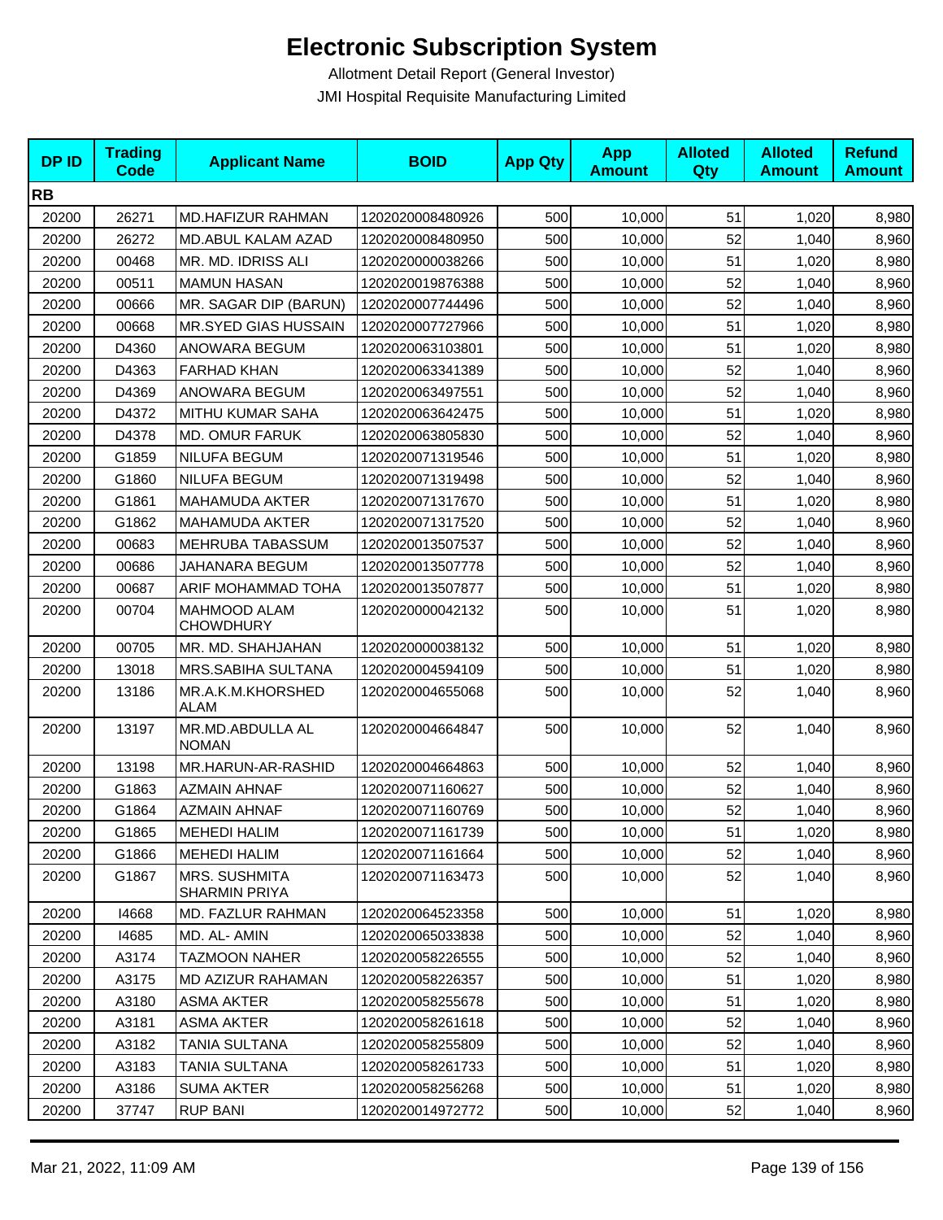# Electronic Subscription System

Allotment Detail Report (General Investor)

JMI Hospital Requisite Manufacturing Limited

| DP ID | Trading Code | Applicant Name | BOID | App Qty | App Amount | Alloted Qty | Alloted Amount | Refund Amount |
|---|---|---|---|---|---|---|---|---|
| **RB** | | | | | | | | |
| 20200 | 26271 | MD.HAFIZUR RAHMAN | 1202020008480926 | 500 | 10,000 | 51 | 1,020 | 8,980 |
| 20200 | 26272 | MD.ABUL KALAM AZAD | 1202020008480950 | 500 | 10,000 | 52 | 1,040 | 8,960 |
| 20200 | 00468 | MR. MD. IDRISS ALI | 1202020000038266 | 500 | 10,000 | 51 | 1,020 | 8,980 |
| 20200 | 00511 | MAMUN HASAN | 1202020019876388 | 500 | 10,000 | 52 | 1,040 | 8,960 |
| 20200 | 00666 | MR. SAGAR DIP (BARUN) | 1202020007744496 | 500 | 10,000 | 52 | 1,040 | 8,960 |
| 20200 | 00668 | MR.SYED GIAS HUSSAIN | 1202020007727966 | 500 | 10,000 | 51 | 1,020 | 8,980 |
| 20200 | D4360 | ANOWARA BEGUM | 1202020063103801 | 500 | 10,000 | 51 | 1,020 | 8,980 |
| 20200 | D4363 | FARHAD KHAN | 1202020063341389 | 500 | 10,000 | 52 | 1,040 | 8,960 |
| 20200 | D4369 | ANOWARA BEGUM | 1202020063497551 | 500 | 10,000 | 52 | 1,040 | 8,960 |
| 20200 | D4372 | MITHU KUMAR SAHA | 1202020063642475 | 500 | 10,000 | 51 | 1,020 | 8,980 |
| 20200 | D4378 | MD. OMUR FARUK | 1202020063805830 | 500 | 10,000 | 52 | 1,040 | 8,960 |
| 20200 | G1859 | NILUFA BEGUM | 1202020071319546 | 500 | 10,000 | 51 | 1,020 | 8,980 |
| 20200 | G1860 | NILUFA BEGUM | 1202020071319498 | 500 | 10,000 | 52 | 1,040 | 8,960 |
| 20200 | G1861 | MAHAMUDA AKTER | 1202020071317670 | 500 | 10,000 | 51 | 1,020 | 8,980 |
| 20200 | G1862 | MAHAMUDA AKTER | 1202020071317520 | 500 | 10,000 | 52 | 1,040 | 8,960 |
| 20200 | 00683 | MEHRUBA TABASSUM | 1202020013507537 | 500 | 10,000 | 52 | 1,040 | 8,960 |
| 20200 | 00686 | JAHANARA BEGUM | 1202020013507778 | 500 | 10,000 | 52 | 1,040 | 8,960 |
| 20200 | 00687 | ARIF MOHAMMAD TOHA | 1202020013507877 | 500 | 10,000 | 51 | 1,020 | 8,980 |
| 20200 | 00704 | MAHMOOD ALAM CHOWDHURY | 1202020000042132 | 500 | 10,000 | 51 | 1,020 | 8,980 |
| 20200 | 00705 | MR. MD. SHAHJAHAN | 1202020000038132 | 500 | 10,000 | 51 | 1,020 | 8,980 |
| 20200 | 13018 | MRS.SABIHA SULTANA | 1202020004594109 | 500 | 10,000 | 51 | 1,020 | 8,980 |
| 20200 | 13186 | MR.A.K.M.KHORSHED ALAM | 1202020004655068 | 500 | 10,000 | 52 | 1,040 | 8,960 |
| 20200 | 13197 | MR.MD.ABDULLA AL NOMAN | 1202020004664847 | 500 | 10,000 | 52 | 1,040 | 8,960 |
| 20200 | 13198 | MR.HARUN-AR-RASHID | 1202020004664863 | 500 | 10,000 | 52 | 1,040 | 8,960 |
| 20200 | G1863 | AZMAIN AHNAF | 1202020071160627 | 500 | 10,000 | 52 | 1,040 | 8,960 |
| 20200 | G1864 | AZMAIN AHNAF | 1202020071160769 | 500 | 10,000 | 52 | 1,040 | 8,960 |
| 20200 | G1865 | MEHEDI HALIM | 1202020071161739 | 500 | 10,000 | 51 | 1,020 | 8,980 |
| 20200 | G1866 | MEHEDI HALIM | 1202020071161664 | 500 | 10,000 | 52 | 1,040 | 8,960 |
| 20200 | G1867 | MRS. SUSHMITA SHARMIN PRIYA | 1202020071163473 | 500 | 10,000 | 52 | 1,040 | 8,960 |
| 20200 | I4668 | MD. FAZLUR RAHMAN | 1202020064523358 | 500 | 10,000 | 51 | 1,020 | 8,980 |
| 20200 | I4685 | MD. AL- AMIN | 1202020065033838 | 500 | 10,000 | 52 | 1,040 | 8,960 |
| 20200 | A3174 | TAZMOON NAHER | 1202020058226555 | 500 | 10,000 | 52 | 1,040 | 8,960 |
| 20200 | A3175 | MD AZIZUR RAHAMAN | 1202020058226357 | 500 | 10,000 | 51 | 1,020 | 8,980 |
| 20200 | A3180 | ASMA AKTER | 1202020058255678 | 500 | 10,000 | 51 | 1,020 | 8,980 |
| 20200 | A3181 | ASMA AKTER | 1202020058261618 | 500 | 10,000 | 52 | 1,040 | 8,960 |
| 20200 | A3182 | TANIA SULTANA | 1202020058255809 | 500 | 10,000 | 52 | 1,040 | 8,960 |
| 20200 | A3183 | TANIA SULTANA | 1202020058261733 | 500 | 10,000 | 51 | 1,020 | 8,980 |
| 20200 | A3186 | SUMA AKTER | 1202020058256268 | 500 | 10,000 | 51 | 1,020 | 8,980 |
| 20200 | 37747 | RUP BANI | 1202020014972772 | 500 | 10,000 | 52 | 1,040 | 8,960 |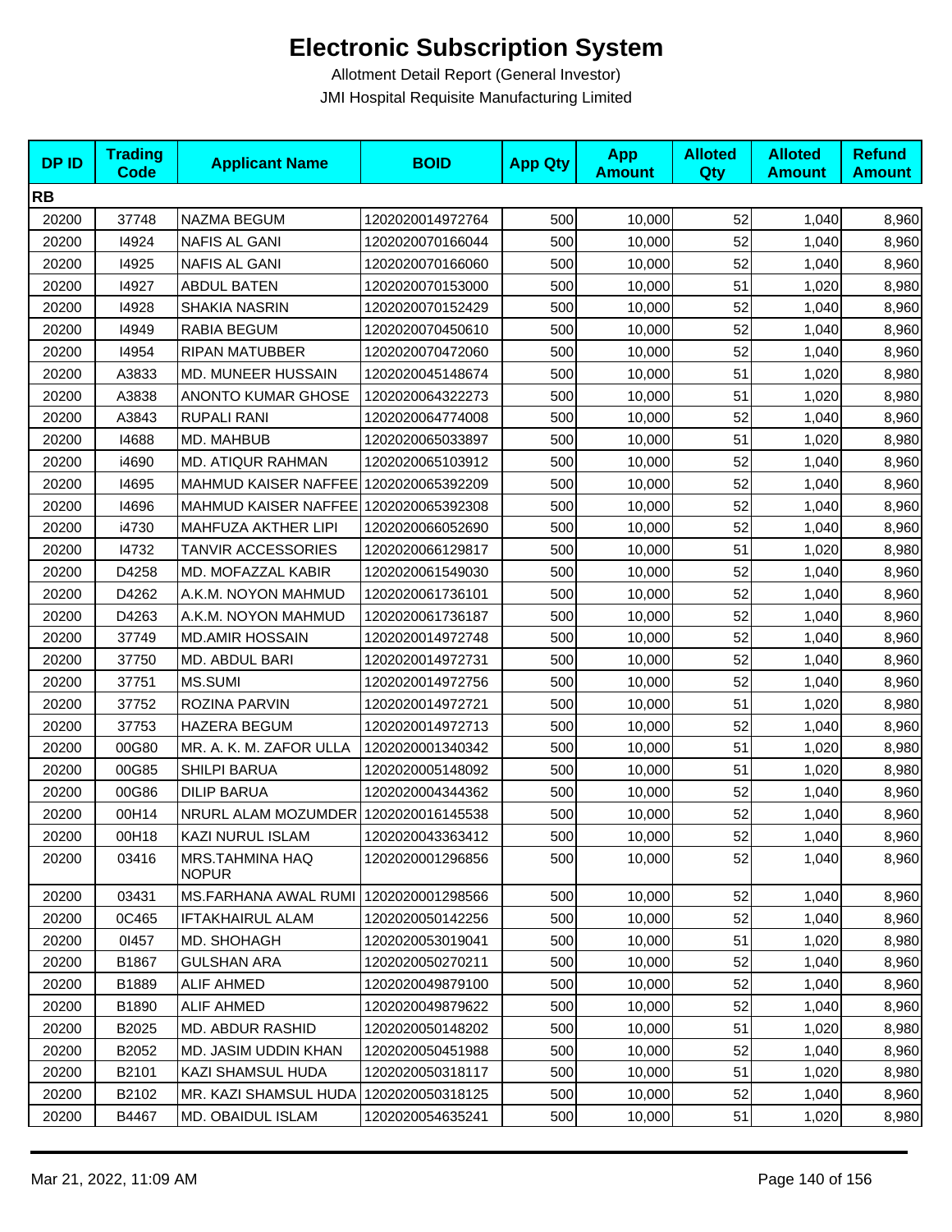# Electronic Subscription System

Allotment Detail Report (General Investor)

JMI Hospital Requisite Manufacturing Limited

| DP ID | Trading Code | Applicant Name | BOID | App Qty | App Amount | Alloted Qty | Alloted Amount | Refund Amount |
|---|---|---|---|---|---|---|---|---|
| **RB** | | | | | | | | |
| 20200 | 37748 | NAZMA BEGUM | 1202020014972764 | 500 | 10,000 | 52 | 1,040 | 8,960 |
| 20200 | I4924 | NAFIS AL GANI | 1202020070166044 | 500 | 10,000 | 52 | 1,040 | 8,960 |
| 20200 | I4925 | NAFIS AL GANI | 1202020070166060 | 500 | 10,000 | 52 | 1,040 | 8,960 |
| 20200 | I4927 | ABDUL BATEN | 1202020070153000 | 500 | 10,000 | 51 | 1,020 | 8,980 |
| 20200 | I4928 | SHAKIA NASRIN | 1202020070152429 | 500 | 10,000 | 52 | 1,040 | 8,960 |
| 20200 | I4949 | RABIA BEGUM | 1202020070450610 | 500 | 10,000 | 52 | 1,040 | 8,960 |
| 20200 | I4954 | RIPAN MATUBBER | 1202020070472060 | 500 | 10,000 | 52 | 1,040 | 8,960 |
| 20200 | A3833 | MD. MUNEER HUSSAIN | 1202020045148674 | 500 | 10,000 | 51 | 1,020 | 8,980 |
| 20200 | A3838 | ANONTO KUMAR GHOSE | 1202020064322273 | 500 | 10,000 | 51 | 1,020 | 8,980 |
| 20200 | A3843 | RUPALI RANI | 1202020064774008 | 500 | 10,000 | 52 | 1,040 | 8,960 |
| 20200 | I4688 | MD. MAHBUB | 1202020065033897 | 500 | 10,000 | 51 | 1,020 | 8,980 |
| 20200 | i4690 | MD. ATIQUR RAHMAN | 1202020065103912 | 500 | 10,000 | 52 | 1,040 | 8,960 |
| 20200 | I4695 | MAHMUD KAISER NAFFEE | 1202020065392209 | 500 | 10,000 | 52 | 1,040 | 8,960 |
| 20200 | I4696 | MAHMUD KAISER NAFFEE | 1202020065392308 | 500 | 10,000 | 52 | 1,040 | 8,960 |
| 20200 | i4730 | MAHFUZA AKTHER LIPI | 1202020066052690 | 500 | 10,000 | 52 | 1,040 | 8,960 |
| 20200 | I4732 | TANVIR ACCESSORIES | 1202020066129817 | 500 | 10,000 | 51 | 1,020 | 8,980 |
| 20200 | D4258 | MD. MOFAZZAL KABIR | 1202020061549030 | 500 | 10,000 | 52 | 1,040 | 8,960 |
| 20200 | D4262 | A.K.M. NOYON MAHMUD | 1202020061736101 | 500 | 10,000 | 52 | 1,040 | 8,960 |
| 20200 | D4263 | A.K.M. NOYON MAHMUD | 1202020061736187 | 500 | 10,000 | 52 | 1,040 | 8,960 |
| 20200 | 37749 | MD.AMIR HOSSAIN | 1202020014972748 | 500 | 10,000 | 52 | 1,040 | 8,960 |
| 20200 | 37750 | MD. ABDUL BARI | 1202020014972731 | 500 | 10,000 | 52 | 1,040 | 8,960 |
| 20200 | 37751 | MS.SUMI | 1202020014972756 | 500 | 10,000 | 52 | 1,040 | 8,960 |
| 20200 | 37752 | ROZINA PARVIN | 1202020014972721 | 500 | 10,000 | 51 | 1,020 | 8,980 |
| 20200 | 37753 | HAZERA BEGUM | 1202020014972713 | 500 | 10,000 | 52 | 1,040 | 8,960 |
| 20200 | 00G80 | MR. A. K. M. ZAFOR ULLA | 1202020001340342 | 500 | 10,000 | 51 | 1,020 | 8,980 |
| 20200 | 00G85 | SHILPI BARUA | 1202020005148092 | 500 | 10,000 | 51 | 1,020 | 8,980 |
| 20200 | 00G86 | DILIP BARUA | 1202020004344362 | 500 | 10,000 | 52 | 1,040 | 8,960 |
| 20200 | 00H14 | NRURL ALAM MOZUMDER | 1202020016145538 | 500 | 10,000 | 52 | 1,040 | 8,960 |
| 20200 | 00H18 | KAZI NURUL ISLAM | 1202020043363412 | 500 | 10,000 | 52 | 1,040 | 8,960 |
| 20200 | 03416 | MRS.TAHMINA HAQ NOPUR | 1202020001296856 | 500 | 10,000 | 52 | 1,040 | 8,960 |
| 20200 | 03431 | MS.FARHANA AWAL RUMI | 1202020001298566 | 500 | 10,000 | 52 | 1,040 | 8,960 |
| 20200 | 0C465 | IFTAKHAIRUL ALAM | 1202020050142256 | 500 | 10,000 | 52 | 1,040 | 8,960 |
| 20200 | 0I457 | MD. SHOHAGH | 1202020053019041 | 500 | 10,000 | 51 | 1,020 | 8,980 |
| 20200 | B1867 | GULSHAN ARA | 1202020050270211 | 500 | 10,000 | 52 | 1,040 | 8,960 |
| 20200 | B1889 | ALIF AHMED | 1202020049879100 | 500 | 10,000 | 52 | 1,040 | 8,960 |
| 20200 | B1890 | ALIF AHMED | 1202020049879622 | 500 | 10,000 | 52 | 1,040 | 8,960 |
| 20200 | B2025 | MD. ABDUR RASHID | 1202020050148202 | 500 | 10,000 | 51 | 1,020 | 8,980 |
| 20200 | B2052 | MD. JASIM UDDIN KHAN | 1202020050451988 | 500 | 10,000 | 52 | 1,040 | 8,960 |
| 20200 | B2101 | KAZI SHAMSUL HUDA | 1202020050318117 | 500 | 10,000 | 51 | 1,020 | 8,980 |
| 20200 | B2102 | MR. KAZI SHAMSUL HUDA | 1202020050318125 | 500 | 10,000 | 52 | 1,040 | 8,960 |
| 20200 | B4467 | MD. OBAIDUL ISLAM | 1202020054635241 | 500 | 10,000 | 51 | 1,020 | 8,980 |

Mar 21, 2022, 11:09 AM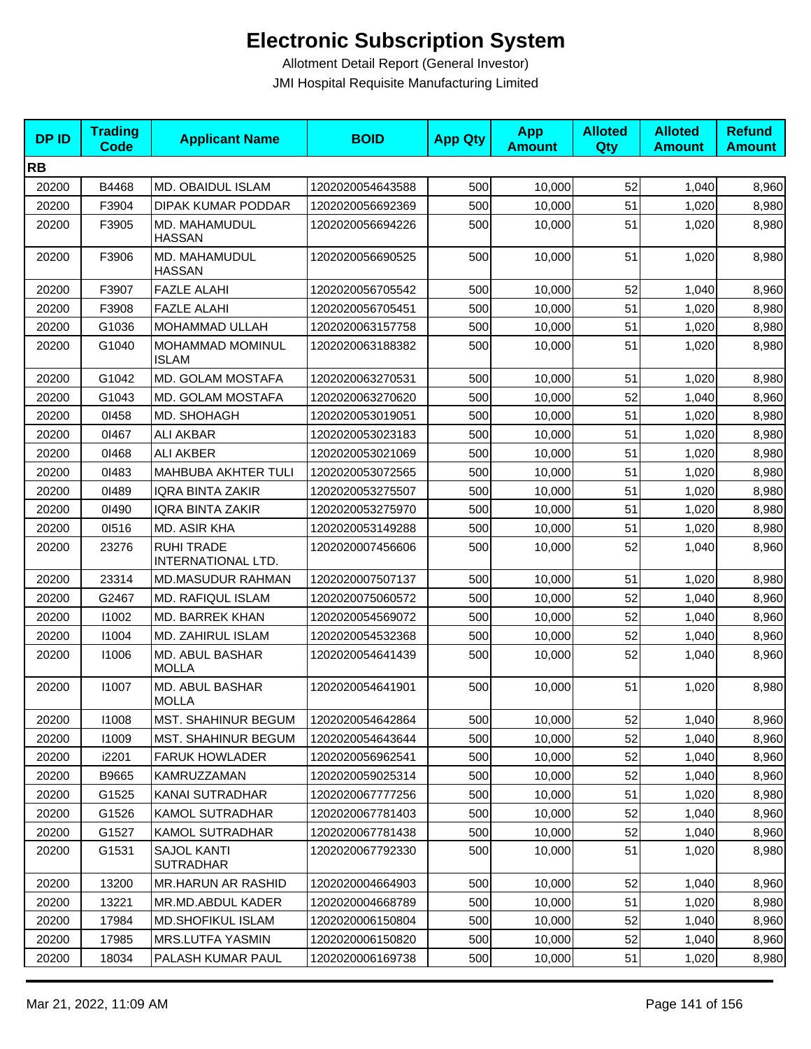# Electronic Subscription System

Allotment Detail Report (General Investor)

JMI Hospital Requisite Manufacturing Limited

| DP ID | Trading Code | Applicant Name | BOID | App Qty | App Amount | Alloted Qty | Alloted Amount | Refund Amount |
|---|---|---|---|---|---|---|---|---|
| **RB** | | | | | | | | |
| 20200 | B4468 | MD. OBAIDUL ISLAM | 1202020054643588 | 500 | 10,000 | 52 | 1,040 | 8,960 |
| 20200 | F3904 | DIPAK KUMAR PODDAR | 1202020056692369 | 500 | 10,000 | 51 | 1,020 | 8,980 |
| 20200 | F3905 | MD. MAHAMUDUL HASSAN | 1202020056694226 | 500 | 10,000 | 51 | 1,020 | 8,980 |
| 20200 | F3906 | MD. MAHAMUDUL HASSAN | 1202020056690525 | 500 | 10,000 | 51 | 1,020 | 8,980 |
| 20200 | F3907 | FAZLE ALAHI | 1202020056705542 | 500 | 10,000 | 52 | 1,040 | 8,960 |
| 20200 | F3908 | FAZLE ALAHI | 1202020056705451 | 500 | 10,000 | 51 | 1,020 | 8,980 |
| 20200 | G1036 | MOHAMMAD ULLAH | 1202020063157758 | 500 | 10,000 | 51 | 1,020 | 8,980 |
| 20200 | G1040 | MOHAMMAD MOMINUL ISLAM | 1202020063188382 | 500 | 10,000 | 51 | 1,020 | 8,980 |
| 20200 | G1042 | MD. GOLAM MOSTAFA | 1202020063270531 | 500 | 10,000 | 51 | 1,020 | 8,980 |
| 20200 | G1043 | MD. GOLAM MOSTAFA | 1202020063270620 | 500 | 10,000 | 52 | 1,040 | 8,960 |
| 20200 | 0I458 | MD. SHOHAGH | 1202020053019051 | 500 | 10,000 | 51 | 1,020 | 8,980 |
| 20200 | 0I467 | ALI AKBAR | 1202020053023183 | 500 | 10,000 | 51 | 1,020 | 8,980 |
| 20200 | 0I468 | ALI AKBER | 1202020053021069 | 500 | 10,000 | 51 | 1,020 | 8,980 |
| 20200 | 0I483 | MAHBUBA AKHTER TULI | 1202020053072565 | 500 | 10,000 | 51 | 1,020 | 8,980 |
| 20200 | 0I489 | IQRA BINTA ZAKIR | 1202020053275507 | 500 | 10,000 | 51 | 1,020 | 8,980 |
| 20200 | 0I490 | IQRA BINTA ZAKIR | 1202020053275970 | 500 | 10,000 | 51 | 1,020 | 8,980 |
| 20200 | 0I516 | MD. ASIR KHA | 1202020053149288 | 500 | 10,000 | 51 | 1,020 | 8,980 |
| 20200 | 23276 | RUHI TRADE INTERNATIONAL LTD. | 1202020007456606 | 500 | 10,000 | 52 | 1,040 | 8,960 |
| 20200 | 23314 | MD.MASUDUR RAHMAN | 1202020007507137 | 500 | 10,000 | 51 | 1,020 | 8,980 |
| 20200 | G2467 | MD. RAFIQUL ISLAM | 1202020075060572 | 500 | 10,000 | 52 | 1,040 | 8,960 |
| 20200 | I1002 | MD. BARREK KHAN | 1202020054569072 | 500 | 10,000 | 52 | 1,040 | 8,960 |
| 20200 | I1004 | MD. ZAHIRUL ISLAM | 1202020054532368 | 500 | 10,000 | 52 | 1,040 | 8,960 |
| 20200 | I1006 | MD. ABUL BASHAR MOLLA | 1202020054641439 | 500 | 10,000 | 52 | 1,040 | 8,960 |
| 20200 | I1007 | MD. ABUL BASHAR MOLLA | 1202020054641901 | 500 | 10,000 | 51 | 1,020 | 8,980 |
| 20200 | I1008 | MST. SHAHINUR BEGUM | 1202020054642864 | 500 | 10,000 | 52 | 1,040 | 8,960 |
| 20200 | I1009 | MST. SHAHINUR BEGUM | 1202020054643644 | 500 | 10,000 | 52 | 1,040 | 8,960 |
| 20200 | i2201 | FARUK HOWLADER | 1202020056962541 | 500 | 10,000 | 52 | 1,040 | 8,960 |
| 20200 | B9665 | KAMRUZZAMAN | 1202020059025314 | 500 | 10,000 | 52 | 1,040 | 8,960 |
| 20200 | G1525 | KANAI SUTRADHAR | 1202020067777256 | 500 | 10,000 | 51 | 1,020 | 8,980 |
| 20200 | G1526 | KAMOL SUTRADHAR | 1202020067781403 | 500 | 10,000 | 52 | 1,040 | 8,960 |
| 20200 | G1527 | KAMOL SUTRADHAR | 1202020067781438 | 500 | 10,000 | 52 | 1,040 | 8,960 |
| 20200 | G1531 | SAJOL KANTI SUTRADHAR | 1202020067792330 | 500 | 10,000 | 51 | 1,020 | 8,980 |
| 20200 | 13200 | MR.HARUN AR RASHID | 1202020004664903 | 500 | 10,000 | 52 | 1,040 | 8,960 |
| 20200 | 13221 | MR.MD.ABDUL KADER | 1202020004668789 | 500 | 10,000 | 51 | 1,020 | 8,980 |
| 20200 | 17984 | MD.SHOFIKUL ISLAM | 1202020006150804 | 500 | 10,000 | 52 | 1,040 | 8,960 |
| 20200 | 17985 | MRS.LUTFA YASMIN | 1202020006150820 | 500 | 10,000 | 52 | 1,040 | 8,960 |
| 20200 | 18034 | PALASH KUMAR PAUL | 1202020006169738 | 500 | 10,000 | 51 | 1,020 | 8,980 |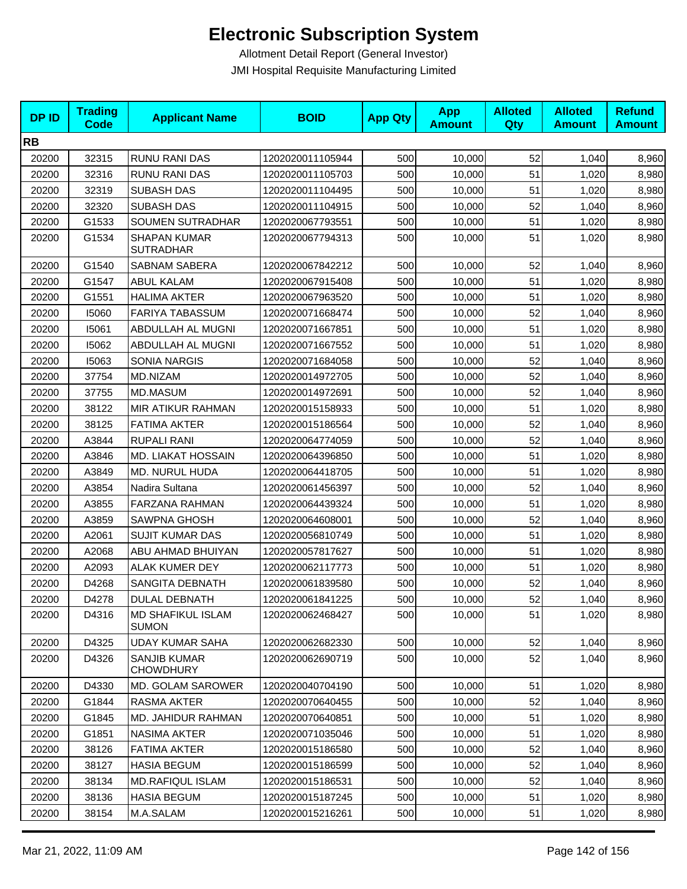# Electronic Subscription System

Allotment Detail Report (General Investor)

JMI Hospital Requisite Manufacturing Limited

| DP ID | Trading Code | Applicant Name | BOID | App Qty | App Amount | Alloted Qty | Alloted Amount | Refund Amount |
|---|---|---|---|---|---|---|---|---|
| **RB** | | | | | | | | |
| 20200 | 32315 | RUNU RANI DAS | 1202020011105944 | 500 | 10,000 | 52 | 1,040 | 8,960 |
| 20200 | 32316 | RUNU RANI DAS | 1202020011105703 | 500 | 10,000 | 51 | 1,020 | 8,980 |
| 20200 | 32319 | SUBASH DAS | 1202020011104495 | 500 | 10,000 | 51 | 1,020 | 8,980 |
| 20200 | 32320 | SUBASH DAS | 1202020011104915 | 500 | 10,000 | 52 | 1,040 | 8,960 |
| 20200 | G1533 | SOUMEN SUTRADHAR | 1202020067793551 | 500 | 10,000 | 51 | 1,020 | 8,980 |
| 20200 | G1534 | SHAPAN KUMAR SUTRADHAR | 1202020067794313 | 500 | 10,000 | 51 | 1,020 | 8,980 |
| 20200 | G1540 | SABNAM SABERA | 1202020067842212 | 500 | 10,000 | 52 | 1,040 | 8,960 |
| 20200 | G1547 | ABUL KALAM | 1202020067915408 | 500 | 10,000 | 51 | 1,020 | 8,980 |
| 20200 | G1551 | HALIMA AKTER | 1202020067963520 | 500 | 10,000 | 51 | 1,020 | 8,980 |
| 20200 | I5060 | FARIYA TABASSUM | 1202020071668474 | 500 | 10,000 | 52 | 1,040 | 8,960 |
| 20200 | I5061 | ABDULLAH AL MUGNI | 1202020071667851 | 500 | 10,000 | 51 | 1,020 | 8,980 |
| 20200 | I5062 | ABDULLAH AL MUGNI | 1202020071667552 | 500 | 10,000 | 51 | 1,020 | 8,980 |
| 20200 | I5063 | SONIA NARGIS | 1202020071684058 | 500 | 10,000 | 52 | 1,040 | 8,960 |
| 20200 | 37754 | MD.NIZAM | 1202020014972705 | 500 | 10,000 | 52 | 1,040 | 8,960 |
| 20200 | 37755 | MD.MASUM | 1202020014972691 | 500 | 10,000 | 52 | 1,040 | 8,960 |
| 20200 | 38122 | MIR ATIKUR RAHMAN | 1202020015158933 | 500 | 10,000 | 51 | 1,020 | 8,980 |
| 20200 | 38125 | FATIMA AKTER | 1202020015186564 | 500 | 10,000 | 52 | 1,040 | 8,960 |
| 20200 | A3844 | RUPALI RANI | 1202020064774059 | 500 | 10,000 | 52 | 1,040 | 8,960 |
| 20200 | A3846 | MD. LIAKAT HOSSAIN | 1202020064396850 | 500 | 10,000 | 51 | 1,020 | 8,980 |
| 20200 | A3849 | MD. NURUL HUDA | 1202020064418705 | 500 | 10,000 | 51 | 1,020 | 8,980 |
| 20200 | A3854 | Nadira Sultana | 1202020061456397 | 500 | 10,000 | 52 | 1,040 | 8,960 |
| 20200 | A3855 | FARZANA RAHMAN | 1202020064439324 | 500 | 10,000 | 51 | 1,020 | 8,980 |
| 20200 | A3859 | SAWPNA GHOSH | 1202020064608001 | 500 | 10,000 | 52 | 1,040 | 8,960 |
| 20200 | A2061 | SUJIT KUMAR DAS | 1202020056810749 | 500 | 10,000 | 51 | 1,020 | 8,980 |
| 20200 | A2068 | ABU AHMAD BHUIYAN | 1202020057817627 | 500 | 10,000 | 51 | 1,020 | 8,980 |
| 20200 | A2093 | ALAK KUMER DEY | 1202020062117773 | 500 | 10,000 | 51 | 1,020 | 8,980 |
| 20200 | D4268 | SANGITA DEBNATH | 1202020061839580 | 500 | 10,000 | 52 | 1,040 | 8,960 |
| 20200 | D4278 | DULAL DEBNATH | 1202020061841225 | 500 | 10,000 | 52 | 1,040 | 8,960 |
| 20200 | D4316 | MD SHAFIKUL ISLAM SUMON | 1202020062468427 | 500 | 10,000 | 51 | 1,020 | 8,980 |
| 20200 | D4325 | UDAY KUMAR SAHA | 1202020062682330 | 500 | 10,000 | 52 | 1,040 | 8,960 |
| 20200 | D4326 | SANJIB KUMAR CHOWDHURY | 1202020062690719 | 500 | 10,000 | 52 | 1,040 | 8,960 |
| 20200 | D4330 | MD. GOLAM SAROWER | 1202020040704190 | 500 | 10,000 | 51 | 1,020 | 8,980 |
| 20200 | G1844 | RASMA AKTER | 1202020070640455 | 500 | 10,000 | 52 | 1,040 | 8,960 |
| 20200 | G1845 | MD. JAHIDUR RAHMAN | 1202020070640851 | 500 | 10,000 | 51 | 1,020 | 8,980 |
| 20200 | G1851 | NASIMA AKTER | 1202020071035046 | 500 | 10,000 | 51 | 1,020 | 8,980 |
| 20200 | 38126 | FATIMA AKTER | 1202020015186580 | 500 | 10,000 | 52 | 1,040 | 8,960 |
| 20200 | 38127 | HASIA BEGUM | 1202020015186599 | 500 | 10,000 | 52 | 1,040 | 8,960 |
| 20200 | 38134 | MD.RAFIQUL ISLAM | 1202020015186531 | 500 | 10,000 | 52 | 1,040 | 8,960 |
| 20200 | 38136 | HASIA BEGUM | 1202020015187245 | 500 | 10,000 | 51 | 1,020 | 8,980 |
| 20200 | 38154 | M.A.SALAM | 1202020015216261 | 500 | 10,000 | 51 | 1,020 | 8,980 |

Mar 21, 2022, 11:09 AM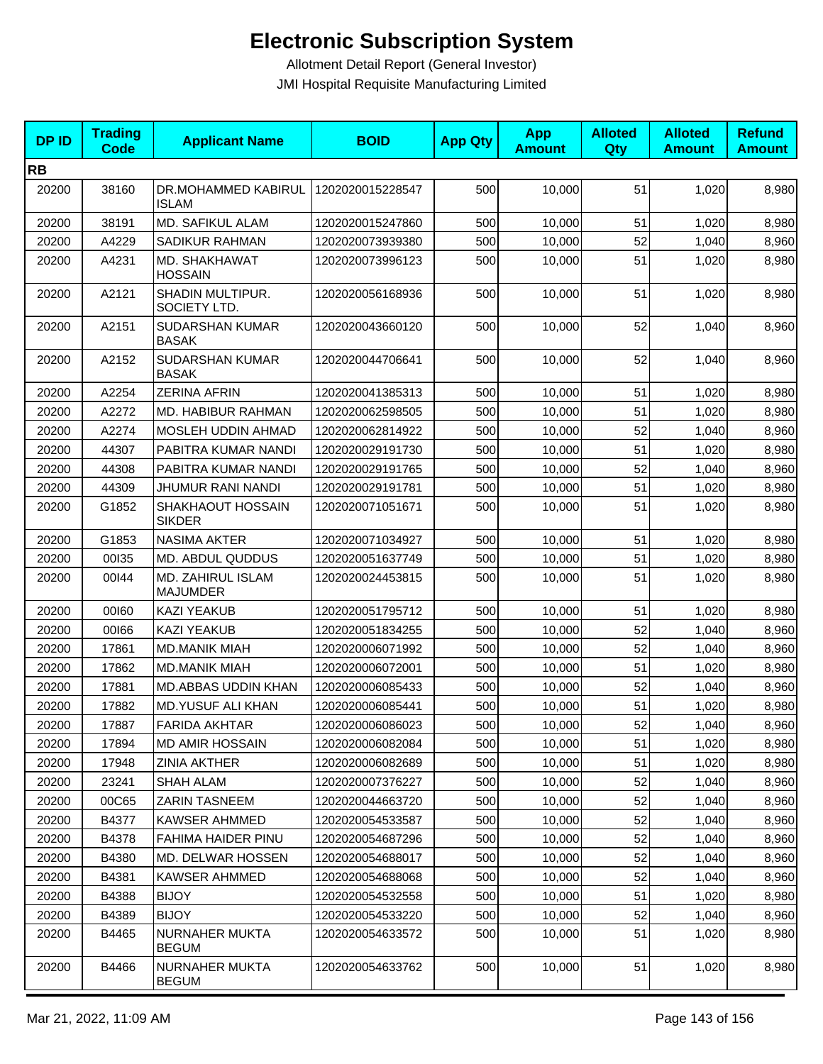# Electronic Subscription System

Allotment Detail Report (General Investor)

JMI Hospital Requisite Manufacturing Limited

| DP ID | Trading Code | Applicant Name | BOID | App Qty | App Amount | Alloted Qty | Alloted Amount | Refund Amount |
|---|---|---|---|---|---|---|---|---|
| **RB** | | | | | | | | |
| 20200 | 38160 | DR.MOHAMMED KABIRUL ISLAM | 1202020015228547 | 500 | 10,000 | 51 | 1,020 | 8,980 |
| 20200 | 38191 | MD. SAFIKUL ALAM | 1202020015247860 | 500 | 10,000 | 51 | 1,020 | 8,980 |
| 20200 | A4229 | SADIKUR RAHMAN | 1202020073939380 | 500 | 10,000 | 52 | 1,040 | 8,960 |
| 20200 | A4231 | MD. SHAKHAWAT HOSSAIN | 1202020073996123 | 500 | 10,000 | 51 | 1,020 | 8,980 |
| 20200 | A2121 | SHADIN MULTIPUR. SOCIETY LTD. | 1202020056168936 | 500 | 10,000 | 51 | 1,020 | 8,980 |
| 20200 | A2151 | SUDARSHAN KUMAR BASAK | 1202020043660120 | 500 | 10,000 | 52 | 1,040 | 8,960 |
| 20200 | A2152 | SUDARSHAN KUMAR BASAK | 1202020044706641 | 500 | 10,000 | 52 | 1,040 | 8,960 |
| 20200 | A2254 | ZERINA AFRIN | 1202020041385313 | 500 | 10,000 | 51 | 1,020 | 8,980 |
| 20200 | A2272 | MD. HABIBUR RAHMAN | 1202020062598505 | 500 | 10,000 | 51 | 1,020 | 8,980 |
| 20200 | A2274 | MOSLEH UDDIN AHMAD | 1202020062814922 | 500 | 10,000 | 52 | 1,040 | 8,960 |
| 20200 | 44307 | PABITRA KUMAR NANDI | 1202020029191730 | 500 | 10,000 | 51 | 1,020 | 8,980 |
| 20200 | 44308 | PABITRA KUMAR NANDI | 1202020029191765 | 500 | 10,000 | 52 | 1,040 | 8,960 |
| 20200 | 44309 | JHUMUR RANI NANDI | 1202020029191781 | 500 | 10,000 | 51 | 1,020 | 8,980 |
| 20200 | G1852 | SHAKHAOUT HOSSAIN SIKDER | 1202020071051671 | 500 | 10,000 | 51 | 1,020 | 8,980 |
| 20200 | G1853 | NASIMA AKTER | 1202020071034927 | 500 | 10,000 | 51 | 1,020 | 8,980 |
| 20200 | 00I35 | MD. ABDUL QUDDUS | 1202020051637749 | 500 | 10,000 | 51 | 1,020 | 8,980 |
| 20200 | 00I44 | MD. ZAHIRUL ISLAM MAJUMDER | 1202020024453815 | 500 | 10,000 | 51 | 1,020 | 8,980 |
| 20200 | 00I60 | KAZI YEAKUB | 1202020051795712 | 500 | 10,000 | 51 | 1,020 | 8,980 |
| 20200 | 00I66 | KAZI YEAKUB | 1202020051834255 | 500 | 10,000 | 52 | 1,040 | 8,960 |
| 20200 | 17861 | MD.MANIK MIAH | 1202020006071992 | 500 | 10,000 | 52 | 1,040 | 8,960 |
| 20200 | 17862 | MD.MANIK MIAH | 1202020006072001 | 500 | 10,000 | 51 | 1,020 | 8,980 |
| 20200 | 17881 | MD.ABBAS UDDIN KHAN | 1202020006085433 | 500 | 10,000 | 52 | 1,040 | 8,960 |
| 20200 | 17882 | MD.YUSUF ALI KHAN | 1202020006085441 | 500 | 10,000 | 51 | 1,020 | 8,980 |
| 20200 | 17887 | FARIDA AKHTAR | 1202020006086023 | 500 | 10,000 | 52 | 1,040 | 8,960 |
| 20200 | 17894 | MD AMIR HOSSAIN | 1202020006082084 | 500 | 10,000 | 51 | 1,020 | 8,980 |
| 20200 | 17948 | ZINIA AKTHER | 1202020006082689 | 500 | 10,000 | 51 | 1,020 | 8,980 |
| 20200 | 23241 | SHAH ALAM | 1202020007376227 | 500 | 10,000 | 52 | 1,040 | 8,960 |
| 20200 | 00C65 | ZARIN TASNEEM | 1202020044663720 | 500 | 10,000 | 52 | 1,040 | 8,960 |
| 20200 | B4377 | KAWSER AHMMED | 1202020054533587 | 500 | 10,000 | 52 | 1,040 | 8,960 |
| 20200 | B4378 | FAHIMA HAIDER PINU | 1202020054687296 | 500 | 10,000 | 52 | 1,040 | 8,960 |
| 20200 | B4380 | MD. DELWAR HOSSEN | 1202020054688017 | 500 | 10,000 | 52 | 1,040 | 8,960 |
| 20200 | B4381 | KAWSER AHMMED | 1202020054688068 | 500 | 10,000 | 52 | 1,040 | 8,960 |
| 20200 | B4388 | BIJOY | 1202020054532558 | 500 | 10,000 | 51 | 1,020 | 8,980 |
| 20200 | B4389 | BIJOY | 1202020054533220 | 500 | 10,000 | 52 | 1,040 | 8,960 |
| 20200 | B4465 | NURNAHER MUKTA BEGUM | 1202020054633572 | 500 | 10,000 | 51 | 1,020 | 8,980 |
| 20200 | B4466 | NURNAHER MUKTA BEGUM | 1202020054633762 | 500 | 10,000 | 51 | 1,020 | 8,980 |

Mar 21, 2022, 11:09 AM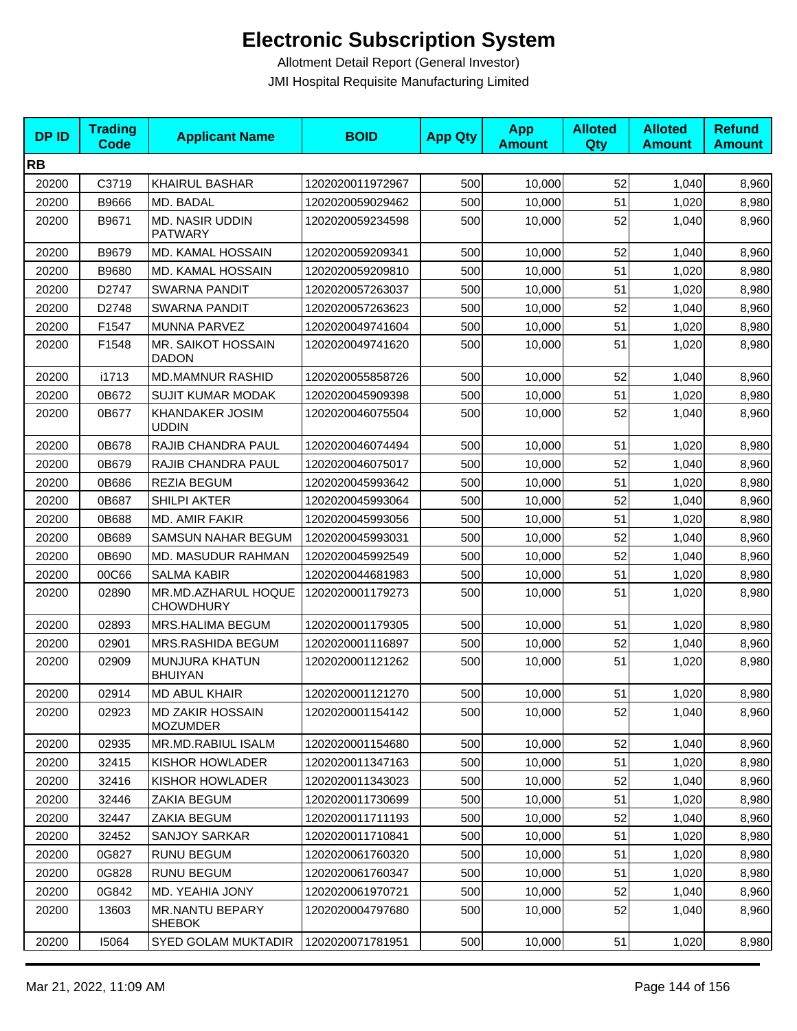# Electronic Subscription System

Allotment Detail Report (General Investor)

JMI Hospital Requisite Manufacturing Limited

| DP ID | Trading Code | Applicant Name | BOID | App Qty | App Amount | Alloted Qty | Alloted Amount | Refund Amount |
|---|---|---|---|---|---|---|---|---|
| **RB** | | | | | | | | |
| 20200 | C3719 | KHAIRUL BASHAR | 1202020011972967 | 500 | 10,000 | 52 | 1,040 | 8,960 |
| 20200 | B9666 | MD. BADAL | 1202020059029462 | 500 | 10,000 | 51 | 1,020 | 8,980 |
| 20200 | B9671 | MD. NASIR UDDIN PATWARY | 1202020059234598 | 500 | 10,000 | 52 | 1,040 | 8,960 |
| 20200 | B9679 | MD. KAMAL HOSSAIN | 1202020059209341 | 500 | 10,000 | 52 | 1,040 | 8,960 |
| 20200 | B9680 | MD. KAMAL HOSSAIN | 1202020059209810 | 500 | 10,000 | 51 | 1,020 | 8,980 |
| 20200 | D2747 | SWARNA PANDIT | 1202020057263037 | 500 | 10,000 | 51 | 1,020 | 8,980 |
| 20200 | D2748 | SWARNA PANDIT | 1202020057263623 | 500 | 10,000 | 52 | 1,040 | 8,960 |
| 20200 | F1547 | MUNNA PARVEZ | 1202020049741604 | 500 | 10,000 | 51 | 1,020 | 8,980 |
| 20200 | F1548 | MR. SAIKOT HOSSAIN DADON | 1202020049741620 | 500 | 10,000 | 51 | 1,020 | 8,980 |
| 20200 | i1713 | MD.MAMNUR RASHID | 1202020055858726 | 500 | 10,000 | 52 | 1,040 | 8,960 |
| 20200 | 0B672 | SUJIT KUMAR MODAK | 1202020045909398 | 500 | 10,000 | 51 | 1,020 | 8,980 |
| 20200 | 0B677 | KHANDAKER JOSIM UDDIN | 1202020046075504 | 500 | 10,000 | 52 | 1,040 | 8,960 |
| 20200 | 0B678 | RAJIB CHANDRA PAUL | 1202020046074494 | 500 | 10,000 | 51 | 1,020 | 8,980 |
| 20200 | 0B679 | RAJIB CHANDRA PAUL | 1202020046075017 | 500 | 10,000 | 52 | 1,040 | 8,960 |
| 20200 | 0B686 | REZIA BEGUM | 1202020045993642 | 500 | 10,000 | 51 | 1,020 | 8,980 |
| 20200 | 0B687 | SHILPI AKTER | 1202020045993064 | 500 | 10,000 | 52 | 1,040 | 8,960 |
| 20200 | 0B688 | MD. AMIR FAKIR | 1202020045993056 | 500 | 10,000 | 51 | 1,020 | 8,980 |
| 20200 | 0B689 | SAMSUN NAHAR BEGUM | 1202020045993031 | 500 | 10,000 | 52 | 1,040 | 8,960 |
| 20200 | 0B690 | MD. MASUDUR RAHMAN | 1202020045992549 | 500 | 10,000 | 52 | 1,040 | 8,960 |
| 20200 | 00C66 | SALMA KABIR | 1202020044681983 | 500 | 10,000 | 51 | 1,020 | 8,980 |
| 20200 | 02890 | MR.MD.AZHARUL HOQUE CHOWDHURY | 1202020001179273 | 500 | 10,000 | 51 | 1,020 | 8,980 |
| 20200 | 02893 | MRS.HALIMA BEGUM | 1202020001179305 | 500 | 10,000 | 51 | 1,020 | 8,980 |
| 20200 | 02901 | MRS.RASHIDA BEGUM | 1202020001116897 | 500 | 10,000 | 52 | 1,040 | 8,960 |
| 20200 | 02909 | MUNJURA KHATUN BHUIYAN | 1202020001121262 | 500 | 10,000 | 51 | 1,020 | 8,980 |
| 20200 | 02914 | MD ABUL KHAIR | 1202020001121270 | 500 | 10,000 | 51 | 1,020 | 8,980 |
| 20200 | 02923 | MD ZAKIR HOSSAIN MOZUMDER | 1202020001154142 | 500 | 10,000 | 52 | 1,040 | 8,960 |
| 20200 | 02935 | MR.MD.RABIUL ISALM | 1202020001154680 | 500 | 10,000 | 52 | 1,040 | 8,960 |
| 20200 | 32415 | KISHOR HOWLADER | 1202020011347163 | 500 | 10,000 | 51 | 1,020 | 8,980 |
| 20200 | 32416 | KISHOR HOWLADER | 1202020011343023 | 500 | 10,000 | 52 | 1,040 | 8,960 |
| 20200 | 32446 | ZAKIA BEGUM | 1202020011730699 | 500 | 10,000 | 51 | 1,020 | 8,980 |
| 20200 | 32447 | ZAKIA BEGUM | 1202020011711193 | 500 | 10,000 | 52 | 1,040 | 8,960 |
| 20200 | 32452 | SANJOY SARKAR | 1202020011710841 | 500 | 10,000 | 51 | 1,020 | 8,980 |
| 20200 | 0G827 | RUNU BEGUM | 1202020061760320 | 500 | 10,000 | 51 | 1,020 | 8,980 |
| 20200 | 0G828 | RUNU BEGUM | 1202020061760347 | 500 | 10,000 | 51 | 1,020 | 8,980 |
| 20200 | 0G842 | MD. YEAHIA JONY | 1202020061970721 | 500 | 10,000 | 52 | 1,040 | 8,960 |
| 20200 | 13603 | MR.NANTU BEPARY SHEBOK | 1202020004797680 | 500 | 10,000 | 52 | 1,040 | 8,960 |
| 20200 | I5064 | SYED GOLAM MUKTADIR | 1202020071781951 | 500 | 10,000 | 51 | 1,020 | 8,980 |

Mar 21, 2022, 11:09 AM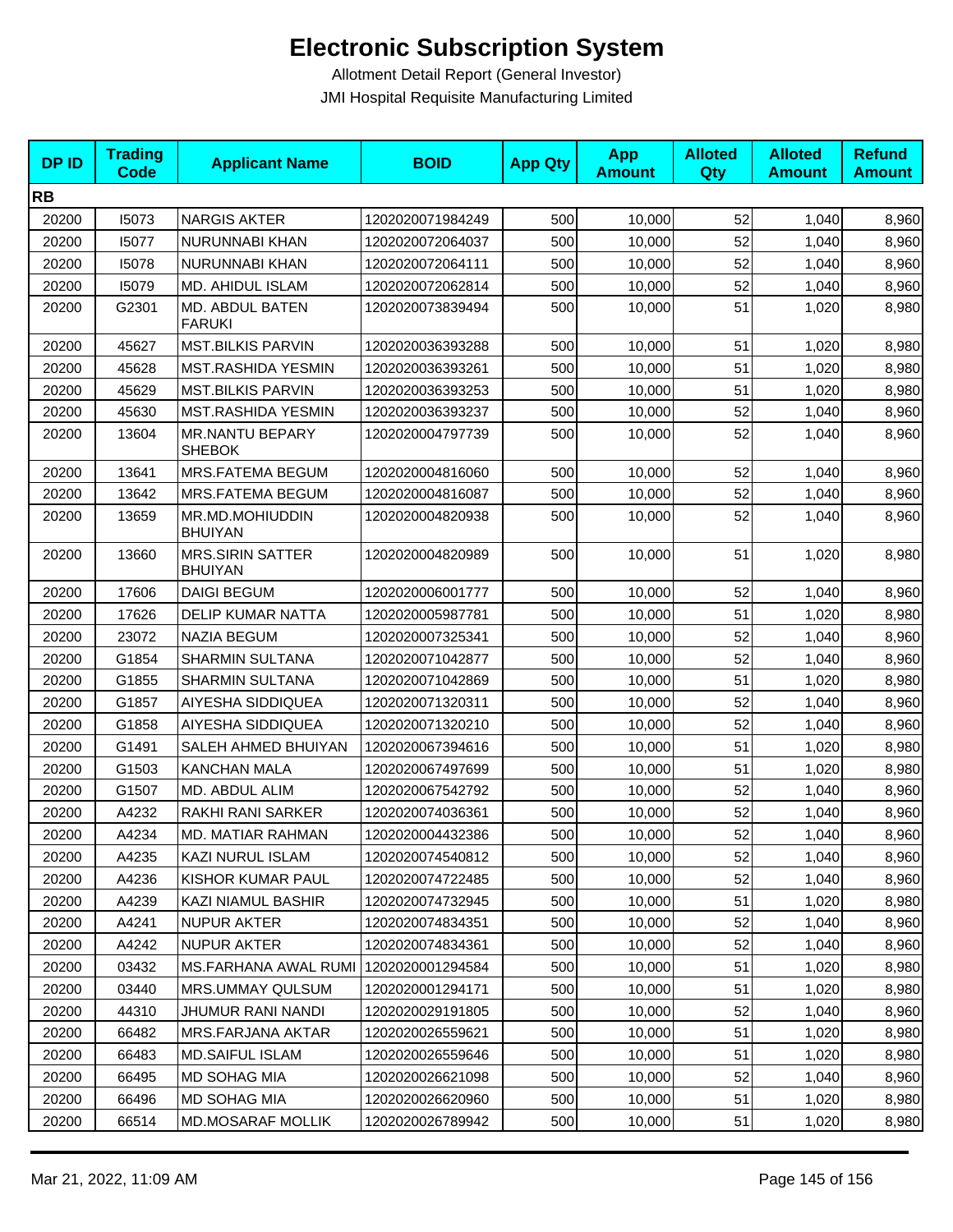# Electronic Subscription System

Allotment Detail Report (General Investor)

JMI Hospital Requisite Manufacturing Limited

| DP ID | Trading Code | Applicant Name | BOID | App Qty | App Amount | Alloted Qty | Alloted Amount | Refund Amount |
|---|---|---|---|---|---|---|---|---|
| **RB** | | | | | | | | |
| 20200 | I5073 | NARGIS AKTER | 1202020071984249 | 500 | 10,000 | 52 | 1,040 | 8,960 |
| 20200 | I5077 | NURUNNABI KHAN | 1202020072064037 | 500 | 10,000 | 52 | 1,040 | 8,960 |
| 20200 | I5078 | NURUNNABI KHAN | 1202020072064111 | 500 | 10,000 | 52 | 1,040 | 8,960 |
| 20200 | I5079 | MD. AHIDUL ISLAM | 1202020072062814 | 500 | 10,000 | 52 | 1,040 | 8,960 |
| 20200 | G2301 | MD. ABDUL BATEN FARUKI | 1202020073839494 | 500 | 10,000 | 51 | 1,020 | 8,980 |
| 20200 | 45627 | MST.BILKIS PARVIN | 1202020036393288 | 500 | 10,000 | 51 | 1,020 | 8,980 |
| 20200 | 45628 | MST.RASHIDA YESMIN | 1202020036393261 | 500 | 10,000 | 51 | 1,020 | 8,980 |
| 20200 | 45629 | MST.BILKIS PARVIN | 1202020036393253 | 500 | 10,000 | 51 | 1,020 | 8,980 |
| 20200 | 45630 | MST.RASHIDA YESMIN | 1202020036393237 | 500 | 10,000 | 52 | 1,040 | 8,960 |
| 20200 | 13604 | MR.NANTU BEPARY SHEBOK | 1202020004797739 | 500 | 10,000 | 52 | 1,040 | 8,960 |
| 20200 | 13641 | MRS.FATEMA BEGUM | 1202020004816060 | 500 | 10,000 | 52 | 1,040 | 8,960 |
| 20200 | 13642 | MRS.FATEMA BEGUM | 1202020004816087 | 500 | 10,000 | 52 | 1,040 | 8,960 |
| 20200 | 13659 | MR.MD.MOHIUDDIN BHUIYAN | 1202020004820938 | 500 | 10,000 | 52 | 1,040 | 8,960 |
| 20200 | 13660 | MRS.SIRIN SATTER BHUIYAN | 1202020004820989 | 500 | 10,000 | 51 | 1,020 | 8,980 |
| 20200 | 17606 | DAIGI BEGUM | 1202020006001777 | 500 | 10,000 | 52 | 1,040 | 8,960 |
| 20200 | 17626 | DELIP KUMAR NATTA | 1202020005987781 | 500 | 10,000 | 51 | 1,020 | 8,980 |
| 20200 | 23072 | NAZIA BEGUM | 1202020007325341 | 500 | 10,000 | 52 | 1,040 | 8,960 |
| 20200 | G1854 | SHARMIN SULTANA | 1202020071042877 | 500 | 10,000 | 52 | 1,040 | 8,960 |
| 20200 | G1855 | SHARMIN SULTANA | 1202020071042869 | 500 | 10,000 | 51 | 1,020 | 8,980 |
| 20200 | G1857 | AIYESHA SIDDIQUEA | 1202020071320311 | 500 | 10,000 | 52 | 1,040 | 8,960 |
| 20200 | G1858 | AIYESHA SIDDIQUEA | 1202020071320210 | 500 | 10,000 | 52 | 1,040 | 8,960 |
| 20200 | G1491 | SALEH AHMED BHUIYAN | 1202020067394616 | 500 | 10,000 | 51 | 1,020 | 8,980 |
| 20200 | G1503 | KANCHAN MALA | 1202020067497699 | 500 | 10,000 | 51 | 1,020 | 8,980 |
| 20200 | G1507 | MD. ABDUL ALIM | 1202020067542792 | 500 | 10,000 | 52 | 1,040 | 8,960 |
| 20200 | A4232 | RAKHI RANI SARKER | 1202020074036361 | 500 | 10,000 | 52 | 1,040 | 8,960 |
| 20200 | A4234 | MD. MATIAR RAHMAN | 1202020004432386 | 500 | 10,000 | 52 | 1,040 | 8,960 |
| 20200 | A4235 | KAZI NURUL ISLAM | 1202020074540812 | 500 | 10,000 | 52 | 1,040 | 8,960 |
| 20200 | A4236 | KISHOR KUMAR PAUL | 1202020074722485 | 500 | 10,000 | 52 | 1,040 | 8,960 |
| 20200 | A4239 | KAZI NIAMUL BASHIR | 1202020074732945 | 500 | 10,000 | 51 | 1,020 | 8,980 |
| 20200 | A4241 | NUPUR AKTER | 1202020074834351 | 500 | 10,000 | 52 | 1,040 | 8,960 |
| 20200 | A4242 | NUPUR AKTER | 1202020074834361 | 500 | 10,000 | 52 | 1,040 | 8,960 |
| 20200 | 03432 | MS.FARHANA AWAL RUMI | 1202020001294584 | 500 | 10,000 | 51 | 1,020 | 8,980 |
| 20200 | 03440 | MRS.UMMAY QULSUM | 1202020001294171 | 500 | 10,000 | 51 | 1,020 | 8,980 |
| 20200 | 44310 | JHUMUR RANI NANDI | 1202020029191805 | 500 | 10,000 | 52 | 1,040 | 8,960 |
| 20200 | 66482 | MRS.FARJANA AKTAR | 1202020026559621 | 500 | 10,000 | 51 | 1,020 | 8,980 |
| 20200 | 66483 | MD.SAIFUL ISLAM | 1202020026559646 | 500 | 10,000 | 51 | 1,020 | 8,980 |
| 20200 | 66495 | MD SOHAG MIA | 1202020026621098 | 500 | 10,000 | 52 | 1,040 | 8,960 |
| 20200 | 66496 | MD SOHAG MIA | 1202020026620960 | 500 | 10,000 | 51 | 1,020 | 8,980 |
| 20200 | 66514 | MD.MOSARAF MOLLIK | 1202020026789942 | 500 | 10,000 | 51 | 1,020 | 8,980 |

Mar 21, 2022, 11:09 AM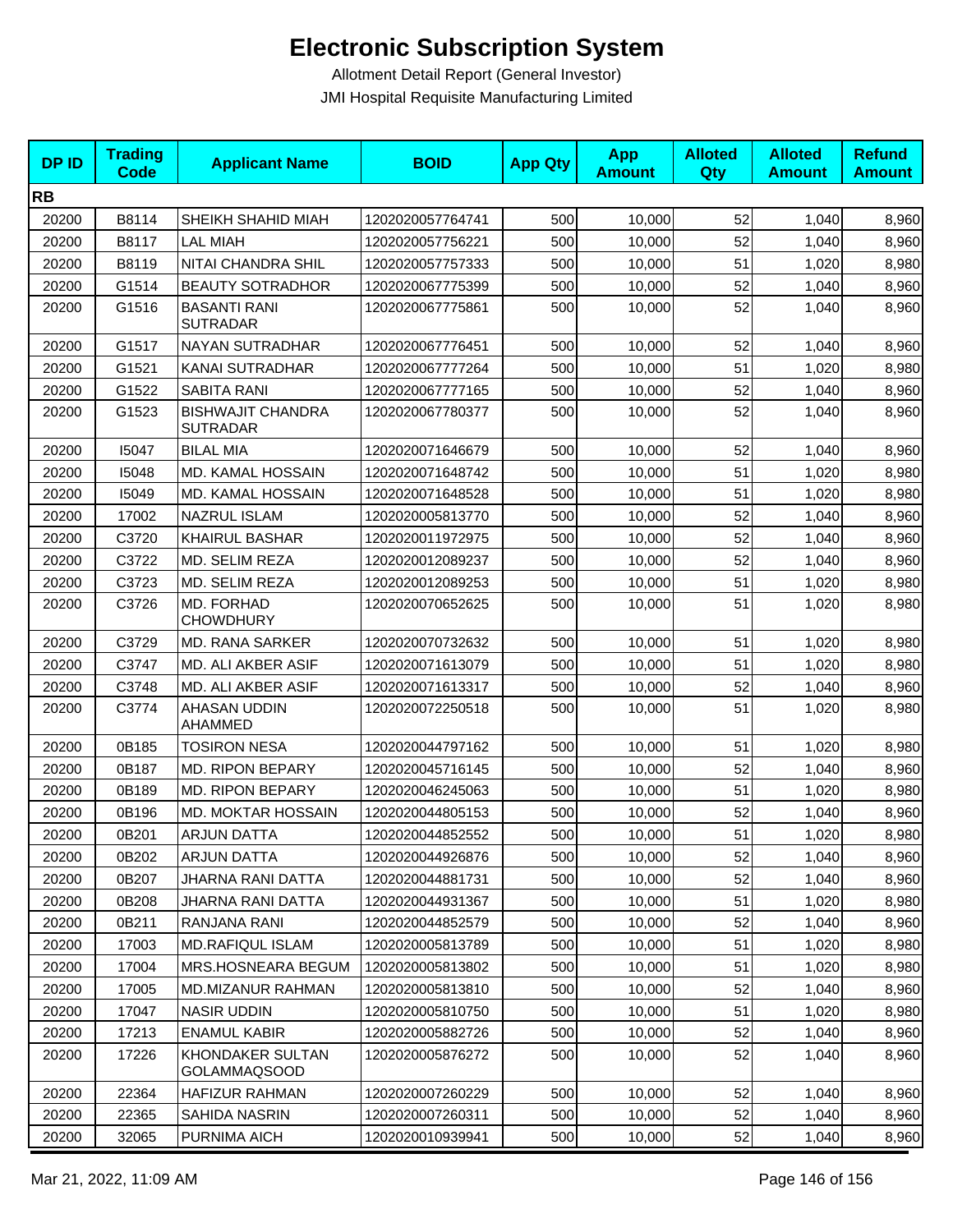# Electronic Subscription System

Allotment Detail Report (General Investor)

JMI Hospital Requisite Manufacturing Limited

| DP ID | Trading Code | Applicant Name | BOID | App Qty | App Amount | Alloted Qty | Alloted Amount | Refund Amount |
|---|---|---|---|---|---|---|---|---|
| **RB** | | | | | | | | |
| 20200 | B8114 | SHEIKH SHAHID MIAH | 1202020057764741 | 500 | 10,000 | 52 | 1,040 | 8,960 |
| 20200 | B8117 | LAL MIAH | 1202020057756221 | 500 | 10,000 | 52 | 1,040 | 8,960 |
| 20200 | B8119 | NITAI CHANDRA SHIL | 1202020057757333 | 500 | 10,000 | 51 | 1,020 | 8,980 |
| 20200 | G1514 | BEAUTY SOTRADHOR | 1202020067775399 | 500 | 10,000 | 52 | 1,040 | 8,960 |
| 20200 | G1516 | BASANTI RANI SUTRADAR | 1202020067775861 | 500 | 10,000 | 52 | 1,040 | 8,960 |
| 20200 | G1517 | NAYAN SUTRADHAR | 1202020067776451 | 500 | 10,000 | 52 | 1,040 | 8,960 |
| 20200 | G1521 | KANAI SUTRADHAR | 1202020067777264 | 500 | 10,000 | 51 | 1,020 | 8,980 |
| 20200 | G1522 | SABITA RANI | 1202020067777165 | 500 | 10,000 | 52 | 1,040 | 8,960 |
| 20200 | G1523 | BISHWAJIT CHANDRA SUTRADAR | 1202020067780377 | 500 | 10,000 | 52 | 1,040 | 8,960 |
| 20200 | I5047 | BILAL MIA | 1202020071646679 | 500 | 10,000 | 52 | 1,040 | 8,960 |
| 20200 | I5048 | MD. KAMAL HOSSAIN | 1202020071648742 | 500 | 10,000 | 51 | 1,020 | 8,980 |
| 20200 | I5049 | MD. KAMAL HOSSAIN | 1202020071648528 | 500 | 10,000 | 51 | 1,020 | 8,980 |
| 20200 | 17002 | NAZRUL ISLAM | 1202020005813770 | 500 | 10,000 | 52 | 1,040 | 8,960 |
| 20200 | C3720 | KHAIRUL BASHAR | 1202020011972975 | 500 | 10,000 | 52 | 1,040 | 8,960 |
| 20200 | C3722 | MD. SELIM REZA | 1202020012089237 | 500 | 10,000 | 52 | 1,040 | 8,960 |
| 20200 | C3723 | MD. SELIM REZA | 1202020012089253 | 500 | 10,000 | 51 | 1,020 | 8,980 |
| 20200 | C3726 | MD. FORHAD CHOWDHURY | 1202020070652625 | 500 | 10,000 | 51 | 1,020 | 8,980 |
| 20200 | C3729 | MD. RANA SARKER | 1202020070732632 | 500 | 10,000 | 51 | 1,020 | 8,980 |
| 20200 | C3747 | MD. ALI AKBER ASIF | 1202020071613079 | 500 | 10,000 | 51 | 1,020 | 8,980 |
| 20200 | C3748 | MD. ALI AKBER ASIF | 1202020071613317 | 500 | 10,000 | 52 | 1,040 | 8,960 |
| 20200 | C3774 | AHASAN UDDIN AHAMMED | 1202020072250518 | 500 | 10,000 | 51 | 1,020 | 8,980 |
| 20200 | 0B185 | TOSIRON NESA | 1202020044797162 | 500 | 10,000 | 51 | 1,020 | 8,980 |
| 20200 | 0B187 | MD. RIPON BEPARY | 1202020045716145 | 500 | 10,000 | 52 | 1,040 | 8,960 |
| 20200 | 0B189 | MD. RIPON BEPARY | 1202020046245063 | 500 | 10,000 | 51 | 1,020 | 8,980 |
| 20200 | 0B196 | MD. MOKTAR HOSSAIN | 1202020044805153 | 500 | 10,000 | 52 | 1,040 | 8,960 |
| 20200 | 0B201 | ARJUN DATTA | 1202020044852552 | 500 | 10,000 | 51 | 1,020 | 8,980 |
| 20200 | 0B202 | ARJUN DATTA | 1202020044926876 | 500 | 10,000 | 52 | 1,040 | 8,960 |
| 20200 | 0B207 | JHARNA RANI DATTA | 1202020044881731 | 500 | 10,000 | 52 | 1,040 | 8,960 |
| 20200 | 0B208 | JHARNA RANI DATTA | 1202020044931367 | 500 | 10,000 | 51 | 1,020 | 8,980 |
| 20200 | 0B211 | RANJANA RANI | 1202020044852579 | 500 | 10,000 | 52 | 1,040 | 8,960 |
| 20200 | 17003 | MD.RAFIQUL ISLAM | 1202020005813789 | 500 | 10,000 | 51 | 1,020 | 8,980 |
| 20200 | 17004 | MRS.HOSNEARA BEGUM | 1202020005813802 | 500 | 10,000 | 51 | 1,020 | 8,980 |
| 20200 | 17005 | MD.MIZANUR RAHMAN | 1202020005813810 | 500 | 10,000 | 52 | 1,040 | 8,960 |
| 20200 | 17047 | NASIR UDDIN | 1202020005810750 | 500 | 10,000 | 51 | 1,020 | 8,980 |
| 20200 | 17213 | ENAMUL KABIR | 1202020005882726 | 500 | 10,000 | 52 | 1,040 | 8,960 |
| 20200 | 17226 | KHONDAKER SULTAN GOLAMMAQSOOD | 1202020005876272 | 500 | 10,000 | 52 | 1,040 | 8,960 |
| 20200 | 22364 | HAFIZUR RAHMAN | 1202020007260229 | 500 | 10,000 | 52 | 1,040 | 8,960 |
| 20200 | 22365 | SAHIDA NASRIN | 1202020007260311 | 500 | 10,000 | 52 | 1,040 | 8,960 |
| 20200 | 32065 | PURNIMA AICH | 1202020010939941 | 500 | 10,000 | 52 | 1,040 | 8,960 |

Mar 21, 2022, 11:09 AM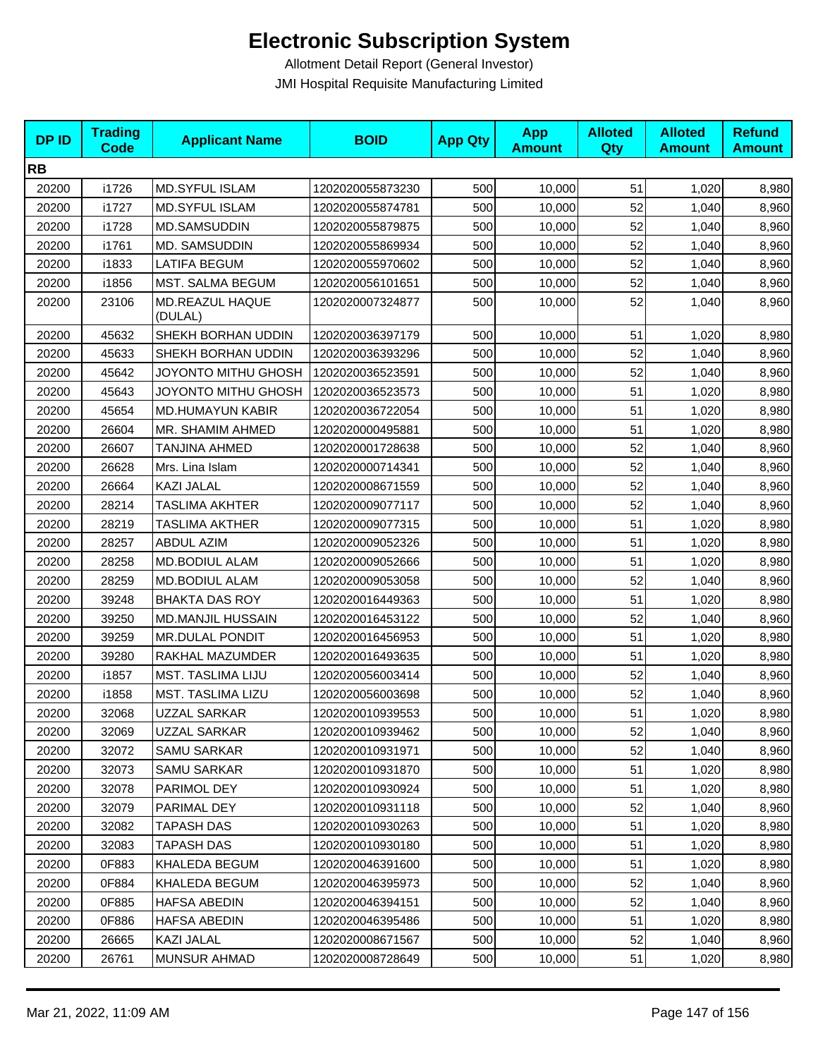# Electronic Subscription System

Allotment Detail Report (General Investor)

JMI Hospital Requisite Manufacturing Limited

| DP ID | Trading Code | Applicant Name | BOID | App Qty | App Amount | Alloted Qty | Alloted Amount | Refund Amount |
|---|---|---|---|---|---|---|---|---|
| **RB** | | | | | | | | |
| 20200 | i1726 | MD.SYFUL ISLAM | 1202020055873230 | 500 | 10,000 | 51 | 1,020 | 8,980 |
| 20200 | i1727 | MD.SYFUL ISLAM | 1202020055874781 | 500 | 10,000 | 52 | 1,040 | 8,960 |
| 20200 | i1728 | MD.SAMSUDDIN | 1202020055879875 | 500 | 10,000 | 52 | 1,040 | 8,960 |
| 20200 | i1761 | MD. SAMSUDDIN | 1202020055869934 | 500 | 10,000 | 52 | 1,040 | 8,960 |
| 20200 | i1833 | LATIFA BEGUM | 1202020055970602 | 500 | 10,000 | 52 | 1,040 | 8,960 |
| 20200 | i1856 | MST. SALMA BEGUM | 1202020056101651 | 500 | 10,000 | 52 | 1,040 | 8,960 |
| 20200 | 23106 | MD.REAZUL HAQUE (DULAL) | 1202020007324877 | 500 | 10,000 | 52 | 1,040 | 8,960 |
| 20200 | 45632 | SHEKH BORHAN UDDIN | 1202020036397179 | 500 | 10,000 | 51 | 1,020 | 8,980 |
| 20200 | 45633 | SHEKH BORHAN UDDIN | 1202020036393296 | 500 | 10,000 | 52 | 1,040 | 8,960 |
| 20200 | 45642 | JOYONTO MITHU GHOSH | 1202020036523591 | 500 | 10,000 | 52 | 1,040 | 8,960 |
| 20200 | 45643 | JOYONTO MITHU GHOSH | 1202020036523573 | 500 | 10,000 | 51 | 1,020 | 8,980 |
| 20200 | 45654 | MD.HUMAYUN KABIR | 1202020036722054 | 500 | 10,000 | 51 | 1,020 | 8,980 |
| 20200 | 26604 | MR. SHAMIM AHMED | 1202020000495881 | 500 | 10,000 | 51 | 1,020 | 8,980 |
| 20200 | 26607 | TANJINA AHMED | 1202020001728638 | 500 | 10,000 | 52 | 1,040 | 8,960 |
| 20200 | 26628 | Mrs. Lina Islam | 1202020000714341 | 500 | 10,000 | 52 | 1,040 | 8,960 |
| 20200 | 26664 | KAZI JALAL | 1202020008671559 | 500 | 10,000 | 52 | 1,040 | 8,960 |
| 20200 | 28214 | TASLIMA AKHTER | 1202020009077117 | 500 | 10,000 | 52 | 1,040 | 8,960 |
| 20200 | 28219 | TASLIMA AKTHER | 1202020009077315 | 500 | 10,000 | 51 | 1,020 | 8,980 |
| 20200 | 28257 | ABDUL AZIM | 1202020009052326 | 500 | 10,000 | 51 | 1,020 | 8,980 |
| 20200 | 28258 | MD.BODIUL ALAM | 1202020009052666 | 500 | 10,000 | 51 | 1,020 | 8,980 |
| 20200 | 28259 | MD.BODIUL ALAM | 1202020009053058 | 500 | 10,000 | 52 | 1,040 | 8,960 |
| 20200 | 39248 | BHAKTA DAS ROY | 1202020016449363 | 500 | 10,000 | 51 | 1,020 | 8,980 |
| 20200 | 39250 | MD.MANJIL HUSSAIN | 1202020016453122 | 500 | 10,000 | 52 | 1,040 | 8,960 |
| 20200 | 39259 | MR.DULAL PONDIT | 1202020016456953 | 500 | 10,000 | 51 | 1,020 | 8,980 |
| 20200 | 39280 | RAKHAL MAZUMDER | 1202020016493635 | 500 | 10,000 | 51 | 1,020 | 8,980 |
| 20200 | i1857 | MST. TASLIMA LIJU | 1202020056003414 | 500 | 10,000 | 52 | 1,040 | 8,960 |
| 20200 | i1858 | MST. TASLIMA LIZU | 1202020056003698 | 500 | 10,000 | 52 | 1,040 | 8,960 |
| 20200 | 32068 | UZZAL SARKAR | 1202020010939553 | 500 | 10,000 | 51 | 1,020 | 8,980 |
| 20200 | 32069 | UZZAL SARKAR | 1202020010939462 | 500 | 10,000 | 52 | 1,040 | 8,960 |
| 20200 | 32072 | SAMU SARKAR | 1202020010931971 | 500 | 10,000 | 52 | 1,040 | 8,960 |
| 20200 | 32073 | SAMU SARKAR | 1202020010931870 | 500 | 10,000 | 51 | 1,020 | 8,980 |
| 20200 | 32078 | PARIMOL DEY | 1202020010930924 | 500 | 10,000 | 51 | 1,020 | 8,980 |
| 20200 | 32079 | PARIMAL DEY | 1202020010931118 | 500 | 10,000 | 52 | 1,040 | 8,960 |
| 20200 | 32082 | TAPASH DAS | 1202020010930263 | 500 | 10,000 | 51 | 1,020 | 8,980 |
| 20200 | 32083 | TAPASH DAS | 1202020010930180 | 500 | 10,000 | 51 | 1,020 | 8,980 |
| 20200 | 0F883 | KHALEDA BEGUM | 1202020046391600 | 500 | 10,000 | 51 | 1,020 | 8,980 |
| 20200 | 0F884 | KHALEDA BEGUM | 1202020046395973 | 500 | 10,000 | 52 | 1,040 | 8,960 |
| 20200 | 0F885 | HAFSA ABEDIN | 1202020046394151 | 500 | 10,000 | 52 | 1,040 | 8,960 |
| 20200 | 0F886 | HAFSA ABEDIN | 1202020046395486 | 500 | 10,000 | 51 | 1,020 | 8,980 |
| 20200 | 26665 | KAZI JALAL | 1202020008671567 | 500 | 10,000 | 52 | 1,040 | 8,960 |
| 20200 | 26761 | MUNSUR AHMAD | 1202020008728649 | 500 | 10,000 | 51 | 1,020 | 8,980 |

Mar 21, 2022, 11:09 AM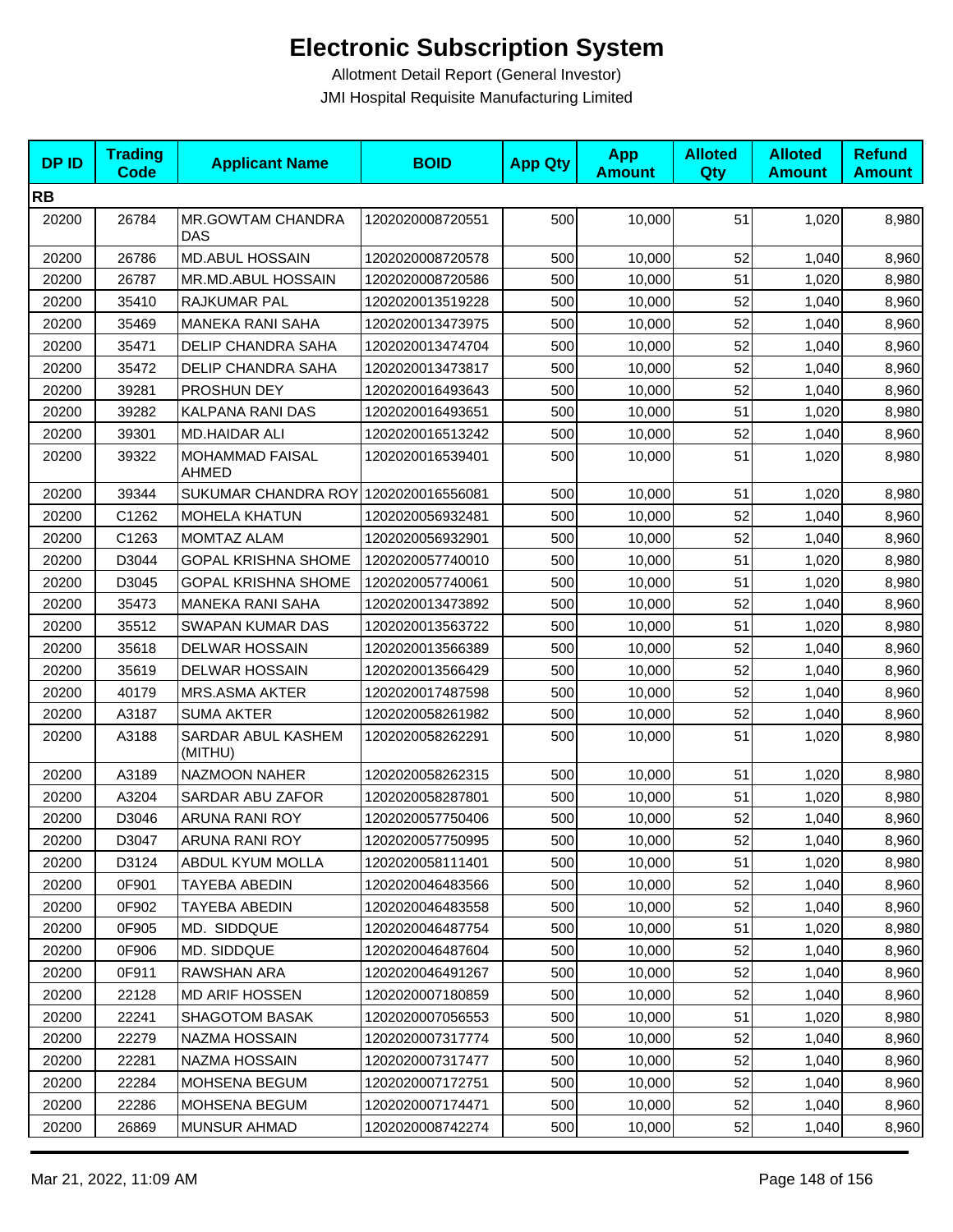# Electronic Subscription System

Allotment Detail Report (General Investor)

JMI Hospital Requisite Manufacturing Limited

| DP ID | Trading Code | Applicant Name | BOID | App Qty | App Amount | Alloted Qty | Alloted Amount | Refund Amount |
|---|---|---|---|---|---|---|---|---|
| **RB** | | | | | | | | |
| 20200 | 26784 | MR.GOWTAM CHANDRA DAS | 1202020008720551 | 500 | 10,000 | 51 | 1,020 | 8,980 |
| 20200 | 26786 | MD.ABUL HOSSAIN | 1202020008720578 | 500 | 10,000 | 52 | 1,040 | 8,960 |
| 20200 | 26787 | MR.MD.ABUL HOSSAIN | 1202020008720586 | 500 | 10,000 | 51 | 1,020 | 8,980 |
| 20200 | 35410 | RAJKUMAR PAL | 1202020013519228 | 500 | 10,000 | 52 | 1,040 | 8,960 |
| 20200 | 35469 | MANEKA RANI SAHA | 1202020013473975 | 500 | 10,000 | 52 | 1,040 | 8,960 |
| 20200 | 35471 | DELIP CHANDRA SAHA | 1202020013474704 | 500 | 10,000 | 52 | 1,040 | 8,960 |
| 20200 | 35472 | DELIP CHANDRA SAHA | 1202020013473817 | 500 | 10,000 | 52 | 1,040 | 8,960 |
| 20200 | 39281 | PROSHUN DEY | 1202020016493643 | 500 | 10,000 | 52 | 1,040 | 8,960 |
| 20200 | 39282 | KALPANA RANI DAS | 1202020016493651 | 500 | 10,000 | 51 | 1,020 | 8,980 |
| 20200 | 39301 | MD.HAIDAR ALI | 1202020016513242 | 500 | 10,000 | 52 | 1,040 | 8,960 |
| 20200 | 39322 | MOHAMMAD FAISAL AHMED | 1202020016539401 | 500 | 10,000 | 51 | 1,020 | 8,980 |
| 20200 | 39344 | SUKUMAR CHANDRA ROY | 1202020016556081 | 500 | 10,000 | 51 | 1,020 | 8,980 |
| 20200 | C1262 | MOHELA KHATUN | 1202020056932481 | 500 | 10,000 | 52 | 1,040 | 8,960 |
| 20200 | C1263 | MOMTAZ ALAM | 1202020056932901 | 500 | 10,000 | 52 | 1,040 | 8,960 |
| 20200 | D3044 | GOPAL KRISHNA SHOME | 1202020057740010 | 500 | 10,000 | 51 | 1,020 | 8,980 |
| 20200 | D3045 | GOPAL KRISHNA SHOME | 1202020057740061 | 500 | 10,000 | 51 | 1,020 | 8,980 |
| 20200 | 35473 | MANEKA RANI SAHA | 1202020013473892 | 500 | 10,000 | 52 | 1,040 | 8,960 |
| 20200 | 35512 | SWAPAN KUMAR DAS | 1202020013563722 | 500 | 10,000 | 51 | 1,020 | 8,980 |
| 20200 | 35618 | DELWAR HOSSAIN | 1202020013566389 | 500 | 10,000 | 52 | 1,040 | 8,960 |
| 20200 | 35619 | DELWAR HOSSAIN | 1202020013566429 | 500 | 10,000 | 52 | 1,040 | 8,960 |
| 20200 | 40179 | MRS.ASMA AKTER | 1202020017487598 | 500 | 10,000 | 52 | 1,040 | 8,960 |
| 20200 | A3187 | SUMA AKTER | 1202020058261982 | 500 | 10,000 | 52 | 1,040 | 8,960 |
| 20200 | A3188 | SARDAR ABUL KASHEM (MITHU) | 1202020058262291 | 500 | 10,000 | 51 | 1,020 | 8,980 |
| 20200 | A3189 | NAZMOON NAHER | 1202020058262315 | 500 | 10,000 | 51 | 1,020 | 8,980 |
| 20200 | A3204 | SARDAR ABU ZAFOR | 1202020058287801 | 500 | 10,000 | 51 | 1,020 | 8,980 |
| 20200 | D3046 | ARUNA RANI ROY | 1202020057750406 | 500 | 10,000 | 52 | 1,040 | 8,960 |
| 20200 | D3047 | ARUNA RANI ROY | 1202020057750995 | 500 | 10,000 | 52 | 1,040 | 8,960 |
| 20200 | D3124 | ABDUL KYUM MOLLA | 1202020058111401 | 500 | 10,000 | 51 | 1,020 | 8,980 |
| 20200 | 0F901 | TAYEBA ABEDIN | 1202020046483566 | 500 | 10,000 | 52 | 1,040 | 8,960 |
| 20200 | 0F902 | TAYEBA ABEDIN | 1202020046483558 | 500 | 10,000 | 52 | 1,040 | 8,960 |
| 20200 | 0F905 | MD. SIDDQUE | 1202020046487754 | 500 | 10,000 | 51 | 1,020 | 8,980 |
| 20200 | 0F906 | MD. SIDDQUE | 1202020046487604 | 500 | 10,000 | 52 | 1,040 | 8,960 |
| 20200 | 0F911 | RAWSHAN ARA | 1202020046491267 | 500 | 10,000 | 52 | 1,040 | 8,960 |
| 20200 | 22128 | MD ARIF HOSSEN | 1202020007180859 | 500 | 10,000 | 52 | 1,040 | 8,960 |
| 20200 | 22241 | SHAGOTOM BASAK | 1202020007056553 | 500 | 10,000 | 51 | 1,020 | 8,980 |
| 20200 | 22279 | NAZMA HOSSAIN | 1202020007317774 | 500 | 10,000 | 52 | 1,040 | 8,960 |
| 20200 | 22281 | NAZMA HOSSAIN | 1202020007317477 | 500 | 10,000 | 52 | 1,040 | 8,960 |
| 20200 | 22284 | MOHSENA BEGUM | 1202020007172751 | 500 | 10,000 | 52 | 1,040 | 8,960 |
| 20200 | 22286 | MOHSENA BEGUM | 1202020007174471 | 500 | 10,000 | 52 | 1,040 | 8,960 |
| 20200 | 26869 | MUNSUR AHMAD | 1202020008742274 | 500 | 10,000 | 52 | 1,040 | 8,960 |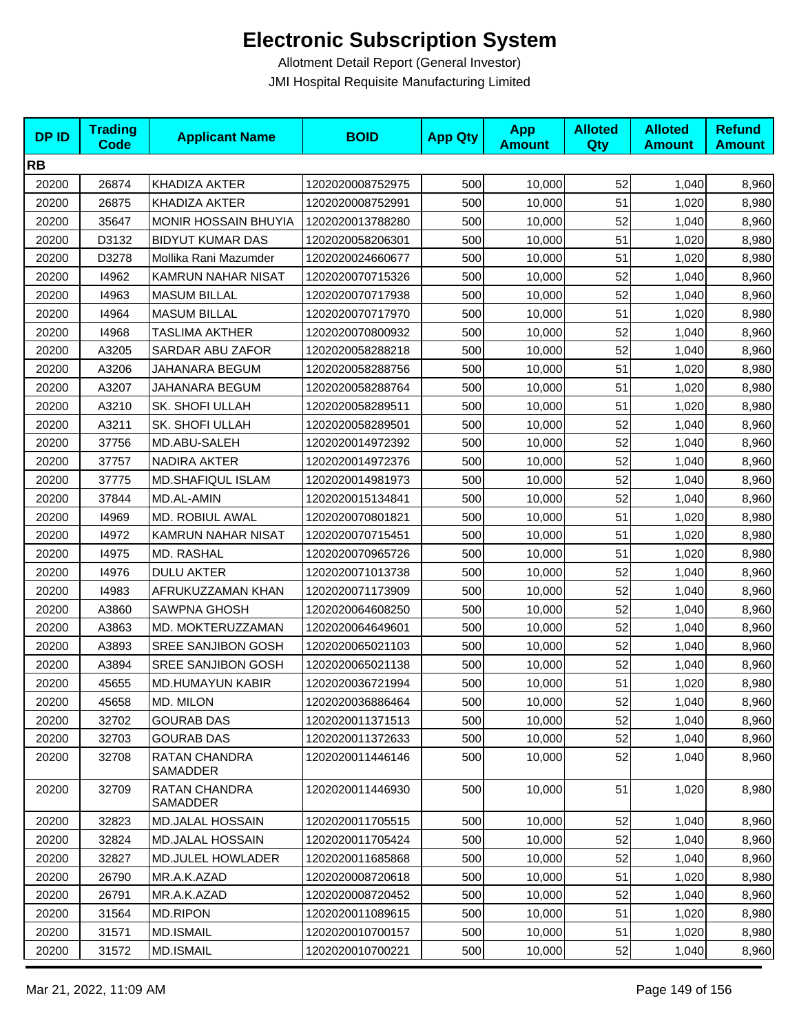# Electronic Subscription System

Allotment Detail Report (General Investor)

JMI Hospital Requisite Manufacturing Limited

| DP ID | Trading Code | Applicant Name | BOID | App Qty | App Amount | Alloted Qty | Alloted Amount | Refund Amount |
|---|---|---|---|---|---|---|---|---|
| **RB** | | | | | | | | |
| 20200 | 26874 | KHADIZA AKTER | 1202020008752975 | 500 | 10,000 | 52 | 1,040 | 8,960 |
| 20200 | 26875 | KHADIZA AKTER | 1202020008752991 | 500 | 10,000 | 51 | 1,020 | 8,980 |
| 20200 | 35647 | MONIR HOSSAIN BHUYIA | 1202020013788280 | 500 | 10,000 | 52 | 1,040 | 8,960 |
| 20200 | D3132 | BIDYUT KUMAR DAS | 1202020058206301 | 500 | 10,000 | 51 | 1,020 | 8,980 |
| 20200 | D3278 | Mollika Rani Mazumder | 1202020024660677 | 500 | 10,000 | 51 | 1,020 | 8,980 |
| 20200 | I4962 | KAMRUN NAHAR NISAT | 1202020070715326 | 500 | 10,000 | 52 | 1,040 | 8,960 |
| 20200 | I4963 | MASUM BILLAL | 1202020070717938 | 500 | 10,000 | 52 | 1,040 | 8,960 |
| 20200 | I4964 | MASUM BILLAL | 1202020070717970 | 500 | 10,000 | 51 | 1,020 | 8,980 |
| 20200 | I4968 | TASLIMA AKTHER | 1202020070800932 | 500 | 10,000 | 52 | 1,040 | 8,960 |
| 20200 | A3205 | SARDAR ABU ZAFOR | 1202020058288218 | 500 | 10,000 | 52 | 1,040 | 8,960 |
| 20200 | A3206 | JAHANARA BEGUM | 1202020058288756 | 500 | 10,000 | 51 | 1,020 | 8,980 |
| 20200 | A3207 | JAHANARA BEGUM | 1202020058288764 | 500 | 10,000 | 51 | 1,020 | 8,980 |
| 20200 | A3210 | SK. SHOFI ULLAH | 1202020058289511 | 500 | 10,000 | 51 | 1,020 | 8,980 |
| 20200 | A3211 | SK. SHOFI ULLAH | 1202020058289501 | 500 | 10,000 | 52 | 1,040 | 8,960 |
| 20200 | 37756 | MD.ABU-SALEH | 1202020014972392 | 500 | 10,000 | 52 | 1,040 | 8,960 |
| 20200 | 37757 | NADIRA AKTER | 1202020014972376 | 500 | 10,000 | 52 | 1,040 | 8,960 |
| 20200 | 37775 | MD.SHAFIQUL ISLAM | 1202020014981973 | 500 | 10,000 | 52 | 1,040 | 8,960 |
| 20200 | 37844 | MD.AL-AMIN | 1202020015134841 | 500 | 10,000 | 52 | 1,040 | 8,960 |
| 20200 | I4969 | MD. ROBIUL AWAL | 1202020070801821 | 500 | 10,000 | 51 | 1,020 | 8,980 |
| 20200 | I4972 | KAMRUN NAHAR NISAT | 1202020070715451 | 500 | 10,000 | 51 | 1,020 | 8,980 |
| 20200 | I4975 | MD. RASHAL | 1202020070965726 | 500 | 10,000 | 51 | 1,020 | 8,980 |
| 20200 | I4976 | DULU AKTER | 1202020071013738 | 500 | 10,000 | 52 | 1,040 | 8,960 |
| 20200 | I4983 | AFRUKUZZAMAN KHAN | 1202020071173909 | 500 | 10,000 | 52 | 1,040 | 8,960 |
| 20200 | A3860 | SAWPNA GHOSH | 1202020064608250 | 500 | 10,000 | 52 | 1,040 | 8,960 |
| 20200 | A3863 | MD. MOKTERUZZAMAN | 1202020064649601 | 500 | 10,000 | 52 | 1,040 | 8,960 |
| 20200 | A3893 | SREE SANJIBON GOSH | 1202020065021103 | 500 | 10,000 | 52 | 1,040 | 8,960 |
| 20200 | A3894 | SREE SANJIBON GOSH | 1202020065021138 | 500 | 10,000 | 52 | 1,040 | 8,960 |
| 20200 | 45655 | MD.HUMAYUN KABIR | 1202020036721994 | 500 | 10,000 | 51 | 1,020 | 8,980 |
| 20200 | 45658 | MD. MILON | 1202020036886464 | 500 | 10,000 | 52 | 1,040 | 8,960 |
| 20200 | 32702 | GOURAB DAS | 1202020011371513 | 500 | 10,000 | 52 | 1,040 | 8,960 |
| 20200 | 32703 | GOURAB DAS | 1202020011372633 | 500 | 10,000 | 52 | 1,040 | 8,960 |
| 20200 | 32708 | RATAN CHANDRA SAMADDER | 1202020011446146 | 500 | 10,000 | 52 | 1,040 | 8,960 |
| 20200 | 32709 | RATAN CHANDRA SAMADDER | 1202020011446930 | 500 | 10,000 | 51 | 1,020 | 8,980 |
| 20200 | 32823 | MD.JALAL HOSSAIN | 1202020011705515 | 500 | 10,000 | 52 | 1,040 | 8,960 |
| 20200 | 32824 | MD.JALAL HOSSAIN | 1202020011705424 | 500 | 10,000 | 52 | 1,040 | 8,960 |
| 20200 | 32827 | MD.JULEL HOWLADER | 1202020011685868 | 500 | 10,000 | 52 | 1,040 | 8,960 |
| 20200 | 26790 | MR.A.K.AZAD | 1202020008720618 | 500 | 10,000 | 51 | 1,020 | 8,980 |
| 20200 | 26791 | MR.A.K.AZAD | 1202020008720452 | 500 | 10,000 | 52 | 1,040 | 8,960 |
| 20200 | 31564 | MD.RIPON | 1202020011089615 | 500 | 10,000 | 51 | 1,020 | 8,980 |
| 20200 | 31571 | MD.ISMAIL | 1202020010700157 | 500 | 10,000 | 51 | 1,020 | 8,980 |
| 20200 | 31572 | MD.ISMAIL | 1202020010700221 | 500 | 10,000 | 52 | 1,040 | 8,960 |

Mar 21, 2022, 11:09 AM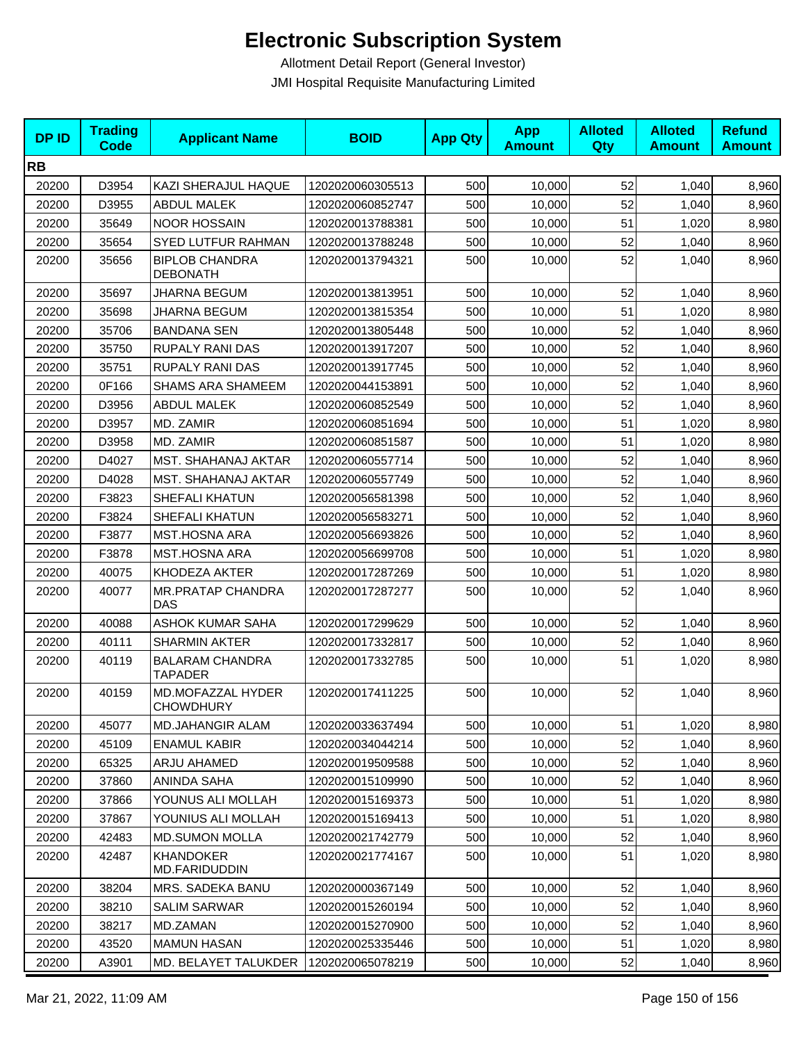# Electronic Subscription System

Allotment Detail Report (General Investor)

JMI Hospital Requisite Manufacturing Limited

| DP ID | Trading Code | Applicant Name | BOID | App Qty | App Amount | Alloted Qty | Alloted Amount | Refund Amount |
|---|---|---|---|---|---|---|---|---|
| **RB** | | | | | | | | |
| 20200 | D3954 | KAZI SHERAJUL HAQUE | 1202020060305513 | 500 | 10,000 | 52 | 1,040 | 8,960 |
| 20200 | D3955 | ABDUL MALEK | 1202020060852747 | 500 | 10,000 | 52 | 1,040 | 8,960 |
| 20200 | 35649 | NOOR HOSSAIN | 1202020013788381 | 500 | 10,000 | 51 | 1,020 | 8,980 |
| 20200 | 35654 | SYED LUTFUR RAHMAN | 1202020013788248 | 500 | 10,000 | 52 | 1,040 | 8,960 |
| 20200 | 35656 | BIPLOB CHANDRA DEBONATH | 1202020013794321 | 500 | 10,000 | 52 | 1,040 | 8,960 |
| 20200 | 35697 | JHARNA BEGUM | 1202020013813951 | 500 | 10,000 | 52 | 1,040 | 8,960 |
| 20200 | 35698 | JHARNA BEGUM | 1202020013815354 | 500 | 10,000 | 51 | 1,020 | 8,980 |
| 20200 | 35706 | BANDANA SEN | 1202020013805448 | 500 | 10,000 | 52 | 1,040 | 8,960 |
| 20200 | 35750 | RUPALY RANI DAS | 1202020013917207 | 500 | 10,000 | 52 | 1,040 | 8,960 |
| 20200 | 35751 | RUPALY RANI DAS | 1202020013917745 | 500 | 10,000 | 52 | 1,040 | 8,960 |
| 20200 | 0F166 | SHAMS ARA SHAMEEM | 1202020044153891 | 500 | 10,000 | 52 | 1,040 | 8,960 |
| 20200 | D3956 | ABDUL MALEK | 1202020060852549 | 500 | 10,000 | 52 | 1,040 | 8,960 |
| 20200 | D3957 | MD. ZAMIR | 1202020060851694 | 500 | 10,000 | 51 | 1,020 | 8,980 |
| 20200 | D3958 | MD. ZAMIR | 1202020060851587 | 500 | 10,000 | 51 | 1,020 | 8,980 |
| 20200 | D4027 | MST. SHAHANAJ AKTAR | 1202020060557714 | 500 | 10,000 | 52 | 1,040 | 8,960 |
| 20200 | D4028 | MST. SHAHANAJ AKTAR | 1202020060557749 | 500 | 10,000 | 52 | 1,040 | 8,960 |
| 20200 | F3823 | SHEFALI KHATUN | 1202020056581398 | 500 | 10,000 | 52 | 1,040 | 8,960 |
| 20200 | F3824 | SHEFALI KHATUN | 1202020056583271 | 500 | 10,000 | 52 | 1,040 | 8,960 |
| 20200 | F3877 | MST.HOSNA ARA | 1202020056693826 | 500 | 10,000 | 52 | 1,040 | 8,960 |
| 20200 | F3878 | MST.HOSNA ARA | 1202020056699708 | 500 | 10,000 | 51 | 1,020 | 8,980 |
| 20200 | 40075 | KHODEZA AKTER | 1202020017287269 | 500 | 10,000 | 51 | 1,020 | 8,980 |
| 20200 | 40077 | MR.PRATAP CHANDRA DAS | 1202020017287277 | 500 | 10,000 | 52 | 1,040 | 8,960 |
| 20200 | 40088 | ASHOK KUMAR SAHA | 1202020017299629 | 500 | 10,000 | 52 | 1,040 | 8,960 |
| 20200 | 40111 | SHARMIN AKTER | 1202020017332817 | 500 | 10,000 | 52 | 1,040 | 8,960 |
| 20200 | 40119 | BALARAM CHANDRA TAPADER | 1202020017332785 | 500 | 10,000 | 51 | 1,020 | 8,980 |
| 20200 | 40159 | MD.MOFAZZAL HYDER CHOWDHURY | 1202020017411225 | 500 | 10,000 | 52 | 1,040 | 8,960 |
| 20200 | 45077 | MD.JAHANGIR ALAM | 1202020033637494 | 500 | 10,000 | 51 | 1,020 | 8,980 |
| 20200 | 45109 | ENAMUL KABIR | 1202020034044214 | 500 | 10,000 | 52 | 1,040 | 8,960 |
| 20200 | 65325 | ARJU AHAMED | 1202020019509588 | 500 | 10,000 | 52 | 1,040 | 8,960 |
| 20200 | 37860 | ANINDA SAHA | 1202020015109990 | 500 | 10,000 | 52 | 1,040 | 8,960 |
| 20200 | 37866 | YOUNUS ALI MOLLAH | 1202020015169373 | 500 | 10,000 | 51 | 1,020 | 8,980 |
| 20200 | 37867 | YOUNIUS ALI MOLLAH | 1202020015169413 | 500 | 10,000 | 51 | 1,020 | 8,980 |
| 20200 | 42483 | MD.SUMON MOLLA | 1202020021742779 | 500 | 10,000 | 52 | 1,040 | 8,960 |
| 20200 | 42487 | KHANDOKER MD.FARIDUDDIN | 1202020021774167 | 500 | 10,000 | 51 | 1,020 | 8,980 |
| 20200 | 38204 | MRS. SADEKA BANU | 1202020000367149 | 500 | 10,000 | 52 | 1,040 | 8,960 |
| 20200 | 38210 | SALIM SARWAR | 1202020015260194 | 500 | 10,000 | 52 | 1,040 | 8,960 |
| 20200 | 38217 | MD.ZAMAN | 1202020015270900 | 500 | 10,000 | 52 | 1,040 | 8,960 |
| 20200 | 43520 | MAMUN HASAN | 1202020025335446 | 500 | 10,000 | 51 | 1,020 | 8,980 |
| 20200 | A3901 | MD. BELAYET TALUKDER | 1202020065078219 | 500 | 10,000 | 52 | 1,040 | 8,960 |

Mar 21, 2022, 11:09 AM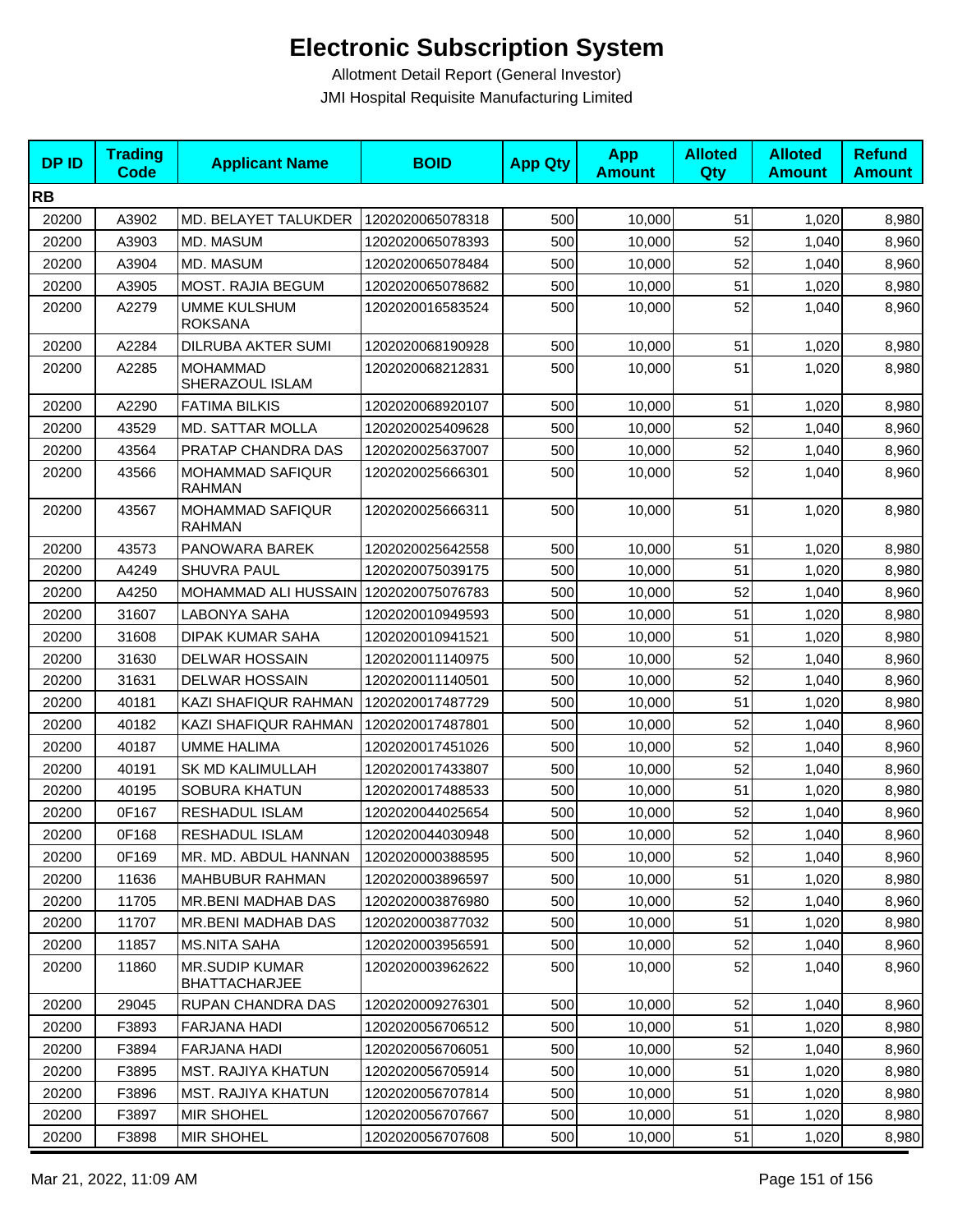# Electronic Subscription System

Allotment Detail Report (General Investor)

JMI Hospital Requisite Manufacturing Limited

| DP ID | Trading Code | Applicant Name | BOID | App Qty | App Amount | Alloted Qty | Alloted Amount | Refund Amount |
|---|---|---|---|---|---|---|---|---|
| **RB** | | | | | | | | |
| 20200 | A3902 | MD. BELAYET TALUKDER | 1202020065078318 | 500 | 10,000 | 51 | 1,020 | 8,980 |
| 20200 | A3903 | MD. MASUM | 1202020065078393 | 500 | 10,000 | 52 | 1,040 | 8,960 |
| 20200 | A3904 | MD. MASUM | 1202020065078484 | 500 | 10,000 | 52 | 1,040 | 8,960 |
| 20200 | A3905 | MOST. RAJIA BEGUM | 1202020065078682 | 500 | 10,000 | 51 | 1,020 | 8,980 |
| 20200 | A2279 | UMME KULSHUM ROKSANA | 1202020016583524 | 500 | 10,000 | 52 | 1,040 | 8,960 |
| 20200 | A2284 | DILRUBA AKTER SUMI | 1202020068190928 | 500 | 10,000 | 51 | 1,020 | 8,980 |
| 20200 | A2285 | MOHAMMAD SHERAZOUL ISLAM | 1202020068212831 | 500 | 10,000 | 51 | 1,020 | 8,980 |
| 20200 | A2290 | FATIMA BILKIS | 1202020068920107 | 500 | 10,000 | 51 | 1,020 | 8,980 |
| 20200 | 43529 | MD. SATTAR MOLLA | 1202020025409628 | 500 | 10,000 | 52 | 1,040 | 8,960 |
| 20200 | 43564 | PRATAP CHANDRA DAS | 1202020025637007 | 500 | 10,000 | 52 | 1,040 | 8,960 |
| 20200 | 43566 | MOHAMMAD SAFIQUR RAHMAN | 1202020025666301 | 500 | 10,000 | 52 | 1,040 | 8,960 |
| 20200 | 43567 | MOHAMMAD SAFIQUR RAHMAN | 1202020025666311 | 500 | 10,000 | 51 | 1,020 | 8,980 |
| 20200 | 43573 | PANOWARA BAREK | 1202020025642558 | 500 | 10,000 | 51 | 1,020 | 8,980 |
| 20200 | A4249 | SHUVRA PAUL | 1202020075039175 | 500 | 10,000 | 51 | 1,020 | 8,980 |
| 20200 | A4250 | MOHAMMAD ALI HUSSAIN | 1202020075076783 | 500 | 10,000 | 52 | 1,040 | 8,960 |
| 20200 | 31607 | LABONYA SAHA | 1202020010949593 | 500 | 10,000 | 51 | 1,020 | 8,980 |
| 20200 | 31608 | DIPAK KUMAR SAHA | 1202020010941521 | 500 | 10,000 | 51 | 1,020 | 8,980 |
| 20200 | 31630 | DELWAR HOSSAIN | 1202020011140975 | 500 | 10,000 | 52 | 1,040 | 8,960 |
| 20200 | 31631 | DELWAR HOSSAIN | 1202020011140501 | 500 | 10,000 | 52 | 1,040 | 8,960 |
| 20200 | 40181 | KAZI SHAFIQUR RAHMAN | 1202020017487729 | 500 | 10,000 | 51 | 1,020 | 8,980 |
| 20200 | 40182 | KAZI SHAFIQUR RAHMAN | 1202020017487801 | 500 | 10,000 | 52 | 1,040 | 8,960 |
| 20200 | 40187 | UMME HALIMA | 1202020017451026 | 500 | 10,000 | 52 | 1,040 | 8,960 |
| 20200 | 40191 | SK MD KALIMULLAH | 1202020017433807 | 500 | 10,000 | 52 | 1,040 | 8,960 |
| 20200 | 40195 | SOBURA KHATUN | 1202020017488533 | 500 | 10,000 | 51 | 1,020 | 8,980 |
| 20200 | 0F167 | RESHADUL ISLAM | 1202020044025654 | 500 | 10,000 | 52 | 1,040 | 8,960 |
| 20200 | 0F168 | RESHADUL ISLAM | 1202020044030948 | 500 | 10,000 | 52 | 1,040 | 8,960 |
| 20200 | 0F169 | MR. MD. ABDUL HANNAN | 1202020000388595 | 500 | 10,000 | 52 | 1,040 | 8,960 |
| 20200 | 11636 | MAHBUBUR RAHMAN | 1202020003896597 | 500 | 10,000 | 51 | 1,020 | 8,980 |
| 20200 | 11705 | MR.BENI MADHAB DAS | 1202020003876980 | 500 | 10,000 | 52 | 1,040 | 8,960 |
| 20200 | 11707 | MR.BENI MADHAB DAS | 1202020003877032 | 500 | 10,000 | 51 | 1,020 | 8,980 |
| 20200 | 11857 | MS.NITA SAHA | 1202020003956591 | 500 | 10,000 | 52 | 1,040 | 8,960 |
| 20200 | 11860 | MR.SUDIP KUMAR BHATTACHARJEE | 1202020003962622 | 500 | 10,000 | 52 | 1,040 | 8,960 |
| 20200 | 29045 | RUPAN CHANDRA DAS | 1202020009276301 | 500 | 10,000 | 52 | 1,040 | 8,960 |
| 20200 | F3893 | FARJANA HADI | 1202020056706512 | 500 | 10,000 | 51 | 1,020 | 8,980 |
| 20200 | F3894 | FARJANA HADI | 1202020056706051 | 500 | 10,000 | 52 | 1,040 | 8,960 |
| 20200 | F3895 | MST. RAJIYA KHATUN | 1202020056705914 | 500 | 10,000 | 51 | 1,020 | 8,980 |
| 20200 | F3896 | MST. RAJIYA KHATUN | 1202020056707814 | 500 | 10,000 | 51 | 1,020 | 8,980 |
| 20200 | F3897 | MIR SHOHEL | 1202020056707667 | 500 | 10,000 | 51 | 1,020 | 8,980 |
| 20200 | F3898 | MIR SHOHEL | 1202020056707608 | 500 | 10,000 | 51 | 1,020 | 8,980 |

Mar 21, 2022, 11:09 AM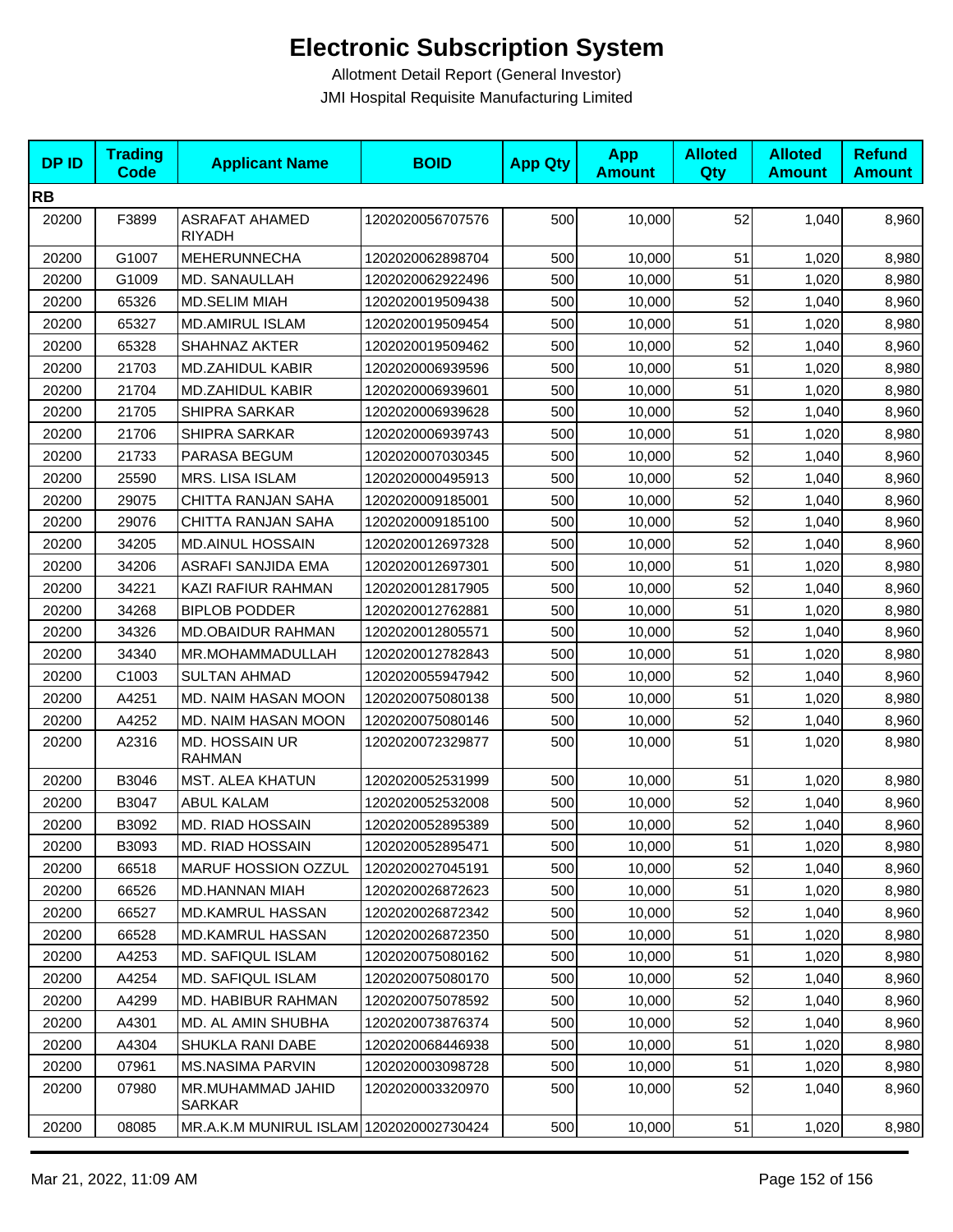# Electronic Subscription System

Allotment Detail Report (General Investor)

JMI Hospital Requisite Manufacturing Limited

| DP ID | Trading Code | Applicant Name | BOID | App Qty | App Amount | Alloted Qty | Alloted Amount | Refund Amount |
|---|---|---|---|---|---|---|---|---|
| **RB** | | | | | | | | |
| 20200 | F3899 | ASRAFAT AHAMED RIYADH | 1202020056707576 | 500 | 10,000 | 52 | 1,040 | 8,960 |
| 20200 | G1007 | MEHERUNNECHA | 1202020062898704 | 500 | 10,000 | 51 | 1,020 | 8,980 |
| 20200 | G1009 | MD. SANAULLAH | 1202020062922496 | 500 | 10,000 | 51 | 1,020 | 8,980 |
| 20200 | 65326 | MD.SELIM MIAH | 1202020019509438 | 500 | 10,000 | 52 | 1,040 | 8,960 |
| 20200 | 65327 | MD.AMIRUL ISLAM | 1202020019509454 | 500 | 10,000 | 51 | 1,020 | 8,980 |
| 20200 | 65328 | SHAHNAZ AKTER | 1202020019509462 | 500 | 10,000 | 52 | 1,040 | 8,960 |
| 20200 | 21703 | MD.ZAHIDUL KABIR | 1202020006939596 | 500 | 10,000 | 51 | 1,020 | 8,980 |
| 20200 | 21704 | MD.ZAHIDUL KABIR | 1202020006939601 | 500 | 10,000 | 51 | 1,020 | 8,980 |
| 20200 | 21705 | SHIPRA SARKAR | 1202020006939628 | 500 | 10,000 | 52 | 1,040 | 8,960 |
| 20200 | 21706 | SHIPRA SARKAR | 1202020006939743 | 500 | 10,000 | 51 | 1,020 | 8,980 |
| 20200 | 21733 | PARASA BEGUM | 1202020007030345 | 500 | 10,000 | 52 | 1,040 | 8,960 |
| 20200 | 25590 | MRS. LISA ISLAM | 1202020000495913 | 500 | 10,000 | 52 | 1,040 | 8,960 |
| 20200 | 29075 | CHITTA RANJAN SAHA | 1202020009185001 | 500 | 10,000 | 52 | 1,040 | 8,960 |
| 20200 | 29076 | CHITTA RANJAN SAHA | 1202020009185100 | 500 | 10,000 | 52 | 1,040 | 8,960 |
| 20200 | 34205 | MD.AINUL HOSSAIN | 1202020012697328 | 500 | 10,000 | 52 | 1,040 | 8,960 |
| 20200 | 34206 | ASRAFI SANJIDA EMA | 1202020012697301 | 500 | 10,000 | 51 | 1,020 | 8,980 |
| 20200 | 34221 | KAZI RAFIUR RAHMAN | 1202020012817905 | 500 | 10,000 | 52 | 1,040 | 8,960 |
| 20200 | 34268 | BIPLOB PODDER | 1202020012762881 | 500 | 10,000 | 51 | 1,020 | 8,980 |
| 20200 | 34326 | MD.OBAIDUR RAHMAN | 1202020012805571 | 500 | 10,000 | 52 | 1,040 | 8,960 |
| 20200 | 34340 | MR.MOHAMMADULLAH | 1202020012782843 | 500 | 10,000 | 51 | 1,020 | 8,980 |
| 20200 | C1003 | SULTAN AHMAD | 1202020055947942 | 500 | 10,000 | 52 | 1,040 | 8,960 |
| 20200 | A4251 | MD. NAIM HASAN MOON | 1202020075080138 | 500 | 10,000 | 51 | 1,020 | 8,980 |
| 20200 | A4252 | MD. NAIM HASAN MOON | 1202020075080146 | 500 | 10,000 | 52 | 1,040 | 8,960 |
| 20200 | A2316 | MD. HOSSAIN UR RAHMAN | 1202020072329877 | 500 | 10,000 | 51 | 1,020 | 8,980 |
| 20200 | B3046 | MST. ALEA KHATUN | 1202020052531999 | 500 | 10,000 | 51 | 1,020 | 8,980 |
| 20200 | B3047 | ABUL KALAM | 1202020052532008 | 500 | 10,000 | 52 | 1,040 | 8,960 |
| 20200 | B3092 | MD. RIAD HOSSAIN | 1202020052895389 | 500 | 10,000 | 52 | 1,040 | 8,960 |
| 20200 | B3093 | MD. RIAD HOSSAIN | 1202020052895471 | 500 | 10,000 | 51 | 1,020 | 8,980 |
| 20200 | 66518 | MARUF HOSSION OZZUL | 1202020027045191 | 500 | 10,000 | 52 | 1,040 | 8,960 |
| 20200 | 66526 | MD.HANNAN MIAH | 1202020026872623 | 500 | 10,000 | 51 | 1,020 | 8,980 |
| 20200 | 66527 | MD.KAMRUL HASSAN | 1202020026872342 | 500 | 10,000 | 52 | 1,040 | 8,960 |
| 20200 | 66528 | MD.KAMRUL HASSAN | 1202020026872350 | 500 | 10,000 | 51 | 1,020 | 8,980 |
| 20200 | A4253 | MD. SAFIQUL ISLAM | 1202020075080162 | 500 | 10,000 | 51 | 1,020 | 8,980 |
| 20200 | A4254 | MD. SAFIQUL ISLAM | 1202020075080170 | 500 | 10,000 | 52 | 1,040 | 8,960 |
| 20200 | A4299 | MD. HABIBUR RAHMAN | 1202020075078592 | 500 | 10,000 | 52 | 1,040 | 8,960 |
| 20200 | A4301 | MD. AL AMIN SHUBHA | 1202020073876374 | 500 | 10,000 | 52 | 1,040 | 8,960 |
| 20200 | A4304 | SHUKLA RANI DABE | 1202020068446938 | 500 | 10,000 | 51 | 1,020 | 8,980 |
| 20200 | 07961 | MS.NASIMA PARVIN | 1202020003098728 | 500 | 10,000 | 51 | 1,020 | 8,980 |
| 20200 | 07980 | MR.MUHAMMAD JAHID SARKAR | 1202020003320970 | 500 | 10,000 | 52 | 1,040 | 8,960 |
| 20200 | 08085 | MR.A.K.M MUNIRUL ISLAM | 1202020002730424 | 500 | 10,000 | 51 | 1,020 | 8,980 |

Mar 21, 2022, 11:09 AM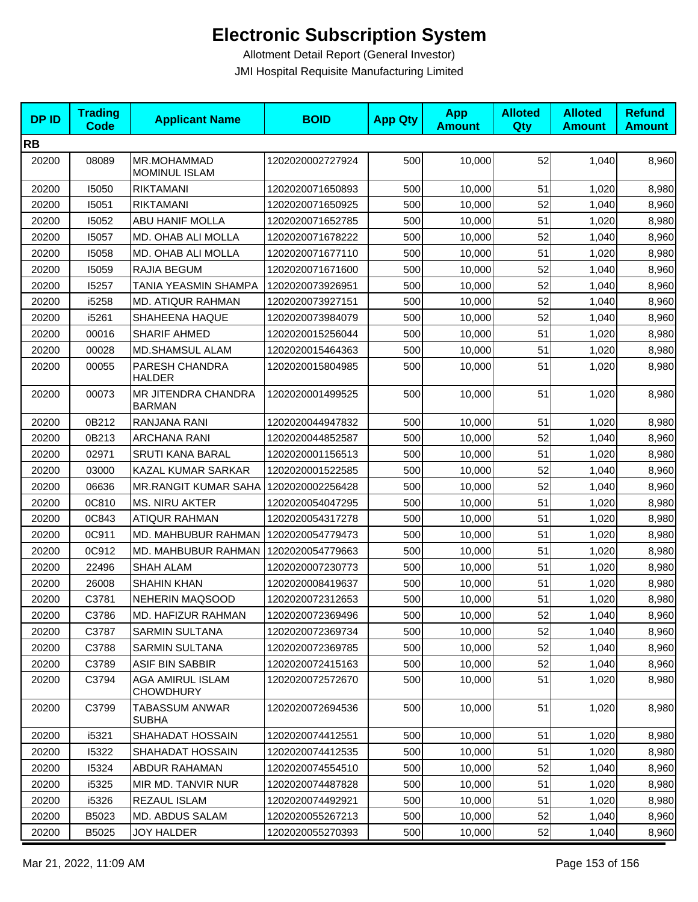# Electronic Subscription System

Allotment Detail Report (General Investor)

JMI Hospital Requisite Manufacturing Limited

| DP ID | Trading Code | Applicant Name | BOID | App Qty | App Amount | Alloted Qty | Alloted Amount | Refund Amount |
|---|---|---|---|---|---|---|---|---|
| **RB** | | | | | | | | |
| 20200 | 08089 | MR.MOHAMMAD MOMINUL ISLAM | 1202020002727924 | 500 | 10,000 | 52 | 1,040 | 8,960 |
| 20200 | I5050 | RIKTAMANI | 1202020071650893 | 500 | 10,000 | 51 | 1,020 | 8,980 |
| 20200 | I5051 | RIKTAMANI | 1202020071650925 | 500 | 10,000 | 52 | 1,040 | 8,960 |
| 20200 | I5052 | ABU HANIF MOLLA | 1202020071652785 | 500 | 10,000 | 51 | 1,020 | 8,980 |
| 20200 | I5057 | MD. OHAB ALI MOLLA | 1202020071678222 | 500 | 10,000 | 52 | 1,040 | 8,960 |
| 20200 | I5058 | MD. OHAB ALI MOLLA | 1202020071677110 | 500 | 10,000 | 51 | 1,020 | 8,980 |
| 20200 | I5059 | RAJIA BEGUM | 1202020071671600 | 500 | 10,000 | 52 | 1,040 | 8,960 |
| 20200 | I5257 | TANIA YEASMIN SHAMPA | 1202020073926951 | 500 | 10,000 | 52 | 1,040 | 8,960 |
| 20200 | i5258 | MD. ATIQUR RAHMAN | 1202020073927151 | 500 | 10,000 | 52 | 1,040 | 8,960 |
| 20200 | i5261 | SHAHEENA HAQUE | 1202020073984079 | 500 | 10,000 | 52 | 1,040 | 8,960 |
| 20200 | 00016 | SHARIF AHMED | 1202020015256044 | 500 | 10,000 | 51 | 1,020 | 8,980 |
| 20200 | 00028 | MD.SHAMSUL ALAM | 1202020015464363 | 500 | 10,000 | 51 | 1,020 | 8,980 |
| 20200 | 00055 | PARESH CHANDRA HALDER | 1202020015804985 | 500 | 10,000 | 51 | 1,020 | 8,980 |
| 20200 | 00073 | MR JITENDRA CHANDRA BARMAN | 1202020001499525 | 500 | 10,000 | 51 | 1,020 | 8,980 |
| 20200 | 0B212 | RANJANA RANI | 1202020044947832 | 500 | 10,000 | 51 | 1,020 | 8,980 |
| 20200 | 0B213 | ARCHANA RANI | 1202020044852587 | 500 | 10,000 | 52 | 1,040 | 8,960 |
| 20200 | 02971 | SRUTI KANA BARAL | 1202020001156513 | 500 | 10,000 | 51 | 1,020 | 8,980 |
| 20200 | 03000 | KAZAL KUMAR SARKAR | 1202020001522585 | 500 | 10,000 | 52 | 1,040 | 8,960 |
| 20200 | 06636 | MR.RANGIT KUMAR SAHA | 1202020002256428 | 500 | 10,000 | 52 | 1,040 | 8,960 |
| 20200 | 0C810 | MS. NIRU AKTER | 1202020054047295 | 500 | 10,000 | 51 | 1,020 | 8,980 |
| 20200 | 0C843 | ATIQUR RAHMAN | 1202020054317278 | 500 | 10,000 | 51 | 1,020 | 8,980 |
| 20200 | 0C911 | MD. MAHBUBUR RAHMAN | 1202020054779473 | 500 | 10,000 | 51 | 1,020 | 8,980 |
| 20200 | 0C912 | MD. MAHBUBUR RAHMAN | 1202020054779663 | 500 | 10,000 | 51 | 1,020 | 8,980 |
| 20200 | 22496 | SHAH ALAM | 1202020007230773 | 500 | 10,000 | 51 | 1,020 | 8,980 |
| 20200 | 26008 | SHAHIN KHAN | 1202020008419637 | 500 | 10,000 | 51 | 1,020 | 8,980 |
| 20200 | C3781 | NEHERIN MAQSOOD | 1202020072312653 | 500 | 10,000 | 51 | 1,020 | 8,980 |
| 20200 | C3786 | MD. HAFIZUR RAHMAN | 1202020072369496 | 500 | 10,000 | 52 | 1,040 | 8,960 |
| 20200 | C3787 | SARMIN SULTANA | 1202020072369734 | 500 | 10,000 | 52 | 1,040 | 8,960 |
| 20200 | C3788 | SARMIN SULTANA | 1202020072369785 | 500 | 10,000 | 52 | 1,040 | 8,960 |
| 20200 | C3789 | ASIF BIN SABBIR | 1202020072415163 | 500 | 10,000 | 52 | 1,040 | 8,960 |
| 20200 | C3794 | AGA AMIRUL ISLAM CHOWDHURY | 1202020072572670 | 500 | 10,000 | 51 | 1,020 | 8,980 |
| 20200 | C3799 | TABASSUM ANWAR SUBHA | 1202020072694536 | 500 | 10,000 | 51 | 1,020 | 8,980 |
| 20200 | i5321 | SHAHADAT HOSSAIN | 1202020074412551 | 500 | 10,000 | 51 | 1,020 | 8,980 |
| 20200 | I5322 | SHAHADAT HOSSAIN | 1202020074412535 | 500 | 10,000 | 51 | 1,020 | 8,980 |
| 20200 | I5324 | ABDUR RAHAMAN | 1202020074554510 | 500 | 10,000 | 52 | 1,040 | 8,960 |
| 20200 | i5325 | MIR MD. TANVIR NUR | 1202020074487828 | 500 | 10,000 | 51 | 1,020 | 8,980 |
| 20200 | i5326 | REZAUL ISLAM | 1202020074492921 | 500 | 10,000 | 51 | 1,020 | 8,980 |
| 20200 | B5023 | MD. ABDUS SALAM | 1202020055267213 | 500 | 10,000 | 52 | 1,040 | 8,960 |
| 20200 | B5025 | JOY HALDER | 1202020055270393 | 500 | 10,000 | 52 | 1,040 | 8,960 |

Mar 21, 2022, 11:09 AM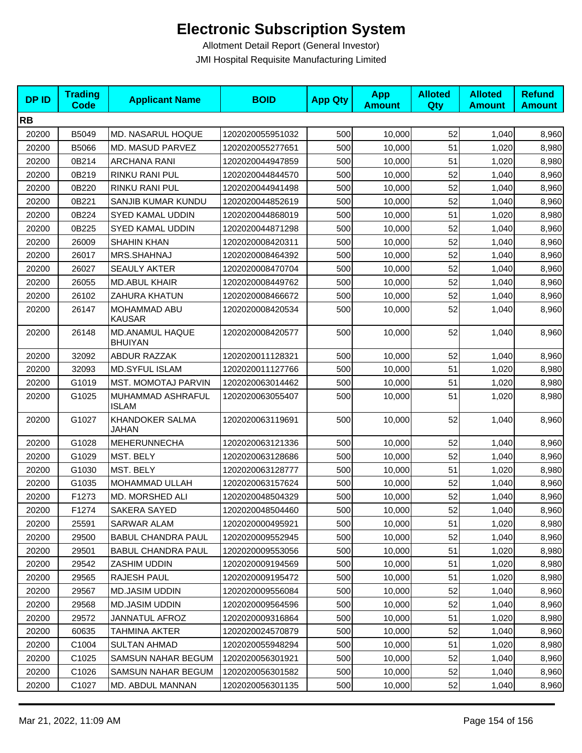# Electronic Subscription System

Allotment Detail Report (General Investor)

JMI Hospital Requisite Manufacturing Limited

| DP ID | Trading Code | Applicant Name | BOID | App Qty | App Amount | Alloted Qty | Alloted Amount | Refund Amount |
|---|---|---|---|---|---|---|---|---|
| **RB** | | | | | | | | |
| 20200 | B5049 | MD. NASARUL HOQUE | 1202020055951032 | 500 | 10,000 | 52 | 1,040 | 8,960 |
| 20200 | B5066 | MD. MASUD PARVEZ | 1202020055277651 | 500 | 10,000 | 51 | 1,020 | 8,980 |
| 20200 | 0B214 | ARCHANA RANI | 1202020044947859 | 500 | 10,000 | 51 | 1,020 | 8,980 |
| 20200 | 0B219 | RINKU RANI PUL | 1202020044844570 | 500 | 10,000 | 52 | 1,040 | 8,960 |
| 20200 | 0B220 | RINKU RANI PUL | 1202020044941498 | 500 | 10,000 | 52 | 1,040 | 8,960 |
| 20200 | 0B221 | SANJIB KUMAR KUNDU | 1202020044852619 | 500 | 10,000 | 52 | 1,040 | 8,960 |
| 20200 | 0B224 | SYED KAMAL UDDIN | 1202020044868019 | 500 | 10,000 | 51 | 1,020 | 8,980 |
| 20200 | 0B225 | SYED KAMAL UDDIN | 1202020044871298 | 500 | 10,000 | 52 | 1,040 | 8,960 |
| 20200 | 26009 | SHAHIN KHAN | 1202020008420311 | 500 | 10,000 | 52 | 1,040 | 8,960 |
| 20200 | 26017 | MRS.SHAHNAJ | 1202020008464392 | 500 | 10,000 | 52 | 1,040 | 8,960 |
| 20200 | 26027 | SEAULY AKTER | 1202020008470704 | 500 | 10,000 | 52 | 1,040 | 8,960 |
| 20200 | 26055 | MD.ABUL KHAIR | 1202020008449762 | 500 | 10,000 | 52 | 1,040 | 8,960 |
| 20200 | 26102 | ZAHURA KHATUN | 1202020008466672 | 500 | 10,000 | 52 | 1,040 | 8,960 |
| 20200 | 26147 | MOHAMMAD ABU KAUSAR | 1202020008420534 | 500 | 10,000 | 52 | 1,040 | 8,960 |
| 20200 | 26148 | MD.ANAMUL HAQUE BHUIYAN | 1202020008420577 | 500 | 10,000 | 52 | 1,040 | 8,960 |
| 20200 | 32092 | ABDUR RAZZAK | 1202020011128321 | 500 | 10,000 | 52 | 1,040 | 8,960 |
| 20200 | 32093 | MD.SYFUL ISLAM | 1202020011127766 | 500 | 10,000 | 51 | 1,020 | 8,980 |
| 20200 | G1019 | MST. MOMOTAJ PARVIN | 1202020063014462 | 500 | 10,000 | 51 | 1,020 | 8,980 |
| 20200 | G1025 | MUHAMMAD ASHRAFUL ISLAM | 1202020063055407 | 500 | 10,000 | 51 | 1,020 | 8,980 |
| 20200 | G1027 | KHANDOKER SALMA JAHAN | 1202020063119691 | 500 | 10,000 | 52 | 1,040 | 8,960 |
| 20200 | G1028 | MEHERUNNECHA | 1202020063121336 | 500 | 10,000 | 52 | 1,040 | 8,960 |
| 20200 | G1029 | MST. BELY | 1202020063128686 | 500 | 10,000 | 52 | 1,040 | 8,960 |
| 20200 | G1030 | MST. BELY | 1202020063128777 | 500 | 10,000 | 51 | 1,020 | 8,980 |
| 20200 | G1035 | MOHAMMAD ULLAH | 1202020063157624 | 500 | 10,000 | 52 | 1,040 | 8,960 |
| 20200 | F1273 | MD. MORSHED ALI | 1202020048504329 | 500 | 10,000 | 52 | 1,040 | 8,960 |
| 20200 | F1274 | SAKERA SAYED | 1202020048504460 | 500 | 10,000 | 52 | 1,040 | 8,960 |
| 20200 | 25591 | SARWAR ALAM | 1202020000495921 | 500 | 10,000 | 51 | 1,020 | 8,980 |
| 20200 | 29500 | BABUL CHANDRA PAUL | 1202020009552945 | 500 | 10,000 | 52 | 1,040 | 8,960 |
| 20200 | 29501 | BABUL CHANDRA PAUL | 1202020009553056 | 500 | 10,000 | 51 | 1,020 | 8,980 |
| 20200 | 29542 | ZASHIM UDDIN | 1202020009194569 | 500 | 10,000 | 51 | 1,020 | 8,980 |
| 20200 | 29565 | RAJESH PAUL | 1202020009195472 | 500 | 10,000 | 51 | 1,020 | 8,980 |
| 20200 | 29567 | MD.JASIM UDDIN | 1202020009556084 | 500 | 10,000 | 52 | 1,040 | 8,960 |
| 20200 | 29568 | MD.JASIM UDDIN | 1202020009564596 | 500 | 10,000 | 52 | 1,040 | 8,960 |
| 20200 | 29572 | JANNATUL AFROZ | 1202020009316864 | 500 | 10,000 | 51 | 1,020 | 8,980 |
| 20200 | 60635 | TAHMINA AKTER | 1202020024570879 | 500 | 10,000 | 52 | 1,040 | 8,960 |
| 20200 | C1004 | SULTAN AHMAD | 1202020055948294 | 500 | 10,000 | 51 | 1,020 | 8,980 |
| 20200 | C1025 | SAMSUN NAHAR BEGUM | 1202020056301921 | 500 | 10,000 | 52 | 1,040 | 8,960 |
| 20200 | C1026 | SAMSUN NAHAR BEGUM | 1202020056301582 | 500 | 10,000 | 52 | 1,040 | 8,960 |
| 20200 | C1027 | MD. ABDUL MANNAN | 1202020056301135 | 500 | 10,000 | 52 | 1,040 | 8,960 |

Mar 21, 2022, 11:09 AM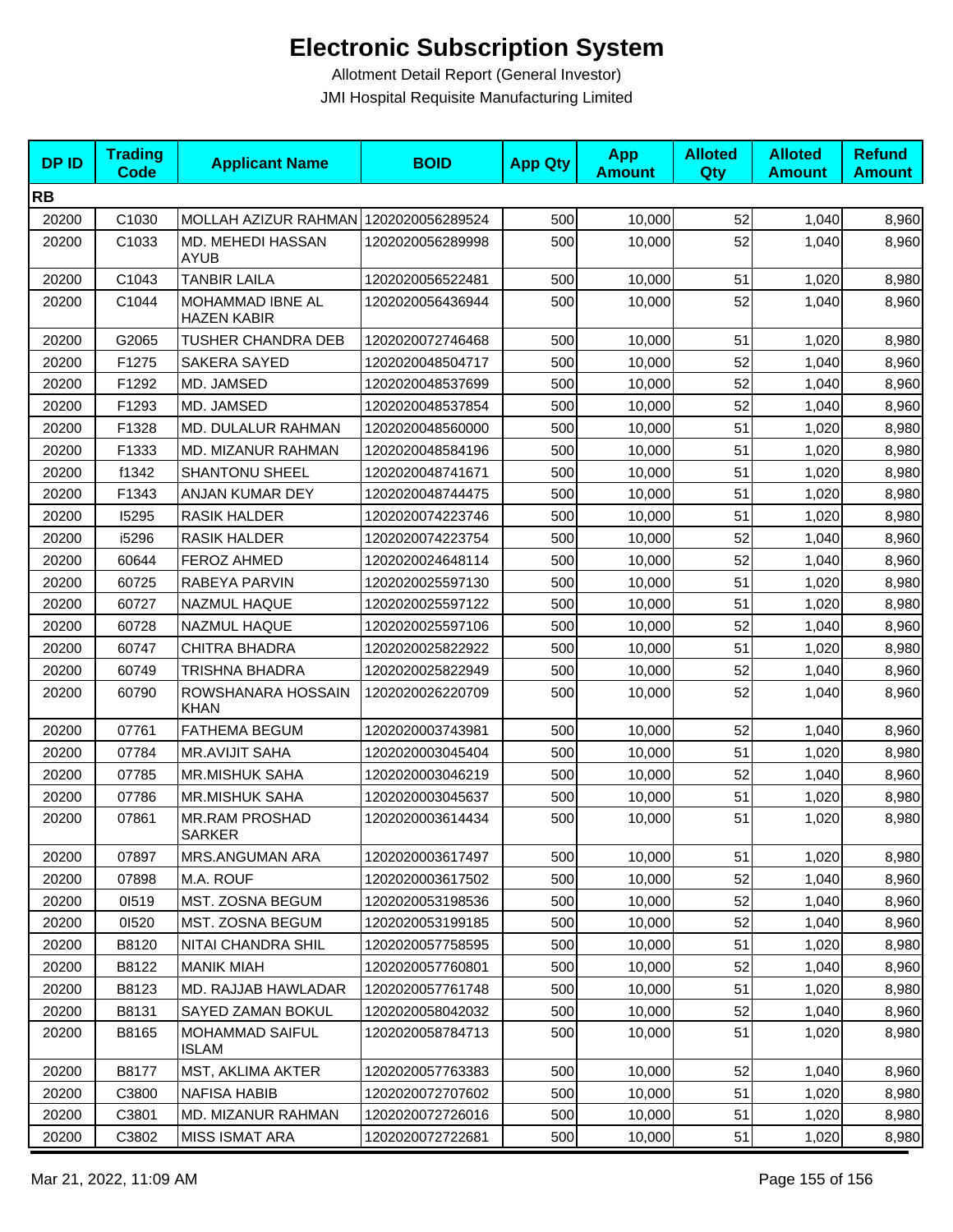# Electronic Subscription System

Allotment Detail Report (General Investor)

JMI Hospital Requisite Manufacturing Limited

| DP ID | Trading Code | Applicant Name | BOID | App Qty | App Amount | Alloted Qty | Alloted Amount | Refund Amount |
|---|---|---|---|---|---|---|---|---|
| **RB** | | | | | | | | |
| 20200 | C1030 | MOLLAH AZIZUR RAHMAN | 1202020056289524 | 500 | 10,000 | 52 | 1,040 | 8,960 |
| 20200 | C1033 | MD. MEHEDI HASSAN AYUB | 1202020056289998 | 500 | 10,000 | 52 | 1,040 | 8,960 |
| 20200 | C1043 | TANBIR LAILA | 1202020056522481 | 500 | 10,000 | 51 | 1,020 | 8,980 |
| 20200 | C1044 | MOHAMMAD IBNE AL HAZEN KABIR | 1202020056436944 | 500 | 10,000 | 52 | 1,040 | 8,960 |
| 20200 | G2065 | TUSHER CHANDRA DEB | 1202020072746468 | 500 | 10,000 | 51 | 1,020 | 8,980 |
| 20200 | F1275 | SAKERA SAYED | 1202020048504717 | 500 | 10,000 | 52 | 1,040 | 8,960 |
| 20200 | F1292 | MD. JAMSED | 1202020048537699 | 500 | 10,000 | 52 | 1,040 | 8,960 |
| 20200 | F1293 | MD. JAMSED | 1202020048537854 | 500 | 10,000 | 52 | 1,040 | 8,960 |
| 20200 | F1328 | MD. DULALUR RAHMAN | 1202020048560000 | 500 | 10,000 | 51 | 1,020 | 8,980 |
| 20200 | F1333 | MD. MIZANUR RAHMAN | 1202020048584196 | 500 | 10,000 | 51 | 1,020 | 8,980 |
| 20200 | f1342 | SHANTONU SHEEL | 1202020048741671 | 500 | 10,000 | 51 | 1,020 | 8,980 |
| 20200 | F1343 | ANJAN KUMAR DEY | 1202020048744475 | 500 | 10,000 | 51 | 1,020 | 8,980 |
| 20200 | I5295 | RASIK HALDER | 1202020074223746 | 500 | 10,000 | 51 | 1,020 | 8,980 |
| 20200 | i5296 | RASIK HALDER | 1202020074223754 | 500 | 10,000 | 52 | 1,040 | 8,960 |
| 20200 | 60644 | FEROZ AHMED | 1202020024648114 | 500 | 10,000 | 52 | 1,040 | 8,960 |
| 20200 | 60725 | RABEYA PARVIN | 1202020025597130 | 500 | 10,000 | 51 | 1,020 | 8,980 |
| 20200 | 60727 | NAZMUL HAQUE | 1202020025597122 | 500 | 10,000 | 51 | 1,020 | 8,980 |
| 20200 | 60728 | NAZMUL HAQUE | 1202020025597106 | 500 | 10,000 | 52 | 1,040 | 8,960 |
| 20200 | 60747 | CHITRA BHADRA | 1202020025822922 | 500 | 10,000 | 51 | 1,020 | 8,980 |
| 20200 | 60749 | TRISHNA BHADRA | 1202020025822949 | 500 | 10,000 | 52 | 1,040 | 8,960 |
| 20200 | 60790 | ROWSHANARA HOSSAIN KHAN | 1202020026220709 | 500 | 10,000 | 52 | 1,040 | 8,960 |
| 20200 | 07761 | FATHEMA BEGUM | 1202020003743981 | 500 | 10,000 | 52 | 1,040 | 8,960 |
| 20200 | 07784 | MR.AVIJIT SAHA | 1202020003045404 | 500 | 10,000 | 51 | 1,020 | 8,980 |
| 20200 | 07785 | MR.MISHUK SAHA | 1202020003046219 | 500 | 10,000 | 52 | 1,040 | 8,960 |
| 20200 | 07786 | MR.MISHUK SAHA | 1202020003045637 | 500 | 10,000 | 51 | 1,020 | 8,980 |
| 20200 | 07861 | MR.RAM PROSHAD SARKER | 1202020003614434 | 500 | 10,000 | 51 | 1,020 | 8,980 |
| 20200 | 07897 | MRS.ANGUMAN ARA | 1202020003617497 | 500 | 10,000 | 51 | 1,020 | 8,980 |
| 20200 | 07898 | M.A. ROUF | 1202020003617502 | 500 | 10,000 | 52 | 1,040 | 8,960 |
| 20200 | 0I519 | MST. ZOSNA BEGUM | 1202020053198536 | 500 | 10,000 | 52 | 1,040 | 8,960 |
| 20200 | 0I520 | MST. ZOSNA BEGUM | 1202020053199185 | 500 | 10,000 | 52 | 1,040 | 8,960 |
| 20200 | B8120 | NITAI CHANDRA SHIL | 1202020057758595 | 500 | 10,000 | 51 | 1,020 | 8,980 |
| 20200 | B8122 | MANIK MIAH | 1202020057760801 | 500 | 10,000 | 52 | 1,040 | 8,960 |
| 20200 | B8123 | MD. RAJJAB HAWLADAR | 1202020057761748 | 500 | 10,000 | 51 | 1,020 | 8,980 |
| 20200 | B8131 | SAYED ZAMAN BOKUL | 1202020058042032 | 500 | 10,000 | 52 | 1,040 | 8,960 |
| 20200 | B8165 | MOHAMMAD SAIFUL ISLAM | 1202020058784713 | 500 | 10,000 | 51 | 1,020 | 8,980 |
| 20200 | B8177 | MST, AKLIMA AKTER | 1202020057763383 | 500 | 10,000 | 52 | 1,040 | 8,960 |
| 20200 | C3800 | NAFISA HABIB | 1202020072707602 | 500 | 10,000 | 51 | 1,020 | 8,980 |
| 20200 | C3801 | MD. MIZANUR RAHMAN | 1202020072726016 | 500 | 10,000 | 51 | 1,020 | 8,980 |
| 20200 | C3802 | MISS ISMAT ARA | 1202020072722681 | 500 | 10,000 | 51 | 1,020 | 8,980 |

Mar 21, 2022, 11:09 AM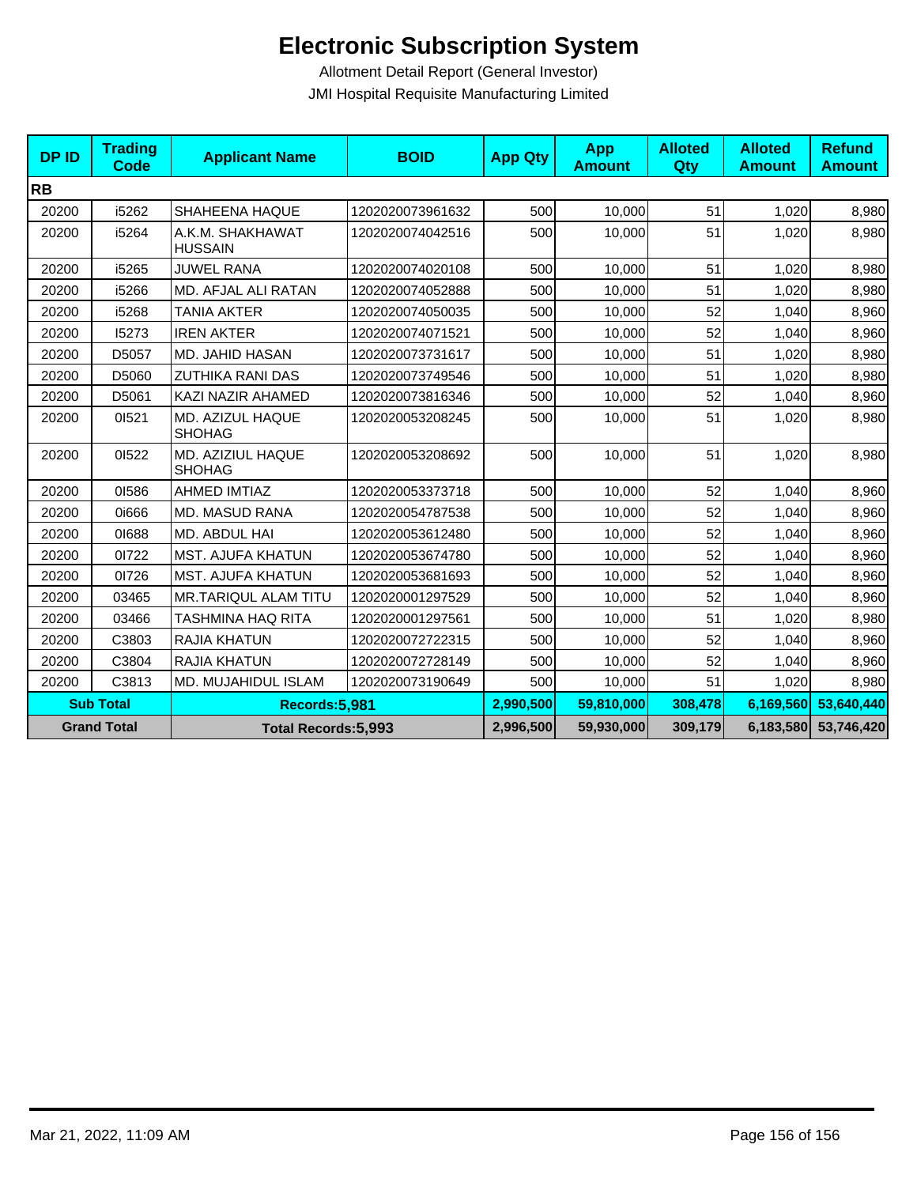# Electronic Subscription System

Allotment Detail Report (General Investor)

JMI Hospital Requisite Manufacturing Limited

| DP ID | Trading Code | Applicant Name | BOID | App Qty | App Amount | Alloted Qty | Alloted Amount | Refund Amount |
|---|---|---|---|---|---|---|---|---|
| **RB** | | | | | | | | |
| 20200 | i5262 | SHAHEENA HAQUE | 1202020073961632 | 500 | 10,000 | 51 | 1,020 | 8,980 |
| 20200 | i5264 | A.K.M. SHAKHAWAT HUSSAIN | 1202020074042516 | 500 | 10,000 | 51 | 1,020 | 8,980 |
| 20200 | i5265 | JUWEL RANA | 1202020074020108 | 500 | 10,000 | 51 | 1,020 | 8,980 |
| 20200 | i5266 | MD. AFJAL ALI RATAN | 1202020074052888 | 500 | 10,000 | 51 | 1,020 | 8,980 |
| 20200 | i5268 | TANIA AKTER | 1202020074050035 | 500 | 10,000 | 52 | 1,040 | 8,960 |
| 20200 | I5273 | IREN AKTER | 1202020074071521 | 500 | 10,000 | 52 | 1,040 | 8,960 |
| 20200 | D5057 | MD. JAHID HASAN | 1202020073731617 | 500 | 10,000 | 51 | 1,020 | 8,980 |
| 20200 | D5060 | ZUTHIKA RANI DAS | 1202020073749546 | 500 | 10,000 | 51 | 1,020 | 8,980 |
| 20200 | D5061 | KAZI NAZIR AHAMED | 1202020073816346 | 500 | 10,000 | 52 | 1,040 | 8,960 |
| 20200 | 0I521 | MD. AZIZUL HAQUE SHOHAG | 1202020053208245 | 500 | 10,000 | 51 | 1,020 | 8,980 |
| 20200 | 0I522 | MD. AZIZIUL HAQUE SHOHAG | 1202020053208692 | 500 | 10,000 | 51 | 1,020 | 8,980 |
| 20200 | 0I586 | AHMED IMTIAZ | 1202020053373718 | 500 | 10,000 | 52 | 1,040 | 8,960 |
| 20200 | 0i666 | MD. MASUD RANA | 1202020054787538 | 500 | 10,000 | 52 | 1,040 | 8,960 |
| 20200 | 0I688 | MD. ABDUL HAI | 1202020053612480 | 500 | 10,000 | 52 | 1,040 | 8,960 |
| 20200 | 0I722 | MST. AJUFA KHATUN | 1202020053674780 | 500 | 10,000 | 52 | 1,040 | 8,960 |
| 20200 | 0I726 | MST. AJUFA KHATUN | 1202020053681693 | 500 | 10,000 | 52 | 1,040 | 8,960 |
| 20200 | 03465 | MR.TARIQUL ALAM TITU | 1202020001297529 | 500 | 10,000 | 52 | 1,040 | 8,960 |
| 20200 | 03466 | TASHMINA HAQ RITA | 1202020001297561 | 500 | 10,000 | 51 | 1,020 | 8,980 |
| 20200 | C3803 | RAJIA KHATUN | 1202020072722315 | 500 | 10,000 | 52 | 1,040 | 8,960 |
| 20200 | C3804 | RAJIA KHATUN | 1202020072728149 | 500 | 10,000 | 52 | 1,040 | 8,960 |
| 20200 | C3813 | MD. MUJAHIDUL ISLAM | 1202020073190649 | 500 | 10,000 | 51 | 1,020 | 8,980 |
| **Sub Total** | | **Records:5,981** | | **2,990,500** | **59,810,000** | **308,478** | **6,169,560** | **53,640,440** |
| **Grand Total** | | **Total Records:5,993** | | **2,996,500** | **59,930,000** | **309,179** | **6,183,580** | **53,746,420** |

Mar 21, 2022, 11:09 AM